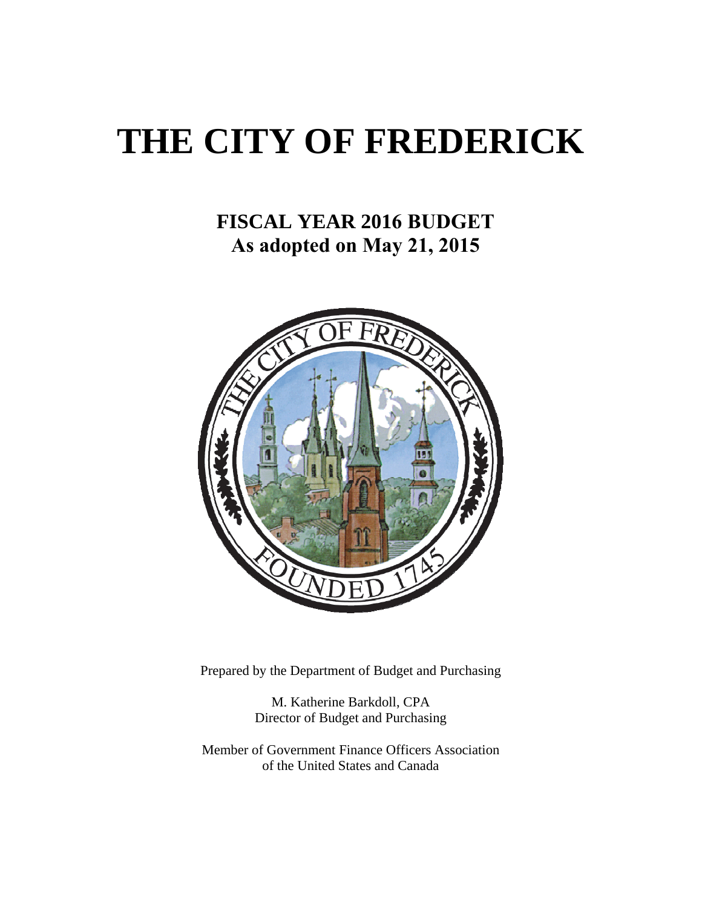# THE CITY OF FREDERICK

## FISCAL YEAR 2016 BUDGET
## As adopted on May 21, 2015

Prepared by the Department of Budget and Purchasing

M. Katherine Barkdoll, CPA
Director of Budget and Purchasing

Member of Government Finance Officers Association
of the United States and Canada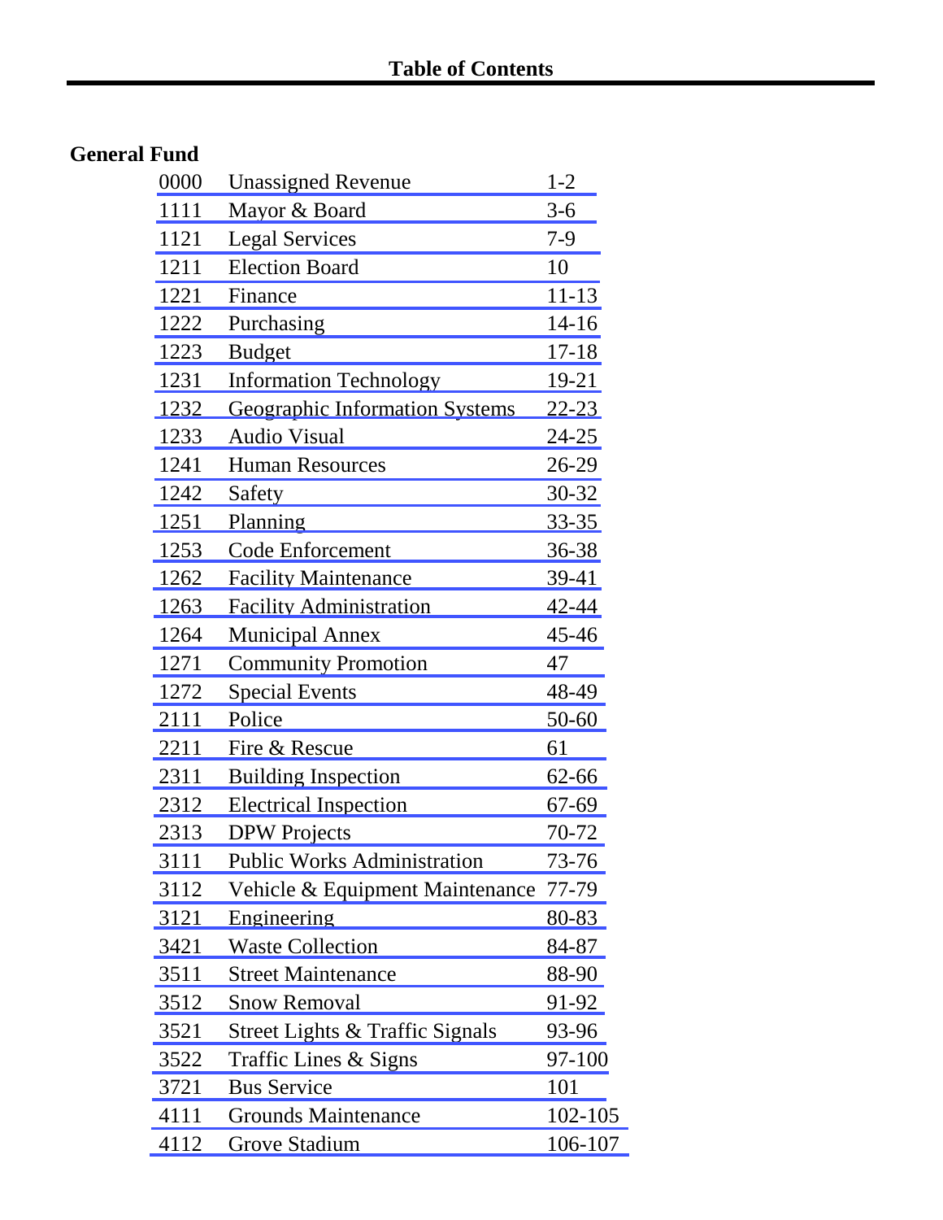# Table of Contents

## General Fund

| Code | Department | Pages |
|---|---|---|
| 0000 | Unassigned Revenue | 1-2 |
| 1111 | Mayor & Board | 3-6 |
| 1121 | Legal Services | 7-9 |
| 1211 | Election Board | 10 |
| 1221 | Finance | 11-13 |
| 1222 | Purchasing | 14-16 |
| 1223 | Budget | 17-18 |
| 1231 | Information Technology | 19-21 |
| 1232 | Geographic Information Systems | 22-23 |
| 1233 | Audio Visual | 24-25 |
| 1241 | Human Resources | 26-29 |
| 1242 | Safety | 30-32 |
| 1251 | Planning | 33-35 |
| 1253 | Code Enforcement | 36-38 |
| 1262 | Facility Maintenance | 39-41 |
| 1263 | Facility Administration | 42-44 |
| 1264 | Municipal Annex | 45-46 |
| 1271 | Community Promotion | 47 |
| 1272 | Special Events | 48-49 |
| 2111 | Police | 50-60 |
| 2211 | Fire & Rescue | 61 |
| 2311 | Building Inspection | 62-66 |
| 2312 | Electrical Inspection | 67-69 |
| 2313 | DPW Projects | 70-72 |
| 3111 | Public Works Administration | 73-76 |
| 3112 | Vehicle & Equipment Maintenance | 77-79 |
| 3121 | Engineering | 80-83 |
| 3421 | Waste Collection | 84-87 |
| 3511 | Street Maintenance | 88-90 |
| 3512 | Snow Removal | 91-92 |
| 3521 | Street Lights & Traffic Signals | 93-96 |
| 3522 | Traffic Lines & Signs | 97-100 |
| 3721 | Bus Service | 101 |
| 4111 | Grounds Maintenance | 102-105 |
| 4112 | Grove Stadium | 106-107 |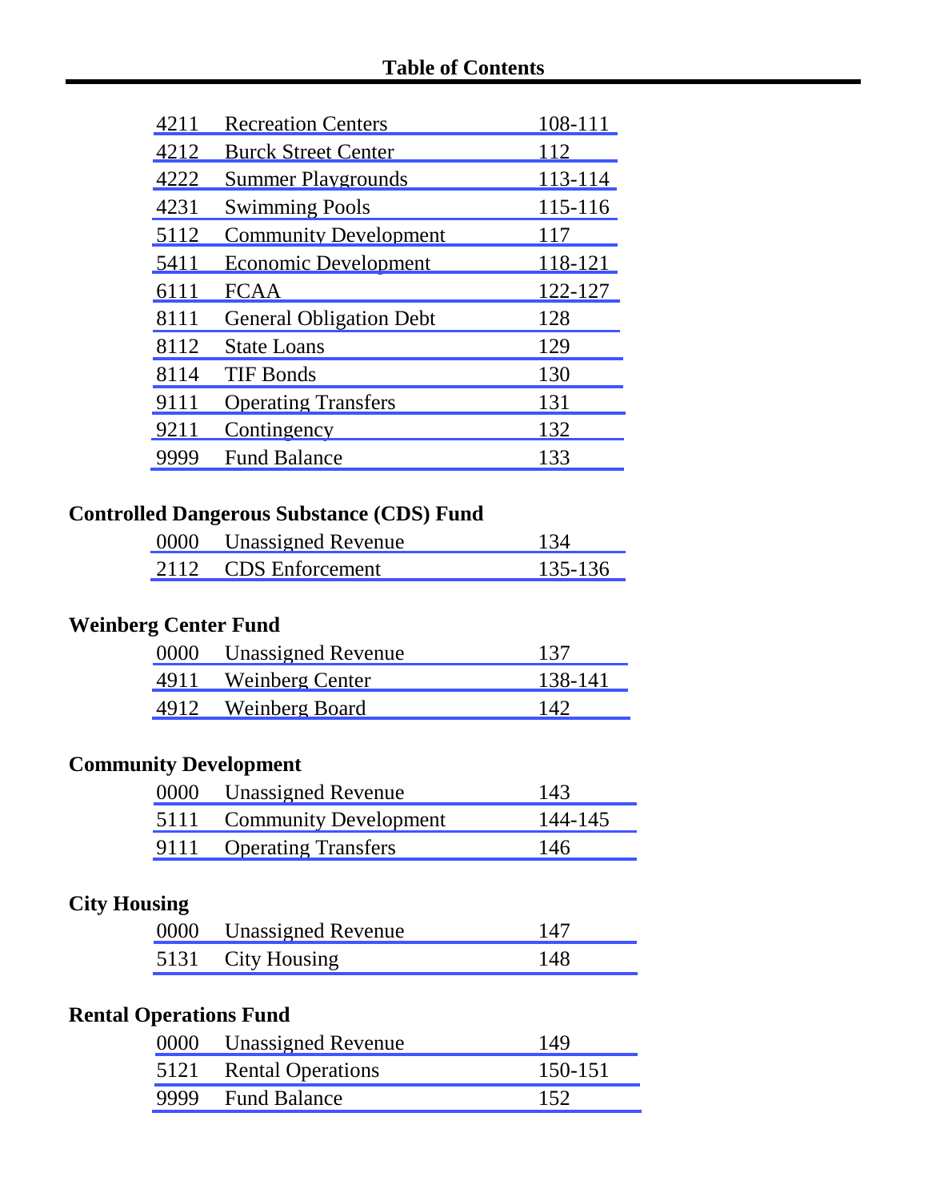# Table of Contents

| | | |
|---|---|---|
| 4211 | Recreation Centers | 108-111 |
| 4212 | Burck Street Center | 112 |
| 4222 | Summer Playgrounds | 113-114 |
| 4231 | Swimming Pools | 115-116 |
| 5112 | Community Development | 117 |
| 5411 | Economic Development | 118-121 |
| 6111 | FCAA | 122-127 |
| 8111 | General Obligation Debt | 128 |
| 8112 | State Loans | 129 |
| 8114 | TIF Bonds | 130 |
| 9111 | Operating Transfers | 131 |
| 9211 | Contingency | 132 |
| 9999 | Fund Balance | 133 |

**Controlled Dangerous Substance (CDS) Fund**

| | | |
|---|---|---|
| 0000 | Unassigned Revenue | 134 |
| 2112 | CDS Enforcement | 135-136 |

**Weinberg Center Fund**

| | | |
|---|---|---|
| 0000 | Unassigned Revenue | 137 |
| 4911 | Weinberg Center | 138-141 |
| 4912 | Weinberg Board | 142 |

**Community Development**

| | | |
|---|---|---|
| 0000 | Unassigned Revenue | 143 |
| 5111 | Community Development | 144-145 |
| 9111 | Operating Transfers | 146 |

**City Housing**

| | | |
|---|---|---|
| 0000 | Unassigned Revenue | 147 |
| 5131 | City Housing | 148 |

**Rental Operations Fund**

| | | |
|---|---|---|
| 0000 | Unassigned Revenue | 149 |
| 5121 | Rental Operations | 150-151 |
| 9999 | Fund Balance | 152 |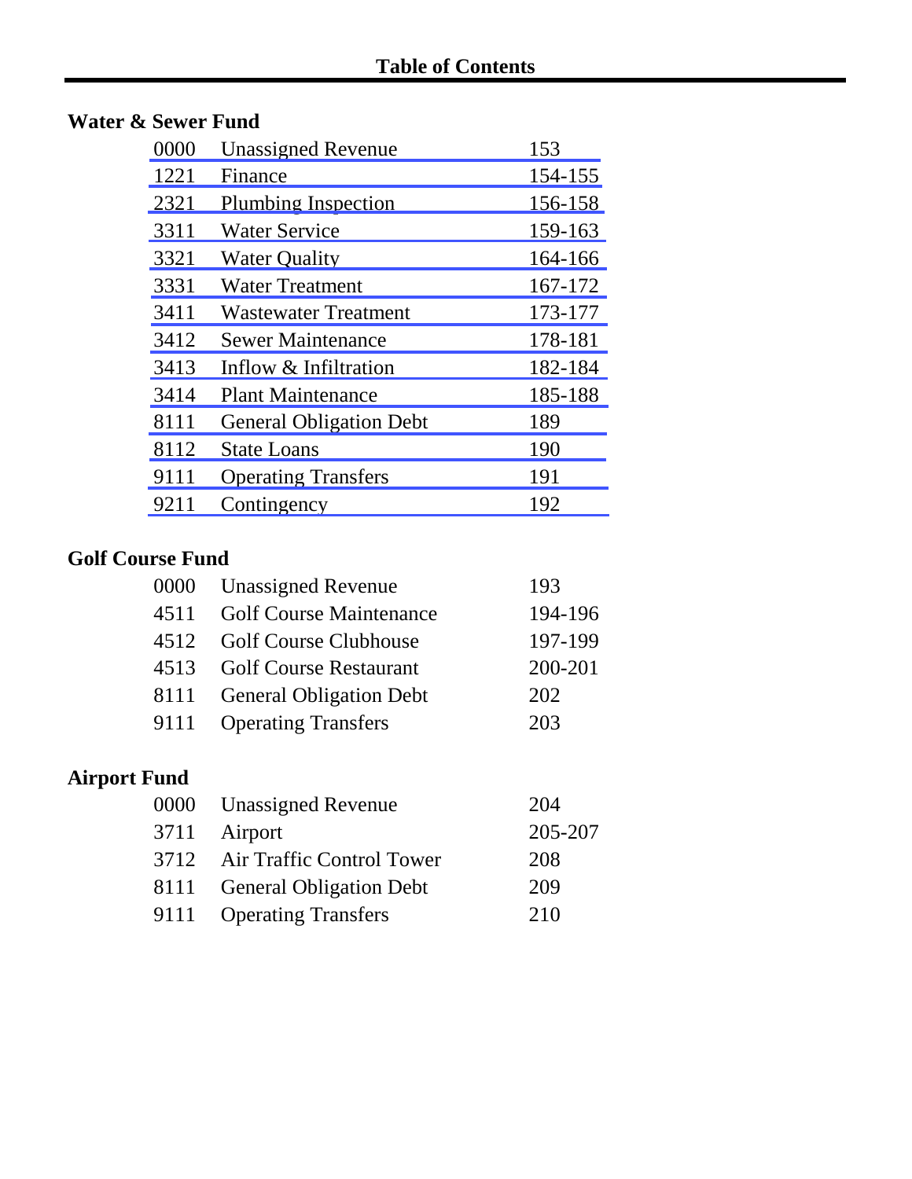# Table of Contents

## Water & Sewer Fund

| | | |
|---|---|---|
| 0000 | Unassigned Revenue | 153 |
| 1221 | Finance | 154-155 |
| 2321 | Plumbing Inspection | 156-158 |
| 3311 | Water Service | 159-163 |
| 3321 | Water Quality | 164-166 |
| 3331 | Water Treatment | 167-172 |
| 3411 | Wastewater Treatment | 173-177 |
| 3412 | Sewer Maintenance | 178-181 |
| 3413 | Inflow & Infiltration | 182-184 |
| 3414 | Plant Maintenance | 185-188 |
| 8111 | General Obligation Debt | 189 |
| 8112 | State Loans | 190 |
| 9111 | Operating Transfers | 191 |
| 9211 | Contingency | 192 |

## Golf Course Fund

| | | |
|---|---|---|
| 0000 | Unassigned Revenue | 193 |
| 4511 | Golf Course Maintenance | 194-196 |
| 4512 | Golf Course Clubhouse | 197-199 |
| 4513 | Golf Course Restaurant | 200-201 |
| 8111 | General Obligation Debt | 202 |
| 9111 | Operating Transfers | 203 |

## Airport Fund

| | | |
|---|---|---|
| 0000 | Unassigned Revenue | 204 |
| 3711 | Airport | 205-207 |
| 3712 | Air Traffic Control Tower | 208 |
| 8111 | General Obligation Debt | 209 |
| 9111 | Operating Transfers | 210 |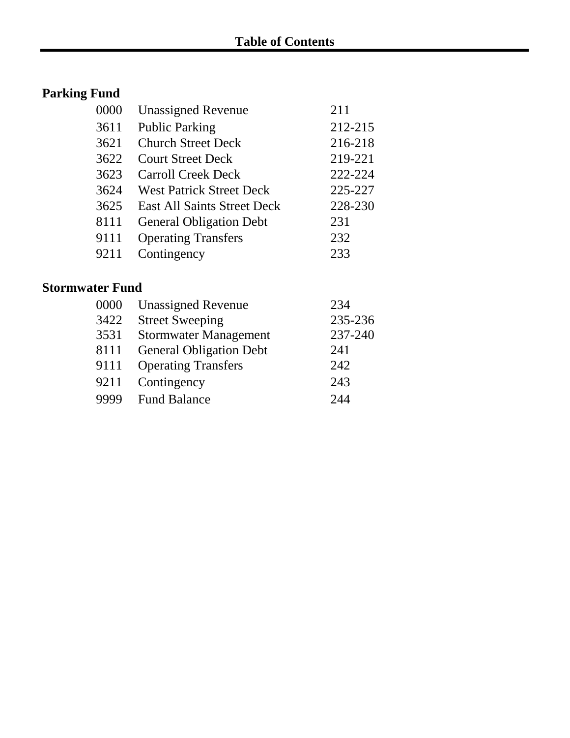# Table of Contents

**Parking Fund**

| | | |
|---|---|---|
| 0000 | Unassigned Revenue | 211 |
| 3611 | Public Parking | 212-215 |
| 3621 | Church Street Deck | 216-218 |
| 3622 | Court Street Deck | 219-221 |
| 3623 | Carroll Creek Deck | 222-224 |
| 3624 | West Patrick Street Deck | 225-227 |
| 3625 | East All Saints Street Deck | 228-230 |
| 8111 | General Obligation Debt | 231 |
| 9111 | Operating Transfers | 232 |
| 9211 | Contingency | 233 |

**Stormwater Fund**

| | | |
|---|---|---|
| 0000 | Unassigned Revenue | 234 |
| 3422 | Street Sweeping | 235-236 |
| 3531 | Stormwater Management | 237-240 |
| 8111 | General Obligation Debt | 241 |
| 9111 | Operating Transfers | 242 |
| 9211 | Contingency | 243 |
| 9999 | Fund Balance | 244 |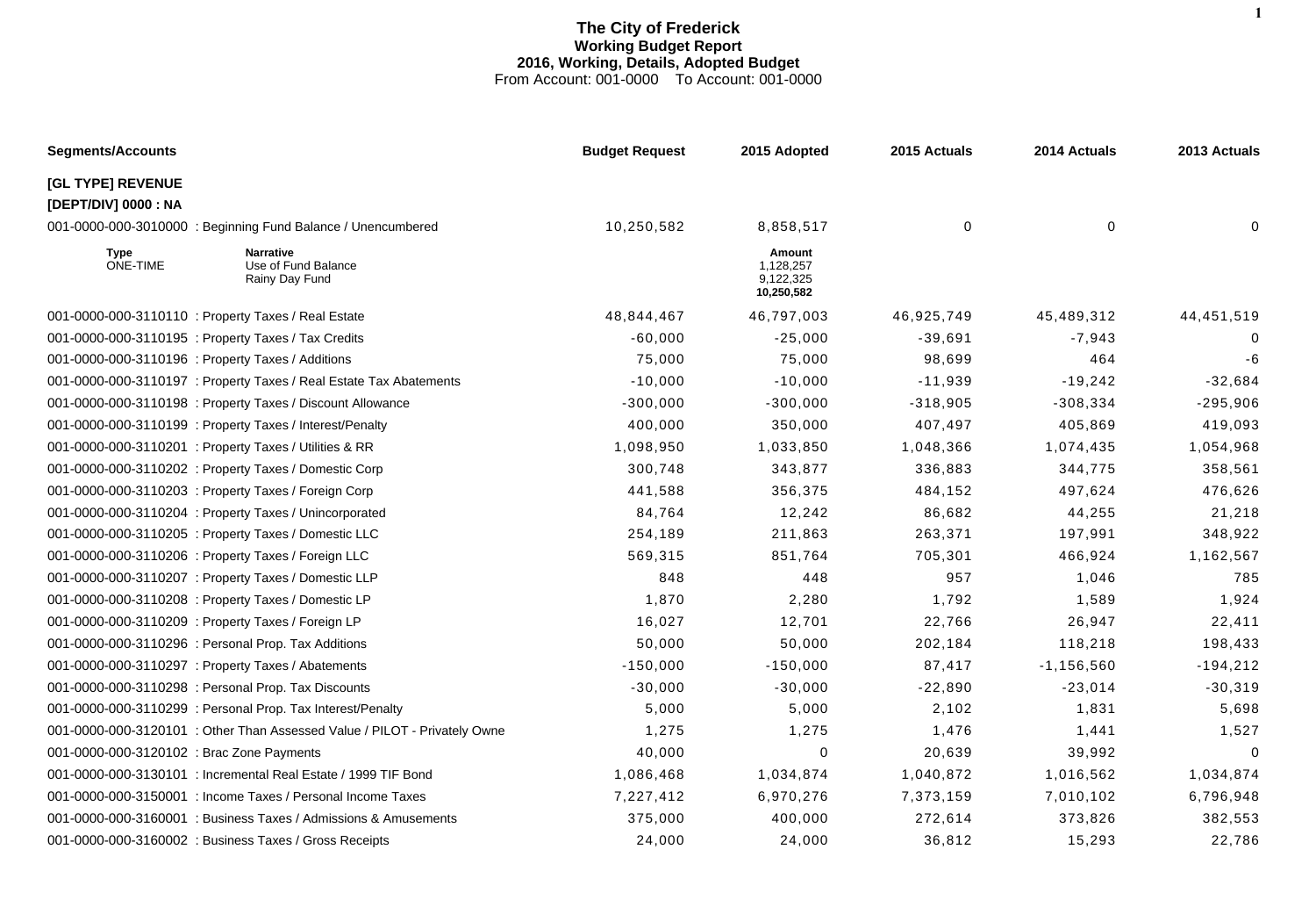# The City of Frederick
## Working Budget Report
## 2016, Working, Details, Adopted Budget
From Account: 001-0000 To Account: 001-0000

| Segments/Accounts | Budget Request | 2015 Adopted | 2015 Actuals | 2014 Actuals | 2013 Actuals |
|---|---|---|---|---|---|
| **[GL TYPE] REVENUE** | | | | | |
| **[DEPT/DIV] 0000 : NA** | | | | | |
| 001-0000-000-3010000 : Beginning Fund Balance / Unencumbered | 10,250,582 | 8,858,517 | 0 | 0 | 0 |

| Type | Narrative | Amount |
|---|---|---|
| ONE-TIME | Use of Fund Balance | 1,128,257 |
| | Rainy Day Fund | 9,122,325 |
| | | **10,250,582** |

| Segments/Accounts | Budget Request | 2015 Adopted | 2015 Actuals | 2014 Actuals | 2013 Actuals |
|---|---|---|---|---|---|
| 001-0000-000-3110110 : Property Taxes / Real Estate | 48,844,467 | 46,797,003 | 46,925,749 | 45,489,312 | 44,451,519 |
| 001-0000-000-3110195 : Property Taxes / Tax Credits | -60,000 | -25,000 | -39,691 | -7,943 | 0 |
| 001-0000-000-3110196 : Property Taxes / Additions | 75,000 | 75,000 | 98,699 | 464 | -6 |
| 001-0000-000-3110197 : Property Taxes / Real Estate Tax Abatements | -10,000 | -10,000 | -11,939 | -19,242 | -32,684 |
| 001-0000-000-3110198 : Property Taxes / Discount Allowance | -300,000 | -300,000 | -318,905 | -308,334 | -295,906 |
| 001-0000-000-3110199 : Property Taxes / Interest/Penalty | 400,000 | 350,000 | 407,497 | 405,869 | 419,093 |
| 001-0000-000-3110201 : Property Taxes / Utilities & RR | 1,098,950 | 1,033,850 | 1,048,366 | 1,074,435 | 1,054,968 |
| 001-0000-000-3110202 : Property Taxes / Domestic Corp | 300,748 | 343,877 | 336,883 | 344,775 | 358,561 |
| 001-0000-000-3110203 : Property Taxes / Foreign Corp | 441,588 | 356,375 | 484,152 | 497,624 | 476,626 |
| 001-0000-000-3110204 : Property Taxes / Unincorporated | 84,764 | 12,242 | 86,682 | 44,255 | 21,218 |
| 001-0000-000-3110205 : Property Taxes / Domestic LLC | 254,189 | 211,863 | 263,371 | 197,991 | 348,922 |
| 001-0000-000-3110206 : Property Taxes / Foreign LLC | 569,315 | 851,764 | 705,301 | 466,924 | 1,162,567 |
| 001-0000-000-3110207 : Property Taxes / Domestic LLP | 848 | 448 | 957 | 1,046 | 785 |
| 001-0000-000-3110208 : Property Taxes / Domestic LP | 1,870 | 2,280 | 1,792 | 1,589 | 1,924 |
| 001-0000-000-3110209 : Property Taxes / Foreign LP | 16,027 | 12,701 | 22,766 | 26,947 | 22,411 |
| 001-0000-000-3110296 : Personal Prop. Tax Additions | 50,000 | 50,000 | 202,184 | 118,218 | 198,433 |
| 001-0000-000-3110297 : Property Taxes / Abatements | -150,000 | -150,000 | 87,417 | -1,156,560 | -194,212 |
| 001-0000-000-3110298 : Personal Prop. Tax Discounts | -30,000 | -30,000 | -22,890 | -23,014 | -30,319 |
| 001-0000-000-3110299 : Personal Prop. Tax Interest/Penalty | 5,000 | 5,000 | 2,102 | 1,831 | 5,698 |
| 001-0000-000-3120101 : Other Than Assessed Value / PILOT - Privately Owne | 1,275 | 1,275 | 1,476 | 1,441 | 1,527 |
| 001-0000-000-3120102 : Brac Zone Payments | 40,000 | 0 | 20,639 | 39,992 | 0 |
| 001-0000-000-3130101 : Incremental Real Estate / 1999 TIF Bond | 1,086,468 | 1,034,874 | 1,040,872 | 1,016,562 | 1,034,874 |
| 001-0000-000-3150001 : Income Taxes / Personal Income Taxes | 7,227,412 | 6,970,276 | 7,373,159 | 7,010,102 | 6,796,948 |
| 001-0000-000-3160001 : Business Taxes / Admissions & Amusements | 375,000 | 400,000 | 272,614 | 373,826 | 382,553 |
| 001-0000-000-3160002 : Business Taxes / Gross Receipts | 24,000 | 24,000 | 36,812 | 15,293 | 22,786 |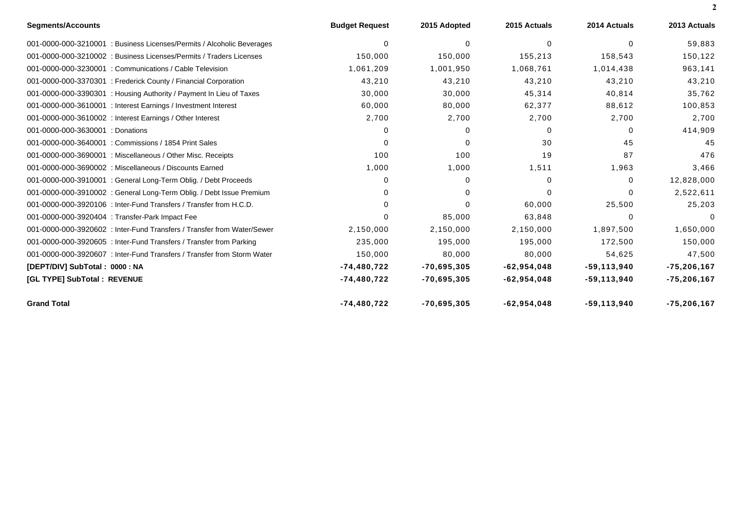| Segments/Accounts | Budget Request | 2015 Adopted | 2015 Actuals | 2014 Actuals | 2013 Actuals |
|---|---|---|---|---|---|
| 001-0000-000-3210001 : Business Licenses/Permits / Alcoholic Beverages | 0 | 0 | 0 | 0 | 59,883 |
| 001-0000-000-3210002 : Business Licenses/Permits / Traders Licenses | 150,000 | 150,000 | 155,213 | 158,543 | 150,122 |
| 001-0000-000-3230001 : Communications / Cable Television | 1,061,209 | 1,001,950 | 1,068,761 | 1,014,438 | 963,141 |
| 001-0000-000-3370301 : Frederick County / Financial Corporation | 43,210 | 43,210 | 43,210 | 43,210 | 43,210 |
| 001-0000-000-3390301 : Housing Authority / Payment In Lieu of Taxes | 30,000 | 30,000 | 45,314 | 40,814 | 35,762 |
| 001-0000-000-3610001 : Interest Earnings / Investment Interest | 60,000 | 80,000 | 62,377 | 88,612 | 100,853 |
| 001-0000-000-3610002 : Interest Earnings / Other Interest | 2,700 | 2,700 | 2,700 | 2,700 | 2,700 |
| 001-0000-000-3630001 : Donations | 0 | 0 | 0 | 0 | 414,909 |
| 001-0000-000-3640001 : Commissions / 1854 Print Sales | 0 | 0 | 30 | 45 | 45 |
| 001-0000-000-3690001 : Miscellaneous / Other Misc. Receipts | 100 | 100 | 19 | 87 | 476 |
| 001-0000-000-3690002 : Miscellaneous / Discounts Earned | 1,000 | 1,000 | 1,511 | 1,963 | 3,466 |
| 001-0000-000-3910001 : General Long-Term Oblig. / Debt Proceeds | 0 | 0 | 0 | 0 | 12,828,000 |
| 001-0000-000-3910002 : General Long-Term Oblig. / Debt Issue Premium | 0 | 0 | 0 | 0 | 2,522,611 |
| 001-0000-000-3920106 : Inter-Fund Transfers / Transfer from H.C.D. | 0 | 0 | 60,000 | 25,500 | 25,203 |
| 001-0000-000-3920404 : Transfer-Park Impact Fee | 0 | 85,000 | 63,848 | 0 | 0 |
| 001-0000-000-3920602 : Inter-Fund Transfers / Transfer from Water/Sewer | 2,150,000 | 2,150,000 | 2,150,000 | 1,897,500 | 1,650,000 |
| 001-0000-000-3920605 : Inter-Fund Transfers / Transfer from Parking | 235,000 | 195,000 | 195,000 | 172,500 | 150,000 |
| 001-0000-000-3920607 : Inter-Fund Transfers / Transfer from Storm Water | 150,000 | 80,000 | 80,000 | 54,625 | 47,500 |
| **[DEPT/DIV] SubTotal : 0000 : NA** | **-74,480,722** | **-70,695,305** | **-62,954,048** | **-59,113,940** | **-75,206,167** |
| **[GL TYPE] SubTotal : REVENUE** | **-74,480,722** | **-70,695,305** | **-62,954,048** | **-59,113,940** | **-75,206,167** |
| **Grand Total** | **-74,480,722** | **-70,695,305** | **-62,954,048** | **-59,113,940** | **-75,206,167** |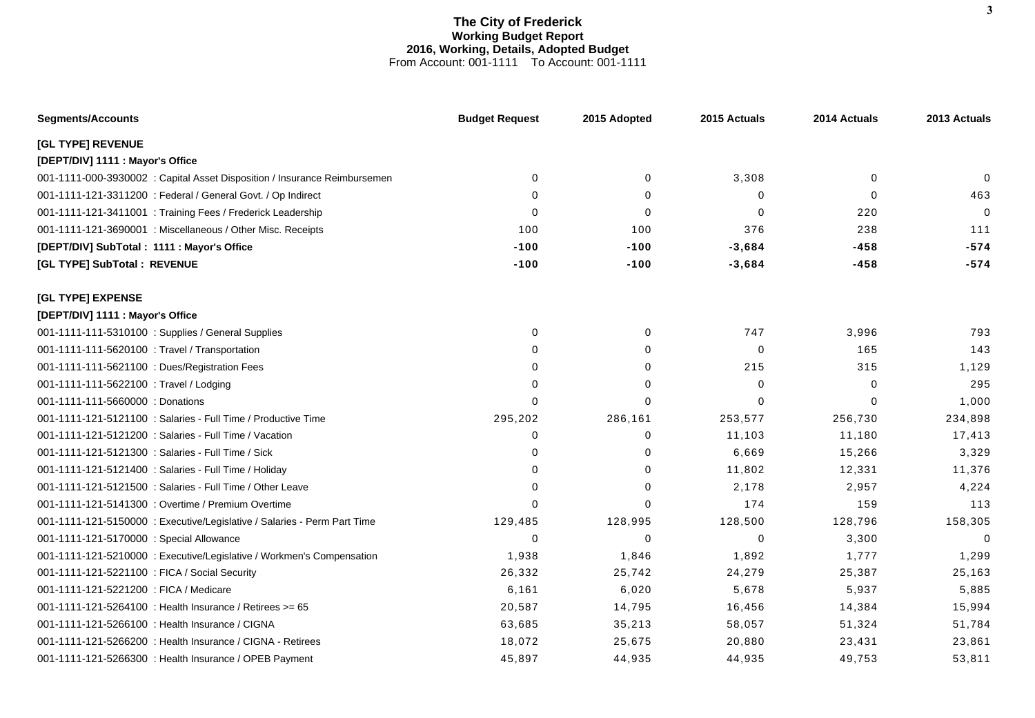# The City of Frederick
## Working Budget Report
### 2016, Working, Details, Adopted Budget
From Account: 001-1111 To Account: 001-1111

| Segments/Accounts | Budget Request | 2015 Adopted | 2015 Actuals | 2014 Actuals | 2013 Actuals |
|---|---|---|---|---|---|
| **[GL TYPE] REVENUE** | | | | | |
| **[DEPT/DIV] 1111 : Mayor's Office** | | | | | |
| 001-1111-000-3930002 : Capital Asset Disposition / Insurance Reimbursemen | 0 | 0 | 3,308 | 0 | 0 |
| 001-1111-121-3311200 : Federal / General Govt. / Op Indirect | 0 | 0 | 0 | 0 | 463 |
| 001-1111-121-3411001 : Training Fees / Frederick Leadership | 0 | 0 | 0 | 220 | 0 |
| 001-1111-121-3690001 : Miscellaneous / Other Misc. Receipts | 100 | 100 | 376 | 238 | 111 |
| **[DEPT/DIV] SubTotal : 1111 : Mayor's Office** | **-100** | **-100** | **-3,684** | **-458** | **-574** |
| **[GL TYPE] SubTotal : REVENUE** | **-100** | **-100** | **-3,684** | **-458** | **-574** |
| **[GL TYPE] EXPENSE** | | | | | |
| **[DEPT/DIV] 1111 : Mayor's Office** | | | | | |
| 001-1111-111-5310100 : Supplies / General Supplies | 0 | 0 | 747 | 3,996 | 793 |
| 001-1111-111-5620100 : Travel / Transportation | 0 | 0 | 0 | 165 | 143 |
| 001-1111-111-5621100 : Dues/Registration Fees | 0 | 0 | 215 | 315 | 1,129 |
| 001-1111-111-5622100 : Travel / Lodging | 0 | 0 | 0 | 0 | 295 |
| 001-1111-111-5660000 : Donations | 0 | 0 | 0 | 0 | 1,000 |
| 001-1111-121-5121100 : Salaries - Full Time / Productive Time | 295,202 | 286,161 | 253,577 | 256,730 | 234,898 |
| 001-1111-121-5121200 : Salaries - Full Time / Vacation | 0 | 0 | 11,103 | 11,180 | 17,413 |
| 001-1111-121-5121300 : Salaries - Full Time / Sick | 0 | 0 | 6,669 | 15,266 | 3,329 |
| 001-1111-121-5121400 : Salaries - Full Time / Holiday | 0 | 0 | 11,802 | 12,331 | 11,376 |
| 001-1111-121-5121500 : Salaries - Full Time / Other Leave | 0 | 0 | 2,178 | 2,957 | 4,224 |
| 001-1111-121-5141300 : Overtime / Premium Overtime | 0 | 0 | 174 | 159 | 113 |
| 001-1111-121-5150000 : Executive/Legislative / Salaries - Perm Part Time | 129,485 | 128,995 | 128,500 | 128,796 | 158,305 |
| 001-1111-121-5170000 : Special Allowance | 0 | 0 | 0 | 3,300 | 0 |
| 001-1111-121-5210000 : Executive/Legislative / Workmen's Compensation | 1,938 | 1,846 | 1,892 | 1,777 | 1,299 |
| 001-1111-121-5221100 : FICA / Social Security | 26,332 | 25,742 | 24,279 | 25,387 | 25,163 |
| 001-1111-121-5221200 : FICA / Medicare | 6,161 | 6,020 | 5,678 | 5,937 | 5,885 |
| 001-1111-121-5264100 : Health Insurance / Retirees >= 65 | 20,587 | 14,795 | 16,456 | 14,384 | 15,994 |
| 001-1111-121-5266100 : Health Insurance / CIGNA | 63,685 | 35,213 | 58,057 | 51,324 | 51,784 |
| 001-1111-121-5266200 : Health Insurance / CIGNA - Retirees | 18,072 | 25,675 | 20,880 | 23,431 | 23,861 |
| 001-1111-121-5266300 : Health Insurance / OPEB Payment | 45,897 | 44,935 | 44,935 | 49,753 | 53,811 |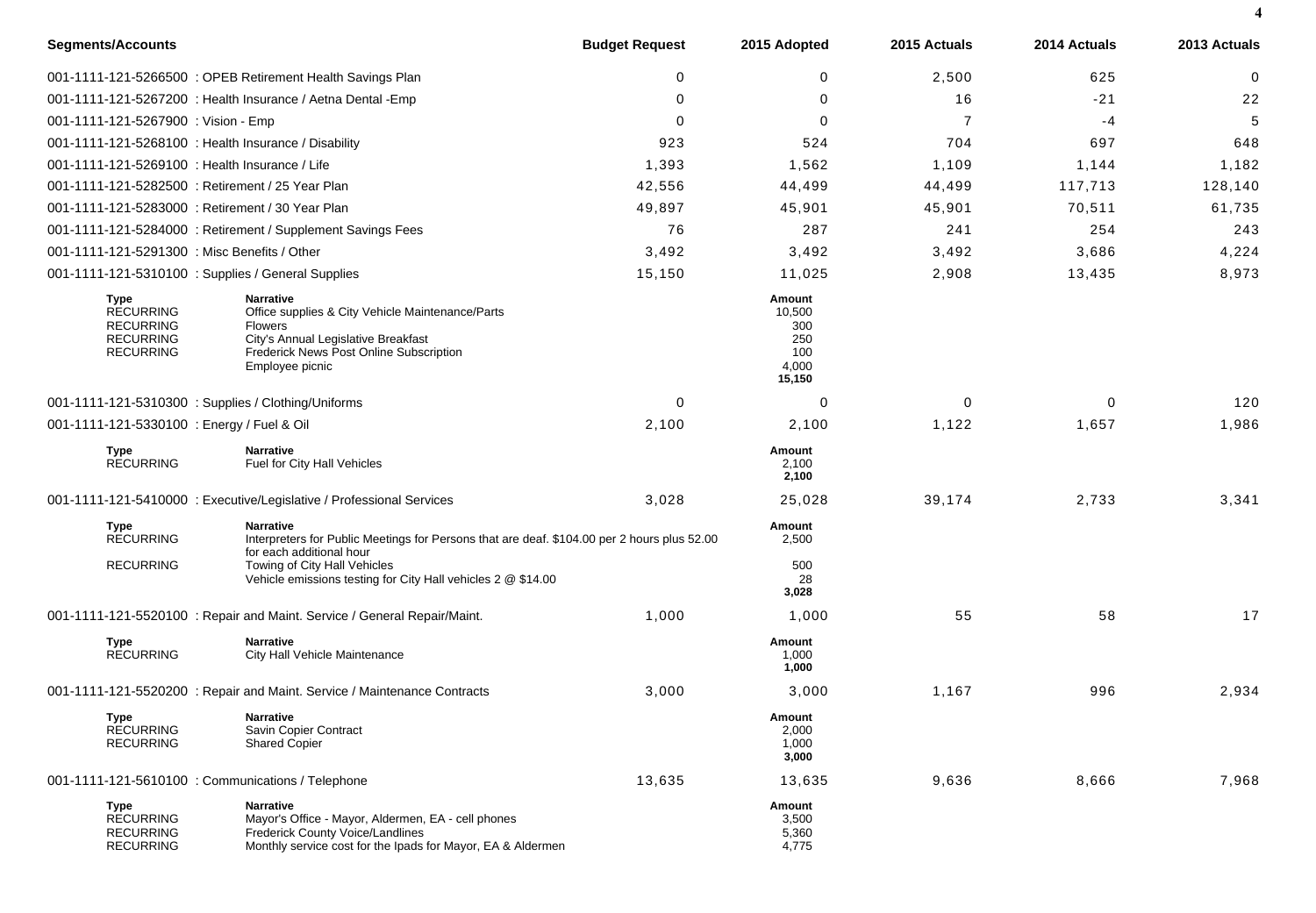| Segments/Accounts | Budget Request | 2015 Adopted | 2015 Actuals | 2014 Actuals | 2013 Actuals |
|---|---|---|---|---|---|
| 001-1111-121-5266500 : OPEB Retirement Health Savings Plan | 0 | 0 | 2,500 | 625 | 0 |
| 001-1111-121-5267200 : Health Insurance / Aetna Dental -Emp | 0 | 0 | 16 | -21 | 22 |
| 001-1111-121-5267900 : Vision - Emp | 0 | 0 | 7 | -4 | 5 |
| 001-1111-121-5268100 : Health Insurance / Disability | 923 | 524 | 704 | 697 | 648 |
| 001-1111-121-5269100 : Health Insurance / Life | 1,393 | 1,562 | 1,109 | 1,144 | 1,182 |
| 001-1111-121-5282500 : Retirement / 25 Year Plan | 42,556 | 44,499 | 44,499 | 117,713 | 128,140 |
| 001-1111-121-5283000 : Retirement / 30 Year Plan | 49,897 | 45,901 | 45,901 | 70,511 | 61,735 |
| 001-1111-121-5284000 : Retirement / Supplement Savings Fees | 76 | 287 | 241 | 254 | 243 |
| 001-1111-121-5291300 : Misc Benefits / Other | 3,492 | 3,492 | 3,492 | 3,686 | 4,224 |
| 001-1111-121-5310100 : Supplies / General Supplies | 15,150 | 11,025 | 2,908 | 13,435 | 8,973 |

| Type | Narrative | Amount |
|---|---|---|
| RECURRING | Office supplies & City Vehicle Maintenance/Parts | 10,500 |
| RECURRING | Flowers | 300 |
| RECURRING | City's Annual Legislative Breakfast | 250 |
| RECURRING | Frederick News Post Online Subscription | 100 |
| | Employee picnic | 4,000 |
| | | **15,150** |

| Segments/Accounts | Budget Request | 2015 Adopted | 2015 Actuals | 2014 Actuals | 2013 Actuals |
|---|---|---|---|---|---|
| 001-1111-121-5310300 : Supplies / Clothing/Uniforms | 0 | 0 | 0 | 0 | 120 |
| 001-1111-121-5330100 : Energy / Fuel & Oil | 2,100 | 2,100 | 1,122 | 1,657 | 1,986 |

| Type | Narrative | Amount |
|---|---|---|
| RECURRING | Fuel for City Hall Vehicles | 2,100 |
| | | **2,100** |

| Segments/Accounts | Budget Request | 2015 Adopted | 2015 Actuals | 2014 Actuals | 2013 Actuals |
|---|---|---|---|---|---|
| 001-1111-121-5410000 : Executive/Legislative / Professional Services | 3,028 | 25,028 | 39,174 | 2,733 | 3,341 |

| Type | Narrative | Amount |
|---|---|---|
| RECURRING | Interpreters for Public Meetings for Persons that are deaf. $104.00 per 2 hours plus 52.00 for each additional hour | 2,500 |
| RECURRING | Towing of City Hall Vehicles | 500 |
| | Vehicle emissions testing for City Hall vehicles 2 @ $14.00 | 28 |
| | | **3,028** |

| Segments/Accounts | Budget Request | 2015 Adopted | 2015 Actuals | 2014 Actuals | 2013 Actuals |
|---|---|---|---|---|---|
| 001-1111-121-5520100 : Repair and Maint. Service / General Repair/Maint. | 1,000 | 1,000 | 55 | 58 | 17 |

| Type | Narrative | Amount |
|---|---|---|
| RECURRING | City Hall Vehicle Maintenance | 1,000 |
| | | **1,000** |

| Segments/Accounts | Budget Request | 2015 Adopted | 2015 Actuals | 2014 Actuals | 2013 Actuals |
|---|---|---|---|---|---|
| 001-1111-121-5520200 : Repair and Maint. Service / Maintenance Contracts | 3,000 | 3,000 | 1,167 | 996 | 2,934 |

| Type | Narrative | Amount |
|---|---|---|
| RECURRING | Savin Copier Contract | 2,000 |
| RECURRING | Shared Copier | 1,000 |
| | | **3,000** |

| Segments/Accounts | Budget Request | 2015 Adopted | 2015 Actuals | 2014 Actuals | 2013 Actuals |
|---|---|---|---|---|---|
| 001-1111-121-5610100 : Communications / Telephone | 13,635 | 13,635 | 9,636 | 8,666 | 7,968 |

| Type | Narrative | Amount |
|---|---|---|
| RECURRING | Mayor's Office - Mayor, Aldermen, EA - cell phones | 3,500 |
| RECURRING | Frederick County Voice/Landlines | 5,360 |
| RECURRING | Monthly service cost for the Ipads for Mayor, EA & Aldermen | 4,775 |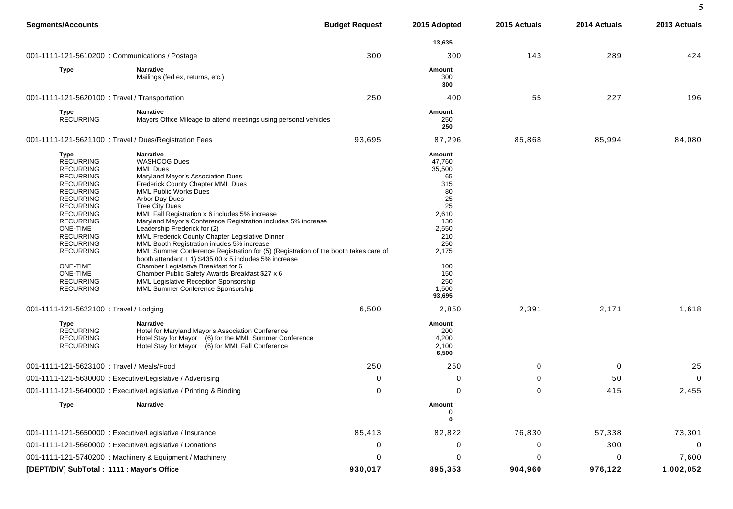| Segments/Accounts | | Budget Request | 2015 Adopted | 2015 Actuals | 2014 Actuals | 2013 Actuals |
|---|---|---|---|---|---|---|
| | | | **13,635** | | | |
| 001-1111-121-5610200 : Communications / Postage | | 300 | 300 | 143 | 289 | 424 |
| **Type** | **Narrative** | | **Amount** | | | |
| | Mailings (fed ex, returns, etc.) | | 300 | | | |
| | | | **300** | | | |
| 001-1111-121-5620100 : Travel / Transportation | | 250 | 400 | 55 | 227 | 196 |
| **Type** | **Narrative** | | **Amount** | | | |
| RECURRING | Mayors Office Mileage to attend meetings using personal vehicles | | 250 | | | |
| | | | **250** | | | |
| 001-1111-121-5621100 : Travel / Dues/Registration Fees | | 93,695 | 87,296 | 85,868 | 85,994 | 84,080 |
| **Type** | **Narrative** | | **Amount** | | | |
| RECURRING | WASHCOG Dues | | 47,760 | | | |
| RECURRING | MML Dues | | 35,500 | | | |
| RECURRING | Maryland Mayor's Association Dues | | 65 | | | |
| RECURRING | Frederick County Chapter MML Dues | | 315 | | | |
| RECURRING | MML Public Works Dues | | 80 | | | |
| RECURRING | Arbor Day Dues | | 25 | | | |
| RECURRING | Tree City Dues | | 25 | | | |
| RECURRING | MML Fall Registration x 6 includes 5% increase | | 2,610 | | | |
| RECURRING | Maryland Mayor's Conference Registration includes 5% increase | | 130 | | | |
| ONE-TIME | Leadership Frederick for (2) | | 2,550 | | | |
| RECURRING | MML Frederick County Chapter Legislative Dinner | | 210 | | | |
| RECURRING | MML Booth Registration inludes 5% increase | | 250 | | | |
| RECURRING | MML Summer Conference Registration for (5) (Registration of the booth takes care of booth attendant + 1) $435.00 x 5 includes 5% increase | | 2,175 | | | |
| ONE-TIME | Chamber Legislative Breakfast for 6 | | 100 | | | |
| ONE-TIME | Chamber Public Safety Awards Breakfast $27 x 6 | | 150 | | | |
| RECURRING | MML Legislative Reception Sponsorship | | 250 | | | |
| RECURRING | MML Summer Conference Sponsorship | | 1,500 | | | |
| | | | **93,695** | | | |
| 001-1111-121-5622100 : Travel / Lodging | | 6,500 | 2,850 | 2,391 | 2,171 | 1,618 |
| **Type** | **Narrative** | | **Amount** | | | |
| RECURRING | Hotel for Maryland Mayor's Association Conference | | 200 | | | |
| RECURRING | Hotel Stay for Mayor + (6) for the MML Summer Conference | | 4,200 | | | |
| RECURRING | Hotel Stay for Mayor + (6) for MML Fall Conference | | 2,100 | | | |
| | | | **6,500** | | | |
| 001-1111-121-5623100 : Travel / Meals/Food | | 250 | 250 | 0 | 0 | 25 |
| 001-1111-121-5630000 : Executive/Legislative / Advertising | | 0 | 0 | 0 | 50 | 0 |
| 001-1111-121-5640000 : Executive/Legislative / Printing & Binding | | 0 | 0 | 0 | 415 | 2,455 |
| **Type** | **Narrative** | | **Amount** | | | |
| | | | 0 | | | |
| | | | **0** | | | |
| 001-1111-121-5650000 : Executive/Legislative / Insurance | | 85,413 | 82,822 | 76,830 | 57,338 | 73,301 |
| 001-1111-121-5660000 : Executive/Legislative / Donations | | 0 | 0 | 0 | 300 | 0 |
| 001-1111-121-5740200 : Machinery & Equipment / Machinery | | 0 | 0 | 0 | 0 | 7,600 |
| **[DEPT/DIV] SubTotal : 1111 : Mayor's Office** | | **930,017** | **895,353** | **904,960** | **976,122** | **1,002,052** |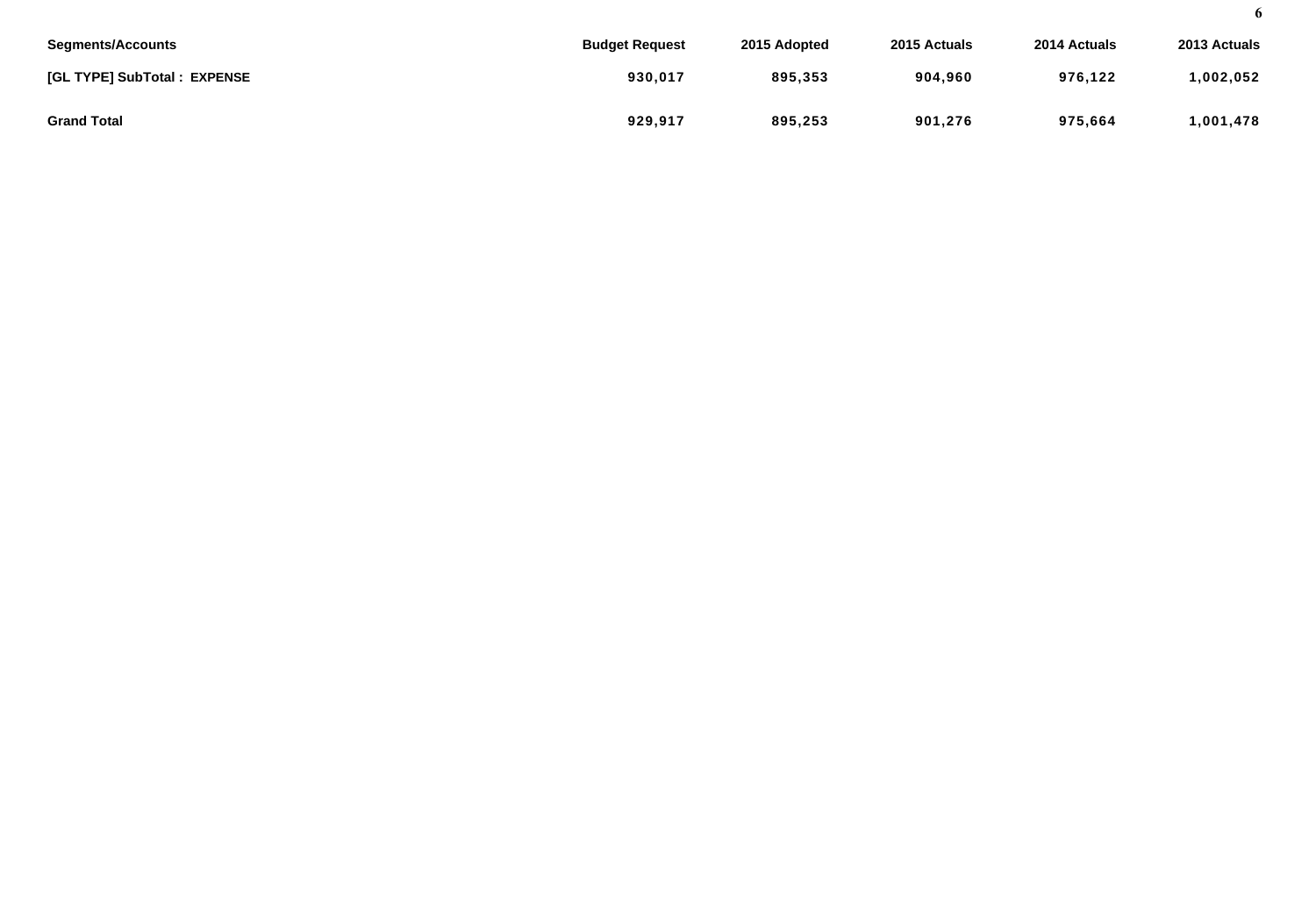| Segments/Accounts | Budget Request | 2015 Adopted | 2015 Actuals | 2014 Actuals | 2013 Actuals |
|---|---|---|---|---|---|
| **[GL TYPE] SubTotal : EXPENSE** | **930,017** | **895,353** | **904,960** | **976,122** | **1,002,052** |
| **Grand Total** | **929,917** | **895,253** | **901,276** | **975,664** | **1,001,478** |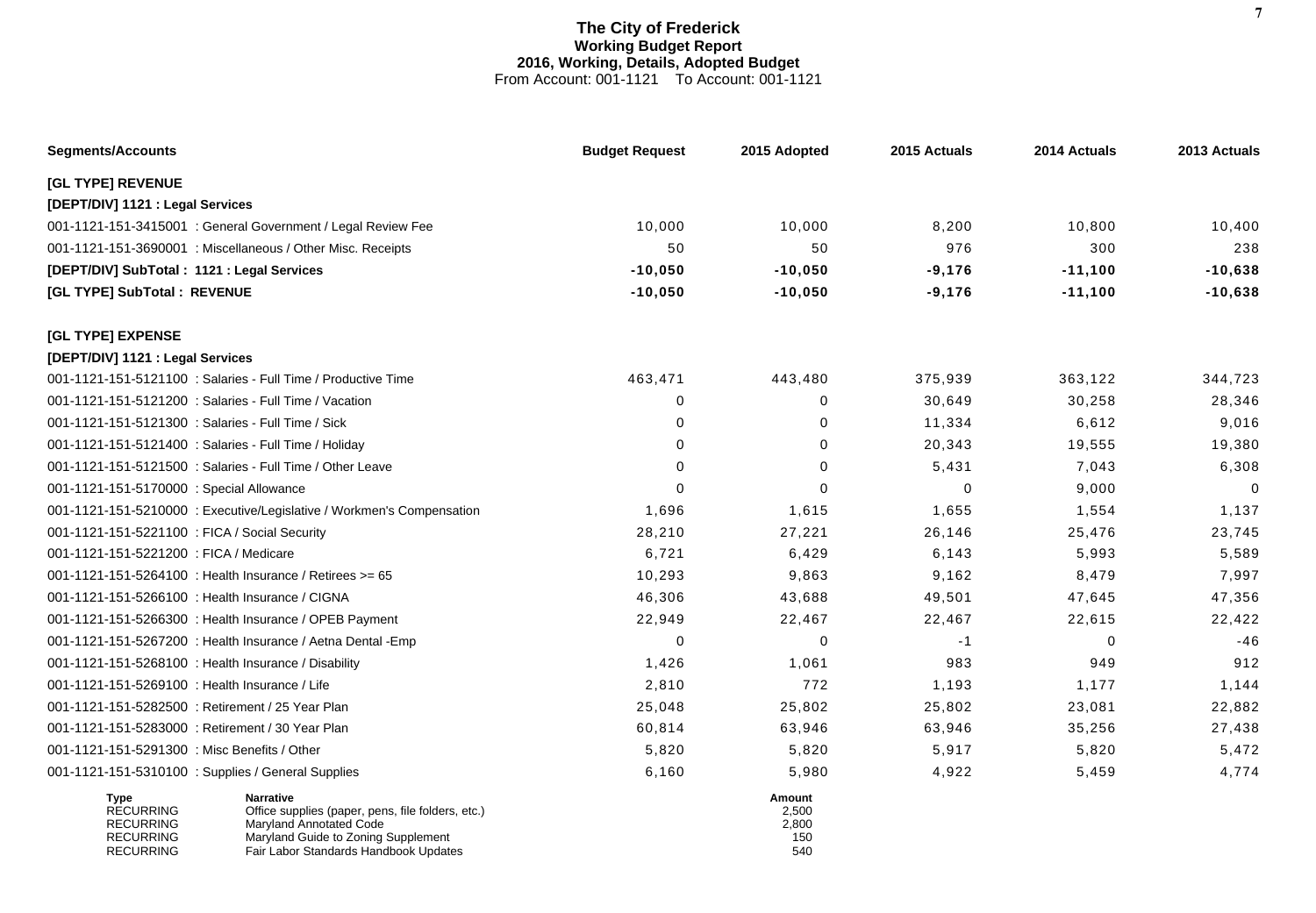# The City of Frederick
## Working Budget Report
### 2016, Working, Details, Adopted Budget
From Account: 001-1121 To Account: 001-1121

| Segments/Accounts | Budget Request | 2015 Adopted | 2015 Actuals | 2014 Actuals | 2013 Actuals |
|---|---|---|---|---|---|
| **[GL TYPE] REVENUE** | | | | | |
| **[DEPT/DIV] 1121 : Legal Services** | | | | | |
| 001-1121-151-3415001 : General Government / Legal Review Fee | 10,000 | 10,000 | 8,200 | 10,800 | 10,400 |
| 001-1121-151-3690001 : Miscellaneous / Other Misc. Receipts | 50 | 50 | 976 | 300 | 238 |
| **[DEPT/DIV] SubTotal : 1121 : Legal Services** | **-10,050** | **-10,050** | **-9,176** | **-11,100** | **-10,638** |
| **[GL TYPE] SubTotal : REVENUE** | **-10,050** | **-10,050** | **-9,176** | **-11,100** | **-10,638** |
| **[GL TYPE] EXPENSE** | | | | | |
| **[DEPT/DIV] 1121 : Legal Services** | | | | | |
| 001-1121-151-5121100 : Salaries - Full Time / Productive Time | 463,471 | 443,480 | 375,939 | 363,122 | 344,723 |
| 001-1121-151-5121200 : Salaries - Full Time / Vacation | 0 | 0 | 30,649 | 30,258 | 28,346 |
| 001-1121-151-5121300 : Salaries - Full Time / Sick | 0 | 0 | 11,334 | 6,612 | 9,016 |
| 001-1121-151-5121400 : Salaries - Full Time / Holiday | 0 | 0 | 20,343 | 19,555 | 19,380 |
| 001-1121-151-5121500 : Salaries - Full Time / Other Leave | 0 | 0 | 5,431 | 7,043 | 6,308 |
| 001-1121-151-5170000 : Special Allowance | 0 | 0 | 0 | 9,000 | 0 |
| 001-1121-151-5210000 : Executive/Legislative / Workmen's Compensation | 1,696 | 1,615 | 1,655 | 1,554 | 1,137 |
| 001-1121-151-5221100 : FICA / Social Security | 28,210 | 27,221 | 26,146 | 25,476 | 23,745 |
| 001-1121-151-5221200 : FICA / Medicare | 6,721 | 6,429 | 6,143 | 5,993 | 5,589 |
| 001-1121-151-5264100 : Health Insurance / Retirees >= 65 | 10,293 | 9,863 | 9,162 | 8,479 | 7,997 |
| 001-1121-151-5266100 : Health Insurance / CIGNA | 46,306 | 43,688 | 49,501 | 47,645 | 47,356 |
| 001-1121-151-5266300 : Health Insurance / OPEB Payment | 22,949 | 22,467 | 22,467 | 22,615 | 22,422 |
| 001-1121-151-5267200 : Health Insurance / Aetna Dental -Emp | 0 | 0 | -1 | 0 | -46 |
| 001-1121-151-5268100 : Health Insurance / Disability | 1,426 | 1,061 | 983 | 949 | 912 |
| 001-1121-151-5269100 : Health Insurance / Life | 2,810 | 772 | 1,193 | 1,177 | 1,144 |
| 001-1121-151-5282500 : Retirement / 25 Year Plan | 25,048 | 25,802 | 25,802 | 23,081 | 22,882 |
| 001-1121-151-5283000 : Retirement / 30 Year Plan | 60,814 | 63,946 | 63,946 | 35,256 | 27,438 |
| 001-1121-151-5291300 : Misc Benefits / Other | 5,820 | 5,820 | 5,917 | 5,820 | 5,472 |
| 001-1121-151-5310100 : Supplies / General Supplies | 6,160 | 5,980 | 4,922 | 5,459 | 4,774 |

| Type | Narrative | Amount |
|---|---|---|
| RECURRING | Office supplies (paper, pens, file folders, etc.) | 2,500 |
| RECURRING | Maryland Annotated Code | 2,800 |
| RECURRING | Maryland Guide to Zoning Supplement | 150 |
| RECURRING | Fair Labor Standards Handbook Updates | 540 |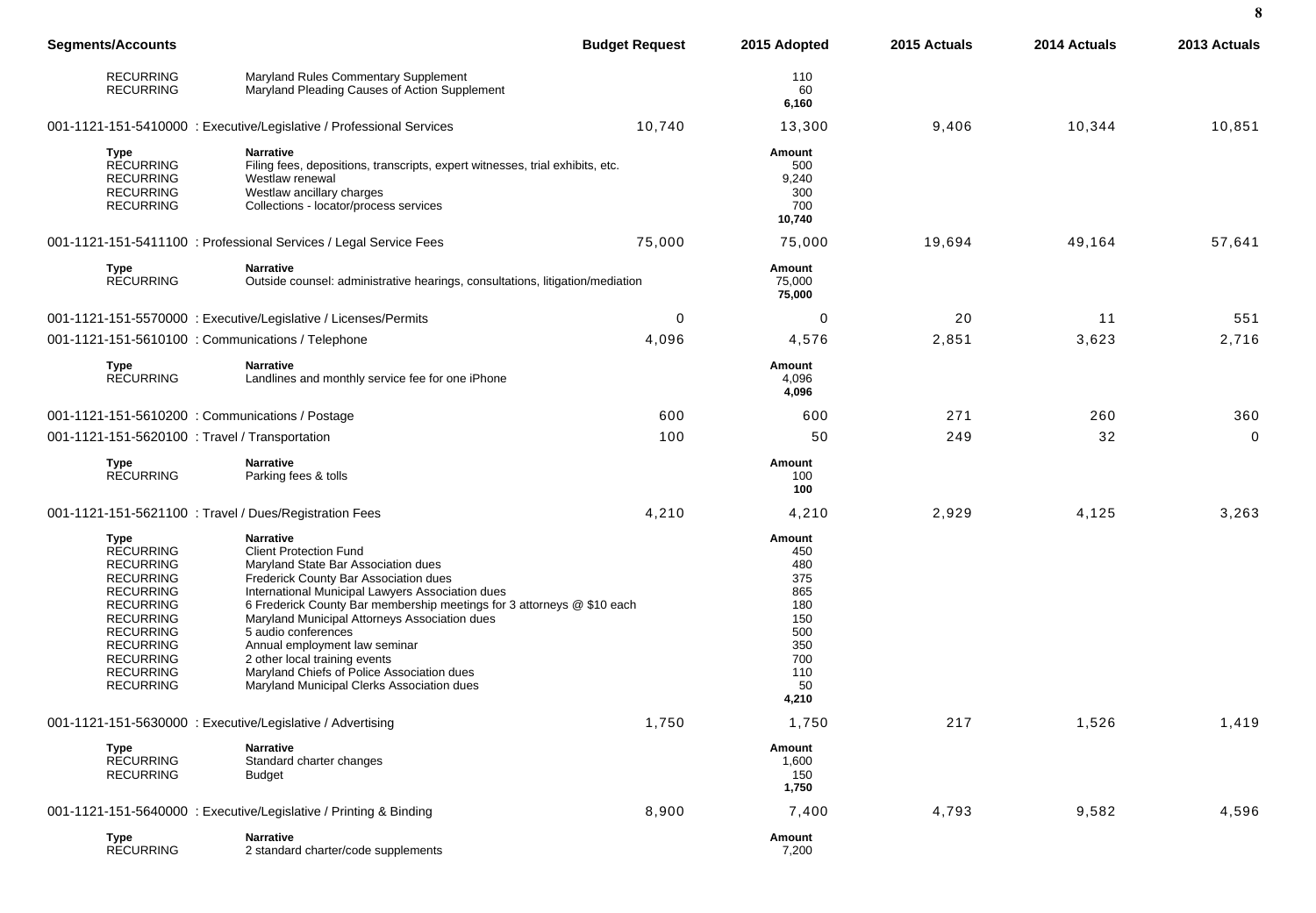| Segments/Accounts | | Budget Request | 2015 Adopted | 2015 Actuals | 2014 Actuals | 2013 Actuals |
|---|---|---|---|---|---|---|
| RECURRING | Maryland Rules Commentary Supplement | | 110 | | | |
| RECURRING | Maryland Pleading Causes of Action Supplement | | 60 | | | |
| | | | **6,160** | | | |
| 001-1121-151-5410000 : Executive/Legislative / Professional Services | | 10,740 | 13,300 | 9,406 | 10,344 | 10,851 |
| **Type** | **Narrative** | | **Amount** | | | |
| RECURRING | Filing fees, depositions, transcripts, expert witnesses, trial exhibits, etc. | | 500 | | | |
| RECURRING | Westlaw renewal | | 9,240 | | | |
| RECURRING | Westlaw ancillary charges | | 300 | | | |
| RECURRING | Collections - locator/process services | | 700 | | | |
| | | | **10,740** | | | |
| 001-1121-151-5411100 : Professional Services / Legal Service Fees | | 75,000 | 75,000 | 19,694 | 49,164 | 57,641 |
| **Type** | **Narrative** | | **Amount** | | | |
| RECURRING | Outside counsel: administrative hearings, consultations, litigation/mediation | | 75,000 | | | |
| | | | **75,000** | | | |
| 001-1121-151-5570000 : Executive/Legislative / Licenses/Permits | | 0 | 0 | 20 | 11 | 551 |
| 001-1121-151-5610100 : Communications / Telephone | | 4,096 | 4,576 | 2,851 | 3,623 | 2,716 |
| **Type** | **Narrative** | | **Amount** | | | |
| RECURRING | Landlines and monthly service fee for one iPhone | | 4,096 | | | |
| | | | **4,096** | | | |
| 001-1121-151-5610200 : Communications / Postage | | 600 | 600 | 271 | 260 | 360 |
| 001-1121-151-5620100 : Travel / Transportation | | 100 | 50 | 249 | 32 | 0 |
| **Type** | **Narrative** | | **Amount** | | | |
| RECURRING | Parking fees & tolls | | 100 | | | |
| | | | **100** | | | |
| 001-1121-151-5621100 : Travel / Dues/Registration Fees | | 4,210 | 4,210 | 2,929 | 4,125 | 3,263 |
| **Type** | **Narrative** | | **Amount** | | | |
| RECURRING | Client Protection Fund | | 450 | | | |
| RECURRING | Maryland State Bar Association dues | | 480 | | | |
| RECURRING | Frederick County Bar Association dues | | 375 | | | |
| RECURRING | International Municipal Lawyers Association dues | | 865 | | | |
| RECURRING | 6 Frederick County Bar membership meetings for 3 attorneys @ $10 each | | 180 | | | |
| RECURRING | Maryland Municipal Attorneys Association dues | | 150 | | | |
| RECURRING | 5 audio conferences | | 500 | | | |
| RECURRING | Annual employment law seminar | | 350 | | | |
| RECURRING | 2 other local training events | | 700 | | | |
| RECURRING | Maryland Chiefs of Police Association dues | | 110 | | | |
| RECURRING | Maryland Municipal Clerks Association dues | | 50 | | | |
| | | | **4,210** | | | |
| 001-1121-151-5630000 : Executive/Legislative / Advertising | | 1,750 | 1,750 | 217 | 1,526 | 1,419 |
| **Type** | **Narrative** | | **Amount** | | | |
| RECURRING | Standard charter changes | | 1,600 | | | |
| RECURRING | Budget | | 150 | | | |
| | | | **1,750** | | | |
| 001-1121-151-5640000 : Executive/Legislative / Printing & Binding | | 8,900 | 7,400 | 4,793 | 9,582 | 4,596 |
| **Type** | **Narrative** | | **Amount** | | | |
| RECURRING | 2 standard charter/code supplements | | 7,200 | | | |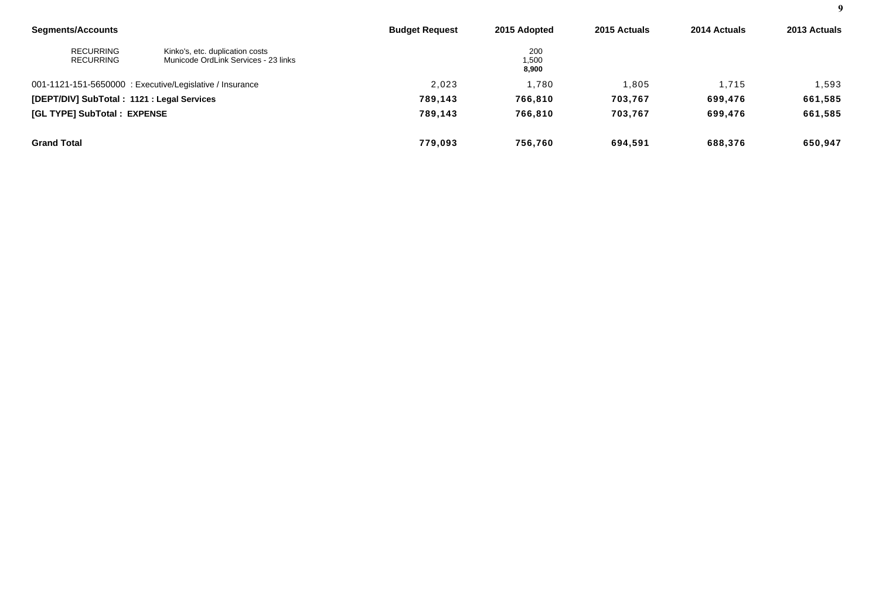| Segments/Accounts | | Budget Request | 2015 Adopted | 2015 Actuals | 2014 Actuals | 2013 Actuals |
|---|---|---|---|---|---|---|
| RECURRING | Kinko's, etc. duplication costs | | 200 | | | |
| RECURRING | Municode OrdLink Services - 23 links | | 1,500 | | | |
| | | | **8,900** | | | |
| 001-1121-151-5650000 : Executive/Legislative / Insurance | | 2,023 | 1,780 | 1,805 | 1,715 | 1,593 |
| **[DEPT/DIV] SubTotal : 1121 : Legal Services** | | **789,143** | **766,810** | **703,767** | **699,476** | **661,585** |
| **[GL TYPE] SubTotal : EXPENSE** | | **789,143** | **766,810** | **703,767** | **699,476** | **661,585** |
| **Grand Total** | | **779,093** | **756,760** | **694,591** | **688,376** | **650,947** |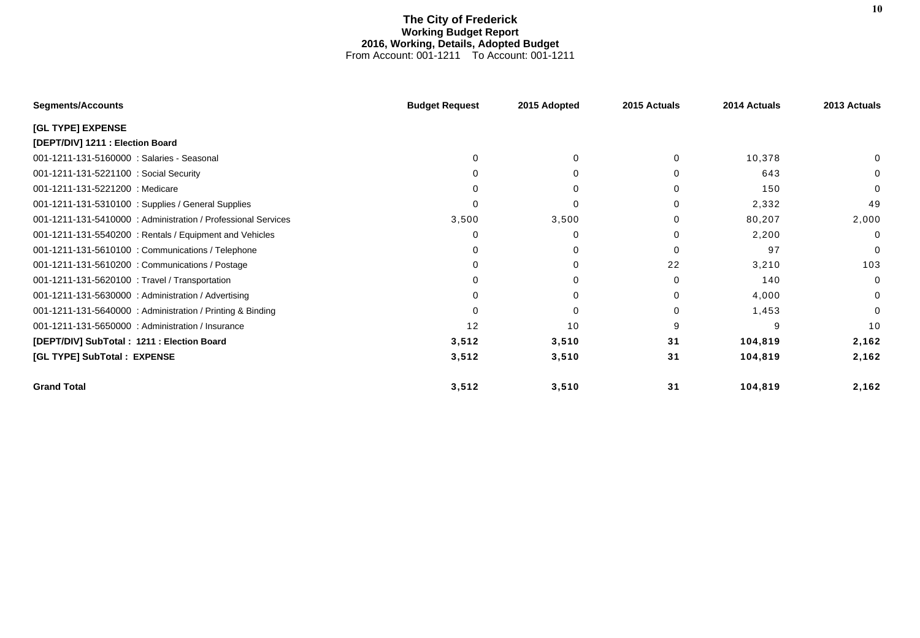# The City of Frederick
## Working Budget Report
### 2016, Working, Details, Adopted Budget
From Account: 001-1211 To Account: 001-1211

| Segments/Accounts | Budget Request | 2015 Adopted | 2015 Actuals | 2014 Actuals | 2013 Actuals |
|---|---|---|---|---|---|
| **[GL TYPE] EXPENSE** | | | | | |
| **[DEPT/DIV] 1211 : Election Board** | | | | | |
| 001-1211-131-5160000 : Salaries - Seasonal | 0 | 0 | 0 | 10,378 | 0 |
| 001-1211-131-5221100 : Social Security | 0 | 0 | 0 | 643 | 0 |
| 001-1211-131-5221200 : Medicare | 0 | 0 | 0 | 150 | 0 |
| 001-1211-131-5310100 : Supplies / General Supplies | 0 | 0 | 0 | 2,332 | 49 |
| 001-1211-131-5410000 : Administration / Professional Services | 3,500 | 3,500 | 0 | 80,207 | 2,000 |
| 001-1211-131-5540200 : Rentals / Equipment and Vehicles | 0 | 0 | 0 | 2,200 | 0 |
| 001-1211-131-5610100 : Communications / Telephone | 0 | 0 | 0 | 97 | 0 |
| 001-1211-131-5610200 : Communications / Postage | 0 | 0 | 22 | 3,210 | 103 |
| 001-1211-131-5620100 : Travel / Transportation | 0 | 0 | 0 | 140 | 0 |
| 001-1211-131-5630000 : Administration / Advertising | 0 | 0 | 0 | 4,000 | 0 |
| 001-1211-131-5640000 : Administration / Printing & Binding | 0 | 0 | 0 | 1,453 | 0 |
| 001-1211-131-5650000 : Administration / Insurance | 12 | 10 | 9 | 9 | 10 |
| **[DEPT/DIV] SubTotal : 1211 : Election Board** | **3,512** | **3,510** | **31** | **104,819** | **2,162** |
| **[GL TYPE] SubTotal : EXPENSE** | **3,512** | **3,510** | **31** | **104,819** | **2,162** |
| **Grand Total** | **3,512** | **3,510** | **31** | **104,819** | **2,162** |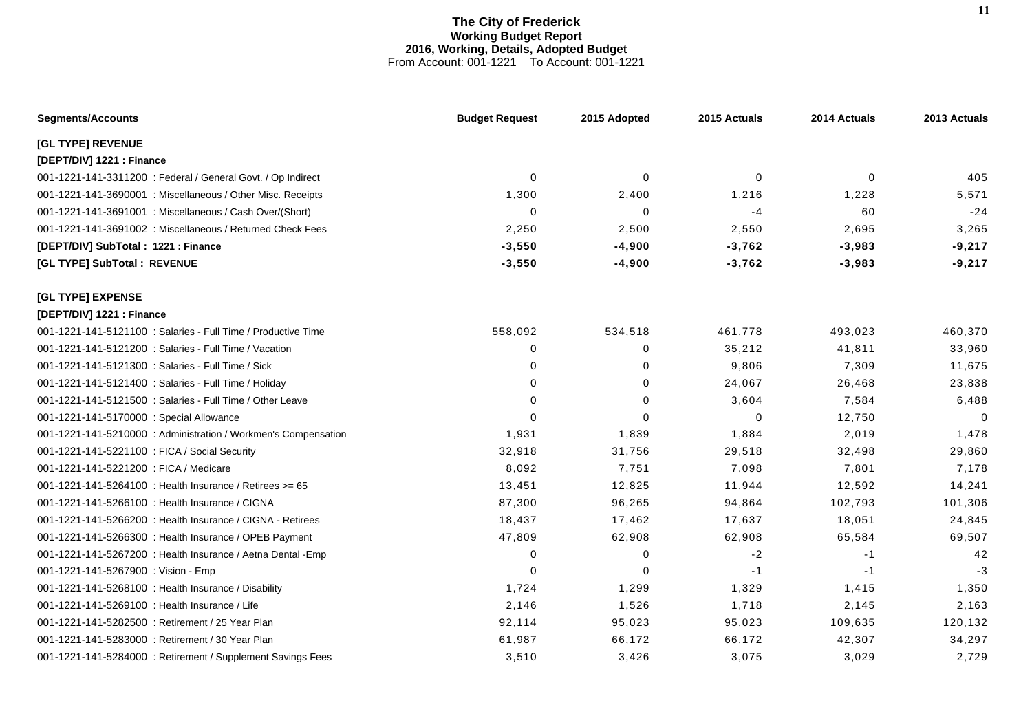# The City of Frederick
## Working Budget Report
### 2016, Working, Details, Adopted Budget
From Account: 001-1221 To Account: 001-1221

| Segments/Accounts | Budget Request | 2015 Adopted | 2015 Actuals | 2014 Actuals | 2013 Actuals |
|---|---|---|---|---|---|
| **[GL TYPE] REVENUE** | | | | | |
| **[DEPT/DIV] 1221 : Finance** | | | | | |
| 001-1221-141-3311200 : Federal / General Govt. / Op Indirect | 0 | 0 | 0 | 0 | 405 |
| 001-1221-141-3690001 : Miscellaneous / Other Misc. Receipts | 1,300 | 2,400 | 1,216 | 1,228 | 5,571 |
| 001-1221-141-3691001 : Miscellaneous / Cash Over/(Short) | 0 | 0 | -4 | 60 | -24 |
| 001-1221-141-3691002 : Miscellaneous / Returned Check Fees | 2,250 | 2,500 | 2,550 | 2,695 | 3,265 |
| **[DEPT/DIV] SubTotal : 1221 : Finance** | **-3,550** | **-4,900** | **-3,762** | **-3,983** | **-9,217** |
| **[GL TYPE] SubTotal : REVENUE** | **-3,550** | **-4,900** | **-3,762** | **-3,983** | **-9,217** |
| **[GL TYPE] EXPENSE** | | | | | |
| **[DEPT/DIV] 1221 : Finance** | | | | | |
| 001-1221-141-5121100 : Salaries - Full Time / Productive Time | 558,092 | 534,518 | 461,778 | 493,023 | 460,370 |
| 001-1221-141-5121200 : Salaries - Full Time / Vacation | 0 | 0 | 35,212 | 41,811 | 33,960 |
| 001-1221-141-5121300 : Salaries - Full Time / Sick | 0 | 0 | 9,806 | 7,309 | 11,675 |
| 001-1221-141-5121400 : Salaries - Full Time / Holiday | 0 | 0 | 24,067 | 26,468 | 23,838 |
| 001-1221-141-5121500 : Salaries - Full Time / Other Leave | 0 | 0 | 3,604 | 7,584 | 6,488 |
| 001-1221-141-5170000 : Special Allowance | 0 | 0 | 0 | 12,750 | 0 |
| 001-1221-141-5210000 : Administration / Workmen's Compensation | 1,931 | 1,839 | 1,884 | 2,019 | 1,478 |
| 001-1221-141-5221100 : FICA / Social Security | 32,918 | 31,756 | 29,518 | 32,498 | 29,860 |
| 001-1221-141-5221200 : FICA / Medicare | 8,092 | 7,751 | 7,098 | 7,801 | 7,178 |
| 001-1221-141-5264100 : Health Insurance / Retirees >= 65 | 13,451 | 12,825 | 11,944 | 12,592 | 14,241 |
| 001-1221-141-5266100 : Health Insurance / CIGNA | 87,300 | 96,265 | 94,864 | 102,793 | 101,306 |
| 001-1221-141-5266200 : Health Insurance / CIGNA - Retirees | 18,437 | 17,462 | 17,637 | 18,051 | 24,845 |
| 001-1221-141-5266300 : Health Insurance / OPEB Payment | 47,809 | 62,908 | 62,908 | 65,584 | 69,507 |
| 001-1221-141-5267200 : Health Insurance / Aetna Dental -Emp | 0 | 0 | -2 | -1 | 42 |
| 001-1221-141-5267900 : Vision - Emp | 0 | 0 | -1 | -1 | -3 |
| 001-1221-141-5268100 : Health Insurance / Disability | 1,724 | 1,299 | 1,329 | 1,415 | 1,350 |
| 001-1221-141-5269100 : Health Insurance / Life | 2,146 | 1,526 | 1,718 | 2,145 | 2,163 |
| 001-1221-141-5282500 : Retirement / 25 Year Plan | 92,114 | 95,023 | 95,023 | 109,635 | 120,132 |
| 001-1221-141-5283000 : Retirement / 30 Year Plan | 61,987 | 66,172 | 66,172 | 42,307 | 34,297 |
| 001-1221-141-5284000 : Retirement / Supplement Savings Fees | 3,510 | 3,426 | 3,075 | 3,029 | 2,729 |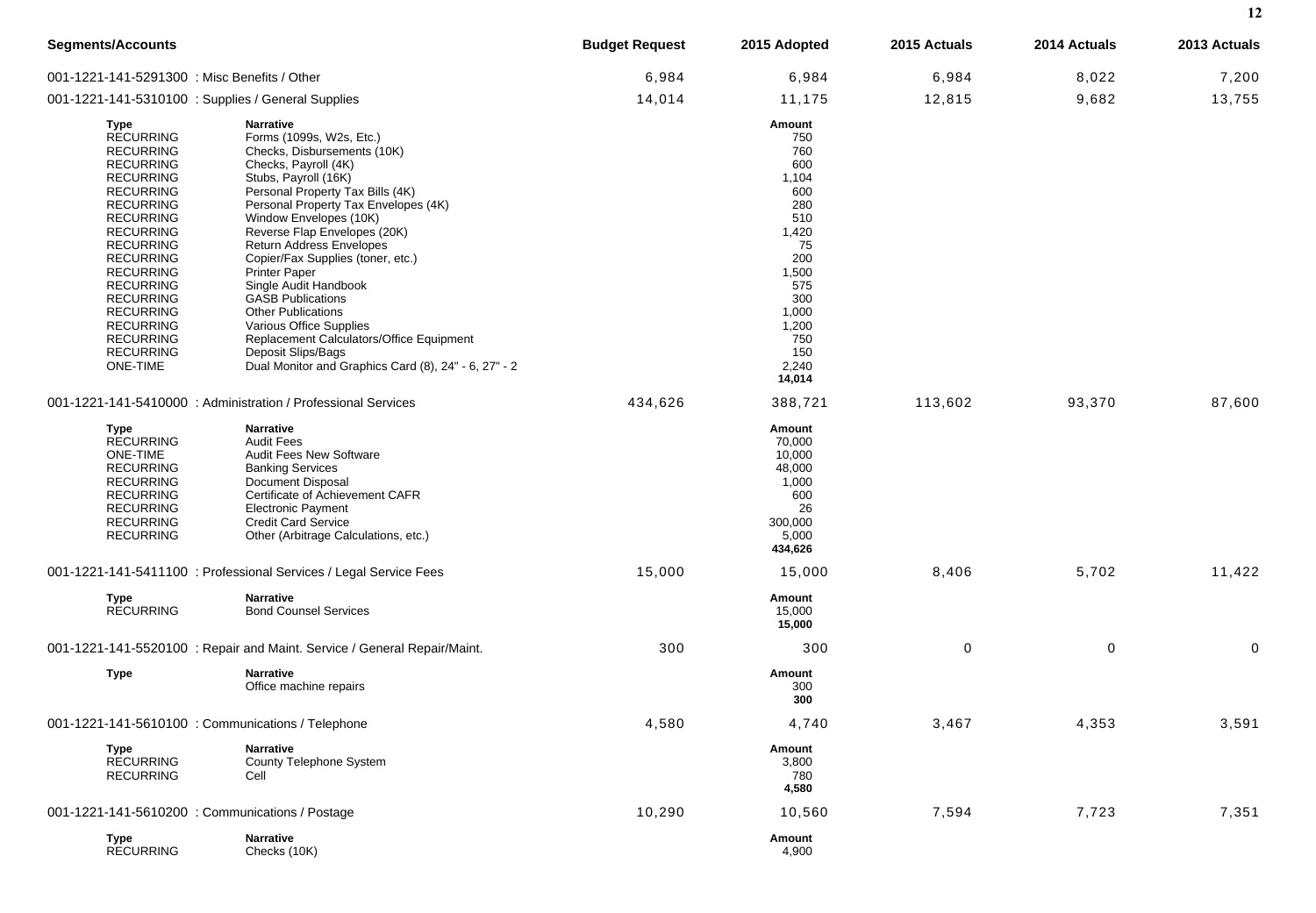| Segments/Accounts | Budget Request | 2015 Adopted | 2015 Actuals | 2014 Actuals | 2013 Actuals |
|---|---|---|---|---|---|
| 001-1221-141-5291300 : Misc Benefits / Other | 6,984 | 6,984 | 6,984 | 8,022 | 7,200 |
| 001-1221-141-5310100 : Supplies / General Supplies | 14,014 | 11,175 | 12,815 | 9,682 | 13,755 |

| Type | Narrative | Amount |
|---|---|---|
| RECURRING | Forms (1099s, W2s, Etc.) | 750 |
| RECURRING | Checks, Disbursements (10K) | 760 |
| RECURRING | Checks, Payroll (4K) | 600 |
| RECURRING | Stubs, Payroll (16K) | 1,104 |
| RECURRING | Personal Property Tax Bills (4K) | 600 |
| RECURRING | Personal Property Tax Envelopes (4K) | 280 |
| RECURRING | Window Envelopes (10K) | 510 |
| RECURRING | Reverse Flap Envelopes (20K) | 1,420 |
| RECURRING | Return Address Envelopes | 75 |
| RECURRING | Copier/Fax Supplies (toner, etc.) | 200 |
| RECURRING | Printer Paper | 1,500 |
| RECURRING | Single Audit Handbook | 575 |
| RECURRING | GASB Publications | 300 |
| RECURRING | Other Publications | 1,000 |
| RECURRING | Various Office Supplies | 1,200 |
| RECURRING | Replacement Calculators/Office Equipment | 750 |
| RECURRING | Deposit Slips/Bags | 150 |
| ONE-TIME | Dual Monitor and Graphics Card (8), 24" - 6, 27" - 2 | 2,240 |
| | | **14,014** |

| Segments/Accounts | Budget Request | 2015 Adopted | 2015 Actuals | 2014 Actuals | 2013 Actuals |
|---|---|---|---|---|---|
| 001-1221-141-5410000 : Administration / Professional Services | 434,626 | 388,721 | 113,602 | 93,370 | 87,600 |

| Type | Narrative | Amount |
|---|---|---|
| RECURRING | Audit Fees | 70,000 |
| ONE-TIME | Audit Fees New Software | 10,000 |
| RECURRING | Banking Services | 48,000 |
| RECURRING | Document Disposal | 1,000 |
| RECURRING | Certificate of Achievement CAFR | 600 |
| RECURRING | Electronic Payment | 26 |
| RECURRING | Credit Card Service | 300,000 |
| RECURRING | Other (Arbitrage Calculations, etc.) | 5,000 |
| | | **434,626** |

| Segments/Accounts | Budget Request | 2015 Adopted | 2015 Actuals | 2014 Actuals | 2013 Actuals |
|---|---|---|---|---|---|
| 001-1221-141-5411100 : Professional Services / Legal Service Fees | 15,000 | 15,000 | 8,406 | 5,702 | 11,422 |

| Type | Narrative | Amount |
|---|---|---|
| RECURRING | Bond Counsel Services | 15,000 |
| | | **15,000** |

| Segments/Accounts | Budget Request | 2015 Adopted | 2015 Actuals | 2014 Actuals | 2013 Actuals |
|---|---|---|---|---|---|
| 001-1221-141-5520100 : Repair and Maint. Service / General Repair/Maint. | 300 | 300 | 0 | 0 | 0 |

| Type | Narrative | Amount |
|---|---|---|
| | Office machine repairs | 300 |
| | | **300** |

| Segments/Accounts | Budget Request | 2015 Adopted | 2015 Actuals | 2014 Actuals | 2013 Actuals |
|---|---|---|---|---|---|
| 001-1221-141-5610100 : Communications / Telephone | 4,580 | 4,740 | 3,467 | 4,353 | 3,591 |

| Type | Narrative | Amount |
|---|---|---|
| RECURRING | County Telephone System | 3,800 |
| RECURRING | Cell | 780 |
| | | **4,580** |

| Segments/Accounts | Budget Request | 2015 Adopted | 2015 Actuals | 2014 Actuals | 2013 Actuals |
|---|---|---|---|---|---|
| 001-1221-141-5610200 : Communications / Postage | 10,290 | 10,560 | 7,594 | 7,723 | 7,351 |

| Type | Narrative | Amount |
|---|---|---|
| RECURRING | Checks (10K) | 4,900 |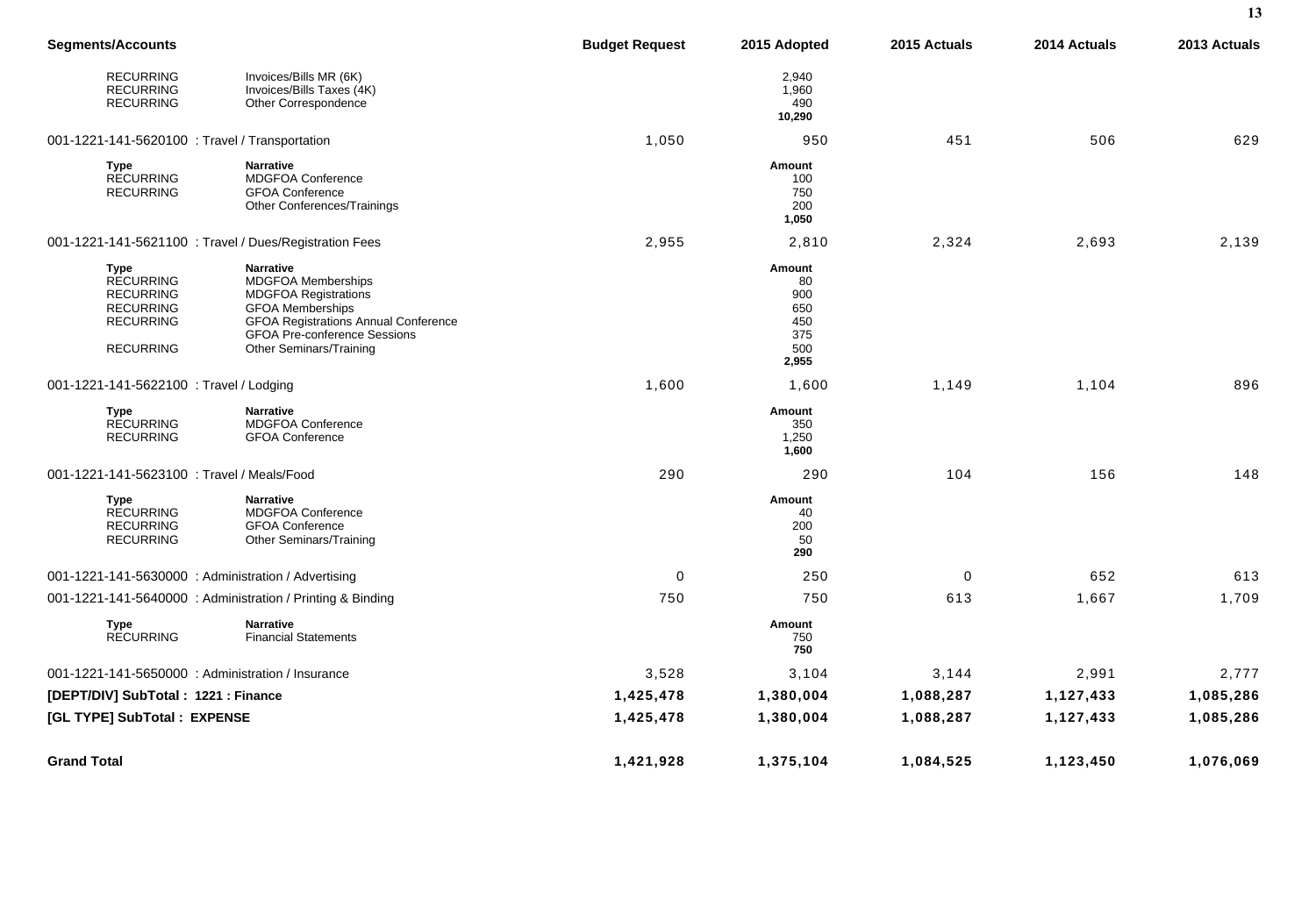| Segments/Accounts | | Budget Request | 2015 Adopted | 2015 Actuals | 2014 Actuals | 2013 Actuals |
|---|---|---|---|---|---|---|
| RECURRING | Invoices/Bills MR (6K) | | 2,940 | | | |
| RECURRING | Invoices/Bills Taxes (4K) | | 1,960 | | | |
| RECURRING | Other Correspondence | | 490 | | | |
| | | | **10,290** | | | |
| 001-1221-141-5620100 : Travel / Transportation | | 1,050 | 950 | 451 | 506 | 629 |
| **Type** | **Narrative** | | **Amount** | | | |
| RECURRING | MDGFOA Conference | | 100 | | | |
| RECURRING | GFOA Conference | | 750 | | | |
| | Other Conferences/Trainings | | 200 | | | |
| | | | **1,050** | | | |
| 001-1221-141-5621100 : Travel / Dues/Registration Fees | | 2,955 | 2,810 | 2,324 | 2,693 | 2,139 |
| **Type** | **Narrative** | | **Amount** | | | |
| RECURRING | MDGFOA Memberships | | 80 | | | |
| RECURRING | MDGFOA Registrations | | 900 | | | |
| RECURRING | GFOA Memberships | | 650 | | | |
| RECURRING | GFOA Registrations Annual Conference | | 450 | | | |
| | GFOA Pre-conference Sessions | | 375 | | | |
| RECURRING | Other Seminars/Training | | 500 | | | |
| | | | **2,955** | | | |
| 001-1221-141-5622100 : Travel / Lodging | | 1,600 | 1,600 | 1,149 | 1,104 | 896 |
| **Type** | **Narrative** | | **Amount** | | | |
| RECURRING | MDGFOA Conference | | 350 | | | |
| RECURRING | GFOA Conference | | 1,250 | | | |
| | | | **1,600** | | | |
| 001-1221-141-5623100 : Travel / Meals/Food | | 290 | 290 | 104 | 156 | 148 |
| **Type** | **Narrative** | | **Amount** | | | |
| RECURRING | MDGFOA Conference | | 40 | | | |
| RECURRING | GFOA Conference | | 200 | | | |
| RECURRING | Other Seminars/Training | | 50 | | | |
| | | | **290** | | | |
| 001-1221-141-5630000 : Administration / Advertising | | 0 | 250 | 0 | 652 | 613 |
| 001-1221-141-5640000 : Administration / Printing & Binding | | 750 | 750 | 613 | 1,667 | 1,709 |
| **Type** | **Narrative** | | **Amount** | | | |
| RECURRING | Financial Statements | | 750 | | | |
| | | | **750** | | | |
| 001-1221-141-5650000 : Administration / Insurance | | 3,528 | 3,104 | 3,144 | 2,991 | 2,777 |
| **[DEPT/DIV] SubTotal : 1221 : Finance** | | **1,425,478** | **1,380,004** | **1,088,287** | **1,127,433** | **1,085,286** |
| **[GL TYPE] SubTotal : EXPENSE** | | **1,425,478** | **1,380,004** | **1,088,287** | **1,127,433** | **1,085,286** |
| **Grand Total** | | **1,421,928** | **1,375,104** | **1,084,525** | **1,123,450** | **1,076,069** |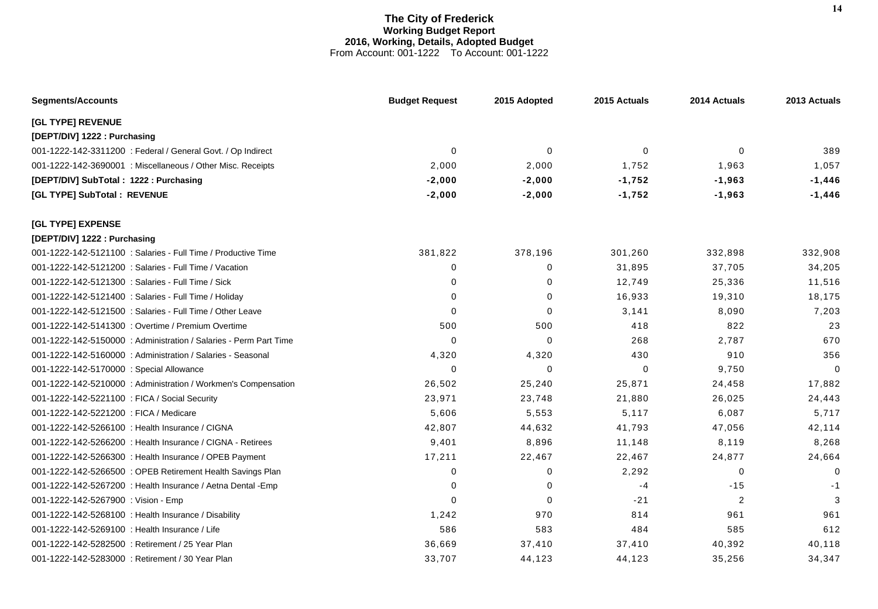# The City of Frederick
## Working Budget Report
### 2016, Working, Details, Adopted Budget
From Account: 001-1222 To Account: 001-1222

| Segments/Accounts | Budget Request | 2015 Adopted | 2015 Actuals | 2014 Actuals | 2013 Actuals |
|---|---|---|---|---|---|
| **[GL TYPE] REVENUE** | | | | | |
| **[DEPT/DIV] 1222 : Purchasing** | | | | | |
| 001-1222-142-3311200 : Federal / General Govt. / Op Indirect | 0 | 0 | 0 | 0 | 389 |
| 001-1222-142-3690001 : Miscellaneous / Other Misc. Receipts | 2,000 | 2,000 | 1,752 | 1,963 | 1,057 |
| **[DEPT/DIV] SubTotal : 1222 : Purchasing** | **-2,000** | **-2,000** | **-1,752** | **-1,963** | **-1,446** |
| **[GL TYPE] SubTotal : REVENUE** | **-2,000** | **-2,000** | **-1,752** | **-1,963** | **-1,446** |
| **[GL TYPE] EXPENSE** | | | | | |
| **[DEPT/DIV] 1222 : Purchasing** | | | | | |
| 001-1222-142-5121100 : Salaries - Full Time / Productive Time | 381,822 | 378,196 | 301,260 | 332,898 | 332,908 |
| 001-1222-142-5121200 : Salaries - Full Time / Vacation | 0 | 0 | 31,895 | 37,705 | 34,205 |
| 001-1222-142-5121300 : Salaries - Full Time / Sick | 0 | 0 | 12,749 | 25,336 | 11,516 |
| 001-1222-142-5121400 : Salaries - Full Time / Holiday | 0 | 0 | 16,933 | 19,310 | 18,175 |
| 001-1222-142-5121500 : Salaries - Full Time / Other Leave | 0 | 0 | 3,141 | 8,090 | 7,203 |
| 001-1222-142-5141300 : Overtime / Premium Overtime | 500 | 500 | 418 | 822 | 23 |
| 001-1222-142-5150000 : Administration / Salaries - Perm Part Time | 0 | 0 | 268 | 2,787 | 670 |
| 001-1222-142-5160000 : Administration / Salaries - Seasonal | 4,320 | 4,320 | 430 | 910 | 356 |
| 001-1222-142-5170000 : Special Allowance | 0 | 0 | 0 | 9,750 | 0 |
| 001-1222-142-5210000 : Administration / Workmen's Compensation | 26,502 | 25,240 | 25,871 | 24,458 | 17,882 |
| 001-1222-142-5221100 : FICA / Social Security | 23,971 | 23,748 | 21,880 | 26,025 | 24,443 |
| 001-1222-142-5221200 : FICA / Medicare | 5,606 | 5,553 | 5,117 | 6,087 | 5,717 |
| 001-1222-142-5266100 : Health Insurance / CIGNA | 42,807 | 44,632 | 41,793 | 47,056 | 42,114 |
| 001-1222-142-5266200 : Health Insurance / CIGNA - Retirees | 9,401 | 8,896 | 11,148 | 8,119 | 8,268 |
| 001-1222-142-5266300 : Health Insurance / OPEB Payment | 17,211 | 22,467 | 22,467 | 24,877 | 24,664 |
| 001-1222-142-5266500 : OPEB Retirement Health Savings Plan | 0 | 0 | 2,292 | 0 | 0 |
| 001-1222-142-5267200 : Health Insurance / Aetna Dental -Emp | 0 | 0 | -4 | -15 | -1 |
| 001-1222-142-5267900 : Vision - Emp | 0 | 0 | -21 | 2 | 3 |
| 001-1222-142-5268100 : Health Insurance / Disability | 1,242 | 970 | 814 | 961 | 961 |
| 001-1222-142-5269100 : Health Insurance / Life | 586 | 583 | 484 | 585 | 612 |
| 001-1222-142-5282500 : Retirement / 25 Year Plan | 36,669 | 37,410 | 37,410 | 40,392 | 40,118 |
| 001-1222-142-5283000 : Retirement / 30 Year Plan | 33,707 | 44,123 | 44,123 | 35,256 | 34,347 |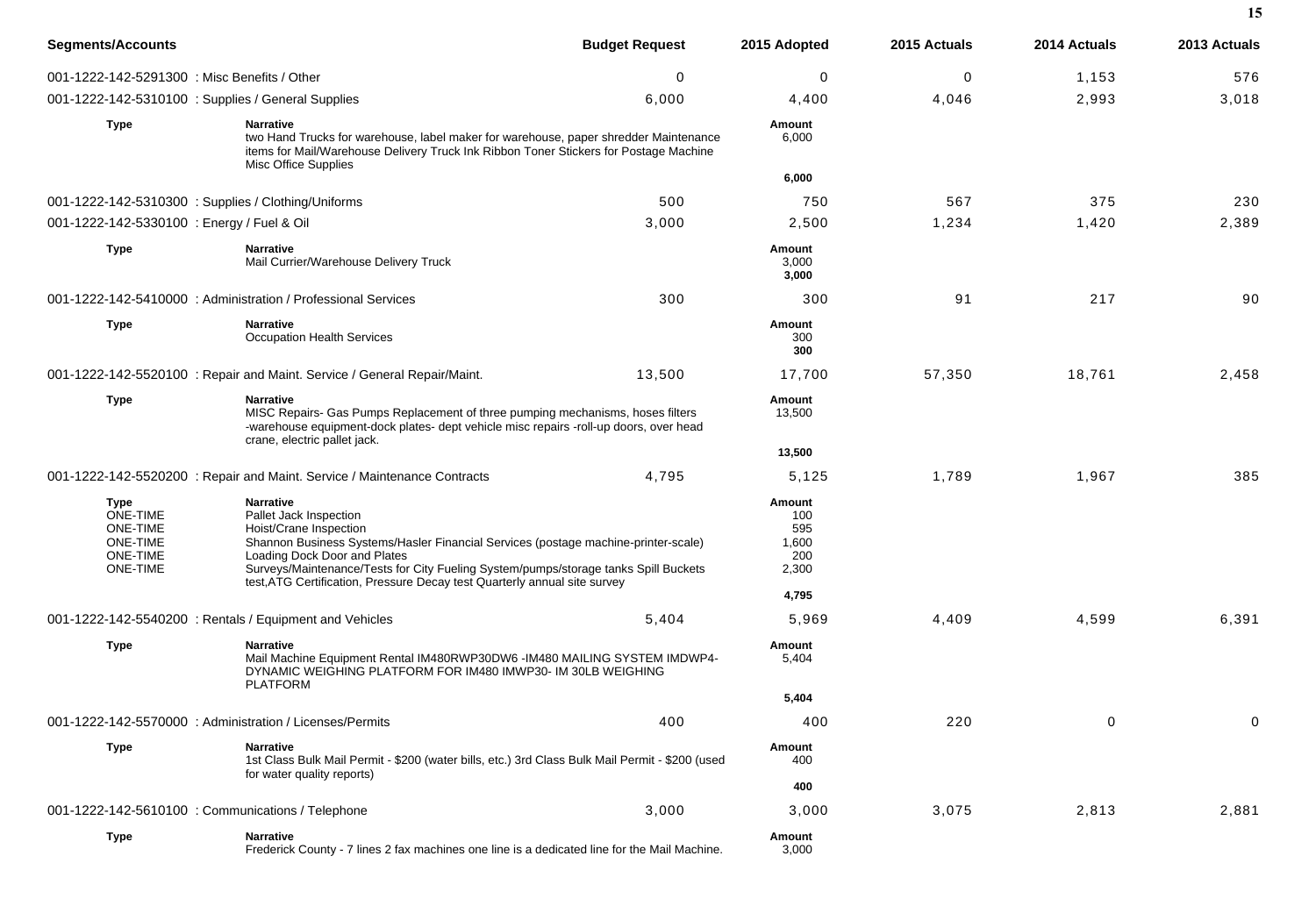| Segments/Accounts | Budget Request | 2015 Adopted | 2015 Actuals | 2014 Actuals | 2013 Actuals |
|---|---|---|---|---|---|
| 001-1222-142-5291300 : Misc Benefits / Other | 0 | 0 | 0 | 1,153 | 576 |
| 001-1222-142-5310100 : Supplies / General Supplies | 6,000 | 4,400 | 4,046 | 2,993 | 3,018 |

| Type | Narrative | Amount |
|---|---|---|
| | two Hand Trucks for warehouse, label maker for warehouse, paper shredder Maintenance items for Mail/Warehouse Delivery Truck Ink Ribbon Toner Stickers for Postage Machine Misc Office Supplies | 6,000 |
| | | **6,000** |

| Segments/Accounts | Budget Request | 2015 Adopted | 2015 Actuals | 2014 Actuals | 2013 Actuals |
|---|---|---|---|---|---|
| 001-1222-142-5310300 : Supplies / Clothing/Uniforms | 500 | 750 | 567 | 375 | 230 |
| 001-1222-142-5330100 : Energy / Fuel & Oil | 3,000 | 2,500 | 1,234 | 1,420 | 2,389 |

| Type | Narrative | Amount |
|---|---|---|
| | Mail Currier/Warehouse Delivery Truck | 3,000 |
| | | **3,000** |

| Segments/Accounts | Budget Request | 2015 Adopted | 2015 Actuals | 2014 Actuals | 2013 Actuals |
|---|---|---|---|---|---|
| 001-1222-142-5410000 : Administration / Professional Services | 300 | 300 | 91 | 217 | 90 |

| Type | Narrative | Amount |
|---|---|---|
| | Occupation Health Services | 300 |
| | | **300** |

| Segments/Accounts | Budget Request | 2015 Adopted | 2015 Actuals | 2014 Actuals | 2013 Actuals |
|---|---|---|---|---|---|
| 001-1222-142-5520100 : Repair and Maint. Service / General Repair/Maint. | 13,500 | 17,700 | 57,350 | 18,761 | 2,458 |

| Type | Narrative | Amount |
|---|---|---|
| | MISC Repairs- Gas Pumps Replacement of three pumping mechanisms, hoses filters -warehouse equipment-dock plates- dept vehicle misc repairs -roll-up doors, over head crane, electric pallet jack. | 13,500 |
| | | **13,500** |

| Segments/Accounts | Budget Request | 2015 Adopted | 2015 Actuals | 2014 Actuals | 2013 Actuals |
|---|---|---|---|---|---|
| 001-1222-142-5520200 : Repair and Maint. Service / Maintenance Contracts | 4,795 | 5,125 | 1,789 | 1,967 | 385 |

| Type | Narrative | Amount |
|---|---|---|
| ONE-TIME | Pallet Jack Inspection | 100 |
| ONE-TIME | Hoist/Crane Inspection | 595 |
| ONE-TIME | Shannon Business Systems/Hasler Financial Services (postage machine-printer-scale) | 1,600 |
| ONE-TIME | Loading Dock Door and Plates | 200 |
| ONE-TIME | Surveys/Maintenance/Tests for City Fueling System/pumps/storage tanks Spill Buckets test,ATG Certification, Pressure Decay test Quarterly annual site survey | 2,300 |
| | | **4,795** |

| Segments/Accounts | Budget Request | 2015 Adopted | 2015 Actuals | 2014 Actuals | 2013 Actuals |
|---|---|---|---|---|---|
| 001-1222-142-5540200 : Rentals / Equipment and Vehicles | 5,404 | 5,969 | 4,409 | 4,599 | 6,391 |

| Type | Narrative | Amount |
|---|---|---|
| | Mail Machine Equipment Rental IM480RWP30DW6 -IM480 MAILING SYSTEM IMDWP4- DYNAMIC WEIGHING PLATFORM FOR IM480 IMWP30- IM 30LB WEIGHING PLATFORM | 5,404 |
| | | **5,404** |

| Segments/Accounts | Budget Request | 2015 Adopted | 2015 Actuals | 2014 Actuals | 2013 Actuals |
|---|---|---|---|---|---|
| 001-1222-142-5570000 : Administration / Licenses/Permits | 400 | 400 | 220 | 0 | 0 |

| Type | Narrative | Amount |
|---|---|---|
| | 1st Class Bulk Mail Permit - $200 (water bills, etc.) 3rd Class Bulk Mail Permit - $200 (used for water quality reports) | 400 |
| | | **400** |

| Segments/Accounts | Budget Request | 2015 Adopted | 2015 Actuals | 2014 Actuals | 2013 Actuals |
|---|---|---|---|---|---|
| 001-1222-142-5610100 : Communications / Telephone | 3,000 | 3,000 | 3,075 | 2,813 | 2,881 |

| Type | Narrative | Amount |
|---|---|---|
| | Frederick County - 7 lines 2 fax machines one line is a dedicated line for the Mail Machine. | 3,000 |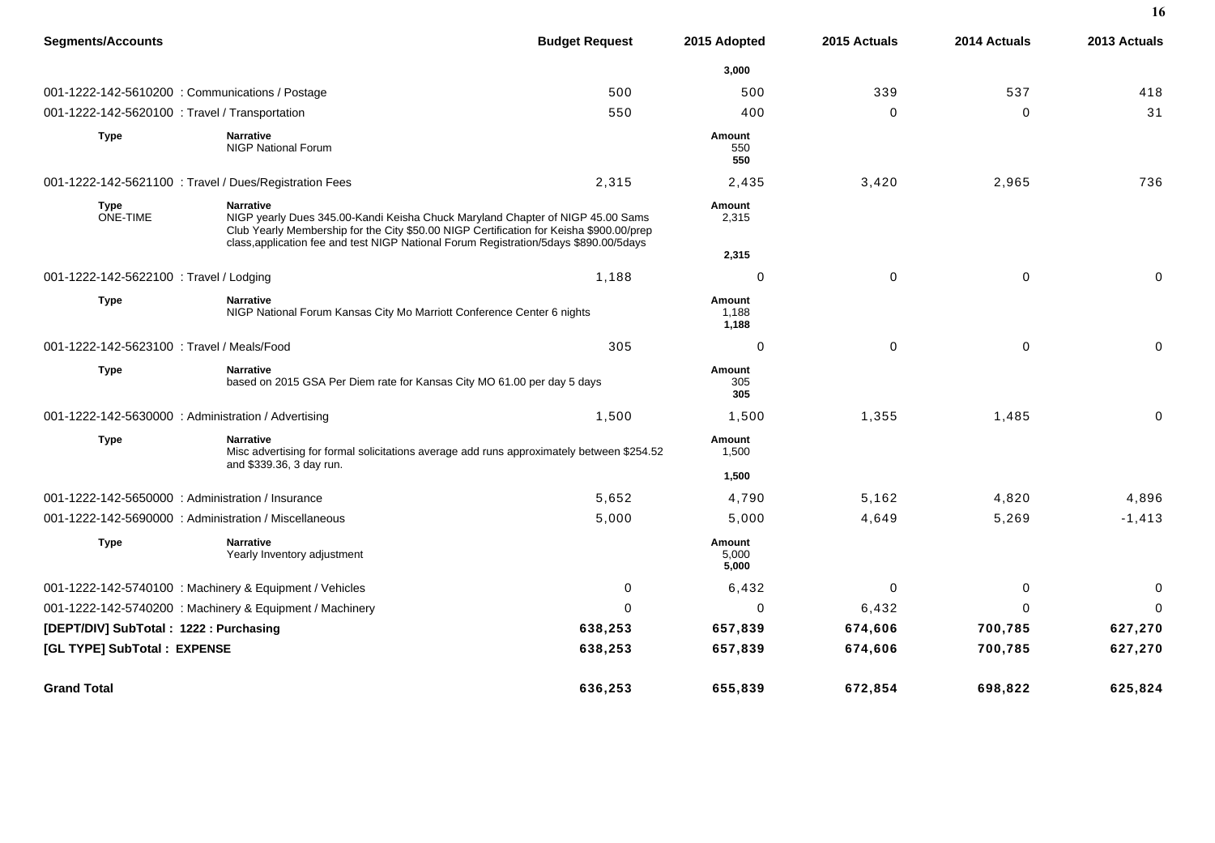| Segments/Accounts | | Budget Request | 2015 Adopted | 2015 Actuals | 2014 Actuals | 2013 Actuals |
|---|---|---|---|---|---|---|
| | | | **3,000** | | | |
| 001-1222-142-5610200 : Communications / Postage | | 500 | 500 | 339 | 537 | 418 |
| 001-1222-142-5620100 : Travel / Transportation | | 550 | 400 | 0 | 0 | 31 |
| **Type** | **Narrative**<br>NIGP National Forum | | **Amount**<br>550<br>**550** | | | |
| 001-1222-142-5621100 : Travel / Dues/Registration Fees | | 2,315 | 2,435 | 3,420 | 2,965 | 736 |
| **Type**<br>ONE-TIME | **Narrative**<br>NIGP yearly Dues 345.00-Kandi Keisha Chuck Maryland Chapter of NIGP 45.00 Sams Club Yearly Membership for the City $50.00 NIGP Certification for Keisha $900.00/prep class,application fee and test NIGP National Forum Registration/5days $890.00/5days | | **Amount**<br>2,315<br><br>**2,315** | | | |
| 001-1222-142-5622100 : Travel / Lodging | | 1,188 | 0 | 0 | 0 | 0 |
| **Type** | **Narrative**<br>NIGP National Forum Kansas City Mo Marriott Conference Center 6 nights | | **Amount**<br>1,188<br>**1,188** | | | |
| 001-1222-142-5623100 : Travel / Meals/Food | | 305 | 0 | 0 | 0 | 0 |
| **Type** | **Narrative**<br>based on 2015 GSA Per Diem rate for Kansas City MO 61.00 per day 5 days | | **Amount**<br>305<br>**305** | | | |
| 001-1222-142-5630000 : Administration / Advertising | | 1,500 | 1,500 | 1,355 | 1,485 | 0 |
| **Type** | **Narrative**<br>Misc advertising for formal solicitations average add runs approximately between $254.52 and $339.36, 3 day run. | | **Amount**<br>1,500<br><br>**1,500** | | | |
| 001-1222-142-5650000 : Administration / Insurance | | 5,652 | 4,790 | 5,162 | 4,820 | 4,896 |
| 001-1222-142-5690000 : Administration / Miscellaneous | | 5,000 | 5,000 | 4,649 | 5,269 | -1,413 |
| **Type** | **Narrative**<br>Yearly Inventory adjustment | | **Amount**<br>5,000<br>**5,000** | | | |
| 001-1222-142-5740100 : Machinery & Equipment / Vehicles | | 0 | 6,432 | 0 | 0 | 0 |
| 001-1222-142-5740200 : Machinery & Equipment / Machinery | | 0 | 0 | 6,432 | 0 | 0 |
| **[DEPT/DIV] SubTotal : 1222 : Purchasing** | | **638,253** | **657,839** | **674,606** | **700,785** | **627,270** |
| **[GL TYPE] SubTotal : EXPENSE** | | **638,253** | **657,839** | **674,606** | **700,785** | **627,270** |
| **Grand Total** | | **636,253** | **655,839** | **672,854** | **698,822** | **625,824** |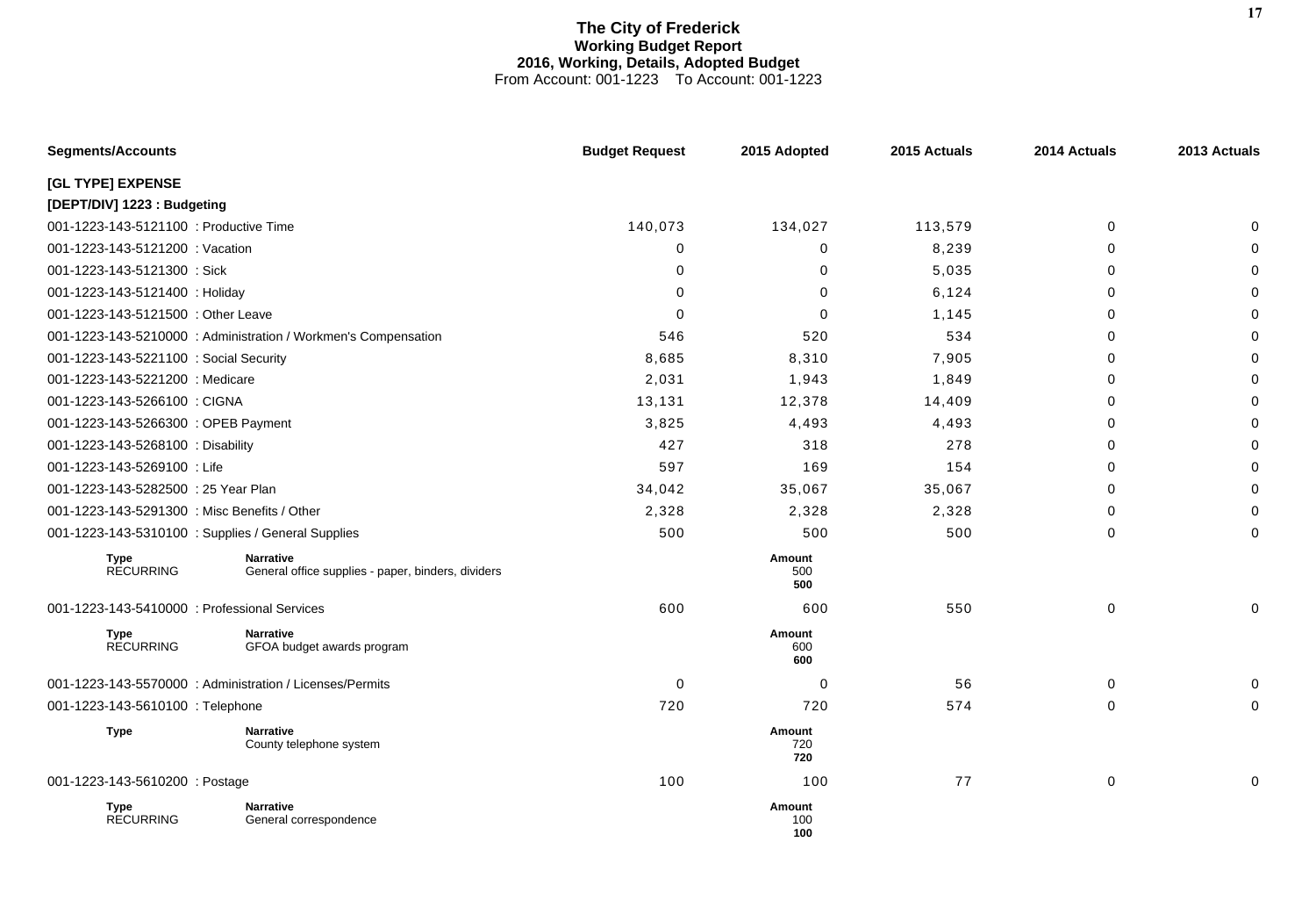# The City of Frederick
## Working Budget Report
### 2016, Working, Details, Adopted Budget
From Account: 001-1223 To Account: 001-1223

| Segments/Accounts | Budget Request | 2015 Adopted | 2015 Actuals | 2014 Actuals | 2013 Actuals |
|---|---|---|---|---|---|
| **[GL TYPE] EXPENSE** | | | | | |
| **[DEPT/DIV] 1223 : Budgeting** | | | | | |
| 001-1223-143-5121100 : Productive Time | 140,073 | 134,027 | 113,579 | 0 | 0 |
| 001-1223-143-5121200 : Vacation | 0 | 0 | 8,239 | 0 | 0 |
| 001-1223-143-5121300 : Sick | 0 | 0 | 5,035 | 0 | 0 |
| 001-1223-143-5121400 : Holiday | 0 | 0 | 6,124 | 0 | 0 |
| 001-1223-143-5121500 : Other Leave | 0 | 0 | 1,145 | 0 | 0 |
| 001-1223-143-5210000 : Administration / Workmen's Compensation | 546 | 520 | 534 | 0 | 0 |
| 001-1223-143-5221100 : Social Security | 8,685 | 8,310 | 7,905 | 0 | 0 |
| 001-1223-143-5221200 : Medicare | 2,031 | 1,943 | 1,849 | 0 | 0 |
| 001-1223-143-5266100 : CIGNA | 13,131 | 12,378 | 14,409 | 0 | 0 |
| 001-1223-143-5266300 : OPEB Payment | 3,825 | 4,493 | 4,493 | 0 | 0 |
| 001-1223-143-5268100 : Disability | 427 | 318 | 278 | 0 | 0 |
| 001-1223-143-5269100 : Life | 597 | 169 | 154 | 0 | 0 |
| 001-1223-143-5282500 : 25 Year Plan | 34,042 | 35,067 | 35,067 | 0 | 0 |
| 001-1223-143-5291300 : Misc Benefits / Other | 2,328 | 2,328 | 2,328 | 0 | 0 |
| 001-1223-143-5310100 : Supplies / General Supplies | 500 | 500 | 500 | 0 | 0 |

| Type | Narrative | Amount |
|---|---|---|
| RECURRING | General office supplies - paper, binders, dividers | 500 |
| | | **500** |

| Segments/Accounts | Budget Request | 2015 Adopted | 2015 Actuals | 2014 Actuals | 2013 Actuals |
|---|---|---|---|---|---|
| 001-1223-143-5410000 : Professional Services | 600 | 600 | 550 | 0 | 0 |

| Type | Narrative | Amount |
|---|---|---|
| RECURRING | GFOA budget awards program | 600 |
| | | **600** |

| Segments/Accounts | Budget Request | 2015 Adopted | 2015 Actuals | 2014 Actuals | 2013 Actuals |
|---|---|---|---|---|---|
| 001-1223-143-5570000 : Administration / Licenses/Permits | 0 | 0 | 56 | 0 | 0 |
| 001-1223-143-5610100 : Telephone | 720 | 720 | 574 | 0 | 0 |

| Type | Narrative | Amount |
|---|---|---|
| | County telephone system | 720 |
| | | **720** |

| Segments/Accounts | Budget Request | 2015 Adopted | 2015 Actuals | 2014 Actuals | 2013 Actuals |
|---|---|---|---|---|---|
| 001-1223-143-5610200 : Postage | 100 | 100 | 77 | 0 | 0 |

| Type | Narrative | Amount |
|---|---|---|
| RECURRING | General correspondence | 100 |
| | | **100** |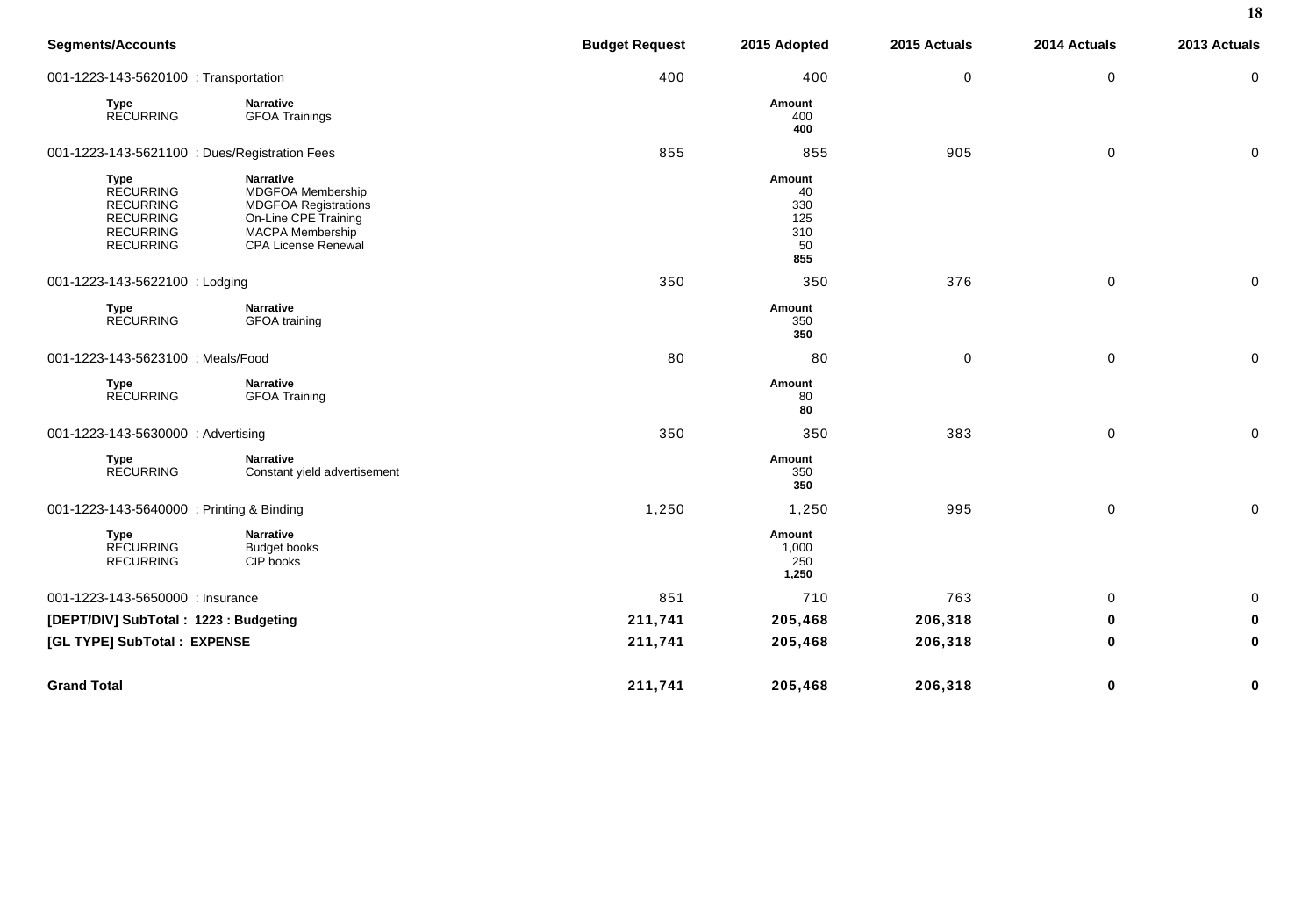| Segments/Accounts | | Budget Request | 2015 Adopted | 2015 Actuals | 2014 Actuals | 2013 Actuals |
|---|---|---|---|---|---|---|
| 001-1223-143-5620100 : Transportation | | 400 | 400 | 0 | 0 | 0 |
| **Type** | **Narrative** | | **Amount** | | | |
| RECURRING | GFOA Trainings | | 400 | | | |
| | | | **400** | | | |
| 001-1223-143-5621100 : Dues/Registration Fees | | 855 | 855 | 905 | 0 | 0 |
| **Type** | **Narrative** | | **Amount** | | | |
| RECURRING | MDGFOA Membership | | 40 | | | |
| RECURRING | MDGFOA Registrations | | 330 | | | |
| RECURRING | On-Line CPE Training | | 125 | | | |
| RECURRING | MACPA Membership | | 310 | | | |
| RECURRING | CPA License Renewal | | 50 | | | |
| | | | **855** | | | |
| 001-1223-143-5622100 : Lodging | | 350 | 350 | 376 | 0 | 0 |
| **Type** | **Narrative** | | **Amount** | | | |
| RECURRING | GFOA training | | 350 | | | |
| | | | **350** | | | |
| 001-1223-143-5623100 : Meals/Food | | 80 | 80 | 0 | 0 | 0 |
| **Type** | **Narrative** | | **Amount** | | | |
| RECURRING | GFOA Training | | 80 | | | |
| | | | **80** | | | |
| 001-1223-143-5630000 : Advertising | | 350 | 350 | 383 | 0 | 0 |
| **Type** | **Narrative** | | **Amount** | | | |
| RECURRING | Constant yield advertisement | | 350 | | | |
| | | | **350** | | | |
| 001-1223-143-5640000 : Printing & Binding | | 1,250 | 1,250 | 995 | 0 | 0 |
| **Type** | **Narrative** | | **Amount** | | | |
| RECURRING | Budget books | | 1,000 | | | |
| RECURRING | CIP books | | 250 | | | |
| | | | **1,250** | | | |
| 001-1223-143-5650000 : Insurance | | 851 | 710 | 763 | 0 | 0 |
| **[DEPT/DIV] SubTotal : 1223 : Budgeting** | | **211,741** | **205,468** | **206,318** | **0** | **0** |
| **[GL TYPE] SubTotal : EXPENSE** | | **211,741** | **205,468** | **206,318** | **0** | **0** |
| **Grand Total** | | **211,741** | **205,468** | **206,318** | **0** | **0** |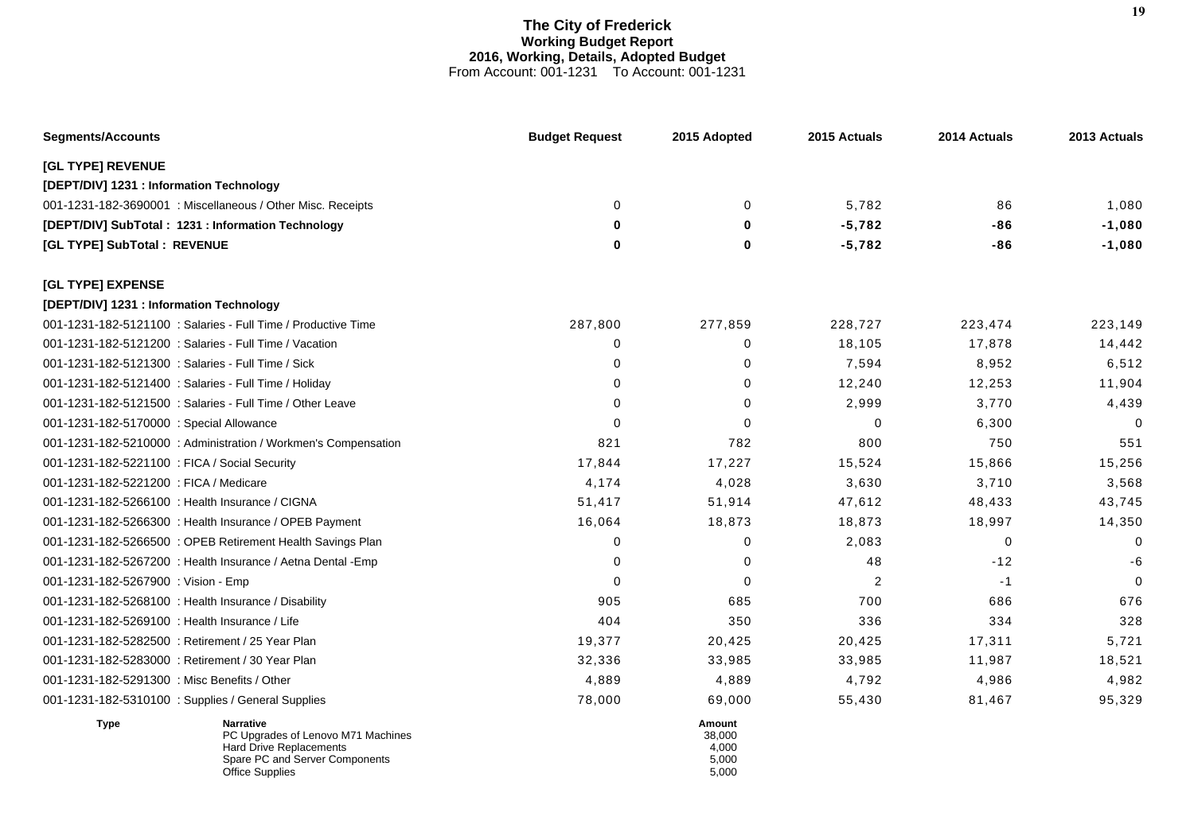# The City of Frederick
## Working Budget Report
### 2016, Working, Details, Adopted Budget
From Account: 001-1231 To Account: 001-1231

| Segments/Accounts | Budget Request | 2015 Adopted | 2015 Actuals | 2014 Actuals | 2013 Actuals |
|---|---|---|---|---|---|
| **[GL TYPE] REVENUE** | | | | | |
| **[DEPT/DIV] 1231 : Information Technology** | | | | | |
| 001-1231-182-3690001 : Miscellaneous / Other Misc. Receipts | 0 | 0 | 5,782 | 86 | 1,080 |
| **[DEPT/DIV] SubTotal : 1231 : Information Technology** | **0** | **0** | **-5,782** | **-86** | **-1,080** |
| **[GL TYPE] SubTotal : REVENUE** | **0** | **0** | **-5,782** | **-86** | **-1,080** |
| **[GL TYPE] EXPENSE** | | | | | |
| **[DEPT/DIV] 1231 : Information Technology** | | | | | |
| 001-1231-182-5121100 : Salaries - Full Time / Productive Time | 287,800 | 277,859 | 228,727 | 223,474 | 223,149 |
| 001-1231-182-5121200 : Salaries - Full Time / Vacation | 0 | 0 | 18,105 | 17,878 | 14,442 |
| 001-1231-182-5121300 : Salaries - Full Time / Sick | 0 | 0 | 7,594 | 8,952 | 6,512 |
| 001-1231-182-5121400 : Salaries - Full Time / Holiday | 0 | 0 | 12,240 | 12,253 | 11,904 |
| 001-1231-182-5121500 : Salaries - Full Time / Other Leave | 0 | 0 | 2,999 | 3,770 | 4,439 |
| 001-1231-182-5170000 : Special Allowance | 0 | 0 | 0 | 6,300 | 0 |
| 001-1231-182-5210000 : Administration / Workmen's Compensation | 821 | 782 | 800 | 750 | 551 |
| 001-1231-182-5221100 : FICA / Social Security | 17,844 | 17,227 | 15,524 | 15,866 | 15,256 |
| 001-1231-182-5221200 : FICA / Medicare | 4,174 | 4,028 | 3,630 | 3,710 | 3,568 |
| 001-1231-182-5266100 : Health Insurance / CIGNA | 51,417 | 51,914 | 47,612 | 48,433 | 43,745 |
| 001-1231-182-5266300 : Health Insurance / OPEB Payment | 16,064 | 18,873 | 18,873 | 18,997 | 14,350 |
| 001-1231-182-5266500 : OPEB Retirement Health Savings Plan | 0 | 0 | 2,083 | 0 | 0 |
| 001-1231-182-5267200 : Health Insurance / Aetna Dental -Emp | 0 | 0 | 48 | -12 | -6 |
| 001-1231-182-5267900 : Vision - Emp | 0 | 0 | 2 | -1 | 0 |
| 001-1231-182-5268100 : Health Insurance / Disability | 905 | 685 | 700 | 686 | 676 |
| 001-1231-182-5269100 : Health Insurance / Life | 404 | 350 | 336 | 334 | 328 |
| 001-1231-182-5282500 : Retirement / 25 Year Plan | 19,377 | 20,425 | 20,425 | 17,311 | 5,721 |
| 001-1231-182-5283000 : Retirement / 30 Year Plan | 32,336 | 33,985 | 33,985 | 11,987 | 18,521 |
| 001-1231-182-5291300 : Misc Benefits / Other | 4,889 | 4,889 | 4,792 | 4,986 | 4,982 |
| 001-1231-182-5310100 : Supplies / General Supplies | 78,000 | 69,000 | 55,430 | 81,467 | 95,329 |

| Type | Narrative | Amount |
|---|---|---|
| | PC Upgrades of Lenovo M71 Machines | 38,000 |
| | Hard Drive Replacements | 4,000 |
| | Spare PC and Server Components | 5,000 |
| | Office Supplies | 5,000 |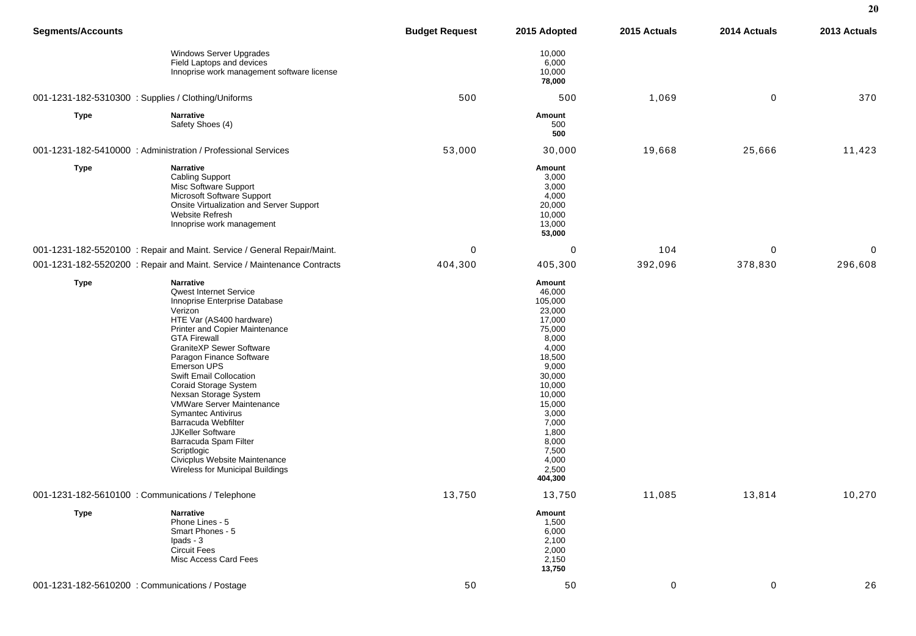| Segments/Accounts | | Budget Request | 2015 Adopted | 2015 Actuals | 2014 Actuals | 2013 Actuals |
|---|---|---|---|---|---|---|
| | Windows Server Upgrades | | 10,000 | | | |
| | Field Laptops and devices | | 6,000 | | | |
| | Innoprise work management software license | | 10,000 | | | |
| | | | **78,000** | | | |
| 001-1231-182-5310300 : Supplies / Clothing/Uniforms | | 500 | 500 | 1,069 | 0 | 370 |
| **Type** | **Narrative** | | **Amount** | | | |
| | Safety Shoes (4) | | 500 | | | |
| | | | **500** | | | |
| 001-1231-182-5410000 : Administration / Professional Services | | 53,000 | 30,000 | 19,668 | 25,666 | 11,423 |
| **Type** | **Narrative** | | **Amount** | | | |
| | Cabling Support | | 3,000 | | | |
| | Misc Software Support | | 3,000 | | | |
| | Microsoft Software Support | | 4,000 | | | |
| | Onsite Virtualization and Server Support | | 20,000 | | | |
| | Website Refresh | | 10,000 | | | |
| | Innoprise work management | | 13,000 | | | |
| | | | **53,000** | | | |
| 001-1231-182-5520100 : Repair and Maint. Service / General Repair/Maint. | | 0 | 0 | 104 | 0 | 0 |
| 001-1231-182-5520200 : Repair and Maint. Service / Maintenance Contracts | | 404,300 | 405,300 | 392,096 | 378,830 | 296,608 |
| **Type** | **Narrative** | | **Amount** | | | |
| | Qwest Internet Service | | 46,000 | | | |
| | Innoprise Enterprise Database | | 105,000 | | | |
| | Verizon | | 23,000 | | | |
| | HTE Var (AS400 hardware) | | 17,000 | | | |
| | Printer and Copier Maintenance | | 75,000 | | | |
| | GTA Firewall | | 8,000 | | | |
| | GraniteXP Sewer Software | | 4,000 | | | |
| | Paragon Finance Software | | 18,500 | | | |
| | Emerson UPS | | 9,000 | | | |
| | Swift Email Collocation | | 30,000 | | | |
| | Coraid Storage System | | 10,000 | | | |
| | Nexsan Storage System | | 10,000 | | | |
| | VMWare Server Maintenance | | 15,000 | | | |
| | Symantec Antivirus | | 3,000 | | | |
| | Barracuda Webfilter | | 7,000 | | | |
| | JJKeller Software | | 1,800 | | | |
| | Barracuda Spam Filter | | 8,000 | | | |
| | Scriptlogic | | 7,500 | | | |
| | Civicplus Website Maintenance | | 4,000 | | | |
| | Wireless for Municipal Buildings | | 2,500 | | | |
| | | | **404,300** | | | |
| 001-1231-182-5610100 : Communications / Telephone | | 13,750 | 13,750 | 11,085 | 13,814 | 10,270 |
| **Type** | **Narrative** | | **Amount** | | | |
| | Phone Lines - 5 | | 1,500 | | | |
| | Smart Phones - 5 | | 6,000 | | | |
| | Ipads - 3 | | 2,100 | | | |
| | Circuit Fees | | 2,000 | | | |
| | Misc Access Card Fees | | 2,150 | | | |
| | | | **13,750** | | | |
| 001-1231-182-5610200 : Communications / Postage | | 50 | 50 | 0 | 0 | 26 |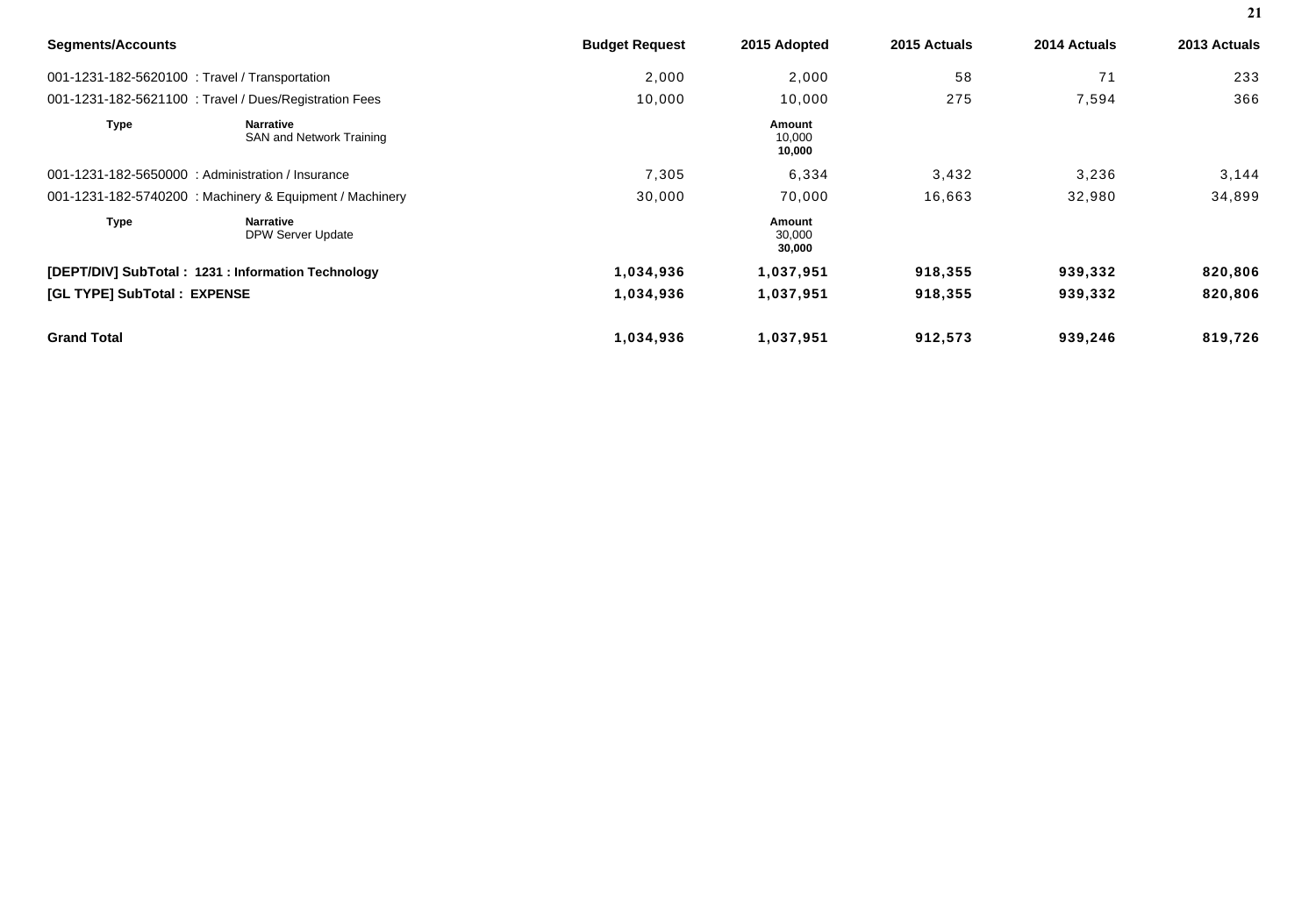| Segments/Accounts | | Budget Request | 2015 Adopted | 2015 Actuals | 2014 Actuals | 2013 Actuals |
|---|---|---|---|---|---|---|
| 001-1231-182-5620100 : Travel / Transportation | | 2,000 | 2,000 | 58 | 71 | 233 |
| 001-1231-182-5621100 : Travel / Dues/Registration Fees | | 10,000 | 10,000 | 275 | 7,594 | 366 |
| **Type** | **Narrative** | | **Amount** | | | |
| | SAN and Network Training | | 10,000 | | | |
| | | | **10,000** | | | |
| 001-1231-182-5650000 : Administration / Insurance | | 7,305 | 6,334 | 3,432 | 3,236 | 3,144 |
| 001-1231-182-5740200 : Machinery & Equipment / Machinery | | 30,000 | 70,000 | 16,663 | 32,980 | 34,899 |
| **Type** | **Narrative** | | **Amount** | | | |
| | DPW Server Update | | 30,000 | | | |
| | | | **30,000** | | | |
| **[DEPT/DIV] SubTotal : 1231 : Information Technology** | | **1,034,936** | **1,037,951** | **918,355** | **939,332** | **820,806** |
| **[GL TYPE] SubTotal : EXPENSE** | | **1,034,936** | **1,037,951** | **918,355** | **939,332** | **820,806** |
| **Grand Total** | | **1,034,936** | **1,037,951** | **912,573** | **939,246** | **819,726** |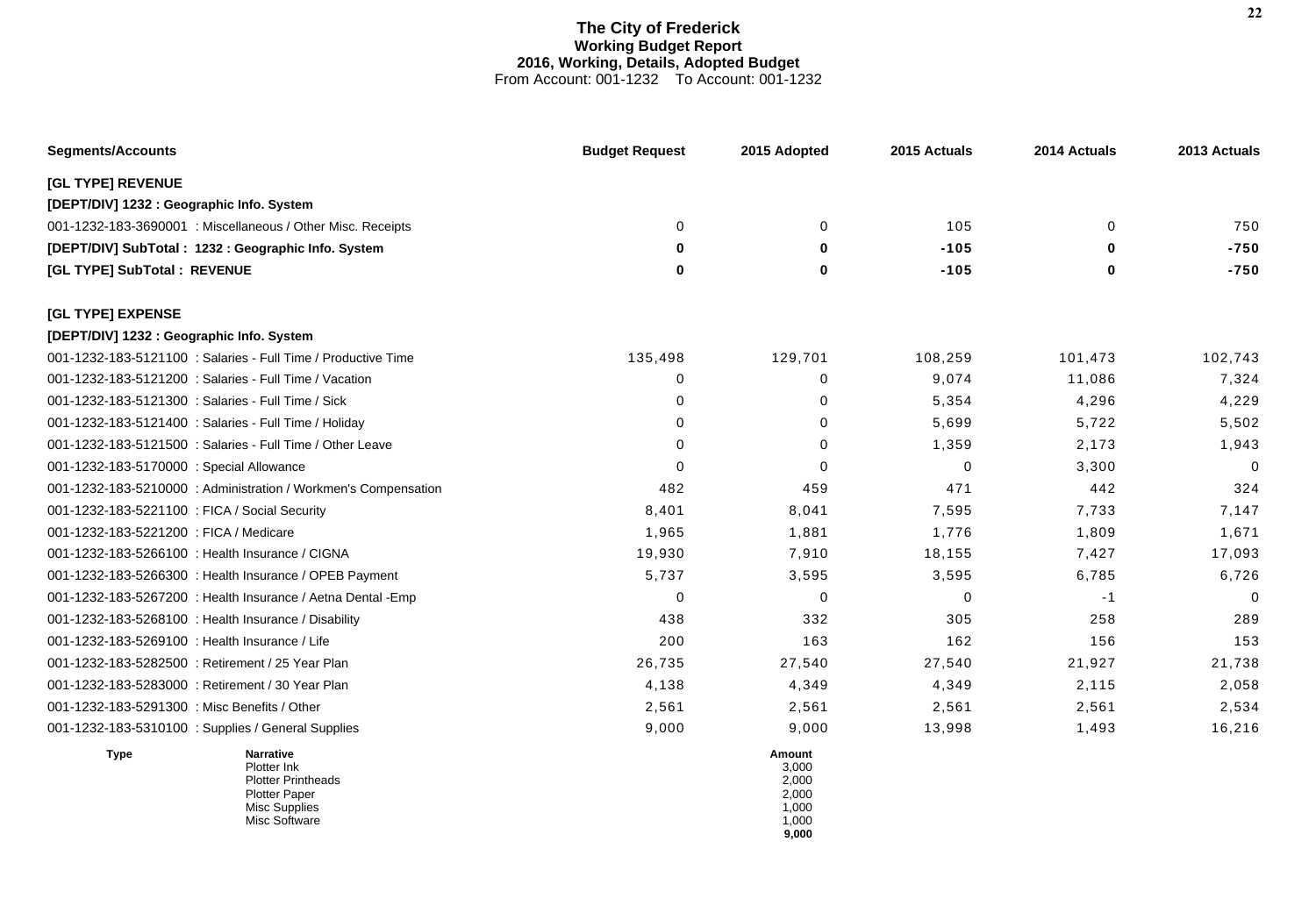# The City of Frederick
## Working Budget Report
### 2016, Working, Details, Adopted Budget
From Account: 001-1232 To Account: 001-1232

| Segments/Accounts | Budget Request | 2015 Adopted | 2015 Actuals | 2014 Actuals | 2013 Actuals |
|---|---|---|---|---|---|
| **[GL TYPE] REVENUE** | | | | | |
| **[DEPT/DIV] 1232 : Geographic Info. System** | | | | | |
| 001-1232-183-3690001 : Miscellaneous / Other Misc. Receipts | 0 | 0 | 105 | 0 | 750 |
| **[DEPT/DIV] SubTotal : 1232 : Geographic Info. System** | **0** | **0** | **-105** | **0** | **-750** |
| **[GL TYPE] SubTotal : REVENUE** | **0** | **0** | **-105** | **0** | **-750** |
| **[GL TYPE] EXPENSE** | | | | | |
| **[DEPT/DIV] 1232 : Geographic Info. System** | | | | | |
| 001-1232-183-5121100 : Salaries - Full Time / Productive Time | 135,498 | 129,701 | 108,259 | 101,473 | 102,743 |
| 001-1232-183-5121200 : Salaries - Full Time / Vacation | 0 | 0 | 9,074 | 11,086 | 7,324 |
| 001-1232-183-5121300 : Salaries - Full Time / Sick | 0 | 0 | 5,354 | 4,296 | 4,229 |
| 001-1232-183-5121400 : Salaries - Full Time / Holiday | 0 | 0 | 5,699 | 5,722 | 5,502 |
| 001-1232-183-5121500 : Salaries - Full Time / Other Leave | 0 | 0 | 1,359 | 2,173 | 1,943 |
| 001-1232-183-5170000 : Special Allowance | 0 | 0 | 0 | 3,300 | 0 |
| 001-1232-183-5210000 : Administration / Workmen's Compensation | 482 | 459 | 471 | 442 | 324 |
| 001-1232-183-5221100 : FICA / Social Security | 8,401 | 8,041 | 7,595 | 7,733 | 7,147 |
| 001-1232-183-5221200 : FICA / Medicare | 1,965 | 1,881 | 1,776 | 1,809 | 1,671 |
| 001-1232-183-5266100 : Health Insurance / CIGNA | 19,930 | 7,910 | 18,155 | 7,427 | 17,093 |
| 001-1232-183-5266300 : Health Insurance / OPEB Payment | 5,737 | 3,595 | 3,595 | 6,785 | 6,726 |
| 001-1232-183-5267200 : Health Insurance / Aetna Dental -Emp | 0 | 0 | 0 | -1 | 0 |
| 001-1232-183-5268100 : Health Insurance / Disability | 438 | 332 | 305 | 258 | 289 |
| 001-1232-183-5269100 : Health Insurance / Life | 200 | 163 | 162 | 156 | 153 |
| 001-1232-183-5282500 : Retirement / 25 Year Plan | 26,735 | 27,540 | 27,540 | 21,927 | 21,738 |
| 001-1232-183-5283000 : Retirement / 30 Year Plan | 4,138 | 4,349 | 4,349 | 2,115 | 2,058 |
| 001-1232-183-5291300 : Misc Benefits / Other | 2,561 | 2,561 | 2,561 | 2,561 | 2,534 |
| 001-1232-183-5310100 : Supplies / General Supplies | 9,000 | 9,000 | 13,998 | 1,493 | 16,216 |

| Type | Narrative | Amount |
|---|---|---|
| | Plotter Ink | 3,000 |
| | Plotter Printheads | 2,000 |
| | Plotter Paper | 2,000 |
| | Misc Supplies | 1,000 |
| | Misc Software | 1,000 |
| | | **9,000** |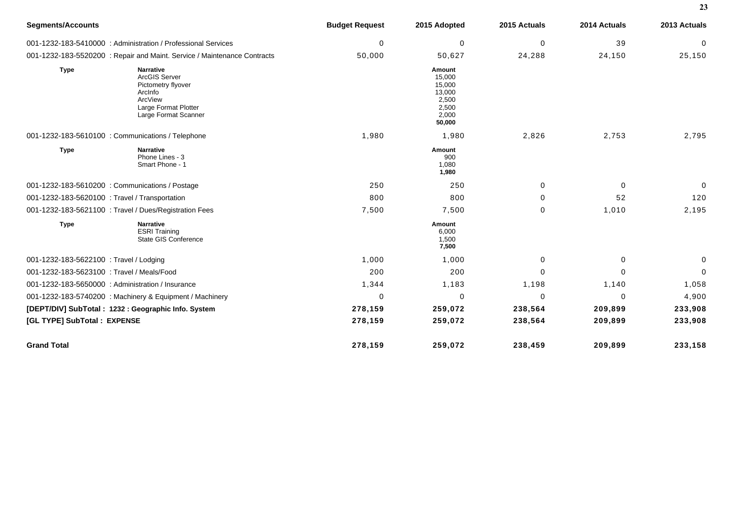| Segments/Accounts | | Budget Request | 2015 Adopted | 2015 Actuals | 2014 Actuals | 2013 Actuals |
|---|---|---|---|---|---|---|
| 001-1232-183-5410000 : Administration / Professional Services | | 0 | 0 | 0 | 39 | 0 |
| 001-1232-183-5520200 : Repair and Maint. Service / Maintenance Contracts | | 50,000 | 50,627 | 24,288 | 24,150 | 25,150 |
| **Type** | **Narrative** | | **Amount** | | | |
| | ArcGIS Server | | 15,000 | | | |
| | Pictometry flyover | | 15,000 | | | |
| | ArcInfo | | 13,000 | | | |
| | ArcView | | 2,500 | | | |
| | Large Format Plotter | | 2,500 | | | |
| | Large Format Scanner | | 2,000 | | | |
| | | | **50,000** | | | |
| 001-1232-183-5610100 : Communications / Telephone | | 1,980 | 1,980 | 2,826 | 2,753 | 2,795 |
| **Type** | **Narrative** | | **Amount** | | | |
| | Phone Lines - 3 | | 900 | | | |
| | Smart Phone - 1 | | 1,080 | | | |
| | | | **1,980** | | | |
| 001-1232-183-5610200 : Communications / Postage | | 250 | 250 | 0 | 0 | 0 |
| 001-1232-183-5620100 : Travel / Transportation | | 800 | 800 | 0 | 52 | 120 |
| 001-1232-183-5621100 : Travel / Dues/Registration Fees | | 7,500 | 7,500 | 0 | 1,010 | 2,195 |
| **Type** | **Narrative** | | **Amount** | | | |
| | ESRI Training | | 6,000 | | | |
| | State GIS Conference | | 1,500 | | | |
| | | | **7,500** | | | |
| 001-1232-183-5622100 : Travel / Lodging | | 1,000 | 1,000 | 0 | 0 | 0 |
| 001-1232-183-5623100 : Travel / Meals/Food | | 200 | 200 | 0 | 0 | 0 |
| 001-1232-183-5650000 : Administration / Insurance | | 1,344 | 1,183 | 1,198 | 1,140 | 1,058 |
| 001-1232-183-5740200 : Machinery & Equipment / Machinery | | 0 | 0 | 0 | 0 | 4,900 |
| **[DEPT/DIV] SubTotal : 1232 : Geographic Info. System** | | **278,159** | **259,072** | **238,564** | **209,899** | **233,908** |
| **[GL TYPE] SubTotal : EXPENSE** | | **278,159** | **259,072** | **238,564** | **209,899** | **233,908** |
| **Grand Total** | | **278,159** | **259,072** | **238,459** | **209,899** | **233,158** |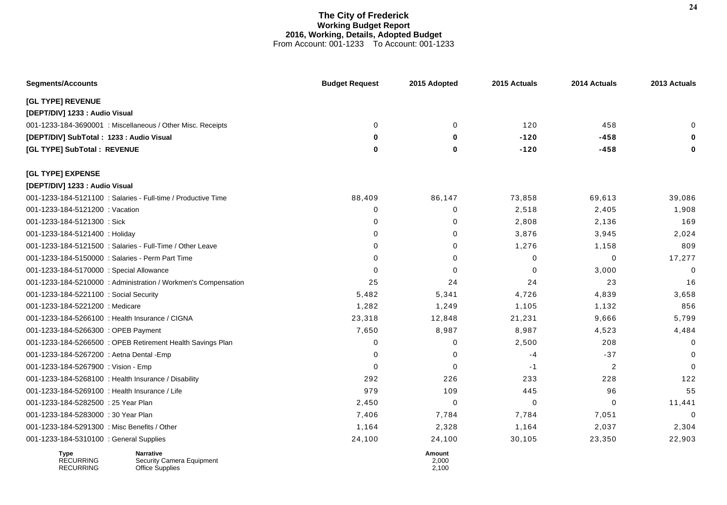# The City of Frederick
## Working Budget Report
### 2016, Working, Details, Adopted Budget
From Account: 001-1233 To Account: 001-1233

| Segments/Accounts | Budget Request | 2015 Adopted | 2015 Actuals | 2014 Actuals | 2013 Actuals |
|---|---|---|---|---|---|
| **[GL TYPE] REVENUE** | | | | | |
| **[DEPT/DIV] 1233 : Audio Visual** | | | | | |
| 001-1233-184-3690001 : Miscellaneous / Other Misc. Receipts | 0 | 0 | 120 | 458 | 0 |
| **[DEPT/DIV] SubTotal : 1233 : Audio Visual** | **0** | **0** | **-120** | **-458** | **0** |
| **[GL TYPE] SubTotal : REVENUE** | **0** | **0** | **-120** | **-458** | **0** |
| **[GL TYPE] EXPENSE** | | | | | |
| **[DEPT/DIV] 1233 : Audio Visual** | | | | | |
| 001-1233-184-5121100 : Salaries - Full-time / Productive Time | 88,409 | 86,147 | 73,858 | 69,613 | 39,086 |
| 001-1233-184-5121200 : Vacation | 0 | 0 | 2,518 | 2,405 | 1,908 |
| 001-1233-184-5121300 : Sick | 0 | 0 | 2,808 | 2,136 | 169 |
| 001-1233-184-5121400 : Holiday | 0 | 0 | 3,876 | 3,945 | 2,024 |
| 001-1233-184-5121500 : Salaries - Full-Time / Other Leave | 0 | 0 | 1,276 | 1,158 | 809 |
| 001-1233-184-5150000 : Salaries - Perm Part Time | 0 | 0 | 0 | 0 | 17,277 |
| 001-1233-184-5170000 : Special Allowance | 0 | 0 | 0 | 3,000 | 0 |
| 001-1233-184-5210000 : Administration / Workmen's Compensation | 25 | 24 | 24 | 23 | 16 |
| 001-1233-184-5221100 : Social Security | 5,482 | 5,341 | 4,726 | 4,839 | 3,658 |
| 001-1233-184-5221200 : Medicare | 1,282 | 1,249 | 1,105 | 1,132 | 856 |
| 001-1233-184-5266100 : Health Insurance / CIGNA | 23,318 | 12,848 | 21,231 | 9,666 | 5,799 |
| 001-1233-184-5266300 : OPEB Payment | 7,650 | 8,987 | 8,987 | 4,523 | 4,484 |
| 001-1233-184-5266500 : OPEB Retirement Health Savings Plan | 0 | 0 | 2,500 | 208 | 0 |
| 001-1233-184-5267200 : Aetna Dental -Emp | 0 | 0 | -4 | -37 | 0 |
| 001-1233-184-5267900 : Vision - Emp | 0 | 0 | -1 | 2 | 0 |
| 001-1233-184-5268100 : Health Insurance / Disability | 292 | 226 | 233 | 228 | 122 |
| 001-1233-184-5269100 : Health Insurance / Life | 979 | 109 | 445 | 96 | 55 |
| 001-1233-184-5282500 : 25 Year Plan | 2,450 | 0 | 0 | 0 | 11,441 |
| 001-1233-184-5283000 : 30 Year Plan | 7,406 | 7,784 | 7,784 | 7,051 | 0 |
| 001-1233-184-5291300 : Misc Benefits / Other | 1,164 | 2,328 | 1,164 | 2,037 | 2,304 |
| 001-1233-184-5310100 : General Supplies | 24,100 | 24,100 | 30,105 | 23,350 | 22,903 |

| Type | Narrative | Amount |
|---|---|---|
| RECURRING | Security Camera Equipment | 2,000 |
| RECURRING | Office Supplies | 2,100 |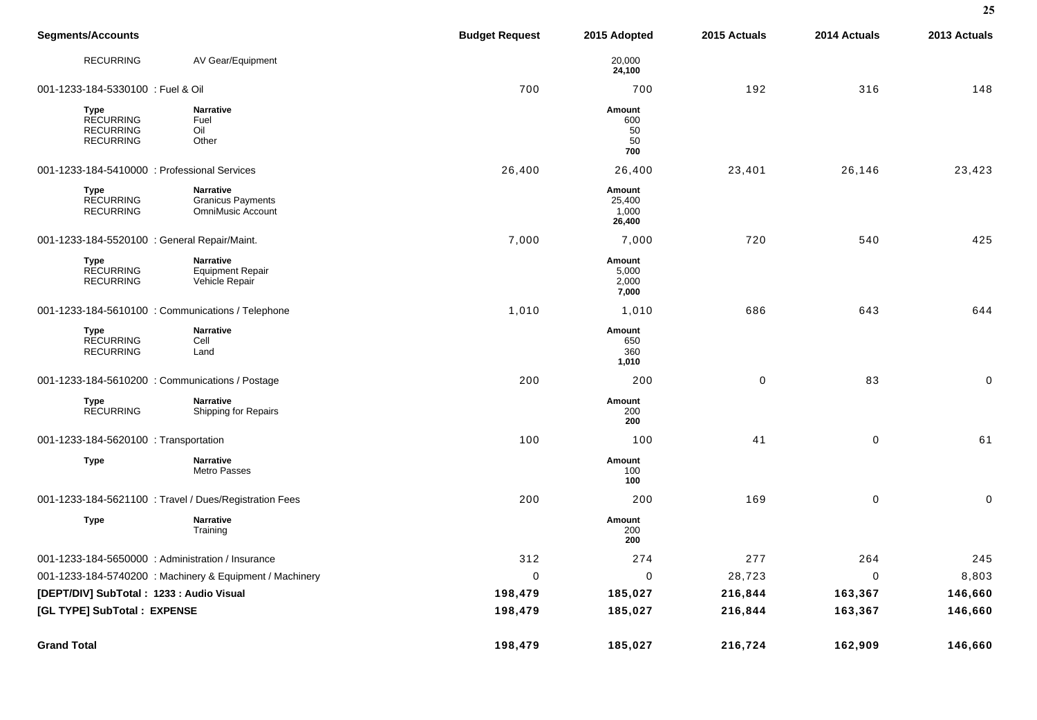| Segments/Accounts | | Budget Request | 2015 Adopted | 2015 Actuals | 2014 Actuals | 2013 Actuals |
|---|---|---|---|---|---|---|
| RECURRING | AV Gear/Equipment | | 20,000 | | | |
| | | | **24,100** | | | |
| 001-1233-184-5330100 : Fuel & Oil | | 700 | 700 | 192 | 316 | 148 |
| **Type** | **Narrative** | | **Amount** | | | |
| RECURRING | Fuel | | 600 | | | |
| RECURRING | Oil | | 50 | | | |
| RECURRING | Other | | 50 | | | |
| | | | **700** | | | |
| 001-1233-184-5410000 : Professional Services | | 26,400 | 26,400 | 23,401 | 26,146 | 23,423 |
| **Type** | **Narrative** | | **Amount** | | | |
| RECURRING | Granicus Payments | | 25,400 | | | |
| RECURRING | OmniMusic Account | | 1,000 | | | |
| | | | **26,400** | | | |
| 001-1233-184-5520100 : General Repair/Maint. | | 7,000 | 7,000 | 720 | 540 | 425 |
| **Type** | **Narrative** | | **Amount** | | | |
| RECURRING | Equipment Repair | | 5,000 | | | |
| RECURRING | Vehicle Repair | | 2,000 | | | |
| | | | **7,000** | | | |
| 001-1233-184-5610100 : Communications / Telephone | | 1,010 | 1,010 | 686 | 643 | 644 |
| **Type** | **Narrative** | | **Amount** | | | |
| RECURRING | Cell | | 650 | | | |
| RECURRING | Land | | 360 | | | |
| | | | **1,010** | | | |
| 001-1233-184-5610200 : Communications / Postage | | 200 | 200 | 0 | 83 | 0 |
| **Type** | **Narrative** | | **Amount** | | | |
| RECURRING | Shipping for Repairs | | 200 | | | |
| | | | **200** | | | |
| 001-1233-184-5620100 : Transportation | | 100 | 100 | 41 | 0 | 61 |
| **Type** | **Narrative** | | **Amount** | | | |
| | Metro Passes | | 100 | | | |
| | | | **100** | | | |
| 001-1233-184-5621100 : Travel / Dues/Registration Fees | | 200 | 200 | 169 | 0 | 0 |
| **Type** | **Narrative** | | **Amount** | | | |
| | Training | | 200 | | | |
| | | | **200** | | | |
| 001-1233-184-5650000 : Administration / Insurance | | 312 | 274 | 277 | 264 | 245 |
| 001-1233-184-5740200 : Machinery & Equipment / Machinery | | 0 | 0 | 28,723 | 0 | 8,803 |
| **[DEPT/DIV] SubTotal : 1233 : Audio Visual** | | **198,479** | **185,027** | **216,844** | **163,367** | **146,660** |
| **[GL TYPE] SubTotal : EXPENSE** | | **198,479** | **185,027** | **216,844** | **163,367** | **146,660** |
| **Grand Total** | | **198,479** | **185,027** | **216,724** | **162,909** | **146,660** |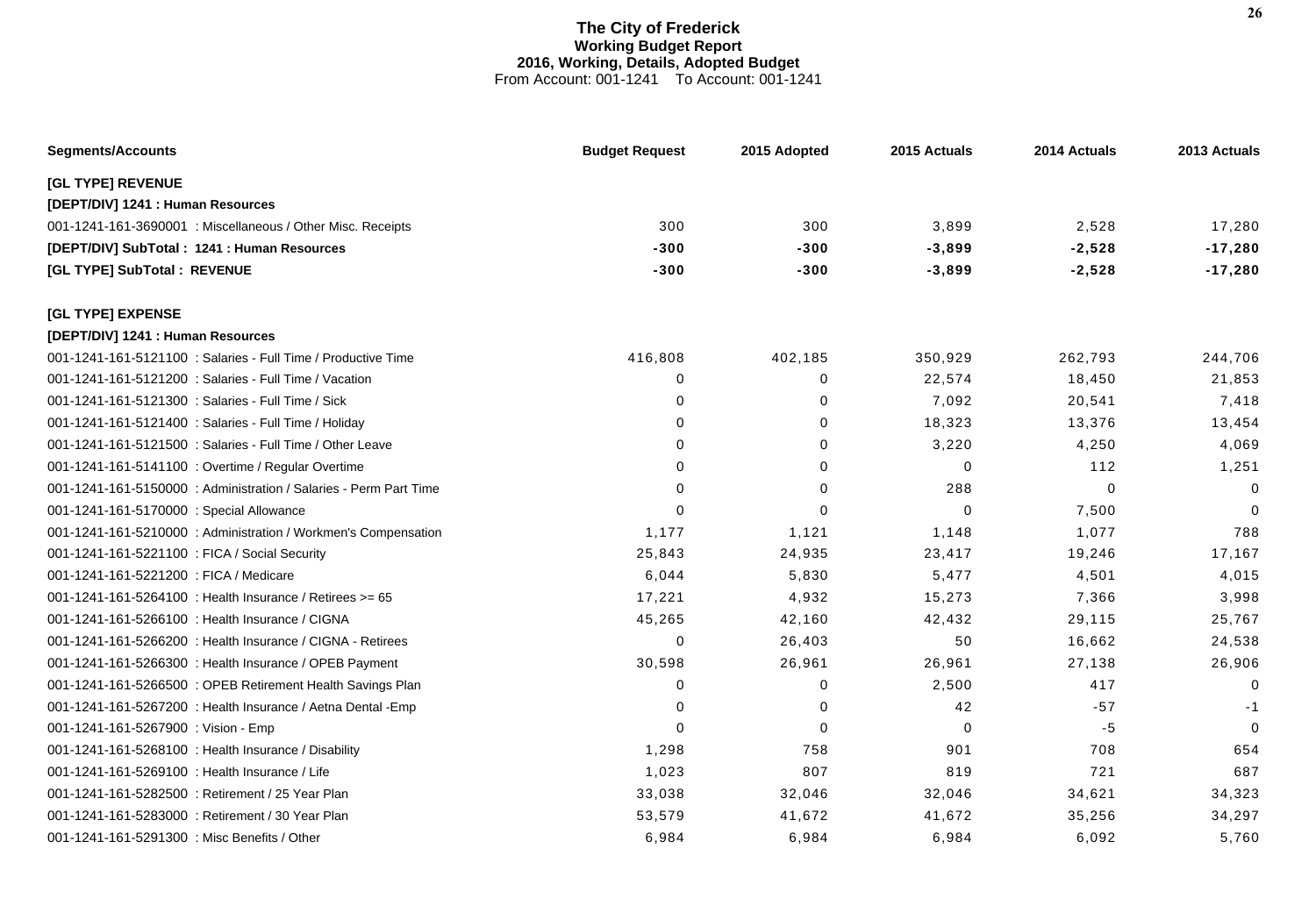# The City of Frederick
## Working Budget Report
### 2016, Working, Details, Adopted Budget
From Account: 001-1241 To Account: 001-1241

| Segments/Accounts | Budget Request | 2015 Adopted | 2015 Actuals | 2014 Actuals | 2013 Actuals |
|---|---|---|---|---|---|
| **[GL TYPE] REVENUE** | | | | | |
| **[DEPT/DIV] 1241 : Human Resources** | | | | | |
| 001-1241-161-3690001 : Miscellaneous / Other Misc. Receipts | 300 | 300 | 3,899 | 2,528 | 17,280 |
| **[DEPT/DIV] SubTotal : 1241 : Human Resources** | **-300** | **-300** | **-3,899** | **-2,528** | **-17,280** |
| **[GL TYPE] SubTotal : REVENUE** | **-300** | **-300** | **-3,899** | **-2,528** | **-17,280** |
| **[GL TYPE] EXPENSE** | | | | | |
| **[DEPT/DIV] 1241 : Human Resources** | | | | | |
| 001-1241-161-5121100 : Salaries - Full Time / Productive Time | 416,808 | 402,185 | 350,929 | 262,793 | 244,706 |
| 001-1241-161-5121200 : Salaries - Full Time / Vacation | 0 | 0 | 22,574 | 18,450 | 21,853 |
| 001-1241-161-5121300 : Salaries - Full Time / Sick | 0 | 0 | 7,092 | 20,541 | 7,418 |
| 001-1241-161-5121400 : Salaries - Full Time / Holiday | 0 | 0 | 18,323 | 13,376 | 13,454 |
| 001-1241-161-5121500 : Salaries - Full Time / Other Leave | 0 | 0 | 3,220 | 4,250 | 4,069 |
| 001-1241-161-5141100 : Overtime / Regular Overtime | 0 | 0 | 0 | 112 | 1,251 |
| 001-1241-161-5150000 : Administration / Salaries - Perm Part Time | 0 | 0 | 288 | 0 | 0 |
| 001-1241-161-5170000 : Special Allowance | 0 | 0 | 0 | 7,500 | 0 |
| 001-1241-161-5210000 : Administration / Workmen's Compensation | 1,177 | 1,121 | 1,148 | 1,077 | 788 |
| 001-1241-161-5221100 : FICA / Social Security | 25,843 | 24,935 | 23,417 | 19,246 | 17,167 |
| 001-1241-161-5221200 : FICA / Medicare | 6,044 | 5,830 | 5,477 | 4,501 | 4,015 |
| 001-1241-161-5264100 : Health Insurance / Retirees >= 65 | 17,221 | 4,932 | 15,273 | 7,366 | 3,998 |
| 001-1241-161-5266100 : Health Insurance / CIGNA | 45,265 | 42,160 | 42,432 | 29,115 | 25,767 |
| 001-1241-161-5266200 : Health Insurance / CIGNA - Retirees | 0 | 26,403 | 50 | 16,662 | 24,538 |
| 001-1241-161-5266300 : Health Insurance / OPEB Payment | 30,598 | 26,961 | 26,961 | 27,138 | 26,906 |
| 001-1241-161-5266500 : OPEB Retirement Health Savings Plan | 0 | 0 | 2,500 | 417 | 0 |
| 001-1241-161-5267200 : Health Insurance / Aetna Dental -Emp | 0 | 0 | 42 | -57 | -1 |
| 001-1241-161-5267900 : Vision - Emp | 0 | 0 | 0 | -5 | 0 |
| 001-1241-161-5268100 : Health Insurance / Disability | 1,298 | 758 | 901 | 708 | 654 |
| 001-1241-161-5269100 : Health Insurance / Life | 1,023 | 807 | 819 | 721 | 687 |
| 001-1241-161-5282500 : Retirement / 25 Year Plan | 33,038 | 32,046 | 32,046 | 34,621 | 34,323 |
| 001-1241-161-5283000 : Retirement / 30 Year Plan | 53,579 | 41,672 | 41,672 | 35,256 | 34,297 |
| 001-1241-161-5291300 : Misc Benefits / Other | 6,984 | 6,984 | 6,984 | 6,092 | 5,760 |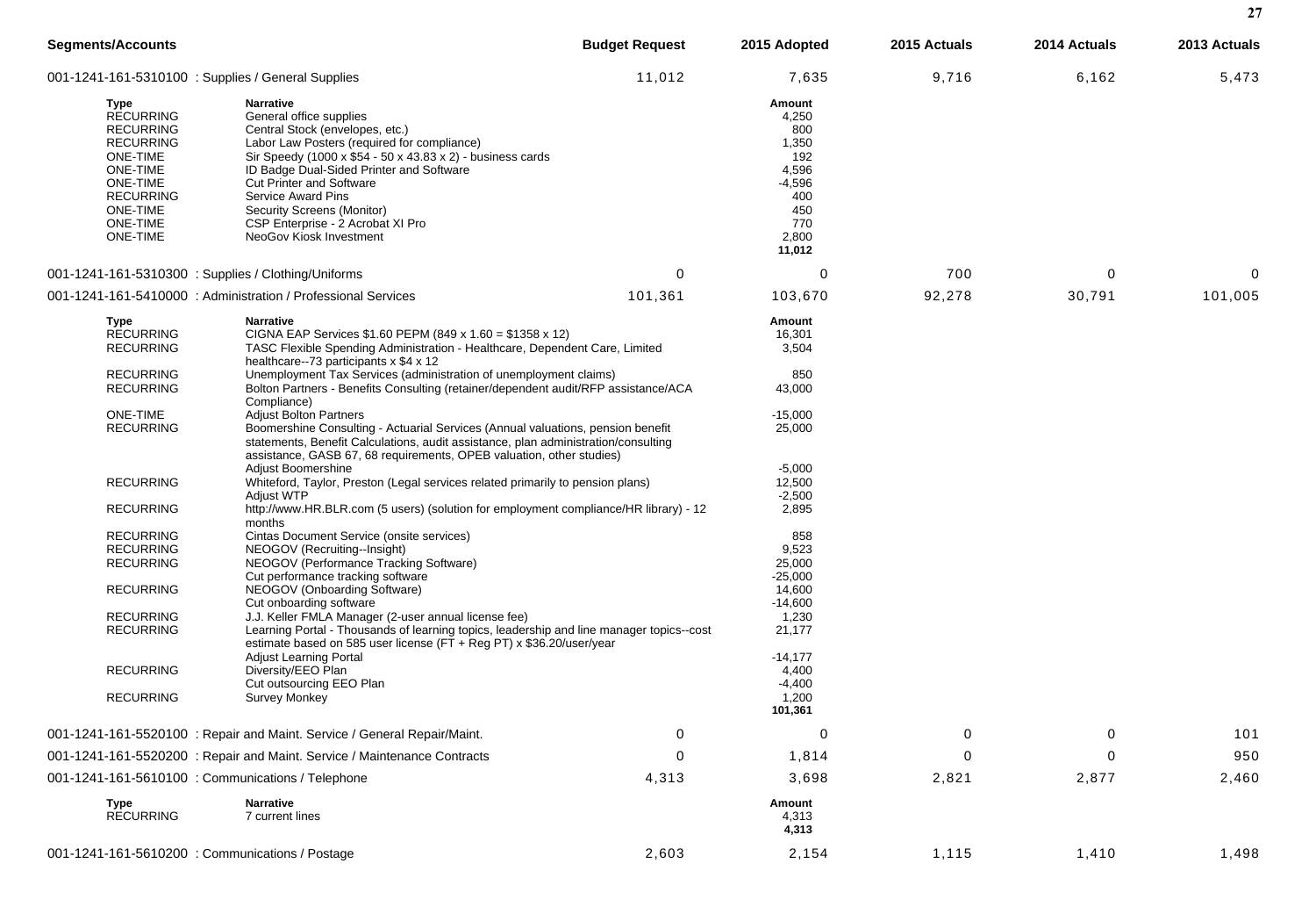| Segments/Accounts | | Budget Request | 2015 Adopted | 2015 Actuals | 2014 Actuals | 2013 Actuals |
|---|---|---|---|---|---|---|
| 001-1241-161-5310100 : Supplies / General Supplies | | 11,012 | 7,635 | 9,716 | 6,162 | 5,473 |

| Type | Narrative | Amount |
|---|---|---|
| RECURRING | General office supplies | 4,250 |
| RECURRING | Central Stock (envelopes, etc.) | 800 |
| RECURRING | Labor Law Posters (required for compliance) | 1,350 |
| ONE-TIME | Sir Speedy (1000 x $54 - 50 x 43.83 x 2) - business cards | 192 |
| ONE-TIME | ID Badge Dual-Sided Printer and Software | 4,596 |
| ONE-TIME | Cut Printer and Software | -4,596 |
| RECURRING | Service Award Pins | 400 |
| ONE-TIME | Security Screens (Monitor) | 450 |
| ONE-TIME | CSP Enterprise - 2 Acrobat XI Pro | 770 |
| ONE-TIME | NeoGov Kiosk Investment | 2,800 |
| | | **11,012** |

| Segments/Accounts | | Budget Request | 2015 Adopted | 2015 Actuals | 2014 Actuals | 2013 Actuals |
|---|---|---|---|---|---|---|
| 001-1241-161-5310300 : Supplies / Clothing/Uniforms | | 0 | 0 | 700 | 0 | 0 |
| 001-1241-161-5410000 : Administration / Professional Services | | 101,361 | 103,670 | 92,278 | 30,791 | 101,005 |

| Type | Narrative | Amount |
|---|---|---|
| RECURRING | CIGNA EAP Services $1.60 PEPM (849 x 1.60 = $1358 x 12) | 16,301 |
| RECURRING | TASC Flexible Spending Administration - Healthcare, Dependent Care, Limited healthcare--73 participants x $4 x 12 | 3,504 |
| RECURRING | Unemployment Tax Services (administration of unemployment claims) | 850 |
| RECURRING | Bolton Partners - Benefits Consulting (retainer/dependent audit/RFP assistance/ACA Compliance) | 43,000 |
| ONE-TIME | Adjust Bolton Partners | -15,000 |
| RECURRING | Boomershine Consulting - Actuarial Services (Annual valuations, pension benefit statements, Benefit Calculations, audit assistance, plan administration/consulting assistance, GASB 67, 68 requirements, OPEB valuation, other studies) | 25,000 |
| | Adjust Boomershine | -5,000 |
| RECURRING | Whiteford, Taylor, Preston (Legal services related primarily to pension plans) | 12,500 |
| | Adjust WTP | -2,500 |
| RECURRING | http://www.HR.BLR.com (5 users) (solution for employment compliance/HR library) - 12 months | 2,895 |
| RECURRING | Cintas Document Service (onsite services) | 858 |
| RECURRING | NEOGOV (Recruiting--Insight) | 9,523 |
| RECURRING | NEOGOV (Performance Tracking Software) | 25,000 |
| | Cut performance tracking software | -25,000 |
| RECURRING | NEOGOV (Onboarding Software) | 14,600 |
| | Cut onboarding software | -14,600 |
| RECURRING | J.J. Keller FMLA Manager (2-user annual license fee) | 1,230 |
| RECURRING | Learning Portal - Thousands of learning topics, leadership and line manager topics--cost estimate based on 585 user license (FT + Reg PT) x $36.20/user/year | 21,177 |
| | Adjust Learning Portal | -14,177 |
| RECURRING | Diversity/EEO Plan | 4,400 |
| | Cut outsourcing EEO Plan | -4,400 |
| RECURRING | Survey Monkey | 1,200 |
| | | **101,361** |

| Segments/Accounts | | Budget Request | 2015 Adopted | 2015 Actuals | 2014 Actuals | 2013 Actuals |
|---|---|---|---|---|---|---|
| 001-1241-161-5520100 : Repair and Maint. Service / General Repair/Maint. | | 0 | 0 | 0 | 0 | 101 |
| 001-1241-161-5520200 : Repair and Maint. Service / Maintenance Contracts | | 0 | 1,814 | 0 | 0 | 950 |
| 001-1241-161-5610100 : Communications / Telephone | | 4,313 | 3,698 | 2,821 | 2,877 | 2,460 |

| Type | Narrative | Amount |
|---|---|---|
| RECURRING | 7 current lines | 4,313 |
| | | **4,313** |

| Segments/Accounts | | Budget Request | 2015 Adopted | 2015 Actuals | 2014 Actuals | 2013 Actuals |
|---|---|---|---|---|---|---|
| 001-1241-161-5610200 : Communications / Postage | | 2,603 | 2,154 | 1,115 | 1,410 | 1,498 |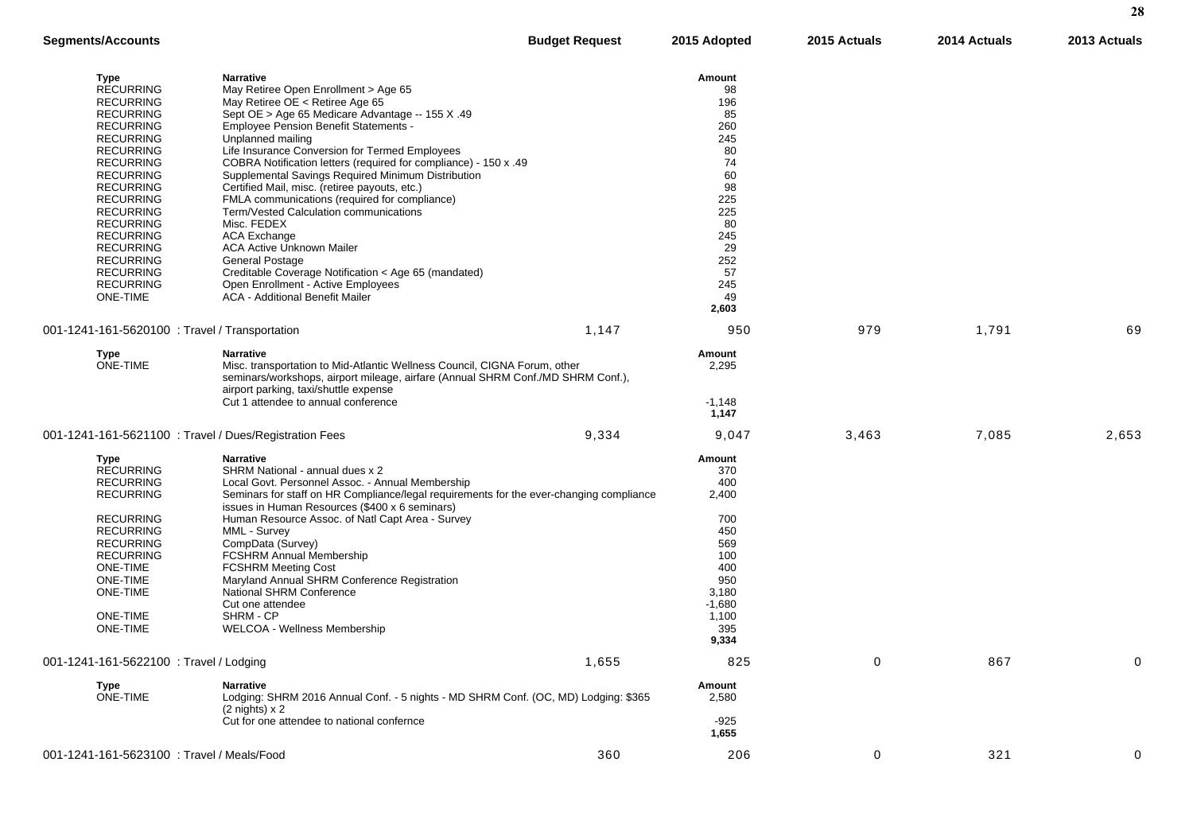| Segments/Accounts | | Budget Request | 2015 Adopted | 2015 Actuals | 2014 Actuals | 2013 Actuals |
|---|---|---|---|---|---|---|

| Type | Narrative | Amount |
|---|---|---|
| RECURRING | May Retiree Open Enrollment > Age 65 | 98 |
| RECURRING | May Retiree OE < Retiree Age 65 | 196 |
| RECURRING | Sept OE > Age 65 Medicare Advantage -- 155 X .49 | 85 |
| RECURRING | Employee Pension Benefit Statements - | 260 |
| RECURRING | Unplanned mailing | 245 |
| RECURRING | Life Insurance Conversion for Termed Employees | 80 |
| RECURRING | COBRA Notification letters (required for compliance) - 150 x .49 | 74 |
| RECURRING | Supplemental Savings Required Minimum Distribution | 60 |
| RECURRING | Certified Mail, misc. (retiree payouts, etc.) | 98 |
| RECURRING | FMLA communications (required for compliance) | 225 |
| RECURRING | Term/Vested Calculation communications | 225 |
| RECURRING | Misc. FEDEX | 80 |
| RECURRING | ACA Exchange | 245 |
| RECURRING | ACA Active Unknown Mailer | 29 |
| RECURRING | General Postage | 252 |
| RECURRING | Creditable Coverage Notification < Age 65 (mandated) | 57 |
| RECURRING | Open Enrollment - Active Employees | 245 |
| ONE-TIME | ACA - Additional Benefit Mailer | 49 |
| | | **2,603** |

| Segments/Accounts | Budget Request | 2015 Adopted | 2015 Actuals | 2014 Actuals | 2013 Actuals |
|---|---|---|---|---|---|
| 001-1241-161-5620100 : Travel / Transportation | 1,147 | 950 | 979 | 1,791 | 69 |

| Type | Narrative | Amount |
|---|---|---|
| ONE-TIME | Misc. transportation to Mid-Atlantic Wellness Council, CIGNA Forum, other seminars/workshops, airport mileage, airfare (Annual SHRM Conf./MD SHRM Conf.), airport parking, taxi/shuttle expense | 2,295 |
| | Cut 1 attendee to annual conference | -1,148 |
| | | **1,147** |

| Segments/Accounts | Budget Request | 2015 Adopted | 2015 Actuals | 2014 Actuals | 2013 Actuals |
|---|---|---|---|---|---|
| 001-1241-161-5621100 : Travel / Dues/Registration Fees | 9,334 | 9,047 | 3,463 | 7,085 | 2,653 |

| Type | Narrative | Amount |
|---|---|---|
| RECURRING | SHRM National - annual dues x 2 | 370 |
| RECURRING | Local Govt. Personnel Assoc. - Annual Membership | 400 |
| RECURRING | Seminars for staff on HR Compliance/legal requirements for the ever-changing compliance issues in Human Resources ($400 x 6 seminars) | 2,400 |
| RECURRING | Human Resource Assoc. of Natl Capt Area - Survey | 700 |
| RECURRING | MML - Survey | 450 |
| RECURRING | CompData (Survey) | 569 |
| RECURRING | FCSHRM Annual Membership | 100 |
| ONE-TIME | FCSHRM Meeting Cost | 400 |
| ONE-TIME | Maryland Annual SHRM Conference Registration | 950 |
| ONE-TIME | National SHRM Conference | 3,180 |
| | Cut one attendee | -1,680 |
| ONE-TIME | SHRM - CP | 1,100 |
| ONE-TIME | WELCOA - Wellness Membership | 395 |
| | | **9,334** |

| Segments/Accounts | Budget Request | 2015 Adopted | 2015 Actuals | 2014 Actuals | 2013 Actuals |
|---|---|---|---|---|---|
| 001-1241-161-5622100 : Travel / Lodging | 1,655 | 825 | 0 | 867 | 0 |

| Type | Narrative | Amount |
|---|---|---|
| ONE-TIME | Lodging: SHRM 2016 Annual Conf. - 5 nights - MD SHRM Conf. (OC, MD) Lodging: $365 (2 nights) x 2 | 2,580 |
| | Cut for one attendee to national confernce | -925 |
| | | **1,655** |

| Segments/Accounts | Budget Request | 2015 Adopted | 2015 Actuals | 2014 Actuals | 2013 Actuals |
|---|---|---|---|---|---|
| 001-1241-161-5623100 : Travel / Meals/Food | 360 | 206 | 0 | 321 | 0 |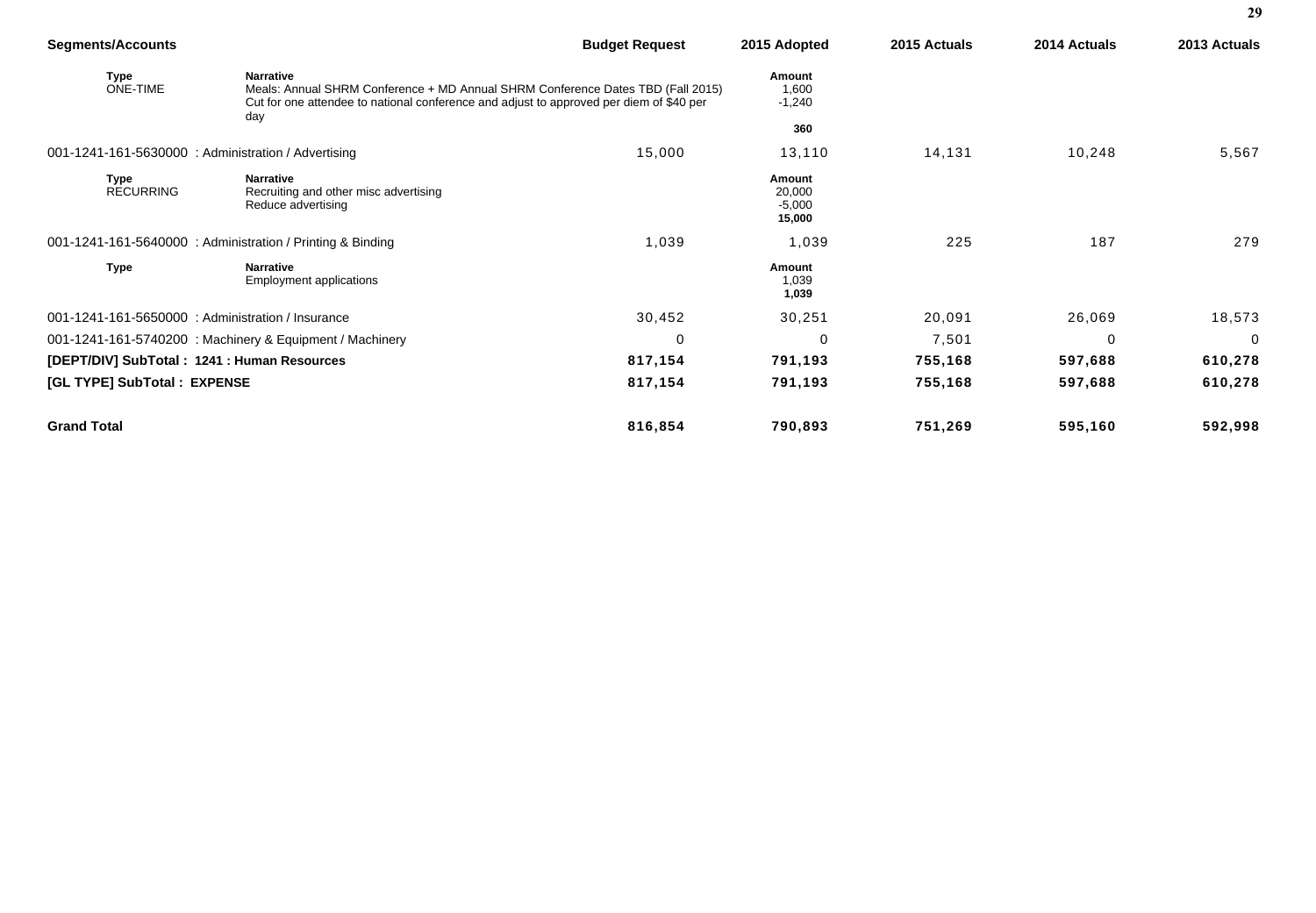| Segments/Accounts | | Budget Request | 2015 Adopted | 2015 Actuals | 2014 Actuals | 2013 Actuals |
|---|---|---|---|---|---|---|
| **Type** ONE-TIME | **Narrative** Meals: Annual SHRM Conference + MD Annual SHRM Conference Dates TBD (Fall 2015) Cut for one attendee to national conference and adjust to approved per diem of $40 per day | | **Amount** 1,600 -1,240 **360** | | | |
| 001-1241-161-5630000 : Administration / Advertising | | 15,000 | 13,110 | 14,131 | 10,248 | 5,567 |
| **Type** RECURRING | **Narrative** Recruiting and other misc advertising Reduce advertising | | **Amount** 20,000 -5,000 **15,000** | | | |
| 001-1241-161-5640000 : Administration / Printing & Binding | | 1,039 | 1,039 | 225 | 187 | 279 |
| **Type** | **Narrative** Employment applications | | **Amount** 1,039 **1,039** | | | |
| 001-1241-161-5650000 : Administration / Insurance | | 30,452 | 30,251 | 20,091 | 26,069 | 18,573 |
| 001-1241-161-5740200 : Machinery & Equipment / Machinery | | 0 | 0 | 7,501 | 0 | 0 |
| **[DEPT/DIV] SubTotal : 1241 : Human Resources** | | **817,154** | **791,193** | **755,168** | **597,688** | **610,278** |
| **[GL TYPE] SubTotal : EXPENSE** | | **817,154** | **791,193** | **755,168** | **597,688** | **610,278** |
| **Grand Total** | | **816,854** | **790,893** | **751,269** | **595,160** | **592,998** |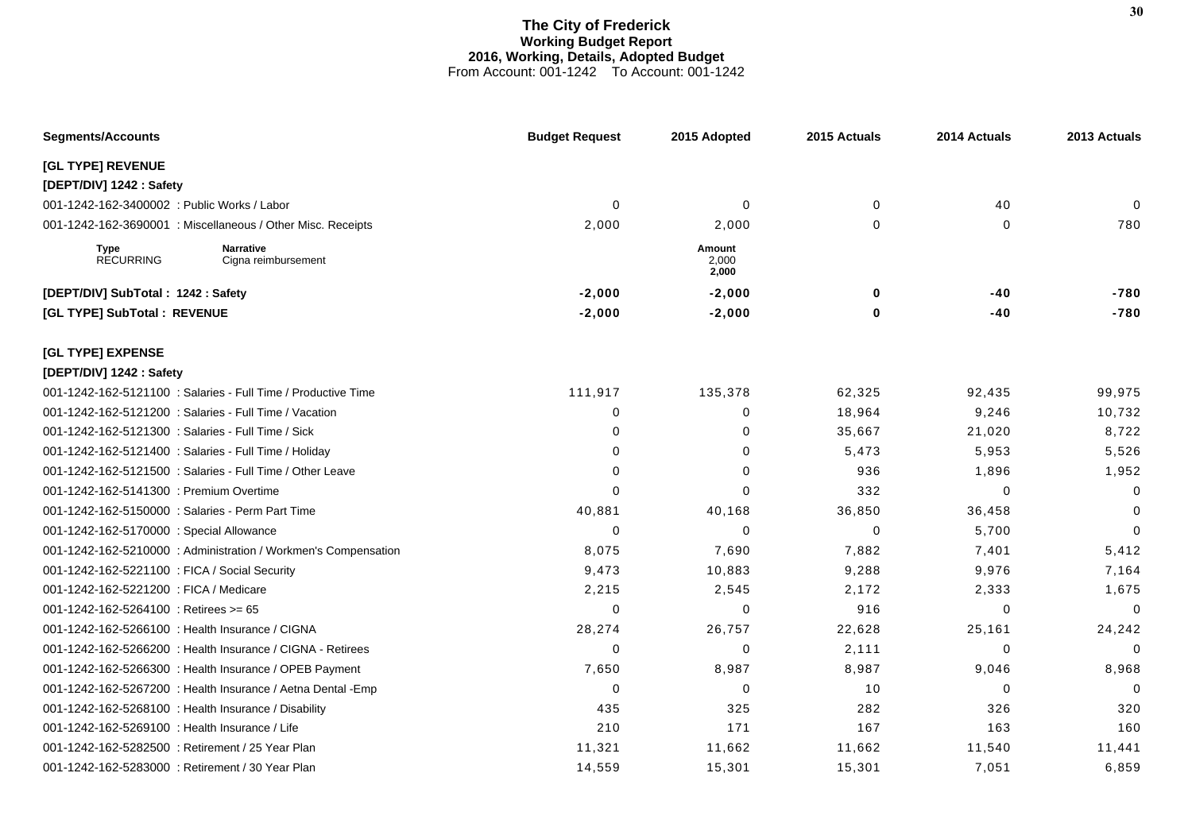# The City of Frederick
## Working Budget Report
### 2016, Working, Details, Adopted Budget
From Account: 001-1242 To Account: 001-1242

| Segments/Accounts | Budget Request | 2015 Adopted | 2015 Actuals | 2014 Actuals | 2013 Actuals |
|---|---|---|---|---|---|
| **[GL TYPE] REVENUE** | | | | | |
| **[DEPT/DIV] 1242 : Safety** | | | | | |
| 001-1242-162-3400002 : Public Works / Labor | 0 | 0 | 0 | 40 | 0 |
| 001-1242-162-3690001 : Miscellaneous / Other Misc. Receipts | 2,000 | 2,000 | 0 | 0 | 780 |
| **Type** RECURRING — **Narrative** Cigna reimbursement | | **Amount** 2,000 **2,000** | | | |
| **[DEPT/DIV] SubTotal : 1242 : Safety** | **-2,000** | **-2,000** | **0** | **-40** | **-780** |
| **[GL TYPE] SubTotal : REVENUE** | **-2,000** | **-2,000** | **0** | **-40** | **-780** |
| **[GL TYPE] EXPENSE** | | | | | |
| **[DEPT/DIV] 1242 : Safety** | | | | | |
| 001-1242-162-5121100 : Salaries - Full Time / Productive Time | 111,917 | 135,378 | 62,325 | 92,435 | 99,975 |
| 001-1242-162-5121200 : Salaries - Full Time / Vacation | 0 | 0 | 18,964 | 9,246 | 10,732 |
| 001-1242-162-5121300 : Salaries - Full Time / Sick | 0 | 0 | 35,667 | 21,020 | 8,722 |
| 001-1242-162-5121400 : Salaries - Full Time / Holiday | 0 | 0 | 5,473 | 5,953 | 5,526 |
| 001-1242-162-5121500 : Salaries - Full Time / Other Leave | 0 | 0 | 936 | 1,896 | 1,952 |
| 001-1242-162-5141300 : Premium Overtime | 0 | 0 | 332 | 0 | 0 |
| 001-1242-162-5150000 : Salaries - Perm Part Time | 40,881 | 40,168 | 36,850 | 36,458 | 0 |
| 001-1242-162-5170000 : Special Allowance | 0 | 0 | 0 | 5,700 | 0 |
| 001-1242-162-5210000 : Administration / Workmen's Compensation | 8,075 | 7,690 | 7,882 | 7,401 | 5,412 |
| 001-1242-162-5221100 : FICA / Social Security | 9,473 | 10,883 | 9,288 | 9,976 | 7,164 |
| 001-1242-162-5221200 : FICA / Medicare | 2,215 | 2,545 | 2,172 | 2,333 | 1,675 |
| 001-1242-162-5264100 : Retirees >= 65 | 0 | 0 | 916 | 0 | 0 |
| 001-1242-162-5266100 : Health Insurance / CIGNA | 28,274 | 26,757 | 22,628 | 25,161 | 24,242 |
| 001-1242-162-5266200 : Health Insurance / CIGNA - Retirees | 0 | 0 | 2,111 | 0 | 0 |
| 001-1242-162-5266300 : Health Insurance / OPEB Payment | 7,650 | 8,987 | 8,987 | 9,046 | 8,968 |
| 001-1242-162-5267200 : Health Insurance / Aetna Dental -Emp | 0 | 0 | 10 | 0 | 0 |
| 001-1242-162-5268100 : Health Insurance / Disability | 435 | 325 | 282 | 326 | 320 |
| 001-1242-162-5269100 : Health Insurance / Life | 210 | 171 | 167 | 163 | 160 |
| 001-1242-162-5282500 : Retirement / 25 Year Plan | 11,321 | 11,662 | 11,662 | 11,540 | 11,441 |
| 001-1242-162-5283000 : Retirement / 30 Year Plan | 14,559 | 15,301 | 15,301 | 7,051 | 6,859 |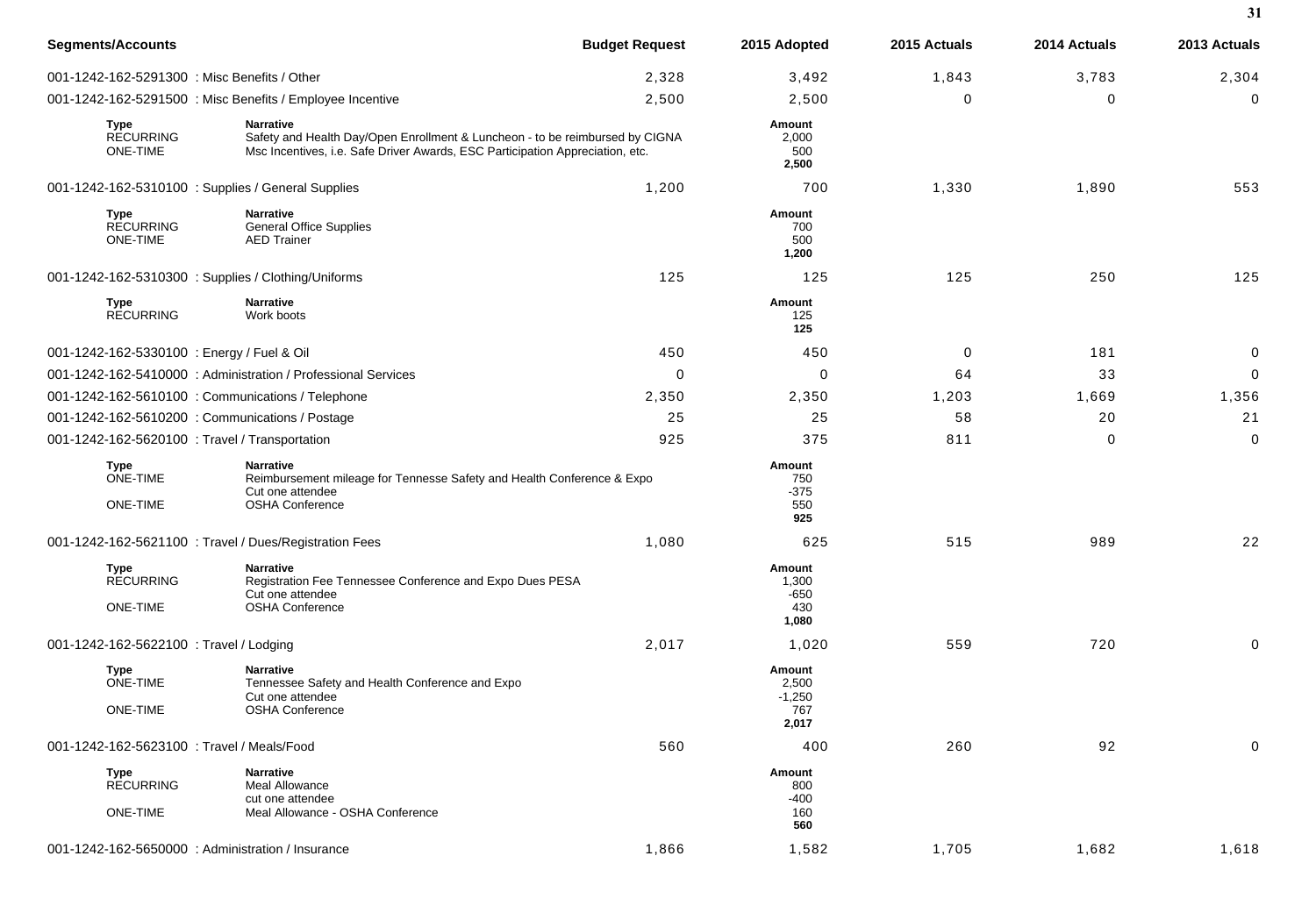| Segments/Accounts | Budget Request | 2015 Adopted | 2015 Actuals | 2014 Actuals | 2013 Actuals |
|---|---|---|---|---|---|
| 001-1242-162-5291300 : Misc Benefits / Other | 2,328 | 3,492 | 1,843 | 3,783 | 2,304 |
| 001-1242-162-5291500 : Misc Benefits / Employee Incentive | 2,500 | 2,500 | 0 | 0 | 0 |

| Type | Narrative | Amount |
|---|---|---|
| RECURRING | Safety and Health Day/Open Enrollment & Luncheon - to be reimbursed by CIGNA | 2,000 |
| ONE-TIME | Msc Incentives, i.e. Safe Driver Awards, ESC Participation Appreciation, etc. | 500 |
| | | **2,500** |

| Segments/Accounts | Budget Request | 2015 Adopted | 2015 Actuals | 2014 Actuals | 2013 Actuals |
|---|---|---|---|---|---|
| 001-1242-162-5310100 : Supplies / General Supplies | 1,200 | 700 | 1,330 | 1,890 | 553 |

| Type | Narrative | Amount |
|---|---|---|
| RECURRING | General Office Supplies | 700 |
| ONE-TIME | AED Trainer | 500 |
| | | **1,200** |

| Segments/Accounts | Budget Request | 2015 Adopted | 2015 Actuals | 2014 Actuals | 2013 Actuals |
|---|---|---|---|---|---|
| 001-1242-162-5310300 : Supplies / Clothing/Uniforms | 125 | 125 | 125 | 250 | 125 |

| Type | Narrative | Amount |
|---|---|---|
| RECURRING | Work boots | 125 |
| | | **125** |

| Segments/Accounts | Budget Request | 2015 Adopted | 2015 Actuals | 2014 Actuals | 2013 Actuals |
|---|---|---|---|---|---|
| 001-1242-162-5330100 : Energy / Fuel & Oil | 450 | 450 | 0 | 181 | 0 |
| 001-1242-162-5410000 : Administration / Professional Services | 0 | 0 | 64 | 33 | 0 |
| 001-1242-162-5610100 : Communications / Telephone | 2,350 | 2,350 | 1,203 | 1,669 | 1,356 |
| 001-1242-162-5610200 : Communications / Postage | 25 | 25 | 58 | 20 | 21 |
| 001-1242-162-5620100 : Travel / Transportation | 925 | 375 | 811 | 0 | 0 |

| Type | Narrative | Amount |
|---|---|---|
| ONE-TIME | Reimbursement mileage for Tennesse Safety and Health Conference & Expo | 750 |
| | Cut one attendee | -375 |
| ONE-TIME | OSHA Conference | 550 |
| | | **925** |

| Segments/Accounts | Budget Request | 2015 Adopted | 2015 Actuals | 2014 Actuals | 2013 Actuals |
|---|---|---|---|---|---|
| 001-1242-162-5621100 : Travel / Dues/Registration Fees | 1,080 | 625 | 515 | 989 | 22 |

| Type | Narrative | Amount |
|---|---|---|
| RECURRING | Registration Fee Tennessee Conference and Expo Dues PESA | 1,300 |
| | Cut one attendee | -650 |
| ONE-TIME | OSHA Conference | 430 |
| | | **1,080** |

| Segments/Accounts | Budget Request | 2015 Adopted | 2015 Actuals | 2014 Actuals | 2013 Actuals |
|---|---|---|---|---|---|
| 001-1242-162-5622100 : Travel / Lodging | 2,017 | 1,020 | 559 | 720 | 0 |

| Type | Narrative | Amount |
|---|---|---|
| ONE-TIME | Tennessee Safety and Health Conference and Expo | 2,500 |
| | Cut one attendee | -1,250 |
| ONE-TIME | OSHA Conference | 767 |
| | | **2,017** |

| Segments/Accounts | Budget Request | 2015 Adopted | 2015 Actuals | 2014 Actuals | 2013 Actuals |
|---|---|---|---|---|---|
| 001-1242-162-5623100 : Travel / Meals/Food | 560 | 400 | 260 | 92 | 0 |

| Type | Narrative | Amount |
|---|---|---|
| RECURRING | Meal Allowance | 800 |
| | cut one attendee | -400 |
| ONE-TIME | Meal Allowance - OSHA Conference | 160 |
| | | **560** |

| Segments/Accounts | Budget Request | 2015 Adopted | 2015 Actuals | 2014 Actuals | 2013 Actuals |
|---|---|---|---|---|---|
| 001-1242-162-5650000 : Administration / Insurance | 1,866 | 1,582 | 1,705 | 1,682 | 1,618 |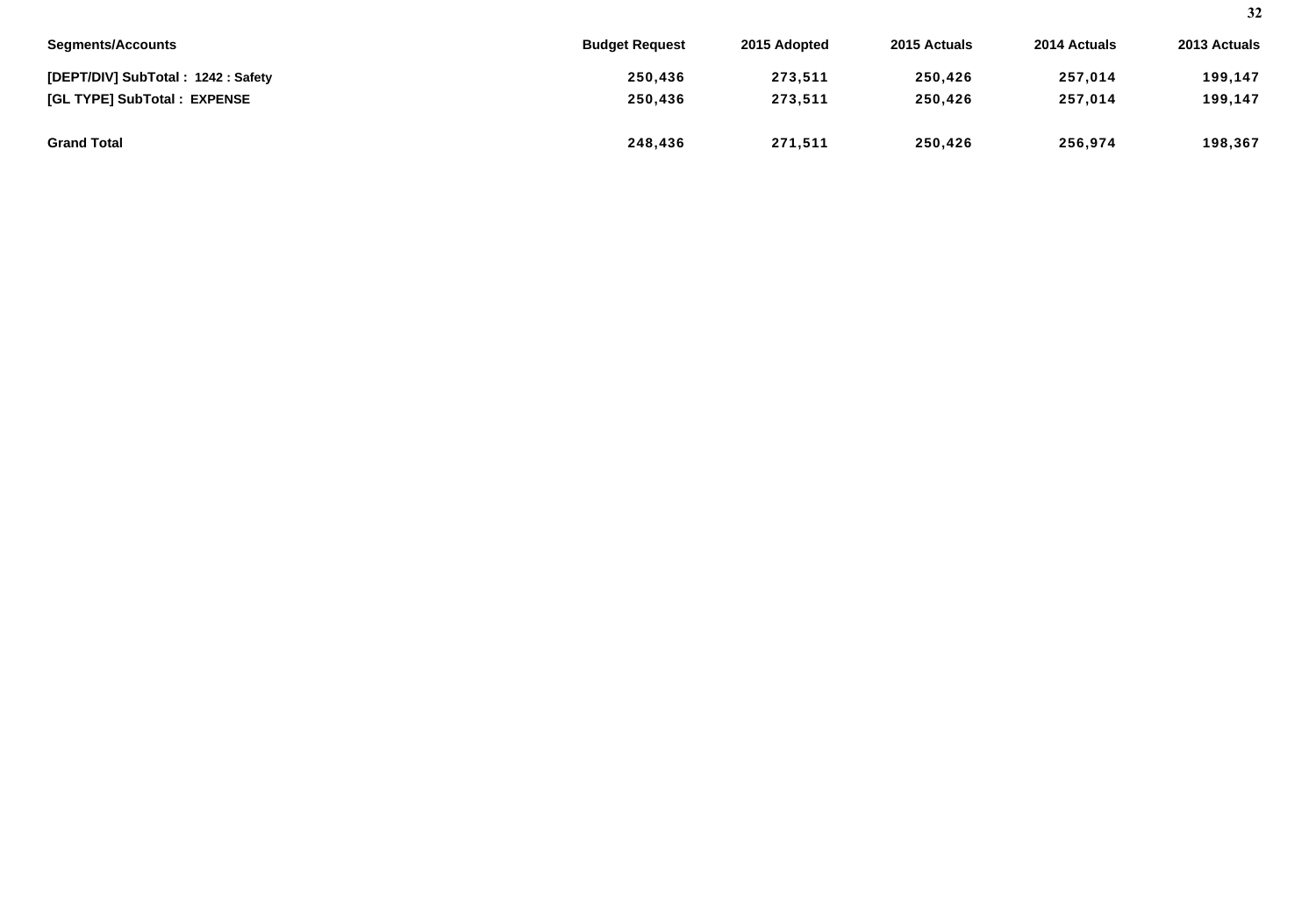| Segments/Accounts | Budget Request | 2015 Adopted | 2015 Actuals | 2014 Actuals | 2013 Actuals |
|---|---|---|---|---|---|
| **[DEPT/DIV] SubTotal : 1242 : Safety** | 250,436 | 273,511 | 250,426 | 257,014 | 199,147 |
| **[GL TYPE] SubTotal : EXPENSE** | 250,436 | 273,511 | 250,426 | 257,014 | 199,147 |
| **Grand Total** | 248,436 | 271,511 | 250,426 | 256,974 | 198,367 |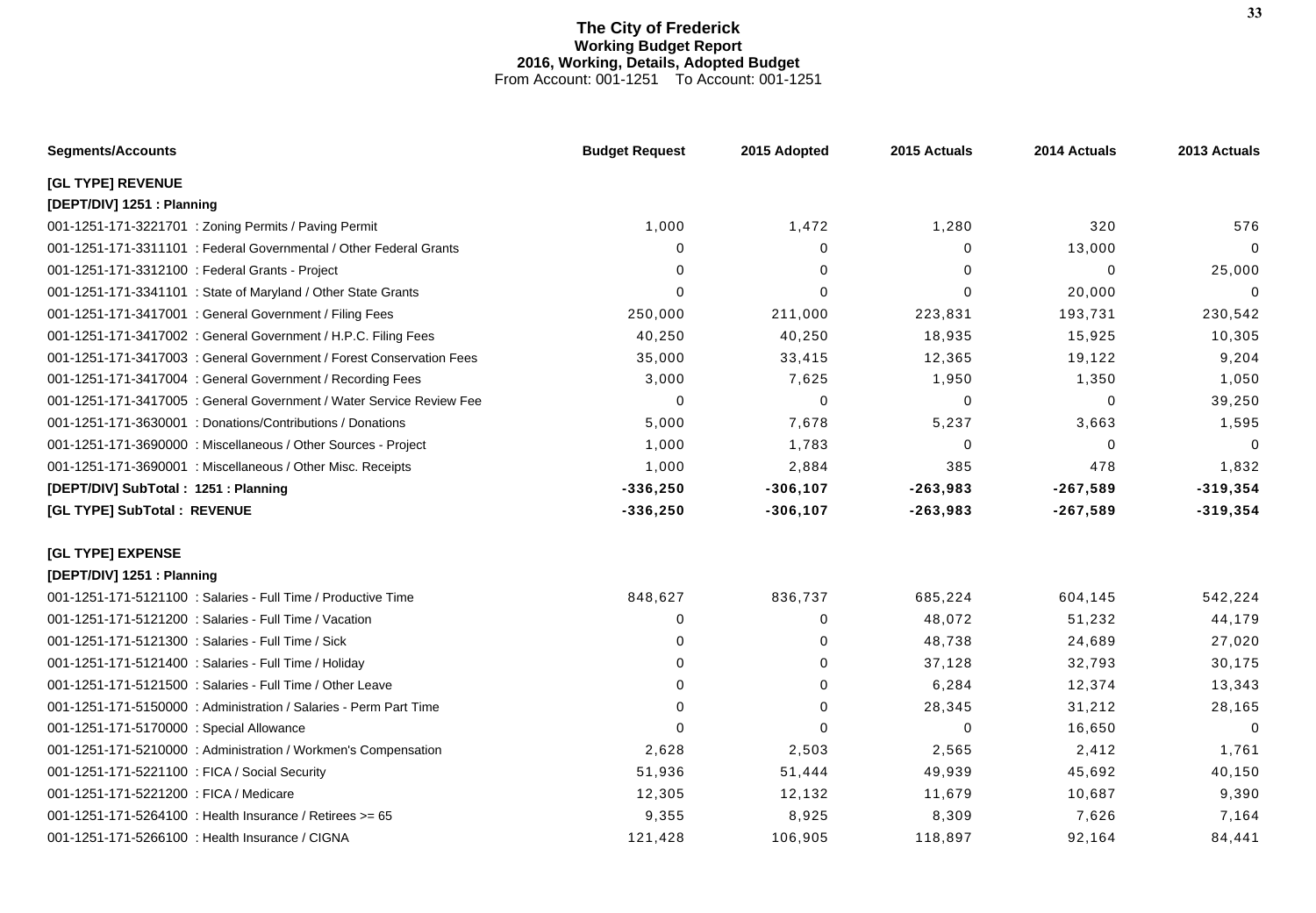# The City of Frederick
## Working Budget Report
### 2016, Working, Details, Adopted Budget
From Account: 001-1251 To Account: 001-1251

| Segments/Accounts | Budget Request | 2015 Adopted | 2015 Actuals | 2014 Actuals | 2013 Actuals |
|---|---|---|---|---|---|
| **[GL TYPE] REVENUE** | | | | | |
| **[DEPT/DIV] 1251 : Planning** | | | | | |
| 001-1251-171-3221701 : Zoning Permits / Paving Permit | 1,000 | 1,472 | 1,280 | 320 | 576 |
| 001-1251-171-3311101 : Federal Governmental / Other Federal Grants | 0 | 0 | 0 | 13,000 | 0 |
| 001-1251-171-3312100 : Federal Grants - Project | 0 | 0 | 0 | 0 | 25,000 |
| 001-1251-171-3341101 : State of Maryland / Other State Grants | 0 | 0 | 0 | 20,000 | 0 |
| 001-1251-171-3417001 : General Government / Filing Fees | 250,000 | 211,000 | 223,831 | 193,731 | 230,542 |
| 001-1251-171-3417002 : General Government / H.P.C. Filing Fees | 40,250 | 40,250 | 18,935 | 15,925 | 10,305 |
| 001-1251-171-3417003 : General Government / Forest Conservation Fees | 35,000 | 33,415 | 12,365 | 19,122 | 9,204 |
| 001-1251-171-3417004 : General Government / Recording Fees | 3,000 | 7,625 | 1,950 | 1,350 | 1,050 |
| 001-1251-171-3417005 : General Government / Water Service Review Fee | 0 | 0 | 0 | 0 | 39,250 |
| 001-1251-171-3630001 : Donations/Contributions / Donations | 5,000 | 7,678 | 5,237 | 3,663 | 1,595 |
| 001-1251-171-3690000 : Miscellaneous / Other Sources - Project | 1,000 | 1,783 | 0 | 0 | 0 |
| 001-1251-171-3690001 : Miscellaneous / Other Misc. Receipts | 1,000 | 2,884 | 385 | 478 | 1,832 |
| **[DEPT/DIV] SubTotal : 1251 : Planning** | **-336,250** | **-306,107** | **-263,983** | **-267,589** | **-319,354** |
| **[GL TYPE] SubTotal : REVENUE** | **-336,250** | **-306,107** | **-263,983** | **-267,589** | **-319,354** |
| **[GL TYPE] EXPENSE** | | | | | |
| **[DEPT/DIV] 1251 : Planning** | | | | | |
| 001-1251-171-5121100 : Salaries - Full Time / Productive Time | 848,627 | 836,737 | 685,224 | 604,145 | 542,224 |
| 001-1251-171-5121200 : Salaries - Full Time / Vacation | 0 | 0 | 48,072 | 51,232 | 44,179 |
| 001-1251-171-5121300 : Salaries - Full Time / Sick | 0 | 0 | 48,738 | 24,689 | 27,020 |
| 001-1251-171-5121400 : Salaries - Full Time / Holiday | 0 | 0 | 37,128 | 32,793 | 30,175 |
| 001-1251-171-5121500 : Salaries - Full Time / Other Leave | 0 | 0 | 6,284 | 12,374 | 13,343 |
| 001-1251-171-5150000 : Administration / Salaries - Perm Part Time | 0 | 0 | 28,345 | 31,212 | 28,165 |
| 001-1251-171-5170000 : Special Allowance | 0 | 0 | 0 | 16,650 | 0 |
| 001-1251-171-5210000 : Administration / Workmen's Compensation | 2,628 | 2,503 | 2,565 | 2,412 | 1,761 |
| 001-1251-171-5221100 : FICA / Social Security | 51,936 | 51,444 | 49,939 | 45,692 | 40,150 |
| 001-1251-171-5221200 : FICA / Medicare | 12,305 | 12,132 | 11,679 | 10,687 | 9,390 |
| 001-1251-171-5264100 : Health Insurance / Retirees >= 65 | 9,355 | 8,925 | 8,309 | 7,626 | 7,164 |
| 001-1251-171-5266100 : Health Insurance / CIGNA | 121,428 | 106,905 | 118,897 | 92,164 | 84,441 |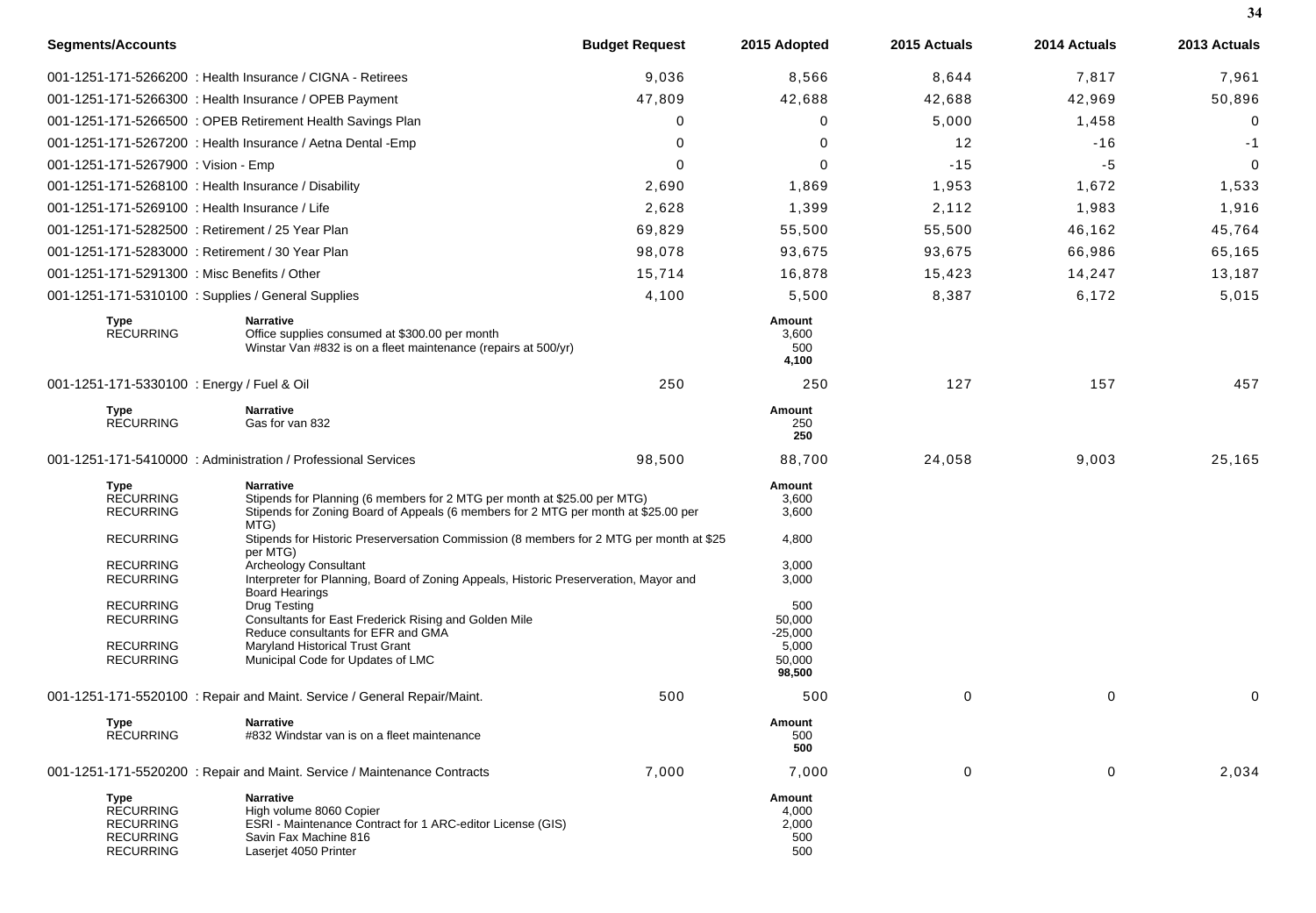| Segments/Accounts | Budget Request | 2015 Adopted | 2015 Actuals | 2014 Actuals | 2013 Actuals |
|---|---|---|---|---|---|
| 001-1251-171-5266200 : Health Insurance / CIGNA - Retirees | 9,036 | 8,566 | 8,644 | 7,817 | 7,961 |
| 001-1251-171-5266300 : Health Insurance / OPEB Payment | 47,809 | 42,688 | 42,688 | 42,969 | 50,896 |
| 001-1251-171-5266500 : OPEB Retirement Health Savings Plan | 0 | 0 | 5,000 | 1,458 | 0 |
| 001-1251-171-5267200 : Health Insurance / Aetna Dental -Emp | 0 | 0 | 12 | -16 | -1 |
| 001-1251-171-5267900 : Vision - Emp | 0 | 0 | -15 | -5 | 0 |
| 001-1251-171-5268100 : Health Insurance / Disability | 2,690 | 1,869 | 1,953 | 1,672 | 1,533 |
| 001-1251-171-5269100 : Health Insurance / Life | 2,628 | 1,399 | 2,112 | 1,983 | 1,916 |
| 001-1251-171-5282500 : Retirement / 25 Year Plan | 69,829 | 55,500 | 55,500 | 46,162 | 45,764 |
| 001-1251-171-5283000 : Retirement / 30 Year Plan | 98,078 | 93,675 | 93,675 | 66,986 | 65,165 |
| 001-1251-171-5291300 : Misc Benefits / Other | 15,714 | 16,878 | 15,423 | 14,247 | 13,187 |
| 001-1251-171-5310100 : Supplies / General Supplies | 4,100 | 5,500 | 8,387 | 6,172 | 5,015 |

| Type | Narrative | Amount |
|---|---|---|
| RECURRING | Office supplies consumed at $300.00 per month | 3,600 |
| | Winstar Van #832 is on a fleet maintenance (repairs at 500/yr) | 500 |
| | | **4,100** |

| Segments/Accounts | Budget Request | 2015 Adopted | 2015 Actuals | 2014 Actuals | 2013 Actuals |
|---|---|---|---|---|---|
| 001-1251-171-5330100 : Energy / Fuel & Oil | 250 | 250 | 127 | 157 | 457 |

| Type | Narrative | Amount |
|---|---|---|
| RECURRING | Gas for van 832 | 250 |
| | | **250** |

| Segments/Accounts | Budget Request | 2015 Adopted | 2015 Actuals | 2014 Actuals | 2013 Actuals |
|---|---|---|---|---|---|
| 001-1251-171-5410000 : Administration / Professional Services | 98,500 | 88,700 | 24,058 | 9,003 | 25,165 |

| Type | Narrative | Amount |
|---|---|---|
| RECURRING | Stipends for Planning (6 members for 2 MTG per month at $25.00 per MTG) | 3,600 |
| RECURRING | Stipends for Zoning Board of Appeals (6 members for 2 MTG per month at $25.00 per MTG) | 3,600 |
| RECURRING | Stipends for Historic Preserversation Commission (8 members for 2 MTG per month at $25 per MTG) | 4,800 |
| RECURRING | Archeology Consultant | 3,000 |
| RECURRING | Interpreter for Planning, Board of Zoning Appeals, Historic Preservation, Mayor and Board Hearings | 3,000 |
| RECURRING | Drug Testing | 500 |
| RECURRING | Consultants for East Frederick Rising and Golden Mile | 50,000 |
| | Reduce consultants for EFR and GMA | -25,000 |
| RECURRING | Maryland Historical Trust Grant | 5,000 |
| RECURRING | Municipal Code for Updates of LMC | 50,000 |
| | | **98,500** |

| Segments/Accounts | Budget Request | 2015 Adopted | 2015 Actuals | 2014 Actuals | 2013 Actuals |
|---|---|---|---|---|---|
| 001-1251-171-5520100 : Repair and Maint. Service / General Repair/Maint. | 500 | 500 | 0 | 0 | 0 |

| Type | Narrative | Amount |
|---|---|---|
| RECURRING | #832 Windstar van is on a fleet maintenance | 500 |
| | | **500** |

| Segments/Accounts | Budget Request | 2015 Adopted | 2015 Actuals | 2014 Actuals | 2013 Actuals |
|---|---|---|---|---|---|
| 001-1251-171-5520200 : Repair and Maint. Service / Maintenance Contracts | 7,000 | 7,000 | 0 | 0 | 2,034 |

| Type | Narrative | Amount |
|---|---|---|
| RECURRING | High volume 8060 Copier | 4,000 |
| RECURRING | ESRI - Maintenance Contract for 1 ARC-editor License (GIS) | 2,000 |
| RECURRING | Savin Fax Machine 816 | 500 |
| RECURRING | Laserjet 4050 Printer | 500 |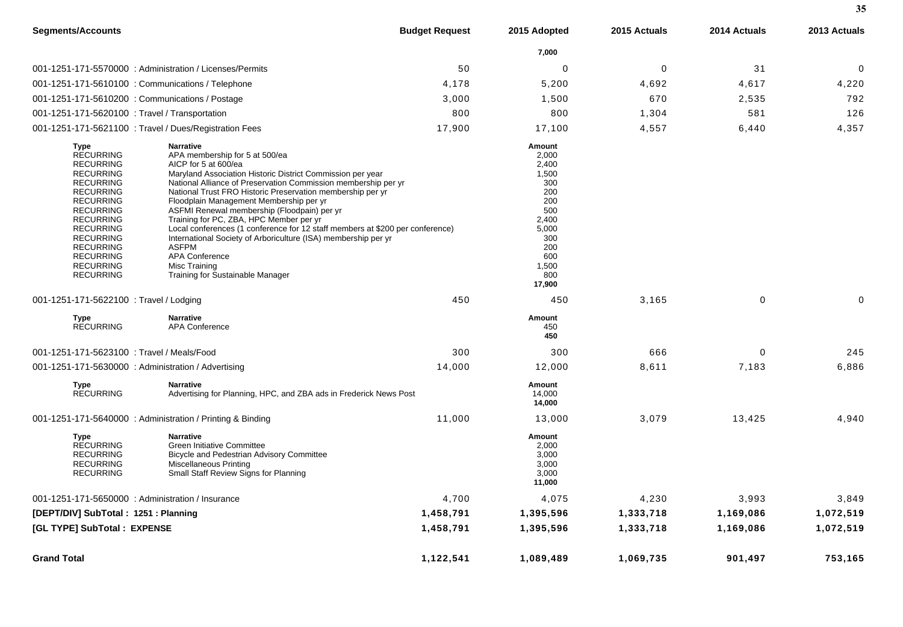| Segments/Accounts | Budget Request | 2015 Adopted | 2015 Actuals | 2014 Actuals | 2013 Actuals |
|---|---|---|---|---|---|
| | | **7,000** | | | |
| 001-1251-171-5570000 : Administration / Licenses/Permits | 50 | 0 | 0 | 31 | 0 |
| 001-1251-171-5610100 : Communications / Telephone | 4,178 | 5,200 | 4,692 | 4,617 | 4,220 |
| 001-1251-171-5610200 : Communications / Postage | 3,000 | 1,500 | 670 | 2,535 | 792 |
| 001-1251-171-5620100 : Travel / Transportation | 800 | 800 | 1,304 | 581 | 126 |
| 001-1251-171-5621100 : Travel / Dues/Registration Fees | 17,900 | 17,100 | 4,557 | 6,440 | 4,357 |

| Type | Narrative | Amount |
|---|---|---|
| RECURRING | APA membership for 5 at 500/ea | 2,000 |
| RECURRING | AICP for 5 at 600/ea | 2,400 |
| RECURRING | Maryland Association Historic District Commission per year | 1,500 |
| RECURRING | National Alliance of Preservation Commission membership per yr | 300 |
| RECURRING | National Trust FRO Historic Preservation membership per yr | 200 |
| RECURRING | Floodplain Management Membership per yr | 200 |
| RECURRING | ASFMI Renewal membership (Floodpain) per yr | 500 |
| RECURRING | Training for PC, ZBA, HPC Member per yr | 2,400 |
| RECURRING | Local conferences (1 conference for 12 staff members at $200 per conference) | 5,000 |
| RECURRING | International Society of Arboriculture (ISA) membership per yr | 300 |
| RECURRING | ASFPM | 200 |
| RECURRING | APA Conference | 600 |
| RECURRING | Misc Training | 1,500 |
| RECURRING | Training for Sustainable Manager | 800 |
| | | **17,900** |

| Segments/Accounts | Budget Request | 2015 Adopted | 2015 Actuals | 2014 Actuals | 2013 Actuals |
|---|---|---|---|---|---|
| 001-1251-171-5622100 : Travel / Lodging | 450 | 450 | 3,165 | 0 | 0 |

| Type | Narrative | Amount |
|---|---|---|
| RECURRING | APA Conference | 450 |
| | | **450** |

| Segments/Accounts | Budget Request | 2015 Adopted | 2015 Actuals | 2014 Actuals | 2013 Actuals |
|---|---|---|---|---|---|
| 001-1251-171-5623100 : Travel / Meals/Food | 300 | 300 | 666 | 0 | 245 |
| 001-1251-171-5630000 : Administration / Advertising | 14,000 | 12,000 | 8,611 | 7,183 | 6,886 |

| Type | Narrative | Amount |
|---|---|---|
| RECURRING | Advertising for Planning, HPC, and ZBA ads in Frederick News Post | 14,000 |
| | | **14,000** |

| Segments/Accounts | Budget Request | 2015 Adopted | 2015 Actuals | 2014 Actuals | 2013 Actuals |
|---|---|---|---|---|---|
| 001-1251-171-5640000 : Administration / Printing & Binding | 11,000 | 13,000 | 3,079 | 13,425 | 4,940 |

| Type | Narrative | Amount |
|---|---|---|
| RECURRING | Green Initiative Committee | 2,000 |
| RECURRING | Bicycle and Pedestrian Advisory Committee | 3,000 |
| RECURRING | Miscellaneous Printing | 3,000 |
| RECURRING | Small Staff Review Signs for Planning | 3,000 |
| | | **11,000** |

| Segments/Accounts | Budget Request | 2015 Adopted | 2015 Actuals | 2014 Actuals | 2013 Actuals |
|---|---|---|---|---|---|
| 001-1251-171-5650000 : Administration / Insurance | 4,700 | 4,075 | 4,230 | 3,993 | 3,849 |
| **[DEPT/DIV] SubTotal : 1251 : Planning** | **1,458,791** | **1,395,596** | **1,333,718** | **1,169,086** | **1,072,519** |
| **[GL TYPE] SubTotal : EXPENSE** | **1,458,791** | **1,395,596** | **1,333,718** | **1,169,086** | **1,072,519** |
| **Grand Total** | **1,122,541** | **1,089,489** | **1,069,735** | **901,497** | **753,165** |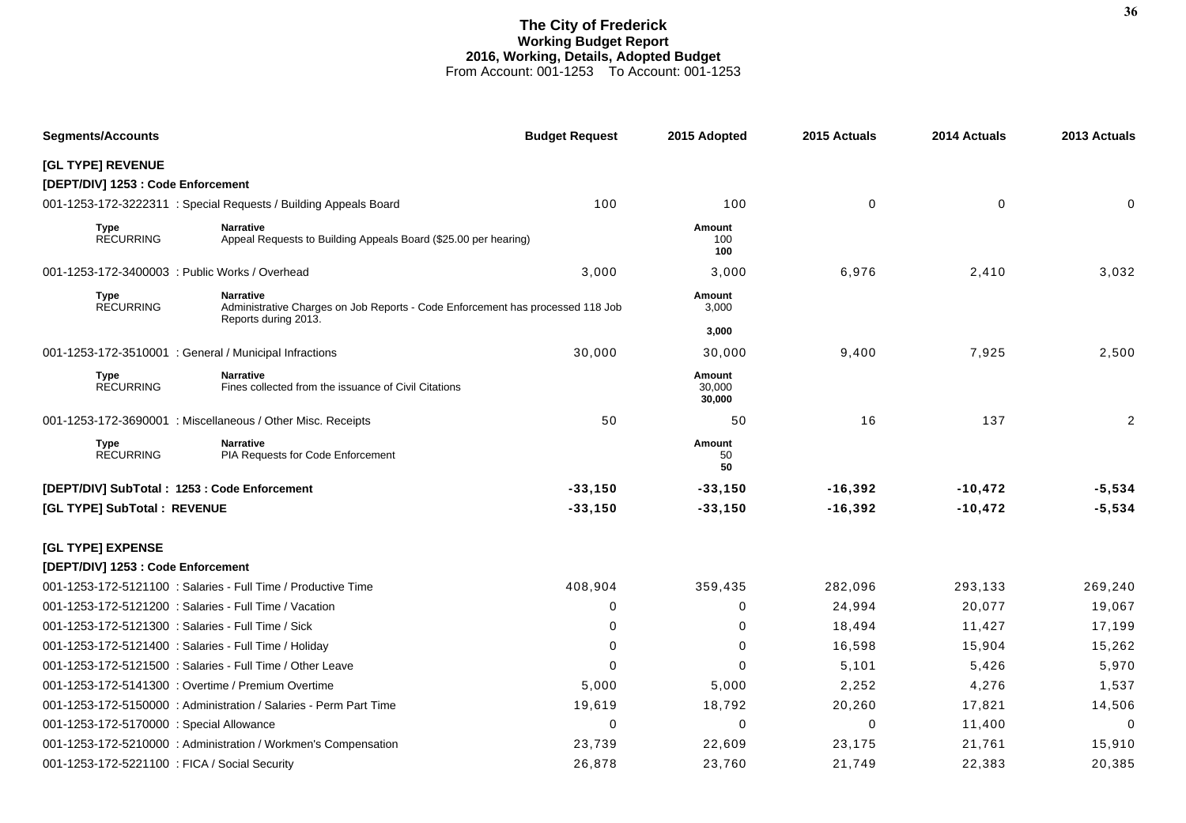# The City of Frederick
## Working Budget Report
### 2016, Working, Details, Adopted Budget
From Account: 001-1253 To Account: 001-1253

| Segments/Accounts | Budget Request | 2015 Adopted | 2015 Actuals | 2014 Actuals | 2013 Actuals |
|---|---|---|---|---|---|
| **[GL TYPE] REVENUE** | | | | | |
| **[DEPT/DIV] 1253 : Code Enforcement** | | | | | |
| 001-1253-172-3222311 : Special Requests / Building Appeals Board | 100 | 100 | 0 | 0 | 0 |
| **Type** RECURRING — **Narrative** Appeal Requests to Building Appeals Board ($25.00 per hearing) | | **Amount** 100 **100** | | | |
| 001-1253-172-3400003 : Public Works / Overhead | 3,000 | 3,000 | 6,976 | 2,410 | 3,032 |
| **Type** RECURRING — **Narrative** Administrative Charges on Job Reports - Code Enforcement has processed 118 Job Reports during 2013. | | **Amount** 3,000 **3,000** | | | |
| 001-1253-172-3510001 : General / Municipal Infractions | 30,000 | 30,000 | 9,400 | 7,925 | 2,500 |
| **Type** RECURRING — **Narrative** Fines collected from the issuance of Civil Citations | | **Amount** 30,000 **30,000** | | | |
| 001-1253-172-3690001 : Miscellaneous / Other Misc. Receipts | 50 | 50 | 16 | 137 | 2 |
| **Type** RECURRING — **Narrative** PIA Requests for Code Enforcement | | **Amount** 50 **50** | | | |
| **[DEPT/DIV] SubTotal : 1253 : Code Enforcement** | **-33,150** | **-33,150** | **-16,392** | **-10,472** | **-5,534** |
| **[GL TYPE] SubTotal : REVENUE** | **-33,150** | **-33,150** | **-16,392** | **-10,472** | **-5,534** |
| **[GL TYPE] EXPENSE** | | | | | |
| **[DEPT/DIV] 1253 : Code Enforcement** | | | | | |
| 001-1253-172-5121100 : Salaries - Full Time / Productive Time | 408,904 | 359,435 | 282,096 | 293,133 | 269,240 |
| 001-1253-172-5121200 : Salaries - Full Time / Vacation | 0 | 0 | 24,994 | 20,077 | 19,067 |
| 001-1253-172-5121300 : Salaries - Full Time / Sick | 0 | 0 | 18,494 | 11,427 | 17,199 |
| 001-1253-172-5121400 : Salaries - Full Time / Holiday | 0 | 0 | 16,598 | 15,904 | 15,262 |
| 001-1253-172-5121500 : Salaries - Full Time / Other Leave | 0 | 0 | 5,101 | 5,426 | 5,970 |
| 001-1253-172-5141300 : Overtime / Premium Overtime | 5,000 | 5,000 | 2,252 | 4,276 | 1,537 |
| 001-1253-172-5150000 : Administration / Salaries - Perm Part Time | 19,619 | 18,792 | 20,260 | 17,821 | 14,506 |
| 001-1253-172-5170000 : Special Allowance | 0 | 0 | 0 | 11,400 | 0 |
| 001-1253-172-5210000 : Administration / Workmen's Compensation | 23,739 | 22,609 | 23,175 | 21,761 | 15,910 |
| 001-1253-172-5221100 : FICA / Social Security | 26,878 | 23,760 | 21,749 | 22,383 | 20,385 |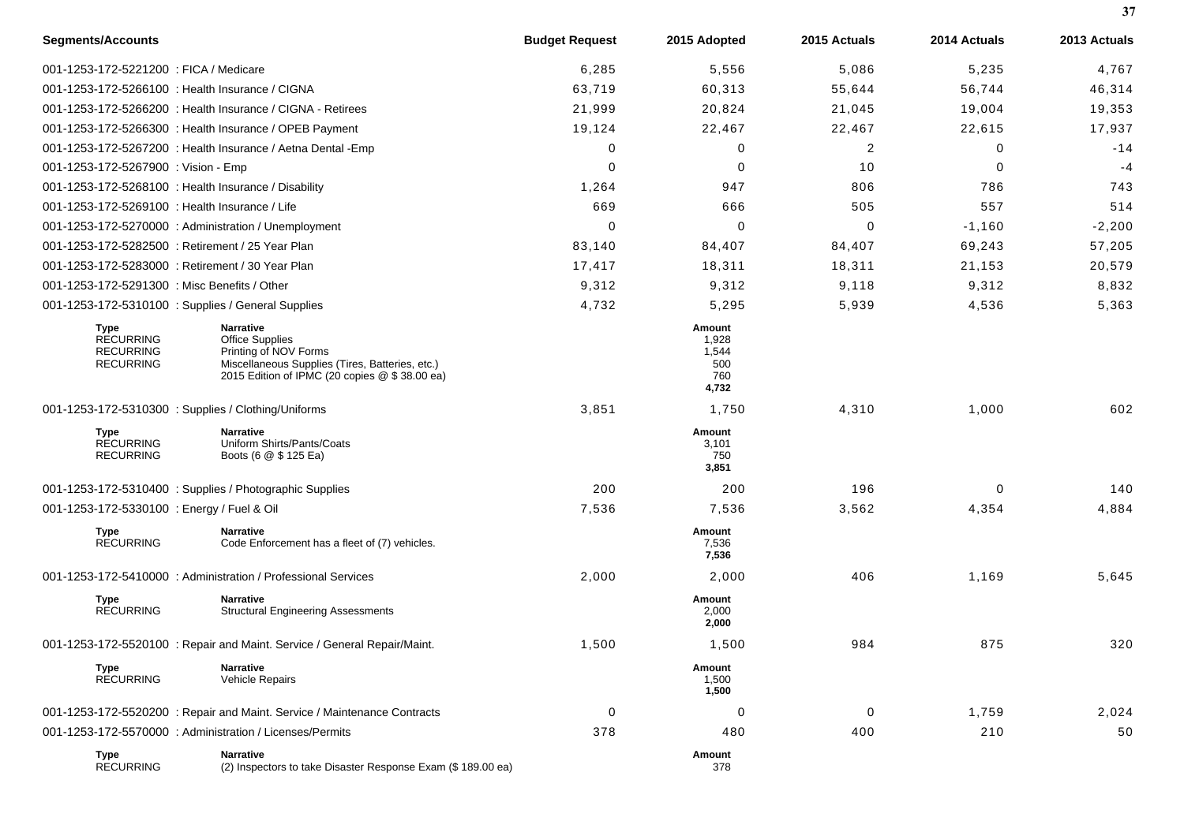| Segments/Accounts | Budget Request | 2015 Adopted | 2015 Actuals | 2014 Actuals | 2013 Actuals |
|---|---|---|---|---|---|
| 001-1253-172-5221200 : FICA / Medicare | 6,285 | 5,556 | 5,086 | 5,235 | 4,767 |
| 001-1253-172-5266100 : Health Insurance / CIGNA | 63,719 | 60,313 | 55,644 | 56,744 | 46,314 |
| 001-1253-172-5266200 : Health Insurance / CIGNA - Retirees | 21,999 | 20,824 | 21,045 | 19,004 | 19,353 |
| 001-1253-172-5266300 : Health Insurance / OPEB Payment | 19,124 | 22,467 | 22,467 | 22,615 | 17,937 |
| 001-1253-172-5267200 : Health Insurance / Aetna Dental -Emp | 0 | 0 | 2 | 0 | -14 |
| 001-1253-172-5267900 : Vision - Emp | 0 | 0 | 10 | 0 | -4 |
| 001-1253-172-5268100 : Health Insurance / Disability | 1,264 | 947 | 806 | 786 | 743 |
| 001-1253-172-5269100 : Health Insurance / Life | 669 | 666 | 505 | 557 | 514 |
| 001-1253-172-5270000 : Administration / Unemployment | 0 | 0 | 0 | -1,160 | -2,200 |
| 001-1253-172-5282500 : Retirement / 25 Year Plan | 83,140 | 84,407 | 84,407 | 69,243 | 57,205 |
| 001-1253-172-5283000 : Retirement / 30 Year Plan | 17,417 | 18,311 | 18,311 | 21,153 | 20,579 |
| 001-1253-172-5291300 : Misc Benefits / Other | 9,312 | 9,312 | 9,118 | 9,312 | 8,832 |
| 001-1253-172-5310100 : Supplies / General Supplies | 4,732 | 5,295 | 5,939 | 4,536 | 5,363 |

| Type | Narrative | Amount |
|---|---|---|
| RECURRING | Office Supplies | 1,928 |
| RECURRING | Printing of NOV Forms | 1,544 |
| RECURRING | Miscellaneous Supplies (Tires, Batteries, etc.) | 500 |
| | 2015 Edition of IPMC (20 copies @ $ 38.00 ea) | 760 |
| | | **4,732** |

| Segments/Accounts | Budget Request | 2015 Adopted | 2015 Actuals | 2014 Actuals | 2013 Actuals |
|---|---|---|---|---|---|
| 001-1253-172-5310300 : Supplies / Clothing/Uniforms | 3,851 | 1,750 | 4,310 | 1,000 | 602 |

| Type | Narrative | Amount |
|---|---|---|
| RECURRING | Uniform Shirts/Pants/Coats | 3,101 |
| RECURRING | Boots (6 @ $ 125 Ea) | 750 |
| | | **3,851** |

| Segments/Accounts | Budget Request | 2015 Adopted | 2015 Actuals | 2014 Actuals | 2013 Actuals |
|---|---|---|---|---|---|
| 001-1253-172-5310400 : Supplies / Photographic Supplies | 200 | 200 | 196 | 0 | 140 |
| 001-1253-172-5330100 : Energy / Fuel & Oil | 7,536 | 7,536 | 3,562 | 4,354 | 4,884 |

| Type | Narrative | Amount |
|---|---|---|
| RECURRING | Code Enforcement has a fleet of (7) vehicles. | 7,536 |
| | | **7,536** |

| Segments/Accounts | Budget Request | 2015 Adopted | 2015 Actuals | 2014 Actuals | 2013 Actuals |
|---|---|---|---|---|---|
| 001-1253-172-5410000 : Administration / Professional Services | 2,000 | 2,000 | 406 | 1,169 | 5,645 |

| Type | Narrative | Amount |
|---|---|---|
| RECURRING | Structural Engineering Assessments | 2,000 |
| | | **2,000** |

| Segments/Accounts | Budget Request | 2015 Adopted | 2015 Actuals | 2014 Actuals | 2013 Actuals |
|---|---|---|---|---|---|
| 001-1253-172-5520100 : Repair and Maint. Service / General Repair/Maint. | 1,500 | 1,500 | 984 | 875 | 320 |

| Type | Narrative | Amount |
|---|---|---|
| RECURRING | Vehicle Repairs | 1,500 |
| | | **1,500** |

| Segments/Accounts | Budget Request | 2015 Adopted | 2015 Actuals | 2014 Actuals | 2013 Actuals |
|---|---|---|---|---|---|
| 001-1253-172-5520200 : Repair and Maint. Service / Maintenance Contracts | 0 | 0 | 0 | 1,759 | 2,024 |
| 001-1253-172-5570000 : Administration / Licenses/Permits | 378 | 480 | 400 | 210 | 50 |

| Type | Narrative | Amount |
|---|---|---|
| RECURRING | (2) Inspectors to take Disaster Response Exam ($ 189.00 ea) | 378 |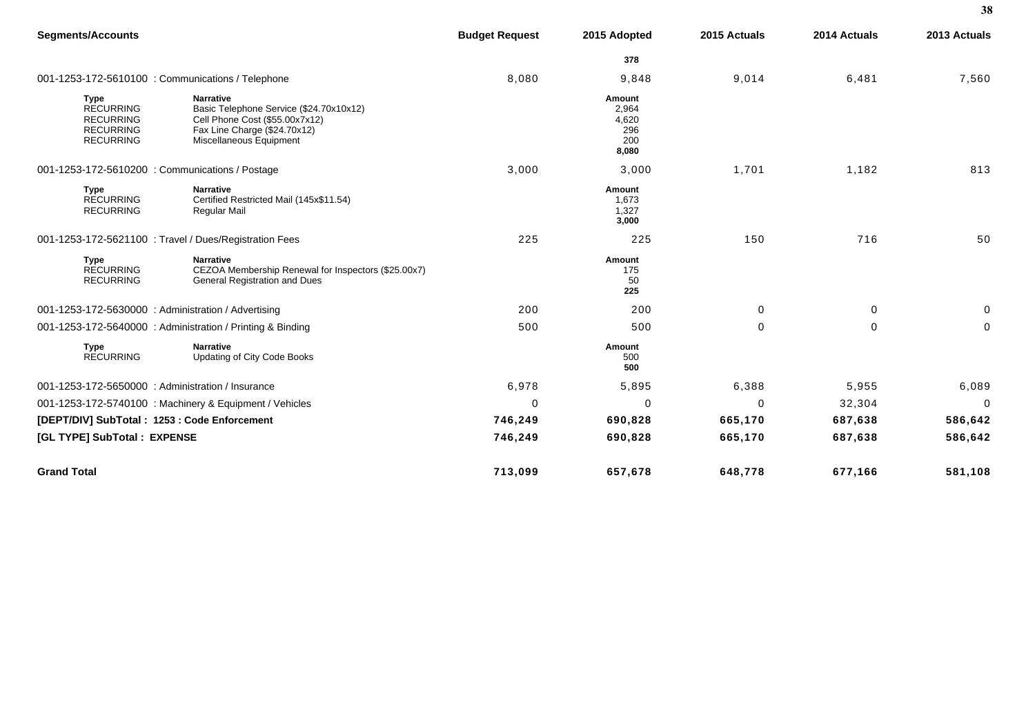| Segments/Accounts | | Budget Request | 2015 Adopted | 2015 Actuals | 2014 Actuals | 2013 Actuals |
|---|---|---|---|---|---|---|
| | | | 378 | | | |
| 001-1253-172-5610100 : Communications / Telephone | | 8,080 | 9,848 | 9,014 | 6,481 | 7,560 |
| **Type** | **Narrative** | | **Amount** | | | |
| RECURRING | Basic Telephone Service ($24.70x10x12) | | 2,964 | | | |
| RECURRING | Cell Phone Cost ($55.00x7x12) | | 4,620 | | | |
| RECURRING | Fax Line Charge ($24.70x12) | | 296 | | | |
| RECURRING | Miscellaneous Equipment | | 200 | | | |
| | | | **8,080** | | | |
| 001-1253-172-5610200 : Communications / Postage | | 3,000 | 3,000 | 1,701 | 1,182 | 813 |
| **Type** | **Narrative** | | **Amount** | | | |
| RECURRING | Certified Restricted Mail (145x$11.54) | | 1,673 | | | |
| RECURRING | Regular Mail | | 1,327 | | | |
| | | | **3,000** | | | |
| 001-1253-172-5621100 : Travel / Dues/Registration Fees | | 225 | 225 | 150 | 716 | 50 |
| **Type** | **Narrative** | | **Amount** | | | |
| RECURRING | CEZOA Membership Renewal for Inspectors ($25.00x7) | | 175 | | | |
| RECURRING | General Registration and Dues | | 50 | | | |
| | | | **225** | | | |
| 001-1253-172-5630000 : Administration / Advertising | | 200 | 200 | 0 | 0 | 0 |
| 001-1253-172-5640000 : Administration / Printing & Binding | | 500 | 500 | 0 | 0 | 0 |
| **Type** | **Narrative** | | **Amount** | | | |
| RECURRING | Updating of City Code Books | | 500 | | | |
| | | | **500** | | | |
| 001-1253-172-5650000 : Administration / Insurance | | 6,978 | 5,895 | 6,388 | 5,955 | 6,089 |
| 001-1253-172-5740100 : Machinery & Equipment / Vehicles | | 0 | 0 | 0 | 32,304 | 0 |
| **[DEPT/DIV] SubTotal : 1253 : Code Enforcement** | | **746,249** | **690,828** | **665,170** | **687,638** | **586,642** |
| **[GL TYPE] SubTotal : EXPENSE** | | **746,249** | **690,828** | **665,170** | **687,638** | **586,642** |
| **Grand Total** | | **713,099** | **657,678** | **648,778** | **677,166** | **581,108** |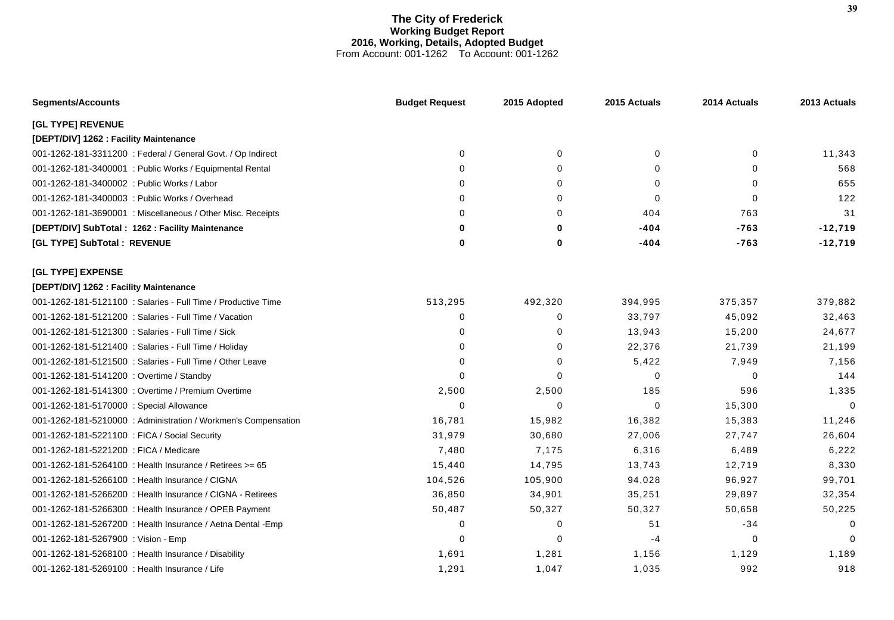# The City of Frederick
## Working Budget Report
### 2016, Working, Details, Adopted Budget
From Account: 001-1262 To Account: 001-1262

| Segments/Accounts | Budget Request | 2015 Adopted | 2015 Actuals | 2014 Actuals | 2013 Actuals |
|---|---|---|---|---|---|
| **[GL TYPE] REVENUE** | | | | | |
| **[DEPT/DIV] 1262 : Facility Maintenance** | | | | | |
| 001-1262-181-3311200 : Federal / General Govt. / Op Indirect | 0 | 0 | 0 | 0 | 11,343 |
| 001-1262-181-3400001 : Public Works / Equipmental Rental | 0 | 0 | 0 | 0 | 568 |
| 001-1262-181-3400002 : Public Works / Labor | 0 | 0 | 0 | 0 | 655 |
| 001-1262-181-3400003 : Public Works / Overhead | 0 | 0 | 0 | 0 | 122 |
| 001-1262-181-3690001 : Miscellaneous / Other Misc. Receipts | 0 | 0 | 404 | 763 | 31 |
| **[DEPT/DIV] SubTotal : 1262 : Facility Maintenance** | **0** | **0** | **-404** | **-763** | **-12,719** |
| **[GL TYPE] SubTotal : REVENUE** | **0** | **0** | **-404** | **-763** | **-12,719** |
| **[GL TYPE] EXPENSE** | | | | | |
| **[DEPT/DIV] 1262 : Facility Maintenance** | | | | | |
| 001-1262-181-5121100 : Salaries - Full Time / Productive Time | 513,295 | 492,320 | 394,995 | 375,357 | 379,882 |
| 001-1262-181-5121200 : Salaries - Full Time / Vacation | 0 | 0 | 33,797 | 45,092 | 32,463 |
| 001-1262-181-5121300 : Salaries - Full Time / Sick | 0 | 0 | 13,943 | 15,200 | 24,677 |
| 001-1262-181-5121400 : Salaries - Full Time / Holiday | 0 | 0 | 22,376 | 21,739 | 21,199 |
| 001-1262-181-5121500 : Salaries - Full Time / Other Leave | 0 | 0 | 5,422 | 7,949 | 7,156 |
| 001-1262-181-5141200 : Overtime / Standby | 0 | 0 | 0 | 0 | 144 |
| 001-1262-181-5141300 : Overtime / Premium Overtime | 2,500 | 2,500 | 185 | 596 | 1,335 |
| 001-1262-181-5170000 : Special Allowance | 0 | 0 | 0 | 15,300 | 0 |
| 001-1262-181-5210000 : Administration / Workmen's Compensation | 16,781 | 15,982 | 16,382 | 15,383 | 11,246 |
| 001-1262-181-5221100 : FICA / Social Security | 31,979 | 30,680 | 27,006 | 27,747 | 26,604 |
| 001-1262-181-5221200 : FICA / Medicare | 7,480 | 7,175 | 6,316 | 6,489 | 6,222 |
| 001-1262-181-5264100 : Health Insurance / Retirees >= 65 | 15,440 | 14,795 | 13,743 | 12,719 | 8,330 |
| 001-1262-181-5266100 : Health Insurance / CIGNA | 104,526 | 105,900 | 94,028 | 96,927 | 99,701 |
| 001-1262-181-5266200 : Health Insurance / CIGNA - Retirees | 36,850 | 34,901 | 35,251 | 29,897 | 32,354 |
| 001-1262-181-5266300 : Health Insurance / OPEB Payment | 50,487 | 50,327 | 50,327 | 50,658 | 50,225 |
| 001-1262-181-5267200 : Health Insurance / Aetna Dental -Emp | 0 | 0 | 51 | -34 | 0 |
| 001-1262-181-5267900 : Vision - Emp | 0 | 0 | -4 | 0 | 0 |
| 001-1262-181-5268100 : Health Insurance / Disability | 1,691 | 1,281 | 1,156 | 1,129 | 1,189 |
| 001-1262-181-5269100 : Health Insurance / Life | 1,291 | 1,047 | 1,035 | 992 | 918 |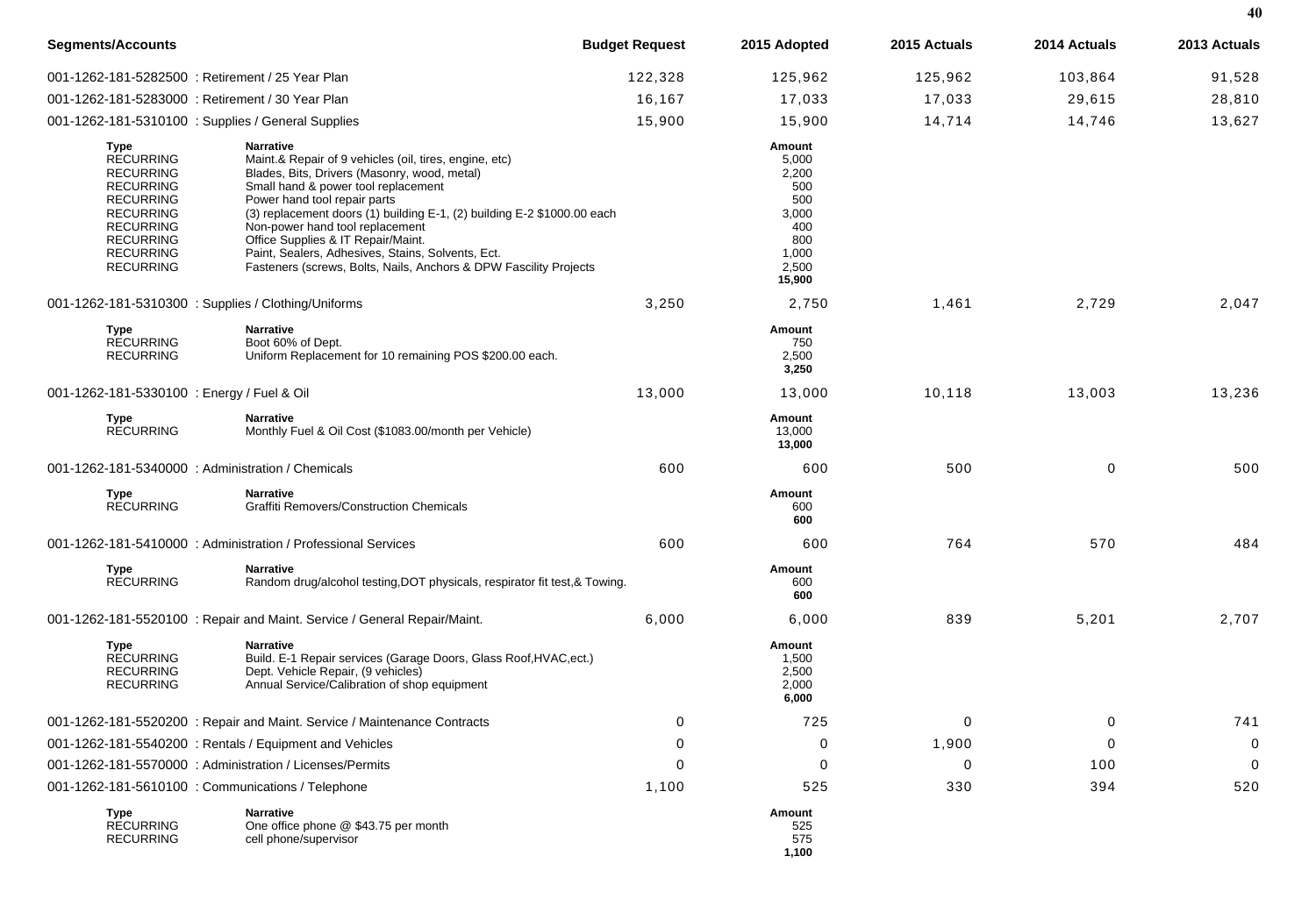| Segments/Accounts | Budget Request | 2015 Adopted | 2015 Actuals | 2014 Actuals | 2013 Actuals |
|---|---|---|---|---|---|
| 001-1262-181-5282500 : Retirement / 25 Year Plan | 122,328 | 125,962 | 125,962 | 103,864 | 91,528 |
| 001-1262-181-5283000 : Retirement / 30 Year Plan | 16,167 | 17,033 | 17,033 | 29,615 | 28,810 |
| 001-1262-181-5310100 : Supplies / General Supplies | 15,900 | 15,900 | 14,714 | 14,746 | 13,627 |

| Type | Narrative | Amount |
|---|---|---|
| RECURRING | Maint.& Repair of 9 vehicles (oil, tires, engine, etc) | 5,000 |
| RECURRING | Blades, Bits, Drivers (Masonry, wood, metal) | 2,200 |
| RECURRING | Small hand & power tool replacement | 500 |
| RECURRING | Power hand tool repair parts | 500 |
| RECURRING | (3) replacement doors (1) building E-1, (2) building E-2 $1000.00 each | 3,000 |
| RECURRING | Non-power hand tool replacement | 400 |
| RECURRING | Office Supplies & IT Repair/Maint. | 800 |
| RECURRING | Paint, Sealers, Adhesives, Stains, Solvents, Ect. | 1,000 |
| RECURRING | Fasteners (screws, Bolts, Nails, Anchors & DPW Fascility Projects | 2,500 |
| | | **15,900** |

| Segments/Accounts | Budget Request | 2015 Adopted | 2015 Actuals | 2014 Actuals | 2013 Actuals |
|---|---|---|---|---|---|
| 001-1262-181-5310300 : Supplies / Clothing/Uniforms | 3,250 | 2,750 | 1,461 | 2,729 | 2,047 |

| Type | Narrative | Amount |
|---|---|---|
| RECURRING | Boot 60% of Dept. | 750 |
| RECURRING | Uniform Replacement for 10 remaining POS $200.00 each. | 2,500 |
| | | **3,250** |

| Segments/Accounts | Budget Request | 2015 Adopted | 2015 Actuals | 2014 Actuals | 2013 Actuals |
|---|---|---|---|---|---|
| 001-1262-181-5330100 : Energy / Fuel & Oil | 13,000 | 13,000 | 10,118 | 13,003 | 13,236 |

| Type | Narrative | Amount |
|---|---|---|
| RECURRING | Monthly Fuel & Oil Cost ($1083.00/month per Vehicle) | 13,000 |
| | | **13,000** |

| Segments/Accounts | Budget Request | 2015 Adopted | 2015 Actuals | 2014 Actuals | 2013 Actuals |
|---|---|---|---|---|---|
| 001-1262-181-5340000 : Administration / Chemicals | 600 | 600 | 500 | 0 | 500 |

| Type | Narrative | Amount |
|---|---|---|
| RECURRING | Graffiti Removers/Construction Chemicals | 600 |
| | | **600** |

| Segments/Accounts | Budget Request | 2015 Adopted | 2015 Actuals | 2014 Actuals | 2013 Actuals |
|---|---|---|---|---|---|
| 001-1262-181-5410000 : Administration / Professional Services | 600 | 600 | 764 | 570 | 484 |

| Type | Narrative | Amount |
|---|---|---|
| RECURRING | Random drug/alcohol testing,DOT physicals, respirator fit test,& Towing. | 600 |
| | | **600** |

| Segments/Accounts | Budget Request | 2015 Adopted | 2015 Actuals | 2014 Actuals | 2013 Actuals |
|---|---|---|---|---|---|
| 001-1262-181-5520100 : Repair and Maint. Service / General Repair/Maint. | 6,000 | 6,000 | 839 | 5,201 | 2,707 |

| Type | Narrative | Amount |
|---|---|---|
| RECURRING | Build. E-1 Repair services (Garage Doors, Glass Roof,HVAC,ect.) | 1,500 |
| RECURRING | Dept. Vehicle Repair, (9 vehicles) | 2,500 |
| RECURRING | Annual Service/Calibration of shop equipment | 2,000 |
| | | **6,000** |

| Segments/Accounts | Budget Request | 2015 Adopted | 2015 Actuals | 2014 Actuals | 2013 Actuals |
|---|---|---|---|---|---|
| 001-1262-181-5520200 : Repair and Maint. Service / Maintenance Contracts | 0 | 725 | 0 | 0 | 741 |
| 001-1262-181-5540200 : Rentals / Equipment and Vehicles | 0 | 0 | 1,900 | 0 | 0 |
| 001-1262-181-5570000 : Administration / Licenses/Permits | 0 | 0 | 0 | 100 | 0 |
| 001-1262-181-5610100 : Communications / Telephone | 1,100 | 525 | 330 | 394 | 520 |

| Type | Narrative | Amount |
|---|---|---|
| RECURRING | One office phone @ $43.75 per month | 525 |
| RECURRING | cell phone/supervisor | 575 |
| | | **1,100** |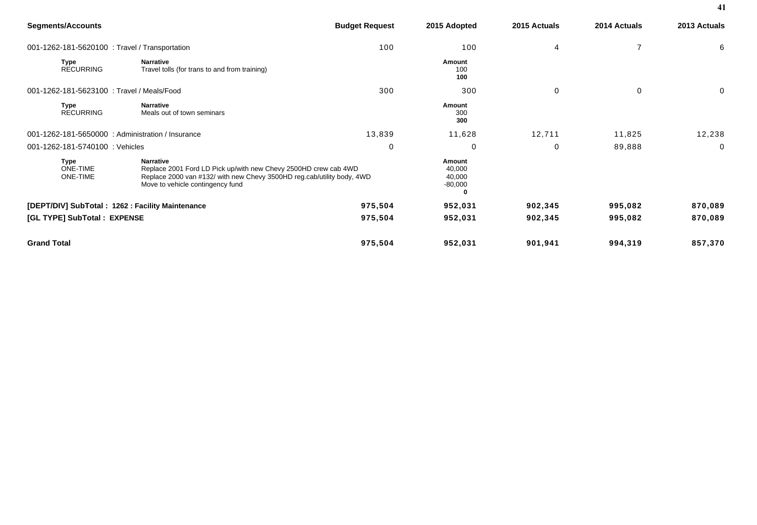| Segments/Accounts | | Budget Request | 2015 Adopted | 2015 Actuals | 2014 Actuals | 2013 Actuals |
|---|---|---|---|---|---|---|
| 001-1262-181-5620100 : Travel / Transportation | | 100 | 100 | 4 | 7 | 6 |
| **Type** | **Narrative** | | **Amount** | | | |
| RECURRING | Travel tolls (for trans to and from training) | | 100 | | | |
| | | | **100** | | | |
| 001-1262-181-5623100 : Travel / Meals/Food | | 300 | 300 | 0 | 0 | 0 |
| **Type** | **Narrative** | | **Amount** | | | |
| RECURRING | Meals out of town seminars | | 300 | | | |
| | | | **300** | | | |
| 001-1262-181-5650000 : Administration / Insurance | | 13,839 | 11,628 | 12,711 | 11,825 | 12,238 |
| 001-1262-181-5740100 : Vehicles | | 0 | 0 | 0 | 89,888 | 0 |
| **Type** | **Narrative** | | **Amount** | | | |
| ONE-TIME | Replace 2001 Ford LD Pick up/with new Chevy 2500HD crew cab 4WD | | 40,000 | | | |
| ONE-TIME | Replace 2000 van #132/ with new Chevy 3500HD reg.cab/utility body, 4WD | | 40,000 | | | |
| | Move to vehicle contingency fund | | -80,000 | | | |
| | | | **0** | | | |
| **[DEPT/DIV] SubTotal : 1262 : Facility Maintenance** | | **975,504** | **952,031** | **902,345** | **995,082** | **870,089** |
| **[GL TYPE] SubTotal : EXPENSE** | | **975,504** | **952,031** | **902,345** | **995,082** | **870,089** |
| **Grand Total** | | **975,504** | **952,031** | **901,941** | **994,319** | **857,370** |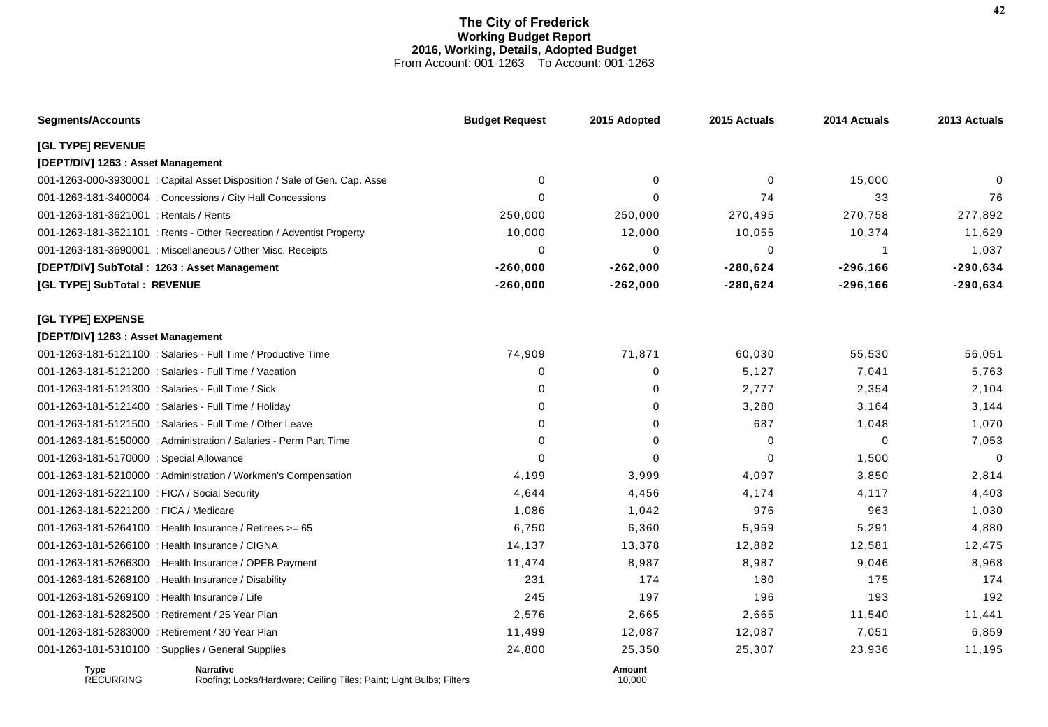# The City of Frederick

## Working Budget Report

### 2016, Working, Details, Adopted Budget

From Account: 001-1263 To Account: 001-1263

| Segments/Accounts | Budget Request | 2015 Adopted | 2015 Actuals | 2014 Actuals | 2013 Actuals |
|---|---|---|---|---|---|
| **[GL TYPE] REVENUE** | | | | | |
| **[DEPT/DIV] 1263 : Asset Management** | | | | | |
| 001-1263-000-3930001 : Capital Asset Disposition / Sale of Gen. Cap. Asse | 0 | 0 | 0 | 15,000 | 0 |
| 001-1263-181-3400004 : Concessions / City Hall Concessions | 0 | 0 | 74 | 33 | 76 |
| 001-1263-181-3621001 : Rentals / Rents | 250,000 | 250,000 | 270,495 | 270,758 | 277,892 |
| 001-1263-181-3621101 : Rents - Other Recreation / Adventist Property | 10,000 | 12,000 | 10,055 | 10,374 | 11,629 |
| 001-1263-181-3690001 : Miscellaneous / Other Misc. Receipts | 0 | 0 | 0 | 1 | 1,037 |
| **[DEPT/DIV] SubTotal : 1263 : Asset Management** | **-260,000** | **-262,000** | **-280,624** | **-296,166** | **-290,634** |
| **[GL TYPE] SubTotal : REVENUE** | **-260,000** | **-262,000** | **-280,624** | **-296,166** | **-290,634** |
| **[GL TYPE] EXPENSE** | | | | | |
| **[DEPT/DIV] 1263 : Asset Management** | | | | | |
| 001-1263-181-5121100 : Salaries - Full Time / Productive Time | 74,909 | 71,871 | 60,030 | 55,530 | 56,051 |
| 001-1263-181-5121200 : Salaries - Full Time / Vacation | 0 | 0 | 5,127 | 7,041 | 5,763 |
| 001-1263-181-5121300 : Salaries - Full Time / Sick | 0 | 0 | 2,777 | 2,354 | 2,104 |
| 001-1263-181-5121400 : Salaries - Full Time / Holiday | 0 | 0 | 3,280 | 3,164 | 3,144 |
| 001-1263-181-5121500 : Salaries - Full Time / Other Leave | 0 | 0 | 687 | 1,048 | 1,070 |
| 001-1263-181-5150000 : Administration / Salaries - Perm Part Time | 0 | 0 | 0 | 0 | 7,053 |
| 001-1263-181-5170000 : Special Allowance | 0 | 0 | 0 | 1,500 | 0 |
| 001-1263-181-5210000 : Administration / Workmen's Compensation | 4,199 | 3,999 | 4,097 | 3,850 | 2,814 |
| 001-1263-181-5221100 : FICA / Social Security | 4,644 | 4,456 | 4,174 | 4,117 | 4,403 |
| 001-1263-181-5221200 : FICA / Medicare | 1,086 | 1,042 | 976 | 963 | 1,030 |
| 001-1263-181-5264100 : Health Insurance / Retirees >= 65 | 6,750 | 6,360 | 5,959 | 5,291 | 4,880 |
| 001-1263-181-5266100 : Health Insurance / CIGNA | 14,137 | 13,378 | 12,882 | 12,581 | 12,475 |
| 001-1263-181-5266300 : Health Insurance / OPEB Payment | 11,474 | 8,987 | 8,987 | 9,046 | 8,968 |
| 001-1263-181-5268100 : Health Insurance / Disability | 231 | 174 | 180 | 175 | 174 |
| 001-1263-181-5269100 : Health Insurance / Life | 245 | 197 | 196 | 193 | 192 |
| 001-1263-181-5282500 : Retirement / 25 Year Plan | 2,576 | 2,665 | 2,665 | 11,540 | 11,441 |
| 001-1263-181-5283000 : Retirement / 30 Year Plan | 11,499 | 12,087 | 12,087 | 7,051 | 6,859 |
| 001-1263-181-5310100 : Supplies / General Supplies | 24,800 | 25,350 | 25,307 | 23,936 | 11,195 |

| Type | Narrative | Amount |
|---|---|---|
| RECURRING | Roofing; Locks/Hardware; Ceiling Tiles; Paint; Light Bulbs; Filters | 10,000 |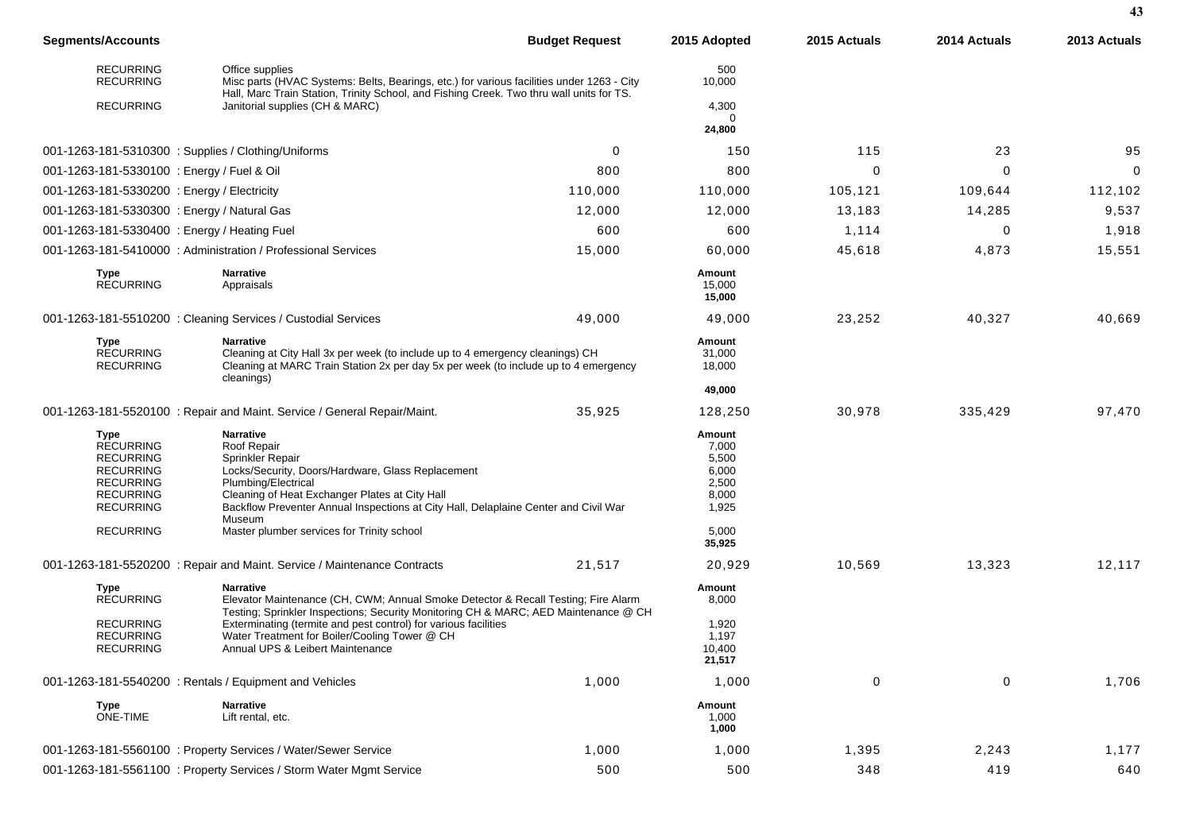| Segments/Accounts | | Budget Request | 2015 Adopted | 2015 Actuals | 2014 Actuals | 2013 Actuals |
|---|---|---|---|---|---|---|
| RECURRING | Office supplies | | 500 | | | |
| RECURRING | Misc parts (HVAC Systems: Belts, Bearings, etc.) for various facilities under 1263 - City Hall, Marc Train Station, Trinity School, and Fishing Creek. Two thru wall units for TS. | | 10,000 | | | |
| RECURRING | Janitorial supplies (CH & MARC) | | 4,300 | | | |
| | | | 0 | | | |
| | | | **24,800** | | | |
| 001-1263-181-5310300 : Supplies / Clothing/Uniforms | | 0 | 150 | 115 | 23 | 95 |
| 001-1263-181-5330100 : Energy / Fuel & Oil | | 800 | 800 | 0 | 0 | 0 |
| 001-1263-181-5330200 : Energy / Electricity | | 110,000 | 110,000 | 105,121 | 109,644 | 112,102 |
| 001-1263-181-5330300 : Energy / Natural Gas | | 12,000 | 12,000 | 13,183 | 14,285 | 9,537 |
| 001-1263-181-5330400 : Energy / Heating Fuel | | 600 | 600 | 1,114 | 0 | 1,918 |
| 001-1263-181-5410000 : Administration / Professional Services | | 15,000 | 60,000 | 45,618 | 4,873 | 15,551 |
| **Type** | **Narrative** | | **Amount** | | | |
| RECURRING | Appraisals | | 15,000 | | | |
| | | | **15,000** | | | |
| 001-1263-181-5510200 : Cleaning Services / Custodial Services | | 49,000 | 49,000 | 23,252 | 40,327 | 40,669 |
| **Type** | **Narrative** | | **Amount** | | | |
| RECURRING | Cleaning at City Hall 3x per week (to include up to 4 emergency cleanings) CH | | 31,000 | | | |
| RECURRING | Cleaning at MARC Train Station 2x per day 5x per week (to include up to 4 emergency cleanings) | | 18,000 | | | |
| | | | **49,000** | | | |
| 001-1263-181-5520100 : Repair and Maint. Service / General Repair/Maint. | | 35,925 | 128,250 | 30,978 | 335,429 | 97,470 |
| **Type** | **Narrative** | | **Amount** | | | |
| RECURRING | Roof Repair | | 7,000 | | | |
| RECURRING | Sprinkler Repair | | 5,500 | | | |
| RECURRING | Locks/Security, Doors/Hardware, Glass Replacement | | 6,000 | | | |
| RECURRING | Plumbing/Electrical | | 2,500 | | | |
| RECURRING | Cleaning of Heat Exchanger Plates at City Hall | | 8,000 | | | |
| RECURRING | Backflow Preventer Annual Inspections at City Hall, Delaplaine Center and Civil War Museum | | 1,925 | | | |
| RECURRING | Master plumber services for Trinity school | | 5,000 | | | |
| | | | **35,925** | | | |
| 001-1263-181-5520200 : Repair and Maint. Service / Maintenance Contracts | | 21,517 | 20,929 | 10,569 | 13,323 | 12,117 |
| **Type** | **Narrative** | | **Amount** | | | |
| RECURRING | Elevator Maintenance (CH, CWM; Annual Smoke Detector & Recall Testing; Fire Alarm Testing; Sprinkler Inspections; Security Monitoring CH & MARC; AED Maintenance @ CH | | 8,000 | | | |
| RECURRING | Exterminating (termite and pest control) for various facilities | | 1,920 | | | |
| RECURRING | Water Treatment for Boiler/Cooling Tower @ CH | | 1,197 | | | |
| RECURRING | Annual UPS & Leibert Maintenance | | 10,400 | | | |
| | | | **21,517** | | | |
| 001-1263-181-5540200 : Rentals / Equipment and Vehicles | | 1,000 | 1,000 | 0 | 0 | 1,706 |
| **Type** | **Narrative** | | **Amount** | | | |
| ONE-TIME | Lift rental, etc. | | 1,000 | | | |
| | | | **1,000** | | | |
| 001-1263-181-5560100 : Property Services / Water/Sewer Service | | 1,000 | 1,000 | 1,395 | 2,243 | 1,177 |
| 001-1263-181-5561100 : Property Services / Storm Water Mgmt Service | | 500 | 500 | 348 | 419 | 640 |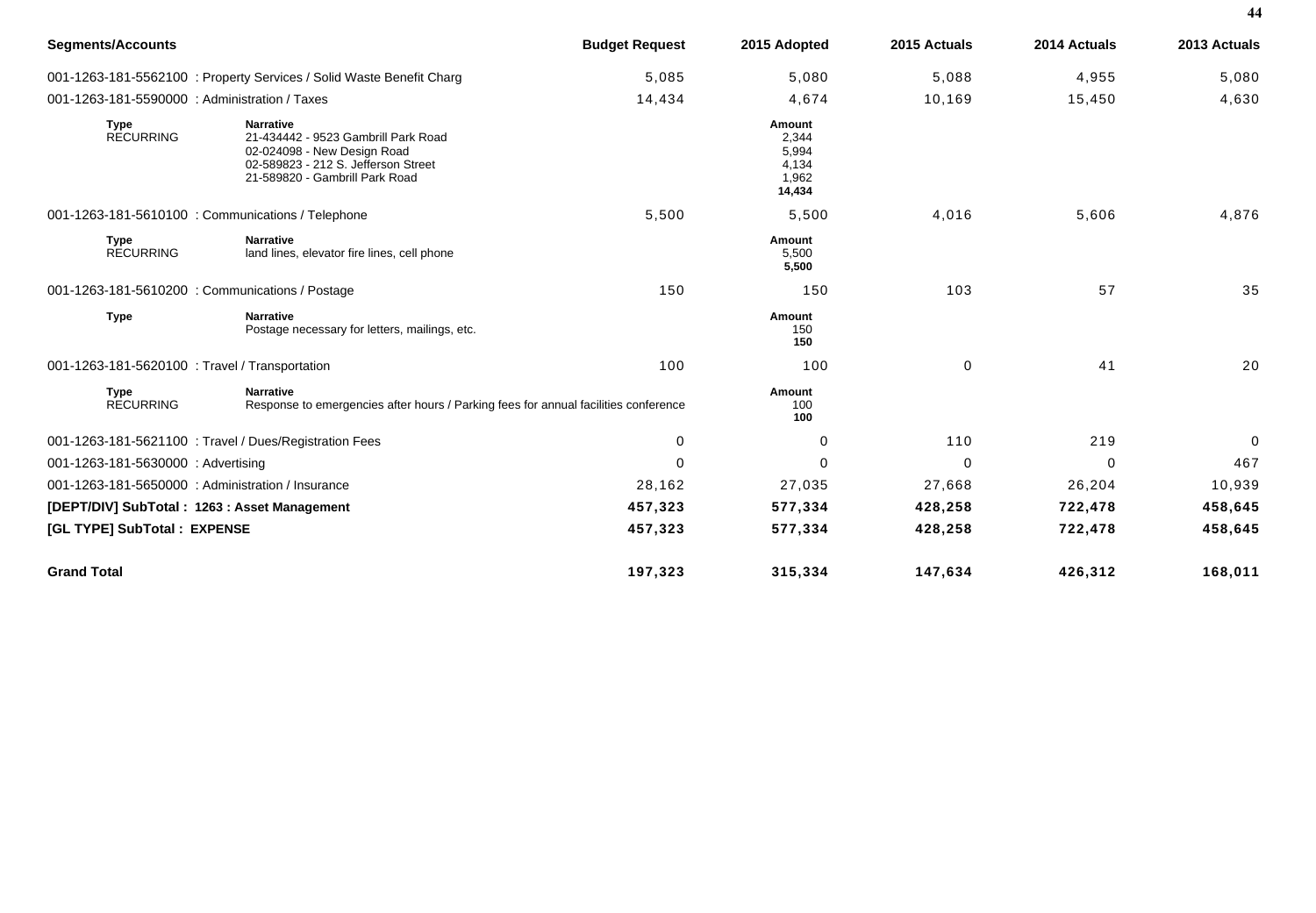| Segments/Accounts | | Budget Request | 2015 Adopted | 2015 Actuals | 2014 Actuals | 2013 Actuals |
|---|---|---|---|---|---|---|
| 001-1263-181-5562100 : Property Services / Solid Waste Benefit Charg | | 5,085 | 5,080 | 5,088 | 4,955 | 5,080 |
| 001-1263-181-5590000 : Administration / Taxes | | 14,434 | 4,674 | 10,169 | 15,450 | 4,630 |
| **Type** | **Narrative** | | **Amount** | | | |
| RECURRING | 21-434442 - 9523 Gambrill Park Road | | 2,344 | | | |
| | 02-024098 - New Design Road | | 5,994 | | | |
| | 02-589823 - 212 S. Jefferson Street | | 4,134 | | | |
| | 21-589820 - Gambrill Park Road | | 1,962 | | | |
| | | | **14,434** | | | |
| 001-1263-181-5610100 : Communications / Telephone | | 5,500 | 5,500 | 4,016 | 5,606 | 4,876 |
| **Type** | **Narrative** | | **Amount** | | | |
| RECURRING | land lines, elevator fire lines, cell phone | | 5,500 | | | |
| | | | **5,500** | | | |
| 001-1263-181-5610200 : Communications / Postage | | 150 | 150 | 103 | 57 | 35 |
| **Type** | **Narrative** | | **Amount** | | | |
| | Postage necessary for letters, mailings, etc. | | 150 | | | |
| | | | **150** | | | |
| 001-1263-181-5620100 : Travel / Transportation | | 100 | 100 | 0 | 41 | 20 |
| **Type** | **Narrative** | | **Amount** | | | |
| RECURRING | Response to emergencies after hours / Parking fees for annual facilities conference | | 100 | | | |
| | | | **100** | | | |
| 001-1263-181-5621100 : Travel / Dues/Registration Fees | | 0 | 0 | 110 | 219 | 0 |
| 001-1263-181-5630000 : Advertising | | 0 | 0 | 0 | 0 | 467 |
| 001-1263-181-5650000 : Administration / Insurance | | 28,162 | 27,035 | 27,668 | 26,204 | 10,939 |
| **[DEPT/DIV] SubTotal : 1263 : Asset Management** | | **457,323** | **577,334** | **428,258** | **722,478** | **458,645** |
| **[GL TYPE] SubTotal : EXPENSE** | | **457,323** | **577,334** | **428,258** | **722,478** | **458,645** |
| **Grand Total** | | **197,323** | **315,334** | **147,634** | **426,312** | **168,011** |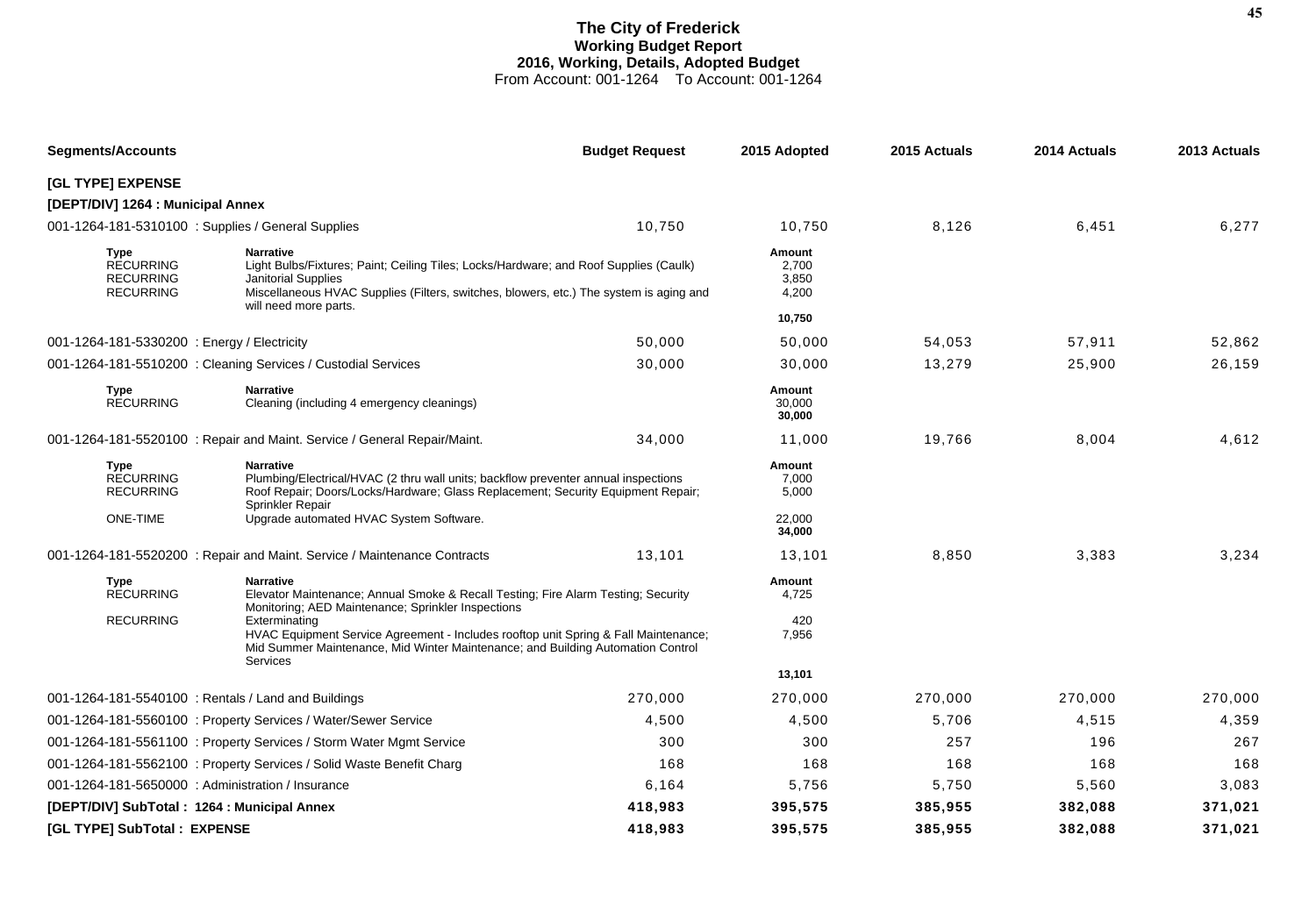# The City of Frederick
## Working Budget Report
## 2016, Working, Details, Adopted Budget
From Account: 001-1264 To Account: 001-1264

| Segments/Accounts | Budget Request | 2015 Adopted | 2015 Actuals | 2014 Actuals | 2013 Actuals |
|---|---|---|---|---|---|
| **[GL TYPE] EXPENSE** | | | | | |
| **[DEPT/DIV] 1264 : Municipal Annex** | | | | | |
| 001-1264-181-5310100 : Supplies / General Supplies | 10,750 | 10,750 | 8,126 | 6,451 | 6,277 |

| Type | Narrative | Amount |
|---|---|---|
| RECURRING | Light Bulbs/Fixtures; Paint; Ceiling Tiles; Locks/Hardware; and Roof Supplies (Caulk) | 2,700 |
| RECURRING | Janitorial Supplies | 3,850 |
| RECURRING | Miscellaneous HVAC Supplies (Filters, switches, blowers, etc.) The system is aging and will need more parts. | 4,200 |
| | | **10,750** |

| Segments/Accounts | Budget Request | 2015 Adopted | 2015 Actuals | 2014 Actuals | 2013 Actuals |
|---|---|---|---|---|---|
| 001-1264-181-5330200 : Energy / Electricity | 50,000 | 50,000 | 54,053 | 57,911 | 52,862 |
| 001-1264-181-5510200 : Cleaning Services / Custodial Services | 30,000 | 30,000 | 13,279 | 25,900 | 26,159 |

| Type | Narrative | Amount |
|---|---|---|
| RECURRING | Cleaning (including 4 emergency cleanings) | 30,000 |
| | | **30,000** |

| Segments/Accounts | Budget Request | 2015 Adopted | 2015 Actuals | 2014 Actuals | 2013 Actuals |
|---|---|---|---|---|---|
| 001-1264-181-5520100 : Repair and Maint. Service / General Repair/Maint. | 34,000 | 11,000 | 19,766 | 8,004 | 4,612 |

| Type | Narrative | Amount |
|---|---|---|
| RECURRING | Plumbing/Electrical/HVAC (2 thru wall units; backflow preventer annual inspections | 7,000 |
| RECURRING | Roof Repair; Doors/Locks/Hardware; Glass Replacement; Security Equipment Repair; Sprinkler Repair | 5,000 |
| ONE-TIME | Upgrade automated HVAC System Software. | 22,000 |
| | | **34,000** |

| Segments/Accounts | Budget Request | 2015 Adopted | 2015 Actuals | 2014 Actuals | 2013 Actuals |
|---|---|---|---|---|---|
| 001-1264-181-5520200 : Repair and Maint. Service / Maintenance Contracts | 13,101 | 13,101 | 8,850 | 3,383 | 3,234 |

| Type | Narrative | Amount |
|---|---|---|
| RECURRING | Elevator Maintenance; Annual Smoke & Recall Testing; Fire Alarm Testing; Security Monitoring; AED Maintenance; Sprinkler Inspections | 4,725 |
| RECURRING | Exterminating | 420 |
| | HVAC Equipment Service Agreement - Includes rooftop unit Spring & Fall Maintenance; Mid Summer Maintenance, Mid Winter Maintenance; and Building Automation Control Services | 7,956 |
| | | **13,101** |

| Segments/Accounts | Budget Request | 2015 Adopted | 2015 Actuals | 2014 Actuals | 2013 Actuals |
|---|---|---|---|---|---|
| 001-1264-181-5540100 : Rentals / Land and Buildings | 270,000 | 270,000 | 270,000 | 270,000 | 270,000 |
| 001-1264-181-5560100 : Property Services / Water/Sewer Service | 4,500 | 4,500 | 5,706 | 4,515 | 4,359 |
| 001-1264-181-5561100 : Property Services / Storm Water Mgmt Service | 300 | 300 | 257 | 196 | 267 |
| 001-1264-181-5562100 : Property Services / Solid Waste Benefit Charg | 168 | 168 | 168 | 168 | 168 |
| 001-1264-181-5650000 : Administration / Insurance | 6,164 | 5,756 | 5,750 | 5,560 | 3,083 |
| **[DEPT/DIV] SubTotal : 1264 : Municipal Annex** | **418,983** | **395,575** | **385,955** | **382,088** | **371,021** |
| **[GL TYPE] SubTotal : EXPENSE** | **418,983** | **395,575** | **385,955** | **382,088** | **371,021** |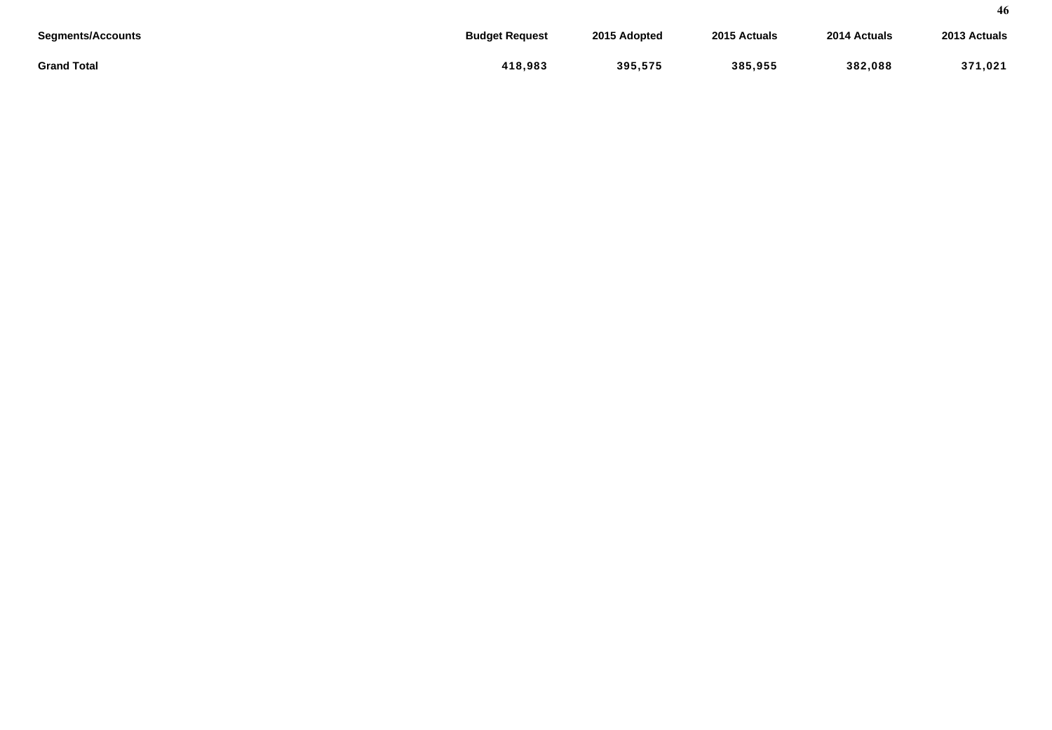| Segments/Accounts | Budget Request | 2015 Adopted | 2015 Actuals | 2014 Actuals | 2013 Actuals |
|---|---|---|---|---|---|
| **Grand Total** | **418,983** | **395,575** | **385,955** | **382,088** | **371,021** |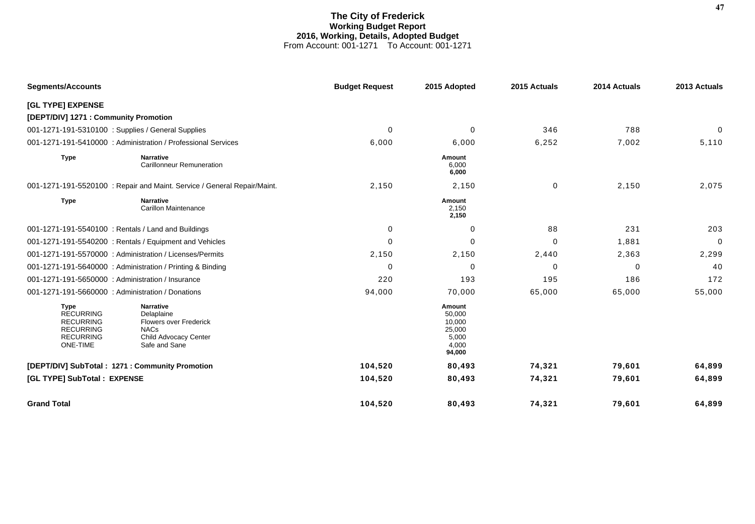# The City of Frederick
## Working Budget Report
### 2016, Working, Details, Adopted Budget
From Account: 001-1271 To Account: 001-1271

| Segments/Accounts | | Budget Request | 2015 Adopted | 2015 Actuals | 2014 Actuals | 2013 Actuals |
|---|---|---|---|---|---|---|
| **[GL TYPE] EXPENSE** | | | | | | |
| **[DEPT/DIV] 1271 : Community Promotion** | | | | | | |
| 001-1271-191-5310100 : Supplies / General Supplies | | 0 | 0 | 346 | 788 | 0 |
| 001-1271-191-5410000 : Administration / Professional Services | | 6,000 | 6,000 | 6,252 | 7,002 | 5,110 |
| **Type** | **Narrative** | | **Amount** | | | |
| | Carillonneur Remuneration | | 6,000 | | | |
| | | | **6,000** | | | |
| 001-1271-191-5520100 : Repair and Maint. Service / General Repair/Maint. | | 2,150 | 2,150 | 0 | 2,150 | 2,075 |
| **Type** | **Narrative** | | **Amount** | | | |
| | Carillon Maintenance | | 2,150 | | | |
| | | | **2,150** | | | |
| 001-1271-191-5540100 : Rentals / Land and Buildings | | 0 | 0 | 88 | 231 | 203 |
| 001-1271-191-5540200 : Rentals / Equipment and Vehicles | | 0 | 0 | 0 | 1,881 | 0 |
| 001-1271-191-5570000 : Administration / Licenses/Permits | | 2,150 | 2,150 | 2,440 | 2,363 | 2,299 |
| 001-1271-191-5640000 : Administration / Printing & Binding | | 0 | 0 | 0 | 0 | 40 |
| 001-1271-191-5650000 : Administration / Insurance | | 220 | 193 | 195 | 186 | 172 |
| 001-1271-191-5660000 : Administration / Donations | | 94,000 | 70,000 | 65,000 | 65,000 | 55,000 |
| **Type** | **Narrative** | | **Amount** | | | |
| RECURRING | Delaplaine | | 50,000 | | | |
| RECURRING | Flowers over Frederick | | 10,000 | | | |
| RECURRING | NACs | | 25,000 | | | |
| RECURRING | Child Advocacy Center | | 5,000 | | | |
| ONE-TIME | Safe and Sane | | 4,000 | | | |
| | | | **94,000** | | | |
| **[DEPT/DIV] SubTotal : 1271 : Community Promotion** | | **104,520** | **80,493** | **74,321** | **79,601** | **64,899** |
| **[GL TYPE] SubTotal : EXPENSE** | | **104,520** | **80,493** | **74,321** | **79,601** | **64,899** |
| **Grand Total** | | **104,520** | **80,493** | **74,321** | **79,601** | **64,899** |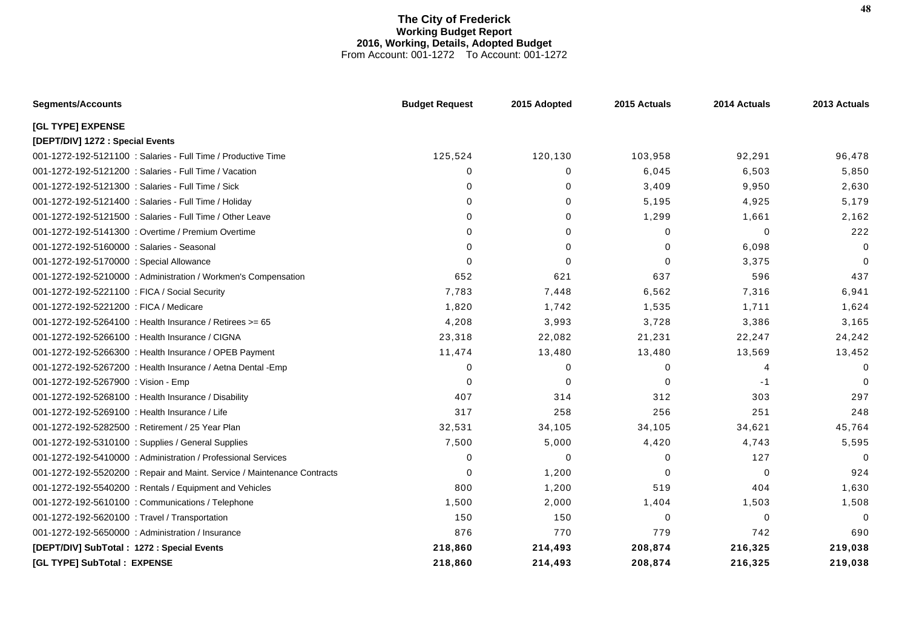# The City of Frederick
## Working Budget Report
## 2016, Working, Details, Adopted Budget
From Account: 001-1272 To Account: 001-1272

| Segments/Accounts | Budget Request | 2015 Adopted | 2015 Actuals | 2014 Actuals | 2013 Actuals |
|---|---|---|---|---|---|
| **[GL TYPE] EXPENSE** | | | | | |
| **[DEPT/DIV] 1272 : Special Events** | | | | | |
| 001-1272-192-5121100 : Salaries - Full Time / Productive Time | 125,524 | 120,130 | 103,958 | 92,291 | 96,478 |
| 001-1272-192-5121200 : Salaries - Full Time / Vacation | 0 | 0 | 6,045 | 6,503 | 5,850 |
| 001-1272-192-5121300 : Salaries - Full Time / Sick | 0 | 0 | 3,409 | 9,950 | 2,630 |
| 001-1272-192-5121400 : Salaries - Full Time / Holiday | 0 | 0 | 5,195 | 4,925 | 5,179 |
| 001-1272-192-5121500 : Salaries - Full Time / Other Leave | 0 | 0 | 1,299 | 1,661 | 2,162 |
| 001-1272-192-5141300 : Overtime / Premium Overtime | 0 | 0 | 0 | 0 | 222 |
| 001-1272-192-5160000 : Salaries - Seasonal | 0 | 0 | 0 | 6,098 | 0 |
| 001-1272-192-5170000 : Special Allowance | 0 | 0 | 0 | 3,375 | 0 |
| 001-1272-192-5210000 : Administration / Workmen's Compensation | 652 | 621 | 637 | 596 | 437 |
| 001-1272-192-5221100 : FICA / Social Security | 7,783 | 7,448 | 6,562 | 7,316 | 6,941 |
| 001-1272-192-5221200 : FICA / Medicare | 1,820 | 1,742 | 1,535 | 1,711 | 1,624 |
| 001-1272-192-5264100 : Health Insurance / Retirees >= 65 | 4,208 | 3,993 | 3,728 | 3,386 | 3,165 |
| 001-1272-192-5266100 : Health Insurance / CIGNA | 23,318 | 22,082 | 21,231 | 22,247 | 24,242 |
| 001-1272-192-5266300 : Health Insurance / OPEB Payment | 11,474 | 13,480 | 13,480 | 13,569 | 13,452 |
| 001-1272-192-5267200 : Health Insurance / Aetna Dental -Emp | 0 | 0 | 0 | 4 | 0 |
| 001-1272-192-5267900 : Vision - Emp | 0 | 0 | 0 | -1 | 0 |
| 001-1272-192-5268100 : Health Insurance / Disability | 407 | 314 | 312 | 303 | 297 |
| 001-1272-192-5269100 : Health Insurance / Life | 317 | 258 | 256 | 251 | 248 |
| 001-1272-192-5282500 : Retirement / 25 Year Plan | 32,531 | 34,105 | 34,105 | 34,621 | 45,764 |
| 001-1272-192-5310100 : Supplies / General Supplies | 7,500 | 5,000 | 4,420 | 4,743 | 5,595 |
| 001-1272-192-5410000 : Administration / Professional Services | 0 | 0 | 0 | 127 | 0 |
| 001-1272-192-5520200 : Repair and Maint. Service / Maintenance Contracts | 0 | 1,200 | 0 | 0 | 924 |
| 001-1272-192-5540200 : Rentals / Equipment and Vehicles | 800 | 1,200 | 519 | 404 | 1,630 |
| 001-1272-192-5610100 : Communications / Telephone | 1,500 | 2,000 | 1,404 | 1,503 | 1,508 |
| 001-1272-192-5620100 : Travel / Transportation | 150 | 150 | 0 | 0 | 0 |
| 001-1272-192-5650000 : Administration / Insurance | 876 | 770 | 779 | 742 | 690 |
| **[DEPT/DIV] SubTotal : 1272 : Special Events** | **218,860** | **214,493** | **208,874** | **216,325** | **219,038** |
| **[GL TYPE] SubTotal : EXPENSE** | **218,860** | **214,493** | **208,874** | **216,325** | **219,038** |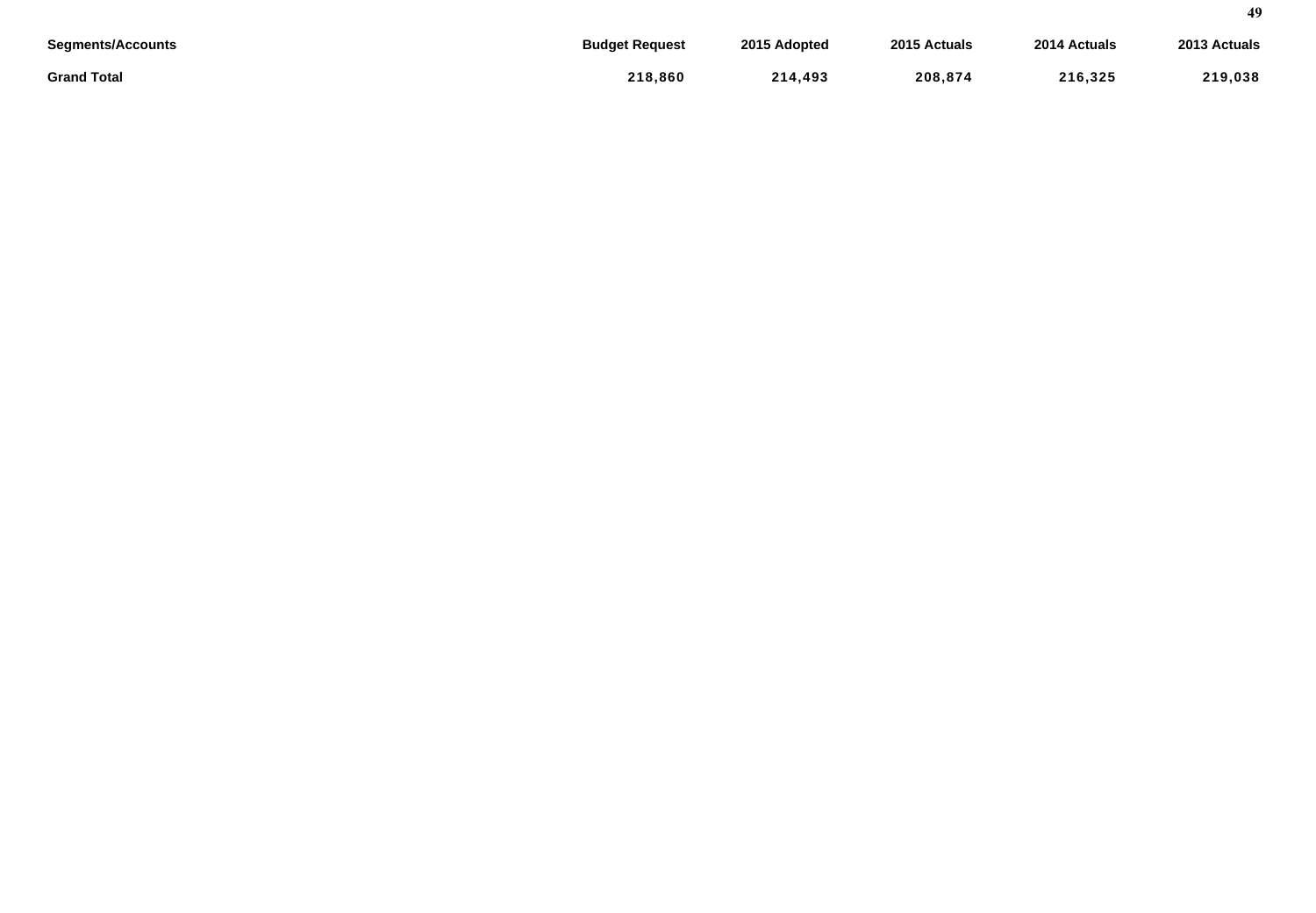| Segments/Accounts | Budget Request | 2015 Adopted | 2015 Actuals | 2014 Actuals | 2013 Actuals |
|---|---|---|---|---|---|
| **Grand Total** | **218,860** | **214,493** | **208,874** | **216,325** | **219,038** |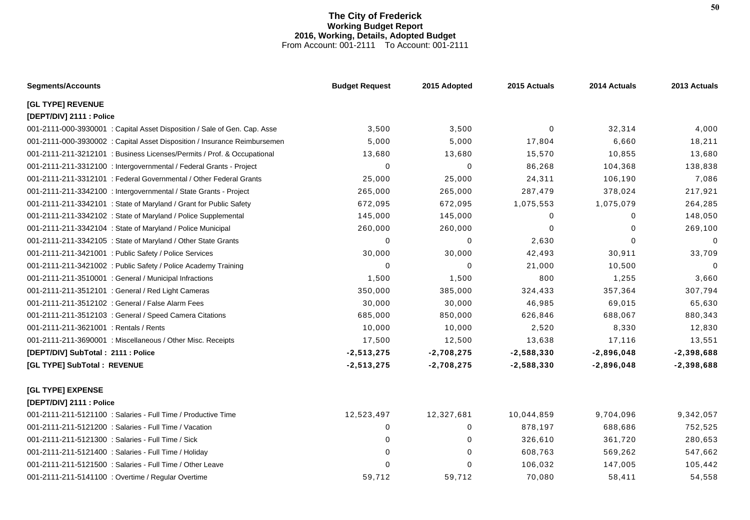# The City of Frederick
## Working Budget Report
### 2016, Working, Details, Adopted Budget
From Account: 001-2111 To Account: 001-2111

| Segments/Accounts | Budget Request | 2015 Adopted | 2015 Actuals | 2014 Actuals | 2013 Actuals |
|---|---|---|---|---|---|
| **[GL TYPE] REVENUE** | | | | | |
| **[DEPT/DIV] 2111 : Police** | | | | | |
| 001-2111-000-3930001 : Capital Asset Disposition / Sale of Gen. Cap. Asse | 3,500 | 3,500 | 0 | 32,314 | 4,000 |
| 001-2111-000-3930002 : Capital Asset Disposition / Insurance Reimbursemen | 5,000 | 5,000 | 17,804 | 6,660 | 18,211 |
| 001-2111-211-3212101 : Business Licenses/Permits / Prof. & Occupational | 13,680 | 13,680 | 15,570 | 10,855 | 13,680 |
| 001-2111-211-3312100 : Intergovernmental / Federal Grants - Project | 0 | 0 | 86,268 | 104,368 | 138,838 |
| 001-2111-211-3312101 : Federal Governmental / Other Federal Grants | 25,000 | 25,000 | 24,311 | 106,190 | 7,086 |
| 001-2111-211-3342100 : Intergovernmental / State Grants - Project | 265,000 | 265,000 | 287,479 | 378,024 | 217,921 |
| 001-2111-211-3342101 : State of Maryland / Grant for Public Safety | 672,095 | 672,095 | 1,075,553 | 1,075,079 | 264,285 |
| 001-2111-211-3342102 : State of Maryland / Police Supplemental | 145,000 | 145,000 | 0 | 0 | 148,050 |
| 001-2111-211-3342104 : State of Maryland / Police Municipal | 260,000 | 260,000 | 0 | 0 | 269,100 |
| 001-2111-211-3342105 : State of Maryland / Other State Grants | 0 | 0 | 2,630 | 0 | 0 |
| 001-2111-211-3421001 : Public Safety / Police Services | 30,000 | 30,000 | 42,493 | 30,911 | 33,709 |
| 001-2111-211-3421002 : Public Safety / Police Academy Training | 0 | 0 | 21,000 | 10,500 | 0 |
| 001-2111-211-3510001 : General / Municipal Infractions | 1,500 | 1,500 | 800 | 1,255 | 3,660 |
| 001-2111-211-3512101 : General / Red Light Cameras | 350,000 | 385,000 | 324,433 | 357,364 | 307,794 |
| 001-2111-211-3512102 : General / False Alarm Fees | 30,000 | 30,000 | 46,985 | 69,015 | 65,630 |
| 001-2111-211-3512103 : General / Speed Camera Citations | 685,000 | 850,000 | 626,846 | 688,067 | 880,343 |
| 001-2111-211-3621001 : Rentals / Rents | 10,000 | 10,000 | 2,520 | 8,330 | 12,830 |
| 001-2111-211-3690001 : Miscellaneous / Other Misc. Receipts | 17,500 | 12,500 | 13,638 | 17,116 | 13,551 |
| **[DEPT/DIV] SubTotal : 2111 : Police** | **-2,513,275** | **-2,708,275** | **-2,588,330** | **-2,896,048** | **-2,398,688** |
| **[GL TYPE] SubTotal : REVENUE** | **-2,513,275** | **-2,708,275** | **-2,588,330** | **-2,896,048** | **-2,398,688** |
| **[GL TYPE] EXPENSE** | | | | | |
| **[DEPT/DIV] 2111 : Police** | | | | | |
| 001-2111-211-5121100 : Salaries - Full Time / Productive Time | 12,523,497 | 12,327,681 | 10,044,859 | 9,704,096 | 9,342,057 |
| 001-2111-211-5121200 : Salaries - Full Time / Vacation | 0 | 0 | 878,197 | 688,686 | 752,525 |
| 001-2111-211-5121300 : Salaries - Full Time / Sick | 0 | 0 | 326,610 | 361,720 | 280,653 |
| 001-2111-211-5121400 : Salaries - Full Time / Holiday | 0 | 0 | 608,763 | 569,262 | 547,662 |
| 001-2111-211-5121500 : Salaries - Full Time / Other Leave | 0 | 0 | 106,032 | 147,005 | 105,442 |
| 001-2111-211-5141100 : Overtime / Regular Overtime | 59,712 | 59,712 | 70,080 | 58,411 | 54,558 |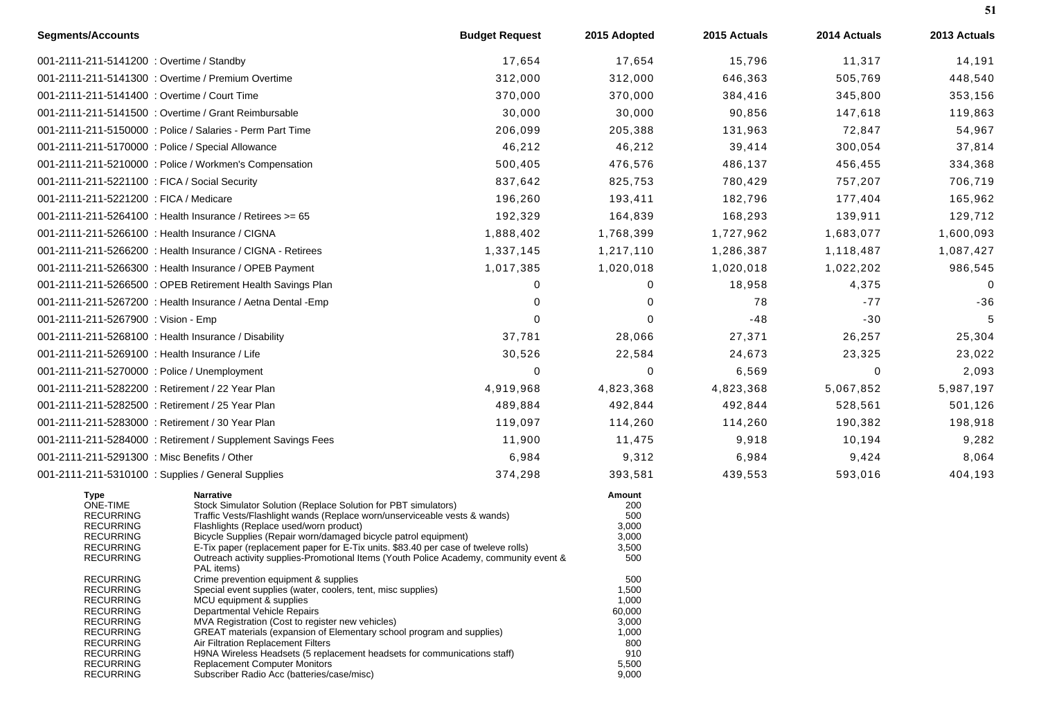| Segments/Accounts | Budget Request | 2015 Adopted | 2015 Actuals | 2014 Actuals | 2013 Actuals |
|---|---|---|---|---|---|
| 001-2111-211-5141200 : Overtime / Standby | 17,654 | 17,654 | 15,796 | 11,317 | 14,191 |
| 001-2111-211-5141300 : Overtime / Premium Overtime | 312,000 | 312,000 | 646,363 | 505,769 | 448,540 |
| 001-2111-211-5141400 : Overtime / Court Time | 370,000 | 370,000 | 384,416 | 345,800 | 353,156 |
| 001-2111-211-5141500 : Overtime / Grant Reimbursable | 30,000 | 30,000 | 90,856 | 147,618 | 119,863 |
| 001-2111-211-5150000 : Police / Salaries - Perm Part Time | 206,099 | 205,388 | 131,963 | 72,847 | 54,967 |
| 001-2111-211-5170000 : Police / Special Allowance | 46,212 | 46,212 | 39,414 | 300,054 | 37,814 |
| 001-2111-211-5210000 : Police / Workmen's Compensation | 500,405 | 476,576 | 486,137 | 456,455 | 334,368 |
| 001-2111-211-5221100 : FICA / Social Security | 837,642 | 825,753 | 780,429 | 757,207 | 706,719 |
| 001-2111-211-5221200 : FICA / Medicare | 196,260 | 193,411 | 182,796 | 177,404 | 165,962 |
| 001-2111-211-5264100 : Health Insurance / Retirees >= 65 | 192,329 | 164,839 | 168,293 | 139,911 | 129,712 |
| 001-2111-211-5266100 : Health Insurance / CIGNA | 1,888,402 | 1,768,399 | 1,727,962 | 1,683,077 | 1,600,093 |
| 001-2111-211-5266200 : Health Insurance / CIGNA - Retirees | 1,337,145 | 1,217,110 | 1,286,387 | 1,118,487 | 1,087,427 |
| 001-2111-211-5266300 : Health Insurance / OPEB Payment | 1,017,385 | 1,020,018 | 1,020,018 | 1,022,202 | 986,545 |
| 001-2111-211-5266500 : OPEB Retirement Health Savings Plan | 0 | 0 | 18,958 | 4,375 | 0 |
| 001-2111-211-5267200 : Health Insurance / Aetna Dental -Emp | 0 | 0 | 78 | -77 | -36 |
| 001-2111-211-5267900 : Vision - Emp | 0 | 0 | -48 | -30 | 5 |
| 001-2111-211-5268100 : Health Insurance / Disability | 37,781 | 28,066 | 27,371 | 26,257 | 25,304 |
| 001-2111-211-5269100 : Health Insurance / Life | 30,526 | 22,584 | 24,673 | 23,325 | 23,022 |
| 001-2111-211-5270000 : Police / Unemployment | 0 | 0 | 6,569 | 0 | 2,093 |
| 001-2111-211-5282200 : Retirement / 22 Year Plan | 4,919,968 | 4,823,368 | 4,823,368 | 5,067,852 | 5,987,197 |
| 001-2111-211-5282500 : Retirement / 25 Year Plan | 489,884 | 492,844 | 492,844 | 528,561 | 501,126 |
| 001-2111-211-5283000 : Retirement / 30 Year Plan | 119,097 | 114,260 | 114,260 | 190,382 | 198,918 |
| 001-2111-211-5284000 : Retirement / Supplement Savings Fees | 11,900 | 11,475 | 9,918 | 10,194 | 9,282 |
| 001-2111-211-5291300 : Misc Benefits / Other | 6,984 | 9,312 | 6,984 | 9,424 | 8,064 |
| 001-2111-211-5310100 : Supplies / General Supplies | 374,298 | 393,581 | 439,553 | 593,016 | 404,193 |

| Type | Narrative | Amount |
|---|---|---|
| ONE-TIME | Stock Simulator Solution (Replace Solution for PBT simulators) | 200 |
| RECURRING | Traffic Vests/Flashlight wands (Replace worn/unserviceable vests & wands) | 500 |
| RECURRING | Flashlights (Replace used/worn product) | 3,000 |
| RECURRING | Bicycle Supplies (Repair worn/damaged bicycle patrol equipment) | 3,000 |
| RECURRING | E-Tix paper (replacement paper for E-Tix units. $83.40 per case of tweleve rolls) | 3,500 |
| RECURRING | Outreach activity supplies-Promotional Items (Youth Police Academy, community event & PAL items) | 500 |
| RECURRING | Crime prevention equipment & supplies | 500 |
| RECURRING | Special event supplies (water, coolers, tent, misc supplies) | 1,500 |
| RECURRING | MCU equipment & supplies | 1,000 |
| RECURRING | Departmental Vehicle Repairs | 60,000 |
| RECURRING | MVA Registration (Cost to register new vehicles) | 3,000 |
| RECURRING | GREAT materials (expansion of Elementary school program and supplies) | 1,000 |
| RECURRING | Air Filtration Replacement Filters | 800 |
| RECURRING | H9NA Wireless Headsets (5 replacement headsets for communications staff) | 910 |
| RECURRING | Replacement Computer Monitors | 5,500 |
| RECURRING | Subscriber Radio Acc (batteries/case/misc) | 9,000 |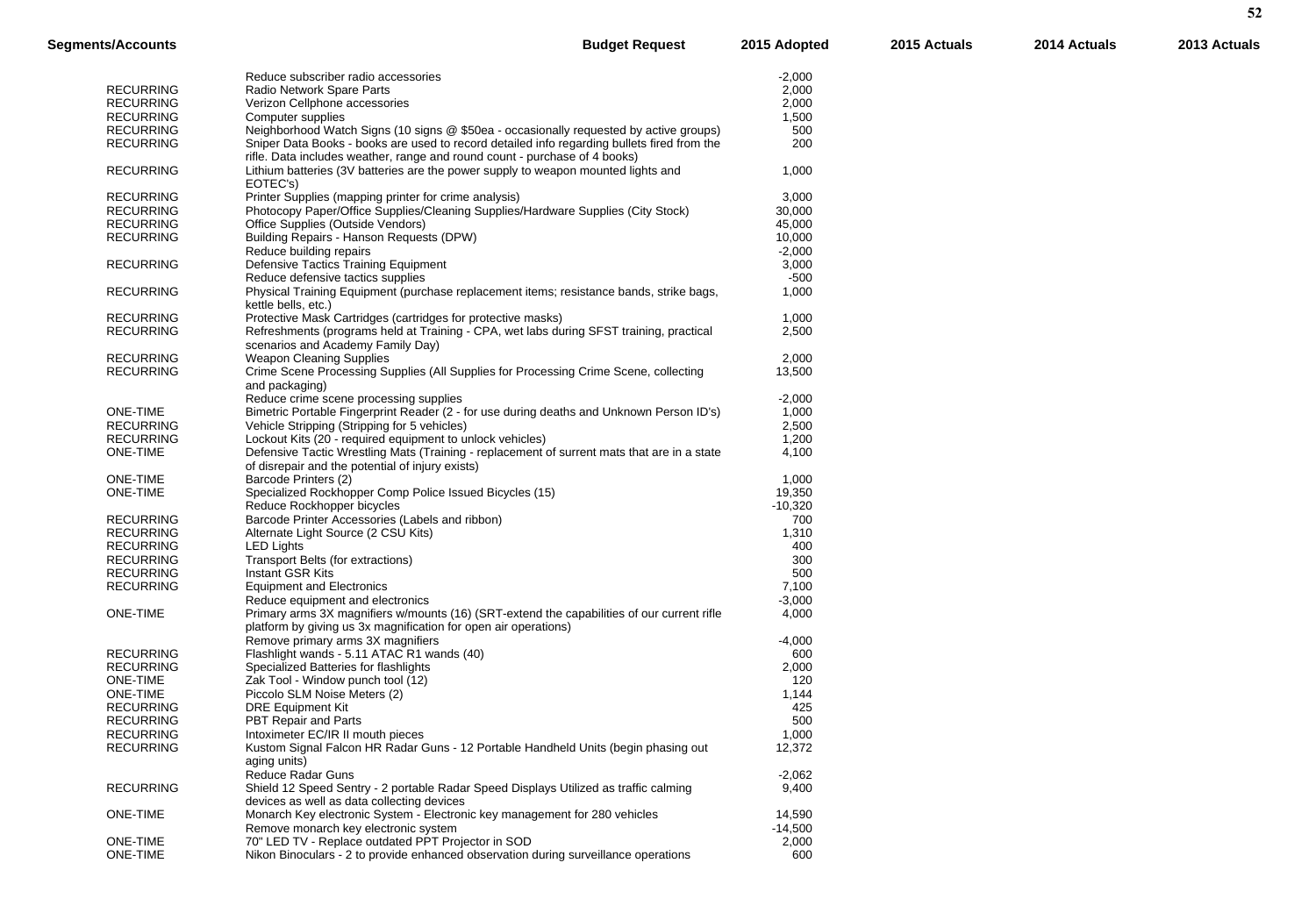| Segments/Accounts | | Budget Request | 2015 Adopted | 2015 Actuals | 2014 Actuals | 2013 Actuals |
|---|---|---|---|---|---|---|
| | Reduce subscriber radio accessories | | -2,000 | | | |
| RECURRING | Radio Network Spare Parts | | 2,000 | | | |
| RECURRING | Verizon Cellphone accessories | | 2,000 | | | |
| RECURRING | Computer supplies | | 1,500 | | | |
| RECURRING | Neighborhood Watch Signs (10 signs @ $50ea - occasionally requested by active groups) | | 500 | | | |
| RECURRING | Sniper Data Books - books are used to record detailed info regarding bullets fired from the rifle. Data includes weather, range and round count - purchase of 4 books) | | 200 | | | |
| RECURRING | Lithium batteries (3V batteries are the power supply to weapon mounted lights and EOTEC's) | | 1,000 | | | |
| RECURRING | Printer Supplies (mapping printer for crime analysis) | | 3,000 | | | |
| RECURRING | Photocopy Paper/Office Supplies/Cleaning Supplies/Hardware Supplies (City Stock) | | 30,000 | | | |
| RECURRING | Office Supplies (Outside Vendors) | | 45,000 | | | |
| RECURRING | Building Repairs - Hanson Requests (DPW) | | 10,000 | | | |
| | Reduce building repairs | | -2,000 | | | |
| RECURRING | Defensive Tactics Training Equipment | | 3,000 | | | |
| | Reduce defensive tactics supplies | | -500 | | | |
| RECURRING | Physical Training Equipment (purchase replacement items; resistance bands, strike bags, kettle bells, etc.) | | 1,000 | | | |
| RECURRING | Protective Mask Cartridges (cartridges for protective masks) | | 1,000 | | | |
| RECURRING | Refreshments (programs held at Training - CPA, wet labs during SFST training, practical scenarios and Academy Family Day) | | 2,500 | | | |
| RECURRING | Weapon Cleaning Supplies | | 2,000 | | | |
| RECURRING | Crime Scene Processing Supplies (All Supplies for Processing Crime Scene, collecting and packaging) | | 13,500 | | | |
| | Reduce crime scene processing supplies | | -2,000 | | | |
| ONE-TIME | Bimetric Portable Fingerprint Reader (2 - for use during deaths and Unknown Person ID's) | | 1,000 | | | |
| RECURRING | Vehicle Stripping (Stripping for 5 vehicles) | | 2,500 | | | |
| RECURRING | Lockout Kits (20 - required equipment to unlock vehicles) | | 1,200 | | | |
| ONE-TIME | Defensive Tactic Wrestling Mats (Training - replacement of surrent mats that are in a state of disrepair and the potential of injury exists) | | 4,100 | | | |
| ONE-TIME | Barcode Printers (2) | | 1,000 | | | |
| ONE-TIME | Specialized Rockhopper Comp Police Issued Bicycles (15) | | 19,350 | | | |
| | Reduce Rockhopper bicycles | | -10,320 | | | |
| RECURRING | Barcode Printer Accessories (Labels and ribbon) | | 700 | | | |
| RECURRING | Alternate Light Source (2 CSU Kits) | | 1,310 | | | |
| RECURRING | LED Lights | | 400 | | | |
| RECURRING | Transport Belts (for extractions) | | 300 | | | |
| RECURRING | Instant GSR Kits | | 500 | | | |
| RECURRING | Equipment and Electronics | | 7,100 | | | |
| | Reduce equipment and electronics | | -3,000 | | | |
| ONE-TIME | Primary arms 3X magnifiers w/mounts (16) (SRT-extend the capabilities of our current rifle platform by giving us 3x magnification for open air operations) | | 4,000 | | | |
| | Remove primary arms 3X magnifiers | | -4,000 | | | |
| RECURRING | Flashlight wands - 5.11 ATAC R1 wands (40) | | 600 | | | |
| RECURRING | Specialized Batteries for flashlights | | 2,000 | | | |
| ONE-TIME | Zak Tool - Window punch tool (12) | | 120 | | | |
| ONE-TIME | Piccolo SLM Noise Meters (2) | | 1,144 | | | |
| RECURRING | DRE Equipment Kit | | 425 | | | |
| RECURRING | PBT Repair and Parts | | 500 | | | |
| RECURRING | Intoximeter EC/IR II mouth pieces | | 1,000 | | | |
| RECURRING | Kustom Signal Falcon HR Radar Guns - 12 Portable Handheld Units (begin phasing out aging units) | | 12,372 | | | |
| | Reduce Radar Guns | | -2,062 | | | |
| RECURRING | Shield 12 Speed Sentry - 2 portable Radar Speed Displays Utilized as traffic calming devices as well as data collecting devices | | 9,400 | | | |
| ONE-TIME | Monarch Key electronic System - Electronic key management for 280 vehicles | | 14,590 | | | |
| | Remove monarch key electronic system | | -14,500 | | | |
| ONE-TIME | 70" LED TV - Replace outdated PPT Projector in SOD | | 2,000 | | | |
| ONE-TIME | Nikon Binoculars - 2 to provide enhanced observation during surveillance operations | | 600 | | | |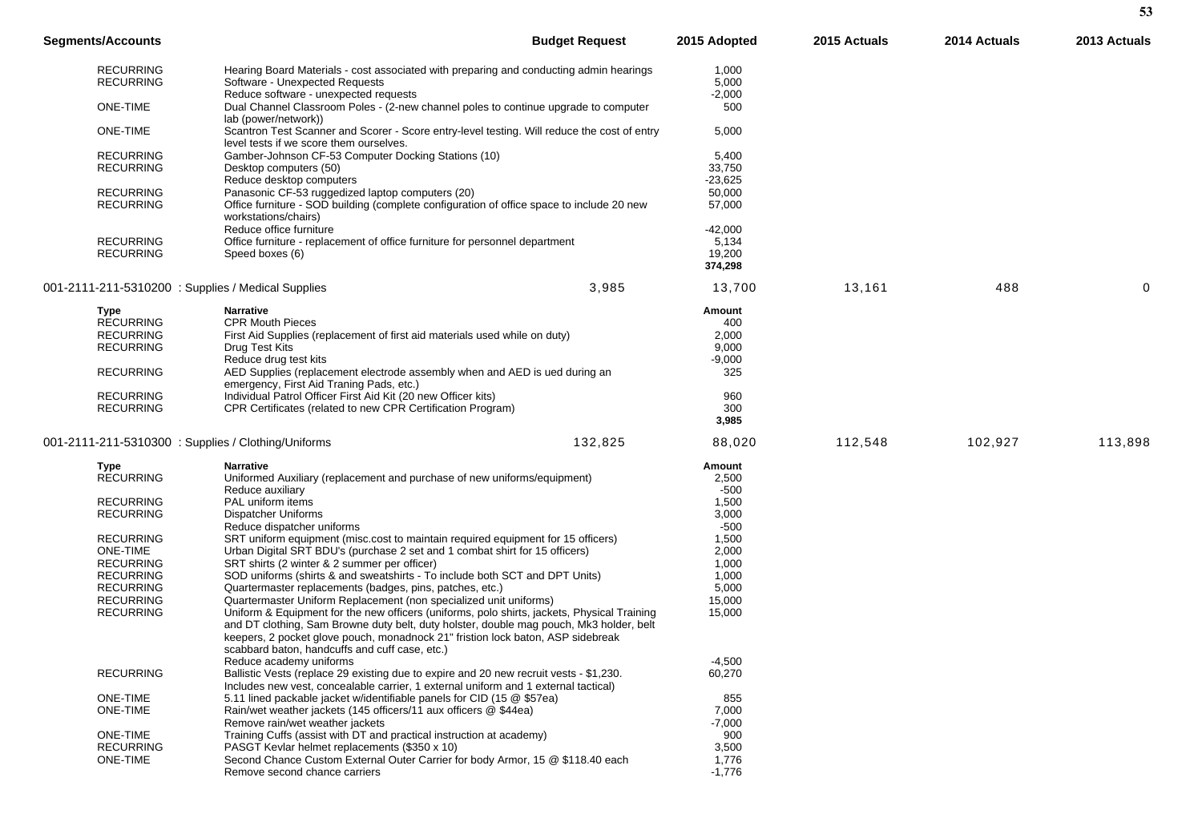| Segments/Accounts | | Budget Request | 2015 Adopted | 2015 Actuals | 2014 Actuals | 2013 Actuals |
|---|---|---|---|---|---|---|
| RECURRING | Hearing Board Materials - cost associated with preparing and conducting admin hearings | | 1,000 | | | |
| RECURRING | Software - Unexpected Requests | | 5,000 | | | |
| | Reduce software - unexpected requests | | -2,000 | | | |
| ONE-TIME | Dual Channel Classroom Poles - (2-new channel poles to continue upgrade to computer lab (power/network)) | | 500 | | | |
| ONE-TIME | Scantron Test Scanner and Scorer - Score entry-level testing. Will reduce the cost of entry level tests if we score them ourselves. | | 5,000 | | | |
| RECURRING | Gamber-Johnson CF-53 Computer Docking Stations (10) | | 5,400 | | | |
| RECURRING | Desktop computers (50) | | 33,750 | | | |
| | Reduce desktop computers | | -23,625 | | | |
| RECURRING | Panasonic CF-53 ruggedized laptop computers (20) | | 50,000 | | | |
| RECURRING | Office furniture - SOD building (complete configuration of office space to include 20 new workstations/chairs) | | 57,000 | | | |
| | Reduce office furniture | | -42,000 | | | |
| RECURRING | Office furniture - replacement of office furniture for personnel department | | 5,134 | | | |
| RECURRING | Speed boxes (6) | | 19,200 | | | |
| | | | **374,298** | | | |

| Segments/Accounts | | Budget Request | 2015 Adopted | 2015 Actuals | 2014 Actuals | 2013 Actuals |
|---|---|---|---|---|---|---|
| 001-2111-211-5310200 : Supplies / Medical Supplies | | 3,985 | 13,700 | 13,161 | 488 | 0 |
| **Type** | **Narrative** | | **Amount** | | | |
| RECURRING | CPR Mouth Pieces | | 400 | | | |
| RECURRING | First Aid Supplies (replacement of first aid materials used while on duty) | | 2,000 | | | |
| RECURRING | Drug Test Kits | | 9,000 | | | |
| | Reduce drug test kits | | -9,000 | | | |
| RECURRING | AED Supplies (replacement electrode assembly when and AED is ued during an emergency, First Aid Traning Pads, etc.) | | 325 | | | |
| RECURRING | Individual Patrol Officer First Aid Kit (20 new Officer kits) | | 960 | | | |
| RECURRING | CPR Certificates (related to new CPR Certification Program) | | 300 | | | |
| | | | **3,985** | | | |

| Segments/Accounts | | Budget Request | 2015 Adopted | 2015 Actuals | 2014 Actuals | 2013 Actuals |
|---|---|---|---|---|---|---|
| 001-2111-211-5310300 : Supplies / Clothing/Uniforms | | 132,825 | 88,020 | 112,548 | 102,927 | 113,898 |
| **Type** | **Narrative** | | **Amount** | | | |
| RECURRING | Uniformed Auxiliary (replacement and purchase of new uniforms/equipment) | | 2,500 | | | |
| | Reduce auxiliary | | -500 | | | |
| RECURRING | PAL uniform items | | 1,500 | | | |
| RECURRING | Dispatcher Uniforms | | 3,000 | | | |
| | Reduce dispatcher uniforms | | -500 | | | |
| RECURRING | SRT uniform equipment (misc.cost to maintain required equipment for 15 officers) | | 1,500 | | | |
| ONE-TIME | Urban Digital SRT BDU's (purchase 2 set and 1 combat shirt for 15 officers) | | 2,000 | | | |
| RECURRING | SRT shirts (2 winter & 2 summer per officer) | | 1,000 | | | |
| RECURRING | SOD uniforms (shirts & and sweatshirts - To include both SCT and DPT Units) | | 1,000 | | | |
| RECURRING | Quartermaster replacements (badges, pins, patches, etc.) | | 5,000 | | | |
| RECURRING | Quartermaster Uniform Replacement (non specialized unit uniforms) | | 15,000 | | | |
| RECURRING | Uniform & Equipment for the new officers (uniforms, polo shirts, jackets, Physical Training and DT clothing, Sam Browne duty belt, duty holster, double mag pouch, Mk3 holder, belt keepers, 2 pocket glove pouch, monadnock 21" fristion lock baton, ASP sidebreak scabbard baton, handcuffs and cuff case, etc.) | | 15,000 | | | |
| | Reduce academy uniforms | | -4,500 | | | |
| RECURRING | Ballistic Vests (replace 29 existing due to expire and 20 new recruit vests - $1,230. Includes new vest, concealable carrier, 1 external uniform and 1 external tactical) | | 60,270 | | | |
| ONE-TIME | 5.11 lined packable jacket w/identifiable panels for CID (15 @ $57ea) | | 855 | | | |
| ONE-TIME | Rain/wet weather jackets (145 officers/11 aux officers @ $44ea) | | 7,000 | | | |
| | Remove rain/wet weather jackets | | -7,000 | | | |
| ONE-TIME | Training Cuffs (assist with DT and practical instruction at academy) | | 900 | | | |
| RECURRING | PASGT Kevlar helmet replacements ($350 x 10) | | 3,500 | | | |
| ONE-TIME | Second Chance Custom External Outer Carrier for body Armor, 15 @ $118.40 each | | 1,776 | | | |
| | Remove second chance carriers | | -1,776 | | | |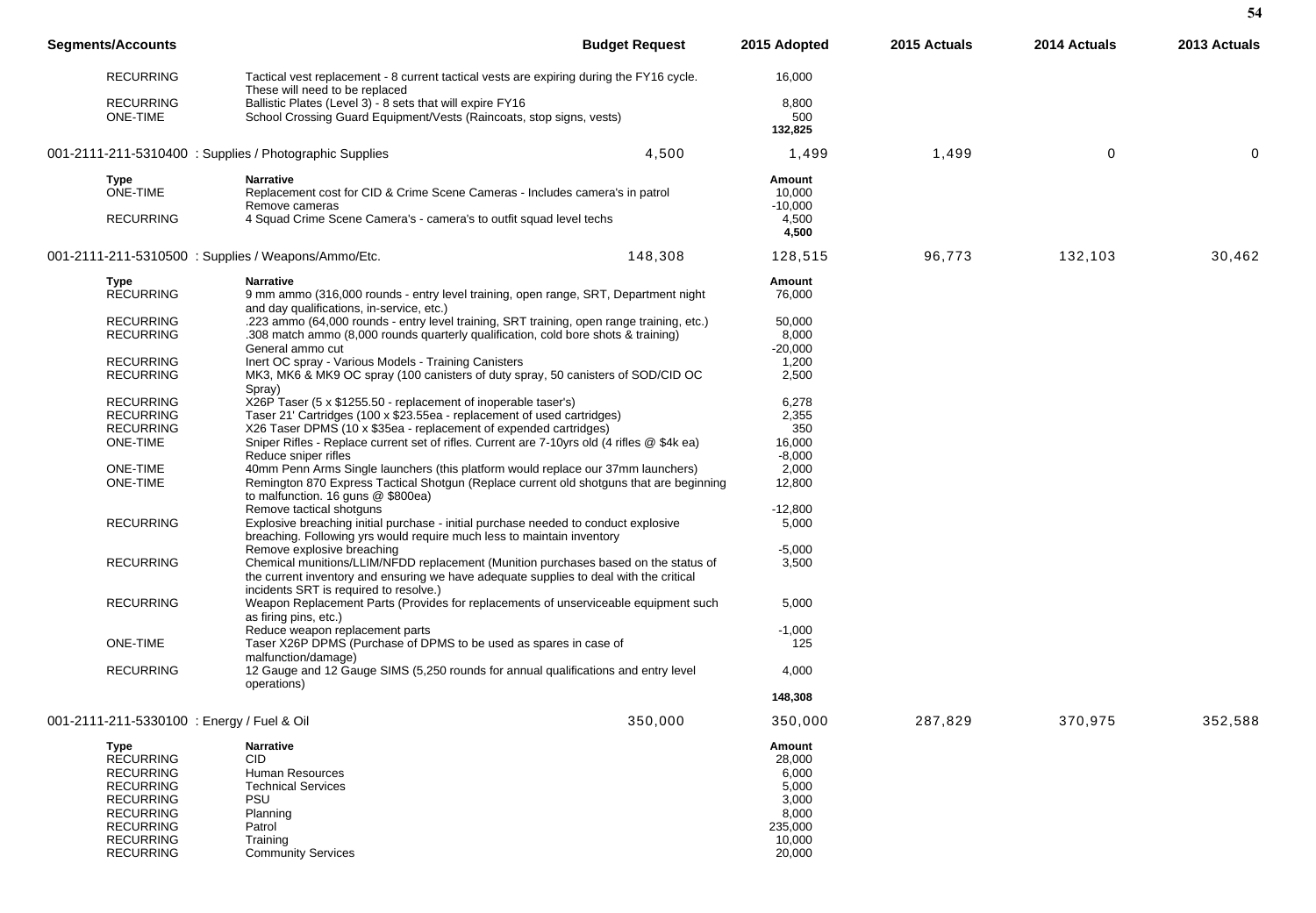| Segments/Accounts | | Budget Request | 2015 Adopted | 2015 Actuals | 2014 Actuals | 2013 Actuals |
|---|---|---|---|---|---|---|
| RECURRING | Tactical vest replacement - 8 current tactical vests are expiring during the FY16 cycle. These will need to be replaced | | 16,000 | | | |
| RECURRING | Ballistic Plates (Level 3) - 8 sets that will expire FY16 | | 8,800 | | | |
| ONE-TIME | School Crossing Guard Equipment/Vests (Raincoats, stop signs, vests) | | 500 | | | |
| | | | **132,825** | | | |
| 001-2111-211-5310400 : Supplies / Photographic Supplies | | 4,500 | 1,499 | 1,499 | 0 | 0 |
| **Type** | **Narrative** | | **Amount** | | | |
| ONE-TIME | Replacement cost for CID & Crime Scene Cameras - Includes camera's in patrol | | 10,000 | | | |
| | Remove cameras | | -10,000 | | | |
| RECURRING | 4 Squad Crime Scene Camera's - camera's to outfit squad level techs | | 4,500 | | | |
| | | | **4,500** | | | |
| 001-2111-211-5310500 : Supplies / Weapons/Ammo/Etc. | | 148,308 | 128,515 | 96,773 | 132,103 | 30,462 |
| **Type** | **Narrative** | | **Amount** | | | |
| RECURRING | 9 mm ammo (316,000 rounds - entry level training, open range, SRT, Department night and day qualifications, in-service, etc.) | | 76,000 | | | |
| RECURRING | .223 ammo (64,000 rounds - entry level training, SRT training, open range training, etc.) | | 50,000 | | | |
| RECURRING | .308 match ammo (8,000 rounds quarterly qualification, cold bore shots & training) | | 8,000 | | | |
| | General ammo cut | | -20,000 | | | |
| RECURRING | Inert OC spray - Various Models - Training Canisters | | 1,200 | | | |
| RECURRING | MK3, MK6 & MK9 OC spray (100 canisters of duty spray, 50 canisters of SOD/CID OC Spray) | | 2,500 | | | |
| RECURRING | X26P Taser (5 x $1255.50 - replacement of inoperable taser's) | | 6,278 | | | |
| RECURRING | Taser 21' Cartridges (100 x $23.55ea - replacement of used cartridges) | | 2,355 | | | |
| RECURRING | X26 Taser DPMS (10 x $35ea - replacement of expended cartridges) | | 350 | | | |
| ONE-TIME | Sniper Rifles - Replace current set of rifles. Current are 7-10yrs old (4 rifles @ $4k ea) | | 16,000 | | | |
| | Reduce sniper rifles | | -8,000 | | | |
| ONE-TIME | 40mm Penn Arms Single launchers (this platform would replace our 37mm launchers) | | 2,000 | | | |
| ONE-TIME | Remington 870 Express Tactical Shotgun (Replace current old shotguns that are beginning to malfunction. 16 guns @ $800ea) | | 12,800 | | | |
| | Remove tactical shotguns | | -12,800 | | | |
| RECURRING | Explosive breaching initial purchase - initial purchase needed to conduct explosive breaching. Following yrs would require much less to maintain inventory | | 5,000 | | | |
| | Remove explosive breaching | | -5,000 | | | |
| RECURRING | Chemical munitions/LLIM/NFDD replacement (Munition purchases based on the status of the current inventory and ensuring we have adequate supplies to deal with the critical incidents SRT is required to resolve.) | | 3,500 | | | |
| RECURRING | Weapon Replacement Parts (Provides for replacements of unserviceable equipment such as firing pins, etc.) | | 5,000 | | | |
| | Reduce weapon replacement parts | | -1,000 | | | |
| ONE-TIME | Taser X26P DPMS (Purchase of DPMS to be used as spares in case of malfunction/damage) | | 125 | | | |
| RECURRING | 12 Gauge and 12 Gauge SIMS (5,250 rounds for annual qualifications and entry level operations) | | 4,000 | | | |
| | | | **148,308** | | | |
| 001-2111-211-5330100 : Energy / Fuel & Oil | | 350,000 | 350,000 | 287,829 | 370,975 | 352,588 |
| **Type** | **Narrative** | | **Amount** | | | |
| RECURRING | CID | | 28,000 | | | |
| RECURRING | Human Resources | | 6,000 | | | |
| RECURRING | Technical Services | | 5,000 | | | |
| RECURRING | PSU | | 3,000 | | | |
| RECURRING | Planning | | 8,000 | | | |
| RECURRING | Patrol | | 235,000 | | | |
| RECURRING | Training | | 10,000 | | | |
| RECURRING | Community Services | | 20,000 | | | |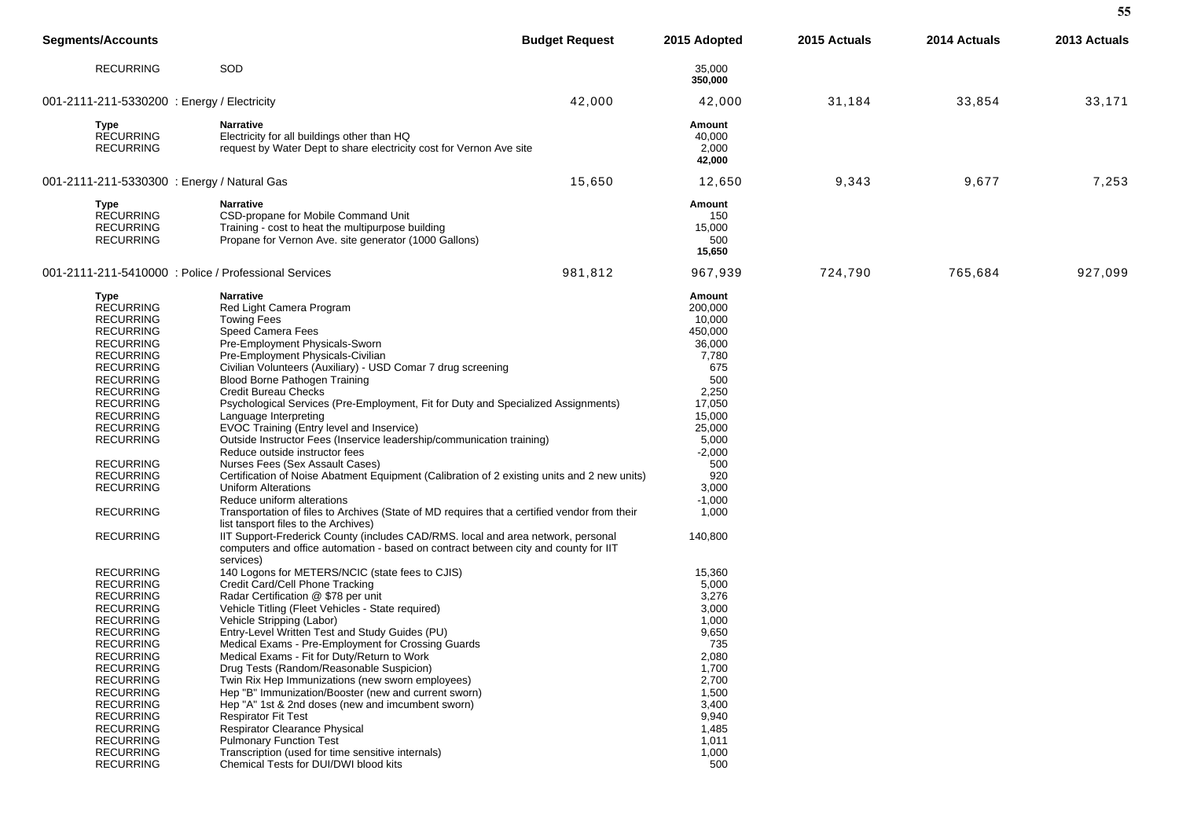| Segments/Accounts | | Budget Request | 2015 Adopted | 2015 Actuals | 2014 Actuals | 2013 Actuals |
|---|---|---|---|---|---|---|
| RECURRING | SOD | | 35,000 | | | |
| | | | **350,000** | | | |
| 001-2111-211-5330200 : Energy / Electricity | | 42,000 | 42,000 | 31,184 | 33,854 | 33,171 |

| Type | Narrative | Amount |
|---|---|---|
| RECURRING | Electricity for all buildings other than HQ | 40,000 |
| RECURRING | request by Water Dept to share electricity cost for Vernon Ave site | 2,000 |
| | | **42,000** |

| Segments/Accounts | Budget Request | 2015 Adopted | 2015 Actuals | 2014 Actuals | 2013 Actuals |
|---|---|---|---|---|---|
| 001-2111-211-5330300 : Energy / Natural Gas | 15,650 | 12,650 | 9,343 | 9,677 | 7,253 |

| Type | Narrative | Amount |
|---|---|---|
| RECURRING | CSD-propane for Mobile Command Unit | 150 |
| RECURRING | Training - cost to heat the multipurpose building | 15,000 |
| RECURRING | Propane for Vernon Ave. site generator (1000 Gallons) | 500 |
| | | **15,650** |

| Segments/Accounts | Budget Request | 2015 Adopted | 2015 Actuals | 2014 Actuals | 2013 Actuals |
|---|---|---|---|---|---|
| 001-2111-211-5410000 : Police / Professional Services | 981,812 | 967,939 | 724,790 | 765,684 | 927,099 |

| Type | Narrative | Amount |
|---|---|---|
| RECURRING | Red Light Camera Program | 200,000 |
| RECURRING | Towing Fees | 10,000 |
| RECURRING | Speed Camera Fees | 450,000 |
| RECURRING | Pre-Employment Physicals-Sworn | 36,000 |
| RECURRING | Pre-Employment Physicals-Civilian | 7,780 |
| RECURRING | Civilian Volunteers (Auxiliary) - USD Comar 7 drug screening | 675 |
| RECURRING | Blood Borne Pathogen Training | 500 |
| RECURRING | Credit Bureau Checks | 2,250 |
| RECURRING | Psychological Services (Pre-Employment, Fit for Duty and Specialized Assignments) | 17,050 |
| RECURRING | Language Interpreting | 15,000 |
| RECURRING | EVOC Training (Entry level and Inservice) | 25,000 |
| RECURRING | Outside Instructor Fees (Inservice leadership/communication training) | 5,000 |
| | Reduce outside instructor fees | -2,000 |
| RECURRING | Nurses Fees (Sex Assault Cases) | 500 |
| RECURRING | Certification of Noise Abatement Equipment (Calibration of 2 existing units and 2 new units) | 920 |
| RECURRING | Uniform Alterations | 3,000 |
| | Reduce uniform alterations | -1,000 |
| RECURRING | Transportation of files to Archives (State of MD requires that a certified vendor from their list tansport files to the Archives) | 1,000 |
| RECURRING | IIT Support-Frederick County (includes CAD/RMS. local and area network, personal computers and office automation - based on contract between city and county for IIT services) | 140,800 |
| RECURRING | 140 Logons for METERS/NCIC (state fees to CJIS) | 15,360 |
| RECURRING | Credit Card/Cell Phone Tracking | 5,000 |
| RECURRING | Radar Certification @ $78 per unit | 3,276 |
| RECURRING | Vehicle Titling (Fleet Vehicles - State required) | 3,000 |
| RECURRING | Vehicle Stripping (Labor) | 1,000 |
| RECURRING | Entry-Level Written Test and Study Guides (PU) | 9,650 |
| RECURRING | Medical Exams - Pre-Employment for Crossing Guards | 735 |
| RECURRING | Medical Exams - Fit for Duty/Return to Work | 2,080 |
| RECURRING | Drug Tests (Random/Reasonable Suspicion) | 1,700 |
| RECURRING | Twin Rix Hep Immunizations (new sworn employees) | 2,700 |
| RECURRING | Hep "B" Immunization/Booster (new and current sworn) | 1,500 |
| RECURRING | Hep "A" 1st & 2nd doses (new and imcumbent sworn) | 3,400 |
| RECURRING | Respirator Fit Test | 9,940 |
| RECURRING | Respirator Clearance Physical | 1,485 |
| RECURRING | Pulmonary Function Test | 1,011 |
| RECURRING | Transcription (used for time sensitive internals) | 1,000 |
| RECURRING | Chemical Tests for DUI/DWI blood kits | 500 |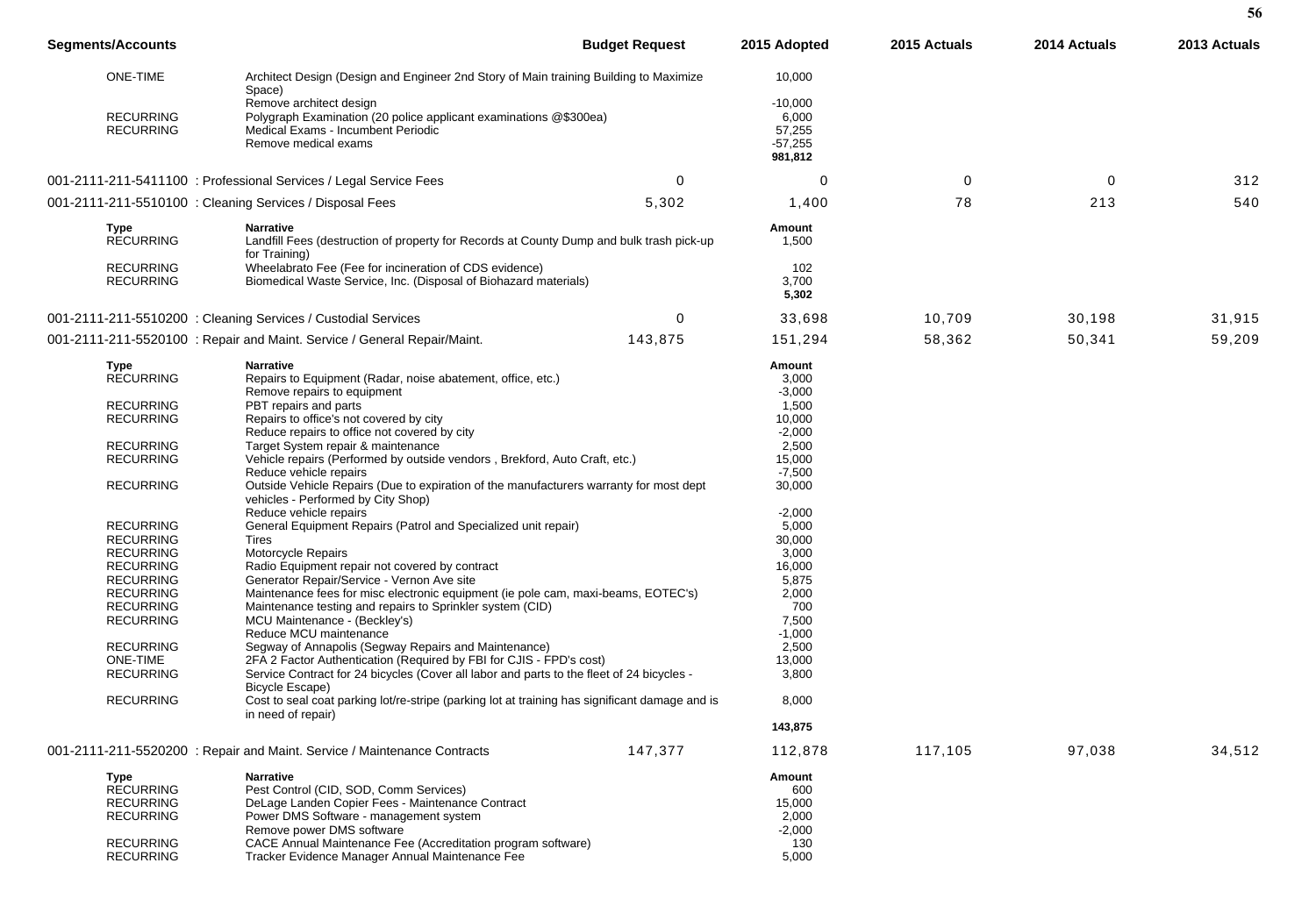| Segments/Accounts | | Budget Request | 2015 Adopted | 2015 Actuals | 2014 Actuals | 2013 Actuals |
|---|---|---|---|---|---|---|
| ONE-TIME | Architect Design (Design and Engineer 2nd Story of Main training Building to Maximize Space) | | 10,000 | | | |
| | Remove architect design | | -10,000 | | | |
| RECURRING | Polygraph Examination (20 police applicant examinations @$300ea) | | 6,000 | | | |
| RECURRING | Medical Exams - Incumbent Periodic | | 57,255 | | | |
| | Remove medical exams | | -57,255 | | | |
| | | | **981,812** | | | |
| 001-2111-211-5411100 : Professional Services / Legal Service Fees | | 0 | 0 | 0 | 0 | 312 |
| 001-2111-211-5510100 : Cleaning Services / Disposal Fees | | 5,302 | 1,400 | 78 | 213 | 540 |
| **Type** | **Narrative** | | **Amount** | | | |
| RECURRING | Landfill Fees (destruction of property for Records at County Dump and bulk trash pick-up for Training) | | 1,500 | | | |
| RECURRING | Wheelabrato Fee (Fee for incineration of CDS evidence) | | 102 | | | |
| RECURRING | Biomedical Waste Service, Inc. (Disposal of Biohazard materials) | | 3,700 | | | |
| | | | **5,302** | | | |
| 001-2111-211-5510200 : Cleaning Services / Custodial Services | | 0 | 33,698 | 10,709 | 30,198 | 31,915 |
| 001-2111-211-5520100 : Repair and Maint. Service / General Repair/Maint. | | 143,875 | 151,294 | 58,362 | 50,341 | 59,209 |
| **Type** | **Narrative** | | **Amount** | | | |
| RECURRING | Repairs to Equipment (Radar, noise abatement, office, etc.) | | 3,000 | | | |
| | Remove repairs to equipment | | -3,000 | | | |
| RECURRING | PBT repairs and parts | | 1,500 | | | |
| RECURRING | Repairs to office's not covered by city | | 10,000 | | | |
| | Reduce repairs to office not covered by city | | -2,000 | | | |
| RECURRING | Target System repair & maintenance | | 2,500 | | | |
| RECURRING | Vehicle repairs (Performed by outside vendors , Brekford, Auto Craft, etc.) | | 15,000 | | | |
| | Reduce vehicle repairs | | -7,500 | | | |
| RECURRING | Outside Vehicle Repairs (Due to expiration of the manufacturers warranty for most dept vehicles - Performed by City Shop) | | 30,000 | | | |
| | Reduce vehicle repairs | | -2,000 | | | |
| RECURRING | General Equipment Repairs (Patrol and Specialized unit repair) | | 5,000 | | | |
| RECURRING | Tires | | 30,000 | | | |
| RECURRING | Motorcycle Repairs | | 3,000 | | | |
| RECURRING | Radio Equipment repair not covered by contract | | 16,000 | | | |
| RECURRING | Generator Repair/Service - Vernon Ave site | | 5,875 | | | |
| RECURRING | Maintenance fees for misc electronic equipment (ie pole cam, maxi-beams, EOTEC's) | | 2,000 | | | |
| RECURRING | Maintenance testing and repairs to Sprinkler system (CID) | | 700 | | | |
| RECURRING | MCU Maintenance - (Beckley's) | | 7,500 | | | |
| | Reduce MCU maintenance | | -1,000 | | | |
| RECURRING | Segway of Annapolis (Segway Repairs and Maintenance) | | 2,500 | | | |
| ONE-TIME | 2FA 2 Factor Authentication (Required by FBI for CJIS - FPD's cost) | | 13,000 | | | |
| RECURRING | Service Contract for 24 bicycles (Cover all labor and parts to the fleet of 24 bicycles - Bicycle Escape) | | 3,800 | | | |
| RECURRING | Cost to seal coat parking lot/re-stripe (parking lot at training has significant damage and is in need of repair) | | 8,000 | | | |
| | | | **143,875** | | | |
| 001-2111-211-5520200 : Repair and Maint. Service / Maintenance Contracts | | 147,377 | 112,878 | 117,105 | 97,038 | 34,512 |
| **Type** | **Narrative** | | **Amount** | | | |
| RECURRING | Pest Control (CID, SOD, Comm Services) | | 600 | | | |
| RECURRING | DeLage Landen Copier Fees - Maintenance Contract | | 15,000 | | | |
| RECURRING | Power DMS Software - management system | | 2,000 | | | |
| | Remove power DMS software | | -2,000 | | | |
| RECURRING | CACE Annual Maintenance Fee (Accreditation program software) | | 130 | | | |
| RECURRING | Tracker Evidence Manager Annual Maintenance Fee | | 5,000 | | | |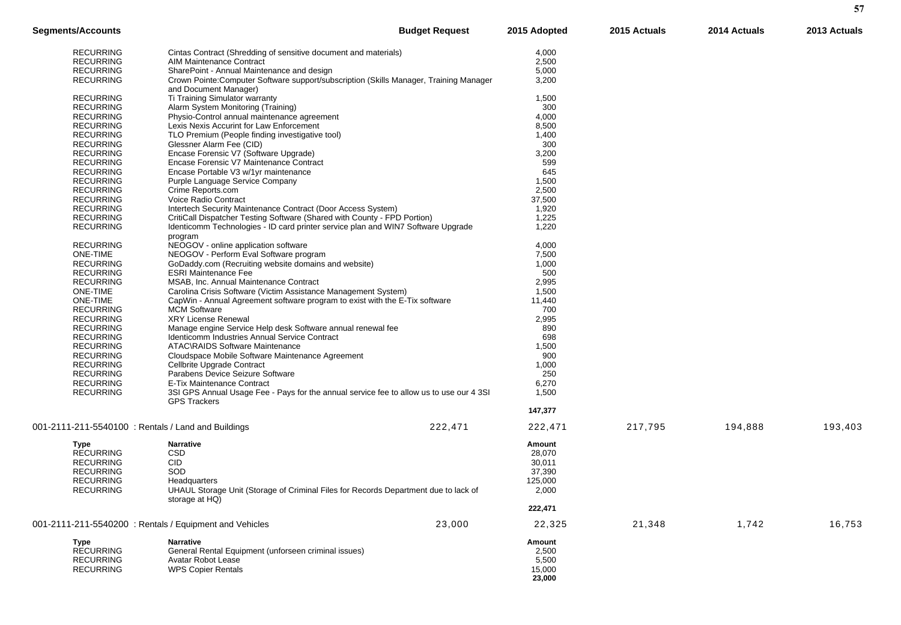| Segments/Accounts | | Budget Request | 2015 Adopted | 2015 Actuals | 2014 Actuals | 2013 Actuals |
|---|---|---|---|---|---|---|
| RECURRING | Cintas Contract (Shredding of sensitive document and materials) | | 4,000 | | | |
| RECURRING | AIM Maintenance Contract | | 2,500 | | | |
| RECURRING | SharePoint - Annual Maintenance and design | | 5,000 | | | |
| RECURRING | Crown Pointe:Computer Software support/subscription (Skills Manager, Training Manager and Document Manager) | | 3,200 | | | |
| RECURRING | Ti Training Simulator warranty | | 1,500 | | | |
| RECURRING | Alarm System Monitoring (Training) | | 300 | | | |
| RECURRING | Physio-Control annual maintenance agreement | | 4,000 | | | |
| RECURRING | Lexis Nexis Accurint for Law Enforcement | | 8,500 | | | |
| RECURRING | TLO Premium (People finding investigative tool) | | 1,400 | | | |
| RECURRING | Glessner Alarm Fee (CID) | | 300 | | | |
| RECURRING | Encase Forensic V7 (Software Upgrade) | | 3,200 | | | |
| RECURRING | Encase Forensic V7 Maintenance Contract | | 599 | | | |
| RECURRING | Encase Portable V3 w/1yr maintenance | | 645 | | | |
| RECURRING | Purple Language Service Company | | 1,500 | | | |
| RECURRING | Crime Reports.com | | 2,500 | | | |
| RECURRING | Voice Radio Contract | | 37,500 | | | |
| RECURRING | Intertech Security Maintenance Contract (Door Access System) | | 1,920 | | | |
| RECURRING | CritiCall Dispatcher Testing Software (Shared with County - FPD Portion) | | 1,225 | | | |
| RECURRING | Identicomm Technologies - ID card printer service plan and WIN7 Software Upgrade program | | 1,220 | | | |
| RECURRING | NEOGOV - online application software | | 4,000 | | | |
| ONE-TIME | NEOGOV - Perform Eval Software program | | 7,500 | | | |
| RECURRING | GoDaddy.com (Recruiting website domains and website) | | 1,000 | | | |
| RECURRING | ESRI Maintenance Fee | | 500 | | | |
| RECURRING | MSAB, Inc. Annual Maintenance Contract | | 2,995 | | | |
| ONE-TIME | Carolina Crisis Software (Victim Assistance Management System) | | 1,500 | | | |
| ONE-TIME | CapWin - Annual Agreement software program to exist with the E-Tix software | | 11,440 | | | |
| RECURRING | MCM Software | | 700 | | | |
| RECURRING | XRY License Renewal | | 2,995 | | | |
| RECURRING | Manage engine Service Help desk Software annual renewal fee | | 890 | | | |
| RECURRING | Identicomm Industries Annual Service Contract | | 698 | | | |
| RECURRING | ATAC\RAIDS Software Maintenance | | 1,500 | | | |
| RECURRING | Cloudspace Mobile Software Maintenance Agreement | | 900 | | | |
| RECURRING | Cellbrite Upgrade Contract | | 1,000 | | | |
| RECURRING | Parabens Device Seizure Software | | 250 | | | |
| RECURRING | E-Tix Maintenance Contract | | 6,270 | | | |
| RECURRING | 3SI GPS Annual Usage Fee - Pays for the annual service fee to allow us to use our 4 3SI GPS Trackers | | 1,500 | | | |
| | | | **147,377** | | | |
| 001-2111-211-5540100 : Rentals / Land and Buildings | | 222,471 | 222,471 | 217,795 | 194,888 | 193,403 |
| **Type** | **Narrative** | | **Amount** | | | |
| RECURRING | CSD | | 28,070 | | | |
| RECURRING | CID | | 30,011 | | | |
| RECURRING | SOD | | 37,390 | | | |
| RECURRING | Headquarters | | 125,000 | | | |
| RECURRING | UHAUL Storage Unit (Storage of Criminal Files for Records Department due to lack of storage at HQ) | | 2,000 | | | |
| | | | **222,471** | | | |
| 001-2111-211-5540200 : Rentals / Equipment and Vehicles | | 23,000 | 22,325 | 21,348 | 1,742 | 16,753 |
| **Type** | **Narrative** | | **Amount** | | | |
| RECURRING | General Rental Equipment (unforseen criminal issues) | | 2,500 | | | |
| RECURRING | Avatar Robot Lease | | 5,500 | | | |
| RECURRING | WPS Copier Rentals | | 15,000 | | | |
| | | | **23,000** | | | |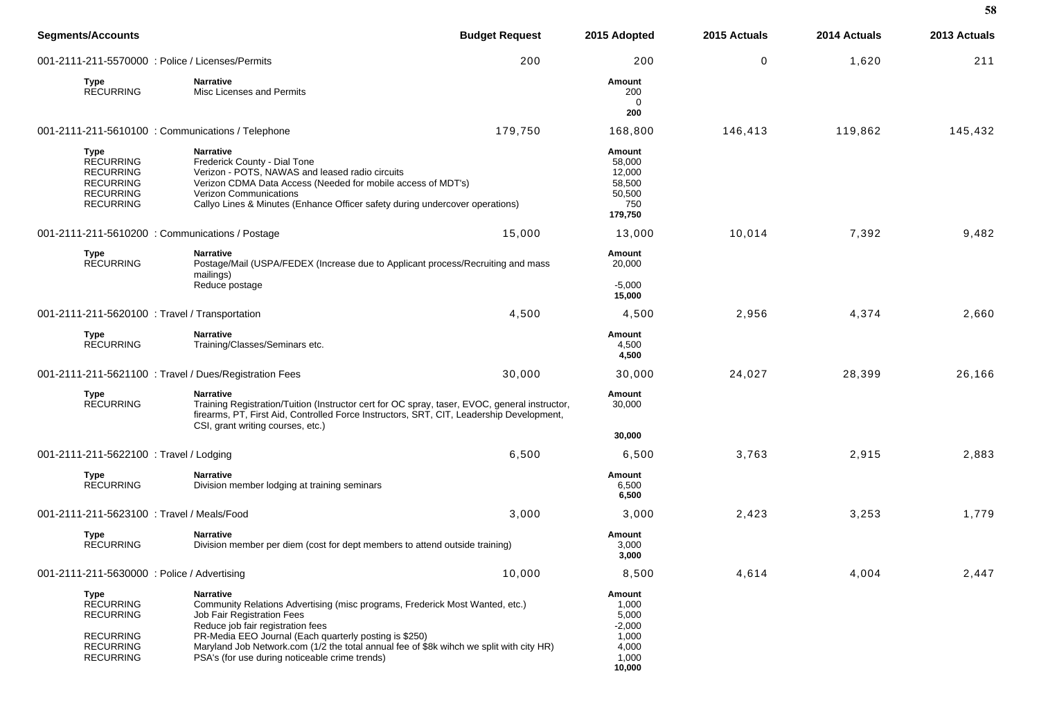| Segments/Accounts | | Budget Request | 2015 Adopted | 2015 Actuals | 2014 Actuals | 2013 Actuals |
|---|---|---|---|---|---|---|
| 001-2111-211-5570000 : Police / Licenses/Permits | | 200 | 200 | 0 | 1,620 | 211 |
| **Type** | **Narrative** | | **Amount** | | | |
| RECURRING | Misc Licenses and Permits | | 200 | | | |
| | | | 0 | | | |
| | | | **200** | | | |
| 001-2111-211-5610100 : Communications / Telephone | | 179,750 | 168,800 | 146,413 | 119,862 | 145,432 |
| **Type** | **Narrative** | | **Amount** | | | |
| RECURRING | Frederick County - Dial Tone | | 58,000 | | | |
| RECURRING | Verizon - POTS, NAWAS and leased radio circuits | | 12,000 | | | |
| RECURRING | Verizon CDMA Data Access (Needed for mobile access of MDT's) | | 58,500 | | | |
| RECURRING | Verizon Communications | | 50,500 | | | |
| RECURRING | Callyo Lines & Minutes (Enhance Officer safety during undercover operations) | | 750 | | | |
| | | | **179,750** | | | |
| 001-2111-211-5610200 : Communications / Postage | | 15,000 | 13,000 | 10,014 | 7,392 | 9,482 |
| **Type** | **Narrative** | | **Amount** | | | |
| RECURRING | Postage/Mail (USPA/FEDEX (Increase due to Applicant process/Recruiting and mass mailings) | | 20,000 | | | |
| | Reduce postage | | -5,000 | | | |
| | | | **15,000** | | | |
| 001-2111-211-5620100 : Travel / Transportation | | 4,500 | 4,500 | 2,956 | 4,374 | 2,660 |
| **Type** | **Narrative** | | **Amount** | | | |
| RECURRING | Training/Classes/Seminars etc. | | 4,500 | | | |
| | | | **4,500** | | | |
| 001-2111-211-5621100 : Travel / Dues/Registration Fees | | 30,000 | 30,000 | 24,027 | 28,399 | 26,166 |
| **Type** | **Narrative** | | **Amount** | | | |
| RECURRING | Training Registration/Tuition (Instructor cert for OC spray, taser, EVOC, general instructor, firearms, PT, First Aid, Controlled Force Instructors, SRT, CIT, Leadership Development, CSI, grant writing courses, etc.) | | 30,000 | | | |
| | | | **30,000** | | | |
| 001-2111-211-5622100 : Travel / Lodging | | 6,500 | 6,500 | 3,763 | 2,915 | 2,883 |
| **Type** | **Narrative** | | **Amount** | | | |
| RECURRING | Division member lodging at training seminars | | 6,500 | | | |
| | | | **6,500** | | | |
| 001-2111-211-5623100 : Travel / Meals/Food | | 3,000 | 3,000 | 2,423 | 3,253 | 1,779 |
| **Type** | **Narrative** | | **Amount** | | | |
| RECURRING | Division member per diem (cost for dept members to attend outside training) | | 3,000 | | | |
| | | | **3,000** | | | |
| 001-2111-211-5630000 : Police / Advertising | | 10,000 | 8,500 | 4,614 | 4,004 | 2,447 |
| **Type** | **Narrative** | | **Amount** | | | |
| RECURRING | Community Relations Advertising (misc programs, Frederick Most Wanted, etc.) | | 1,000 | | | |
| RECURRING | Job Fair Registration Fees | | 5,000 | | | |
| | Reduce job fair registration fees | | -2,000 | | | |
| RECURRING | PR-Media EEO Journal (Each quarterly posting is $250) | | 1,000 | | | |
| RECURRING | Maryland Job Network.com (1/2 the total annual fee of $8k wihch we split with city HR) | | 4,000 | | | |
| RECURRING | PSA's (for use during noticeable crime trends) | | 1,000 | | | |
| | | | **10,000** | | | |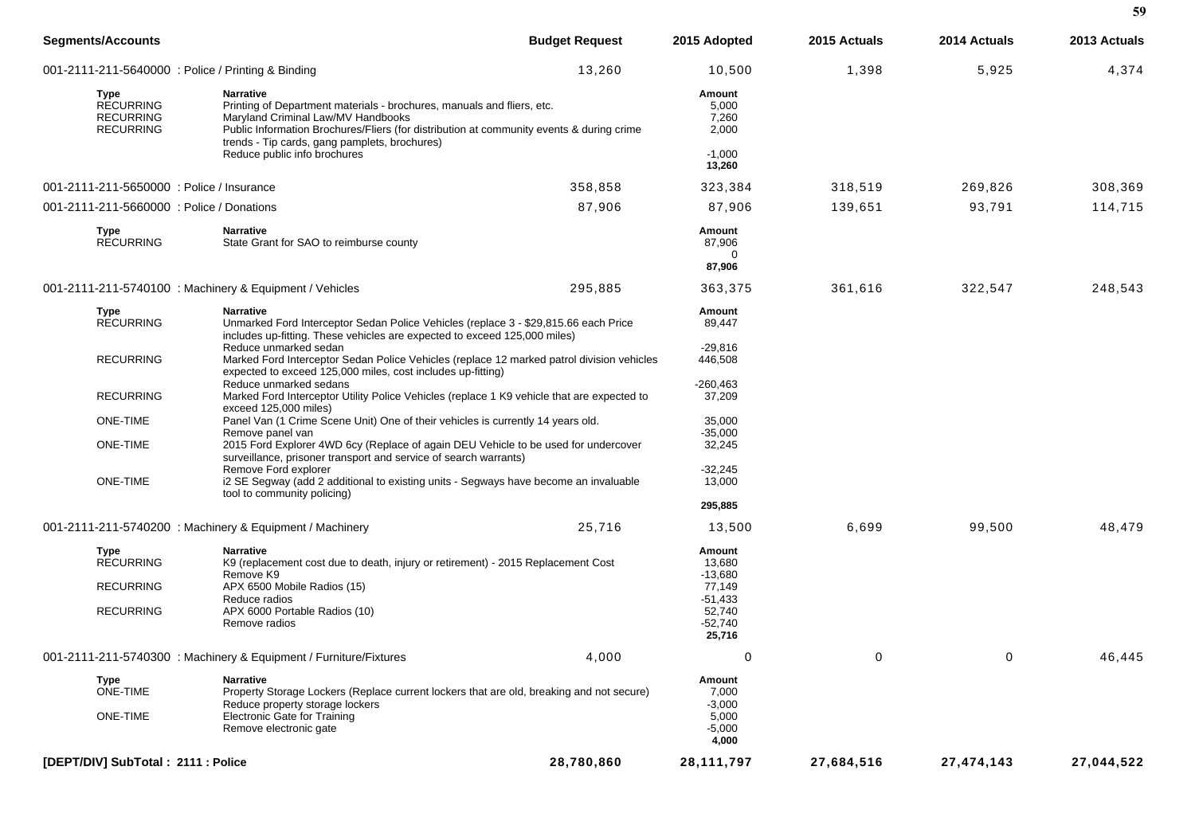| Segments/Accounts | | Budget Request | 2015 Adopted | 2015 Actuals | 2014 Actuals | 2013 Actuals |
|---|---|---|---|---|---|---|
| 001-2111-211-5640000 : Police / Printing & Binding | | 13,260 | 10,500 | 1,398 | 5,925 | 4,374 |
| **Type** | **Narrative** | | **Amount** | | | |
| RECURRING | Printing of Department materials - brochures, manuals and fliers, etc. | | 5,000 | | | |
| RECURRING | Maryland Criminal Law/MV Handbooks | | 7,260 | | | |
| RECURRING | Public Information Brochures/Fliers (for distribution at community events & during crime trends - Tip cards, gang pamplets, brochures) | | 2,000 | | | |
| | Reduce public info brochures | | -1,000 | | | |
| | | | **13,260** | | | |
| 001-2111-211-5650000 : Police / Insurance | | 358,858 | 323,384 | 318,519 | 269,826 | 308,369 |
| 001-2111-211-5660000 : Police / Donations | | 87,906 | 87,906 | 139,651 | 93,791 | 114,715 |
| **Type** | **Narrative** | | **Amount** | | | |
| RECURRING | State Grant for SAO to reimburse county | | 87,906 | | | |
| | | | 0 | | | |
| | | | **87,906** | | | |
| 001-2111-211-5740100 : Machinery & Equipment / Vehicles | | 295,885 | 363,375 | 361,616 | 322,547 | 248,543 |
| **Type** | **Narrative** | | **Amount** | | | |
| RECURRING | Unmarked Ford Interceptor Sedan Police Vehicles (replace 3 - $29,815.66 each Price includes up-fitting. These vehicles are expected to exceed 125,000 miles) | | 89,447 | | | |
| | Reduce unmarked sedan | | -29,816 | | | |
| RECURRING | Marked Ford Interceptor Sedan Police Vehicles (replace 12 marked patrol division vehicles expected to exceed 125,000 miles, cost includes up-fitting) | | 446,508 | | | |
| | Reduce unmarked sedans | | -260,463 | | | |
| RECURRING | Marked Ford Interceptor Utility Police Vehicles (replace 1 K9 vehicle that are expected to exceed 125,000 miles) | | 37,209 | | | |
| ONE-TIME | Panel Van (1 Crime Scene Unit) One of their vehicles is currently 14 years old. | | 35,000 | | | |
| | Remove panel van | | -35,000 | | | |
| ONE-TIME | 2015 Ford Explorer 4WD 6cy (Replace of again DEU Vehicle to be used for undercover surveillance, prisoner transport and service of search warrants) | | 32,245 | | | |
| | Remove Ford explorer | | -32,245 | | | |
| ONE-TIME | i2 SE Segway (add 2 additional to existing units - Segways have become an invaluable tool to community policing) | | 13,000 | | | |
| | | | **295,885** | | | |
| 001-2111-211-5740200 : Machinery & Equipment / Machinery | | 25,716 | 13,500 | 6,699 | 99,500 | 48,479 |
| **Type** | **Narrative** | | **Amount** | | | |
| RECURRING | K9 (replacement cost due to death, injury or retirement) - 2015 Replacement Cost | | 13,680 | | | |
| | Remove K9 | | -13,680 | | | |
| RECURRING | APX 6500 Mobile Radios (15) | | 77,149 | | | |
| | Reduce radios | | -51,433 | | | |
| RECURRING | APX 6000 Portable Radios (10) | | 52,740 | | | |
| | Remove radios | | -52,740 | | | |
| | | | **25,716** | | | |
| 001-2111-211-5740300 : Machinery & Equipment / Furniture/Fixtures | | 4,000 | 0 | 0 | 0 | 46,445 |
| **Type** | **Narrative** | | **Amount** | | | |
| ONE-TIME | Property Storage Lockers (Replace current lockers that are old, breaking and not secure) | | 7,000 | | | |
| | Reduce property storage lockers | | -3,000 | | | |
| ONE-TIME | Electronic Gate for Training | | 5,000 | | | |
| | Remove electronic gate | | -5,000 | | | |
| | | | **4,000** | | | |
| **[DEPT/DIV] SubTotal : 2111 : Police** | | **28,780,860** | **28,111,797** | **27,684,516** | **27,474,143** | **27,044,522** |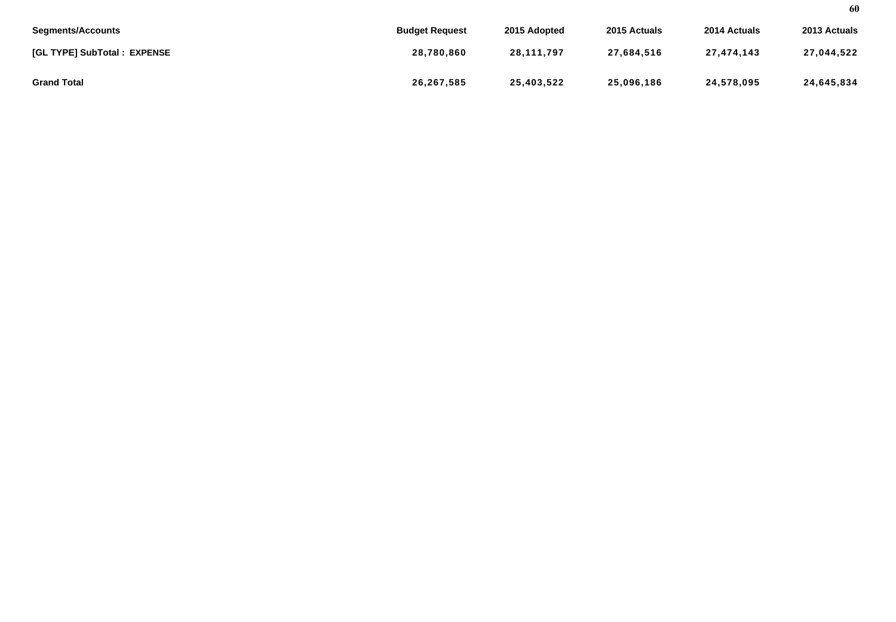| Segments/Accounts | Budget Request | 2015 Adopted | 2015 Actuals | 2014 Actuals | 2013 Actuals |
|---|---|---|---|---|---|
| **[GL TYPE] SubTotal : EXPENSE** | **28,780,860** | **28,111,797** | **27,684,516** | **27,474,143** | **27,044,522** |
| **Grand Total** | **26,267,585** | **25,403,522** | **25,096,186** | **24,578,095** | **24,645,834** |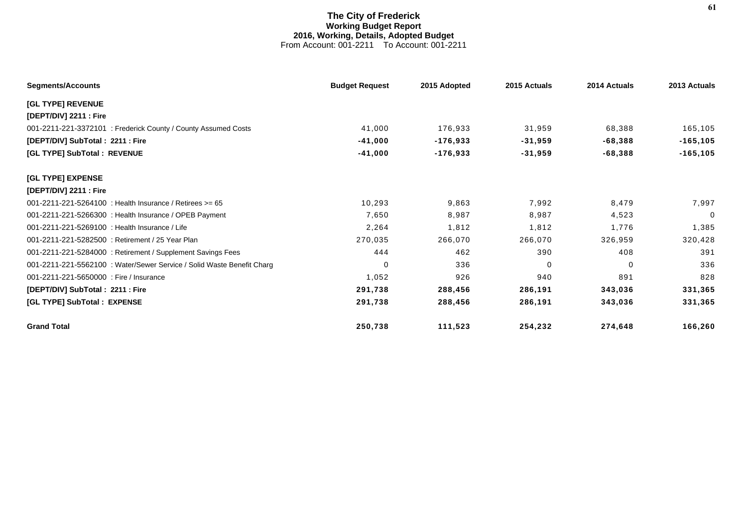# The City of Frederick
## Working Budget Report
### 2016, Working, Details, Adopted Budget
From Account: 001-2211 To Account: 001-2211

| Segments/Accounts | Budget Request | 2015 Adopted | 2015 Actuals | 2014 Actuals | 2013 Actuals |
|---|---|---|---|---|---|
| **[GL TYPE] REVENUE** | | | | | |
| **[DEPT/DIV] 2211 : Fire** | | | | | |
| 001-2211-221-3372101 : Frederick County / County Assumed Costs | 41,000 | 176,933 | 31,959 | 68,388 | 165,105 |
| **[DEPT/DIV] SubTotal : 2211 : Fire** | **-41,000** | **-176,933** | **-31,959** | **-68,388** | **-165,105** |
| **[GL TYPE] SubTotal : REVENUE** | **-41,000** | **-176,933** | **-31,959** | **-68,388** | **-165,105** |
| **[GL TYPE] EXPENSE** | | | | | |
| **[DEPT/DIV] 2211 : Fire** | | | | | |
| 001-2211-221-5264100 : Health Insurance / Retirees >= 65 | 10,293 | 9,863 | 7,992 | 8,479 | 7,997 |
| 001-2211-221-5266300 : Health Insurance / OPEB Payment | 7,650 | 8,987 | 8,987 | 4,523 | 0 |
| 001-2211-221-5269100 : Health Insurance / Life | 2,264 | 1,812 | 1,812 | 1,776 | 1,385 |
| 001-2211-221-5282500 : Retirement / 25 Year Plan | 270,035 | 266,070 | 266,070 | 326,959 | 320,428 |
| 001-2211-221-5284000 : Retirement / Supplement Savings Fees | 444 | 462 | 390 | 408 | 391 |
| 001-2211-221-5562100 : Water/Sewer Service / Solid Waste Benefit Charg | 0 | 336 | 0 | 0 | 336 |
| 001-2211-221-5650000 : Fire / Insurance | 1,052 | 926 | 940 | 891 | 828 |
| **[DEPT/DIV] SubTotal : 2211 : Fire** | **291,738** | **288,456** | **286,191** | **343,036** | **331,365** |
| **[GL TYPE] SubTotal : EXPENSE** | **291,738** | **288,456** | **286,191** | **343,036** | **331,365** |
| **Grand Total** | **250,738** | **111,523** | **254,232** | **274,648** | **166,260** |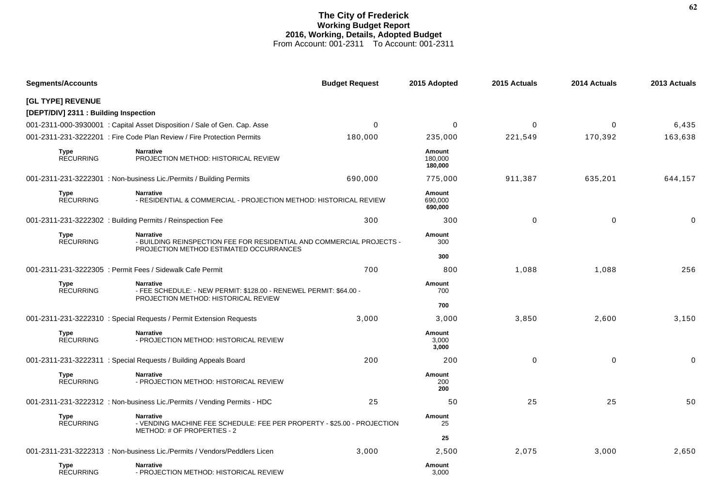# The City of Frederick
## Working Budget Report
## 2016, Working, Details, Adopted Budget
From Account: 001-2311 To Account: 001-2311

| Segments/Accounts | | Budget Request | 2015 Adopted | 2015 Actuals | 2014 Actuals | 2013 Actuals |
|---|---|---|---|---|---|---|
| **[GL TYPE] REVENUE** | | | | | | |
| **[DEPT/DIV] 2311 : Building Inspection** | | | | | | |
| 001-2311-000-3930001 : Capital Asset Disposition / Sale of Gen. Cap. Asse | | 0 | 0 | 0 | 0 | 6,435 |
| 001-2311-231-3222201 : Fire Code Plan Review / Fire Protection Permits | | 180,000 | 235,000 | 221,549 | 170,392 | 163,638 |
| **Type** RECURRING | **Narrative** PROJECTION METHOD: HISTORICAL REVIEW | | **Amount** 180,000 **180,000** | | | |
| 001-2311-231-3222301 : Non-business Lic./Permits / Building Permits | | 690,000 | 775,000 | 911,387 | 635,201 | 644,157 |
| **Type** RECURRING | **Narrative** - RESIDENTIAL & COMMERCIAL - PROJECTION METHOD: HISTORICAL REVIEW | | **Amount** 690,000 **690,000** | | | |
| 001-2311-231-3222302 : Building Permits / Reinspection Fee | | 300 | 300 | 0 | 0 | 0 |
| **Type** RECURRING | **Narrative** - BUILDING REINSPECTION FEE FOR RESIDENTIAL AND COMMERCIAL PROJECTS - PROJECTION METHOD ESTIMATED OCCURRANCES | | **Amount** 300 **300** | | | |
| 001-2311-231-3222305 : Permit Fees / Sidewalk Cafe Permit | | 700 | 800 | 1,088 | 1,088 | 256 |
| **Type** RECURRING | **Narrative** - FEE SCHEDULE: - NEW PERMIT: $128.00 - RENEWEL PERMIT: $64.00 - PROJECTION METHOD: HISTORICAL REVIEW | | **Amount** 700 **700** | | | |
| 001-2311-231-3222310 : Special Requests / Permit Extension Requests | | 3,000 | 3,000 | 3,850 | 2,600 | 3,150 |
| **Type** RECURRING | **Narrative** - PROJECTION METHOD: HISTORICAL REVIEW | | **Amount** 3,000 **3,000** | | | |
| 001-2311-231-3222311 : Special Requests / Building Appeals Board | | 200 | 200 | 0 | 0 | 0 |
| **Type** RECURRING | **Narrative** - PROJECTION METHOD: HISTORICAL REVIEW | | **Amount** 200 **200** | | | |
| 001-2311-231-3222312 : Non-business Lic./Permits / Vending Permits - HDC | | 25 | 50 | 25 | 25 | 50 |
| **Type** RECURRING | **Narrative** - VENDING MACHINE FEE SCHEDULE: FEE PER PROPERTY - $25.00 - PROJECTION METHOD: # OF PROPERTIES - 2 | | **Amount** 25 **25** | | | |
| 001-2311-231-3222313 : Non-business Lic./Permits / Vendors/Peddlers Licen | | 3,000 | 2,500 | 2,075 | 3,000 | 2,650 |
| **Type** RECURRING | **Narrative** - PROJECTION METHOD: HISTORICAL REVIEW | | **Amount** 3,000 | | | |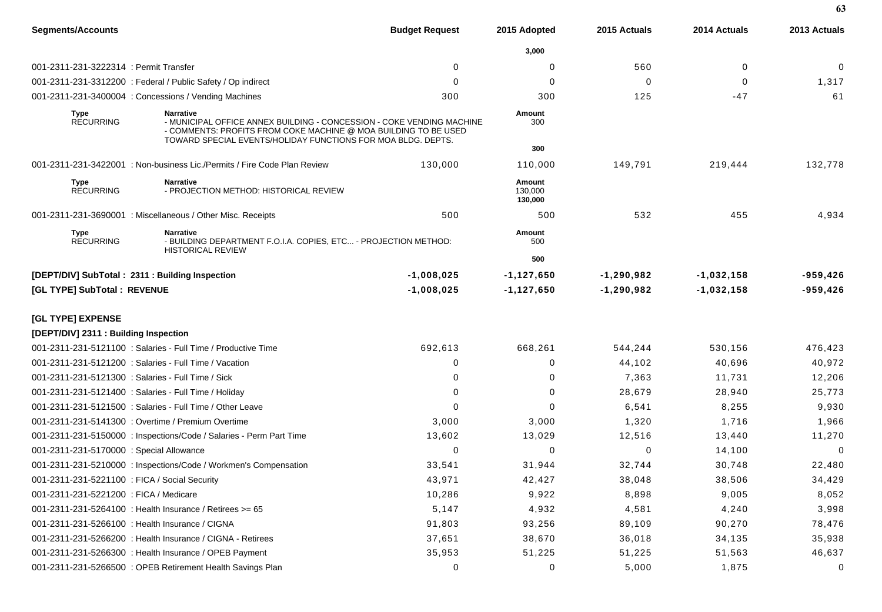| Segments/Accounts | Budget Request | 2015 Adopted | 2015 Actuals | 2014 Actuals | 2013 Actuals |
|---|---|---|---|---|---|
| | | 3,000 | | | |
| 001-2311-231-3222314 : Permit Transfer | 0 | 0 | 560 | 0 | 0 |
| 001-2311-231-3312200 : Federal / Public Safety / Op indirect | 0 | 0 | 0 | 0 | 1,317 |
| 001-2311-231-3400004 : Concessions / Vending Machines | 300 | 300 | 125 | -47 | 61 |
| **Type** RECURRING — **Narrative** - MUNICIPAL OFFICE ANNEX BUILDING - CONCESSION - COKE VENDING MACHINE - COMMENTS: PROFITS FROM COKE MACHINE @ MOA BUILDING TO BE USED TOWARD SPECIAL EVENTS/HOLIDAY FUNCTIONS FOR MOA BLDG. DEPTS. | | **Amount** 300 | | | |
| | | 300 | | | |
| 001-2311-231-3422001 : Non-business Lic./Permits / Fire Code Plan Review | 130,000 | 110,000 | 149,791 | 219,444 | 132,778 |
| **Type** RECURRING — **Narrative** - PROJECTION METHOD: HISTORICAL REVIEW | | **Amount** 130,000 | | | |
| | | 130,000 | | | |
| 001-2311-231-3690001 : Miscellaneous / Other Misc. Receipts | 500 | 500 | 532 | 455 | 4,934 |
| **Type** RECURRING — **Narrative** - BUILDING DEPARTMENT F.O.I.A. COPIES, ETC... - PROJECTION METHOD: HISTORICAL REVIEW | | **Amount** 500 | | | |
| | | 500 | | | |
| **[DEPT/DIV] SubTotal : 2311 : Building Inspection** | **-1,008,025** | **-1,127,650** | **-1,290,982** | **-1,032,158** | **-959,426** |
| **[GL TYPE] SubTotal : REVENUE** | **-1,008,025** | **-1,127,650** | **-1,290,982** | **-1,032,158** | **-959,426** |
| **[GL TYPE] EXPENSE** | | | | | |
| **[DEPT/DIV] 2311 : Building Inspection** | | | | | |
| 001-2311-231-5121100 : Salaries - Full Time / Productive Time | 692,613 | 668,261 | 544,244 | 530,156 | 476,423 |
| 001-2311-231-5121200 : Salaries - Full Time / Vacation | 0 | 0 | 44,102 | 40,696 | 40,972 |
| 001-2311-231-5121300 : Salaries - Full Time / Sick | 0 | 0 | 7,363 | 11,731 | 12,206 |
| 001-2311-231-5121400 : Salaries - Full Time / Holiday | 0 | 0 | 28,679 | 28,940 | 25,773 |
| 001-2311-231-5121500 : Salaries - Full Time / Other Leave | 0 | 0 | 6,541 | 8,255 | 9,930 |
| 001-2311-231-5141300 : Overtime / Premium Overtime | 3,000 | 3,000 | 1,320 | 1,716 | 1,966 |
| 001-2311-231-5150000 : Inspections/Code / Salaries - Perm Part Time | 13,602 | 13,029 | 12,516 | 13,440 | 11,270 |
| 001-2311-231-5170000 : Special Allowance | 0 | 0 | 0 | 14,100 | 0 |
| 001-2311-231-5210000 : Inspections/Code / Workmen's Compensation | 33,541 | 31,944 | 32,744 | 30,748 | 22,480 |
| 001-2311-231-5221100 : FICA / Social Security | 43,971 | 42,427 | 38,048 | 38,506 | 34,429 |
| 001-2311-231-5221200 : FICA / Medicare | 10,286 | 9,922 | 8,898 | 9,005 | 8,052 |
| 001-2311-231-5264100 : Health Insurance / Retirees >= 65 | 5,147 | 4,932 | 4,581 | 4,240 | 3,998 |
| 001-2311-231-5266100 : Health Insurance / CIGNA | 91,803 | 93,256 | 89,109 | 90,270 | 78,476 |
| 001-2311-231-5266200 : Health Insurance / CIGNA - Retirees | 37,651 | 38,670 | 36,018 | 34,135 | 35,938 |
| 001-2311-231-5266300 : Health Insurance / OPEB Payment | 35,953 | 51,225 | 51,225 | 51,563 | 46,637 |
| 001-2311-231-5266500 : OPEB Retirement Health Savings Plan | 0 | 0 | 5,000 | 1,875 | 0 |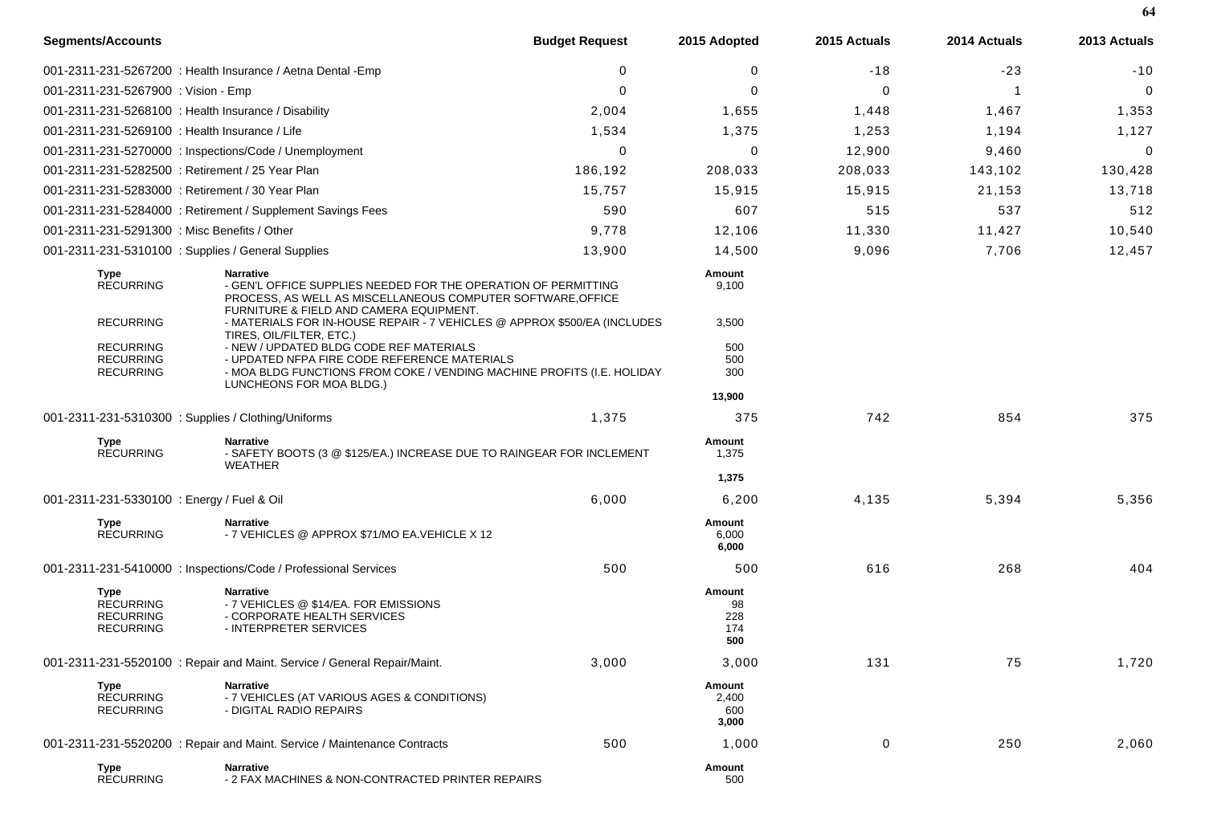| Segments/Accounts | Budget Request | 2015 Adopted | 2015 Actuals | 2014 Actuals | 2013 Actuals |
|---|---|---|---|---|---|
| 001-2311-231-5267200 : Health Insurance / Aetna Dental -Emp | 0 | 0 | -18 | -23 | -10 |
| 001-2311-231-5267900 : Vision - Emp | 0 | 0 | 0 | 1 | 0 |
| 001-2311-231-5268100 : Health Insurance / Disability | 2,004 | 1,655 | 1,448 | 1,467 | 1,353 |
| 001-2311-231-5269100 : Health Insurance / Life | 1,534 | 1,375 | 1,253 | 1,194 | 1,127 |
| 001-2311-231-5270000 : Inspections/Code / Unemployment | 0 | 0 | 12,900 | 9,460 | 0 |
| 001-2311-231-5282500 : Retirement / 25 Year Plan | 186,192 | 208,033 | 208,033 | 143,102 | 130,428 |
| 001-2311-231-5283000 : Retirement / 30 Year Plan | 15,757 | 15,915 | 15,915 | 21,153 | 13,718 |
| 001-2311-231-5284000 : Retirement / Supplement Savings Fees | 590 | 607 | 515 | 537 | 512 |
| 001-2311-231-5291300 : Misc Benefits / Other | 9,778 | 12,106 | 11,330 | 11,427 | 10,540 |
| 001-2311-231-5310100 : Supplies / General Supplies | 13,900 | 14,500 | 9,096 | 7,706 | 12,457 |

| Type | Narrative | Amount |
|---|---|---|
| RECURRING | - GEN'L OFFICE SUPPLIES NEEDED FOR THE OPERATION OF PERMITTING PROCESS, AS WELL AS MISCELLANEOUS COMPUTER SOFTWARE,OFFICE FURNITURE & FIELD AND CAMERA EQUIPMENT. | 9,100 |
| RECURRING | - MATERIALS FOR IN-HOUSE REPAIR - 7 VEHICLES @ APPROX $500/EA (INCLUDES TIRES, OIL/FILTER, ETC.) | 3,500 |
| RECURRING | - NEW / UPDATED BLDG CODE REF MATERIALS | 500 |
| RECURRING | - UPDATED NFPA FIRE CODE REFERENCE MATERIALS | 500 |
| RECURRING | - MOA BLDG FUNCTIONS FROM COKE / VENDING MACHINE PROFITS (I.E. HOLIDAY LUNCHEONS FOR MOA BLDG.) | 300 |
| | | **13,900** |

| Segments/Accounts | Budget Request | 2015 Adopted | 2015 Actuals | 2014 Actuals | 2013 Actuals |
|---|---|---|---|---|---|
| 001-2311-231-5310300 : Supplies / Clothing/Uniforms | 1,375 | 375 | 742 | 854 | 375 |

| Type | Narrative | Amount |
|---|---|---|
| RECURRING | - SAFETY BOOTS (3 @ $125/EA.) INCREASE DUE TO RAINGEAR FOR INCLEMENT WEATHER | 1,375 |
| | | **1,375** |

| Segments/Accounts | Budget Request | 2015 Adopted | 2015 Actuals | 2014 Actuals | 2013 Actuals |
|---|---|---|---|---|---|
| 001-2311-231-5330100 : Energy / Fuel & Oil | 6,000 | 6,200 | 4,135 | 5,394 | 5,356 |

| Type | Narrative | Amount |
|---|---|---|
| RECURRING | - 7 VEHICLES @ APPROX $71/MO EA.VEHICLE X 12 | 6,000 |
| | | **6,000** |

| Segments/Accounts | Budget Request | 2015 Adopted | 2015 Actuals | 2014 Actuals | 2013 Actuals |
|---|---|---|---|---|---|
| 001-2311-231-5410000 : Inspections/Code / Professional Services | 500 | 500 | 616 | 268 | 404 |

| Type | Narrative | Amount |
|---|---|---|
| RECURRING | - 7 VEHICLES @ $14/EA. FOR EMISSIONS | 98 |
| RECURRING | - CORPORATE HEALTH SERVICES | 228 |
| RECURRING | - INTERPRETER SERVICES | 174 |
| | | **500** |

| Segments/Accounts | Budget Request | 2015 Adopted | 2015 Actuals | 2014 Actuals | 2013 Actuals |
|---|---|---|---|---|---|
| 001-2311-231-5520100 : Repair and Maint. Service / General Repair/Maint. | 3,000 | 3,000 | 131 | 75 | 1,720 |

| Type | Narrative | Amount |
|---|---|---|
| RECURRING | - 7 VEHICLES (AT VARIOUS AGES & CONDITIONS) | 2,400 |
| RECURRING | - DIGITAL RADIO REPAIRS | 600 |
| | | **3,000** |

| Segments/Accounts | Budget Request | 2015 Adopted | 2015 Actuals | 2014 Actuals | 2013 Actuals |
|---|---|---|---|---|---|
| 001-2311-231-5520200 : Repair and Maint. Service / Maintenance Contracts | 500 | 1,000 | 0 | 250 | 2,060 |

| Type | Narrative | Amount |
|---|---|---|
| RECURRING | - 2 FAX MACHINES & NON-CONTRACTED PRINTER REPAIRS | 500 |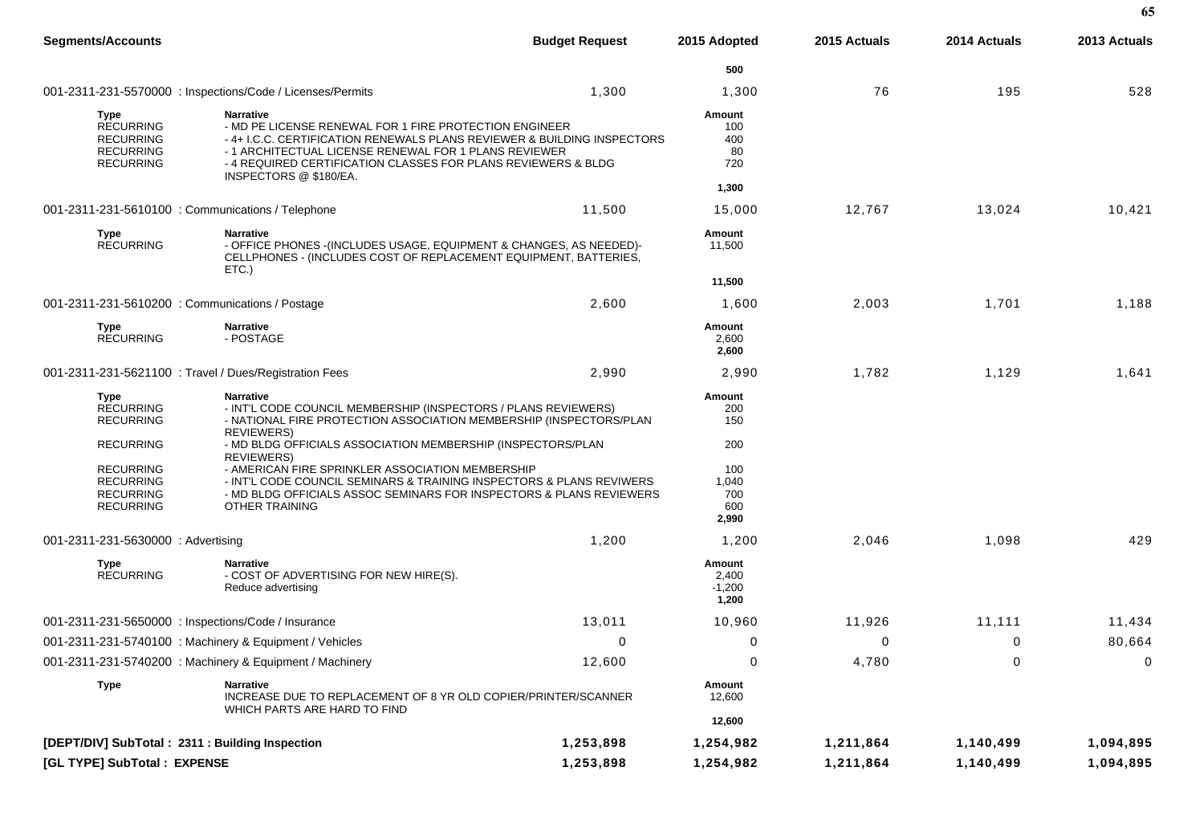| Segments/Accounts | | Budget Request | 2015 Adopted | 2015 Actuals | 2014 Actuals | 2013 Actuals |
|---|---|---|---|---|---|---|
| | | | 500 | | | |
| 001-2311-231-5570000 : Inspections/Code / Licenses/Permits | | 1,300 | 1,300 | 76 | 195 | 528 |
| Type | Narrative | | Amount | | | |
| RECURRING | - MD PE LICENSE RENEWAL FOR 1 FIRE PROTECTION ENGINEER | | 100 | | | |
| RECURRING | - 4+ I.C.C. CERTIFICATION RENEWALS PLANS REVIEWER & BUILDING INSPECTORS | | 400 | | | |
| RECURRING | - 1 ARCHITECTUAL LICENSE RENEWAL FOR 1 PLANS REVIEWER | | 80 | | | |
| RECURRING | - 4 REQUIRED CERTIFICATION CLASSES FOR PLANS REVIEWERS & BLDG INSPECTORS @ $180/EA. | | 720 | | | |
| | | | 1,300 | | | |
| 001-2311-231-5610100 : Communications / Telephone | | 11,500 | 15,000 | 12,767 | 13,024 | 10,421 |
| Type | Narrative | | Amount | | | |
| RECURRING | - OFFICE PHONES -(INCLUDES USAGE, EQUIPMENT & CHANGES, AS NEEDED)- CELLPHONES - (INCLUDES COST OF REPLACEMENT EQUIPMENT, BATTERIES, ETC.) | | 11,500 | | | |
| | | | 11,500 | | | |
| 001-2311-231-5610200 : Communications / Postage | | 2,600 | 1,600 | 2,003 | 1,701 | 1,188 |
| Type | Narrative | | Amount | | | |
| RECURRING | - POSTAGE | | 2,600 | | | |
| | | | 2,600 | | | |
| 001-2311-231-5621100 : Travel / Dues/Registration Fees | | 2,990 | 2,990 | 1,782 | 1,129 | 1,641 |
| Type | Narrative | | Amount | | | |
| RECURRING | - INT'L CODE COUNCIL MEMBERSHIP (INSPECTORS / PLANS REVIEWERS) | | 200 | | | |
| RECURRING | - NATIONAL FIRE PROTECTION ASSOCIATION MEMBERSHIP (INSPECTORS/PLAN REVIEWERS) | | 150 | | | |
| RECURRING | - MD BLDG OFFICIALS ASSOCIATION MEMBERSHIP (INSPECTORS/PLAN REVIEWERS) | | 200 | | | |
| RECURRING | - AMERICAN FIRE SPRINKLER ASSOCIATION MEMBERSHIP | | 100 | | | |
| RECURRING | - INT'L CODE COUNCIL SEMINARS & TRAINING INSPECTORS & PLANS REVIWERS | | 1,040 | | | |
| RECURRING | - MD BLDG OFFICIALS ASSOC SEMINARS FOR INSPECTORS & PLANS REVIEWERS | | 700 | | | |
| RECURRING | OTHER TRAINING | | 600 | | | |
| | | | 2,990 | | | |
| 001-2311-231-5630000 : Advertising | | 1,200 | 1,200 | 2,046 | 1,098 | 429 |
| Type | Narrative | | Amount | | | |
| RECURRING | - COST OF ADVERTISING FOR NEW HIRE(S). | | 2,400 | | | |
| | Reduce advertising | | -1,200 | | | |
| | | | 1,200 | | | |
| 001-2311-231-5650000 : Inspections/Code / Insurance | | 13,011 | 10,960 | 11,926 | 11,111 | 11,434 |
| 001-2311-231-5740100 : Machinery & Equipment / Vehicles | | 0 | 0 | 0 | 0 | 80,664 |
| 001-2311-231-5740200 : Machinery & Equipment / Machinery | | 12,600 | 0 | 4,780 | 0 | 0 |
| Type | Narrative | | Amount | | | |
| | INCREASE DUE TO REPLACEMENT OF 8 YR OLD COPIER/PRINTER/SCANNER WHICH PARTS ARE HARD TO FIND | | 12,600 | | | |
| | | | 12,600 | | | |
| **[DEPT/DIV] SubTotal : 2311 : Building Inspection** | | **1,253,898** | **1,254,982** | **1,211,864** | **1,140,499** | **1,094,895** |
| **[GL TYPE] SubTotal : EXPENSE** | | **1,253,898** | **1,254,982** | **1,211,864** | **1,140,499** | **1,094,895** |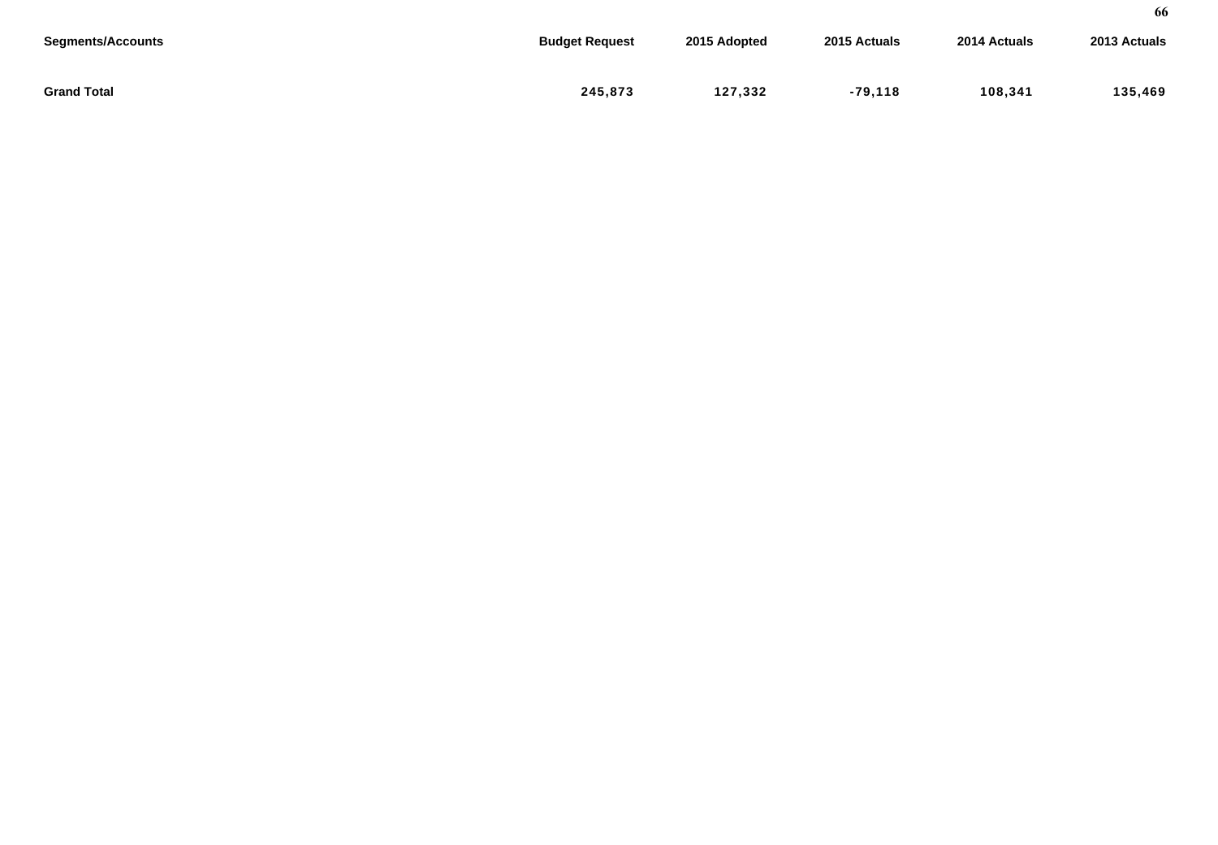| Segments/Accounts | Budget Request | 2015 Adopted | 2015 Actuals | 2014 Actuals | 2013 Actuals |
|---|---|---|---|---|---|
| **Grand Total** | **245,873** | **127,332** | **-79,118** | **108,341** | **135,469** |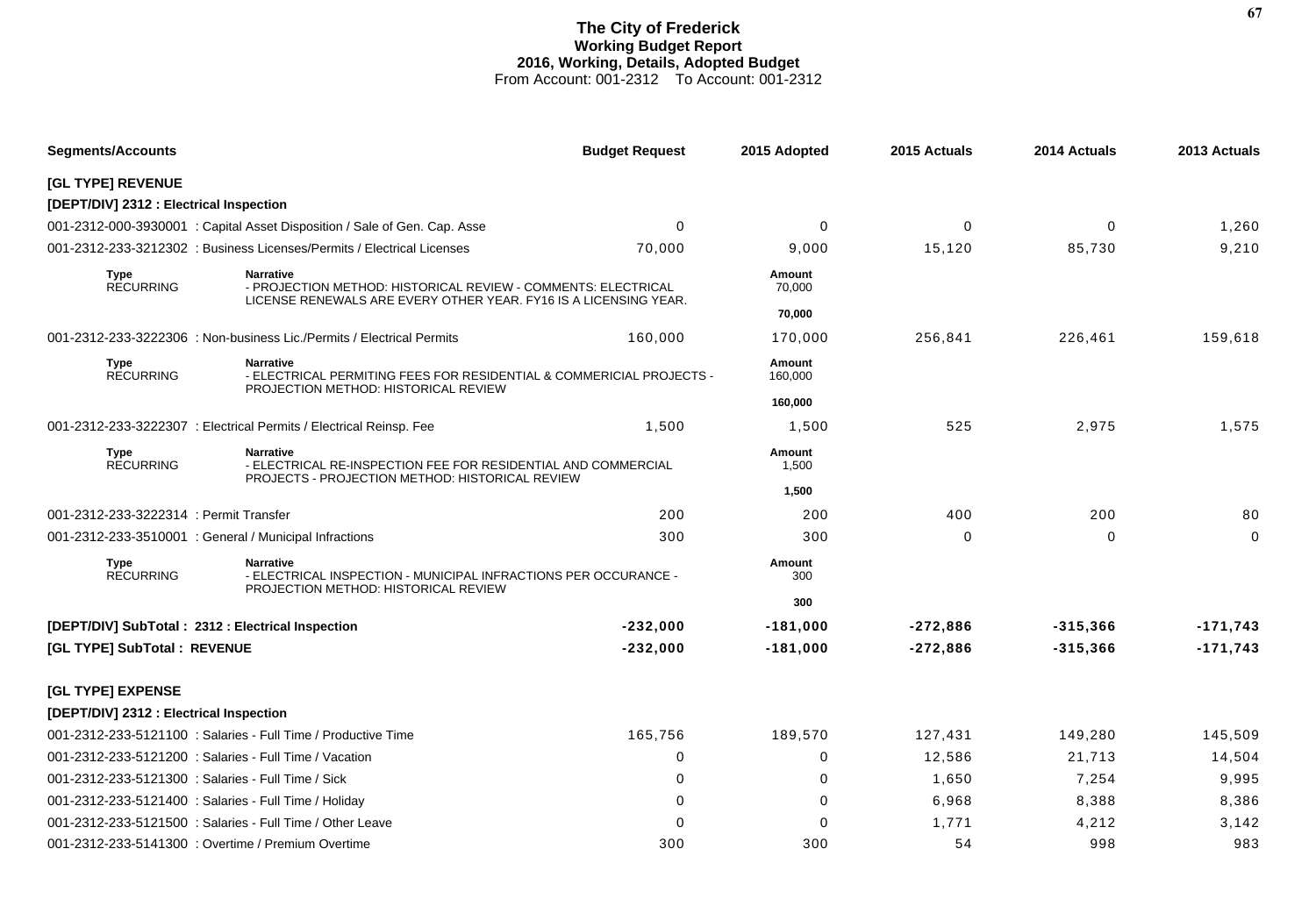# The City of Frederick
## Working Budget Report
### 2016, Working, Details, Adopted Budget
From Account: 001-2312 To Account: 001-2312

| Segments/Accounts | | Budget Request | 2015 Adopted | 2015 Actuals | 2014 Actuals | 2013 Actuals |
|---|---|---|---|---|---|---|
| **[GL TYPE] REVENUE** | | | | | | |
| **[DEPT/DIV] 2312 : Electrical Inspection** | | | | | | |
| 001-2312-000-3930001 : Capital Asset Disposition / Sale of Gen. Cap. Asse | | 0 | 0 | 0 | 0 | 1,260 |
| 001-2312-233-3212302 : Business Licenses/Permits / Electrical Licenses | | 70,000 | 9,000 | 15,120 | 85,730 | 9,210 |
| **Type** RECURRING | **Narrative** - PROJECTION METHOD: HISTORICAL REVIEW - COMMENTS: ELECTRICAL LICENSE RENEWALS ARE EVERY OTHER YEAR. FY16 IS A LICENSING YEAR. | | **Amount** 70,000 | | | |
| | | | **70,000** | | | |
| 001-2312-233-3222306 : Non-business Lic./Permits / Electrical Permits | | 160,000 | 170,000 | 256,841 | 226,461 | 159,618 |
| **Type** RECURRING | **Narrative** - ELECTRICAL PERMITING FEES FOR RESIDENTIAL & COMMERICIAL PROJECTS - PROJECTION METHOD: HISTORICAL REVIEW | | **Amount** 160,000 | | | |
| | | | **160,000** | | | |
| 001-2312-233-3222307 : Electrical Permits / Electrical Reinsp. Fee | | 1,500 | 1,500 | 525 | 2,975 | 1,575 |
| **Type** RECURRING | **Narrative** - ELECTRICAL RE-INSPECTION FEE FOR RESIDENTIAL AND COMMERCIAL PROJECTS - PROJECTION METHOD: HISTORICAL REVIEW | | **Amount** 1,500 | | | |
| | | | **1,500** | | | |
| 001-2312-233-3222314 : Permit Transfer | | 200 | 200 | 400 | 200 | 80 |
| 001-2312-233-3510001 : General / Municipal Infractions | | 300 | 300 | 0 | 0 | 0 |
| **Type** RECURRING | **Narrative** - ELECTRICAL INSPECTION - MUNICIPAL INFRACTIONS PER OCCURANCE - PROJECTION METHOD: HISTORICAL REVIEW | | **Amount** 300 | | | |
| | | | **300** | | | |
| **[DEPT/DIV] SubTotal : 2312 : Electrical Inspection** | | **-232,000** | **-181,000** | **-272,886** | **-315,366** | **-171,743** |
| **[GL TYPE] SubTotal : REVENUE** | | **-232,000** | **-181,000** | **-272,886** | **-315,366** | **-171,743** |
| **[GL TYPE] EXPENSE** | | | | | | |
| **[DEPT/DIV] 2312 : Electrical Inspection** | | | | | | |
| 001-2312-233-5121100 : Salaries - Full Time / Productive Time | | 165,756 | 189,570 | 127,431 | 149,280 | 145,509 |
| 001-2312-233-5121200 : Salaries - Full Time / Vacation | | 0 | 0 | 12,586 | 21,713 | 14,504 |
| 001-2312-233-5121300 : Salaries - Full Time / Sick | | 0 | 0 | 1,650 | 7,254 | 9,995 |
| 001-2312-233-5121400 : Salaries - Full Time / Holiday | | 0 | 0 | 6,968 | 8,388 | 8,386 |
| 001-2312-233-5121500 : Salaries - Full Time / Other Leave | | 0 | 0 | 1,771 | 4,212 | 3,142 |
| 001-2312-233-5141300 : Overtime / Premium Overtime | | 300 | 300 | 54 | 998 | 983 |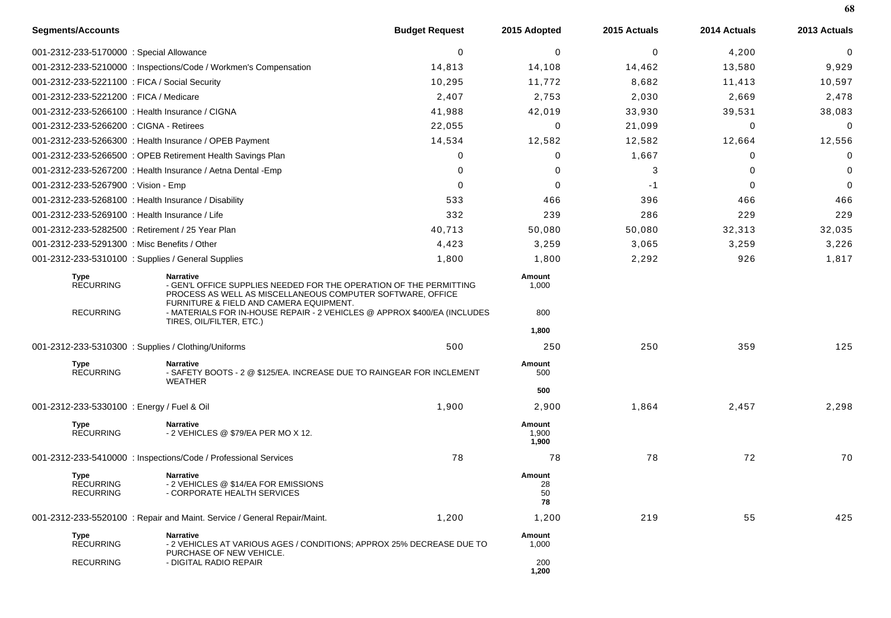| Segments/Accounts | Budget Request | 2015 Adopted | 2015 Actuals | 2014 Actuals | 2013 Actuals |
|---|---|---|---|---|---|
| 001-2312-233-5170000 : Special Allowance | 0 | 0 | 0 | 4,200 | 0 |
| 001-2312-233-5210000 : Inspections/Code / Workmen's Compensation | 14,813 | 14,108 | 14,462 | 13,580 | 9,929 |
| 001-2312-233-5221100 : FICA / Social Security | 10,295 | 11,772 | 8,682 | 11,413 | 10,597 |
| 001-2312-233-5221200 : FICA / Medicare | 2,407 | 2,753 | 2,030 | 2,669 | 2,478 |
| 001-2312-233-5266100 : Health Insurance / CIGNA | 41,988 | 42,019 | 33,930 | 39,531 | 38,083 |
| 001-2312-233-5266200 : CIGNA - Retirees | 22,055 | 0 | 21,099 | 0 | 0 |
| 001-2312-233-5266300 : Health Insurance / OPEB Payment | 14,534 | 12,582 | 12,582 | 12,664 | 12,556 |
| 001-2312-233-5266500 : OPEB Retirement Health Savings Plan | 0 | 0 | 1,667 | 0 | 0 |
| 001-2312-233-5267200 : Health Insurance / Aetna Dental -Emp | 0 | 0 | 3 | 0 | 0 |
| 001-2312-233-5267900 : Vision - Emp | 0 | 0 | -1 | 0 | 0 |
| 001-2312-233-5268100 : Health Insurance / Disability | 533 | 466 | 396 | 466 | 466 |
| 001-2312-233-5269100 : Health Insurance / Life | 332 | 239 | 286 | 229 | 229 |
| 001-2312-233-5282500 : Retirement / 25 Year Plan | 40,713 | 50,080 | 50,080 | 32,313 | 32,035 |
| 001-2312-233-5291300 : Misc Benefits / Other | 4,423 | 3,259 | 3,065 | 3,259 | 3,226 |
| 001-2312-233-5310100 : Supplies / General Supplies | 1,800 | 1,800 | 2,292 | 926 | 1,817 |

| Type | Narrative | Amount |
|---|---|---|
| RECURRING | - GEN'L OFFICE SUPPLIES NEEDED FOR THE OPERATION OF THE PERMITTING PROCESS AS WELL AS MISCELLANEOUS COMPUTER SOFTWARE, OFFICE FURNITURE & FIELD AND CAMERA EQUIPMENT. | 1,000 |
| RECURRING | - MATERIALS FOR IN-HOUSE REPAIR - 2 VEHICLES @ APPROX $400/EA (INCLUDES TIRES, OIL/FILTER, ETC.) | 800 |
| | | **1,800** |

| Segments/Accounts | Budget Request | 2015 Adopted | 2015 Actuals | 2014 Actuals | 2013 Actuals |
|---|---|---|---|---|---|
| 001-2312-233-5310300 : Supplies / Clothing/Uniforms | 500 | 250 | 250 | 359 | 125 |

| Type | Narrative | Amount |
|---|---|---|
| RECURRING | - SAFETY BOOTS - 2 @ $125/EA. INCREASE DUE TO RAINGEAR FOR INCLEMENT WEATHER | 500 |
| | | **500** |

| Segments/Accounts | Budget Request | 2015 Adopted | 2015 Actuals | 2014 Actuals | 2013 Actuals |
|---|---|---|---|---|---|
| 001-2312-233-5330100 : Energy / Fuel & Oil | 1,900 | 2,900 | 1,864 | 2,457 | 2,298 |

| Type | Narrative | Amount |
|---|---|---|
| RECURRING | - 2 VEHICLES @ $79/EA PER MO X 12. | 1,900 |
| | | **1,900** |

| Segments/Accounts | Budget Request | 2015 Adopted | 2015 Actuals | 2014 Actuals | 2013 Actuals |
|---|---|---|---|---|---|
| 001-2312-233-5410000 : Inspections/Code / Professional Services | 78 | 78 | 78 | 72 | 70 |

| Type | Narrative | Amount |
|---|---|---|
| RECURRING | - 2 VEHICLES @ $14/EA FOR EMISSIONS | 28 |
| RECURRING | - CORPORATE HEALTH SERVICES | 50 |
| | | **78** |

| Segments/Accounts | Budget Request | 2015 Adopted | 2015 Actuals | 2014 Actuals | 2013 Actuals |
|---|---|---|---|---|---|
| 001-2312-233-5520100 : Repair and Maint. Service / General Repair/Maint. | 1,200 | 1,200 | 219 | 55 | 425 |

| Type | Narrative | Amount |
|---|---|---|
| RECURRING | - 2 VEHICLES AT VARIOUS AGES / CONDITIONS; APPROX 25% DECREASE DUE TO PURCHASE OF NEW VEHICLE. | 1,000 |
| RECURRING | - DIGITAL RADIO REPAIR | 200 |
| | | **1,200** |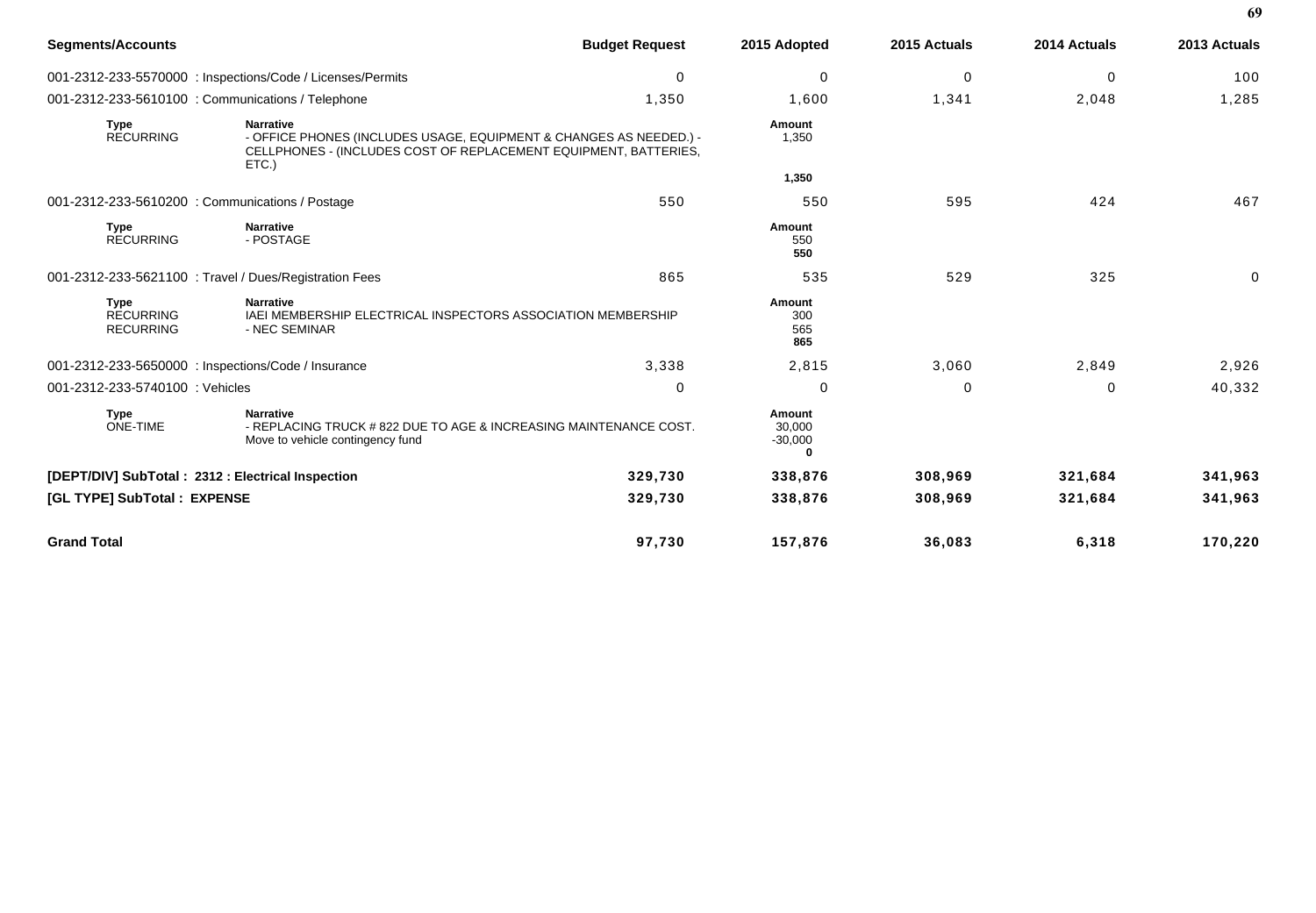| Segments/Accounts | | Budget Request | 2015 Adopted | 2015 Actuals | 2014 Actuals | 2013 Actuals |
|---|---|---|---|---|---|---|
| 001-2312-233-5570000 : Inspections/Code / Licenses/Permits | | 0 | 0 | 0 | 0 | 100 |
| 001-2312-233-5610100 : Communications / Telephone | | 1,350 | 1,600 | 1,341 | 2,048 | 1,285 |
| **Type** | **Narrative** | | **Amount** | | | |
| RECURRING | - OFFICE PHONES (INCLUDES USAGE, EQUIPMENT & CHANGES AS NEEDED.) - CELLPHONES - (INCLUDES COST OF REPLACEMENT EQUIPMENT, BATTERIES, ETC.) | | 1,350 | | | |
| | | | **1,350** | | | |
| 001-2312-233-5610200 : Communications / Postage | | 550 | 550 | 595 | 424 | 467 |
| **Type** | **Narrative** | | **Amount** | | | |
| RECURRING | - POSTAGE | | 550 | | | |
| | | | **550** | | | |
| 001-2312-233-5621100 : Travel / Dues/Registration Fees | | 865 | 535 | 529 | 325 | 0 |
| **Type** | **Narrative** | | **Amount** | | | |
| RECURRING | IAEI MEMBERSHIP ELECTRICAL INSPECTORS ASSOCIATION MEMBERSHIP | | 300 | | | |
| RECURRING | - NEC SEMINAR | | 565 | | | |
| | | | **865** | | | |
| 001-2312-233-5650000 : Inspections/Code / Insurance | | 3,338 | 2,815 | 3,060 | 2,849 | 2,926 |
| 001-2312-233-5740100 : Vehicles | | 0 | 0 | 0 | 0 | 40,332 |
| **Type** | **Narrative** | | **Amount** | | | |
| ONE-TIME | - REPLACING TRUCK # 822 DUE TO AGE & INCREASING MAINTENANCE COST. | | 30,000 | | | |
| | Move to vehicle contingency fund | | -30,000 | | | |
| | | | **0** | | | |
| **[DEPT/DIV] SubTotal : 2312 : Electrical Inspection** | | **329,730** | **338,876** | **308,969** | **321,684** | **341,963** |
| **[GL TYPE] SubTotal : EXPENSE** | | **329,730** | **338,876** | **308,969** | **321,684** | **341,963** |
| **Grand Total** | | **97,730** | **157,876** | **36,083** | **6,318** | **170,220** |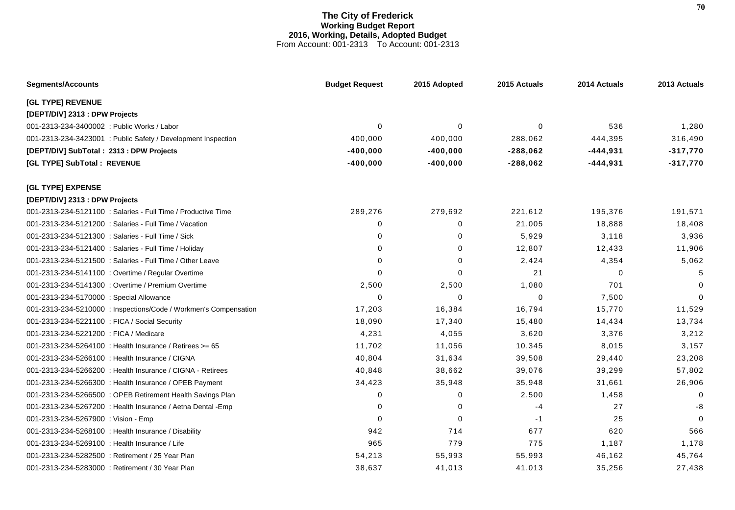# The City of Frederick
## Working Budget Report
### 2016, Working, Details, Adopted Budget
From Account: 001-2313 To Account: 001-2313

| Segments/Accounts | Budget Request | 2015 Adopted | 2015 Actuals | 2014 Actuals | 2013 Actuals |
|---|---|---|---|---|---|
| **[GL TYPE] REVENUE** | | | | | |
| **[DEPT/DIV] 2313 : DPW Projects** | | | | | |
| 001-2313-234-3400002 : Public Works / Labor | 0 | 0 | 0 | 536 | 1,280 |
| 001-2313-234-3423001 : Public Safety / Development Inspection | 400,000 | 400,000 | 288,062 | 444,395 | 316,490 |
| **[DEPT/DIV] SubTotal : 2313 : DPW Projects** | **-400,000** | **-400,000** | **-288,062** | **-444,931** | **-317,770** |
| **[GL TYPE] SubTotal : REVENUE** | **-400,000** | **-400,000** | **-288,062** | **-444,931** | **-317,770** |
| **[GL TYPE] EXPENSE** | | | | | |
| **[DEPT/DIV] 2313 : DPW Projects** | | | | | |
| 001-2313-234-5121100 : Salaries - Full Time / Productive Time | 289,276 | 279,692 | 221,612 | 195,376 | 191,571 |
| 001-2313-234-5121200 : Salaries - Full Time / Vacation | 0 | 0 | 21,005 | 18,888 | 18,408 |
| 001-2313-234-5121300 : Salaries - Full Time / Sick | 0 | 0 | 5,929 | 3,118 | 3,936 |
| 001-2313-234-5121400 : Salaries - Full Time / Holiday | 0 | 0 | 12,807 | 12,433 | 11,906 |
| 001-2313-234-5121500 : Salaries - Full Time / Other Leave | 0 | 0 | 2,424 | 4,354 | 5,062 |
| 001-2313-234-5141100 : Overtime / Regular Overtime | 0 | 0 | 21 | 0 | 5 |
| 001-2313-234-5141300 : Overtime / Premium Overtime | 2,500 | 2,500 | 1,080 | 701 | 0 |
| 001-2313-234-5170000 : Special Allowance | 0 | 0 | 0 | 7,500 | 0 |
| 001-2313-234-5210000 : Inspections/Code / Workmen's Compensation | 17,203 | 16,384 | 16,794 | 15,770 | 11,529 |
| 001-2313-234-5221100 : FICA / Social Security | 18,090 | 17,340 | 15,480 | 14,434 | 13,734 |
| 001-2313-234-5221200 : FICA / Medicare | 4,231 | 4,055 | 3,620 | 3,376 | 3,212 |
| 001-2313-234-5264100 : Health Insurance / Retirees >= 65 | 11,702 | 11,056 | 10,345 | 8,015 | 3,157 |
| 001-2313-234-5266100 : Health Insurance / CIGNA | 40,804 | 31,634 | 39,508 | 29,440 | 23,208 |
| 001-2313-234-5266200 : Health Insurance / CIGNA - Retirees | 40,848 | 38,662 | 39,076 | 39,299 | 57,802 |
| 001-2313-234-5266300 : Health Insurance / OPEB Payment | 34,423 | 35,948 | 35,948 | 31,661 | 26,906 |
| 001-2313-234-5266500 : OPEB Retirement Health Savings Plan | 0 | 0 | 2,500 | 1,458 | 0 |
| 001-2313-234-5267200 : Health Insurance / Aetna Dental -Emp | 0 | 0 | -4 | 27 | -8 |
| 001-2313-234-5267900 : Vision - Emp | 0 | 0 | -1 | 25 | 0 |
| 001-2313-234-5268100 : Health Insurance / Disability | 942 | 714 | 677 | 620 | 566 |
| 001-2313-234-5269100 : Health Insurance / Life | 965 | 779 | 775 | 1,187 | 1,178 |
| 001-2313-234-5282500 : Retirement / 25 Year Plan | 54,213 | 55,993 | 55,993 | 46,162 | 45,764 |
| 001-2313-234-5283000 : Retirement / 30 Year Plan | 38,637 | 41,013 | 41,013 | 35,256 | 27,438 |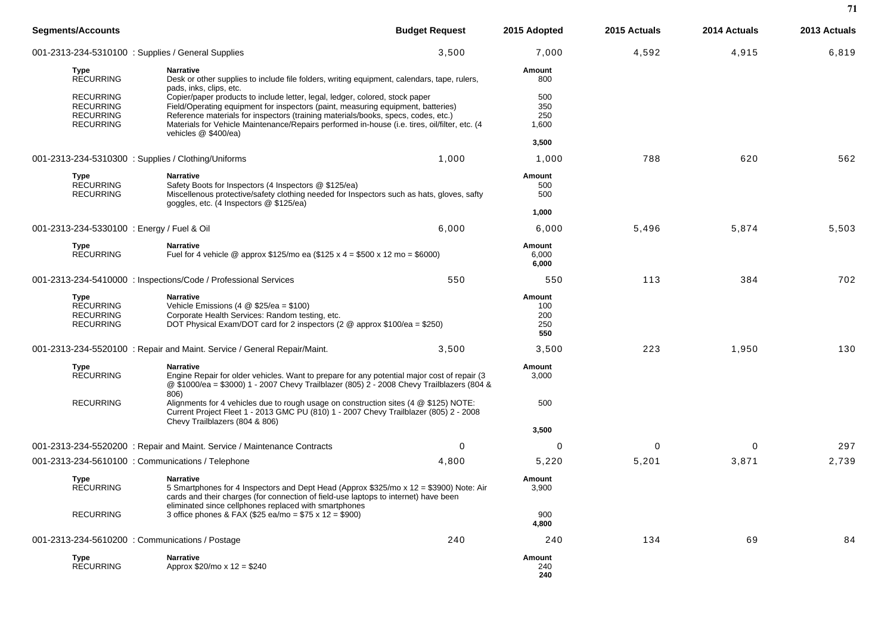| Segments/Accounts | Budget Request | 2015 Adopted | 2015 Actuals | 2014 Actuals | 2013 Actuals |
|---|---|---|---|---|---|
| 001-2313-234-5310100 : Supplies / General Supplies | 3,500 | 7,000 | 4,592 | 4,915 | 6,819 |

| Type | Narrative | Amount |
|---|---|---|
| RECURRING | Desk or other supplies to include file folders, writing equipment, calendars, tape, rulers, pads, inks, clips, etc. | 800 |
| RECURRING | Copier/paper products to include letter, legal, ledger, colored, stock paper | 500 |
| RECURRING | Field/Operating equipment for inspectors (paint, measuring equipment, batteries) | 350 |
| RECURRING | Reference materials for inspectors (training materials/books, specs, codes, etc.) | 250 |
| RECURRING | Materials for Vehicle Maintenance/Repairs performed in-house (i.e. tires, oil/filter, etc. (4 vehicles @ $400/ea) | 1,600 |
| | | **3,500** |

| Segments/Accounts | Budget Request | 2015 Adopted | 2015 Actuals | 2014 Actuals | 2013 Actuals |
|---|---|---|---|---|---|
| 001-2313-234-5310300 : Supplies / Clothing/Uniforms | 1,000 | 1,000 | 788 | 620 | 562 |

| Type | Narrative | Amount |
|---|---|---|
| RECURRING | Safety Boots for Inspectors (4 Inspectors @ $125/ea) | 500 |
| RECURRING | Miscellenous protective/safety clothing needed for Inspectors such as hats, gloves, safty goggles, etc. (4 Inspectors @ $125/ea) | 500 |
| | | **1,000** |

| Segments/Accounts | Budget Request | 2015 Adopted | 2015 Actuals | 2014 Actuals | 2013 Actuals |
|---|---|---|---|---|---|
| 001-2313-234-5330100 : Energy / Fuel & Oil | 6,000 | 6,000 | 5,496 | 5,874 | 5,503 |

| Type | Narrative | Amount |
|---|---|---|
| RECURRING | Fuel for 4 vehicle @ approx $125/mo ea ($125 x 4 = $500 x 12 mo = $6000) | 6,000 |
| | | **6,000** |

| Segments/Accounts | Budget Request | 2015 Adopted | 2015 Actuals | 2014 Actuals | 2013 Actuals |
|---|---|---|---|---|---|
| 001-2313-234-5410000 : Inspections/Code / Professional Services | 550 | 550 | 113 | 384 | 702 |

| Type | Narrative | Amount |
|---|---|---|
| RECURRING | Vehicle Emissions (4 @ $25/ea = $100) | 100 |
| RECURRING | Corporate Health Services: Random testing, etc. | 200 |
| RECURRING | DOT Physical Exam/DOT card for 2 inspectors (2 @ approx $100/ea = $250) | 250 |
| | | **550** |

| Segments/Accounts | Budget Request | 2015 Adopted | 2015 Actuals | 2014 Actuals | 2013 Actuals |
|---|---|---|---|---|---|
| 001-2313-234-5520100 : Repair and Maint. Service / General Repair/Maint. | 3,500 | 3,500 | 223 | 1,950 | 130 |

| Type | Narrative | Amount |
|---|---|---|
| RECURRING | Engine Repair for older vehicles. Want to prepare for any potential major cost of repair (3 @ $1000/ea = $3000) 1 - 2007 Chevy Trailblazer (805) 2 - 2008 Chevy Trailblazers (804 & 806) | 3,000 |
| RECURRING | Alignments for 4 vehicles due to rough usage on construction sites (4 @ $125) NOTE: Current Project Fleet 1 - 2013 GMC PU (810) 1 - 2007 Chevy Trailblazer (805) 2 - 2008 Chevy Trailblazers (804 & 806) | 500 |
| | | **3,500** |

| Segments/Accounts | Budget Request | 2015 Adopted | 2015 Actuals | 2014 Actuals | 2013 Actuals |
|---|---|---|---|---|---|
| 001-2313-234-5520200 : Repair and Maint. Service / Maintenance Contracts | 0 | 0 | 0 | 0 | 297 |
| 001-2313-234-5610100 : Communications / Telephone | 4,800 | 5,220 | 5,201 | 3,871 | 2,739 |

| Type | Narrative | Amount |
|---|---|---|
| RECURRING | 5 Smartphones for 4 Inspectors and Dept Head (Approx $325/mo x 12 = $3900) Note: Air cards and their charges (for connection of field-use laptops to internet) have been eliminated since cellphones replaced with smartphones | 3,900 |
| RECURRING | 3 office phones & FAX ($25 ea/mo = $75 x 12 = $900) | 900 |
| | | **4,800** |

| Segments/Accounts | Budget Request | 2015 Adopted | 2015 Actuals | 2014 Actuals | 2013 Actuals |
|---|---|---|---|---|---|
| 001-2313-234-5610200 : Communications / Postage | 240 | 240 | 134 | 69 | 84 |

| Type | Narrative | Amount |
|---|---|---|
| RECURRING | Approx $20/mo x 12 = $240 | 240 |
| | | **240** |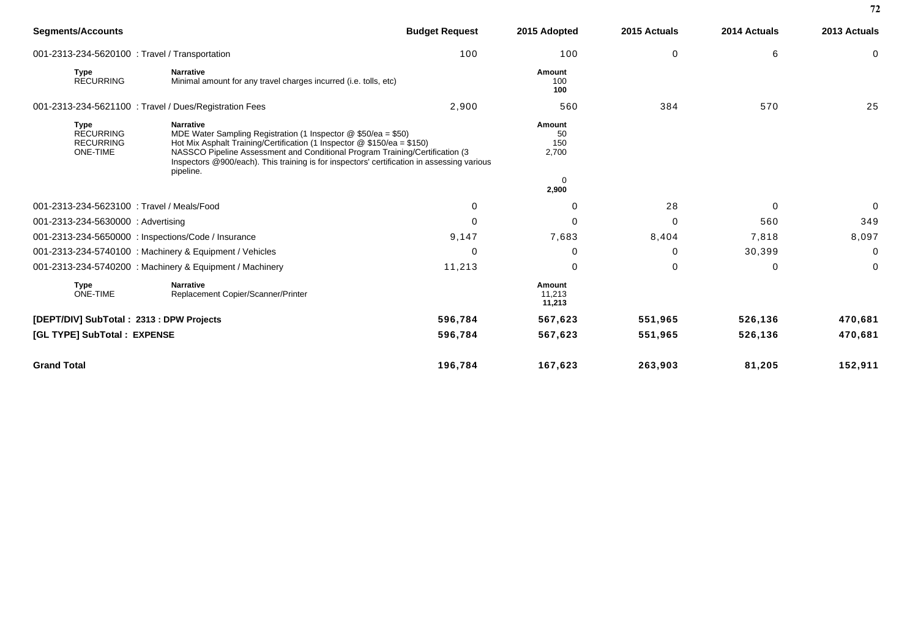| Segments/Accounts | | Budget Request | 2015 Adopted | 2015 Actuals | 2014 Actuals | 2013 Actuals |
|---|---|---|---|---|---|---|
| 001-2313-234-5620100 : Travel / Transportation | | 100 | 100 | 0 | 6 | 0 |
| **Type** | **Narrative** | | **Amount** | | | |
| RECURRING | Minimal amount for any travel charges incurred (i.e. tolls, etc) | | 100 | | | |
| | | | **100** | | | |
| 001-2313-234-5621100 : Travel / Dues/Registration Fees | | 2,900 | 560 | 384 | 570 | 25 |
| **Type** | **Narrative** | | **Amount** | | | |
| RECURRING | MDE Water Sampling Registration (1 Inspector @ $50/ea = $50) | | 50 | | | |
| RECURRING | Hot Mix Asphalt Training/Certification (1 Inspector @ $150/ea = $150) | | 150 | | | |
| ONE-TIME | NASSCO Pipeline Assessment and Conditional Program Training/Certification (3 Inspectors @900/each). This training is for inspectors' certification in assessing various pipeline. | | 2,700 | | | |
| | | | 0 | | | |
| | | | **2,900** | | | |
| 001-2313-234-5623100 : Travel / Meals/Food | | 0 | 0 | 28 | 0 | 0 |
| 001-2313-234-5630000 : Advertising | | 0 | 0 | 0 | 560 | 349 |
| 001-2313-234-5650000 : Inspections/Code / Insurance | | 9,147 | 7,683 | 8,404 | 7,818 | 8,097 |
| 001-2313-234-5740100 : Machinery & Equipment / Vehicles | | 0 | 0 | 0 | 30,399 | 0 |
| 001-2313-234-5740200 : Machinery & Equipment / Machinery | | 11,213 | 0 | 0 | 0 | 0 |
| **Type** | **Narrative** | | **Amount** | | | |
| ONE-TIME | Replacement Copier/Scanner/Printer | | 11,213 | | | |
| | | | **11,213** | | | |
| **[DEPT/DIV] SubTotal : 2313 : DPW Projects** | | **596,784** | **567,623** | **551,965** | **526,136** | **470,681** |
| **[GL TYPE] SubTotal : EXPENSE** | | **596,784** | **567,623** | **551,965** | **526,136** | **470,681** |
| **Grand Total** | | **196,784** | **167,623** | **263,903** | **81,205** | **152,911** |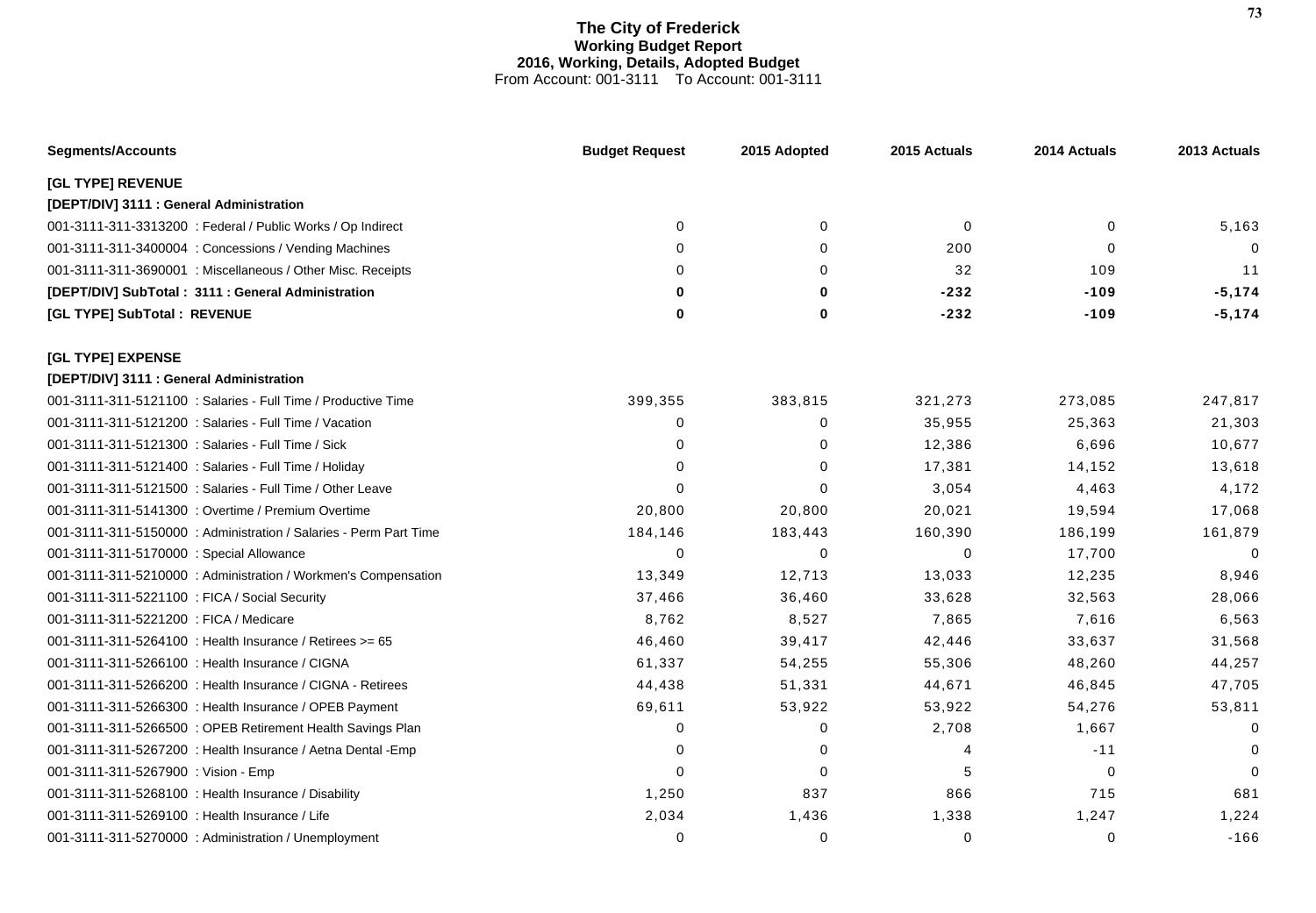# The City of Frederick
## Working Budget Report
### 2016, Working, Details, Adopted Budget
From Account: 001-3111 To Account: 001-3111

| Segments/Accounts | Budget Request | 2015 Adopted | 2015 Actuals | 2014 Actuals | 2013 Actuals |
|---|---|---|---|---|---|
| **[GL TYPE] REVENUE** | | | | | |
| **[DEPT/DIV] 3111 : General Administration** | | | | | |
| 001-3111-311-3313200 : Federal / Public Works / Op Indirect | 0 | 0 | 0 | 0 | 5,163 |
| 001-3111-311-3400004 : Concessions / Vending Machines | 0 | 0 | 200 | 0 | 0 |
| 001-3111-311-3690001 : Miscellaneous / Other Misc. Receipts | 0 | 0 | 32 | 109 | 11 |
| **[DEPT/DIV] SubTotal : 3111 : General Administration** | **0** | **0** | **-232** | **-109** | **-5,174** |
| **[GL TYPE] SubTotal : REVENUE** | **0** | **0** | **-232** | **-109** | **-5,174** |
| **[GL TYPE] EXPENSE** | | | | | |
| **[DEPT/DIV] 3111 : General Administration** | | | | | |
| 001-3111-311-5121100 : Salaries - Full Time / Productive Time | 399,355 | 383,815 | 321,273 | 273,085 | 247,817 |
| 001-3111-311-5121200 : Salaries - Full Time / Vacation | 0 | 0 | 35,955 | 25,363 | 21,303 |
| 001-3111-311-5121300 : Salaries - Full Time / Sick | 0 | 0 | 12,386 | 6,696 | 10,677 |
| 001-3111-311-5121400 : Salaries - Full Time / Holiday | 0 | 0 | 17,381 | 14,152 | 13,618 |
| 001-3111-311-5121500 : Salaries - Full Time / Other Leave | 0 | 0 | 3,054 | 4,463 | 4,172 |
| 001-3111-311-5141300 : Overtime / Premium Overtime | 20,800 | 20,800 | 20,021 | 19,594 | 17,068 |
| 001-3111-311-5150000 : Administration / Salaries - Perm Part Time | 184,146 | 183,443 | 160,390 | 186,199 | 161,879 |
| 001-3111-311-5170000 : Special Allowance | 0 | 0 | 0 | 17,700 | 0 |
| 001-3111-311-5210000 : Administration / Workmen's Compensation | 13,349 | 12,713 | 13,033 | 12,235 | 8,946 |
| 001-3111-311-5221100 : FICA / Social Security | 37,466 | 36,460 | 33,628 | 32,563 | 28,066 |
| 001-3111-311-5221200 : FICA / Medicare | 8,762 | 8,527 | 7,865 | 7,616 | 6,563 |
| 001-3111-311-5264100 : Health Insurance / Retirees >= 65 | 46,460 | 39,417 | 42,446 | 33,637 | 31,568 |
| 001-3111-311-5266100 : Health Insurance / CIGNA | 61,337 | 54,255 | 55,306 | 48,260 | 44,257 |
| 001-3111-311-5266200 : Health Insurance / CIGNA - Retirees | 44,438 | 51,331 | 44,671 | 46,845 | 47,705 |
| 001-3111-311-5266300 : Health Insurance / OPEB Payment | 69,611 | 53,922 | 53,922 | 54,276 | 53,811 |
| 001-3111-311-5266500 : OPEB Retirement Health Savings Plan | 0 | 0 | 2,708 | 1,667 | 0 |
| 001-3111-311-5267200 : Health Insurance / Aetna Dental -Emp | 0 | 0 | 4 | -11 | 0 |
| 001-3111-311-5267900 : Vision - Emp | 0 | 0 | 5 | 0 | 0 |
| 001-3111-311-5268100 : Health Insurance / Disability | 1,250 | 837 | 866 | 715 | 681 |
| 001-3111-311-5269100 : Health Insurance / Life | 2,034 | 1,436 | 1,338 | 1,247 | 1,224 |
| 001-3111-311-5270000 : Administration / Unemployment | 0 | 0 | 0 | 0 | -166 |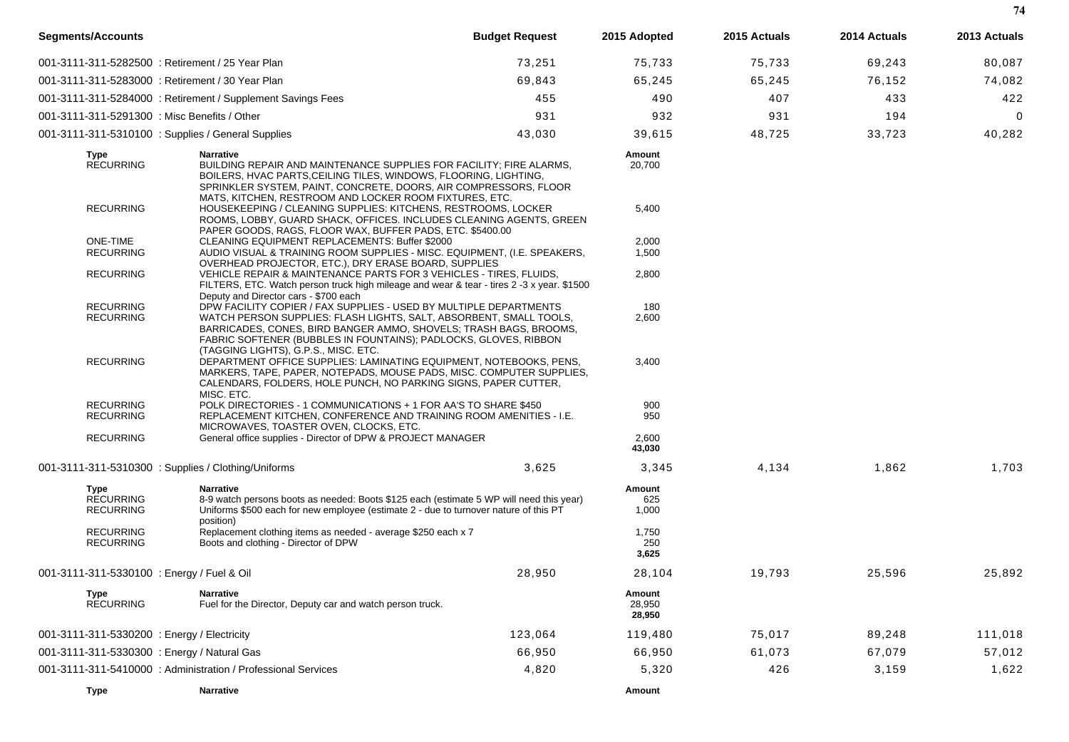| Segments/Accounts | Budget Request | 2015 Adopted | 2015 Actuals | 2014 Actuals | 2013 Actuals |
|---|---|---|---|---|---|
| 001-3111-311-5282500 : Retirement / 25 Year Plan | 73,251 | 75,733 | 75,733 | 69,243 | 80,087 |
| 001-3111-311-5283000 : Retirement / 30 Year Plan | 69,843 | 65,245 | 65,245 | 76,152 | 74,082 |
| 001-3111-311-5284000 : Retirement / Supplement Savings Fees | 455 | 490 | 407 | 433 | 422 |
| 001-3111-311-5291300 : Misc Benefits / Other | 931 | 932 | 931 | 194 | 0 |
| 001-3111-311-5310100 : Supplies / General Supplies | 43,030 | 39,615 | 48,725 | 33,723 | 40,282 |

| Type | Narrative | Amount |
|---|---|---|
| RECURRING | BUILDING REPAIR AND MAINTENANCE SUPPLIES FOR FACILITY; FIRE ALARMS, BOILERS, HVAC PARTS,CEILING TILES, WINDOWS, FLOORING, LIGHTING, SPRINKLER SYSTEM, PAINT, CONCRETE, DOORS, AIR COMPRESSORS, FLOOR MATS, KITCHEN, RESTROOM AND LOCKER ROOM FIXTURES, ETC. | 20,700 |
| RECURRING | HOUSEKEEPING / CLEANING SUPPLIES: KITCHENS, RESTROOMS, LOCKER ROOMS, LOBBY, GUARD SHACK, OFFICES. INCLUDES CLEANING AGENTS, GREEN PAPER GOODS, RAGS, FLOOR WAX, BUFFER PADS, ETC. $5400.00 | 5,400 |
| ONE-TIME | CLEANING EQUIPMENT REPLACEMENTS: Buffer $2000 | 2,000 |
| RECURRING | AUDIO VISUAL & TRAINING ROOM SUPPLIES - MISC. EQUIPMENT, (I.E. SPEAKERS, OVERHEAD PROJECTOR, ETC.), DRY ERASE BOARD, SUPPLIES | 1,500 |
| RECURRING | VEHICLE REPAIR & MAINTENANCE PARTS FOR 3 VEHICLES - TIRES, FLUIDS, FILTERS, ETC. Watch person truck high mileage and wear & tear - tires 2 -3 x year. $1500 Deputy and Director cars - $700 each | 2,800 |
| RECURRING | DPW FACILITY COPIER / FAX SUPPLIES - USED BY MULTIPLE DEPARTMENTS | 180 |
| RECURRING | WATCH PERSON SUPPLIES: FLASH LIGHTS, SALT, ABSORBENT, SMALL TOOLS, BARRICADES, CONES, BIRD BANGER AMMO, SHOVELS; TRASH BAGS, BROOMS, FABRIC SOFTENER (BUBBLES IN FOUNTAINS); PADLOCKS, GLOVES, RIBBON (TAGGING LIGHTS), G.P.S., MISC. ETC. | 2,600 |
| RECURRING | DEPARTMENT OFFICE SUPPLIES: LAMINATING EQUIPMENT, NOTEBOOKS, PENS, MARKERS, TAPE, PAPER, NOTEPADS, MOUSE PADS, MISC. COMPUTER SUPPLIES, CALENDARS, FOLDERS, HOLE PUNCH, NO PARKING SIGNS, PAPER CUTTER, MISC. ETC. | 3,400 |
| RECURRING | POLK DIRECTORIES - 1 COMMUNICATIONS + 1 FOR AA'S TO SHARE $450 | 900 |
| RECURRING | REPLACEMENT KITCHEN, CONFERENCE AND TRAINING ROOM AMENITIES - I.E. MICROWAVES, TOASTER OVEN, CLOCKS, ETC. | 950 |
| RECURRING | General office supplies - Director of DPW & PROJECT MANAGER | 2,600 |
| | | **43,030** |

| Segments/Accounts | Budget Request | 2015 Adopted | 2015 Actuals | 2014 Actuals | 2013 Actuals |
|---|---|---|---|---|---|
| 001-3111-311-5310300 : Supplies / Clothing/Uniforms | 3,625 | 3,345 | 4,134 | 1,862 | 1,703 |

| Type | Narrative | Amount |
|---|---|---|
| RECURRING | 8-9 watch persons boots as needed: Boots $125 each (estimate 5 WP will need this year) | 625 |
| RECURRING | Uniforms $500 each for new employee (estimate 2 - due to turnover nature of this PT position) | 1,000 |
| RECURRING | Replacement clothing items as needed - average $250 each x 7 | 1,750 |
| RECURRING | Boots and clothing - Director of DPW | 250 |
| | | **3,625** |

| Segments/Accounts | Budget Request | 2015 Adopted | 2015 Actuals | 2014 Actuals | 2013 Actuals |
|---|---|---|---|---|---|
| 001-3111-311-5330100 : Energy / Fuel & Oil | 28,950 | 28,104 | 19,793 | 25,596 | 25,892 |

| Type | Narrative | Amount |
|---|---|---|
| RECURRING | Fuel for the Director, Deputy car and watch person truck. | 28,950 |
| | | **28,950** |

| Segments/Accounts | Budget Request | 2015 Adopted | 2015 Actuals | 2014 Actuals | 2013 Actuals |
|---|---|---|---|---|---|
| 001-3111-311-5330200 : Energy / Electricity | 123,064 | 119,480 | 75,017 | 89,248 | 111,018 |
| 001-3111-311-5330300 : Energy / Natural Gas | 66,950 | 66,950 | 61,073 | 67,079 | 57,012 |
| 001-3111-311-5410000 : Administration / Professional Services | 4,820 | 5,320 | 426 | 3,159 | 1,622 |

| Type | Narrative | Amount |
|---|---|---|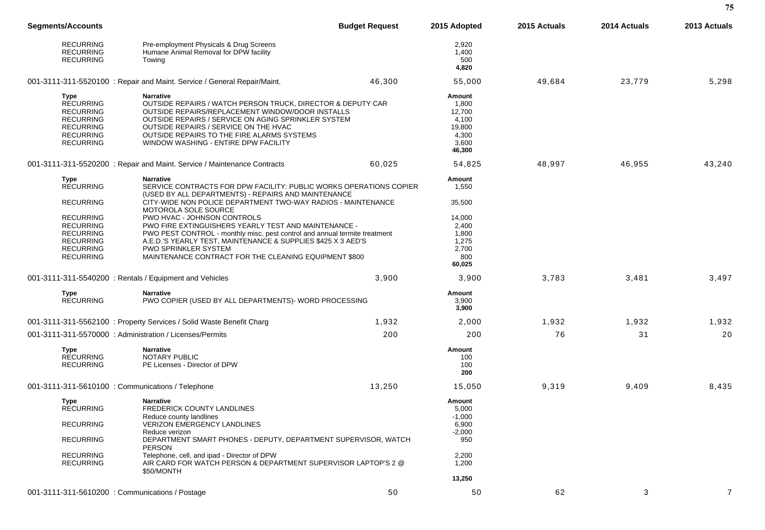| Segments/Accounts | | Budget Request | 2015 Adopted | 2015 Actuals | 2014 Actuals | 2013 Actuals |
|---|---|---|---|---|---|---|
| RECURRING | Pre-employment Physicals & Drug Screens | | 2,920 | | | |
| RECURRING | Humane Animal Removal for DPW facility | | 1,400 | | | |
| RECURRING | Towing | | 500 | | | |
| | | | **4,820** | | | |
| 001-3111-311-5520100 : Repair and Maint. Service / General Repair/Maint. | | 46,300 | 55,000 | 49,684 | 23,779 | 5,298 |
| **Type** | **Narrative** | | **Amount** | | | |
| RECURRING | OUTSIDE REPAIRS / WATCH PERSON TRUCK, DIRECTOR & DEPUTY CAR | | 1,800 | | | |
| RECURRING | OUTSIDE REPAIRS/REPLACEMENT WINDOW/DOOR INSTALLS | | 12,700 | | | |
| RECURRING | OUTSIDE REPAIRS / SERVICE ON AGING SPRINKLER SYSTEM | | 4,100 | | | |
| RECURRING | OUTSIDE REPAIRS / SERVICE ON THE HVAC | | 19,800 | | | |
| RECURRING | OUTSIDE REPAIRS TO THE FIRE ALARMS SYSTEMS | | 4,300 | | | |
| RECURRING | WINDOW WASHING - ENTIRE DPW FACILITY | | 3,600 | | | |
| | | | **46,300** | | | |
| 001-3111-311-5520200 : Repair and Maint. Service / Maintenance Contracts | | 60,025 | 54,825 | 48,997 | 46,955 | 43,240 |
| **Type** | **Narrative** | | **Amount** | | | |
| RECURRING | SERVICE CONTRACTS FOR DPW FACILITY: PUBLIC WORKS OPERATIONS COPIER (USED BY ALL DEPARTMENTS) - REPAIRS AND MAINTENANCE | | 1,550 | | | |
| RECURRING | CITY-WIDE NON POLICE DEPARTMENT TWO-WAY RADIOS - MAINTENANCE MOTOROLA SOLE SOURCE | | 35,500 | | | |
| RECURRING | PWO HVAC - JOHNSON CONTROLS | | 14,000 | | | |
| RECURRING | PWO FIRE EXTINGUISHERS YEARLY TEST AND MAINTENANCE - | | 2,400 | | | |
| RECURRING | PWO PEST CONTROL - monthly misc. pest control and annual termite treatment | | 1,800 | | | |
| RECURRING | A.E.D.'S YEARLY TEST, MAINTENANCE & SUPPLIES $425 X 3 AED'S | | 1,275 | | | |
| RECURRING | PWO SPRINKLER SYSTEM | | 2,700 | | | |
| RECURRING | MAINTENANCE CONTRACT FOR THE CLEANING EQUIPMENT $800 | | 800 | | | |
| | | | **60,025** | | | |
| 001-3111-311-5540200 : Rentals / Equipment and Vehicles | | 3,900 | 3,900 | 3,783 | 3,481 | 3,497 |
| **Type** | **Narrative** | | **Amount** | | | |
| RECURRING | PWO COPIER (USED BY ALL DEPARTMENTS)- WORD PROCESSING | | 3,900 | | | |
| | | | **3,900** | | | |
| 001-3111-311-5562100 : Property Services / Solid Waste Benefit Charg | | 1,932 | 2,000 | 1,932 | 1,932 | 1,932 |
| 001-3111-311-5570000 : Administration / Licenses/Permits | | 200 | 200 | 76 | 31 | 20 |
| **Type** | **Narrative** | | **Amount** | | | |
| RECURRING | NOTARY PUBLIC | | 100 | | | |
| RECURRING | PE Licenses - Director of DPW | | 100 | | | |
| | | | **200** | | | |
| 001-3111-311-5610100 : Communications / Telephone | | 13,250 | 15,050 | 9,319 | 9,409 | 8,435 |
| **Type** | **Narrative** | | **Amount** | | | |
| RECURRING | FREDERICK COUNTY LANDLINES | | 5,000 | | | |
| | Reduce county landlines | | -1,000 | | | |
| RECURRING | VERIZON EMERGENCY LANDLINES | | 6,900 | | | |
| | Reduce verizon | | -2,000 | | | |
| RECURRING | DEPARTMENT SMART PHONES - DEPUTY, DEPARTMENT SUPERVISOR, WATCH PERSON | | 950 | | | |
| RECURRING | Telephone, cell, and ipad - Director of DPW | | 2,200 | | | |
| RECURRING | AIR CARD FOR WATCH PERSON & DEPARTMENT SUPERVISOR LAPTOP'S 2 @ $50/MONTH | | 1,200 | | | |
| | | | **13,250** | | | |
| 001-3111-311-5610200 : Communications / Postage | | 50 | 50 | 62 | 3 | 7 |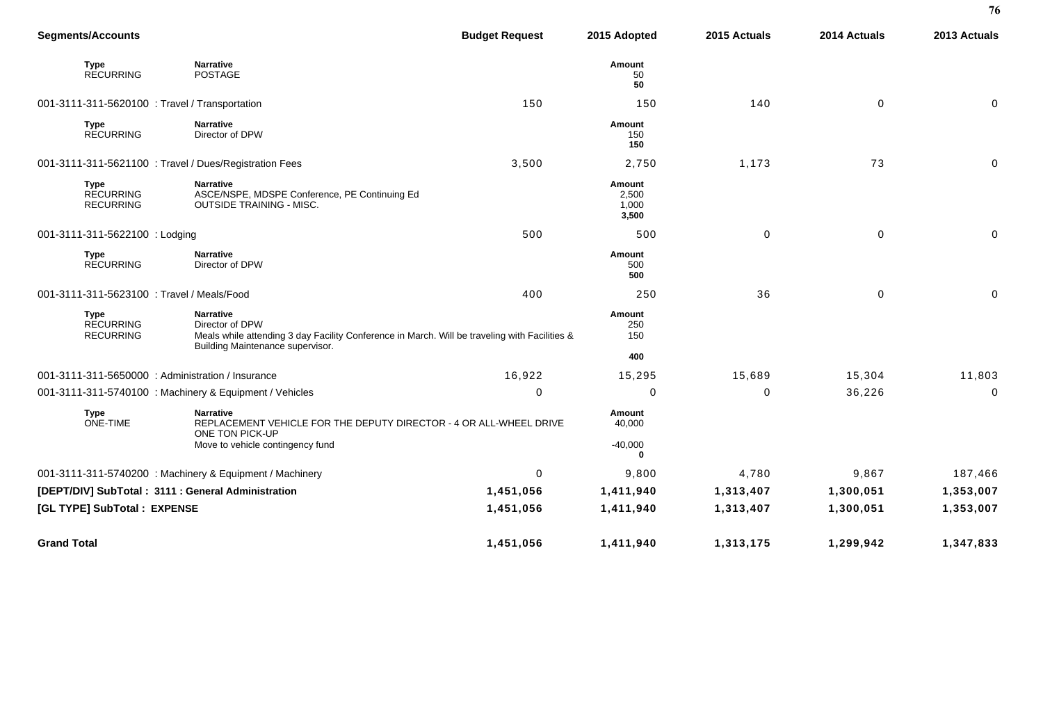| Segments/Accounts | | Budget Request | 2015 Adopted | 2015 Actuals | 2014 Actuals | 2013 Actuals |
|---|---|---|---|---|---|---|
| **Type** | **Narrative** | | **Amount** | | | |
| RECURRING | POSTAGE | | 50 | | | |
| | | | **50** | | | |
| 001-3111-311-5620100 : Travel / Transportation | | 150 | 150 | 140 | 0 | 0 |
| **Type** | **Narrative** | | **Amount** | | | |
| RECURRING | Director of DPW | | 150 | | | |
| | | | **150** | | | |
| 001-3111-311-5621100 : Travel / Dues/Registration Fees | | 3,500 | 2,750 | 1,173 | 73 | 0 |
| **Type** | **Narrative** | | **Amount** | | | |
| RECURRING | ASCE/NSPE, MDSPE Conference, PE Continuing Ed | | 2,500 | | | |
| RECURRING | OUTSIDE TRAINING - MISC. | | 1,000 | | | |
| | | | **3,500** | | | |
| 001-3111-311-5622100 : Lodging | | 500 | 500 | 0 | 0 | 0 |
| **Type** | **Narrative** | | **Amount** | | | |
| RECURRING | Director of DPW | | 500 | | | |
| | | | **500** | | | |
| 001-3111-311-5623100 : Travel / Meals/Food | | 400 | 250 | 36 | 0 | 0 |
| **Type** | **Narrative** | | **Amount** | | | |
| RECURRING | Director of DPW | | 250 | | | |
| RECURRING | Meals while attending 3 day Facility Conference in March. Will be traveling with Facilities & Building Maintenance supervisor. | | 150 | | | |
| | | | **400** | | | |
| 001-3111-311-5650000 : Administration / Insurance | | 16,922 | 15,295 | 15,689 | 15,304 | 11,803 |
| 001-3111-311-5740100 : Machinery & Equipment / Vehicles | | 0 | 0 | 0 | 36,226 | 0 |
| **Type** | **Narrative** | | **Amount** | | | |
| ONE-TIME | REPLACEMENT VEHICLE FOR THE DEPUTY DIRECTOR - 4 OR ALL-WHEEL DRIVE ONE TON PICK-UP | | 40,000 | | | |
| | Move to vehicle contingency fund | | -40,000 | | | |
| | | | **0** | | | |
| 001-3111-311-5740200 : Machinery & Equipment / Machinery | | 0 | 9,800 | 4,780 | 9,867 | 187,466 |
| **[DEPT/DIV] SubTotal : 3111 : General Administration** | | **1,451,056** | **1,411,940** | **1,313,407** | **1,300,051** | **1,353,007** |
| **[GL TYPE] SubTotal : EXPENSE** | | **1,451,056** | **1,411,940** | **1,313,407** | **1,300,051** | **1,353,007** |
| **Grand Total** | | **1,451,056** | **1,411,940** | **1,313,175** | **1,299,942** | **1,347,833** |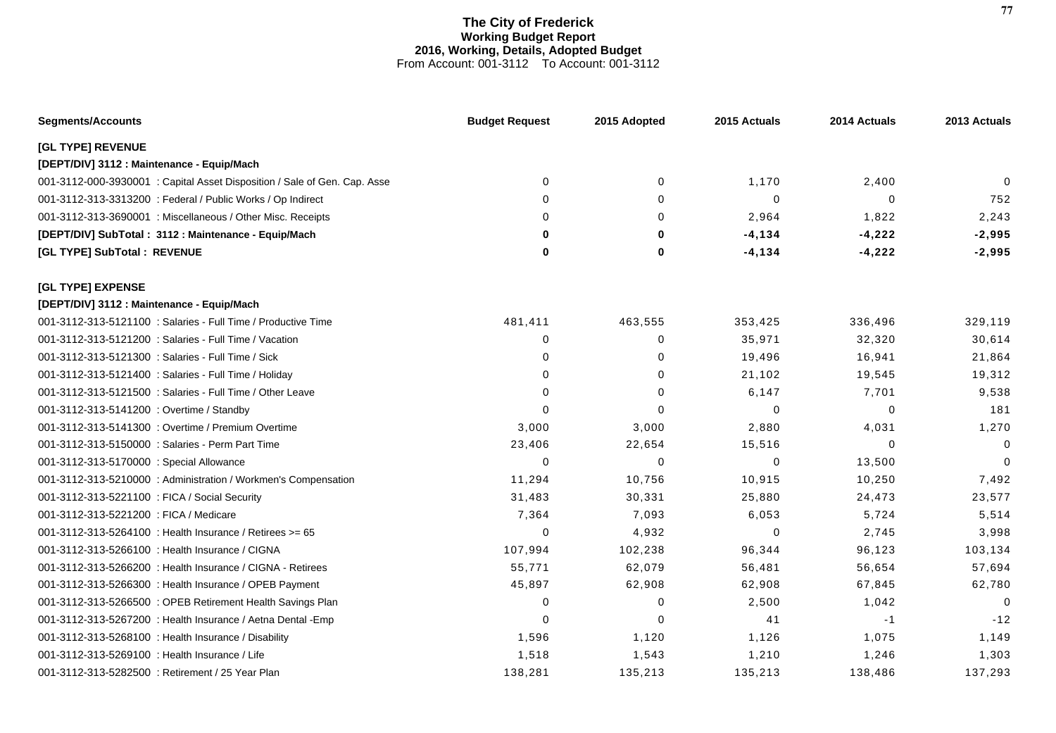# The City of Frederick
## Working Budget Report
### 2016, Working, Details, Adopted Budget
From Account: 001-3112 To Account: 001-3112

| Segments/Accounts | Budget Request | 2015 Adopted | 2015 Actuals | 2014 Actuals | 2013 Actuals |
|---|---|---|---|---|---|
| **[GL TYPE] REVENUE** | | | | | |
| **[DEPT/DIV] 3112 : Maintenance - Equip/Mach** | | | | | |
| 001-3112-000-3930001 : Capital Asset Disposition / Sale of Gen. Cap. Asse | 0 | 0 | 1,170 | 2,400 | 0 |
| 001-3112-313-3313200 : Federal / Public Works / Op Indirect | 0 | 0 | 0 | 0 | 752 |
| 001-3112-313-3690001 : Miscellaneous / Other Misc. Receipts | 0 | 0 | 2,964 | 1,822 | 2,243 |
| **[DEPT/DIV] SubTotal : 3112 : Maintenance - Equip/Mach** | **0** | **0** | **-4,134** | **-4,222** | **-2,995** |
| **[GL TYPE] SubTotal : REVENUE** | **0** | **0** | **-4,134** | **-4,222** | **-2,995** |
| **[GL TYPE] EXPENSE** | | | | | |
| **[DEPT/DIV] 3112 : Maintenance - Equip/Mach** | | | | | |
| 001-3112-313-5121100 : Salaries - Full Time / Productive Time | 481,411 | 463,555 | 353,425 | 336,496 | 329,119 |
| 001-3112-313-5121200 : Salaries - Full Time / Vacation | 0 | 0 | 35,971 | 32,320 | 30,614 |
| 001-3112-313-5121300 : Salaries - Full Time / Sick | 0 | 0 | 19,496 | 16,941 | 21,864 |
| 001-3112-313-5121400 : Salaries - Full Time / Holiday | 0 | 0 | 21,102 | 19,545 | 19,312 |
| 001-3112-313-5121500 : Salaries - Full Time / Other Leave | 0 | 0 | 6,147 | 7,701 | 9,538 |
| 001-3112-313-5141200 : Overtime / Standby | 0 | 0 | 0 | 0 | 181 |
| 001-3112-313-5141300 : Overtime / Premium Overtime | 3,000 | 3,000 | 2,880 | 4,031 | 1,270 |
| 001-3112-313-5150000 : Salaries - Perm Part Time | 23,406 | 22,654 | 15,516 | 0 | 0 |
| 001-3112-313-5170000 : Special Allowance | 0 | 0 | 0 | 13,500 | 0 |
| 001-3112-313-5210000 : Administration / Workmen's Compensation | 11,294 | 10,756 | 10,915 | 10,250 | 7,492 |
| 001-3112-313-5221100 : FICA / Social Security | 31,483 | 30,331 | 25,880 | 24,473 | 23,577 |
| 001-3112-313-5221200 : FICA / Medicare | 7,364 | 7,093 | 6,053 | 5,724 | 5,514 |
| 001-3112-313-5264100 : Health Insurance / Retirees >= 65 | 0 | 4,932 | 0 | 2,745 | 3,998 |
| 001-3112-313-5266100 : Health Insurance / CIGNA | 107,994 | 102,238 | 96,344 | 96,123 | 103,134 |
| 001-3112-313-5266200 : Health Insurance / CIGNA - Retirees | 55,771 | 62,079 | 56,481 | 56,654 | 57,694 |
| 001-3112-313-5266300 : Health Insurance / OPEB Payment | 45,897 | 62,908 | 62,908 | 67,845 | 62,780 |
| 001-3112-313-5266500 : OPEB Retirement Health Savings Plan | 0 | 0 | 2,500 | 1,042 | 0 |
| 001-3112-313-5267200 : Health Insurance / Aetna Dental -Emp | 0 | 0 | 41 | -1 | -12 |
| 001-3112-313-5268100 : Health Insurance / Disability | 1,596 | 1,120 | 1,126 | 1,075 | 1,149 |
| 001-3112-313-5269100 : Health Insurance / Life | 1,518 | 1,543 | 1,210 | 1,246 | 1,303 |
| 001-3112-313-5282500 : Retirement / 25 Year Plan | 138,281 | 135,213 | 135,213 | 138,486 | 137,293 |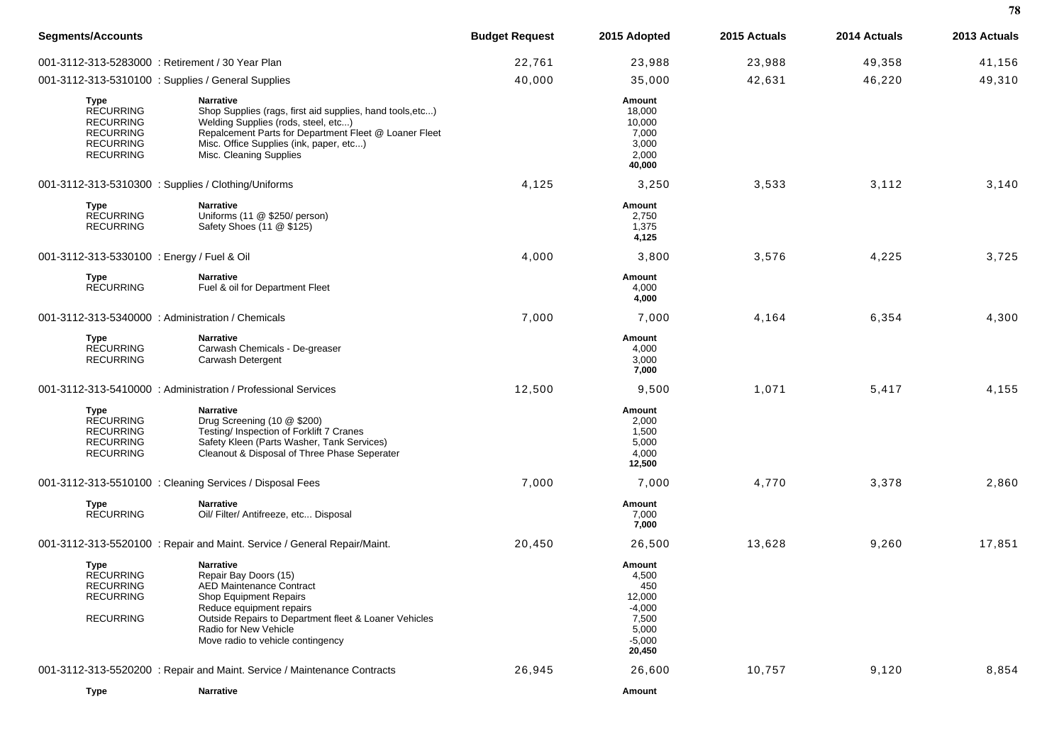| Segments/Accounts | Budget Request | 2015 Adopted | 2015 Actuals | 2014 Actuals | 2013 Actuals |
|---|---|---|---|---|---|
| 001-3112-313-5283000 : Retirement / 30 Year Plan | 22,761 | 23,988 | 23,988 | 49,358 | 41,156 |
| 001-3112-313-5310100 : Supplies / General Supplies | 40,000 | 35,000 | 42,631 | 46,220 | 49,310 |

| Type | Narrative | Amount |
|---|---|---|
| RECURRING | Shop Supplies (rags, first aid supplies, hand tools,etc...) | 18,000 |
| RECURRING | Welding Supplies (rods, steel, etc...) | 10,000 |
| RECURRING | Repalcement Parts for Department Fleet @ Loaner Fleet | 7,000 |
| RECURRING | Misc. Office Supplies (ink, paper, etc...) | 3,000 |
| RECURRING | Misc. Cleaning Supplies | 2,000 |
| | | **40,000** |

| Segments/Accounts | Budget Request | 2015 Adopted | 2015 Actuals | 2014 Actuals | 2013 Actuals |
|---|---|---|---|---|---|
| 001-3112-313-5310300 : Supplies / Clothing/Uniforms | 4,125 | 3,250 | 3,533 | 3,112 | 3,140 |

| Type | Narrative | Amount |
|---|---|---|
| RECURRING | Uniforms (11 @ $250/ person) | 2,750 |
| RECURRING | Safety Shoes (11 @ $125) | 1,375 |
| | | **4,125** |

| Segments/Accounts | Budget Request | 2015 Adopted | 2015 Actuals | 2014 Actuals | 2013 Actuals |
|---|---|---|---|---|---|
| 001-3112-313-5330100 : Energy / Fuel & Oil | 4,000 | 3,800 | 3,576 | 4,225 | 3,725 |

| Type | Narrative | Amount |
|---|---|---|
| RECURRING | Fuel & oil for Department Fleet | 4,000 |
| | | **4,000** |

| Segments/Accounts | Budget Request | 2015 Adopted | 2015 Actuals | 2014 Actuals | 2013 Actuals |
|---|---|---|---|---|---|
| 001-3112-313-5340000 : Administration / Chemicals | 7,000 | 7,000 | 4,164 | 6,354 | 4,300 |

| Type | Narrative | Amount |
|---|---|---|
| RECURRING | Carwash Chemicals - De-greaser | 4,000 |
| RECURRING | Carwash Detergent | 3,000 |
| | | **7,000** |

| Segments/Accounts | Budget Request | 2015 Adopted | 2015 Actuals | 2014 Actuals | 2013 Actuals |
|---|---|---|---|---|---|
| 001-3112-313-5410000 : Administration / Professional Services | 12,500 | 9,500 | 1,071 | 5,417 | 4,155 |

| Type | Narrative | Amount |
|---|---|---|
| RECURRING | Drug Screening (10 @ $200) | 2,000 |
| RECURRING | Testing/ Inspection of Forklift 7 Cranes | 1,500 |
| RECURRING | Safety Kleen (Parts Washer, Tank Services) | 5,000 |
| RECURRING | Cleanout & Disposal of Three Phase Seperater | 4,000 |
| | | **12,500** |

| Segments/Accounts | Budget Request | 2015 Adopted | 2015 Actuals | 2014 Actuals | 2013 Actuals |
|---|---|---|---|---|---|
| 001-3112-313-5510100 : Cleaning Services / Disposal Fees | 7,000 | 7,000 | 4,770 | 3,378 | 2,860 |

| Type | Narrative | Amount |
|---|---|---|
| RECURRING | Oil/ Filter/ Antifreeze, etc... Disposal | 7,000 |
| | | **7,000** |

| Segments/Accounts | Budget Request | 2015 Adopted | 2015 Actuals | 2014 Actuals | 2013 Actuals |
|---|---|---|---|---|---|
| 001-3112-313-5520100 : Repair and Maint. Service / General Repair/Maint. | 20,450 | 26,500 | 13,628 | 9,260 | 17,851 |

| Type | Narrative | Amount |
|---|---|---|
| RECURRING | Repair Bay Doors (15) | 4,500 |
| RECURRING | AED Maintenance Contract | 450 |
| RECURRING | Shop Equipment Repairs | 12,000 |
| | Reduce equipment repairs | -4,000 |
| RECURRING | Outside Repairs to Department fleet & Loaner Vehicles | 7,500 |
| | Radio for New Vehicle | 5,000 |
| | Move radio to vehicle contingency | -5,000 |
| | | **20,450** |

| Segments/Accounts | Budget Request | 2015 Adopted | 2015 Actuals | 2014 Actuals | 2013 Actuals |
|---|---|---|---|---|---|
| 001-3112-313-5520200 : Repair and Maint. Service / Maintenance Contracts | 26,945 | 26,600 | 10,757 | 9,120 | 8,854 |

| Type | Narrative | Amount |
|---|---|---|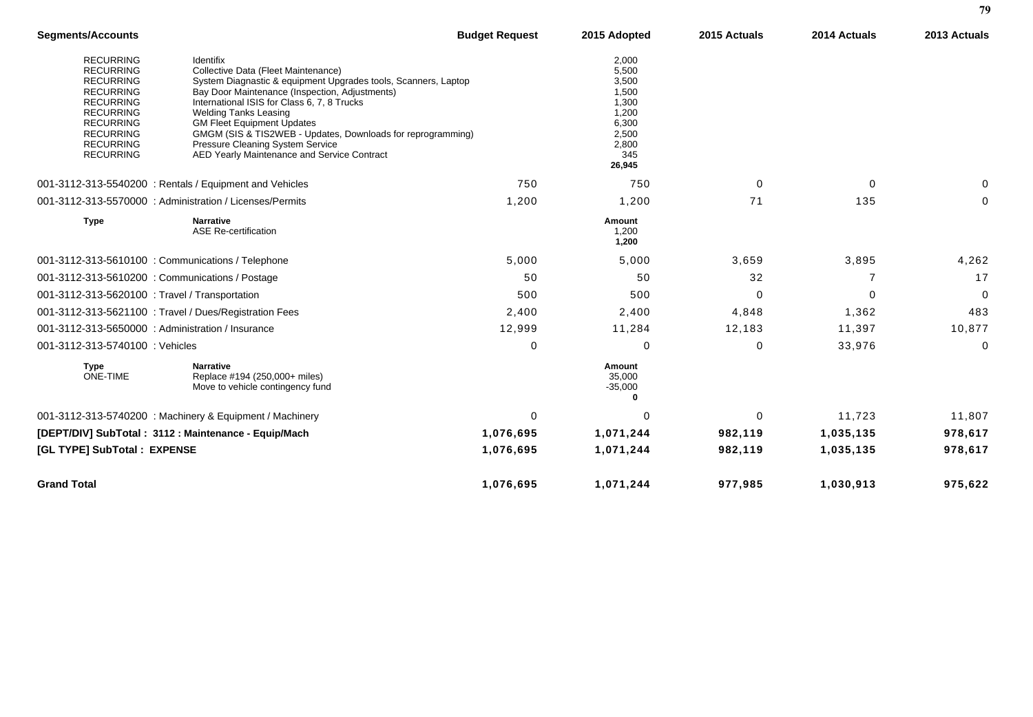| Segments/Accounts | | Budget Request | 2015 Adopted | 2015 Actuals | 2014 Actuals | 2013 Actuals |
|---|---|---|---|---|---|---|
| RECURRING | Identifix | | 2,000 | | | |
| RECURRING | Collective Data (Fleet Maintenance) | | 5,500 | | | |
| RECURRING | System Diagnastic & equipment Upgrades tools, Scanners, Laptop | | 3,500 | | | |
| RECURRING | Bay Door Maintenance (Inspection, Adjustments) | | 1,500 | | | |
| RECURRING | International ISIS for Class 6, 7, 8 Trucks | | 1,300 | | | |
| RECURRING | Welding Tanks Leasing | | 1,200 | | | |
| RECURRING | GM Fleet Equipment Updates | | 6,300 | | | |
| RECURRING | GMGM (SIS & TIS2WEB - Updates, Downloads for reprogramming) | | 2,500 | | | |
| RECURRING | Pressure Cleaning System Service | | 2,800 | | | |
| RECURRING | AED Yearly Maintenance and Service Contract | | 345 | | | |
| | | | **26,945** | | | |
| 001-3112-313-5540200 : Rentals / Equipment and Vehicles | | 750 | 750 | 0 | 0 | 0 |
| 001-3112-313-5570000 : Administration / Licenses/Permits | | 1,200 | 1,200 | 71 | 135 | 0 |
| **Type** | **Narrative** | | **Amount** | | | |
| | ASE Re-certification | | 1,200 | | | |
| | | | **1,200** | | | |
| 001-3112-313-5610100 : Communications / Telephone | | 5,000 | 5,000 | 3,659 | 3,895 | 4,262 |
| 001-3112-313-5610200 : Communications / Postage | | 50 | 50 | 32 | 7 | 17 |
| 001-3112-313-5620100 : Travel / Transportation | | 500 | 500 | 0 | 0 | 0 |
| 001-3112-313-5621100 : Travel / Dues/Registration Fees | | 2,400 | 2,400 | 4,848 | 1,362 | 483 |
| 001-3112-313-5650000 : Administration / Insurance | | 12,999 | 11,284 | 12,183 | 11,397 | 10,877 |
| 001-3112-313-5740100 : Vehicles | | 0 | 0 | 0 | 33,976 | 0 |
| **Type** | **Narrative** | | **Amount** | | | |
| ONE-TIME | Replace #194 (250,000+ miles) | | 35,000 | | | |
| | Move to vehicle contingency fund | | -35,000 | | | |
| | | | **0** | | | |
| 001-3112-313-5740200 : Machinery & Equipment / Machinery | | 0 | 0 | 0 | 11,723 | 11,807 |
| **[DEPT/DIV] SubTotal : 3112 : Maintenance - Equip/Mach** | | **1,076,695** | **1,071,244** | **982,119** | **1,035,135** | **978,617** |
| **[GL TYPE] SubTotal : EXPENSE** | | **1,076,695** | **1,071,244** | **982,119** | **1,035,135** | **978,617** |
| **Grand Total** | | **1,076,695** | **1,071,244** | **977,985** | **1,030,913** | **975,622** |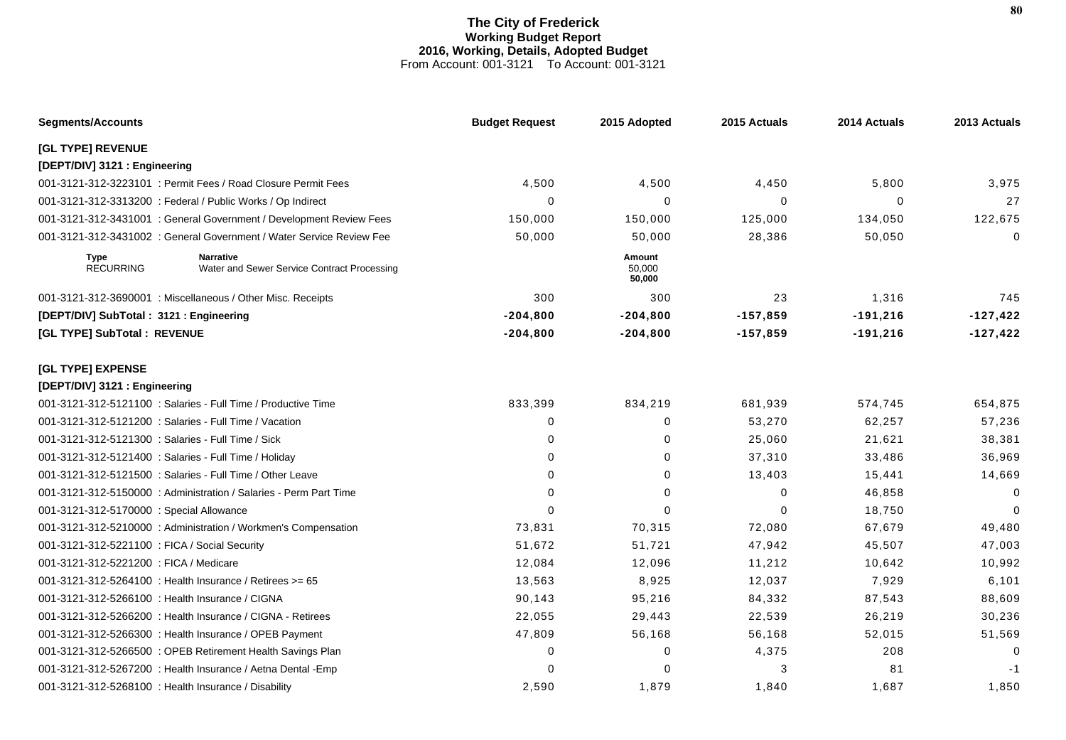# The City of Frederick

## Working Budget Report

### 2016, Working, Details, Adopted Budget

From Account: 001-3121 To Account: 001-3121

| Segments/Accounts | Budget Request | 2015 Adopted | 2015 Actuals | 2014 Actuals | 2013 Actuals |
|---|---|---|---|---|---|
| **[GL TYPE] REVENUE** | | | | | |
| **[DEPT/DIV] 3121 : Engineering** | | | | | |
| 001-3121-312-3223101 : Permit Fees / Road Closure Permit Fees | 4,500 | 4,500 | 4,450 | 5,800 | 3,975 |
| 001-3121-312-3313200 : Federal / Public Works / Op Indirect | 0 | 0 | 0 | 0 | 27 |
| 001-3121-312-3431001 : General Government / Development Review Fees | 150,000 | 150,000 | 125,000 | 134,050 | 122,675 |
| 001-3121-312-3431002 : General Government / Water Service Review Fee | 50,000 | 50,000 | 28,386 | 50,050 | 0 |
| **Type** RECURRING — **Narrative** Water and Sewer Service Contract Processing | | **Amount** 50,000 **50,000** | | | |
| 001-3121-312-3690001 : Miscellaneous / Other Misc. Receipts | 300 | 300 | 23 | 1,316 | 745 |
| **[DEPT/DIV] SubTotal : 3121 : Engineering** | **-204,800** | **-204,800** | **-157,859** | **-191,216** | **-127,422** |
| **[GL TYPE] SubTotal : REVENUE** | **-204,800** | **-204,800** | **-157,859** | **-191,216** | **-127,422** |
| **[GL TYPE] EXPENSE** | | | | | |
| **[DEPT/DIV] 3121 : Engineering** | | | | | |
| 001-3121-312-5121100 : Salaries - Full Time / Productive Time | 833,399 | 834,219 | 681,939 | 574,745 | 654,875 |
| 001-3121-312-5121200 : Salaries - Full Time / Vacation | 0 | 0 | 53,270 | 62,257 | 57,236 |
| 001-3121-312-5121300 : Salaries - Full Time / Sick | 0 | 0 | 25,060 | 21,621 | 38,381 |
| 001-3121-312-5121400 : Salaries - Full Time / Holiday | 0 | 0 | 37,310 | 33,486 | 36,969 |
| 001-3121-312-5121500 : Salaries - Full Time / Other Leave | 0 | 0 | 13,403 | 15,441 | 14,669 |
| 001-3121-312-5150000 : Administration / Salaries - Perm Part Time | 0 | 0 | 0 | 46,858 | 0 |
| 001-3121-312-5170000 : Special Allowance | 0 | 0 | 0 | 18,750 | 0 |
| 001-3121-312-5210000 : Administration / Workmen's Compensation | 73,831 | 70,315 | 72,080 | 67,679 | 49,480 |
| 001-3121-312-5221100 : FICA / Social Security | 51,672 | 51,721 | 47,942 | 45,507 | 47,003 |
| 001-3121-312-5221200 : FICA / Medicare | 12,084 | 12,096 | 11,212 | 10,642 | 10,992 |
| 001-3121-312-5264100 : Health Insurance / Retirees >= 65 | 13,563 | 8,925 | 12,037 | 7,929 | 6,101 |
| 001-3121-312-5266100 : Health Insurance / CIGNA | 90,143 | 95,216 | 84,332 | 87,543 | 88,609 |
| 001-3121-312-5266200 : Health Insurance / CIGNA - Retirees | 22,055 | 29,443 | 22,539 | 26,219 | 30,236 |
| 001-3121-312-5266300 : Health Insurance / OPEB Payment | 47,809 | 56,168 | 56,168 | 52,015 | 51,569 |
| 001-3121-312-5266500 : OPEB Retirement Health Savings Plan | 0 | 0 | 4,375 | 208 | 0 |
| 001-3121-312-5267200 : Health Insurance / Aetna Dental -Emp | 0 | 0 | 3 | 81 | -1 |
| 001-3121-312-5268100 : Health Insurance / Disability | 2,590 | 1,879 | 1,840 | 1,687 | 1,850 |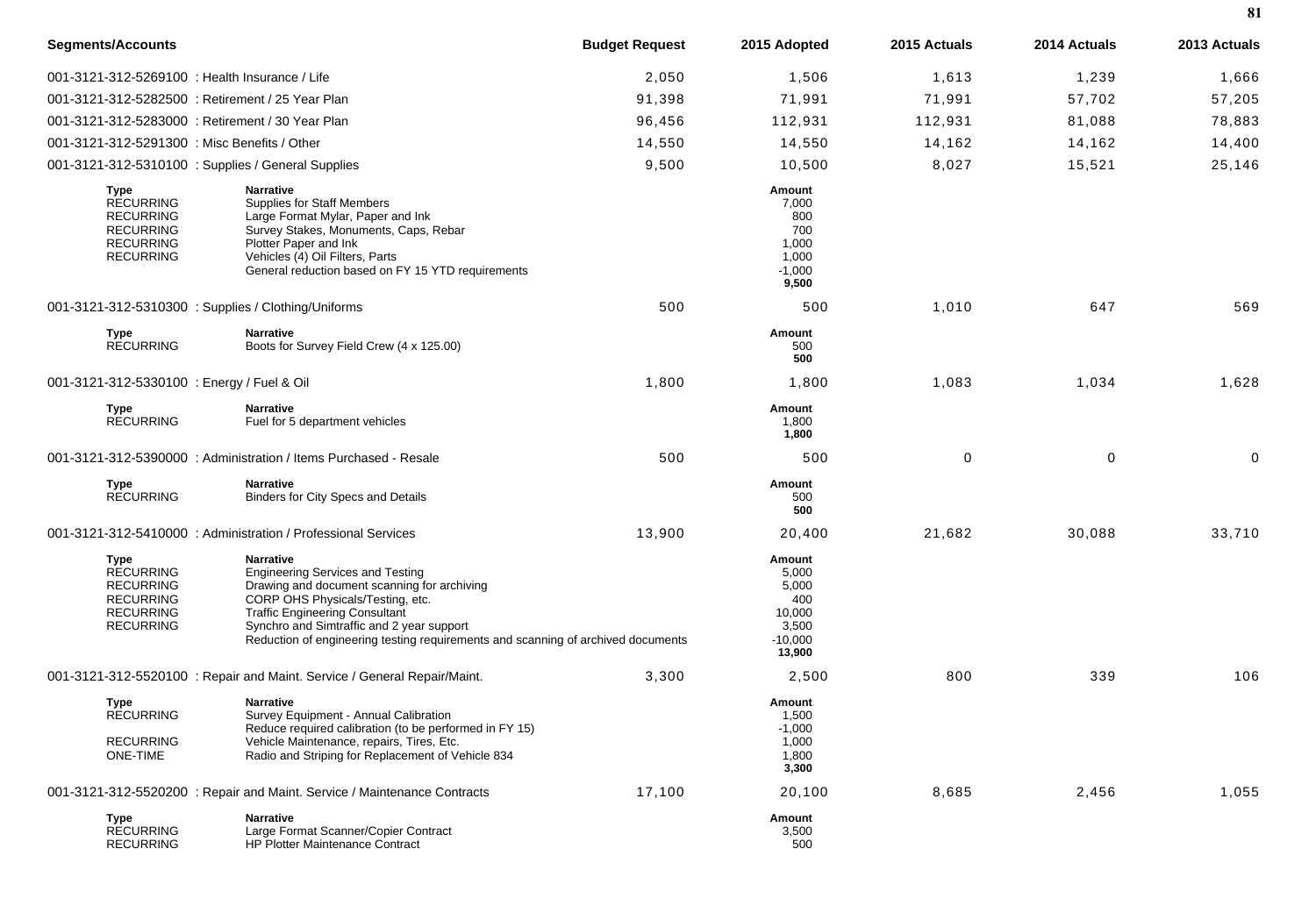| Segments/Accounts | Budget Request | 2015 Adopted | 2015 Actuals | 2014 Actuals | 2013 Actuals |
|---|---|---|---|---|---|
| 001-3121-312-5269100 : Health Insurance / Life | 2,050 | 1,506 | 1,613 | 1,239 | 1,666 |
| 001-3121-312-5282500 : Retirement / 25 Year Plan | 91,398 | 71,991 | 71,991 | 57,702 | 57,205 |
| 001-3121-312-5283000 : Retirement / 30 Year Plan | 96,456 | 112,931 | 112,931 | 81,088 | 78,883 |
| 001-3121-312-5291300 : Misc Benefits / Other | 14,550 | 14,550 | 14,162 | 14,162 | 14,400 |
| 001-3121-312-5310100 : Supplies / General Supplies | 9,500 | 10,500 | 8,027 | 15,521 | 25,146 |

| Type | Narrative | Amount |
|---|---|---|
| RECURRING | Supplies for Staff Members | 7,000 |
| RECURRING | Large Format Mylar, Paper and Ink | 800 |
| RECURRING | Survey Stakes, Monuments, Caps, Rebar | 700 |
| RECURRING | Plotter Paper and Ink | 1,000 |
| RECURRING | Vehicles (4) Oil Filters, Parts | 1,000 |
| RECURRING | General reduction based on FY 15 YTD requirements | -1,000 |
| | | **9,500** |

| Segments/Accounts | Budget Request | 2015 Adopted | 2015 Actuals | 2014 Actuals | 2013 Actuals |
|---|---|---|---|---|---|
| 001-3121-312-5310300 : Supplies / Clothing/Uniforms | 500 | 500 | 1,010 | 647 | 569 |

| Type | Narrative | Amount |
|---|---|---|
| RECURRING | Boots for Survey Field Crew (4 x 125.00) | 500 |
| | | **500** |

| Segments/Accounts | Budget Request | 2015 Adopted | 2015 Actuals | 2014 Actuals | 2013 Actuals |
|---|---|---|---|---|---|
| 001-3121-312-5330100 : Energy / Fuel & Oil | 1,800 | 1,800 | 1,083 | 1,034 | 1,628 |

| Type | Narrative | Amount |
|---|---|---|
| RECURRING | Fuel for 5 department vehicles | 1,800 |
| | | **1,800** |

| Segments/Accounts | Budget Request | 2015 Adopted | 2015 Actuals | 2014 Actuals | 2013 Actuals |
|---|---|---|---|---|---|
| 001-3121-312-5390000 : Administration / Items Purchased - Resale | 500 | 500 | 0 | 0 | 0 |

| Type | Narrative | Amount |
|---|---|---|
| RECURRING | Binders for City Specs and Details | 500 |
| | | **500** |

| Segments/Accounts | Budget Request | 2015 Adopted | 2015 Actuals | 2014 Actuals | 2013 Actuals |
|---|---|---|---|---|---|
| 001-3121-312-5410000 : Administration / Professional Services | 13,900 | 20,400 | 21,682 | 30,088 | 33,710 |

| Type | Narrative | Amount |
|---|---|---|
| RECURRING | Engineering Services and Testing | 5,000 |
| RECURRING | Drawing and document scanning for archiving | 5,000 |
| RECURRING | CORP OHS Physicals/Testing, etc. | 400 |
| RECURRING | Traffic Engineering Consultant | 10,000 |
| RECURRING | Synchro and Simtraffic and 2 year support | 3,500 |
| RECURRING | Reduction of engineering testing requirements and scanning of archived documents | -10,000 |
| | | **13,900** |

| Segments/Accounts | Budget Request | 2015 Adopted | 2015 Actuals | 2014 Actuals | 2013 Actuals |
|---|---|---|---|---|---|
| 001-3121-312-5520100 : Repair and Maint. Service / General Repair/Maint. | 3,300 | 2,500 | 800 | 339 | 106 |

| Type | Narrative | Amount |
|---|---|---|
| RECURRING | Survey Equipment - Annual Calibration | 1,500 |
| | Reduce required calibration (to be performed in FY 15) | -1,000 |
| RECURRING | Vehicle Maintenance, repairs, Tires, Etc. | 1,000 |
| ONE-TIME | Radio and Striping for Replacement of Vehicle 834 | 1,800 |
| | | **3,300** |

| Segments/Accounts | Budget Request | 2015 Adopted | 2015 Actuals | 2014 Actuals | 2013 Actuals |
|---|---|---|---|---|---|
| 001-3121-312-5520200 : Repair and Maint. Service / Maintenance Contracts | 17,100 | 20,100 | 8,685 | 2,456 | 1,055 |

| Type | Narrative | Amount |
|---|---|---|
| RECURRING | Large Format Scanner/Copier Contract | 3,500 |
| RECURRING | HP Plotter Maintenance Contract | 500 |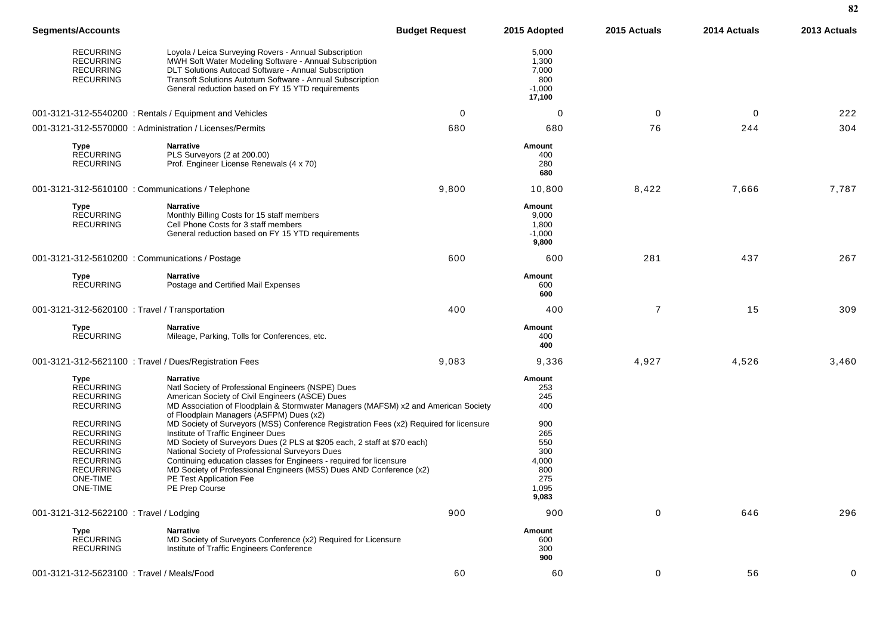| Segments/Accounts | | Budget Request | 2015 Adopted | 2015 Actuals | 2014 Actuals | 2013 Actuals |
|---|---|---|---|---|---|---|
| RECURRING | Loyola / Leica Surveying Rovers - Annual Subscription | | 5,000 | | | |
| RECURRING | MWH Soft Water Modeling Software - Annual Subscription | | 1,300 | | | |
| RECURRING | DLT Solutions Autocad Software - Annual Subscription | | 7,000 | | | |
| RECURRING | Transoft Solutions Autoturn Software - Annual Subscription | | 800 | | | |
| | General reduction based on FY 15 YTD requirements | | -1,000 | | | |
| | | | **17,100** | | | |
| 001-3121-312-5540200 : Rentals / Equipment and Vehicles | | 0 | 0 | 0 | 0 | 222 |
| 001-3121-312-5570000 : Administration / Licenses/Permits | | 680 | 680 | 76 | 244 | 304 |
| **Type** | **Narrative** | | **Amount** | | | |
| RECURRING | PLS Surveyors (2 at 200.00) | | 400 | | | |
| RECURRING | Prof. Engineer License Renewals (4 x 70) | | 280 | | | |
| | | | **680** | | | |
| 001-3121-312-5610100 : Communications / Telephone | | 9,800 | 10,800 | 8,422 | 7,666 | 7,787 |
| **Type** | **Narrative** | | **Amount** | | | |
| RECURRING | Monthly Billing Costs for 15 staff members | | 9,000 | | | |
| RECURRING | Cell Phone Costs for 3 staff members | | 1,800 | | | |
| | General reduction based on FY 15 YTD requirements | | -1,000 | | | |
| | | | **9,800** | | | |
| 001-3121-312-5610200 : Communications / Postage | | 600 | 600 | 281 | 437 | 267 |
| **Type** | **Narrative** | | **Amount** | | | |
| RECURRING | Postage and Certified Mail Expenses | | 600 | | | |
| | | | **600** | | | |
| 001-3121-312-5620100 : Travel / Transportation | | 400 | 400 | 7 | 15 | 309 |
| **Type** | **Narrative** | | **Amount** | | | |
| RECURRING | Mileage, Parking, Tolls for Conferences, etc. | | 400 | | | |
| | | | **400** | | | |
| 001-3121-312-5621100 : Travel / Dues/Registration Fees | | 9,083 | 9,336 | 4,927 | 4,526 | 3,460 |
| **Type** | **Narrative** | | **Amount** | | | |
| RECURRING | Natl Society of Professional Engineers (NSPE) Dues | | 253 | | | |
| RECURRING | American Society of Civil Engineers (ASCE) Dues | | 245 | | | |
| RECURRING | MD Association of Floodplain & Stormwater Managers (MAFSM) x2 and American Society of Floodplain Managers (ASFPM) Dues (x2) | | 400 | | | |
| RECURRING | MD Society of Surveyors (MSS) Conference Registration Fees (x2) Required for licensure | | 900 | | | |
| RECURRING | Institute of Traffic Engineer Dues | | 265 | | | |
| RECURRING | MD Society of Surveyors Dues (2 PLS at $205 each, 2 staff at $70 each) | | 550 | | | |
| RECURRING | National Society of Professional Surveyors Dues | | 300 | | | |
| RECURRING | Continuing education classes for Engineers - required for licensure | | 4,000 | | | |
| RECURRING | MD Society of Professional Engineers (MSS) Dues AND Conference (x2) | | 800 | | | |
| ONE-TIME | PE Test Application Fee | | 275 | | | |
| ONE-TIME | PE Prep Course | | 1,095 | | | |
| | | | **9,083** | | | |
| 001-3121-312-5622100 : Travel / Lodging | | 900 | 900 | 0 | 646 | 296 |
| **Type** | **Narrative** | | **Amount** | | | |
| RECURRING | MD Society of Surveyors Conference (x2) Required for Licensure | | 600 | | | |
| RECURRING | Institute of Traffic Engineers Conference | | 300 | | | |
| | | | **900** | | | |
| 001-3121-312-5623100 : Travel / Meals/Food | | 60 | 60 | 0 | 56 | 0 |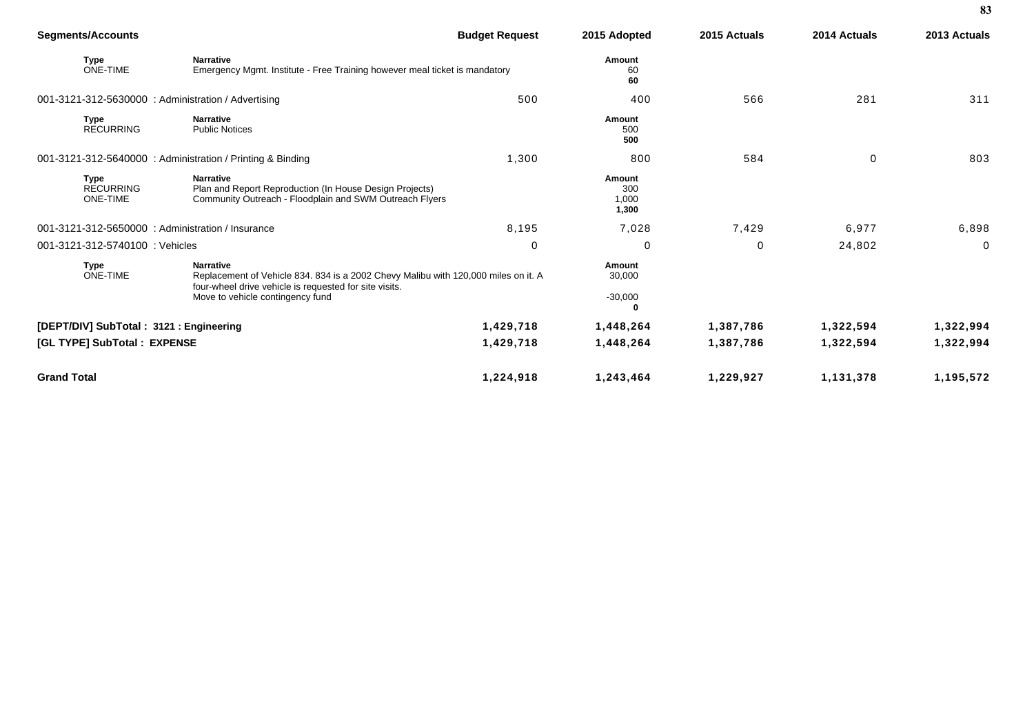| Segments/Accounts | | Budget Request | 2015 Adopted | 2015 Actuals | 2014 Actuals | 2013 Actuals |
|---|---|---|---|---|---|---|
| **Type** ONE-TIME | **Narrative** Emergency Mgmt. Institute - Free Training however meal ticket is mandatory | | **Amount** 60 **60** | | | |
| 001-3121-312-5630000 : Administration / Advertising | | 500 | 400 | 566 | 281 | 311 |
| **Type** RECURRING | **Narrative** Public Notices | | **Amount** 500 **500** | | | |
| 001-3121-312-5640000 : Administration / Printing & Binding | | 1,300 | 800 | 584 | 0 | 803 |
| **Type** RECURRING ONE-TIME | **Narrative** Plan and Report Reproduction (In House Design Projects) Community Outreach - Floodplain and SWM Outreach Flyers | | **Amount** 300 1,000 **1,300** | | | |
| 001-3121-312-5650000 : Administration / Insurance | | 8,195 | 7,028 | 7,429 | 6,977 | 6,898 |
| 001-3121-312-5740100 : Vehicles | | 0 | 0 | 0 | 24,802 | 0 |
| **Type** ONE-TIME | **Narrative** Replacement of Vehicle 834. 834 is a 2002 Chevy Malibu with 120,000 miles on it. A four-wheel drive vehicle is requested for site visits. Move to vehicle contingency fund | | **Amount** 30,000 -30,000 **0** | | | |
| **[DEPT/DIV] SubTotal : 3121 : Engineering** | | **1,429,718** | **1,448,264** | **1,387,786** | **1,322,594** | **1,322,994** |
| **[GL TYPE] SubTotal : EXPENSE** | | **1,429,718** | **1,448,264** | **1,387,786** | **1,322,594** | **1,322,994** |
| **Grand Total** | | **1,224,918** | **1,243,464** | **1,229,927** | **1,131,378** | **1,195,572** |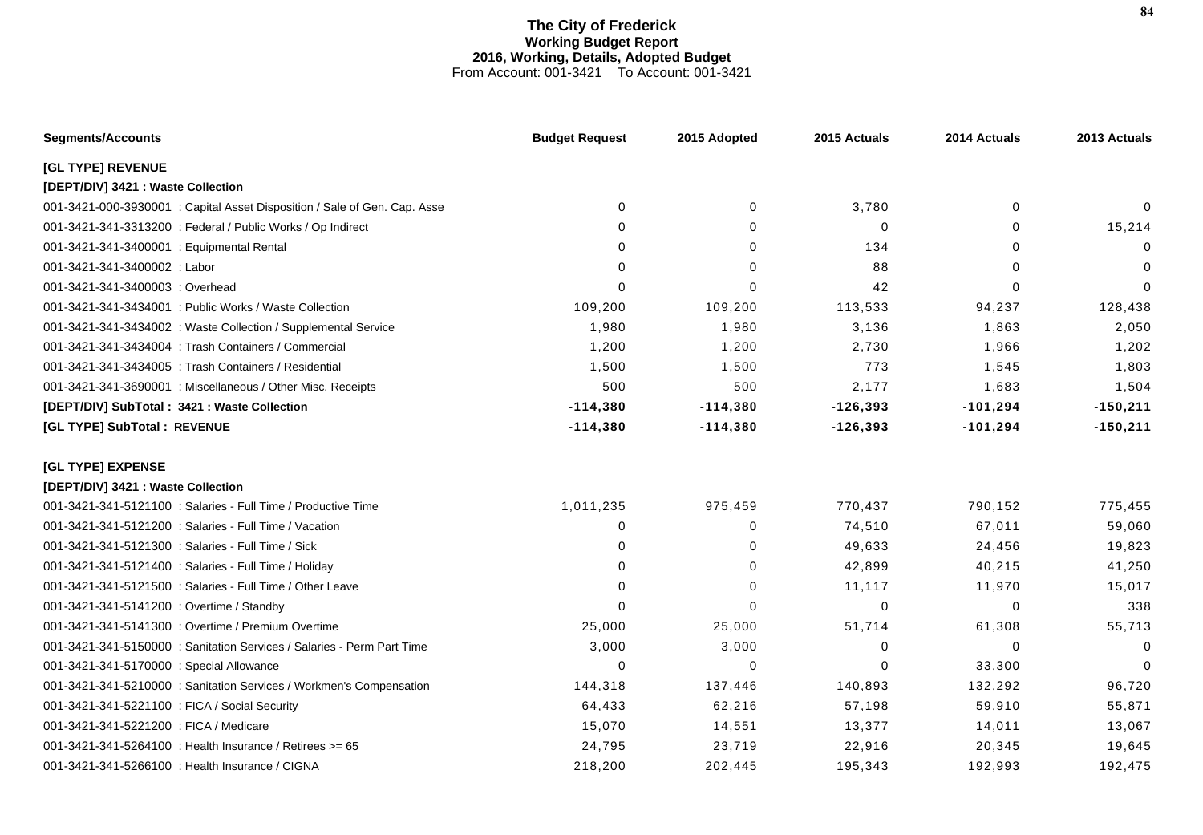# The City of Frederick
## Working Budget Report
## 2016, Working, Details, Adopted Budget
From Account: 001-3421 To Account: 001-3421

| Segments/Accounts | Budget Request | 2015 Adopted | 2015 Actuals | 2014 Actuals | 2013 Actuals |
|---|---|---|---|---|---|
| **[GL TYPE] REVENUE** | | | | | |
| **[DEPT/DIV] 3421 : Waste Collection** | | | | | |
| 001-3421-000-3930001 : Capital Asset Disposition / Sale of Gen. Cap. Asse | 0 | 0 | 3,780 | 0 | 0 |
| 001-3421-341-3313200 : Federal / Public Works / Op Indirect | 0 | 0 | 0 | 0 | 15,214 |
| 001-3421-341-3400001 : Equipmental Rental | 0 | 0 | 134 | 0 | 0 |
| 001-3421-341-3400002 : Labor | 0 | 0 | 88 | 0 | 0 |
| 001-3421-341-3400003 : Overhead | 0 | 0 | 42 | 0 | 0 |
| 001-3421-341-3434001 : Public Works / Waste Collection | 109,200 | 109,200 | 113,533 | 94,237 | 128,438 |
| 001-3421-341-3434002 : Waste Collection / Supplemental Service | 1,980 | 1,980 | 3,136 | 1,863 | 2,050 |
| 001-3421-341-3434004 : Trash Containers / Commercial | 1,200 | 1,200 | 2,730 | 1,966 | 1,202 |
| 001-3421-341-3434005 : Trash Containers / Residential | 1,500 | 1,500 | 773 | 1,545 | 1,803 |
| 001-3421-341-3690001 : Miscellaneous / Other Misc. Receipts | 500 | 500 | 2,177 | 1,683 | 1,504 |
| **[DEPT/DIV] SubTotal : 3421 : Waste Collection** | **-114,380** | **-114,380** | **-126,393** | **-101,294** | **-150,211** |
| **[GL TYPE] SubTotal : REVENUE** | **-114,380** | **-114,380** | **-126,393** | **-101,294** | **-150,211** |
| **[GL TYPE] EXPENSE** | | | | | |
| **[DEPT/DIV] 3421 : Waste Collection** | | | | | |
| 001-3421-341-5121100 : Salaries - Full Time / Productive Time | 1,011,235 | 975,459 | 770,437 | 790,152 | 775,455 |
| 001-3421-341-5121200 : Salaries - Full Time / Vacation | 0 | 0 | 74,510 | 67,011 | 59,060 |
| 001-3421-341-5121300 : Salaries - Full Time / Sick | 0 | 0 | 49,633 | 24,456 | 19,823 |
| 001-3421-341-5121400 : Salaries - Full Time / Holiday | 0 | 0 | 42,899 | 40,215 | 41,250 |
| 001-3421-341-5121500 : Salaries - Full Time / Other Leave | 0 | 0 | 11,117 | 11,970 | 15,017 |
| 001-3421-341-5141200 : Overtime / Standby | 0 | 0 | 0 | 0 | 338 |
| 001-3421-341-5141300 : Overtime / Premium Overtime | 25,000 | 25,000 | 51,714 | 61,308 | 55,713 |
| 001-3421-341-5150000 : Sanitation Services / Salaries - Perm Part Time | 3,000 | 3,000 | 0 | 0 | 0 |
| 001-3421-341-5170000 : Special Allowance | 0 | 0 | 0 | 33,300 | 0 |
| 001-3421-341-5210000 : Sanitation Services / Workmen's Compensation | 144,318 | 137,446 | 140,893 | 132,292 | 96,720 |
| 001-3421-341-5221100 : FICA / Social Security | 64,433 | 62,216 | 57,198 | 59,910 | 55,871 |
| 001-3421-341-5221200 : FICA / Medicare | 15,070 | 14,551 | 13,377 | 14,011 | 13,067 |
| 001-3421-341-5264100 : Health Insurance / Retirees >= 65 | 24,795 | 23,719 | 22,916 | 20,345 | 19,645 |
| 001-3421-341-5266100 : Health Insurance / CIGNA | 218,200 | 202,445 | 195,343 | 192,993 | 192,475 |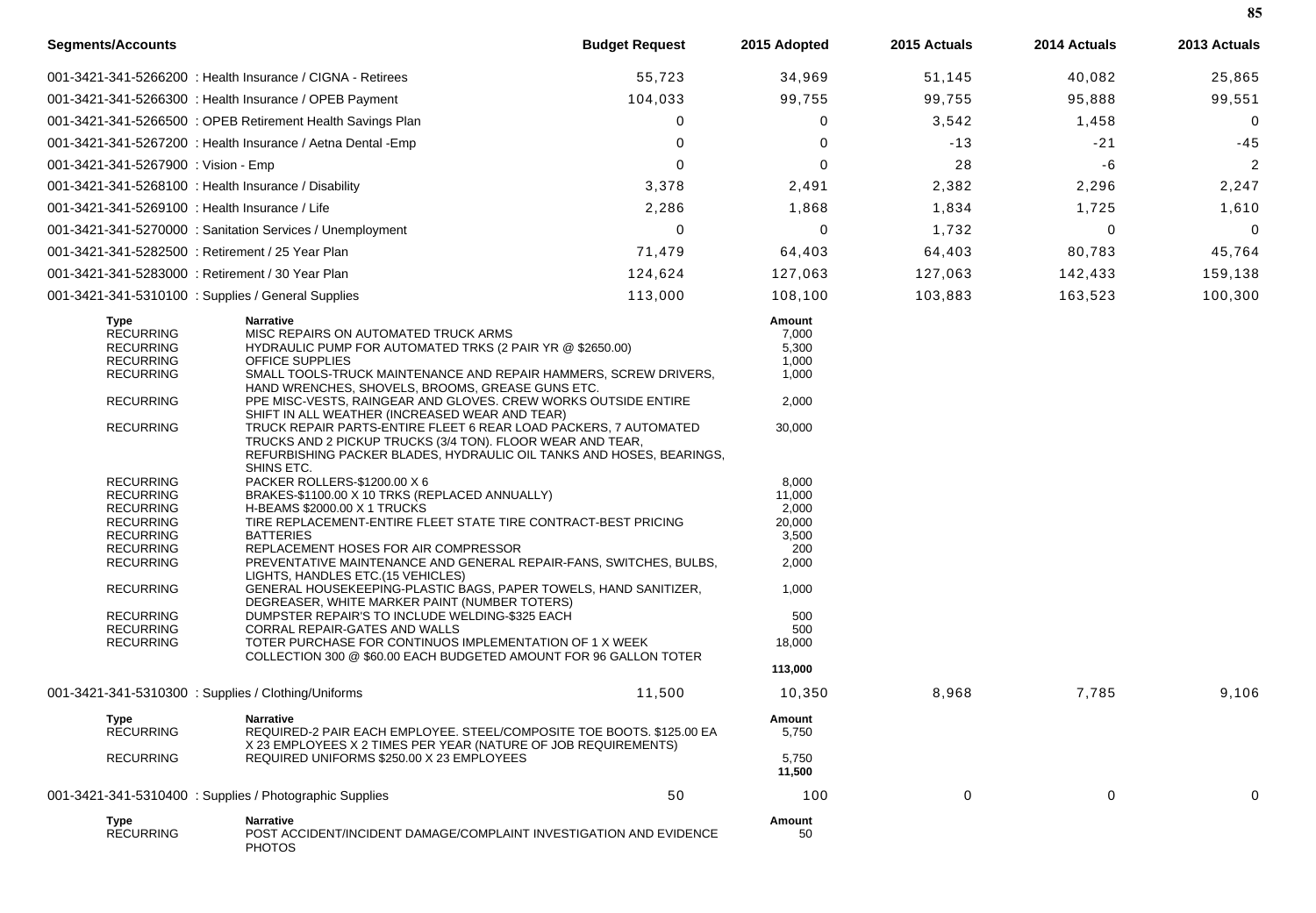| Segments/Accounts | Budget Request | 2015 Adopted | 2015 Actuals | 2014 Actuals | 2013 Actuals |
|---|---|---|---|---|---|
| 001-3421-341-5266200 : Health Insurance / CIGNA - Retirees | 55,723 | 34,969 | 51,145 | 40,082 | 25,865 |
| 001-3421-341-5266300 : Health Insurance / OPEB Payment | 104,033 | 99,755 | 99,755 | 95,888 | 99,551 |
| 001-3421-341-5266500 : OPEB Retirement Health Savings Plan | 0 | 0 | 3,542 | 1,458 | 0 |
| 001-3421-341-5267200 : Health Insurance / Aetna Dental -Emp | 0 | 0 | -13 | -21 | -45 |
| 001-3421-341-5267900 : Vision - Emp | 0 | 0 | 28 | -6 | 2 |
| 001-3421-341-5268100 : Health Insurance / Disability | 3,378 | 2,491 | 2,382 | 2,296 | 2,247 |
| 001-3421-341-5269100 : Health Insurance / Life | 2,286 | 1,868 | 1,834 | 1,725 | 1,610 |
| 001-3421-341-5270000 : Sanitation Services / Unemployment | 0 | 0 | 1,732 | 0 | 0 |
| 001-3421-341-5282500 : Retirement / 25 Year Plan | 71,479 | 64,403 | 64,403 | 80,783 | 45,764 |
| 001-3421-341-5283000 : Retirement / 30 Year Plan | 124,624 | 127,063 | 127,063 | 142,433 | 159,138 |
| 001-3421-341-5310100 : Supplies / General Supplies | 113,000 | 108,100 | 103,883 | 163,523 | 100,300 |

| Type | Narrative | Amount |
|---|---|---|
| RECURRING | MISC REPAIRS ON AUTOMATED TRUCK ARMS | 7,000 |
| RECURRING | HYDRAULIC PUMP FOR AUTOMATED TRKS (2 PAIR YR @ $2650.00) | 5,300 |
| RECURRING | OFFICE SUPPLIES | 1,000 |
| RECURRING | SMALL TOOLS-TRUCK MAINTENANCE AND REPAIR HAMMERS, SCREW DRIVERS, HAND WRENCHES, SHOVELS, BROOMS, GREASE GUNS ETC. | 1,000 |
| RECURRING | PPE MISC-VESTS, RAINGEAR AND GLOVES. CREW WORKS OUTSIDE ENTIRE SHIFT IN ALL WEATHER (INCREASED WEAR AND TEAR) | 2,000 |
| RECURRING | TRUCK REPAIR PARTS-ENTIRE FLEET 6 REAR LOAD PACKERS, 7 AUTOMATED TRUCKS AND 2 PICKUP TRUCKS (3/4 TON). FLOOR WEAR AND TEAR, REFURBISHING PACKER BLADES, HYDRAULIC OIL TANKS AND HOSES, BEARINGS, SHINS ETC. | 30,000 |
| RECURRING | PACKER ROLLERS-$1200.00 X 6 | 8,000 |
| RECURRING | BRAKES-$1100.00 X 10 TRKS (REPLACED ANNUALLY) | 11,000 |
| RECURRING | H-BEAMS $2000.00 X 1 TRUCKS | 2,000 |
| RECURRING | TIRE REPLACEMENT-ENTIRE FLEET STATE TIRE CONTRACT-BEST PRICING | 20,000 |
| RECURRING | BATTERIES | 3,500 |
| RECURRING | REPLACEMENT HOSES FOR AIR COMPRESSOR | 200 |
| RECURRING | PREVENTATIVE MAINTENANCE AND GENERAL REPAIR-FANS, SWITCHES, BULBS, LIGHTS, HANDLES ETC.(15 VEHICLES) | 2,000 |
| RECURRING | GENERAL HOUSEKEEPING-PLASTIC BAGS, PAPER TOWELS, HAND SANITIZER, DEGREASER, WHITE MARKER PAINT (NUMBER TOTERS) | 1,000 |
| RECURRING | DUMPSTER REPAIR'S TO INCLUDE WELDING-$325 EACH | 500 |
| RECURRING | CORRAL REPAIR-GATES AND WALLS | 500 |
| RECURRING | TOTER PURCHASE FOR CONTINUOS IMPLEMENTATION OF 1 X WEEK COLLECTION 300 @ $60.00 EACH BUDGETED AMOUNT FOR 96 GALLON TOTER | 18,000 |
| | | **113,000** |

| Segments/Accounts | Budget Request | 2015 Adopted | 2015 Actuals | 2014 Actuals | 2013 Actuals |
|---|---|---|---|---|---|
| 001-3421-341-5310300 : Supplies / Clothing/Uniforms | 11,500 | 10,350 | 8,968 | 7,785 | 9,106 |

| Type | Narrative | Amount |
|---|---|---|
| RECURRING | REQUIRED-2 PAIR EACH EMPLOYEE. STEEL/COMPOSITE TOE BOOTS. $125.00 EA X 23 EMPLOYEES X 2 TIMES PER YEAR (NATURE OF JOB REQUIREMENTS) | 5,750 |
| RECURRING | REQUIRED UNIFORMS $250.00 X 23 EMPLOYEES | 5,750 |
| | | **11,500** |

| Segments/Accounts | Budget Request | 2015 Adopted | 2015 Actuals | 2014 Actuals | 2013 Actuals |
|---|---|---|---|---|---|
| 001-3421-341-5310400 : Supplies / Photographic Supplies | 50 | 100 | 0 | 0 | 0 |

| Type | Narrative | Amount |
|---|---|---|
| RECURRING | POST ACCIDENT/INCIDENT DAMAGE/COMPLAINT INVESTIGATION AND EVIDENCE PHOTOS | 50 |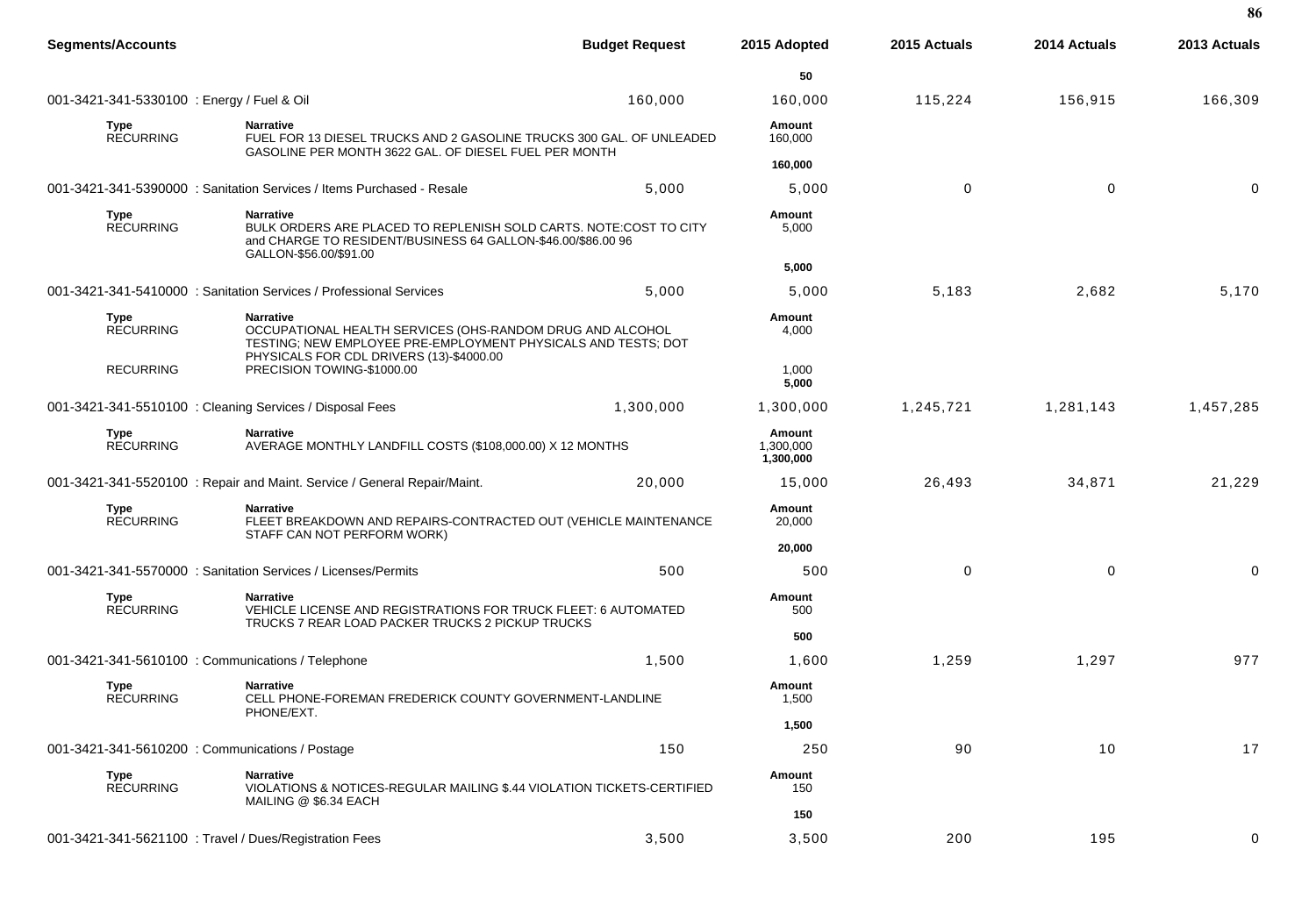| Segments/Accounts | | Budget Request | 2015 Adopted | 2015 Actuals | 2014 Actuals | 2013 Actuals |
|---|---|---|---|---|---|---|
| | | | **50** | | | |
| 001-3421-341-5330100 : Energy / Fuel & Oil | | 160,000 | 160,000 | 115,224 | 156,915 | 166,309 |
| **Type** | **Narrative** | | **Amount** | | | |
| RECURRING | FUEL FOR 13 DIESEL TRUCKS AND 2 GASOLINE TRUCKS 300 GAL. OF UNLEADED GASOLINE PER MONTH 3622 GAL. OF DIESEL FUEL PER MONTH | | 160,000 | | | |
| | | | **160,000** | | | |
| 001-3421-341-5390000 : Sanitation Services / Items Purchased - Resale | | 5,000 | 5,000 | 0 | 0 | 0 |
| **Type** | **Narrative** | | **Amount** | | | |
| RECURRING | BULK ORDERS ARE PLACED TO REPLENISH SOLD CARTS. NOTE:COST TO CITY and CHARGE TO RESIDENT/BUSINESS 64 GALLON-$46.00/$86.00 96 GALLON-$56.00/$91.00 | | 5,000 | | | |
| | | | **5,000** | | | |
| 001-3421-341-5410000 : Sanitation Services / Professional Services | | 5,000 | 5,000 | 5,183 | 2,682 | 5,170 |
| **Type** | **Narrative** | | **Amount** | | | |
| RECURRING | OCCUPATIONAL HEALTH SERVICES (OHS-RANDOM DRUG AND ALCOHOL TESTING; NEW EMPLOYEE PRE-EMPLOYMENT PHYSICALS AND TESTS; DOT PHYSICALS FOR CDL DRIVERS (13)-$4000.00 | | 4,000 | | | |
| RECURRING | PRECISION TOWING-$1000.00 | | 1,000 | | | |
| | | | **5,000** | | | |
| 001-3421-341-5510100 : Cleaning Services / Disposal Fees | | 1,300,000 | 1,300,000 | 1,245,721 | 1,281,143 | 1,457,285 |
| **Type** | **Narrative** | | **Amount** | | | |
| RECURRING | AVERAGE MONTHLY LANDFILL COSTS ($108,000.00) X 12 MONTHS | | 1,300,000 | | | |
| | | | **1,300,000** | | | |
| 001-3421-341-5520100 : Repair and Maint. Service / General Repair/Maint. | | 20,000 | 15,000 | 26,493 | 34,871 | 21,229 |
| **Type** | **Narrative** | | **Amount** | | | |
| RECURRING | FLEET BREAKDOWN AND REPAIRS-CONTRACTED OUT (VEHICLE MAINTENANCE STAFF CAN NOT PERFORM WORK) | | 20,000 | | | |
| | | | **20,000** | | | |
| 001-3421-341-5570000 : Sanitation Services / Licenses/Permits | | 500 | 500 | 0 | 0 | 0 |
| **Type** | **Narrative** | | **Amount** | | | |
| RECURRING | VEHICLE LICENSE AND REGISTRATIONS FOR TRUCK FLEET: 6 AUTOMATED TRUCKS 7 REAR LOAD PACKER TRUCKS 2 PICKUP TRUCKS | | 500 | | | |
| | | | **500** | | | |
| 001-3421-341-5610100 : Communications / Telephone | | 1,500 | 1,600 | 1,259 | 1,297 | 977 |
| **Type** | **Narrative** | | **Amount** | | | |
| RECURRING | CELL PHONE-FOREMAN FREDERICK COUNTY GOVERNMENT-LANDLINE PHONE/EXT. | | 1,500 | | | |
| | | | **1,500** | | | |
| 001-3421-341-5610200 : Communications / Postage | | 150 | 250 | 90 | 10 | 17 |
| **Type** | **Narrative** | | **Amount** | | | |
| RECURRING | VIOLATIONS & NOTICES-REGULAR MAILING $.44 VIOLATION TICKETS-CERTIFIED MAILING @ $6.34 EACH | | 150 | | | |
| | | | **150** | | | |
| 001-3421-341-5621100 : Travel / Dues/Registration Fees | | 3,500 | 3,500 | 200 | 195 | 0 |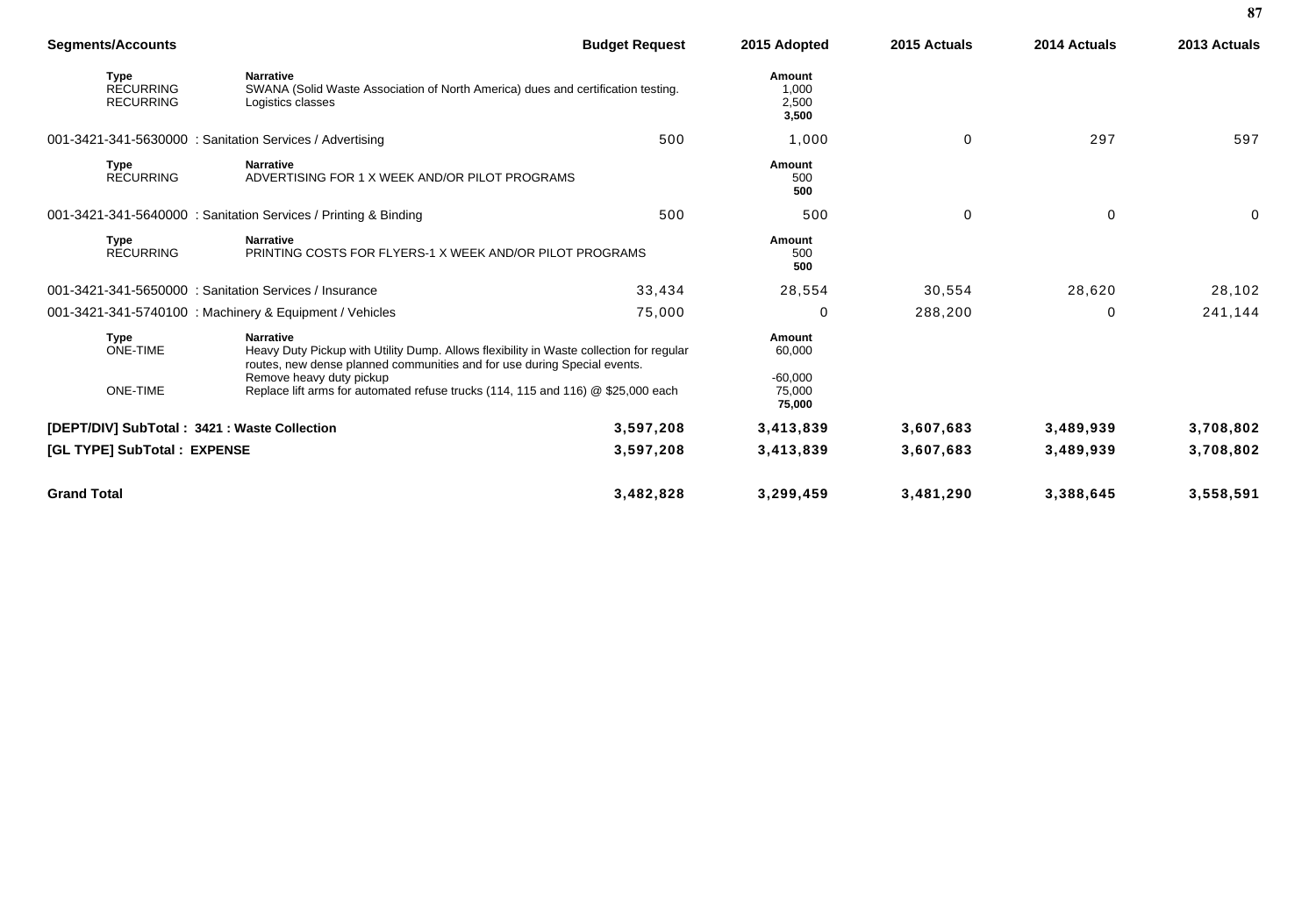| Segments/Accounts | | Budget Request | 2015 Adopted | 2015 Actuals | 2014 Actuals | 2013 Actuals |
|---|---|---|---|---|---|---|
| **Type** | **Narrative** | | **Amount** | | | |
| RECURRING | SWANA (Solid Waste Association of North America) dues and certification testing. | | 1,000 | | | |
| RECURRING | Logistics classes | | 2,500 | | | |
| | | | **3,500** | | | |
| 001-3421-341-5630000 : Sanitation Services / Advertising | | 500 | 1,000 | 0 | 297 | 597 |
| **Type** | **Narrative** | | **Amount** | | | |
| RECURRING | ADVERTISING FOR 1 X WEEK AND/OR PILOT PROGRAMS | | 500 | | | |
| | | | **500** | | | |
| 001-3421-341-5640000 : Sanitation Services / Printing & Binding | | 500 | 500 | 0 | 0 | 0 |
| **Type** | **Narrative** | | **Amount** | | | |
| RECURRING | PRINTING COSTS FOR FLYERS-1 X WEEK AND/OR PILOT PROGRAMS | | 500 | | | |
| | | | **500** | | | |
| 001-3421-341-5650000 : Sanitation Services / Insurance | | 33,434 | 28,554 | 30,554 | 28,620 | 28,102 |
| 001-3421-341-5740100 : Machinery & Equipment / Vehicles | | 75,000 | 0 | 288,200 | 0 | 241,144 |
| **Type** | **Narrative** | | **Amount** | | | |
| ONE-TIME | Heavy Duty Pickup with Utility Dump. Allows flexibility in Waste collection for regular routes, new dense planned communities and for use during Special events. | | 60,000 | | | |
| | Remove heavy duty pickup | | -60,000 | | | |
| ONE-TIME | Replace lift arms for automated refuse trucks (114, 115 and 116) @ $25,000 each | | 75,000 | | | |
| | | | **75,000** | | | |
| **[DEPT/DIV] SubTotal : 3421 : Waste Collection** | | **3,597,208** | **3,413,839** | **3,607,683** | **3,489,939** | **3,708,802** |
| **[GL TYPE] SubTotal : EXPENSE** | | **3,597,208** | **3,413,839** | **3,607,683** | **3,489,939** | **3,708,802** |
| **Grand Total** | | **3,482,828** | **3,299,459** | **3,481,290** | **3,388,645** | **3,558,591** |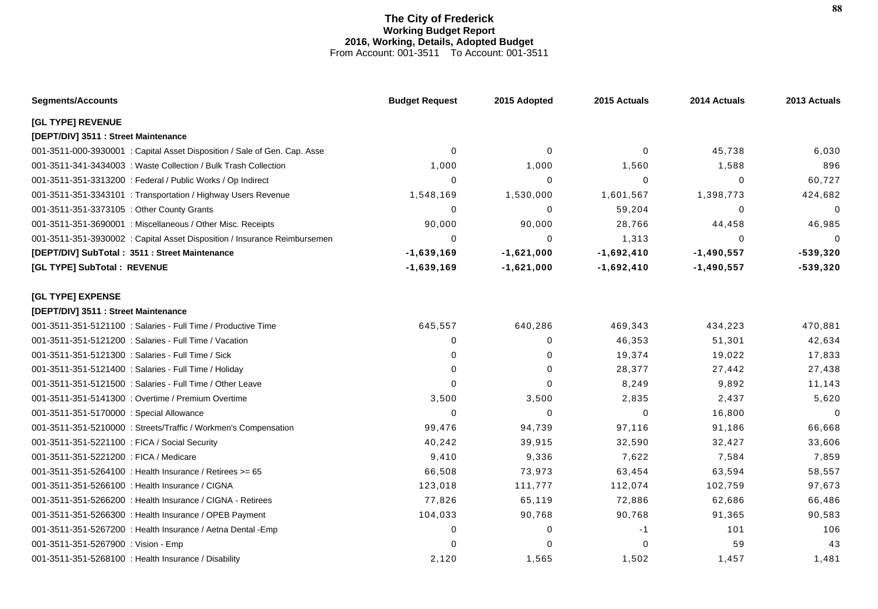# The City of Frederick
## Working Budget Report
### 2016, Working, Details, Adopted Budget
From Account: 001-3511 To Account: 001-3511

| Segments/Accounts | Budget Request | 2015 Adopted | 2015 Actuals | 2014 Actuals | 2013 Actuals |
|---|---|---|---|---|---|
| **[GL TYPE] REVENUE** | | | | | |
| **[DEPT/DIV] 3511 : Street Maintenance** | | | | | |
| 001-3511-000-3930001 : Capital Asset Disposition / Sale of Gen. Cap. Asse | 0 | 0 | 0 | 45,738 | 6,030 |
| 001-3511-341-3434003 : Waste Collection / Bulk Trash Collection | 1,000 | 1,000 | 1,560 | 1,588 | 896 |
| 001-3511-351-3313200 : Federal / Public Works / Op Indirect | 0 | 0 | 0 | 0 | 60,727 |
| 001-3511-351-3343101 : Transportation / Highway Users Revenue | 1,548,169 | 1,530,000 | 1,601,567 | 1,398,773 | 424,682 |
| 001-3511-351-3373105 : Other County Grants | 0 | 0 | 59,204 | 0 | 0 |
| 001-3511-351-3690001 : Miscellaneous / Other Misc. Receipts | 90,000 | 90,000 | 28,766 | 44,458 | 46,985 |
| 001-3511-351-3930002 : Capital Asset Disposition / Insurance Reimbursemen | 0 | 0 | 1,313 | 0 | 0 |
| **[DEPT/DIV] SubTotal : 3511 : Street Maintenance** | **-1,639,169** | **-1,621,000** | **-1,692,410** | **-1,490,557** | **-539,320** |
| **[GL TYPE] SubTotal : REVENUE** | **-1,639,169** | **-1,621,000** | **-1,692,410** | **-1,490,557** | **-539,320** |
| **[GL TYPE] EXPENSE** | | | | | |
| **[DEPT/DIV] 3511 : Street Maintenance** | | | | | |
| 001-3511-351-5121100 : Salaries - Full Time / Productive Time | 645,557 | 640,286 | 469,343 | 434,223 | 470,881 |
| 001-3511-351-5121200 : Salaries - Full Time / Vacation | 0 | 0 | 46,353 | 51,301 | 42,634 |
| 001-3511-351-5121300 : Salaries - Full Time / Sick | 0 | 0 | 19,374 | 19,022 | 17,833 |
| 001-3511-351-5121400 : Salaries - Full Time / Holiday | 0 | 0 | 28,377 | 27,442 | 27,438 |
| 001-3511-351-5121500 : Salaries - Full Time / Other Leave | 0 | 0 | 8,249 | 9,892 | 11,143 |
| 001-3511-351-5141300 : Overtime / Premium Overtime | 3,500 | 3,500 | 2,835 | 2,437 | 5,620 |
| 001-3511-351-5170000 : Special Allowance | 0 | 0 | 0 | 16,800 | 0 |
| 001-3511-351-5210000 : Streets/Traffic / Workmen's Compensation | 99,476 | 94,739 | 97,116 | 91,186 | 66,668 |
| 001-3511-351-5221100 : FICA / Social Security | 40,242 | 39,915 | 32,590 | 32,427 | 33,606 |
| 001-3511-351-5221200 : FICA / Medicare | 9,410 | 9,336 | 7,622 | 7,584 | 7,859 |
| 001-3511-351-5264100 : Health Insurance / Retirees >= 65 | 66,508 | 73,973 | 63,454 | 63,594 | 58,557 |
| 001-3511-351-5266100 : Health Insurance / CIGNA | 123,018 | 111,777 | 112,074 | 102,759 | 97,673 |
| 001-3511-351-5266200 : Health Insurance / CIGNA - Retirees | 77,826 | 65,119 | 72,886 | 62,686 | 66,486 |
| 001-3511-351-5266300 : Health Insurance / OPEB Payment | 104,033 | 90,768 | 90,768 | 91,365 | 90,583 |
| 001-3511-351-5267200 : Health Insurance / Aetna Dental -Emp | 0 | 0 | -1 | 101 | 106 |
| 001-3511-351-5267900 : Vision - Emp | 0 | 0 | 0 | 59 | 43 |
| 001-3511-351-5268100 : Health Insurance / Disability | 2,120 | 1,565 | 1,502 | 1,457 | 1,481 |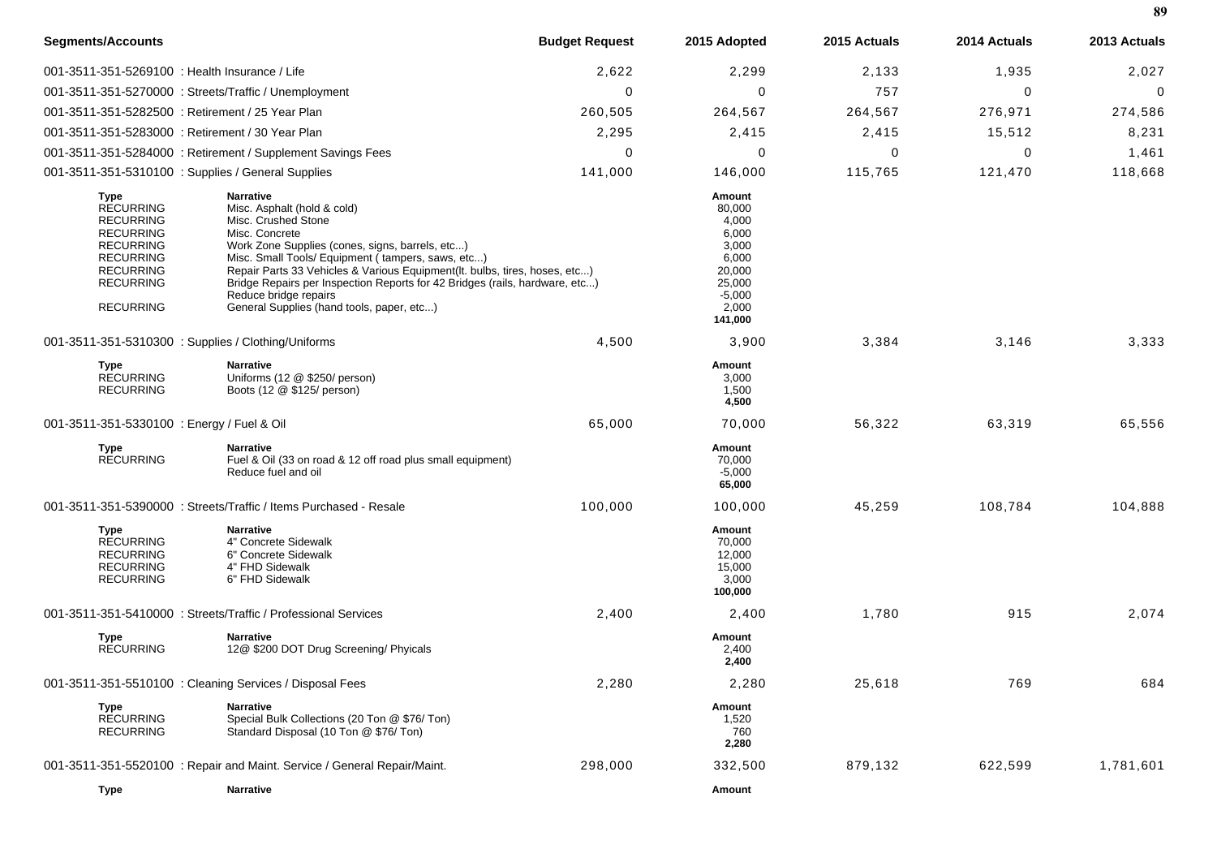| Segments/Accounts | Budget Request | 2015 Adopted | 2015 Actuals | 2014 Actuals | 2013 Actuals |
|---|---|---|---|---|---|
| 001-3511-351-5269100 : Health Insurance / Life | 2,622 | 2,299 | 2,133 | 1,935 | 2,027 |
| 001-3511-351-5270000 : Streets/Traffic / Unemployment | 0 | 0 | 757 | 0 | 0 |
| 001-3511-351-5282500 : Retirement / 25 Year Plan | 260,505 | 264,567 | 264,567 | 276,971 | 274,586 |
| 001-3511-351-5283000 : Retirement / 30 Year Plan | 2,295 | 2,415 | 2,415 | 15,512 | 8,231 |
| 001-3511-351-5284000 : Retirement / Supplement Savings Fees | 0 | 0 | 0 | 0 | 1,461 |
| 001-3511-351-5310100 : Supplies / General Supplies | 141,000 | 146,000 | 115,765 | 121,470 | 118,668 |

| Type | Narrative | Amount |
|---|---|---|
| RECURRING | Misc. Asphalt (hold & cold) | 80,000 |
| RECURRING | Misc. Crushed Stone | 4,000 |
| RECURRING | Misc. Concrete | 6,000 |
| RECURRING | Work Zone Supplies (cones, signs, barrels, etc...) | 3,000 |
| RECURRING | Misc. Small Tools/ Equipment ( tampers, saws, etc...) | 6,000 |
| RECURRING | Repair Parts 33 Vehicles & Various Equipment(lt. bulbs, tires, hoses, etc...) | 20,000 |
| RECURRING | Bridge Repairs per Inspection Reports for 42 Bridges (rails, hardware, etc...) | 25,000 |
| | Reduce bridge repairs | -5,000 |
| RECURRING | General Supplies (hand tools, paper, etc...) | 2,000 |
| | | **141,000** |

| Segments/Accounts | Budget Request | 2015 Adopted | 2015 Actuals | 2014 Actuals | 2013 Actuals |
|---|---|---|---|---|---|
| 001-3511-351-5310300 : Supplies / Clothing/Uniforms | 4,500 | 3,900 | 3,384 | 3,146 | 3,333 |

| Type | Narrative | Amount |
|---|---|---|
| RECURRING | Uniforms (12 @ $250/ person) | 3,000 |
| RECURRING | Boots (12 @ $125/ person) | 1,500 |
| | | **4,500** |

| Segments/Accounts | Budget Request | 2015 Adopted | 2015 Actuals | 2014 Actuals | 2013 Actuals |
|---|---|---|---|---|---|
| 001-3511-351-5330100 : Energy / Fuel & Oil | 65,000 | 70,000 | 56,322 | 63,319 | 65,556 |

| Type | Narrative | Amount |
|---|---|---|
| RECURRING | Fuel & Oil (33 on road & 12 off road plus small equipment) | 70,000 |
| | Reduce fuel and oil | -5,000 |
| | | **65,000** |

| Segments/Accounts | Budget Request | 2015 Adopted | 2015 Actuals | 2014 Actuals | 2013 Actuals |
|---|---|---|---|---|---|
| 001-3511-351-5390000 : Streets/Traffic / Items Purchased - Resale | 100,000 | 100,000 | 45,259 | 108,784 | 104,888 |

| Type | Narrative | Amount |
|---|---|---|
| RECURRING | 4" Concrete Sidewalk | 70,000 |
| RECURRING | 6" Concrete Sidewalk | 12,000 |
| RECURRING | 4" FHD Sidewalk | 15,000 |
| RECURRING | 6" FHD Sidewalk | 3,000 |
| | | **100,000** |

| Segments/Accounts | Budget Request | 2015 Adopted | 2015 Actuals | 2014 Actuals | 2013 Actuals |
|---|---|---|---|---|---|
| 001-3511-351-5410000 : Streets/Traffic / Professional Services | 2,400 | 2,400 | 1,780 | 915 | 2,074 |

| Type | Narrative | Amount |
|---|---|---|
| RECURRING | 12@ $200 DOT Drug Screening/ Phyicals | 2,400 |
| | | **2,400** |

| Segments/Accounts | Budget Request | 2015 Adopted | 2015 Actuals | 2014 Actuals | 2013 Actuals |
|---|---|---|---|---|---|
| 001-3511-351-5510100 : Cleaning Services / Disposal Fees | 2,280 | 2,280 | 25,618 | 769 | 684 |

| Type | Narrative | Amount |
|---|---|---|
| RECURRING | Special Bulk Collections (20 Ton @ $76/ Ton) | 1,520 |
| RECURRING | Standard Disposal (10 Ton @ $76/ Ton) | 760 |
| | | **2,280** |

| Segments/Accounts | Budget Request | 2015 Adopted | 2015 Actuals | 2014 Actuals | 2013 Actuals |
|---|---|---|---|---|---|
| 001-3511-351-5520100 : Repair and Maint. Service / General Repair/Maint. | 298,000 | 332,500 | 879,132 | 622,599 | 1,781,601 |

| Type | Narrative | Amount |
|---|---|---|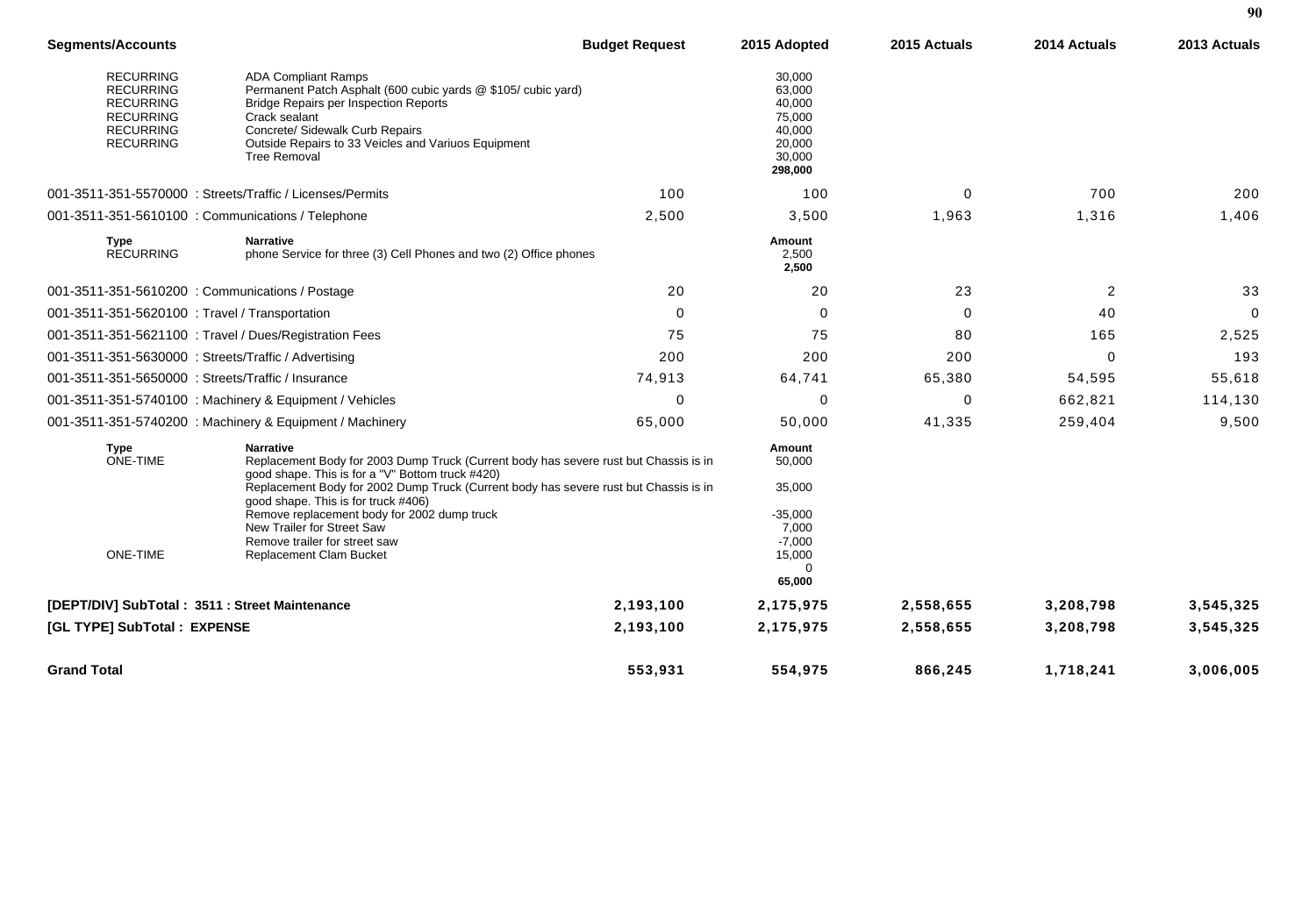| Segments/Accounts | | Budget Request | 2015 Adopted | 2015 Actuals | 2014 Actuals | 2013 Actuals |
|---|---|---|---|---|---|---|
| RECURRING | ADA Compliant Ramps | | 30,000 | | | |
| RECURRING | Permanent Patch Asphalt (600 cubic yards @ $105/ cubic yard) | | 63,000 | | | |
| RECURRING | Bridge Repairs per Inspection Reports | | 40,000 | | | |
| RECURRING | Crack sealant | | 75,000 | | | |
| RECURRING | Concrete/ Sidewalk Curb Repairs | | 40,000 | | | |
| RECURRING | Outside Repairs to 33 Veicles and Variuos Equipment | | 20,000 | | | |
| | Tree Removal | | 30,000 | | | |
| | | | **298,000** | | | |
| 001-3511-351-5570000 : Streets/Traffic / Licenses/Permits | | 100 | 100 | 0 | 700 | 200 |
| 001-3511-351-5610100 : Communications / Telephone | | 2,500 | 3,500 | 1,963 | 1,316 | 1,406 |
| **Type** | **Narrative** | | **Amount** | | | |
| RECURRING | phone Service for three (3) Cell Phones and two (2) Office phones | | 2,500 | | | |
| | | | **2,500** | | | |
| 001-3511-351-5610200 : Communications / Postage | | 20 | 20 | 23 | 2 | 33 |
| 001-3511-351-5620100 : Travel / Transportation | | 0 | 0 | 0 | 40 | 0 |
| 001-3511-351-5621100 : Travel / Dues/Registration Fees | | 75 | 75 | 80 | 165 | 2,525 |
| 001-3511-351-5630000 : Streets/Traffic / Advertising | | 200 | 200 | 200 | 0 | 193 |
| 001-3511-351-5650000 : Streets/Traffic / Insurance | | 74,913 | 64,741 | 65,380 | 54,595 | 55,618 |
| 001-3511-351-5740100 : Machinery & Equipment / Vehicles | | 0 | 0 | 0 | 662,821 | 114,130 |
| 001-3511-351-5740200 : Machinery & Equipment / Machinery | | 65,000 | 50,000 | 41,335 | 259,404 | 9,500 |
| **Type** | **Narrative** | | **Amount** | | | |
| ONE-TIME | Replacement Body for 2003 Dump Truck (Current body has severe rust but Chassis is in good shape. This is for a "V" Bottom truck #420) | | 50,000 | | | |
| | Replacement Body for 2002 Dump Truck (Current body has severe rust but Chassis is in good shape. This is for truck #406) | | 35,000 | | | |
| | Remove replacement body for 2002 dump truck | | -35,000 | | | |
| | New Trailer for Street Saw | | 7,000 | | | |
| | Remove trailer for street saw | | -7,000 | | | |
| ONE-TIME | Replacement Clam Bucket | | 15,000 | | | |
| | | | 0 | | | |
| | | | **65,000** | | | |
| **[DEPT/DIV] SubTotal : 3511 : Street Maintenance** | | **2,193,100** | **2,175,975** | **2,558,655** | **3,208,798** | **3,545,325** |
| **[GL TYPE] SubTotal : EXPENSE** | | **2,193,100** | **2,175,975** | **2,558,655** | **3,208,798** | **3,545,325** |
| **Grand Total** | | **553,931** | **554,975** | **866,245** | **1,718,241** | **3,006,005** |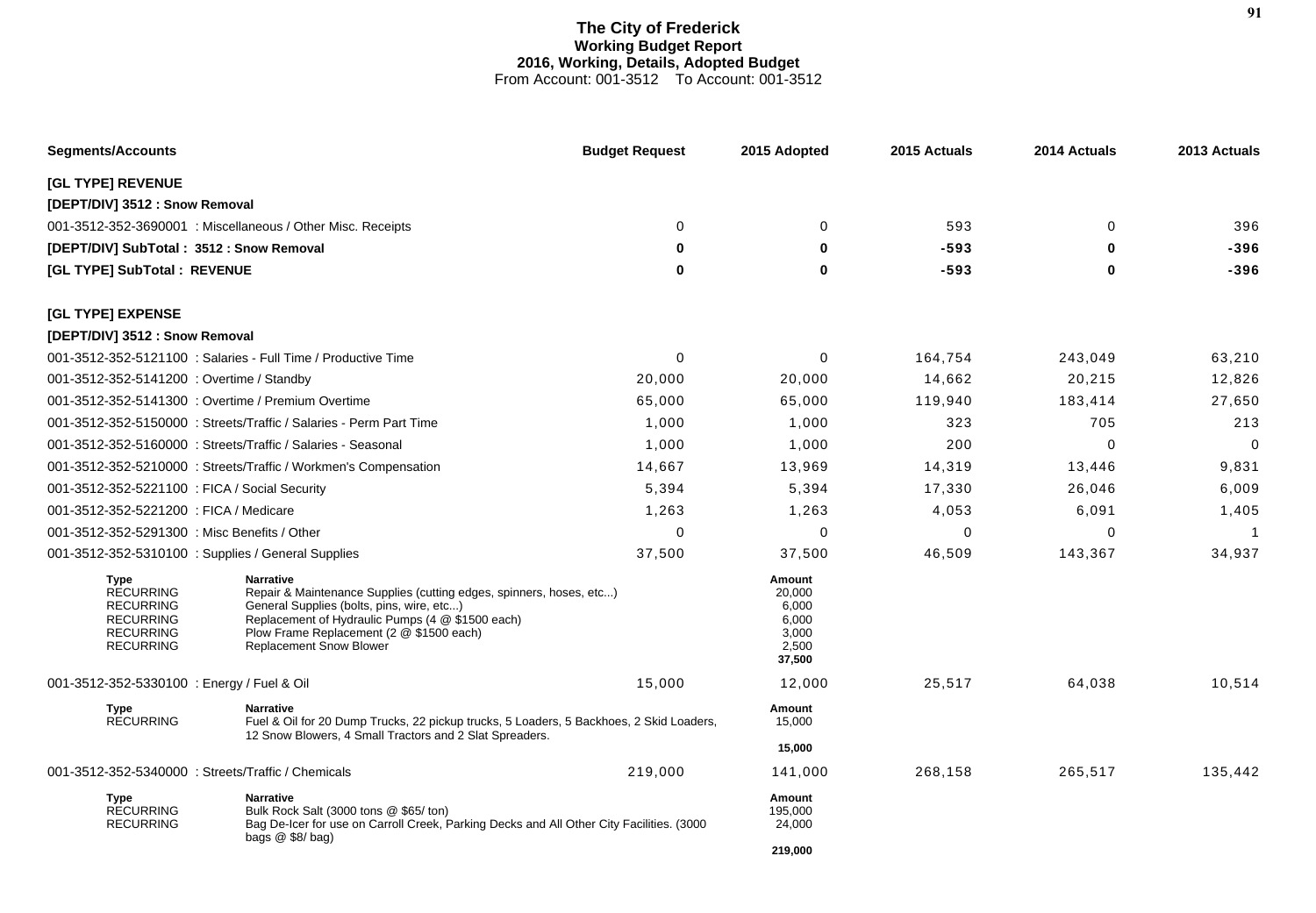# The City of Frederick
## Working Budget Report
### 2016, Working, Details, Adopted Budget
From Account: 001-3512 To Account: 001-3512

| Segments/Accounts | Budget Request | 2015 Adopted | 2015 Actuals | 2014 Actuals | 2013 Actuals |
|---|---|---|---|---|---|
| **[GL TYPE] REVENUE** | | | | | |
| **[DEPT/DIV] 3512 : Snow Removal** | | | | | |
| 001-3512-352-3690001 : Miscellaneous / Other Misc. Receipts | 0 | 0 | 593 | 0 | 396 |
| **[DEPT/DIV] SubTotal : 3512 : Snow Removal** | **0** | **0** | **-593** | **0** | **-396** |
| **[GL TYPE] SubTotal : REVENUE** | **0** | **0** | **-593** | **0** | **-396** |
| **[GL TYPE] EXPENSE** | | | | | |
| **[DEPT/DIV] 3512 : Snow Removal** | | | | | |
| 001-3512-352-5121100 : Salaries - Full Time / Productive Time | 0 | 0 | 164,754 | 243,049 | 63,210 |
| 001-3512-352-5141200 : Overtime / Standby | 20,000 | 20,000 | 14,662 | 20,215 | 12,826 |
| 001-3512-352-5141300 : Overtime / Premium Overtime | 65,000 | 65,000 | 119,940 | 183,414 | 27,650 |
| 001-3512-352-5150000 : Streets/Traffic / Salaries - Perm Part Time | 1,000 | 1,000 | 323 | 705 | 213 |
| 001-3512-352-5160000 : Streets/Traffic / Salaries - Seasonal | 1,000 | 1,000 | 200 | 0 | 0 |
| 001-3512-352-5210000 : Streets/Traffic / Workmen's Compensation | 14,667 | 13,969 | 14,319 | 13,446 | 9,831 |
| 001-3512-352-5221100 : FICA / Social Security | 5,394 | 5,394 | 17,330 | 26,046 | 6,009 |
| 001-3512-352-5221200 : FICA / Medicare | 1,263 | 1,263 | 4,053 | 6,091 | 1,405 |
| 001-3512-352-5291300 : Misc Benefits / Other | 0 | 0 | 0 | 0 | 1 |
| 001-3512-352-5310100 : Supplies / General Supplies | 37,500 | 37,500 | 46,509 | 143,367 | 34,937 |

| Type | Narrative | Amount |
|---|---|---|
| RECURRING | Repair & Maintenance Supplies (cutting edges, spinners, hoses, etc...) | 20,000 |
| RECURRING | General Supplies (bolts, pins, wire, etc...) | 6,000 |
| RECURRING | Replacement of Hydraulic Pumps (4 @ $1500 each) | 6,000 |
| RECURRING | Plow Frame Replacement (2 @ $1500 each) | 3,000 |
| RECURRING | Replacement Snow Blower | 2,500 |
| | | **37,500** |

| Segments/Accounts | Budget Request | 2015 Adopted | 2015 Actuals | 2014 Actuals | 2013 Actuals |
|---|---|---|---|---|---|
| 001-3512-352-5330100 : Energy / Fuel & Oil | 15,000 | 12,000 | 25,517 | 64,038 | 10,514 |

| Type | Narrative | Amount |
|---|---|---|
| RECURRING | Fuel & Oil for 20 Dump Trucks, 22 pickup trucks, 5 Loaders, 5 Backhoes, 2 Skid Loaders, 12 Snow Blowers, 4 Small Tractors and 2 Slat Spreaders. | 15,000 |
| | | **15,000** |

| Segments/Accounts | Budget Request | 2015 Adopted | 2015 Actuals | 2014 Actuals | 2013 Actuals |
|---|---|---|---|---|---|
| 001-3512-352-5340000 : Streets/Traffic / Chemicals | 219,000 | 141,000 | 268,158 | 265,517 | 135,442 |

| Type | Narrative | Amount |
|---|---|---|
| RECURRING | Bulk Rock Salt (3000 tons @ $65/ ton) | 195,000 |
| RECURRING | Bag De-Icer for use on Carroll Creek, Parking Decks and All Other City Facilities. (3000 bags @ $8/ bag) | 24,000 |
| | | **219,000** |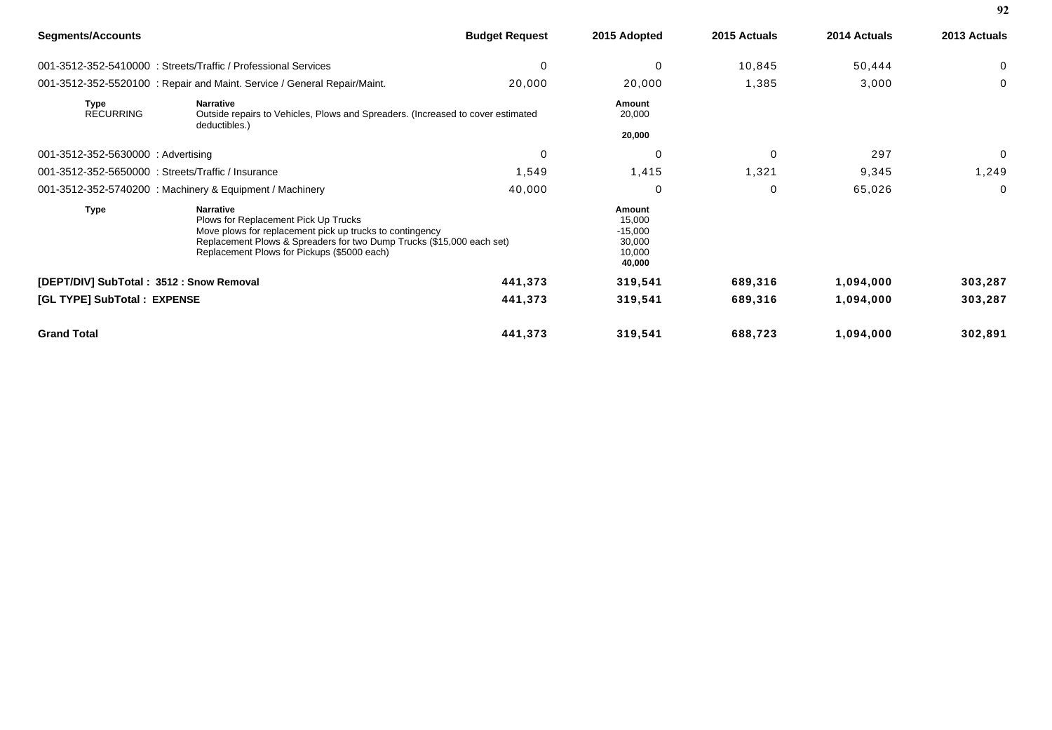| Segments/Accounts | Budget Request | 2015 Adopted | 2015 Actuals | 2014 Actuals | 2013 Actuals |
|---|---|---|---|---|---|
| 001-3512-352-5410000 : Streets/Traffic / Professional Services | 0 | 0 | 10,845 | 50,444 | 0 |
| 001-3512-352-5520100 : Repair and Maint. Service / General Repair/Maint. | 20,000 | 20,000 | 1,385 | 3,000 | 0 |

| Type | Narrative | Amount |
|---|---|---|
| RECURRING | Outside repairs to Vehicles, Plows and Spreaders. (Increased to cover estimated deductibles.) | 20,000 |
| | | **20,000** |

| Segments/Accounts | Budget Request | 2015 Adopted | 2015 Actuals | 2014 Actuals | 2013 Actuals |
|---|---|---|---|---|---|
| 001-3512-352-5630000 : Advertising | 0 | 0 | 0 | 297 | 0 |
| 001-3512-352-5650000 : Streets/Traffic / Insurance | 1,549 | 1,415 | 1,321 | 9,345 | 1,249 |
| 001-3512-352-5740200 : Machinery & Equipment / Machinery | 40,000 | 0 | 0 | 65,026 | 0 |

| Type | Narrative | Amount |
|---|---|---|
| | Plows for Replacement Pick Up Trucks | 15,000 |
| | Move plows for replacement pick up trucks to contingency | -15,000 |
| | Replacement Plows & Spreaders for two Dump Trucks ($15,000 each set) | 30,000 |
| | Replacement Plows for Pickups ($5000 each) | 10,000 |
| | | **40,000** |

| | Budget Request | 2015 Adopted | 2015 Actuals | 2014 Actuals | 2013 Actuals |
|---|---|---|---|---|---|
| **[DEPT/DIV] SubTotal : 3512 : Snow Removal** | **441,373** | **319,541** | **689,316** | **1,094,000** | **303,287** |
| **[GL TYPE] SubTotal : EXPENSE** | **441,373** | **319,541** | **689,316** | **1,094,000** | **303,287** |
| **Grand Total** | **441,373** | **319,541** | **688,723** | **1,094,000** | **302,891** |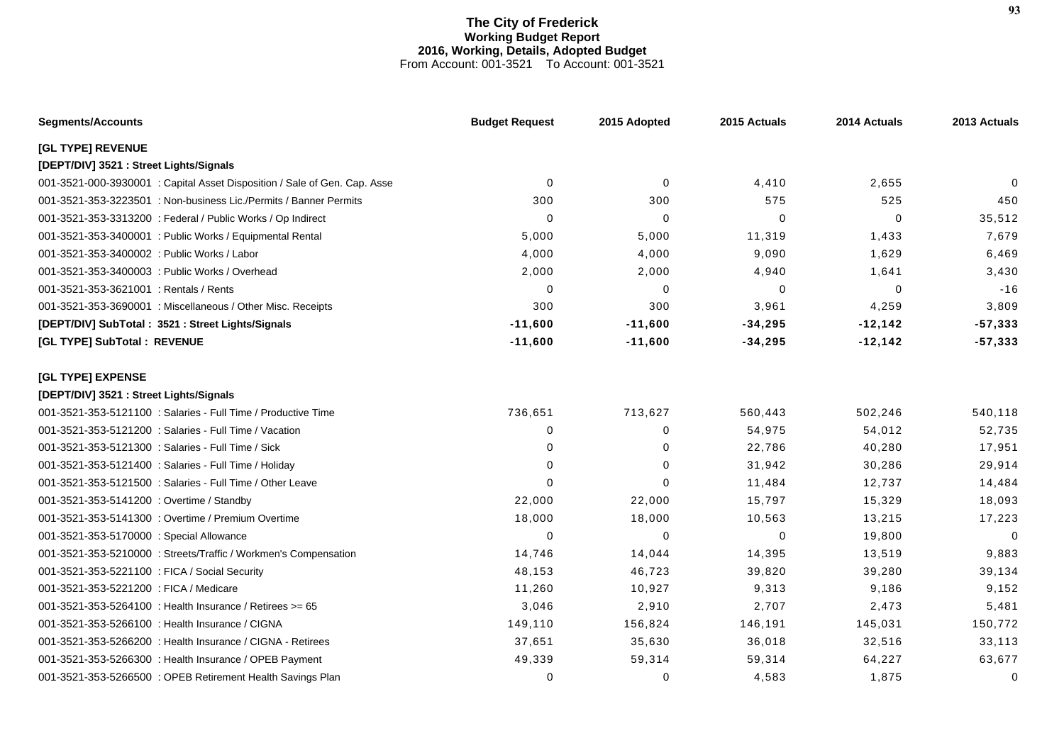# The City of Frederick
## Working Budget Report
### 2016, Working, Details, Adopted Budget
From Account: 001-3521 To Account: 001-3521

| Segments/Accounts | Budget Request | 2015 Adopted | 2015 Actuals | 2014 Actuals | 2013 Actuals |
|---|---|---|---|---|---|
| **[GL TYPE] REVENUE** | | | | | |
| **[DEPT/DIV] 3521 : Street Lights/Signals** | | | | | |
| 001-3521-000-3930001 : Capital Asset Disposition / Sale of Gen. Cap. Asse | 0 | 0 | 4,410 | 2,655 | 0 |
| 001-3521-353-3223501 : Non-business Lic./Permits / Banner Permits | 300 | 300 | 575 | 525 | 450 |
| 001-3521-353-3313200 : Federal / Public Works / Op Indirect | 0 | 0 | 0 | 0 | 35,512 |
| 001-3521-353-3400001 : Public Works / Equipmental Rental | 5,000 | 5,000 | 11,319 | 1,433 | 7,679 |
| 001-3521-353-3400002 : Public Works / Labor | 4,000 | 4,000 | 9,090 | 1,629 | 6,469 |
| 001-3521-353-3400003 : Public Works / Overhead | 2,000 | 2,000 | 4,940 | 1,641 | 3,430 |
| 001-3521-353-3621001 : Rentals / Rents | 0 | 0 | 0 | 0 | -16 |
| 001-3521-353-3690001 : Miscellaneous / Other Misc. Receipts | 300 | 300 | 3,961 | 4,259 | 3,809 |
| **[DEPT/DIV] SubTotal : 3521 : Street Lights/Signals** | **-11,600** | **-11,600** | **-34,295** | **-12,142** | **-57,333** |
| **[GL TYPE] SubTotal : REVENUE** | **-11,600** | **-11,600** | **-34,295** | **-12,142** | **-57,333** |
| **[GL TYPE] EXPENSE** | | | | | |
| **[DEPT/DIV] 3521 : Street Lights/Signals** | | | | | |
| 001-3521-353-5121100 : Salaries - Full Time / Productive Time | 736,651 | 713,627 | 560,443 | 502,246 | 540,118 |
| 001-3521-353-5121200 : Salaries - Full Time / Vacation | 0 | 0 | 54,975 | 54,012 | 52,735 |
| 001-3521-353-5121300 : Salaries - Full Time / Sick | 0 | 0 | 22,786 | 40,280 | 17,951 |
| 001-3521-353-5121400 : Salaries - Full Time / Holiday | 0 | 0 | 31,942 | 30,286 | 29,914 |
| 001-3521-353-5121500 : Salaries - Full Time / Other Leave | 0 | 0 | 11,484 | 12,737 | 14,484 |
| 001-3521-353-5141200 : Overtime / Standby | 22,000 | 22,000 | 15,797 | 15,329 | 18,093 |
| 001-3521-353-5141300 : Overtime / Premium Overtime | 18,000 | 18,000 | 10,563 | 13,215 | 17,223 |
| 001-3521-353-5170000 : Special Allowance | 0 | 0 | 0 | 19,800 | 0 |
| 001-3521-353-5210000 : Streets/Traffic / Workmen's Compensation | 14,746 | 14,044 | 14,395 | 13,519 | 9,883 |
| 001-3521-353-5221100 : FICA / Social Security | 48,153 | 46,723 | 39,820 | 39,280 | 39,134 |
| 001-3521-353-5221200 : FICA / Medicare | 11,260 | 10,927 | 9,313 | 9,186 | 9,152 |
| 001-3521-353-5264100 : Health Insurance / Retirees >= 65 | 3,046 | 2,910 | 2,707 | 2,473 | 5,481 |
| 001-3521-353-5266100 : Health Insurance / CIGNA | 149,110 | 156,824 | 146,191 | 145,031 | 150,772 |
| 001-3521-353-5266200 : Health Insurance / CIGNA - Retirees | 37,651 | 35,630 | 36,018 | 32,516 | 33,113 |
| 001-3521-353-5266300 : Health Insurance / OPEB Payment | 49,339 | 59,314 | 59,314 | 64,227 | 63,677 |
| 001-3521-353-5266500 : OPEB Retirement Health Savings Plan | 0 | 0 | 4,583 | 1,875 | 0 |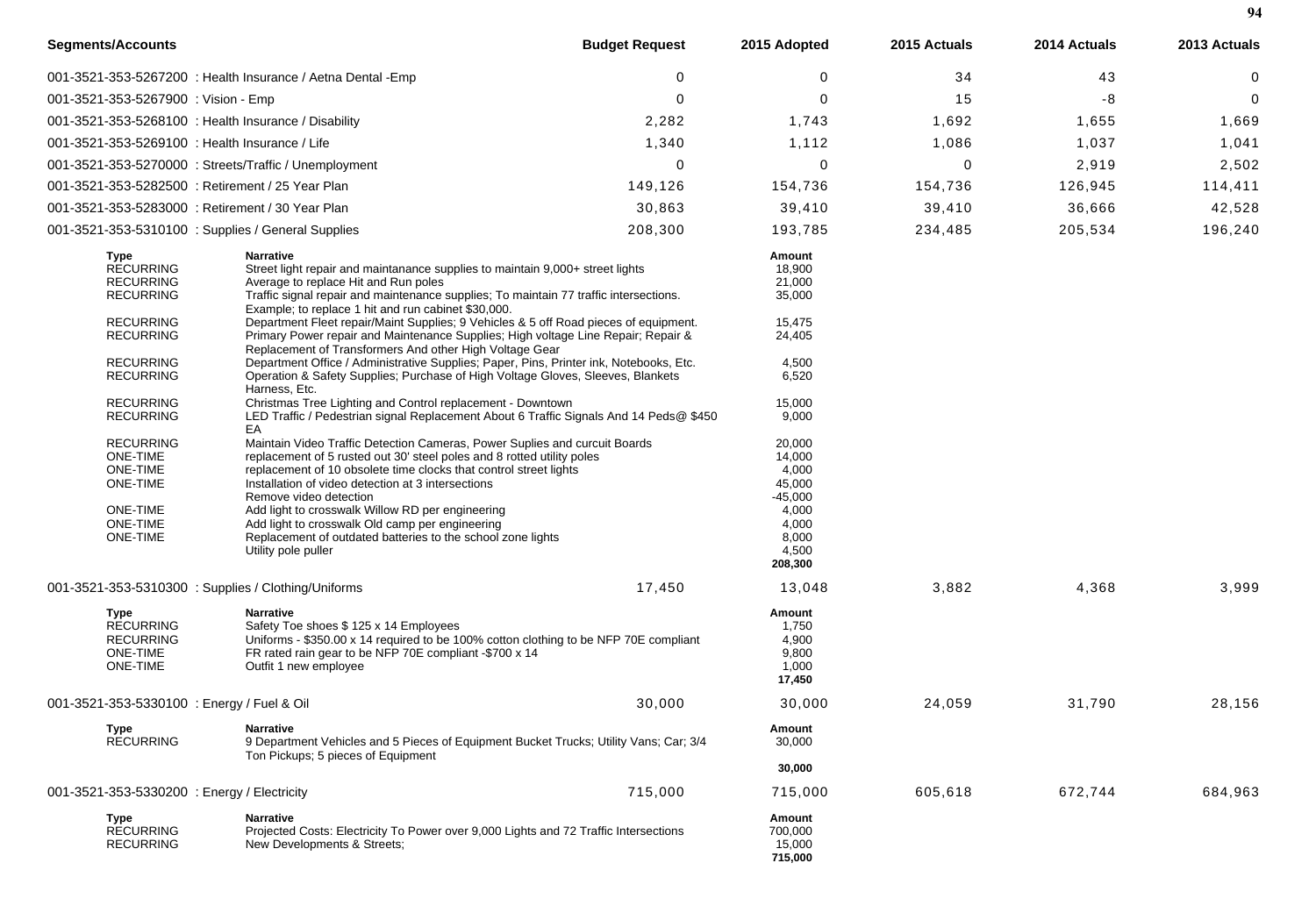| Segments/Accounts | Budget Request | 2015 Adopted | 2015 Actuals | 2014 Actuals | 2013 Actuals |
|---|---|---|---|---|---|
| 001-3521-353-5267200 : Health Insurance / Aetna Dental -Emp | 0 | 0 | 34 | 43 | 0 |
| 001-3521-353-5267900 : Vision - Emp | 0 | 0 | 15 | -8 | 0 |
| 001-3521-353-5268100 : Health Insurance / Disability | 2,282 | 1,743 | 1,692 | 1,655 | 1,669 |
| 001-3521-353-5269100 : Health Insurance / Life | 1,340 | 1,112 | 1,086 | 1,037 | 1,041 |
| 001-3521-353-5270000 : Streets/Traffic / Unemployment | 0 | 0 | 0 | 2,919 | 2,502 |
| 001-3521-353-5282500 : Retirement / 25 Year Plan | 149,126 | 154,736 | 154,736 | 126,945 | 114,411 |
| 001-3521-353-5283000 : Retirement / 30 Year Plan | 30,863 | 39,410 | 39,410 | 36,666 | 42,528 |
| 001-3521-353-5310100 : Supplies / General Supplies | 208,300 | 193,785 | 234,485 | 205,534 | 196,240 |

| Type | Narrative | Amount |
|---|---|---|
| RECURRING | Street light repair and maintanance supplies to maintain 9,000+ street lights | 18,900 |
| RECURRING | Average to replace Hit and Run poles | 21,000 |
| RECURRING | Traffic signal repair and maintenance supplies; To maintain 77 traffic intersections. Example; to replace 1 hit and run cabinet $30,000. | 35,000 |
| RECURRING | Department Fleet repair/Maint Supplies; 9 Vehicles & 5 off Road pieces of equipment. | 15,475 |
| RECURRING | Primary Power repair and Maintenance Supplies; High voltage Line Repair; Repair & Replacement of Transformers And other High Voltage Gear | 24,405 |
| RECURRING | Department Office / Administrative Supplies; Paper, Pins, Printer ink, Notebooks, Etc. | 4,500 |
| RECURRING | Operation & Safety Supplies; Purchase of High Voltage Gloves, Sleeves, Blankets Harness, Etc. | 6,520 |
| RECURRING | Christmas Tree Lighting and Control replacement - Downtown | 15,000 |
| RECURRING | LED Traffic / Pedestrian signal Replacement About 6 Traffic Signals And 14 Peds@ $450 EA | 9,000 |
| RECURRING | Maintain Video Traffic Detection Cameras, Power Suplies and curcuit Boards | 20,000 |
| ONE-TIME | replacement of 5 rusted out 30' steel poles and 8 rotted utility poles | 14,000 |
| ONE-TIME | replacement of 10 obsolete time clocks that control street lights | 4,000 |
| ONE-TIME | Installation of video detection at 3 intersections | 45,000 |
| | Remove video detection | -45,000 |
| ONE-TIME | Add light to crosswalk Willow RD per engineering | 4,000 |
| ONE-TIME | Add light to crosswalk Old camp per engineering | 4,000 |
| ONE-TIME | Replacement of outdated batteries to the school zone lights | 8,000 |
| | Utility pole puller | 4,500 |
| | | **208,300** |

| Segments/Accounts | Budget Request | 2015 Adopted | 2015 Actuals | 2014 Actuals | 2013 Actuals |
|---|---|---|---|---|---|
| 001-3521-353-5310300 : Supplies / Clothing/Uniforms | 17,450 | 13,048 | 3,882 | 4,368 | 3,999 |

| Type | Narrative | Amount |
|---|---|---|
| RECURRING | Safety Toe shoes $ 125 x 14 Employees | 1,750 |
| RECURRING | Uniforms - $350.00 x 14 required to be 100% cotton clothing to be NFP 70E compliant | 4,900 |
| ONE-TIME | FR rated rain gear to be NFP 70E compliant -$700 x 14 | 9,800 |
| ONE-TIME | Outfit 1 new employee | 1,000 |
| | | **17,450** |

| Segments/Accounts | Budget Request | 2015 Adopted | 2015 Actuals | 2014 Actuals | 2013 Actuals |
|---|---|---|---|---|---|
| 001-3521-353-5330100 : Energy / Fuel & Oil | 30,000 | 30,000 | 24,059 | 31,790 | 28,156 |

| Type | Narrative | Amount |
|---|---|---|
| RECURRING | 9 Department Vehicles and 5 Pieces of Equipment Bucket Trucks; Utility Vans; Car; 3/4 Ton Pickups; 5 pieces of Equipment | 30,000 |
| | | **30,000** |

| Segments/Accounts | Budget Request | 2015 Adopted | 2015 Actuals | 2014 Actuals | 2013 Actuals |
|---|---|---|---|---|---|
| 001-3521-353-5330200 : Energy / Electricity | 715,000 | 715,000 | 605,618 | 672,744 | 684,963 |

| Type | Narrative | Amount |
|---|---|---|
| RECURRING | Projected Costs: Electricity To Power over 9,000 Lights and 72 Traffic Intersections | 700,000 |
| RECURRING | New Developments & Streets; | 15,000 |
| | | **715,000** |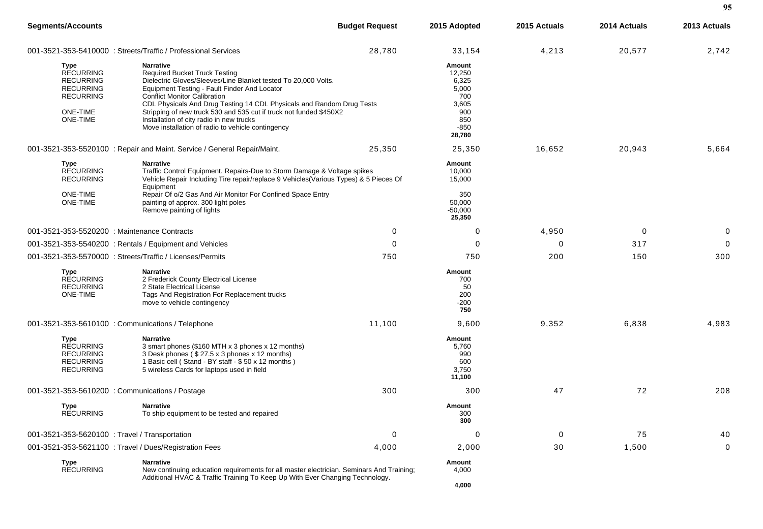| Segments/Accounts | Budget Request | 2015 Adopted | 2015 Actuals | 2014 Actuals | 2013 Actuals |
|---|---|---|---|---|---|
| 001-3521-353-5410000 : Streets/Traffic / Professional Services | 28,780 | 33,154 | 4,213 | 20,577 | 2,742 |

| Type | Narrative | Amount |
|---|---|---|
| RECURRING | Required Bucket Truck Testing | 12,250 |
| RECURRING | Dielectric Gloves/Sleeves/Line Blanket tested To 20,000 Volts. | 6,325 |
| RECURRING | Equipment Testing - Fault Finder And Locator | 5,000 |
| RECURRING | Conflict Monitor Calibration | 700 |
| | CDL Physicals And Drug Testing 14 CDL Physicals and Random Drug Tests | 3,605 |
| ONE-TIME | Stripping of new truck 530 and 535 cut if truck not funded $450X2 | 900 |
| ONE-TIME | Installation of city radio in new trucks | 850 |
| | Move installation of radio to vehicle contingency | -850 |
| | | **28,780** |

| Segments/Accounts | Budget Request | 2015 Adopted | 2015 Actuals | 2014 Actuals | 2013 Actuals |
|---|---|---|---|---|---|
| 001-3521-353-5520100 : Repair and Maint. Service / General Repair/Maint. | 25,350 | 25,350 | 16,652 | 20,943 | 5,664 |

| Type | Narrative | Amount |
|---|---|---|
| RECURRING | Traffic Control Equipment. Repairs-Due to Storm Damage & Voltage spikes | 10,000 |
| RECURRING | Vehicle Repair Including Tire repair/replace 9 Vehicles(Various Types) & 5 Pieces Of Equipment | 15,000 |
| ONE-TIME | Repair Of o/2 Gas And Air Monitor For Confined Space Entry | 350 |
| ONE-TIME | painting of approx. 300 light poles | 50,000 |
| | Remove painting of lights | -50,000 |
| | | **25,350** |

| Segments/Accounts | Budget Request | 2015 Adopted | 2015 Actuals | 2014 Actuals | 2013 Actuals |
|---|---|---|---|---|---|
| 001-3521-353-5520200 : Maintenance Contracts | 0 | 0 | 4,950 | 0 | 0 |
| 001-3521-353-5540200 : Rentals / Equipment and Vehicles | 0 | 0 | 0 | 317 | 0 |
| 001-3521-353-5570000 : Streets/Traffic / Licenses/Permits | 750 | 750 | 200 | 150 | 300 |

| Type | Narrative | Amount |
|---|---|---|
| RECURRING | 2 Frederick County Electrical License | 700 |
| RECURRING | 2 State Electrical License | 50 |
| ONE-TIME | Tags And Registration For Replacement trucks | 200 |
| | move to vehicle contingency | -200 |
| | | **750** |

| Segments/Accounts | Budget Request | 2015 Adopted | 2015 Actuals | 2014 Actuals | 2013 Actuals |
|---|---|---|---|---|---|
| 001-3521-353-5610100 : Communications / Telephone | 11,100 | 9,600 | 9,352 | 6,838 | 4,983 |

| Type | Narrative | Amount |
|---|---|---|
| RECURRING | 3 smart phones ($160 MTH x 3 phones x 12 months) | 5,760 |
| RECURRING | 3 Desk phones ( $ 27.5 x 3 phones x 12 months) | 990 |
| RECURRING | 1 Basic cell ( Stand - BY staff - $ 50 x 12 months ) | 600 |
| RECURRING | 5 wireless Cards for laptops used in field | 3,750 |
| | | **11,100** |

| Segments/Accounts | Budget Request | 2015 Adopted | 2015 Actuals | 2014 Actuals | 2013 Actuals |
|---|---|---|---|---|---|
| 001-3521-353-5610200 : Communications / Postage | 300 | 300 | 47 | 72 | 208 |

| Type | Narrative | Amount |
|---|---|---|
| RECURRING | To ship equipment to be tested and repaired | 300 |
| | | **300** |

| Segments/Accounts | Budget Request | 2015 Adopted | 2015 Actuals | 2014 Actuals | 2013 Actuals |
|---|---|---|---|---|---|
| 001-3521-353-5620100 : Travel / Transportation | 0 | 0 | 0 | 75 | 40 |
| 001-3521-353-5621100 : Travel / Dues/Registration Fees | 4,000 | 2,000 | 30 | 1,500 | 0 |

| Type | Narrative | Amount |
|---|---|---|
| RECURRING | New continuing education requirements for all master electrician. Seminars And Training; Additional HVAC & Traffic Training To Keep Up With Ever Changing Technology. | 4,000 |
| | | **4,000** |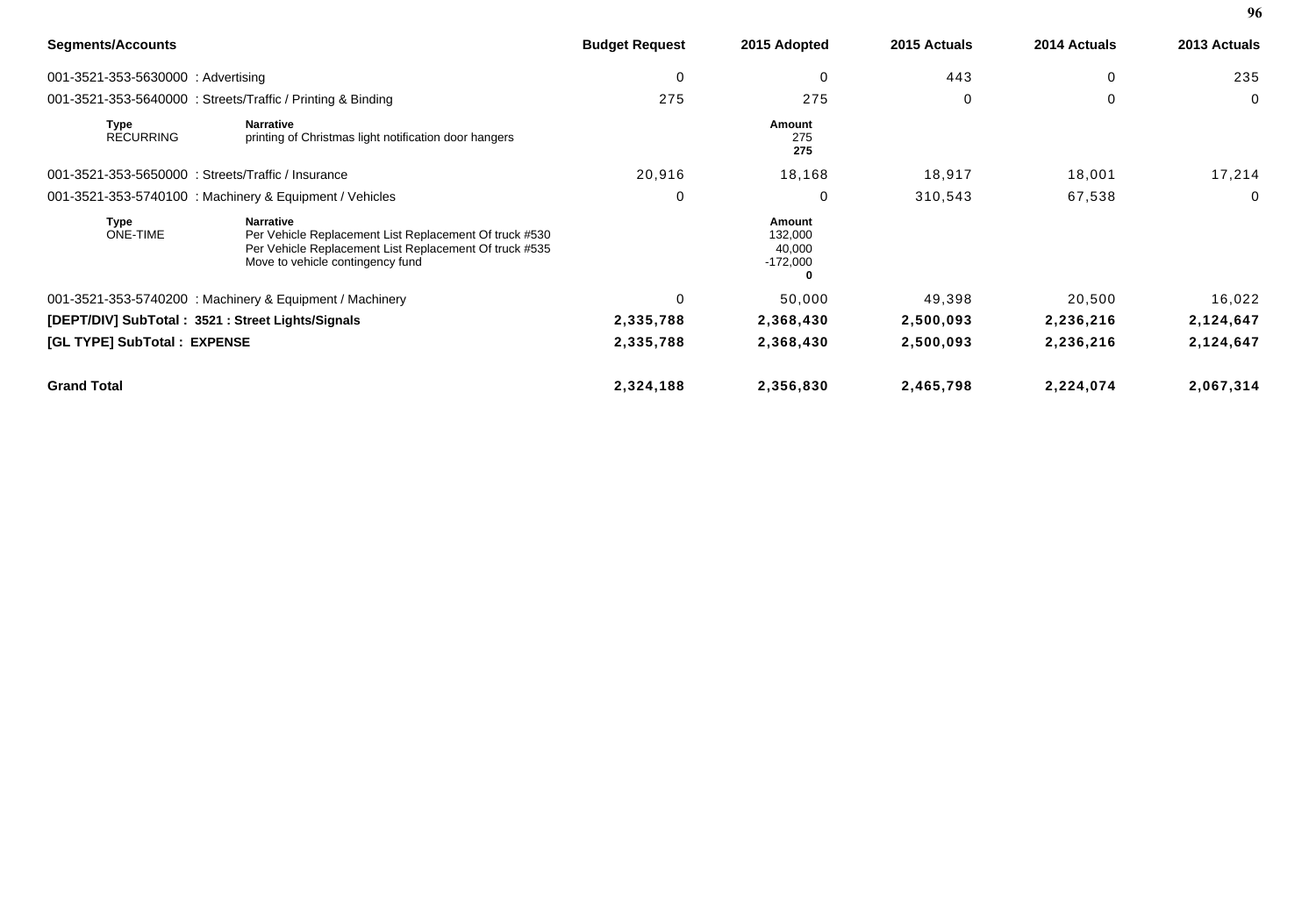| Segments/Accounts | Budget Request | 2015 Adopted | 2015 Actuals | 2014 Actuals | 2013 Actuals |
|---|---|---|---|---|---|
| 001-3521-353-5630000 : Advertising | 0 | 0 | 443 | 0 | 235 |
| 001-3521-353-5640000 : Streets/Traffic / Printing & Binding | 275 | 275 | 0 | 0 | 0 |
| **Type** RECURRING — **Narrative** printing of Christmas light notification door hangers | | **Amount** 275 **275** | | | |
| 001-3521-353-5650000 : Streets/Traffic / Insurance | 20,916 | 18,168 | 18,917 | 18,001 | 17,214 |
| 001-3521-353-5740100 : Machinery & Equipment / Vehicles | 0 | 0 | 310,543 | 67,538 | 0 |
| **Type** ONE-TIME — **Narrative** Per Vehicle Replacement List Replacement Of truck #530 | | **Amount** 132,000 | | | |
| Per Vehicle Replacement List Replacement Of truck #535 | | 40,000 | | | |
| Move to vehicle contingency fund | | -172,000 | | | |
| | | **0** | | | |
| 001-3521-353-5740200 : Machinery & Equipment / Machinery | 0 | 50,000 | 49,398 | 20,500 | 16,022 |
| **[DEPT/DIV] SubTotal : 3521 : Street Lights/Signals** | **2,335,788** | **2,368,430** | **2,500,093** | **2,236,216** | **2,124,647** |
| **[GL TYPE] SubTotal : EXPENSE** | **2,335,788** | **2,368,430** | **2,500,093** | **2,236,216** | **2,124,647** |
| **Grand Total** | **2,324,188** | **2,356,830** | **2,465,798** | **2,224,074** | **2,067,314** |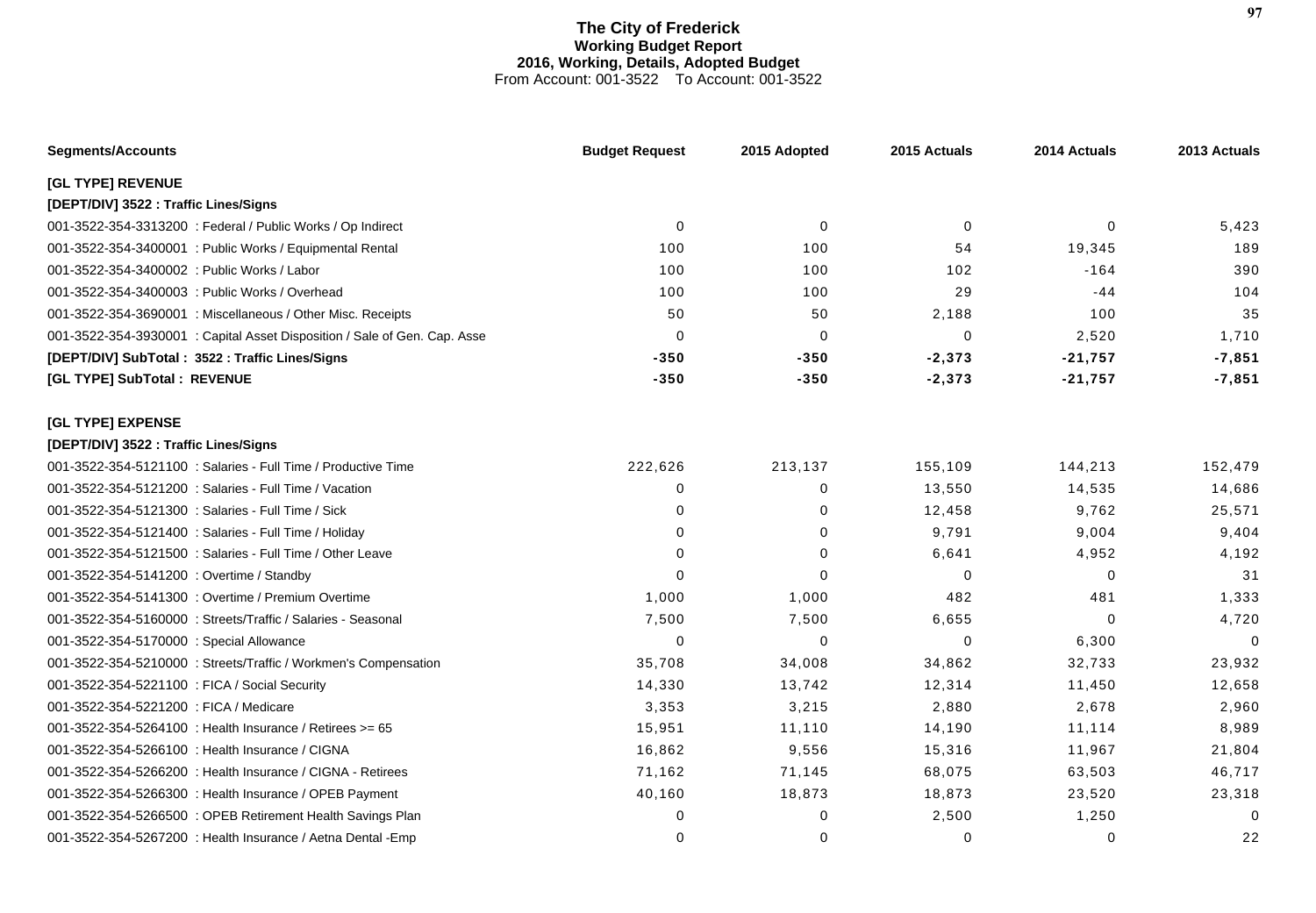# The City of Frederick
## Working Budget Report
## 2016, Working, Details, Adopted Budget
From Account: 001-3522 To Account: 001-3522

| Segments/Accounts | Budget Request | 2015 Adopted | 2015 Actuals | 2014 Actuals | 2013 Actuals |
|---|---|---|---|---|---|
| **[GL TYPE] REVENUE** | | | | | |
| **[DEPT/DIV] 3522 : Traffic Lines/Signs** | | | | | |
| 001-3522-354-3313200 : Federal / Public Works / Op Indirect | 0 | 0 | 0 | 0 | 5,423 |
| 001-3522-354-3400001 : Public Works / Equipmental Rental | 100 | 100 | 54 | 19,345 | 189 |
| 001-3522-354-3400002 : Public Works / Labor | 100 | 100 | 102 | -164 | 390 |
| 001-3522-354-3400003 : Public Works / Overhead | 100 | 100 | 29 | -44 | 104 |
| 001-3522-354-3690001 : Miscellaneous / Other Misc. Receipts | 50 | 50 | 2,188 | 100 | 35 |
| 001-3522-354-3930001 : Capital Asset Disposition / Sale of Gen. Cap. Asse | 0 | 0 | 0 | 2,520 | 1,710 |
| **[DEPT/DIV] SubTotal : 3522 : Traffic Lines/Signs** | **-350** | **-350** | **-2,373** | **-21,757** | **-7,851** |
| **[GL TYPE] SubTotal : REVENUE** | **-350** | **-350** | **-2,373** | **-21,757** | **-7,851** |
| | | | | | |
| **[GL TYPE] EXPENSE** | | | | | |
| **[DEPT/DIV] 3522 : Traffic Lines/Signs** | | | | | |
| 001-3522-354-5121100 : Salaries - Full Time / Productive Time | 222,626 | 213,137 | 155,109 | 144,213 | 152,479 |
| 001-3522-354-5121200 : Salaries - Full Time / Vacation | 0 | 0 | 13,550 | 14,535 | 14,686 |
| 001-3522-354-5121300 : Salaries - Full Time / Sick | 0 | 0 | 12,458 | 9,762 | 25,571 |
| 001-3522-354-5121400 : Salaries - Full Time / Holiday | 0 | 0 | 9,791 | 9,004 | 9,404 |
| 001-3522-354-5121500 : Salaries - Full Time / Other Leave | 0 | 0 | 6,641 | 4,952 | 4,192 |
| 001-3522-354-5141200 : Overtime / Standby | 0 | 0 | 0 | 0 | 31 |
| 001-3522-354-5141300 : Overtime / Premium Overtime | 1,000 | 1,000 | 482 | 481 | 1,333 |
| 001-3522-354-5160000 : Streets/Traffic / Salaries - Seasonal | 7,500 | 7,500 | 6,655 | 0 | 4,720 |
| 001-3522-354-5170000 : Special Allowance | 0 | 0 | 0 | 6,300 | 0 |
| 001-3522-354-5210000 : Streets/Traffic / Workmen's Compensation | 35,708 | 34,008 | 34,862 | 32,733 | 23,932 |
| 001-3522-354-5221100 : FICA / Social Security | 14,330 | 13,742 | 12,314 | 11,450 | 12,658 |
| 001-3522-354-5221200 : FICA / Medicare | 3,353 | 3,215 | 2,880 | 2,678 | 2,960 |
| 001-3522-354-5264100 : Health Insurance / Retirees >= 65 | 15,951 | 11,110 | 14,190 | 11,114 | 8,989 |
| 001-3522-354-5266100 : Health Insurance / CIGNA | 16,862 | 9,556 | 15,316 | 11,967 | 21,804 |
| 001-3522-354-5266200 : Health Insurance / CIGNA - Retirees | 71,162 | 71,145 | 68,075 | 63,503 | 46,717 |
| 001-3522-354-5266300 : Health Insurance / OPEB Payment | 40,160 | 18,873 | 18,873 | 23,520 | 23,318 |
| 001-3522-354-5266500 : OPEB Retirement Health Savings Plan | 0 | 0 | 2,500 | 1,250 | 0 |
| 001-3522-354-5267200 : Health Insurance / Aetna Dental -Emp | 0 | 0 | 0 | 0 | 22 |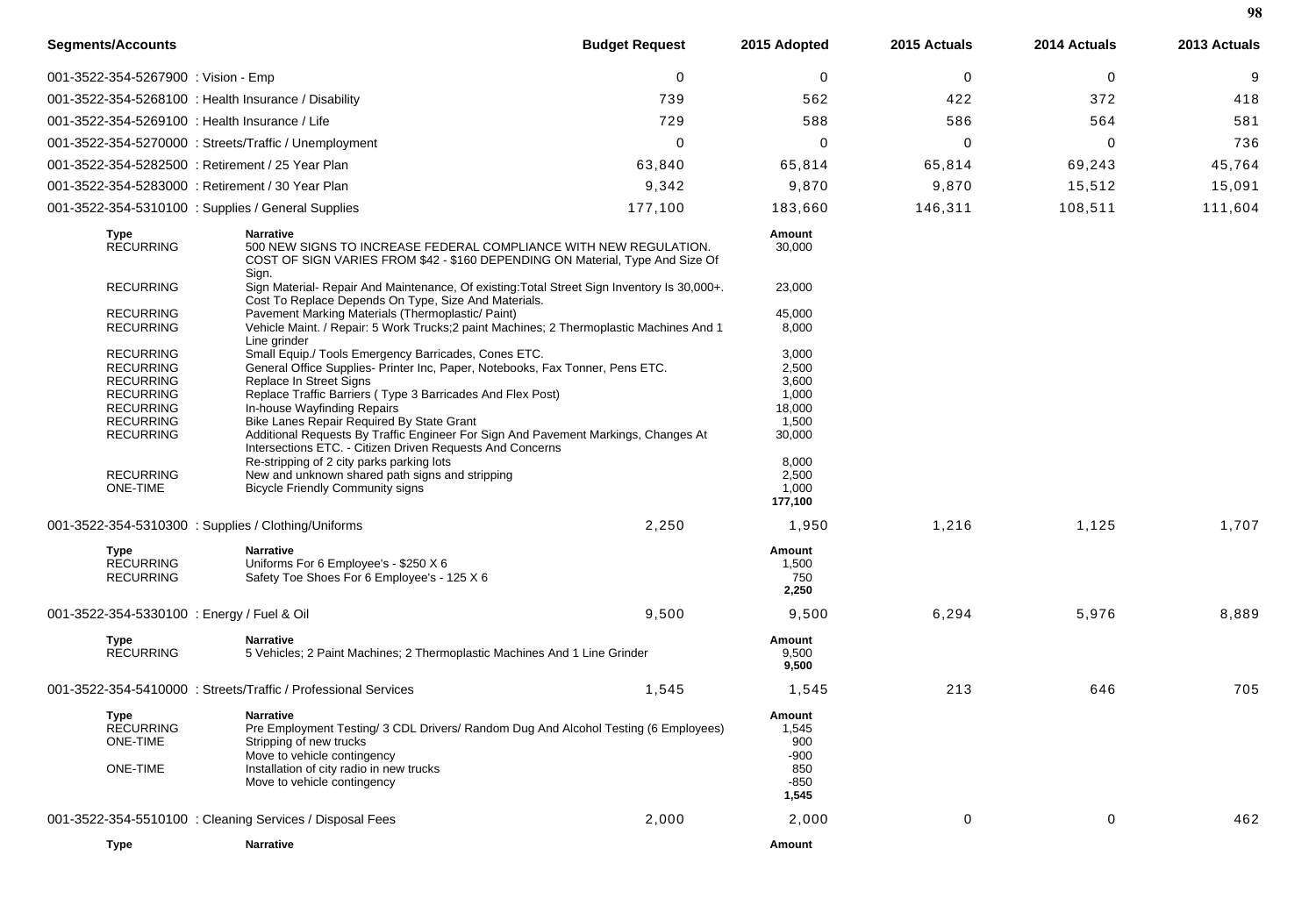| Segments/Accounts | Budget Request | 2015 Adopted | 2015 Actuals | 2014 Actuals | 2013 Actuals |
|---|---|---|---|---|---|
| 001-3522-354-5267900 : Vision - Emp | 0 | 0 | 0 | 0 | 9 |
| 001-3522-354-5268100 : Health Insurance / Disability | 739 | 562 | 422 | 372 | 418 |
| 001-3522-354-5269100 : Health Insurance / Life | 729 | 588 | 586 | 564 | 581 |
| 001-3522-354-5270000 : Streets/Traffic / Unemployment | 0 | 0 | 0 | 0 | 736 |
| 001-3522-354-5282500 : Retirement / 25 Year Plan | 63,840 | 65,814 | 65,814 | 69,243 | 45,764 |
| 001-3522-354-5283000 : Retirement / 30 Year Plan | 9,342 | 9,870 | 9,870 | 15,512 | 15,091 |
| 001-3522-354-5310100 : Supplies / General Supplies | 177,100 | 183,660 | 146,311 | 108,511 | 111,604 |

| Type | Narrative | Amount |
|---|---|---|
| RECURRING | 500 NEW SIGNS TO INCREASE FEDERAL COMPLIANCE WITH NEW REGULATION. COST OF SIGN VARIES FROM $42 - $160 DEPENDING ON Material, Type And Size Of Sign. | 30,000 |
| RECURRING | Sign Material- Repair And Maintenance, Of existing:Total Street Sign Inventory Is 30,000+. Cost To Replace Depends On Type, Size And Materials. | 23,000 |
| RECURRING | Pavement Marking Materials (Thermoplastic/ Paint) | 45,000 |
| RECURRING | Vehicle Maint. / Repair: 5 Work Trucks;2 paint Machines; 2 Thermoplastic Machines And 1 Line grinder | 8,000 |
| RECURRING | Small Equip./ Tools Emergency Barricades, Cones ETC. | 3,000 |
| RECURRING | General Office Supplies- Printer Inc, Paper, Notebooks, Fax Tonner, Pens ETC. | 2,500 |
| RECURRING | Replace In Street Signs | 3,600 |
| RECURRING | Replace Traffic Barriers ( Type 3 Barricades And Flex Post) | 1,000 |
| RECURRING | In-house Wayfinding Repairs | 18,000 |
| RECURRING | Bike Lanes Repair Required By State Grant | 1,500 |
| RECURRING | Additional Requests By Traffic Engineer For Sign And Pavement Markings, Changes At Intersections ETC. - Citizen Driven Requests And Concerns | 30,000 |
| | Re-stripping of 2 city parks parking lots | 8,000 |
| RECURRING | New and unknown shared path signs and stripping | 2,500 |
| ONE-TIME | Bicycle Friendly Community signs | 1,000 |
| | | **177,100** |

| Segments/Accounts | Budget Request | 2015 Adopted | 2015 Actuals | 2014 Actuals | 2013 Actuals |
|---|---|---|---|---|---|
| 001-3522-354-5310300 : Supplies / Clothing/Uniforms | 2,250 | 1,950 | 1,216 | 1,125 | 1,707 |

| Type | Narrative | Amount |
|---|---|---|
| RECURRING | Uniforms For 6 Employee's - $250 X 6 | 1,500 |
| RECURRING | Safety Toe Shoes For 6 Employee's - 125 X 6 | 750 |
| | | **2,250** |

| Segments/Accounts | Budget Request | 2015 Adopted | 2015 Actuals | 2014 Actuals | 2013 Actuals |
|---|---|---|---|---|---|
| 001-3522-354-5330100 : Energy / Fuel & Oil | 9,500 | 9,500 | 6,294 | 5,976 | 8,889 |

| Type | Narrative | Amount |
|---|---|---|
| RECURRING | 5 Vehicles; 2 Paint Machines; 2 Thermoplastic Machines And 1 Line Grinder | 9,500 |
| | | **9,500** |

| Segments/Accounts | Budget Request | 2015 Adopted | 2015 Actuals | 2014 Actuals | 2013 Actuals |
|---|---|---|---|---|---|
| 001-3522-354-5410000 : Streets/Traffic / Professional Services | 1,545 | 1,545 | 213 | 646 | 705 |

| Type | Narrative | Amount |
|---|---|---|
| RECURRING | Pre Employment Testing/ 3 CDL Drivers/ Random Dug And Alcohol Testing (6 Employees) | 1,545 |
| ONE-TIME | Stripping of new trucks | 900 |
| | Move to vehicle contingency | -900 |
| ONE-TIME | Installation of city radio in new trucks | 850 |
| | Move to vehicle contingency | -850 |
| | | **1,545** |

| Segments/Accounts | Budget Request | 2015 Adopted | 2015 Actuals | 2014 Actuals | 2013 Actuals |
|---|---|---|---|---|---|
| 001-3522-354-5510100 : Cleaning Services / Disposal Fees | 2,000 | 2,000 | 0 | 0 | 462 |

| Type | Narrative | Amount |
|---|---|---|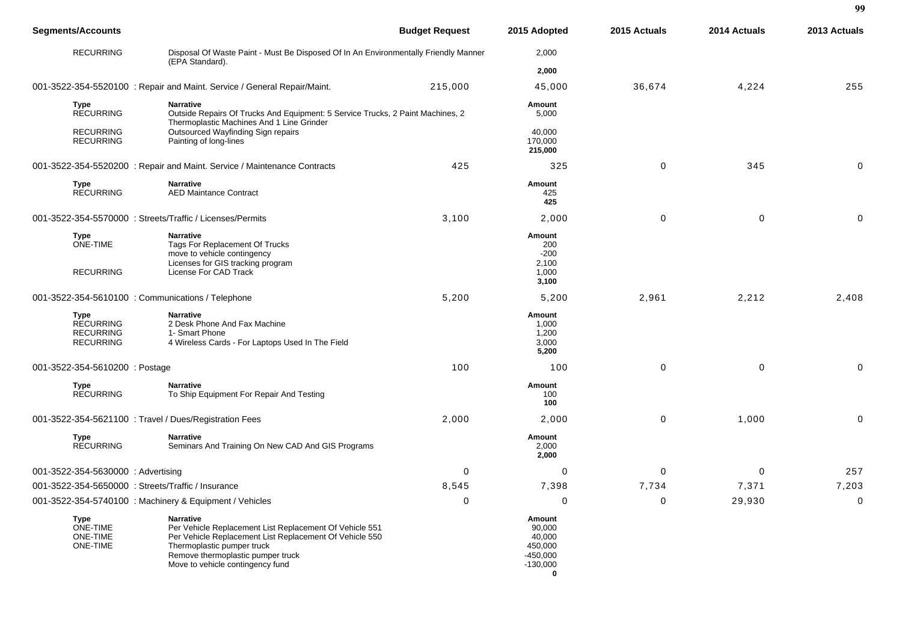| Segments/Accounts | | Budget Request | 2015 Adopted | 2015 Actuals | 2014 Actuals | 2013 Actuals |
|---|---|---|---|---|---|---|
| RECURRING | Disposal Of Waste Paint - Must Be Disposed Of In An Environmentally Friendly Manner (EPA Standard). | | 2,000 | | | |
| | | | **2,000** | | | |
| 001-3522-354-5520100 : Repair and Maint. Service / General Repair/Maint. | | 215,000 | 45,000 | 36,674 | 4,224 | 255 |
| **Type** | **Narrative** | | **Amount** | | | |
| RECURRING | Outside Repairs Of Trucks And Equipment: 5 Service Trucks, 2 Paint Machines, 2 Thermoplastic Machines And 1 Line Grinder | | 5,000 | | | |
| RECURRING | Outsourced Wayfinding Sign repairs | | 40,000 | | | |
| RECURRING | Painting of long-lines | | 170,000 | | | |
| | | | **215,000** | | | |
| 001-3522-354-5520200 : Repair and Maint. Service / Maintenance Contracts | | 425 | 325 | 0 | 345 | 0 |
| **Type** | **Narrative** | | **Amount** | | | |
| RECURRING | AED Maintance Contract | | 425 | | | |
| | | | **425** | | | |
| 001-3522-354-5570000 : Streets/Traffic / Licenses/Permits | | 3,100 | 2,000 | 0 | 0 | 0 |
| **Type** | **Narrative** | | **Amount** | | | |
| ONE-TIME | Tags For Replacement Of Trucks | | 200 | | | |
| | move to vehicle contingency | | -200 | | | |
| | Licenses for GIS tracking program | | 2,100 | | | |
| RECURRING | License For CAD Track | | 1,000 | | | |
| | | | **3,100** | | | |
| 001-3522-354-5610100 : Communications / Telephone | | 5,200 | 5,200 | 2,961 | 2,212 | 2,408 |
| **Type** | **Narrative** | | **Amount** | | | |
| RECURRING | 2 Desk Phone And Fax Machine | | 1,000 | | | |
| RECURRING | 1- Smart Phone | | 1,200 | | | |
| RECURRING | 4 Wireless Cards - For Laptops Used In The Field | | 3,000 | | | |
| | | | **5,200** | | | |
| 001-3522-354-5610200 : Postage | | 100 | 100 | 0 | 0 | 0 |
| **Type** | **Narrative** | | **Amount** | | | |
| RECURRING | To Ship Equipment For Repair And Testing | | 100 | | | |
| | | | **100** | | | |
| 001-3522-354-5621100 : Travel / Dues/Registration Fees | | 2,000 | 2,000 | 0 | 1,000 | 0 |
| **Type** | **Narrative** | | **Amount** | | | |
| RECURRING | Seminars And Training On New CAD And GIS Programs | | 2,000 | | | |
| | | | **2,000** | | | |
| 001-3522-354-5630000 : Advertising | | 0 | 0 | 0 | 0 | 257 |
| 001-3522-354-5650000 : Streets/Traffic / Insurance | | 8,545 | 7,398 | 7,734 | 7,371 | 7,203 |
| 001-3522-354-5740100 : Machinery & Equipment / Vehicles | | 0 | 0 | 0 | 29,930 | 0 |
| **Type** | **Narrative** | | **Amount** | | | |
| ONE-TIME | Per Vehicle Replacement List Replacement Of Vehicle 551 | | 90,000 | | | |
| ONE-TIME | Per Vehicle Replacement List Replacement Of Vehicle 550 | | 40,000 | | | |
| ONE-TIME | Thermoplastic pumper truck | | 450,000 | | | |
| | Remove thermoplastic pumper truck | | -450,000 | | | |
| | Move to vehicle contingency fund | | -130,000 | | | |
| | | | **0** | | | |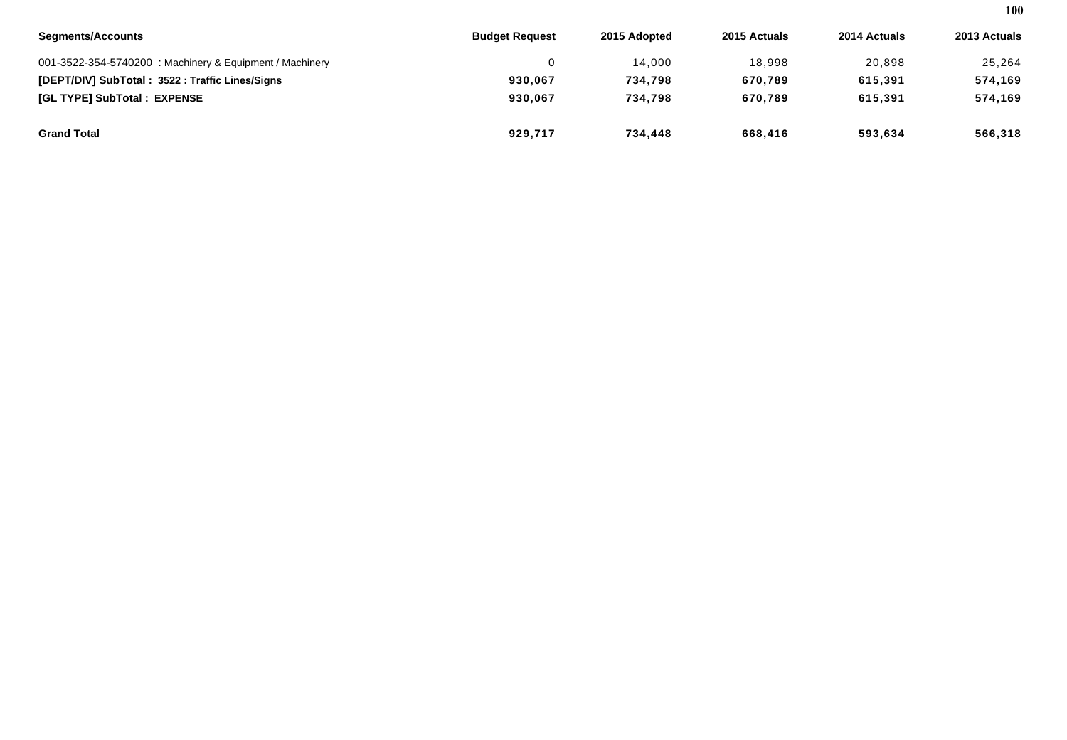| Segments/Accounts | Budget Request | 2015 Adopted | 2015 Actuals | 2014 Actuals | 2013 Actuals |
|---|---|---|---|---|---|
| 001-3522-354-5740200 : Machinery & Equipment / Machinery | 0 | 14,000 | 18,998 | 20,898 | 25,264 |
| **[DEPT/DIV] SubTotal : 3522 : Traffic Lines/Signs** | **930,067** | **734,798** | **670,789** | **615,391** | **574,169** |
| **[GL TYPE] SubTotal : EXPENSE** | **930,067** | **734,798** | **670,789** | **615,391** | **574,169** |
| **Grand Total** | **929,717** | **734,448** | **668,416** | **593,634** | **566,318** |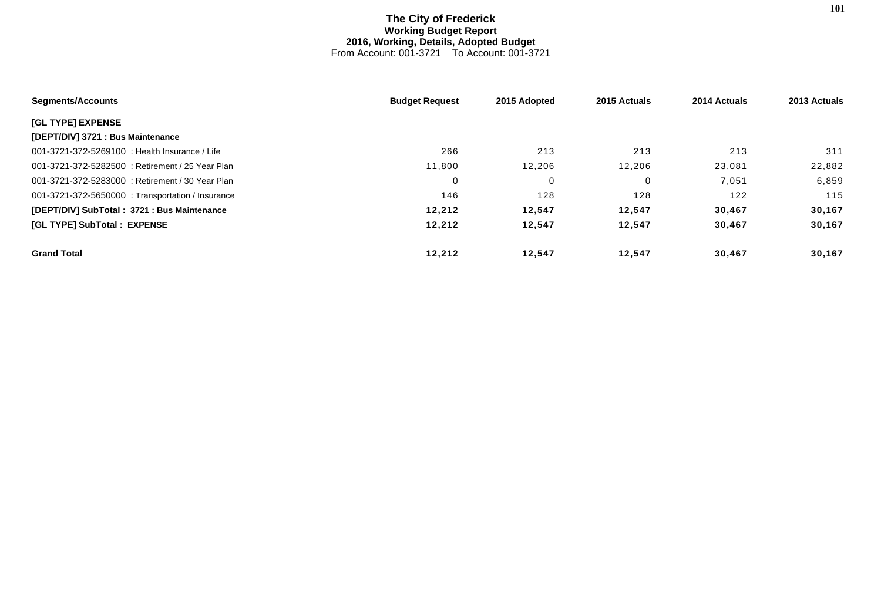# The City of Frederick
## Working Budget Report
### 2016, Working, Details, Adopted Budget
From Account: 001-3721 To Account: 001-3721

| Segments/Accounts | Budget Request | 2015 Adopted | 2015 Actuals | 2014 Actuals | 2013 Actuals |
|---|---|---|---|---|---|
| **[GL TYPE] EXPENSE** | | | | | |
| **[DEPT/DIV] 3721 : Bus Maintenance** | | | | | |
| 001-3721-372-5269100 : Health Insurance / Life | 266 | 213 | 213 | 213 | 311 |
| 001-3721-372-5282500 : Retirement / 25 Year Plan | 11,800 | 12,206 | 12,206 | 23,081 | 22,882 |
| 001-3721-372-5283000 : Retirement / 30 Year Plan | 0 | 0 | 0 | 7,051 | 6,859 |
| 001-3721-372-5650000 : Transportation / Insurance | 146 | 128 | 128 | 122 | 115 |
| **[DEPT/DIV] SubTotal : 3721 : Bus Maintenance** | **12,212** | **12,547** | **12,547** | **30,467** | **30,167** |
| **[GL TYPE] SubTotal : EXPENSE** | **12,212** | **12,547** | **12,547** | **30,467** | **30,167** |
| **Grand Total** | **12,212** | **12,547** | **12,547** | **30,467** | **30,167** |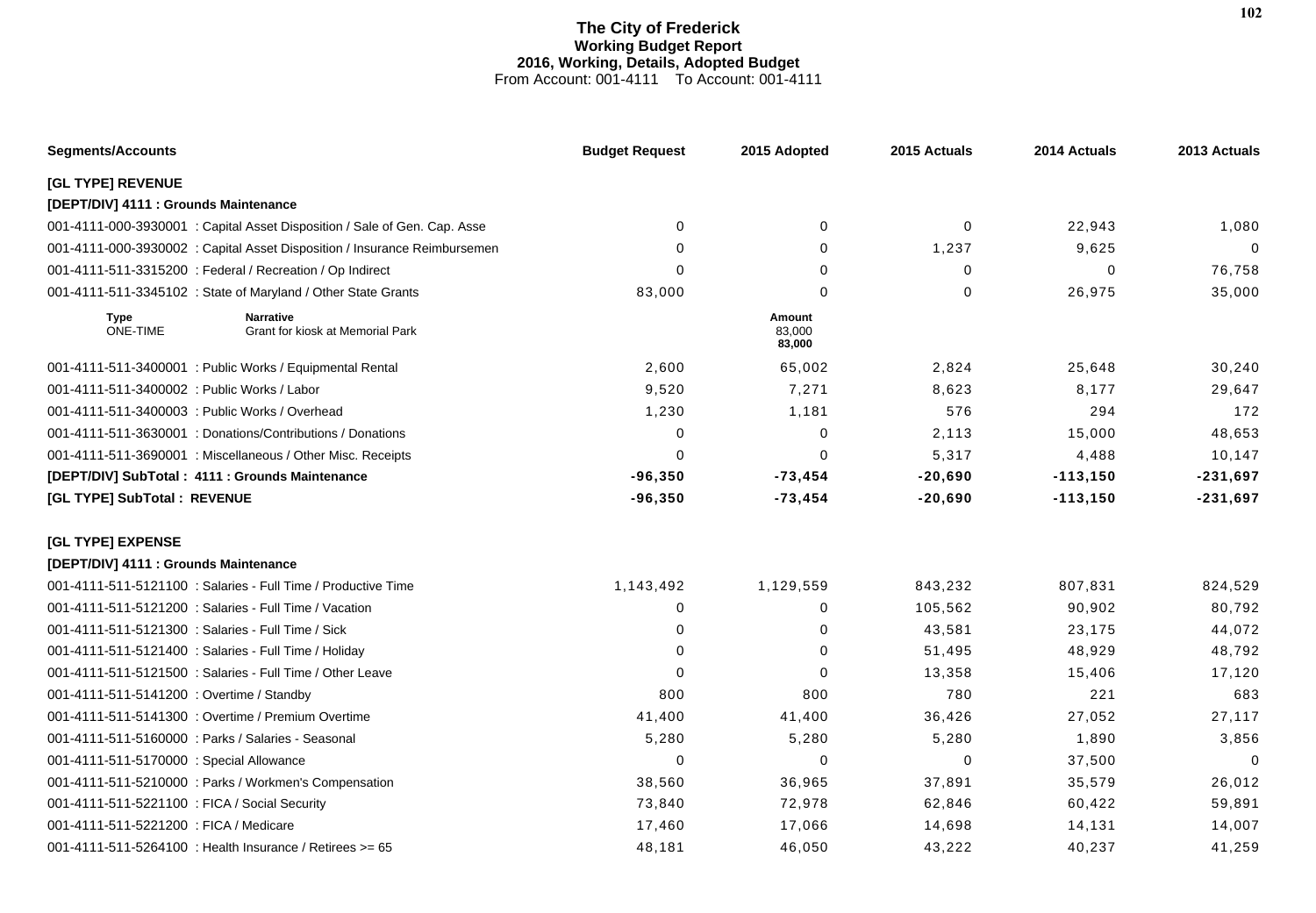# The City of Frederick
## Working Budget Report
## 2016, Working, Details, Adopted Budget
From Account: 001-4111 To Account: 001-4111

| Segments/Accounts | Budget Request | 2015 Adopted | 2015 Actuals | 2014 Actuals | 2013 Actuals |
|---|---|---|---|---|---|
| **[GL TYPE] REVENUE** | | | | | |
| **[DEPT/DIV] 4111 : Grounds Maintenance** | | | | | |
| 001-4111-000-3930001 : Capital Asset Disposition / Sale of Gen. Cap. Asse | 0 | 0 | 0 | 22,943 | 1,080 |
| 001-4111-000-3930002 : Capital Asset Disposition / Insurance Reimbursemen | 0 | 0 | 1,237 | 9,625 | 0 |
| 001-4111-511-3315200 : Federal / Recreation / Op Indirect | 0 | 0 | 0 | 0 | 76,758 |
| 001-4111-511-3345102 : State of Maryland / Other State Grants | 83,000 | 0 | 0 | 26,975 | 35,000 |
| Type: ONE-TIME — Narrative: Grant for kiosk at Memorial Park | | Amount: 83,000 / **83,000** | | | |
| 001-4111-511-3400001 : Public Works / Equipmental Rental | 2,600 | 65,002 | 2,824 | 25,648 | 30,240 |
| 001-4111-511-3400002 : Public Works / Labor | 9,520 | 7,271 | 8,623 | 8,177 | 29,647 |
| 001-4111-511-3400003 : Public Works / Overhead | 1,230 | 1,181 | 576 | 294 | 172 |
| 001-4111-511-3630001 : Donations/Contributions / Donations | 0 | 0 | 2,113 | 15,000 | 48,653 |
| 001-4111-511-3690001 : Miscellaneous / Other Misc. Receipts | 0 | 0 | 5,317 | 4,488 | 10,147 |
| **[DEPT/DIV] SubTotal : 4111 : Grounds Maintenance** | **-96,350** | **-73,454** | **-20,690** | **-113,150** | **-231,697** |
| **[GL TYPE] SubTotal : REVENUE** | **-96,350** | **-73,454** | **-20,690** | **-113,150** | **-231,697** |
| **[GL TYPE] EXPENSE** | | | | | |
| **[DEPT/DIV] 4111 : Grounds Maintenance** | | | | | |
| 001-4111-511-5121100 : Salaries - Full Time / Productive Time | 1,143,492 | 1,129,559 | 843,232 | 807,831 | 824,529 |
| 001-4111-511-5121200 : Salaries - Full Time / Vacation | 0 | 0 | 105,562 | 90,902 | 80,792 |
| 001-4111-511-5121300 : Salaries - Full Time / Sick | 0 | 0 | 43,581 | 23,175 | 44,072 |
| 001-4111-511-5121400 : Salaries - Full Time / Holiday | 0 | 0 | 51,495 | 48,929 | 48,792 |
| 001-4111-511-5121500 : Salaries - Full Time / Other Leave | 0 | 0 | 13,358 | 15,406 | 17,120 |
| 001-4111-511-5141200 : Overtime / Standby | 800 | 800 | 780 | 221 | 683 |
| 001-4111-511-5141300 : Overtime / Premium Overtime | 41,400 | 41,400 | 36,426 | 27,052 | 27,117 |
| 001-4111-511-5160000 : Parks / Salaries - Seasonal | 5,280 | 5,280 | 5,280 | 1,890 | 3,856 |
| 001-4111-511-5170000 : Special Allowance | 0 | 0 | 0 | 37,500 | 0 |
| 001-4111-511-5210000 : Parks / Workmen's Compensation | 38,560 | 36,965 | 37,891 | 35,579 | 26,012 |
| 001-4111-511-5221100 : FICA / Social Security | 73,840 | 72,978 | 62,846 | 60,422 | 59,891 |
| 001-4111-511-5221200 : FICA / Medicare | 17,460 | 17,066 | 14,698 | 14,131 | 14,007 |
| 001-4111-511-5264100 : Health Insurance / Retirees >= 65 | 48,181 | 46,050 | 43,222 | 40,237 | 41,259 |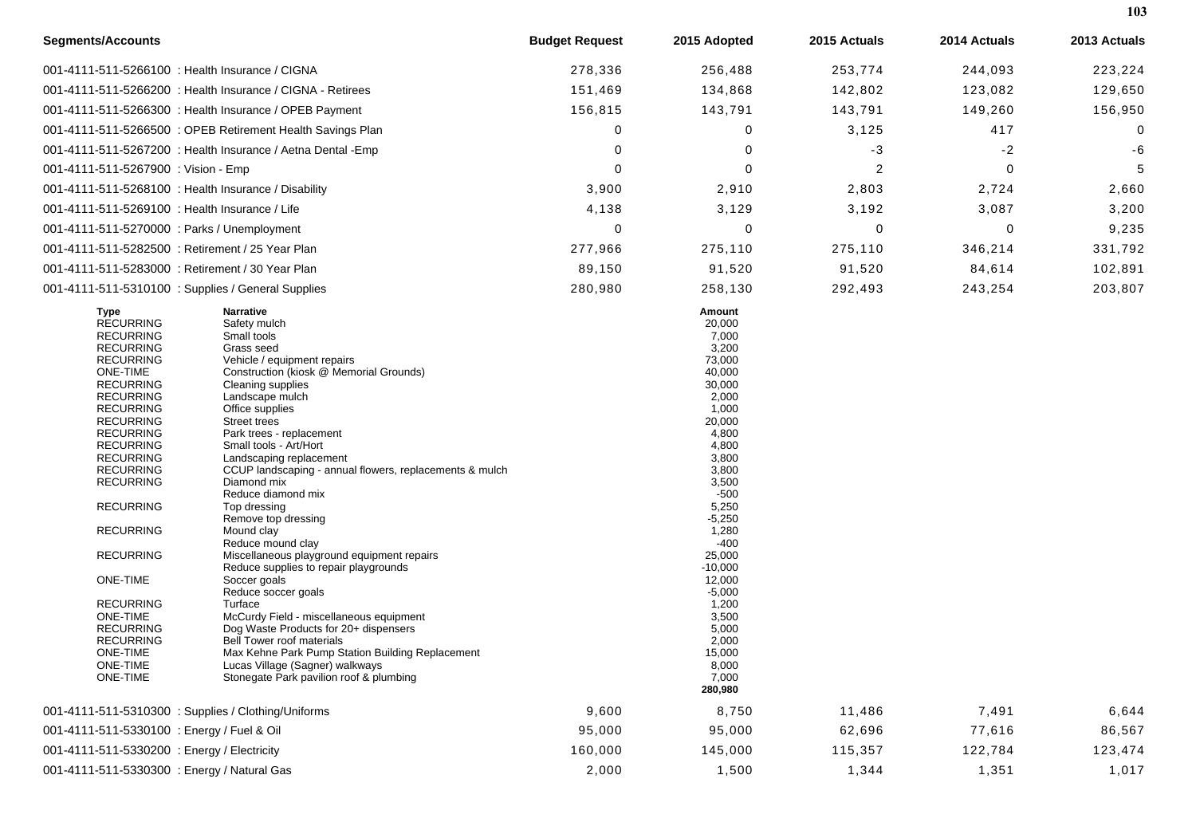| Segments/Accounts | Budget Request | 2015 Adopted | 2015 Actuals | 2014 Actuals | 2013 Actuals |
|---|---|---|---|---|---|
| 001-4111-511-5266100 : Health Insurance / CIGNA | 278,336 | 256,488 | 253,774 | 244,093 | 223,224 |
| 001-4111-511-5266200 : Health Insurance / CIGNA - Retirees | 151,469 | 134,868 | 142,802 | 123,082 | 129,650 |
| 001-4111-511-5266300 : Health Insurance / OPEB Payment | 156,815 | 143,791 | 143,791 | 149,260 | 156,950 |
| 001-4111-511-5266500 : OPEB Retirement Health Savings Plan | 0 | 0 | 3,125 | 417 | 0 |
| 001-4111-511-5267200 : Health Insurance / Aetna Dental -Emp | 0 | 0 | -3 | -2 | -6 |
| 001-4111-511-5267900 : Vision - Emp | 0 | 0 | 2 | 0 | 5 |
| 001-4111-511-5268100 : Health Insurance / Disability | 3,900 | 2,910 | 2,803 | 2,724 | 2,660 |
| 001-4111-511-5269100 : Health Insurance / Life | 4,138 | 3,129 | 3,192 | 3,087 | 3,200 |
| 001-4111-511-5270000 : Parks / Unemployment | 0 | 0 | 0 | 0 | 9,235 |
| 001-4111-511-5282500 : Retirement / 25 Year Plan | 277,966 | 275,110 | 275,110 | 346,214 | 331,792 |
| 001-4111-511-5283000 : Retirement / 30 Year Plan | 89,150 | 91,520 | 91,520 | 84,614 | 102,891 |
| 001-4111-511-5310100 : Supplies / General Supplies | 280,980 | 258,130 | 292,493 | 243,254 | 203,807 |

| Type | Narrative | Amount |
|---|---|---|
| RECURRING | Safety mulch | 20,000 |
| RECURRING | Small tools | 7,000 |
| RECURRING | Grass seed | 3,200 |
| RECURRING | Vehicle / equipment repairs | 73,000 |
| ONE-TIME | Construction (kiosk @ Memorial Grounds) | 40,000 |
| RECURRING | Cleaning supplies | 30,000 |
| RECURRING | Landscape mulch | 2,000 |
| RECURRING | Office supplies | 1,000 |
| RECURRING | Street trees | 20,000 |
| RECURRING | Park trees - replacement | 4,800 |
| RECURRING | Small tools - Art/Hort | 4,800 |
| RECURRING | Landscaping replacement | 3,800 |
| RECURRING | CCUP landscaping - annual flowers, replacements & mulch | 3,800 |
| RECURRING | Diamond mix | 3,500 |
| | Reduce diamond mix | -500 |
| RECURRING | Top dressing | 5,250 |
| | Remove top dressing | -5,250 |
| RECURRING | Mound clay | 1,280 |
| | Reduce mound clay | -400 |
| RECURRING | Miscellaneous playground equipment repairs | 25,000 |
| | Reduce supplies to repair playgrounds | -10,000 |
| ONE-TIME | Soccer goals | 12,000 |
| | Reduce soccer goals | -5,000 |
| RECURRING | Turface | 1,200 |
| ONE-TIME | McCurdy Field - miscellaneous equipment | 3,500 |
| RECURRING | Dog Waste Products for 20+ dispensers | 5,000 |
| RECURRING | Bell Tower roof materials | 2,000 |
| ONE-TIME | Max Kehne Park Pump Station Building Replacement | 15,000 |
| ONE-TIME | Lucas Village (Sagner) walkways | 8,000 |
| ONE-TIME | Stonegate Park pavilion roof & plumbing | 7,000 |
| | | **280,980** |

| Segments/Accounts | Budget Request | 2015 Adopted | 2015 Actuals | 2014 Actuals | 2013 Actuals |
|---|---|---|---|---|---|
| 001-4111-511-5310300 : Supplies / Clothing/Uniforms | 9,600 | 8,750 | 11,486 | 7,491 | 6,644 |
| 001-4111-511-5330100 : Energy / Fuel & Oil | 95,000 | 95,000 | 62,696 | 77,616 | 86,567 |
| 001-4111-511-5330200 : Energy / Electricity | 160,000 | 145,000 | 115,357 | 122,784 | 123,474 |
| 001-4111-511-5330300 : Energy / Natural Gas | 2,000 | 1,500 | 1,344 | 1,351 | 1,017 |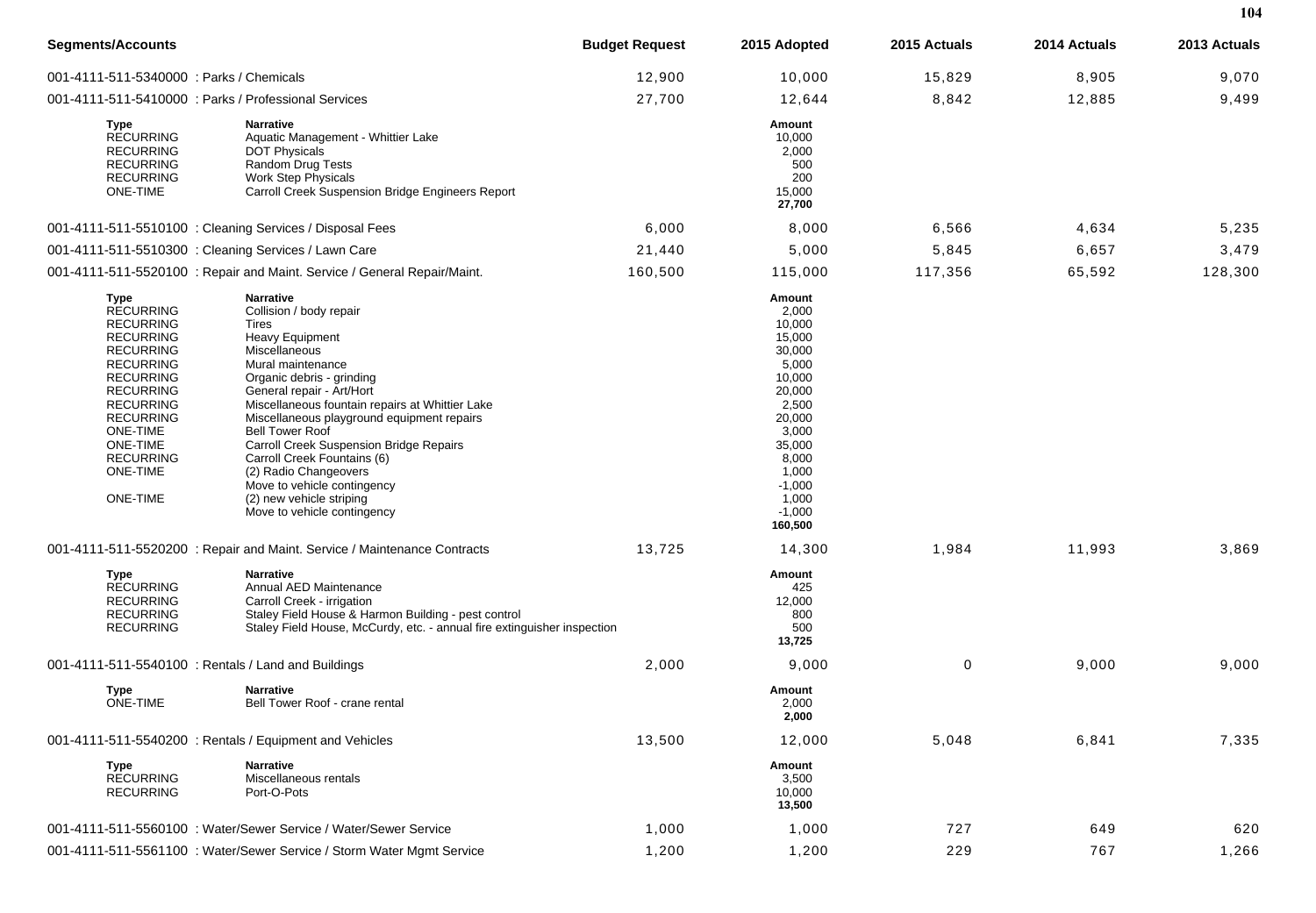| Segments/Accounts | Budget Request | 2015 Adopted | 2015 Actuals | 2014 Actuals | 2013 Actuals |
|---|---|---|---|---|---|
| 001-4111-511-5340000 : Parks / Chemicals | 12,900 | 10,000 | 15,829 | 8,905 | 9,070 |
| 001-4111-511-5410000 : Parks / Professional Services | 27,700 | 12,644 | 8,842 | 12,885 | 9,499 |

| Type | Narrative | Amount |
|---|---|---|
| RECURRING | Aquatic Management - Whittier Lake | 10,000 |
| RECURRING | DOT Physicals | 2,000 |
| RECURRING | Random Drug Tests | 500 |
| RECURRING | Work Step Physicals | 200 |
| ONE-TIME | Carroll Creek Suspension Bridge Engineers Report | 15,000 |
| | | **27,700** |

| Segments/Accounts | Budget Request | 2015 Adopted | 2015 Actuals | 2014 Actuals | 2013 Actuals |
|---|---|---|---|---|---|
| 001-4111-511-5510100 : Cleaning Services / Disposal Fees | 6,000 | 8,000 | 6,566 | 4,634 | 5,235 |
| 001-4111-511-5510300 : Cleaning Services / Lawn Care | 21,440 | 5,000 | 5,845 | 6,657 | 3,479 |
| 001-4111-511-5520100 : Repair and Maint. Service / General Repair/Maint. | 160,500 | 115,000 | 117,356 | 65,592 | 128,300 |

| Type | Narrative | Amount |
|---|---|---|
| RECURRING | Collision / body repair | 2,000 |
| RECURRING | Tires | 10,000 |
| RECURRING | Heavy Equipment | 15,000 |
| RECURRING | Miscellaneous | 30,000 |
| RECURRING | Mural maintenance | 5,000 |
| RECURRING | Organic debris - grinding | 10,000 |
| RECURRING | General repair - Art/Hort | 20,000 |
| RECURRING | Miscellaneous fountain repairs at Whittier Lake | 2,500 |
| RECURRING | Miscellaneous playground equipment repairs | 20,000 |
| ONE-TIME | Bell Tower Roof | 3,000 |
| ONE-TIME | Carroll Creek Suspension Bridge Repairs | 35,000 |
| RECURRING | Carroll Creek Fountains (6) | 8,000 |
| ONE-TIME | (2) Radio Changeovers | 1,000 |
| | Move to vehicle contingency | -1,000 |
| ONE-TIME | (2) new vehicle striping | 1,000 |
| | Move to vehicle contingency | -1,000 |
| | | **160,500** |

| Segments/Accounts | Budget Request | 2015 Adopted | 2015 Actuals | 2014 Actuals | 2013 Actuals |
|---|---|---|---|---|---|
| 001-4111-511-5520200 : Repair and Maint. Service / Maintenance Contracts | 13,725 | 14,300 | 1,984 | 11,993 | 3,869 |

| Type | Narrative | Amount |
|---|---|---|
| RECURRING | Annual AED Maintenance | 425 |
| RECURRING | Carroll Creek - irrigation | 12,000 |
| RECURRING | Staley Field House & Harmon Building - pest control | 800 |
| RECURRING | Staley Field House, McCurdy, etc. - annual fire extinguisher inspection | 500 |
| | | **13,725** |

| Segments/Accounts | Budget Request | 2015 Adopted | 2015 Actuals | 2014 Actuals | 2013 Actuals |
|---|---|---|---|---|---|
| 001-4111-511-5540100 : Rentals / Land and Buildings | 2,000 | 9,000 | 0 | 9,000 | 9,000 |

| Type | Narrative | Amount |
|---|---|---|
| ONE-TIME | Bell Tower Roof - crane rental | 2,000 |
| | | **2,000** |

| Segments/Accounts | Budget Request | 2015 Adopted | 2015 Actuals | 2014 Actuals | 2013 Actuals |
|---|---|---|---|---|---|
| 001-4111-511-5540200 : Rentals / Equipment and Vehicles | 13,500 | 12,000 | 5,048 | 6,841 | 7,335 |

| Type | Narrative | Amount |
|---|---|---|
| RECURRING | Miscellaneous rentals | 3,500 |
| RECURRING | Port-O-Pots | 10,000 |
| | | **13,500** |

| Segments/Accounts | Budget Request | 2015 Adopted | 2015 Actuals | 2014 Actuals | 2013 Actuals |
|---|---|---|---|---|---|
| 001-4111-511-5560100 : Water/Sewer Service / Water/Sewer Service | 1,000 | 1,000 | 727 | 649 | 620 |
| 001-4111-511-5561100 : Water/Sewer Service / Storm Water Mgmt Service | 1,200 | 1,200 | 229 | 767 | 1,266 |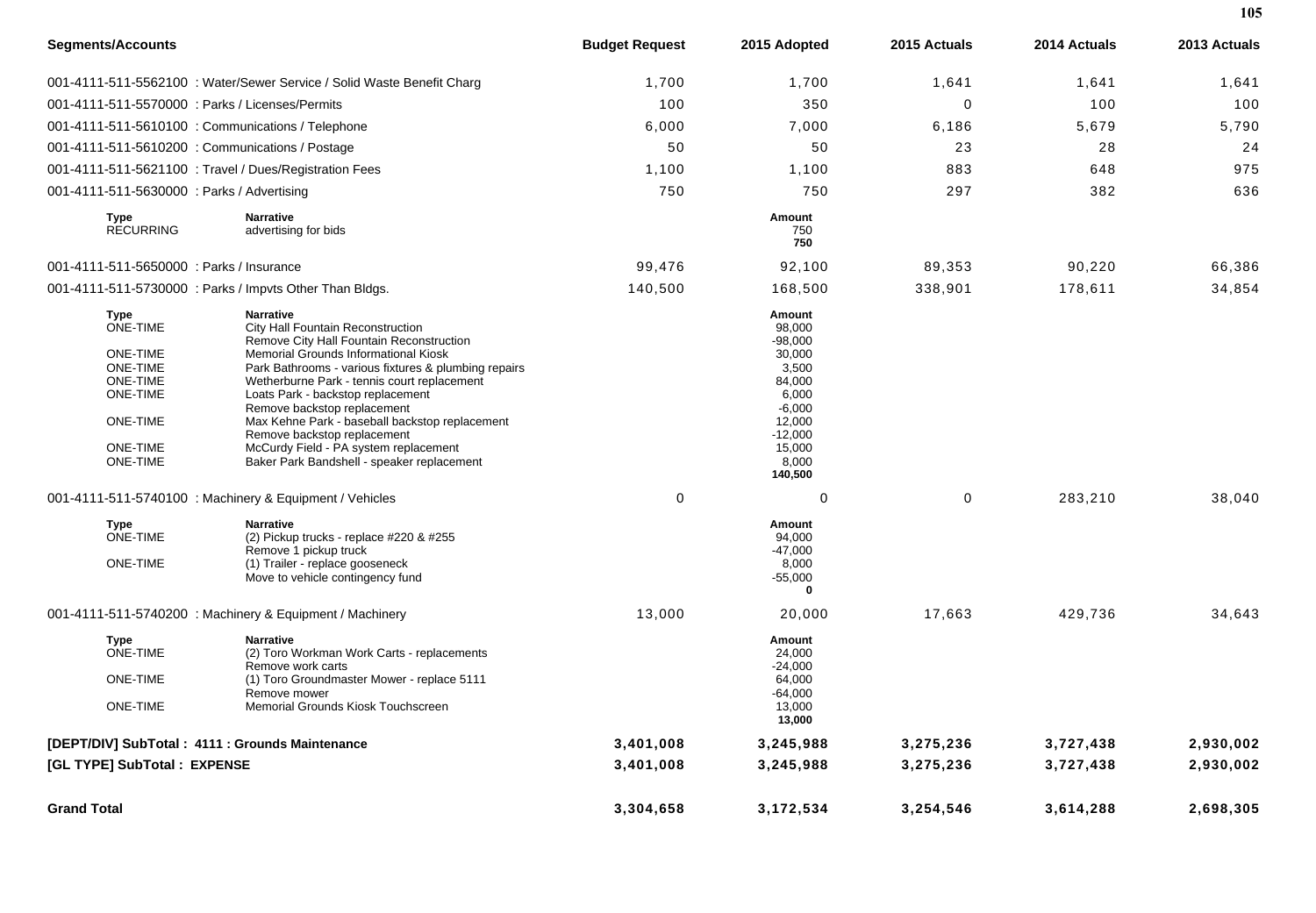| Segments/Accounts | | Budget Request | 2015 Adopted | 2015 Actuals | 2014 Actuals | 2013 Actuals |
|---|---|---|---|---|---|---|
| 001-4111-511-5562100 : Water/Sewer Service / Solid Waste Benefit Charg | | 1,700 | 1,700 | 1,641 | 1,641 | 1,641 |
| 001-4111-511-5570000 : Parks / Licenses/Permits | | 100 | 350 | 0 | 100 | 100 |
| 001-4111-511-5610100 : Communications / Telephone | | 6,000 | 7,000 | 6,186 | 5,679 | 5,790 |
| 001-4111-511-5610200 : Communications / Postage | | 50 | 50 | 23 | 28 | 24 |
| 001-4111-511-5621100 : Travel / Dues/Registration Fees | | 1,100 | 1,100 | 883 | 648 | 975 |
| 001-4111-511-5630000 : Parks / Advertising | | 750 | 750 | 297 | 382 | 636 |
| **Type** | **Narrative** | | **Amount** | | | |
| RECURRING | advertising for bids | | 750 | | | |
| | | | **750** | | | |
| 001-4111-511-5650000 : Parks / Insurance | | 99,476 | 92,100 | 89,353 | 90,220 | 66,386 |
| 001-4111-511-5730000 : Parks / Impvts Other Than Bldgs. | | 140,500 | 168,500 | 338,901 | 178,611 | 34,854 |
| **Type** | **Narrative** | | **Amount** | | | |
| ONE-TIME | City Hall Fountain Reconstruction | | 98,000 | | | |
| | Remove City Hall Fountain Reconstruction | | -98,000 | | | |
| ONE-TIME | Memorial Grounds Informational Kiosk | | 30,000 | | | |
| ONE-TIME | Park Bathrooms - various fixtures & plumbing repairs | | 3,500 | | | |
| ONE-TIME | Wetherburne Park - tennis court replacement | | 84,000 | | | |
| ONE-TIME | Loats Park - backstop replacement | | 6,000 | | | |
| | Remove backstop replacement | | -6,000 | | | |
| ONE-TIME | Max Kehne Park - baseball backstop replacement | | 12,000 | | | |
| | Remove backstop replacement | | -12,000 | | | |
| ONE-TIME | McCurdy Field - PA system replacement | | 15,000 | | | |
| ONE-TIME | Baker Park Bandshell - speaker replacement | | 8,000 | | | |
| | | | **140,500** | | | |
| 001-4111-511-5740100 : Machinery & Equipment / Vehicles | | 0 | 0 | 0 | 283,210 | 38,040 |
| **Type** | **Narrative** | | **Amount** | | | |
| ONE-TIME | (2) Pickup trucks - replace #220 & #255 | | 94,000 | | | |
| | Remove 1 pickup truck | | -47,000 | | | |
| ONE-TIME | (1) Trailer - replace gooseneck | | 8,000 | | | |
| | Move to vehicle contingency fund | | -55,000 | | | |
| | | | **0** | | | |
| 001-4111-511-5740200 : Machinery & Equipment / Machinery | | 13,000 | 20,000 | 17,663 | 429,736 | 34,643 |
| **Type** | **Narrative** | | **Amount** | | | |
| ONE-TIME | (2) Toro Workman Work Carts - replacements | | 24,000 | | | |
| | Remove work carts | | -24,000 | | | |
| ONE-TIME | (1) Toro Groundmaster Mower - replace 5111 | | 64,000 | | | |
| | Remove mower | | -64,000 | | | |
| ONE-TIME | Memorial Grounds Kiosk Touchscreen | | 13,000 | | | |
| | | | **13,000** | | | |
| **[DEPT/DIV] SubTotal : 4111 : Grounds Maintenance** | | **3,401,008** | **3,245,988** | **3,275,236** | **3,727,438** | **2,930,002** |
| **[GL TYPE] SubTotal : EXPENSE** | | **3,401,008** | **3,245,988** | **3,275,236** | **3,727,438** | **2,930,002** |
| **Grand Total** | | **3,304,658** | **3,172,534** | **3,254,546** | **3,614,288** | **2,698,305** |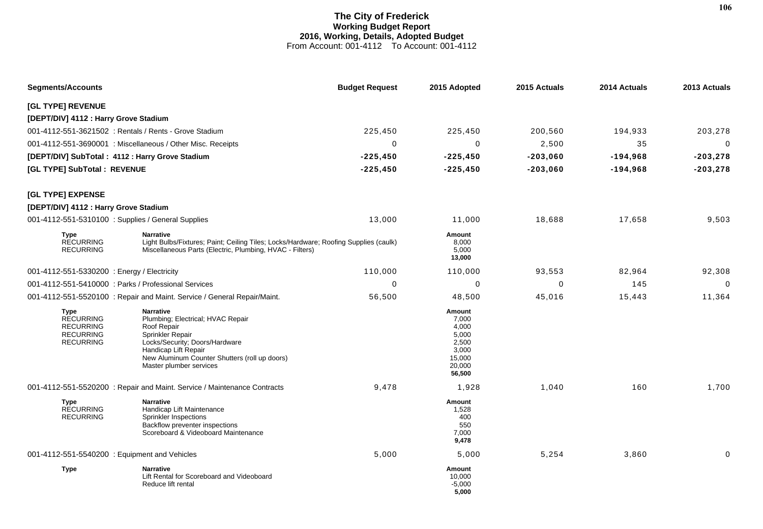# The City of Frederick
## Working Budget Report
### 2016, Working, Details, Adopted Budget
From Account: 001-4112 To Account: 001-4112

| Segments/Accounts | Budget Request | 2015 Adopted | 2015 Actuals | 2014 Actuals | 2013 Actuals |
|---|---|---|---|---|---|
| **[GL TYPE] REVENUE** | | | | | |
| **[DEPT/DIV] 4112 : Harry Grove Stadium** | | | | | |
| 001-4112-551-3621502 : Rentals / Rents - Grove Stadium | 225,450 | 225,450 | 200,560 | 194,933 | 203,278 |
| 001-4112-551-3690001 : Miscellaneous / Other Misc. Receipts | 0 | 0 | 2,500 | 35 | 0 |
| **[DEPT/DIV] SubTotal : 4112 : Harry Grove Stadium** | **-225,450** | **-225,450** | **-203,060** | **-194,968** | **-203,278** |
| **[GL TYPE] SubTotal : REVENUE** | **-225,450** | **-225,450** | **-203,060** | **-194,968** | **-203,278** |
| **[GL TYPE] EXPENSE** | | | | | |
| **[DEPT/DIV] 4112 : Harry Grove Stadium** | | | | | |
| 001-4112-551-5310100 : Supplies / General Supplies | 13,000 | 11,000 | 18,688 | 17,658 | 9,503 |

| Type | Narrative | Amount |
|---|---|---|
| RECURRING | Light Bulbs/Fixtures; Paint; Ceiling Tiles; Locks/Hardware; Roofing Supplies (caulk) | 8,000 |
| RECURRING | Miscellaneous Parts (Electric, Plumbing, HVAC - Filters) | 5,000 |
| | | **13,000** |

| Segments/Accounts | Budget Request | 2015 Adopted | 2015 Actuals | 2014 Actuals | 2013 Actuals |
|---|---|---|---|---|---|
| 001-4112-551-5330200 : Energy / Electricity | 110,000 | 110,000 | 93,553 | 82,964 | 92,308 |
| 001-4112-551-5410000 : Parks / Professional Services | 0 | 0 | 0 | 145 | 0 |
| 001-4112-551-5520100 : Repair and Maint. Service / General Repair/Maint. | 56,500 | 48,500 | 45,016 | 15,443 | 11,364 |

| Type | Narrative | Amount |
|---|---|---|
| RECURRING | Plumbing; Electrical; HVAC Repair | 7,000 |
| RECURRING | Roof Repair | 4,000 |
| RECURRING | Sprinkler Repair | 5,000 |
| RECURRING | Locks/Security; Doors/Hardware | 2,500 |
| | Handicap Lift Repair | 3,000 |
| | New Aluminum Counter Shutters (roll up doors) | 15,000 |
| | Master plumber services | 20,000 |
| | | **56,500** |

| Segments/Accounts | Budget Request | 2015 Adopted | 2015 Actuals | 2014 Actuals | 2013 Actuals |
|---|---|---|---|---|---|
| 001-4112-551-5520200 : Repair and Maint. Service / Maintenance Contracts | 9,478 | 1,928 | 1,040 | 160 | 1,700 |

| Type | Narrative | Amount |
|---|---|---|
| RECURRING | Handicap Lift Maintenance | 1,528 |
| RECURRING | Sprinkler Inspections | 400 |
| | Backflow preventer inspections | 550 |
| | Scoreboard & Videoboard Maintenance | 7,000 |
| | | **9,478** |

| Segments/Accounts | Budget Request | 2015 Adopted | 2015 Actuals | 2014 Actuals | 2013 Actuals |
|---|---|---|---|---|---|
| 001-4112-551-5540200 : Equipment and Vehicles | 5,000 | 5,000 | 5,254 | 3,860 | 0 |

| Type | Narrative | Amount |
|---|---|---|
| | Lift Rental for Scoreboard and Videoboard | 10,000 |
| | Reduce lift rental | -5,000 |
| | | **5,000** |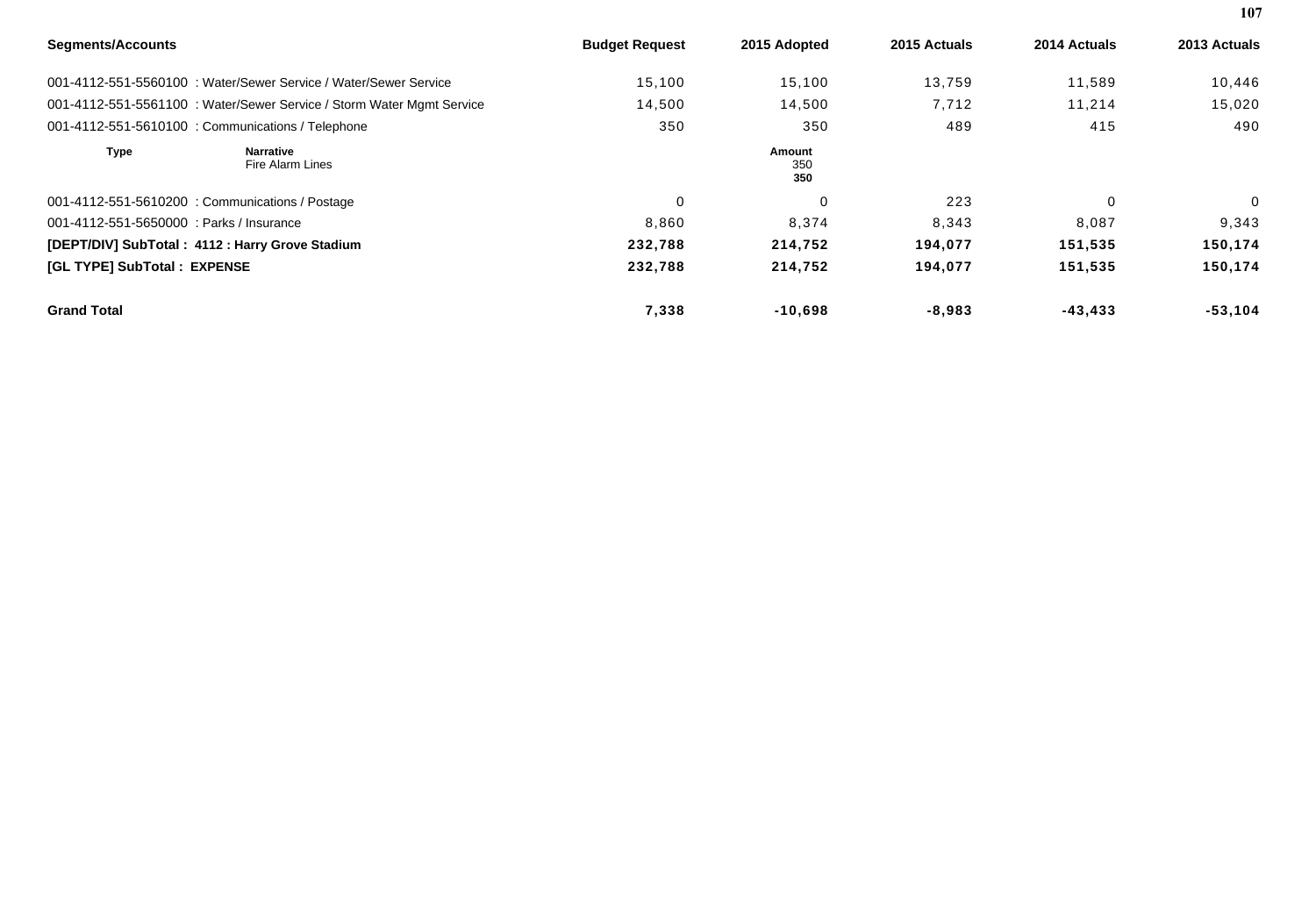| Segments/Accounts | Budget Request | 2015 Adopted | 2015 Actuals | 2014 Actuals | 2013 Actuals |
|---|---|---|---|---|---|
| 001-4112-551-5560100 : Water/Sewer Service / Water/Sewer Service | 15,100 | 15,100 | 13,759 | 11,589 | 10,446 |
| 001-4112-551-5561100 : Water/Sewer Service / Storm Water Mgmt Service | 14,500 | 14,500 | 7,712 | 11,214 | 15,020 |
| 001-4112-551-5610100 : Communications / Telephone | 350 | 350 | 489 | 415 | 490 |

| Type | Narrative | Amount |
|---|---|---|
| | Fire Alarm Lines | 350 |
| | | **350** |

| Segments/Accounts | Budget Request | 2015 Adopted | 2015 Actuals | 2014 Actuals | 2013 Actuals |
|---|---|---|---|---|---|
| 001-4112-551-5610200 : Communications / Postage | 0 | 0 | 223 | 0 | 0 |
| 001-4112-551-5650000 : Parks / Insurance | 8,860 | 8,374 | 8,343 | 8,087 | 9,343 |
| **[DEPT/DIV] SubTotal : 4112 : Harry Grove Stadium** | **232,788** | **214,752** | **194,077** | **151,535** | **150,174** |
| **[GL TYPE] SubTotal : EXPENSE** | **232,788** | **214,752** | **194,077** | **151,535** | **150,174** |
| **Grand Total** | **7,338** | **-10,698** | **-8,983** | **-43,433** | **-53,104** |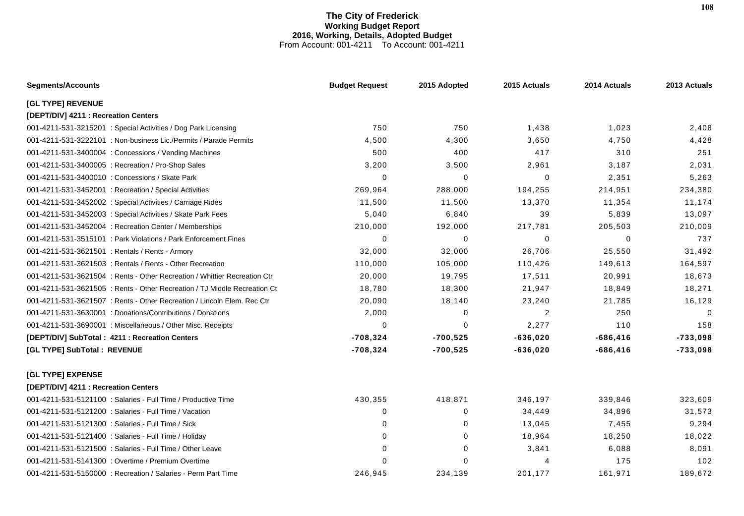# The City of Frederick
## Working Budget Report
## 2016, Working, Details, Adopted Budget
From Account: 001-4211 To Account: 001-4211

| Segments/Accounts | Budget Request | 2015 Adopted | 2015 Actuals | 2014 Actuals | 2013 Actuals |
|---|---|---|---|---|---|
| **[GL TYPE] REVENUE** | | | | | |
| **[DEPT/DIV] 4211 : Recreation Centers** | | | | | |
| 001-4211-531-3215201 : Special Activities / Dog Park Licensing | 750 | 750 | 1,438 | 1,023 | 2,408 |
| 001-4211-531-3222101 : Non-business Lic./Permits / Parade Permits | 4,500 | 4,300 | 3,650 | 4,750 | 4,428 |
| 001-4211-531-3400004 : Concessions / Vending Machines | 500 | 400 | 417 | 310 | 251 |
| 001-4211-531-3400005 : Recreation / Pro-Shop Sales | 3,200 | 3,500 | 2,961 | 3,187 | 2,031 |
| 001-4211-531-3400010 : Concessions / Skate Park | 0 | 0 | 0 | 2,351 | 5,263 |
| 001-4211-531-3452001 : Recreation / Special Activities | 269,964 | 288,000 | 194,255 | 214,951 | 234,380 |
| 001-4211-531-3452002 : Special Activities / Carriage Rides | 11,500 | 11,500 | 13,370 | 11,354 | 11,174 |
| 001-4211-531-3452003 : Special Activities / Skate Park Fees | 5,040 | 6,840 | 39 | 5,839 | 13,097 |
| 001-4211-531-3452004 : Recreation Center / Memberships | 210,000 | 192,000 | 217,781 | 205,503 | 210,009 |
| 001-4211-531-3515101 : Park Violations / Park Enforcement Fines | 0 | 0 | 0 | 0 | 737 |
| 001-4211-531-3621501 : Rentals / Rents - Armory | 32,000 | 32,000 | 26,706 | 25,550 | 31,492 |
| 001-4211-531-3621503 : Rentals / Rents - Other Recreation | 110,000 | 105,000 | 110,426 | 149,613 | 164,597 |
| 001-4211-531-3621504 : Rents - Other Recreation / Whittier Recreation Ctr | 20,000 | 19,795 | 17,511 | 20,991 | 18,673 |
| 001-4211-531-3621505 : Rents - Other Recreation / TJ Middle Recreation Ct | 18,780 | 18,300 | 21,947 | 18,849 | 18,271 |
| 001-4211-531-3621507 : Rents - Other Recreation / Lincoln Elem. Rec Ctr | 20,090 | 18,140 | 23,240 | 21,785 | 16,129 |
| 001-4211-531-3630001 : Donations/Contributions / Donations | 2,000 | 0 | 2 | 250 | 0 |
| 001-4211-531-3690001 : Miscellaneous / Other Misc. Receipts | 0 | 0 | 2,277 | 110 | 158 |
| **[DEPT/DIV] SubTotal : 4211 : Recreation Centers** | **-708,324** | **-700,525** | **-636,020** | **-686,416** | **-733,098** |
| **[GL TYPE] SubTotal : REVENUE** | **-708,324** | **-700,525** | **-636,020** | **-686,416** | **-733,098** |
| **[GL TYPE] EXPENSE** | | | | | |
| **[DEPT/DIV] 4211 : Recreation Centers** | | | | | |
| 001-4211-531-5121100 : Salaries - Full Time / Productive Time | 430,355 | 418,871 | 346,197 | 339,846 | 323,609 |
| 001-4211-531-5121200 : Salaries - Full Time / Vacation | 0 | 0 | 34,449 | 34,896 | 31,573 |
| 001-4211-531-5121300 : Salaries - Full Time / Sick | 0 | 0 | 13,045 | 7,455 | 9,294 |
| 001-4211-531-5121400 : Salaries - Full Time / Holiday | 0 | 0 | 18,964 | 18,250 | 18,022 |
| 001-4211-531-5121500 : Salaries - Full Time / Other Leave | 0 | 0 | 3,841 | 6,088 | 8,091 |
| 001-4211-531-5141300 : Overtime / Premium Overtime | 0 | 0 | 4 | 175 | 102 |
| 001-4211-531-5150000 : Recreation / Salaries - Perm Part Time | 246,945 | 234,139 | 201,177 | 161,971 | 189,672 |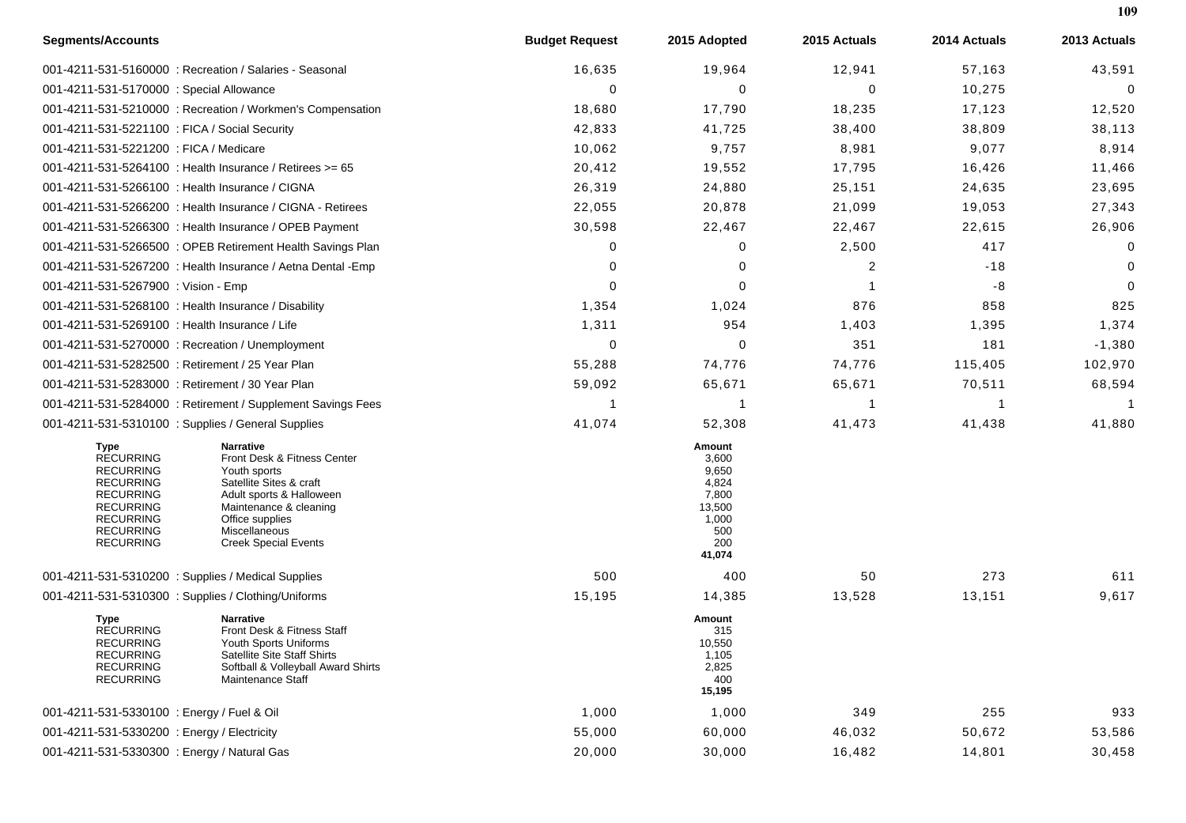| Segments/Accounts | Budget Request | 2015 Adopted | 2015 Actuals | 2014 Actuals | 2013 Actuals |
|---|---|---|---|---|---|
| 001-4211-531-5160000 : Recreation / Salaries - Seasonal | 16,635 | 19,964 | 12,941 | 57,163 | 43,591 |
| 001-4211-531-5170000 : Special Allowance | 0 | 0 | 0 | 10,275 | 0 |
| 001-4211-531-5210000 : Recreation / Workmen's Compensation | 18,680 | 17,790 | 18,235 | 17,123 | 12,520 |
| 001-4211-531-5221100 : FICA / Social Security | 42,833 | 41,725 | 38,400 | 38,809 | 38,113 |
| 001-4211-531-5221200 : FICA / Medicare | 10,062 | 9,757 | 8,981 | 9,077 | 8,914 |
| 001-4211-531-5264100 : Health Insurance / Retirees >= 65 | 20,412 | 19,552 | 17,795 | 16,426 | 11,466 |
| 001-4211-531-5266100 : Health Insurance / CIGNA | 26,319 | 24,880 | 25,151 | 24,635 | 23,695 |
| 001-4211-531-5266200 : Health Insurance / CIGNA - Retirees | 22,055 | 20,878 | 21,099 | 19,053 | 27,343 |
| 001-4211-531-5266300 : Health Insurance / OPEB Payment | 30,598 | 22,467 | 22,467 | 22,615 | 26,906 |
| 001-4211-531-5266500 : OPEB Retirement Health Savings Plan | 0 | 0 | 2,500 | 417 | 0 |
| 001-4211-531-5267200 : Health Insurance / Aetna Dental -Emp | 0 | 0 | 2 | -18 | 0 |
| 001-4211-531-5267900 : Vision - Emp | 0 | 0 | 1 | -8 | 0 |
| 001-4211-531-5268100 : Health Insurance / Disability | 1,354 | 1,024 | 876 | 858 | 825 |
| 001-4211-531-5269100 : Health Insurance / Life | 1,311 | 954 | 1,403 | 1,395 | 1,374 |
| 001-4211-531-5270000 : Recreation / Unemployment | 0 | 0 | 351 | 181 | -1,380 |
| 001-4211-531-5282500 : Retirement / 25 Year Plan | 55,288 | 74,776 | 74,776 | 115,405 | 102,970 |
| 001-4211-531-5283000 : Retirement / 30 Year Plan | 59,092 | 65,671 | 65,671 | 70,511 | 68,594 |
| 001-4211-531-5284000 : Retirement / Supplement Savings Fees | 1 | 1 | 1 | 1 | 1 |
| 001-4211-531-5310100 : Supplies / General Supplies | 41,074 | 52,308 | 41,473 | 41,438 | 41,880 |

| Type | Narrative | Amount |
|---|---|---|
| RECURRING | Front Desk & Fitness Center | 3,600 |
| RECURRING | Youth sports | 9,650 |
| RECURRING | Satellite Sites & craft | 4,824 |
| RECURRING | Adult sports & Halloween | 7,800 |
| RECURRING | Maintenance & cleaning | 13,500 |
| RECURRING | Office supplies | 1,000 |
| RECURRING | Miscellaneous | 500 |
| RECURRING | Creek Special Events | 200 |
| | | 41,074 |

| Segments/Accounts | Budget Request | 2015 Adopted | 2015 Actuals | 2014 Actuals | 2013 Actuals |
|---|---|---|---|---|---|
| 001-4211-531-5310200 : Supplies / Medical Supplies | 500 | 400 | 50 | 273 | 611 |
| 001-4211-531-5310300 : Supplies / Clothing/Uniforms | 15,195 | 14,385 | 13,528 | 13,151 | 9,617 |

| Type | Narrative | Amount |
|---|---|---|
| RECURRING | Front Desk & Fitness Staff | 315 |
| RECURRING | Youth Sports Uniforms | 10,550 |
| RECURRING | Satellite Site Staff Shirts | 1,105 |
| RECURRING | Softball & Volleyball Award Shirts | 2,825 |
| RECURRING | Maintenance Staff | 400 |
| | | 15,195 |

| Segments/Accounts | Budget Request | 2015 Adopted | 2015 Actuals | 2014 Actuals | 2013 Actuals |
|---|---|---|---|---|---|
| 001-4211-531-5330100 : Energy / Fuel & Oil | 1,000 | 1,000 | 349 | 255 | 933 |
| 001-4211-531-5330200 : Energy / Electricity | 55,000 | 60,000 | 46,032 | 50,672 | 53,586 |
| 001-4211-531-5330300 : Energy / Natural Gas | 20,000 | 30,000 | 16,482 | 14,801 | 30,458 |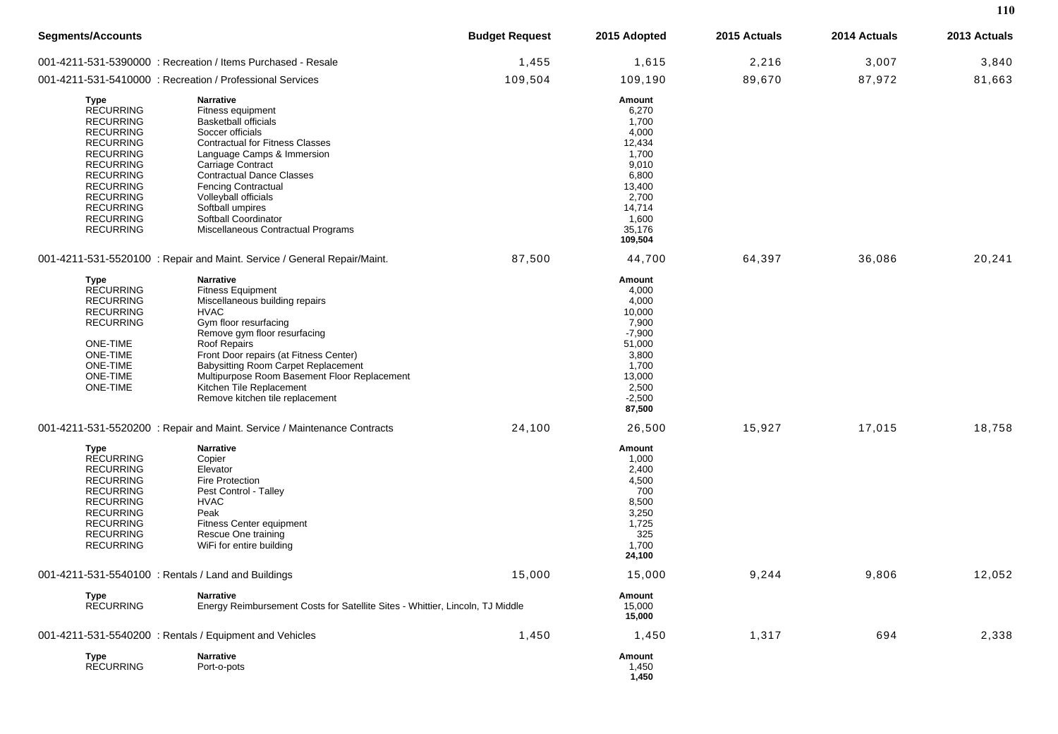| Segments/Accounts | Budget Request | 2015 Adopted | 2015 Actuals | 2014 Actuals | 2013 Actuals |
|---|---|---|---|---|---|
| 001-4211-531-5390000 : Recreation / Items Purchased - Resale | 1,455 | 1,615 | 2,216 | 3,007 | 3,840 |
| 001-4211-531-5410000 : Recreation / Professional Services | 109,504 | 109,190 | 89,670 | 87,972 | 81,663 |

| Type | Narrative | Amount |
|---|---|---|
| RECURRING | Fitness equipment | 6,270 |
| RECURRING | Basketball officials | 1,700 |
| RECURRING | Soccer officials | 4,000 |
| RECURRING | Contractual for Fitness Classes | 12,434 |
| RECURRING | Language Camps & Immersion | 1,700 |
| RECURRING | Carriage Contract | 9,010 |
| RECURRING | Contractual Dance Classes | 6,800 |
| RECURRING | Fencing Contractual | 13,400 |
| RECURRING | Volleyball officials | 2,700 |
| RECURRING | Softball umpires | 14,714 |
| RECURRING | Softball Coordinator | 1,600 |
| RECURRING | Miscellaneous Contractual Programs | 35,176 |
| | | **109,504** |

| Segments/Accounts | Budget Request | 2015 Adopted | 2015 Actuals | 2014 Actuals | 2013 Actuals |
|---|---|---|---|---|---|
| 001-4211-531-5520100 : Repair and Maint. Service / General Repair/Maint. | 87,500 | 44,700 | 64,397 | 36,086 | 20,241 |

| Type | Narrative | Amount |
|---|---|---|
| RECURRING | Fitness Equipment | 4,000 |
| RECURRING | Miscellaneous building repairs | 4,000 |
| RECURRING | HVAC | 10,000 |
| RECURRING | Gym floor resurfacing | 7,900 |
| | Remove gym floor resurfacing | -7,900 |
| ONE-TIME | Roof Repairs | 51,000 |
| ONE-TIME | Front Door repairs (at Fitness Center) | 3,800 |
| ONE-TIME | Babysitting Room Carpet Replacement | 1,700 |
| ONE-TIME | Multipurpose Room Basement Floor Replacement | 13,000 |
| ONE-TIME | Kitchen Tile Replacement | 2,500 |
| | Remove kitchen tile replacement | -2,500 |
| | | **87,500** |

| Segments/Accounts | Budget Request | 2015 Adopted | 2015 Actuals | 2014 Actuals | 2013 Actuals |
|---|---|---|---|---|---|
| 001-4211-531-5520200 : Repair and Maint. Service / Maintenance Contracts | 24,100 | 26,500 | 15,927 | 17,015 | 18,758 |

| Type | Narrative | Amount |
|---|---|---|
| RECURRING | Copier | 1,000 |
| RECURRING | Elevator | 2,400 |
| RECURRING | Fire Protection | 4,500 |
| RECURRING | Pest Control - Talley | 700 |
| RECURRING | HVAC | 8,500 |
| RECURRING | Peak | 3,250 |
| RECURRING | Fitness Center equipment | 1,725 |
| RECURRING | Rescue One training | 325 |
| RECURRING | WiFi for entire building | 1,700 |
| | | **24,100** |

| Segments/Accounts | Budget Request | 2015 Adopted | 2015 Actuals | 2014 Actuals | 2013 Actuals |
|---|---|---|---|---|---|
| 001-4211-531-5540100 : Rentals / Land and Buildings | 15,000 | 15,000 | 9,244 | 9,806 | 12,052 |

| Type | Narrative | Amount |
|---|---|---|
| RECURRING | Energy Reimbursement Costs for Satellite Sites - Whittier, Lincoln, TJ Middle | 15,000 |
| | | **15,000** |

| Segments/Accounts | Budget Request | 2015 Adopted | 2015 Actuals | 2014 Actuals | 2013 Actuals |
|---|---|---|---|---|---|
| 001-4211-531-5540200 : Rentals / Equipment and Vehicles | 1,450 | 1,450 | 1,317 | 694 | 2,338 |

| Type | Narrative | Amount |
|---|---|---|
| RECURRING | Port-o-pots | 1,450 |
| | | **1,450** |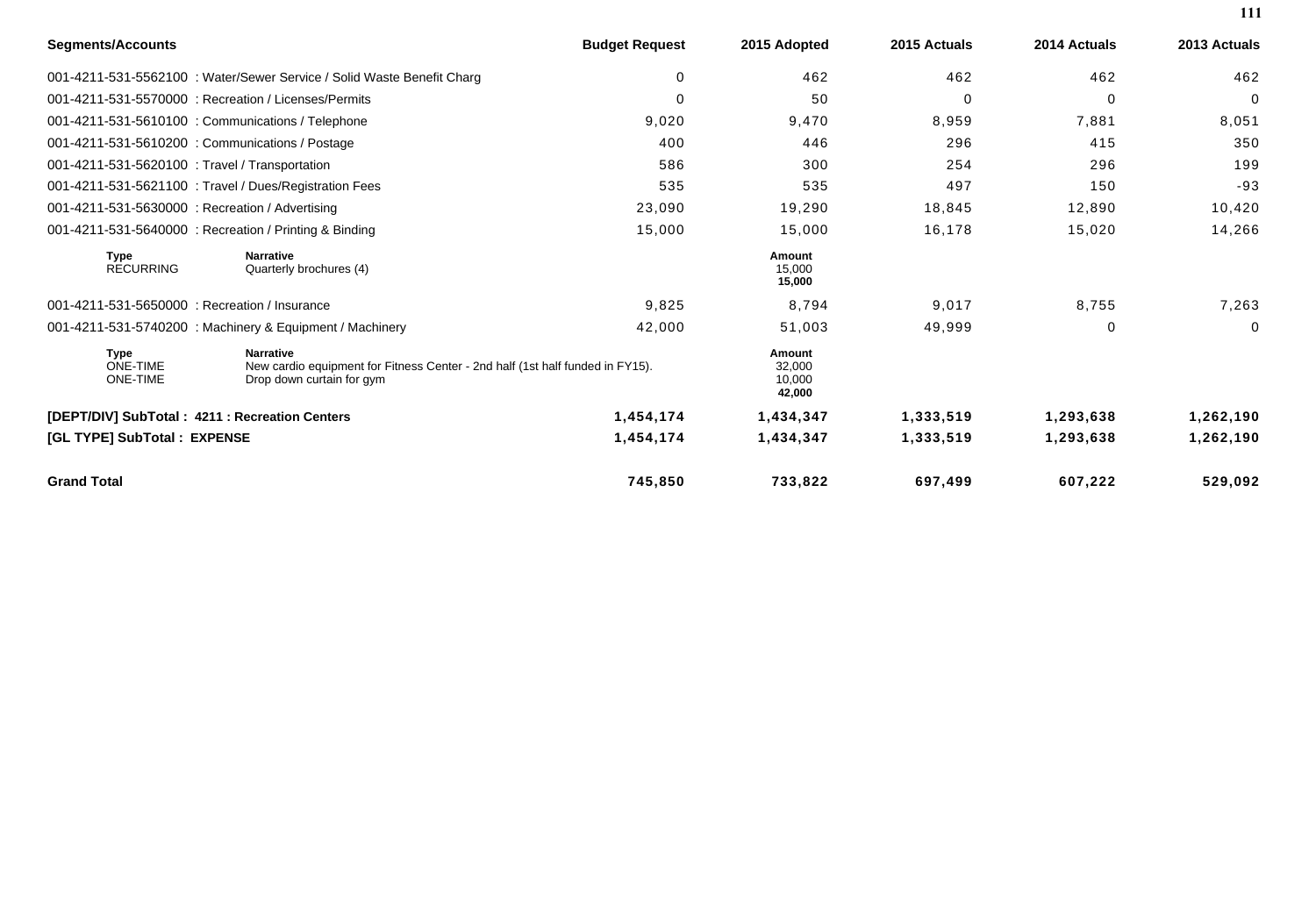| Segments/Accounts | Budget Request | 2015 Adopted | 2015 Actuals | 2014 Actuals | 2013 Actuals |
|---|---|---|---|---|---|
| 001-4211-531-5562100 : Water/Sewer Service / Solid Waste Benefit Charg | 0 | 462 | 462 | 462 | 462 |
| 001-4211-531-5570000 : Recreation / Licenses/Permits | 0 | 50 | 0 | 0 | 0 |
| 001-4211-531-5610100 : Communications / Telephone | 9,020 | 9,470 | 8,959 | 7,881 | 8,051 |
| 001-4211-531-5610200 : Communications / Postage | 400 | 446 | 296 | 415 | 350 |
| 001-4211-531-5620100 : Travel / Transportation | 586 | 300 | 254 | 296 | 199 |
| 001-4211-531-5621100 : Travel / Dues/Registration Fees | 535 | 535 | 497 | 150 | -93 |
| 001-4211-531-5630000 : Recreation / Advertising | 23,090 | 19,290 | 18,845 | 12,890 | 10,420 |
| 001-4211-531-5640000 : Recreation / Printing & Binding | 15,000 | 15,000 | 16,178 | 15,020 | 14,266 |

| Type | Narrative | Amount |
|---|---|---|
| RECURRING | Quarterly brochures (4) | 15,000 |
| | | **15,000** |

| Segments/Accounts | Budget Request | 2015 Adopted | 2015 Actuals | 2014 Actuals | 2013 Actuals |
|---|---|---|---|---|---|
| 001-4211-531-5650000 : Recreation / Insurance | 9,825 | 8,794 | 9,017 | 8,755 | 7,263 |
| 001-4211-531-5740200 : Machinery & Equipment / Machinery | 42,000 | 51,003 | 49,999 | 0 | 0 |

| Type | Narrative | Amount |
|---|---|---|
| ONE-TIME | New cardio equipment for Fitness Center - 2nd half (1st half funded in FY15). | 32,000 |
| ONE-TIME | Drop down curtain for gym | 10,000 |
| | | **42,000** |

| | Budget Request | 2015 Adopted | 2015 Actuals | 2014 Actuals | 2013 Actuals |
|---|---|---|---|---|---|
| **[DEPT/DIV] SubTotal : 4211 : Recreation Centers** | **1,454,174** | **1,434,347** | **1,333,519** | **1,293,638** | **1,262,190** |
| **[GL TYPE] SubTotal : EXPENSE** | **1,454,174** | **1,434,347** | **1,333,519** | **1,293,638** | **1,262,190** |
| **Grand Total** | **745,850** | **733,822** | **697,499** | **607,222** | **529,092** |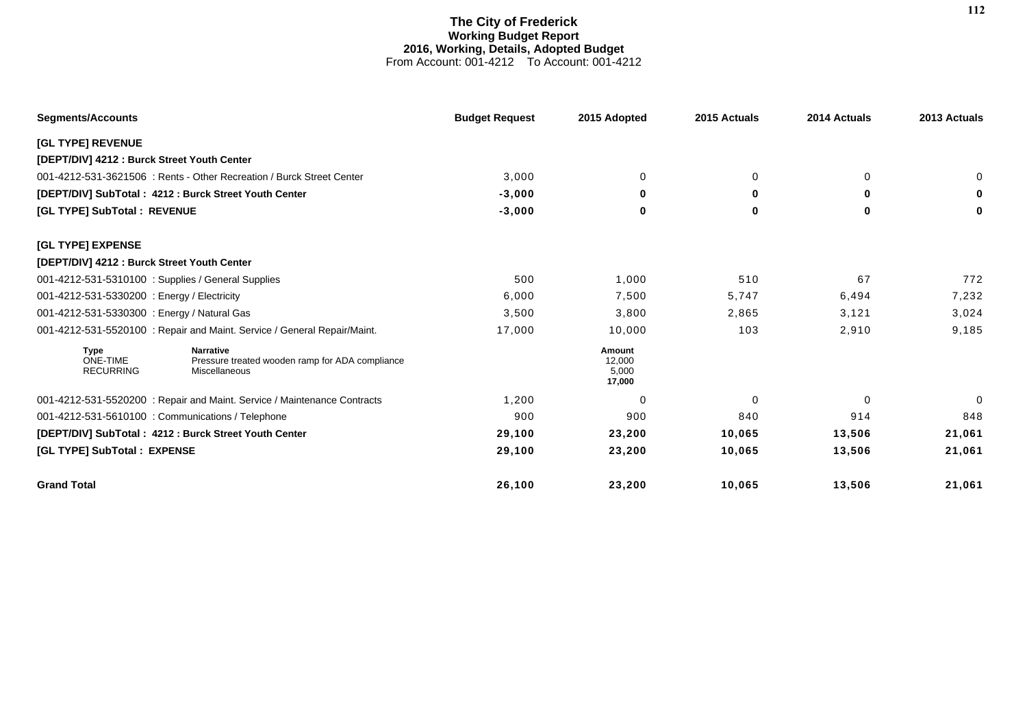# The City of Frederick
## Working Budget Report
## 2016, Working, Details, Adopted Budget
From Account: 001-4212 To Account: 001-4212

| Segments/Accounts | Budget Request | 2015 Adopted | 2015 Actuals | 2014 Actuals | 2013 Actuals |
|---|---|---|---|---|---|
| **[GL TYPE] REVENUE** | | | | | |
| **[DEPT/DIV] 4212 : Burck Street Youth Center** | | | | | |
| 001-4212-531-3621506 : Rents - Other Recreation / Burck Street Center | 3,000 | 0 | 0 | 0 | 0 |
| **[DEPT/DIV] SubTotal : 4212 : Burck Street Youth Center** | **-3,000** | **0** | **0** | **0** | **0** |
| **[GL TYPE] SubTotal : REVENUE** | **-3,000** | **0** | **0** | **0** | **0** |
| **[GL TYPE] EXPENSE** | | | | | |
| **[DEPT/DIV] 4212 : Burck Street Youth Center** | | | | | |
| 001-4212-531-5310100 : Supplies / General Supplies | 500 | 1,000 | 510 | 67 | 772 |
| 001-4212-531-5330200 : Energy / Electricity | 6,000 | 7,500 | 5,747 | 6,494 | 7,232 |
| 001-4212-531-5330300 : Energy / Natural Gas | 3,500 | 3,800 | 2,865 | 3,121 | 3,024 |
| 001-4212-531-5520100 : Repair and Maint. Service / General Repair/Maint. | 17,000 | 10,000 | 103 | 2,910 | 9,185 |
| 001-4212-531-5520200 : Repair and Maint. Service / Maintenance Contracts | 1,200 | 0 | 0 | 0 | 0 |
| 001-4212-531-5610100 : Communications / Telephone | 900 | 900 | 840 | 914 | 848 |
| **[DEPT/DIV] SubTotal : 4212 : Burck Street Youth Center** | **29,100** | **23,200** | **10,065** | **13,506** | **21,061** |
| **[GL TYPE] SubTotal : EXPENSE** | **29,100** | **23,200** | **10,065** | **13,506** | **21,061** |
| **Grand Total** | **26,100** | **23,200** | **10,065** | **13,506** | **21,061** |

Detail for 001-4212-531-5520100:

| Type | Narrative | Amount |
|---|---|---|
| ONE-TIME | Pressure treated wooden ramp for ADA compliance | 12,000 |
| RECURRING | Miscellaneous | 5,000 |
| | | **17,000** |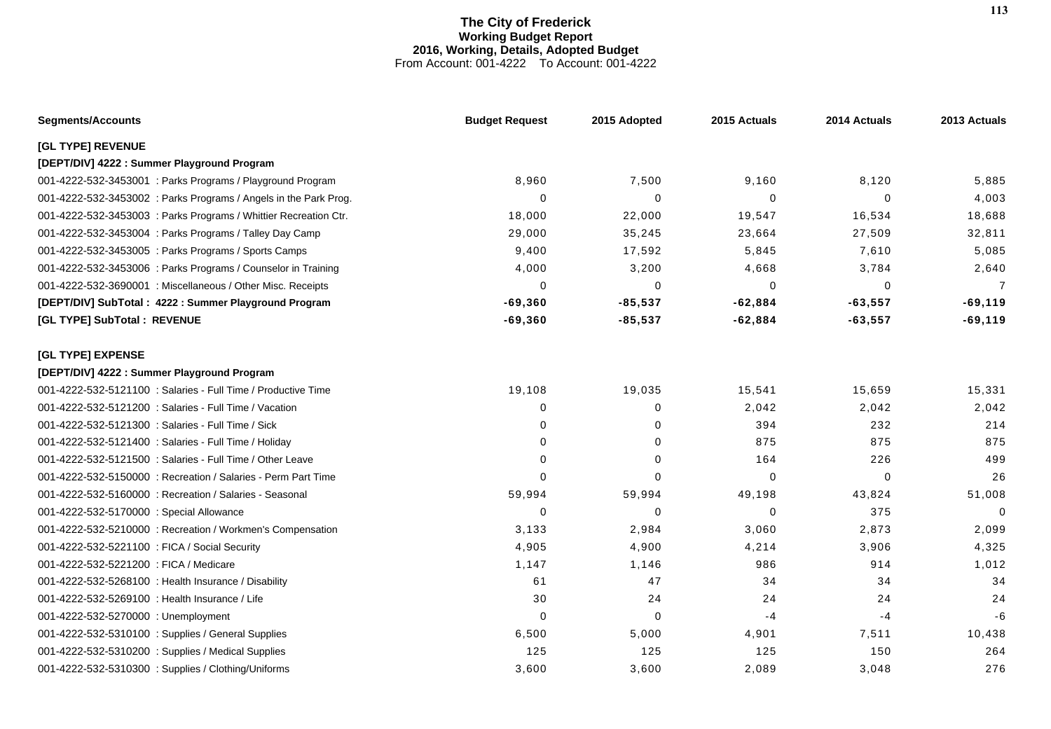# The City of Frederick
## Working Budget Report
### 2016, Working, Details, Adopted Budget
From Account: 001-4222 To Account: 001-4222

| Segments/Accounts | Budget Request | 2015 Adopted | 2015 Actuals | 2014 Actuals | 2013 Actuals |
|---|---|---|---|---|---|
| **[GL TYPE] REVENUE** | | | | | |
| **[DEPT/DIV] 4222 : Summer Playground Program** | | | | | |
| 001-4222-532-3453001 : Parks Programs / Playground Program | 8,960 | 7,500 | 9,160 | 8,120 | 5,885 |
| 001-4222-532-3453002 : Parks Programs / Angels in the Park Prog. | 0 | 0 | 0 | 0 | 4,003 |
| 001-4222-532-3453003 : Parks Programs / Whittier Recreation Ctr. | 18,000 | 22,000 | 19,547 | 16,534 | 18,688 |
| 001-4222-532-3453004 : Parks Programs / Talley Day Camp | 29,000 | 35,245 | 23,664 | 27,509 | 32,811 |
| 001-4222-532-3453005 : Parks Programs / Sports Camps | 9,400 | 17,592 | 5,845 | 7,610 | 5,085 |
| 001-4222-532-3453006 : Parks Programs / Counselor in Training | 4,000 | 3,200 | 4,668 | 3,784 | 2,640 |
| 001-4222-532-3690001 : Miscellaneous / Other Misc. Receipts | 0 | 0 | 0 | 0 | 7 |
| **[DEPT/DIV] SubTotal : 4222 : Summer Playground Program** | **-69,360** | **-85,537** | **-62,884** | **-63,557** | **-69,119** |
| **[GL TYPE] SubTotal : REVENUE** | **-69,360** | **-85,537** | **-62,884** | **-63,557** | **-69,119** |
| **[GL TYPE] EXPENSE** | | | | | |
| **[DEPT/DIV] 4222 : Summer Playground Program** | | | | | |
| 001-4222-532-5121100 : Salaries - Full Time / Productive Time | 19,108 | 19,035 | 15,541 | 15,659 | 15,331 |
| 001-4222-532-5121200 : Salaries - Full Time / Vacation | 0 | 0 | 2,042 | 2,042 | 2,042 |
| 001-4222-532-5121300 : Salaries - Full Time / Sick | 0 | 0 | 394 | 232 | 214 |
| 001-4222-532-5121400 : Salaries - Full Time / Holiday | 0 | 0 | 875 | 875 | 875 |
| 001-4222-532-5121500 : Salaries - Full Time / Other Leave | 0 | 0 | 164 | 226 | 499 |
| 001-4222-532-5150000 : Recreation / Salaries - Perm Part Time | 0 | 0 | 0 | 0 | 26 |
| 001-4222-532-5160000 : Recreation / Salaries - Seasonal | 59,994 | 59,994 | 49,198 | 43,824 | 51,008 |
| 001-4222-532-5170000 : Special Allowance | 0 | 0 | 0 | 375 | 0 |
| 001-4222-532-5210000 : Recreation / Workmen's Compensation | 3,133 | 2,984 | 3,060 | 2,873 | 2,099 |
| 001-4222-532-5221100 : FICA / Social Security | 4,905 | 4,900 | 4,214 | 3,906 | 4,325 |
| 001-4222-532-5221200 : FICA / Medicare | 1,147 | 1,146 | 986 | 914 | 1,012 |
| 001-4222-532-5268100 : Health Insurance / Disability | 61 | 47 | 34 | 34 | 34 |
| 001-4222-532-5269100 : Health Insurance / Life | 30 | 24 | 24 | 24 | 24 |
| 001-4222-532-5270000 : Unemployment | 0 | 0 | -4 | -4 | -6 |
| 001-4222-532-5310100 : Supplies / General Supplies | 6,500 | 5,000 | 4,901 | 7,511 | 10,438 |
| 001-4222-532-5310200 : Supplies / Medical Supplies | 125 | 125 | 125 | 150 | 264 |
| 001-4222-532-5310300 : Supplies / Clothing/Uniforms | 3,600 | 3,600 | 2,089 | 3,048 | 276 |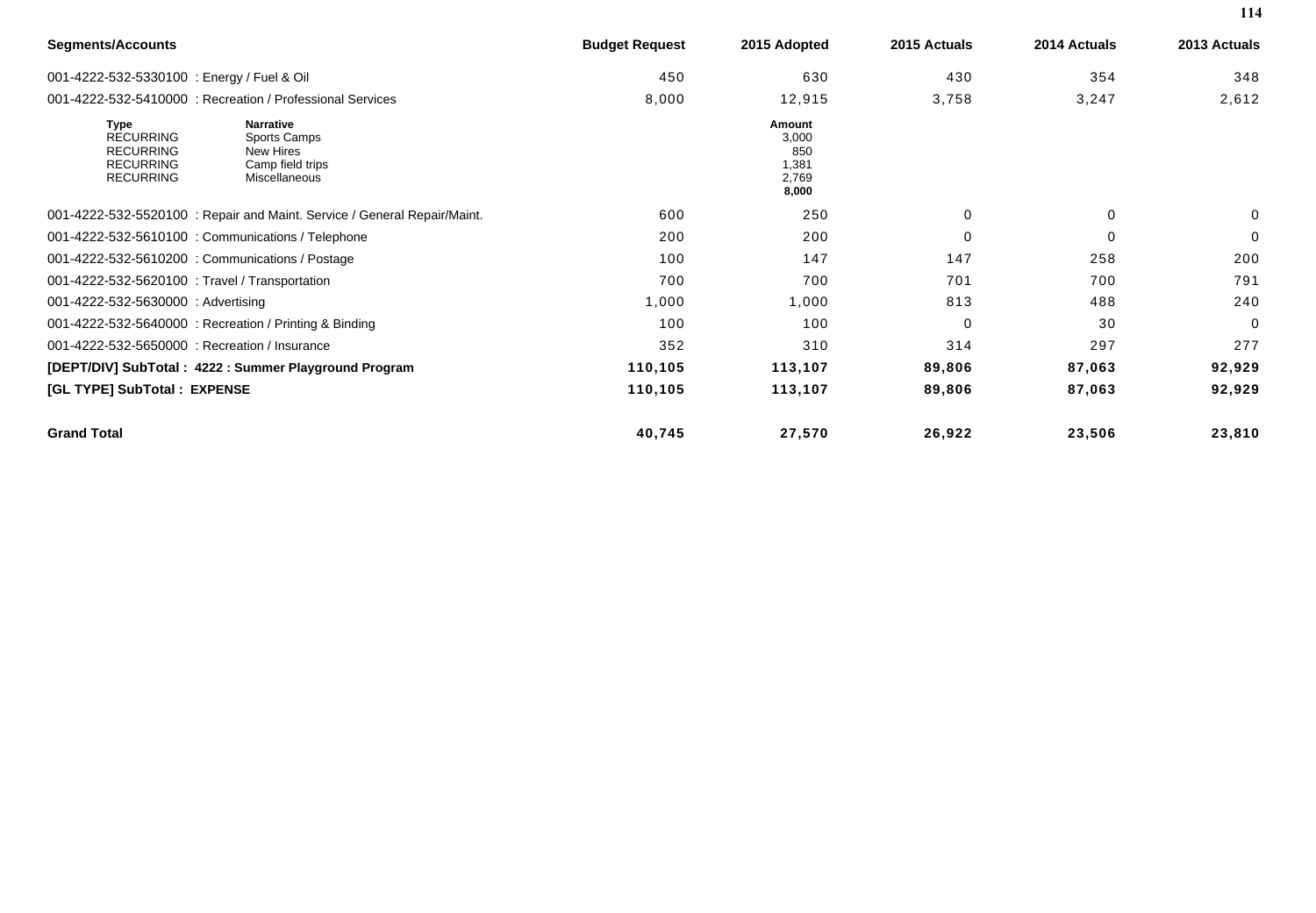| Segments/Accounts | Budget Request | 2015 Adopted | 2015 Actuals | 2014 Actuals | 2013 Actuals |
|---|---|---|---|---|---|
| 001-4222-532-5330100 : Energy / Fuel & Oil | 450 | 630 | 430 | 354 | 348 |
| 001-4222-532-5410000 : Recreation / Professional Services | 8,000 | 12,915 | 3,758 | 3,247 | 2,612 |

| Type | Narrative | Amount |
|---|---|---|
| RECURRING | Sports Camps | 3,000 |
| RECURRING | New Hires | 850 |
| RECURRING | Camp field trips | 1,381 |
| RECURRING | Miscellaneous | 2,769 |
| | | **8,000** |

| Segments/Accounts | Budget Request | 2015 Adopted | 2015 Actuals | 2014 Actuals | 2013 Actuals |
|---|---|---|---|---|---|
| 001-4222-532-5520100 : Repair and Maint. Service / General Repair/Maint. | 600 | 250 | 0 | 0 | 0 |
| 001-4222-532-5610100 : Communications / Telephone | 200 | 200 | 0 | 0 | 0 |
| 001-4222-532-5610200 : Communications / Postage | 100 | 147 | 147 | 258 | 200 |
| 001-4222-532-5620100 : Travel / Transportation | 700 | 700 | 701 | 700 | 791 |
| 001-4222-532-5630000 : Advertising | 1,000 | 1,000 | 813 | 488 | 240 |
| 001-4222-532-5640000 : Recreation / Printing & Binding | 100 | 100 | 0 | 30 | 0 |
| 001-4222-532-5650000 : Recreation / Insurance | 352 | 310 | 314 | 297 | 277 |
| **[DEPT/DIV] SubTotal : 4222 : Summer Playground Program** | **110,105** | **113,107** | **89,806** | **87,063** | **92,929** |
| **[GL TYPE] SubTotal : EXPENSE** | **110,105** | **113,107** | **89,806** | **87,063** | **92,929** |
| **Grand Total** | **40,745** | **27,570** | **26,922** | **23,506** | **23,810** |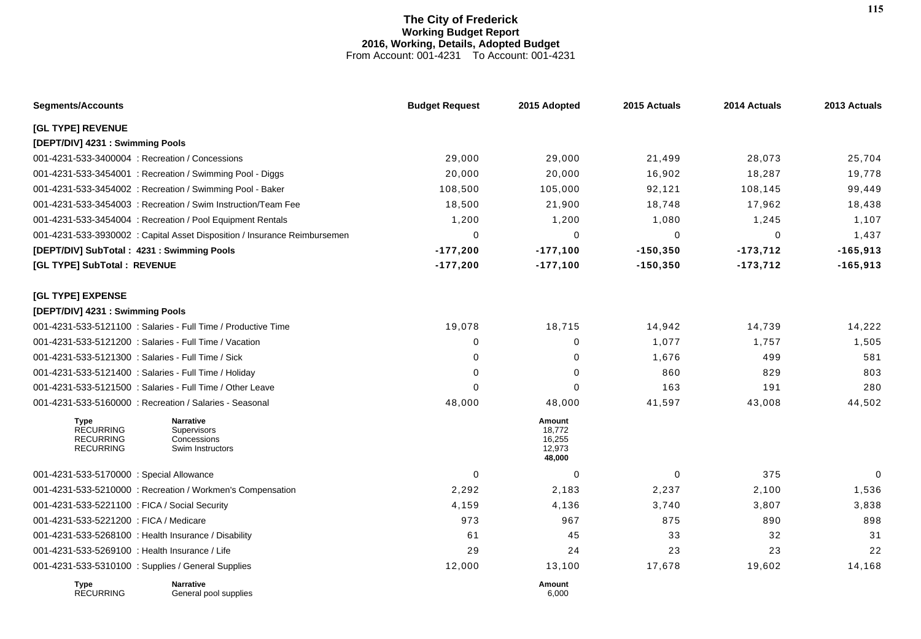# The City of Frederick
## Working Budget Report
## 2016, Working, Details, Adopted Budget
From Account: 001-4231 To Account: 001-4231

| Segments/Accounts | Budget Request | 2015 Adopted | 2015 Actuals | 2014 Actuals | 2013 Actuals |
|---|---|---|---|---|---|
| **[GL TYPE] REVENUE** | | | | | |
| **[DEPT/DIV] 4231 : Swimming Pools** | | | | | |
| 001-4231-533-3400004 : Recreation / Concessions | 29,000 | 29,000 | 21,499 | 28,073 | 25,704 |
| 001-4231-533-3454001 : Recreation / Swimming Pool - Diggs | 20,000 | 20,000 | 16,902 | 18,287 | 19,778 |
| 001-4231-533-3454002 : Recreation / Swimming Pool - Baker | 108,500 | 105,000 | 92,121 | 108,145 | 99,449 |
| 001-4231-533-3454003 : Recreation / Swim Instruction/Team Fee | 18,500 | 21,900 | 18,748 | 17,962 | 18,438 |
| 001-4231-533-3454004 : Recreation / Pool Equipment Rentals | 1,200 | 1,200 | 1,080 | 1,245 | 1,107 |
| 001-4231-533-3930002 : Capital Asset Disposition / Insurance Reimbursemen | 0 | 0 | 0 | 0 | 1,437 |
| **[DEPT/DIV] SubTotal : 4231 : Swimming Pools** | **-177,200** | **-177,100** | **-150,350** | **-173,712** | **-165,913** |
| **[GL TYPE] SubTotal : REVENUE** | **-177,200** | **-177,100** | **-150,350** | **-173,712** | **-165,913** |
| **[GL TYPE] EXPENSE** | | | | | |
| **[DEPT/DIV] 4231 : Swimming Pools** | | | | | |
| 001-4231-533-5121100 : Salaries - Full Time / Productive Time | 19,078 | 18,715 | 14,942 | 14,739 | 14,222 |
| 001-4231-533-5121200 : Salaries - Full Time / Vacation | 0 | 0 | 1,077 | 1,757 | 1,505 |
| 001-4231-533-5121300 : Salaries - Full Time / Sick | 0 | 0 | 1,676 | 499 | 581 |
| 001-4231-533-5121400 : Salaries - Full Time / Holiday | 0 | 0 | 860 | 829 | 803 |
| 001-4231-533-5121500 : Salaries - Full Time / Other Leave | 0 | 0 | 163 | 191 | 280 |
| 001-4231-533-5160000 : Recreation / Salaries - Seasonal | 48,000 | 48,000 | 41,597 | 43,008 | 44,502 |

| Type | Narrative | Amount |
|---|---|---|
| RECURRING | Supervisors | 18,772 |
| RECURRING | Concessions | 16,255 |
| RECURRING | Swim Instructors | 12,973 |
| | | **48,000** |

| Segments/Accounts | Budget Request | 2015 Adopted | 2015 Actuals | 2014 Actuals | 2013 Actuals |
|---|---|---|---|---|---|
| 001-4231-533-5170000 : Special Allowance | 0 | 0 | 0 | 375 | 0 |
| 001-4231-533-5210000 : Recreation / Workmen's Compensation | 2,292 | 2,183 | 2,237 | 2,100 | 1,536 |
| 001-4231-533-5221100 : FICA / Social Security | 4,159 | 4,136 | 3,740 | 3,807 | 3,838 |
| 001-4231-533-5221200 : FICA / Medicare | 973 | 967 | 875 | 890 | 898 |
| 001-4231-533-5268100 : Health Insurance / Disability | 61 | 45 | 33 | 32 | 31 |
| 001-4231-533-5269100 : Health Insurance / Life | 29 | 24 | 23 | 23 | 22 |
| 001-4231-533-5310100 : Supplies / General Supplies | 12,000 | 13,100 | 17,678 | 19,602 | 14,168 |

| Type | Narrative | Amount |
|---|---|---|
| RECURRING | General pool supplies | 6,000 |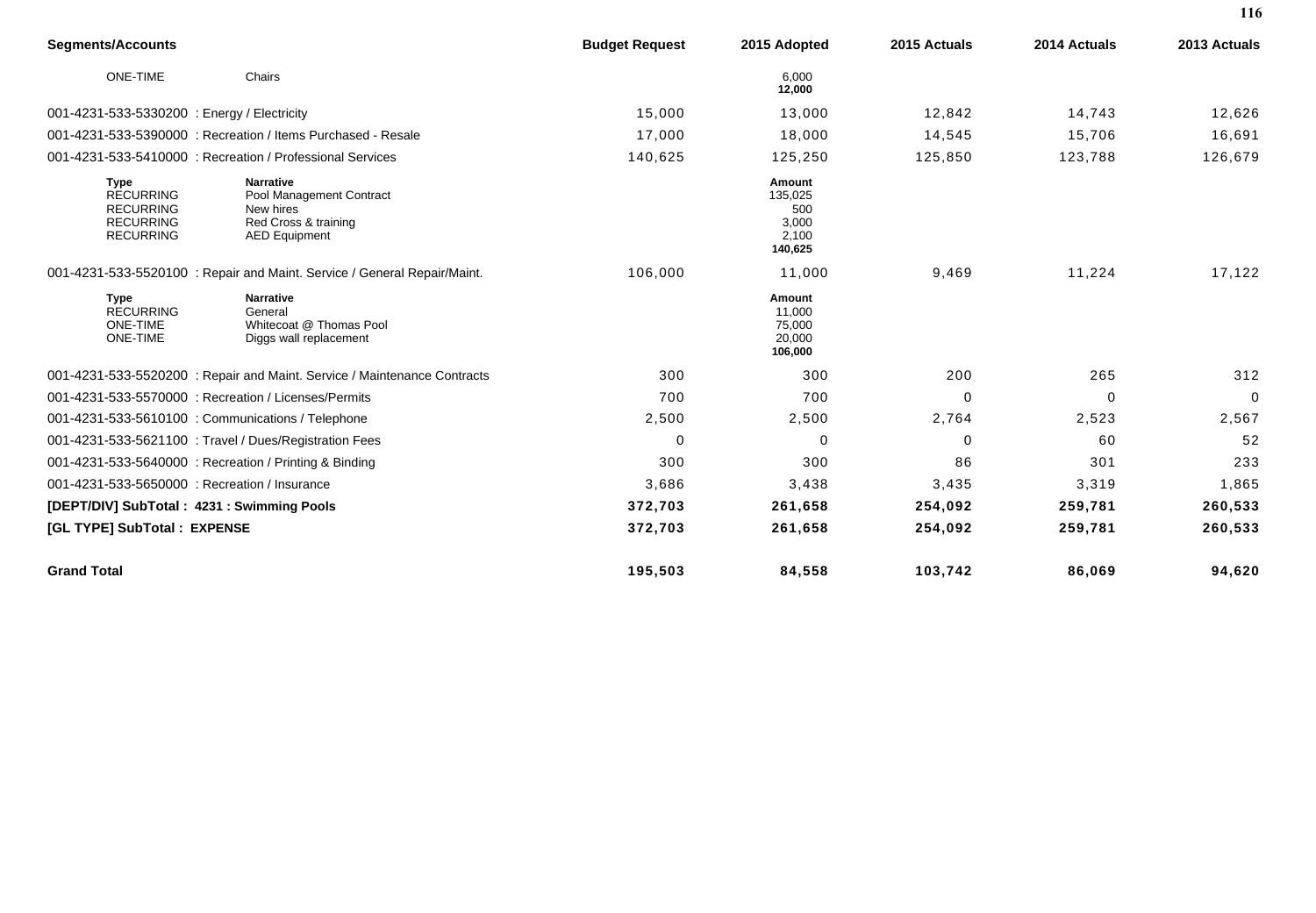| Segments/Accounts | Budget Request | 2015 Adopted | 2015 Actuals | 2014 Actuals | 2013 Actuals |
|---|---|---|---|---|---|
| ONE-TIME Chairs | | 6,000 | | | |
| | | **12,000** | | | |
| 001-4231-533-5330200 : Energy / Electricity | 15,000 | 13,000 | 12,842 | 14,743 | 12,626 |
| 001-4231-533-5390000 : Recreation / Items Purchased - Resale | 17,000 | 18,000 | 14,545 | 15,706 | 16,691 |
| 001-4231-533-5410000 : Recreation / Professional Services | 140,625 | 125,250 | 125,850 | 123,788 | 126,679 |
| **Type** **Narrative** | | **Amount** | | | |
| RECURRING Pool Management Contract | | 135,025 | | | |
| RECURRING New hires | | 500 | | | |
| RECURRING Red Cross & training | | 3,000 | | | |
| RECURRING AED Equipment | | 2,100 | | | |
| | | **140,625** | | | |
| 001-4231-533-5520100 : Repair and Maint. Service / General Repair/Maint. | 106,000 | 11,000 | 9,469 | 11,224 | 17,122 |
| **Type** **Narrative** | | **Amount** | | | |
| RECURRING General | | 11,000 | | | |
| ONE-TIME Whitecoat @ Thomas Pool | | 75,000 | | | |
| ONE-TIME Diggs wall replacement | | 20,000 | | | |
| | | **106,000** | | | |
| 001-4231-533-5520200 : Repair and Maint. Service / Maintenance Contracts | 300 | 300 | 200 | 265 | 312 |
| 001-4231-533-5570000 : Recreation / Licenses/Permits | 700 | 700 | 0 | 0 | 0 |
| 001-4231-533-5610100 : Communications / Telephone | 2,500 | 2,500 | 2,764 | 2,523 | 2,567 |
| 001-4231-533-5621100 : Travel / Dues/Registration Fees | 0 | 0 | 0 | 60 | 52 |
| 001-4231-533-5640000 : Recreation / Printing & Binding | 300 | 300 | 86 | 301 | 233 |
| 001-4231-533-5650000 : Recreation / Insurance | 3,686 | 3,438 | 3,435 | 3,319 | 1,865 |
| **[DEPT/DIV] SubTotal : 4231 : Swimming Pools** | **372,703** | **261,658** | **254,092** | **259,781** | **260,533** |
| **[GL TYPE] SubTotal : EXPENSE** | **372,703** | **261,658** | **254,092** | **259,781** | **260,533** |
| **Grand Total** | **195,503** | **84,558** | **103,742** | **86,069** | **94,620** |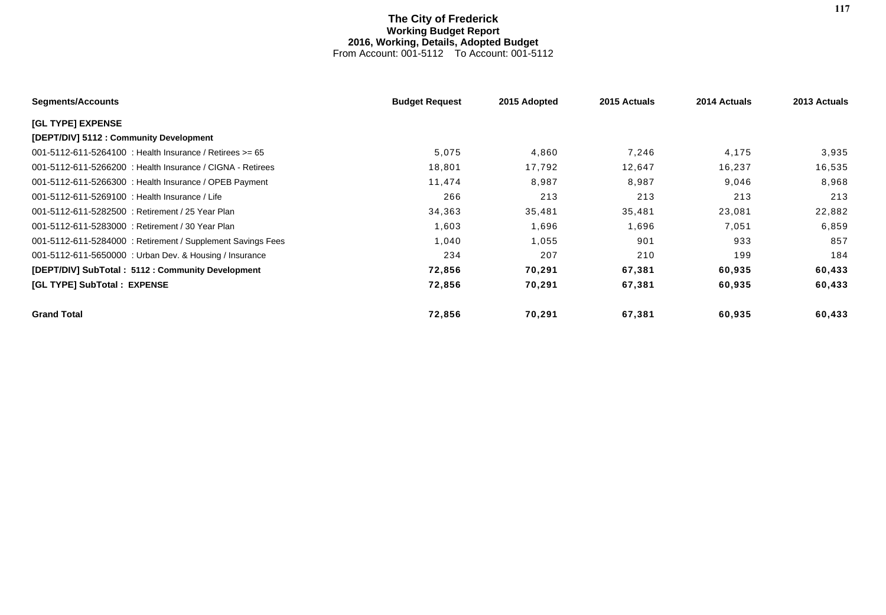# The City of Frederick
## Working Budget Report
### 2016, Working, Details, Adopted Budget
From Account: 001-5112 To Account: 001-5112

| Segments/Accounts | Budget Request | 2015 Adopted | 2015 Actuals | 2014 Actuals | 2013 Actuals |
|---|---|---|---|---|---|
| **[GL TYPE] EXPENSE** | | | | | |
| **[DEPT/DIV] 5112 : Community Development** | | | | | |
| 001-5112-611-5264100 : Health Insurance / Retirees >= 65 | 5,075 | 4,860 | 7,246 | 4,175 | 3,935 |
| 001-5112-611-5266200 : Health Insurance / CIGNA - Retirees | 18,801 | 17,792 | 12,647 | 16,237 | 16,535 |
| 001-5112-611-5266300 : Health Insurance / OPEB Payment | 11,474 | 8,987 | 8,987 | 9,046 | 8,968 |
| 001-5112-611-5269100 : Health Insurance / Life | 266 | 213 | 213 | 213 | 213 |
| 001-5112-611-5282500 : Retirement / 25 Year Plan | 34,363 | 35,481 | 35,481 | 23,081 | 22,882 |
| 001-5112-611-5283000 : Retirement / 30 Year Plan | 1,603 | 1,696 | 1,696 | 7,051 | 6,859 |
| 001-5112-611-5284000 : Retirement / Supplement Savings Fees | 1,040 | 1,055 | 901 | 933 | 857 |
| 001-5112-611-5650000 : Urban Dev. & Housing / Insurance | 234 | 207 | 210 | 199 | 184 |
| **[DEPT/DIV] SubTotal : 5112 : Community Development** | **72,856** | **70,291** | **67,381** | **60,935** | **60,433** |
| **[GL TYPE] SubTotal : EXPENSE** | **72,856** | **70,291** | **67,381** | **60,935** | **60,433** |
| **Grand Total** | **72,856** | **70,291** | **67,381** | **60,935** | **60,433** |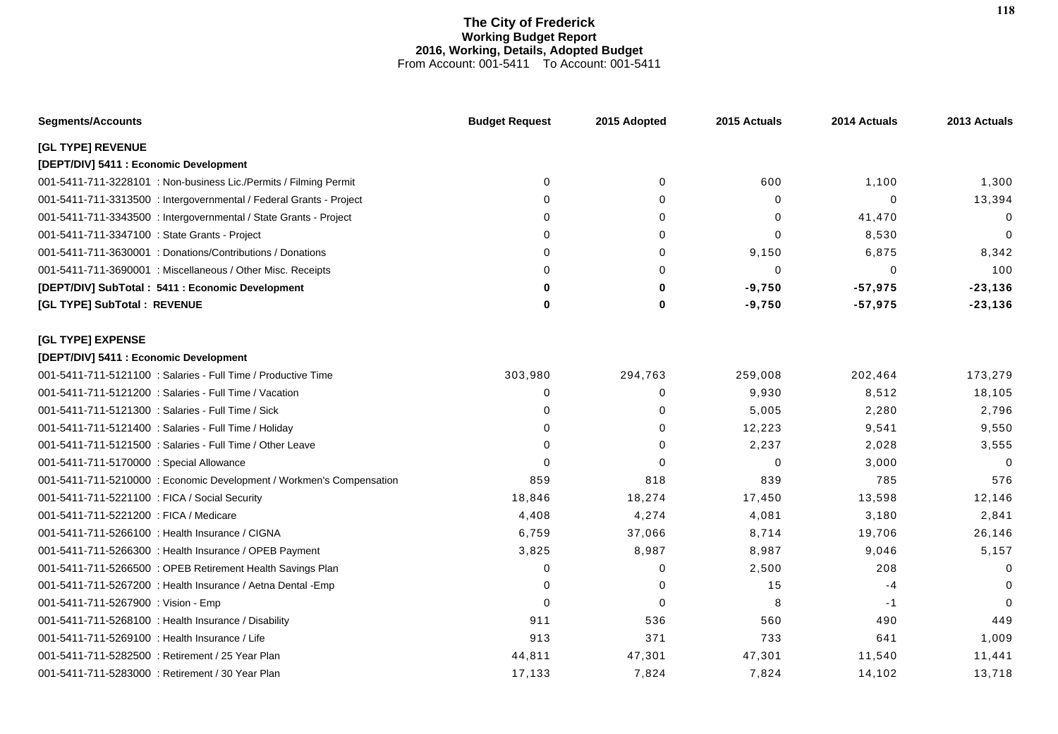# The City of Frederick
## Working Budget Report
### 2016, Working, Details, Adopted Budget
From Account: 001-5411 To Account: 001-5411

| Segments/Accounts | Budget Request | 2015 Adopted | 2015 Actuals | 2014 Actuals | 2013 Actuals |
|---|---|---|---|---|---|
| **[GL TYPE] REVENUE** | | | | | |
| **[DEPT/DIV] 5411 : Economic Development** | | | | | |
| 001-5411-711-3228101 : Non-business Lic./Permits / Filming Permit | 0 | 0 | 600 | 1,100 | 1,300 |
| 001-5411-711-3313500 : Intergovernmental / Federal Grants - Project | 0 | 0 | 0 | 0 | 13,394 |
| 001-5411-711-3343500 : Intergovernmental / State Grants - Project | 0 | 0 | 0 | 41,470 | 0 |
| 001-5411-711-3347100 : State Grants - Project | 0 | 0 | 0 | 8,530 | 0 |
| 001-5411-711-3630001 : Donations/Contributions / Donations | 0 | 0 | 9,150 | 6,875 | 8,342 |
| 001-5411-711-3690001 : Miscellaneous / Other Misc. Receipts | 0 | 0 | 0 | 0 | 100 |
| **[DEPT/DIV] SubTotal : 5411 : Economic Development** | **0** | **0** | **-9,750** | **-57,975** | **-23,136** |
| **[GL TYPE] SubTotal : REVENUE** | **0** | **0** | **-9,750** | **-57,975** | **-23,136** |
| **[GL TYPE] EXPENSE** | | | | | |
| **[DEPT/DIV] 5411 : Economic Development** | | | | | |
| 001-5411-711-5121100 : Salaries - Full Time / Productive Time | 303,980 | 294,763 | 259,008 | 202,464 | 173,279 |
| 001-5411-711-5121200 : Salaries - Full Time / Vacation | 0 | 0 | 9,930 | 8,512 | 18,105 |
| 001-5411-711-5121300 : Salaries - Full Time / Sick | 0 | 0 | 5,005 | 2,280 | 2,796 |
| 001-5411-711-5121400 : Salaries - Full Time / Holiday | 0 | 0 | 12,223 | 9,541 | 9,550 |
| 001-5411-711-5121500 : Salaries - Full Time / Other Leave | 0 | 0 | 2,237 | 2,028 | 3,555 |
| 001-5411-711-5170000 : Special Allowance | 0 | 0 | 0 | 3,000 | 0 |
| 001-5411-711-5210000 : Economic Development / Workmen's Compensation | 859 | 818 | 839 | 785 | 576 |
| 001-5411-711-5221100 : FICA / Social Security | 18,846 | 18,274 | 17,450 | 13,598 | 12,146 |
| 001-5411-711-5221200 : FICA / Medicare | 4,408 | 4,274 | 4,081 | 3,180 | 2,841 |
| 001-5411-711-5266100 : Health Insurance / CIGNA | 6,759 | 37,066 | 8,714 | 19,706 | 26,146 |
| 001-5411-711-5266300 : Health Insurance / OPEB Payment | 3,825 | 8,987 | 8,987 | 9,046 | 5,157 |
| 001-5411-711-5266500 : OPEB Retirement Health Savings Plan | 0 | 0 | 2,500 | 208 | 0 |
| 001-5411-711-5267200 : Health Insurance / Aetna Dental -Emp | 0 | 0 | 15 | -4 | 0 |
| 001-5411-711-5267900 : Vision - Emp | 0 | 0 | 8 | -1 | 0 |
| 001-5411-711-5268100 : Health Insurance / Disability | 911 | 536 | 560 | 490 | 449 |
| 001-5411-711-5269100 : Health Insurance / Life | 913 | 371 | 733 | 641 | 1,009 |
| 001-5411-711-5282500 : Retirement / 25 Year Plan | 44,811 | 47,301 | 47,301 | 11,540 | 11,441 |
| 001-5411-711-5283000 : Retirement / 30 Year Plan | 17,133 | 7,824 | 7,824 | 14,102 | 13,718 |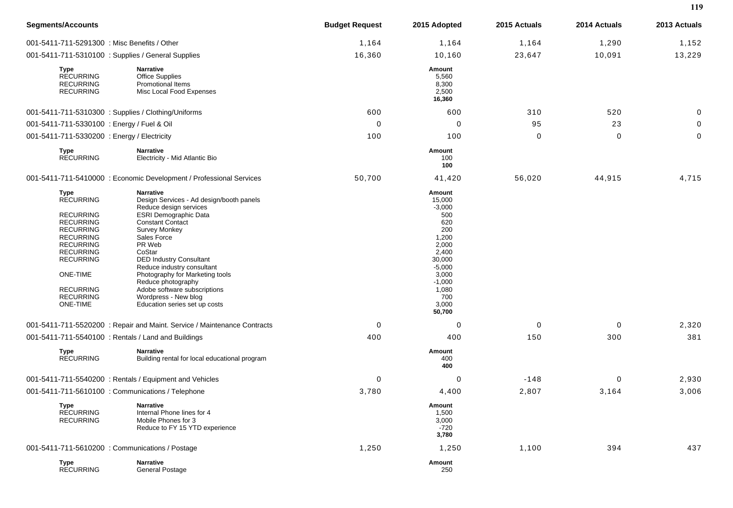| Segments/Accounts | | Budget Request | 2015 Adopted | 2015 Actuals | 2014 Actuals | 2013 Actuals |
|---|---|---|---|---|---|---|
| 001-5411-711-5291300 : Misc Benefits / Other | | 1,164 | 1,164 | 1,164 | 1,290 | 1,152 |
| 001-5411-711-5310100 : Supplies / General Supplies | | 16,360 | 10,160 | 23,647 | 10,091 | 13,229 |
| **Type** | **Narrative** | | **Amount** | | | |
| RECURRING | Office Supplies | | 5,560 | | | |
| RECURRING | Promotional Items | | 8,300 | | | |
| RECURRING | Misc Local Food Expenses | | 2,500 | | | |
| | | | **16,360** | | | |
| 001-5411-711-5310300 : Supplies / Clothing/Uniforms | | 600 | 600 | 310 | 520 | 0 |
| 001-5411-711-5330100 : Energy / Fuel & Oil | | 0 | 0 | 95 | 23 | 0 |
| 001-5411-711-5330200 : Energy / Electricity | | 100 | 100 | 0 | 0 | 0 |
| **Type** | **Narrative** | | **Amount** | | | |
| RECURRING | Electricity - Mid Atlantic Bio | | 100 | | | |
| | | | **100** | | | |
| 001-5411-711-5410000 : Economic Development / Professional Services | | 50,700 | 41,420 | 56,020 | 44,915 | 4,715 |
| **Type** | **Narrative** | | **Amount** | | | |
| RECURRING | Design Services - Ad design/booth panels | | 15,000 | | | |
| | Reduce design services | | -3,000 | | | |
| RECURRING | ESRI Demographic Data | | 500 | | | |
| RECURRING | Constant Contact | | 620 | | | |
| RECURRING | Survey Monkey | | 200 | | | |
| RECURRING | Sales Force | | 1,200 | | | |
| RECURRING | PR Web | | 2,000 | | | |
| RECURRING | CoStar | | 2,400 | | | |
| RECURRING | DED Industry Consultant | | 30,000 | | | |
| | Reduce industry consultant | | -5,000 | | | |
| ONE-TIME | Photography for Marketing tools | | 3,000 | | | |
| | Reduce photography | | -1,000 | | | |
| RECURRING | Adobe software subscriptions | | 1,080 | | | |
| RECURRING | Wordpress - New blog | | 700 | | | |
| ONE-TIME | Education series set up costs | | 3,000 | | | |
| | | | **50,700** | | | |
| 001-5411-711-5520200 : Repair and Maint. Service / Maintenance Contracts | | 0 | 0 | 0 | 0 | 2,320 |
| 001-5411-711-5540100 : Rentals / Land and Buildings | | 400 | 400 | 150 | 300 | 381 |
| **Type** | **Narrative** | | **Amount** | | | |
| RECURRING | Building rental for local educational program | | 400 | | | |
| | | | **400** | | | |
| 001-5411-711-5540200 : Rentals / Equipment and Vehicles | | 0 | 0 | -148 | 0 | 2,930 |
| 001-5411-711-5610100 : Communications / Telephone | | 3,780 | 4,400 | 2,807 | 3,164 | 3,006 |
| **Type** | **Narrative** | | **Amount** | | | |
| RECURRING | Internal Phone lines for 4 | | 1,500 | | | |
| RECURRING | Mobile Phones for 3 | | 3,000 | | | |
| | Reduce to FY 15 YTD experience | | -720 | | | |
| | | | **3,780** | | | |
| 001-5411-711-5610200 : Communications / Postage | | 1,250 | 1,250 | 1,100 | 394 | 437 |
| **Type** | **Narrative** | | **Amount** | | | |
| RECURRING | General Postage | | 250 | | | |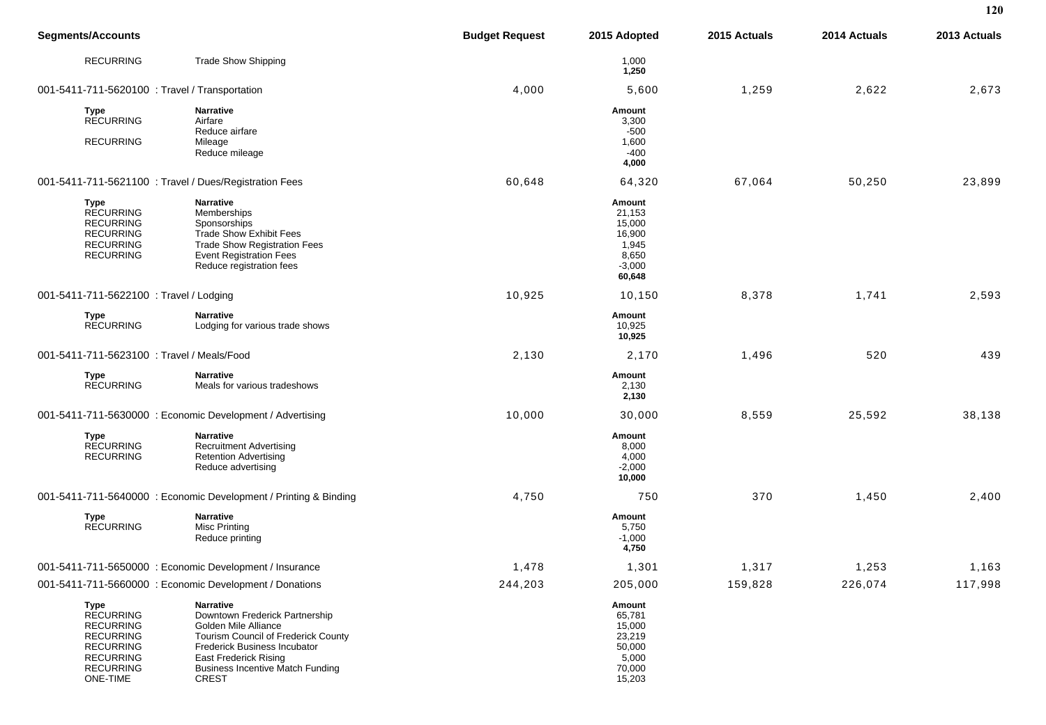| Segments/Accounts | | Budget Request | 2015 Adopted | 2015 Actuals | 2014 Actuals | 2013 Actuals |
|---|---|---|---|---|---|---|
| RECURRING | Trade Show Shipping | | 1,000 | | | |
| | | | **1,250** | | | |
| 001-5411-711-5620100 : Travel / Transportation | | 4,000 | 5,600 | 1,259 | 2,622 | 2,673 |
| **Type** | **Narrative** | | **Amount** | | | |
| RECURRING | Airfare | | 3,300 | | | |
| | Reduce airfare | | -500 | | | |
| RECURRING | Mileage | | 1,600 | | | |
| | Reduce mileage | | -400 | | | |
| | | | **4,000** | | | |
| 001-5411-711-5621100 : Travel / Dues/Registration Fees | | 60,648 | 64,320 | 67,064 | 50,250 | 23,899 |
| **Type** | **Narrative** | | **Amount** | | | |
| RECURRING | Memberships | | 21,153 | | | |
| RECURRING | Sponsorships | | 15,000 | | | |
| RECURRING | Trade Show Exhibit Fees | | 16,900 | | | |
| RECURRING | Trade Show Registration Fees | | 1,945 | | | |
| RECURRING | Event Registration Fees | | 8,650 | | | |
| RECURRING | Reduce registration fees | | -3,000 | | | |
| | | | **60,648** | | | |
| 001-5411-711-5622100 : Travel / Lodging | | 10,925 | 10,150 | 8,378 | 1,741 | 2,593 |
| **Type** | **Narrative** | | **Amount** | | | |
| RECURRING | Lodging for various trade shows | | 10,925 | | | |
| | | | **10,925** | | | |
| 001-5411-711-5623100 : Travel / Meals/Food | | 2,130 | 2,170 | 1,496 | 520 | 439 |
| **Type** | **Narrative** | | **Amount** | | | |
| RECURRING | Meals for various tradeshows | | 2,130 | | | |
| | | | **2,130** | | | |
| 001-5411-711-5630000 : Economic Development / Advertising | | 10,000 | 30,000 | 8,559 | 25,592 | 38,138 |
| **Type** | **Narrative** | | **Amount** | | | |
| RECURRING | Recruitment Advertising | | 8,000 | | | |
| RECURRING | Retention Advertising | | 4,000 | | | |
| | Reduce advertising | | -2,000 | | | |
| | | | **10,000** | | | |
| 001-5411-711-5640000 : Economic Development / Printing & Binding | | 4,750 | 750 | 370 | 1,450 | 2,400 |
| **Type** | **Narrative** | | **Amount** | | | |
| RECURRING | Misc Printing | | 5,750 | | | |
| | Reduce printing | | -1,000 | | | |
| | | | **4,750** | | | |
| 001-5411-711-5650000 : Economic Development / Insurance | | 1,478 | 1,301 | 1,317 | 1,253 | 1,163 |
| 001-5411-711-5660000 : Economic Development / Donations | | 244,203 | 205,000 | 159,828 | 226,074 | 117,998 |
| **Type** | **Narrative** | | **Amount** | | | |
| RECURRING | Downtown Frederick Partnership | | 65,781 | | | |
| RECURRING | Golden Mile Alliance | | 15,000 | | | |
| RECURRING | Tourism Council of Frederick County | | 23,219 | | | |
| RECURRING | Frederick Business Incubator | | 50,000 | | | |
| RECURRING | East Frederick Rising | | 5,000 | | | |
| RECURRING | Business Incentive Match Funding | | 70,000 | | | |
| ONE-TIME | CREST | | 15,203 | | | |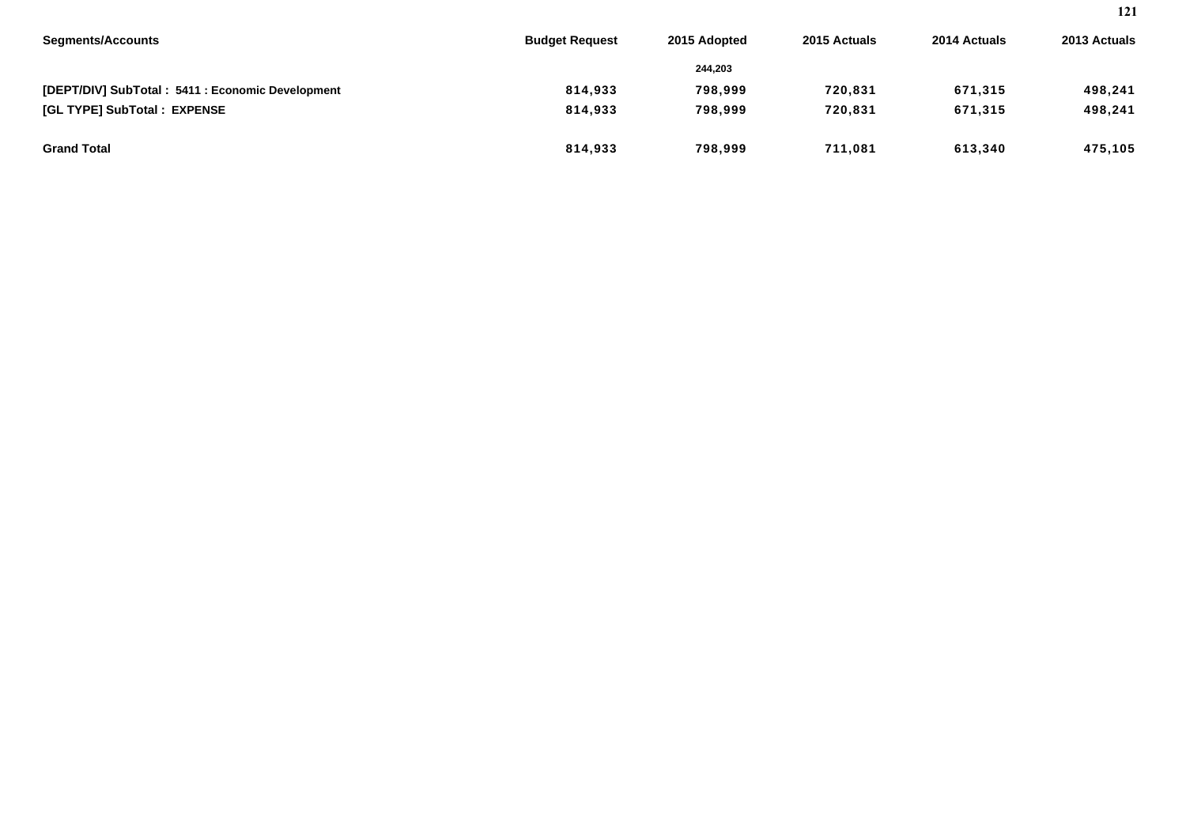| Segments/Accounts | Budget Request | 2015 Adopted | 2015 Actuals | 2014 Actuals | 2013 Actuals |
|---|---|---|---|---|---|
| | | 244,203 | | | |
| **[DEPT/DIV] SubTotal : 5411 : Economic Development** | **814,933** | **798,999** | **720,831** | **671,315** | **498,241** |
| **[GL TYPE] SubTotal : EXPENSE** | **814,933** | **798,999** | **720,831** | **671,315** | **498,241** |
| **Grand Total** | **814,933** | **798,999** | **711,081** | **613,340** | **475,105** |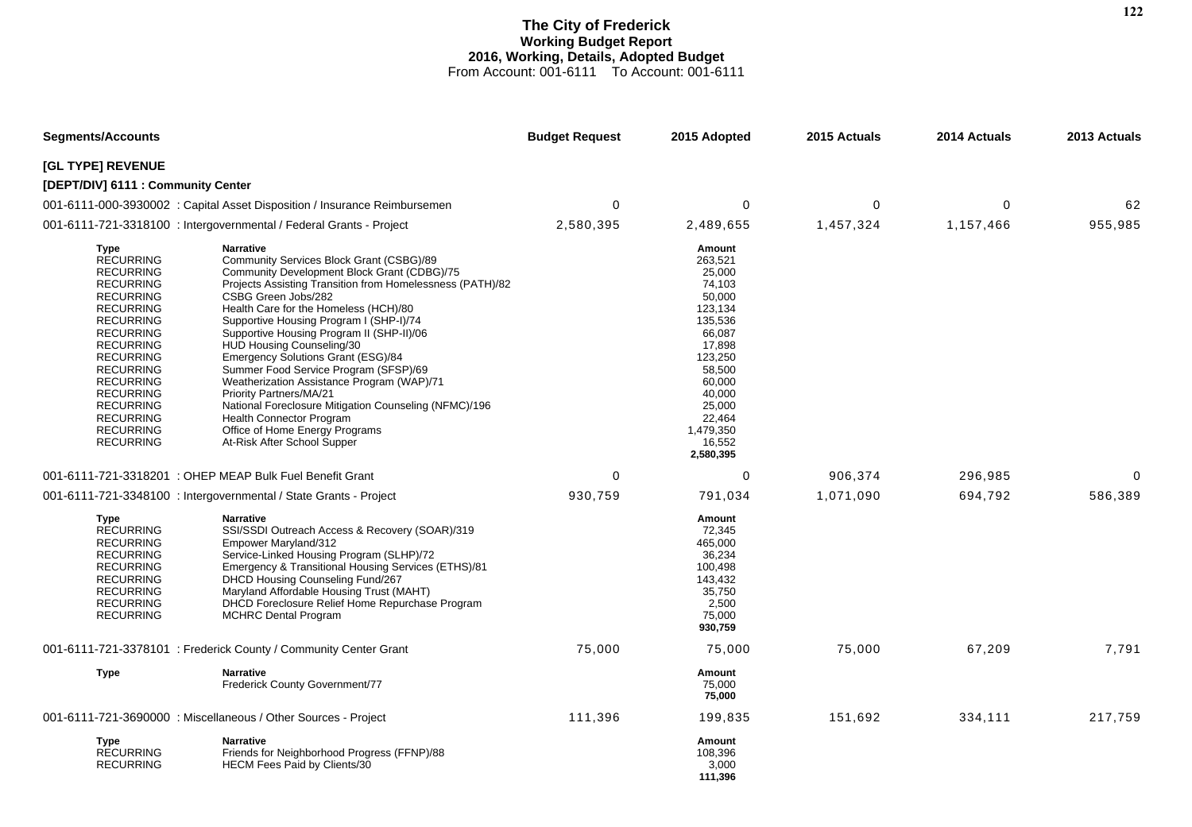# The City of Frederick
## Working Budget Report
## 2016, Working, Details, Adopted Budget
From Account: 001-6111 To Account: 001-6111

| Segments/Accounts | | Budget Request | 2015 Adopted | 2015 Actuals | 2014 Actuals | 2013 Actuals |
|---|---|---|---|---|---|---|
| **[GL TYPE] REVENUE** | | | | | | |
| **[DEPT/DIV] 6111 : Community Center** | | | | | | |
| 001-6111-000-3930002 : Capital Asset Disposition / Insurance Reimbursemen | | 0 | 0 | 0 | 0 | 62 |
| 001-6111-721-3318100 : Intergovernmental / Federal Grants - Project | | 2,580,395 | 2,489,655 | 1,457,324 | 1,157,466 | 955,985 |
| **Type** | **Narrative** | | **Amount** | | | |
| RECURRING | Community Services Block Grant (CSBG)/89 | | 263,521 | | | |
| RECURRING | Community Development Block Grant (CDBG)/75 | | 25,000 | | | |
| RECURRING | Projects Assisting Transition from Homelessness (PATH)/82 | | 74,103 | | | |
| RECURRING | CSBG Green Jobs/282 | | 50,000 | | | |
| RECURRING | Health Care for the Homeless (HCH)/80 | | 123,134 | | | |
| RECURRING | Supportive Housing Program I (SHP-I)/74 | | 135,536 | | | |
| RECURRING | Supportive Housing Program II (SHP-II)/06 | | 66,087 | | | |
| RECURRING | HUD Housing Counseling/30 | | 17,898 | | | |
| RECURRING | Emergency Solutions Grant (ESG)/84 | | 123,250 | | | |
| RECURRING | Summer Food Service Program (SFSP)/69 | | 58,500 | | | |
| RECURRING | Weatherization Assistance Program (WAP)/71 | | 60,000 | | | |
| RECURRING | Priority Partners/MA/21 | | 40,000 | | | |
| RECURRING | National Foreclosure Mitigation Counseling (NFMC)/196 | | 25,000 | | | |
| RECURRING | Health Connector Program | | 22,464 | | | |
| RECURRING | Office of Home Energy Programs | | 1,479,350 | | | |
| RECURRING | At-Risk After School Supper | | 16,552 | | | |
| | | | **2,580,395** | | | |
| 001-6111-721-3318201 : OHEP MEAP Bulk Fuel Benefit Grant | | 0 | 0 | 906,374 | 296,985 | 0 |
| 001-6111-721-3348100 : Intergovernmental / State Grants - Project | | 930,759 | 791,034 | 1,071,090 | 694,792 | 586,389 |
| **Type** | **Narrative** | | **Amount** | | | |
| RECURRING | SSI/SSDI Outreach Access & Recovery (SOAR)/319 | | 72,345 | | | |
| RECURRING | Empower Maryland/312 | | 465,000 | | | |
| RECURRING | Service-Linked Housing Program (SLHP)/72 | | 36,234 | | | |
| RECURRING | Emergency & Transitional Housing Services (ETHS)/81 | | 100,498 | | | |
| RECURRING | DHCD Housing Counseling Fund/267 | | 143,432 | | | |
| RECURRING | Maryland Affordable Housing Trust (MAHT) | | 35,750 | | | |
| RECURRING | DHCD Foreclosure Relief Home Repurchase Program | | 2,500 | | | |
| RECURRING | MCHRC Dental Program | | 75,000 | | | |
| | | | **930,759** | | | |
| 001-6111-721-3378101 : Frederick County / Community Center Grant | | 75,000 | 75,000 | 75,000 | 67,209 | 7,791 |
| **Type** | **Narrative** | | **Amount** | | | |
| | Frederick County Government/77 | | 75,000 | | | |
| | | | **75,000** | | | |
| 001-6111-721-3690000 : Miscellaneous / Other Sources - Project | | 111,396 | 199,835 | 151,692 | 334,111 | 217,759 |
| **Type** | **Narrative** | | **Amount** | | | |
| RECURRING | Friends for Neighborhood Progress (FFNP)/88 | | 108,396 | | | |
| RECURRING | HECM Fees Paid by Clients/30 | | 3,000 | | | |
| | | | **111,396** | | | |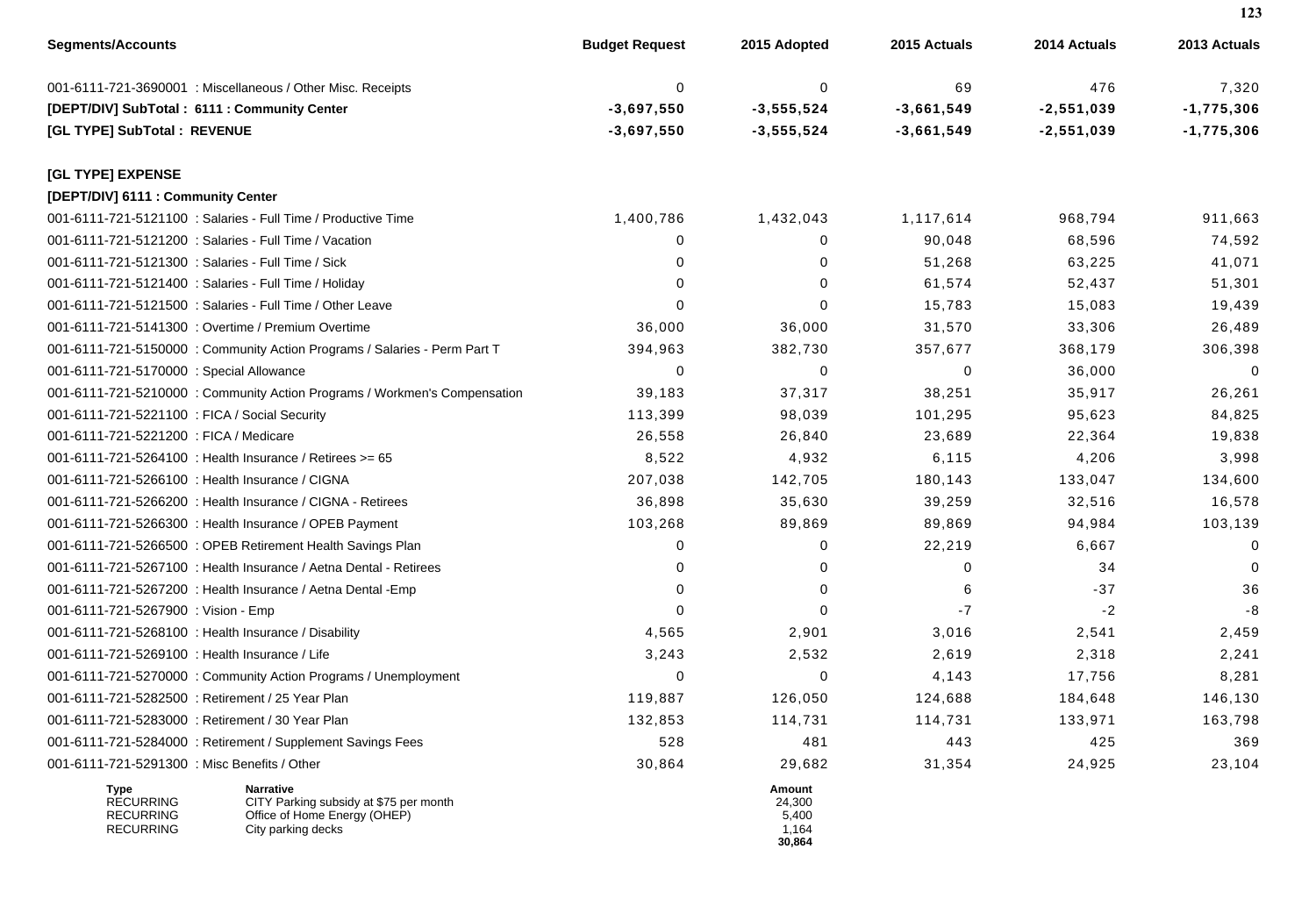| Segments/Accounts | Budget Request | 2015 Adopted | 2015 Actuals | 2014 Actuals | 2013 Actuals |
|---|---|---|---|---|---|
| 001-6111-721-3690001 : Miscellaneous / Other Misc. Receipts | 0 | 0 | 69 | 476 | 7,320 |
| **[DEPT/DIV] SubTotal : 6111 : Community Center** | **-3,697,550** | **-3,555,524** | **-3,661,549** | **-2,551,039** | **-1,775,306** |
| **[GL TYPE] SubTotal : REVENUE** | **-3,697,550** | **-3,555,524** | **-3,661,549** | **-2,551,039** | **-1,775,306** |
| **[GL TYPE] EXPENSE** | | | | | |
| **[DEPT/DIV] 6111 : Community Center** | | | | | |
| 001-6111-721-5121100 : Salaries - Full Time / Productive Time | 1,400,786 | 1,432,043 | 1,117,614 | 968,794 | 911,663 |
| 001-6111-721-5121200 : Salaries - Full Time / Vacation | 0 | 0 | 90,048 | 68,596 | 74,592 |
| 001-6111-721-5121300 : Salaries - Full Time / Sick | 0 | 0 | 51,268 | 63,225 | 41,071 |
| 001-6111-721-5121400 : Salaries - Full Time / Holiday | 0 | 0 | 61,574 | 52,437 | 51,301 |
| 001-6111-721-5121500 : Salaries - Full Time / Other Leave | 0 | 0 | 15,783 | 15,083 | 19,439 |
| 001-6111-721-5141300 : Overtime / Premium Overtime | 36,000 | 36,000 | 31,570 | 33,306 | 26,489 |
| 001-6111-721-5150000 : Community Action Programs / Salaries - Perm Part T | 394,963 | 382,730 | 357,677 | 368,179 | 306,398 |
| 001-6111-721-5170000 : Special Allowance | 0 | 0 | 0 | 36,000 | 0 |
| 001-6111-721-5210000 : Community Action Programs / Workmen's Compensation | 39,183 | 37,317 | 38,251 | 35,917 | 26,261 |
| 001-6111-721-5221100 : FICA / Social Security | 113,399 | 98,039 | 101,295 | 95,623 | 84,825 |
| 001-6111-721-5221200 : FICA / Medicare | 26,558 | 26,840 | 23,689 | 22,364 | 19,838 |
| 001-6111-721-5264100 : Health Insurance / Retirees >= 65 | 8,522 | 4,932 | 6,115 | 4,206 | 3,998 |
| 001-6111-721-5266100 : Health Insurance / CIGNA | 207,038 | 142,705 | 180,143 | 133,047 | 134,600 |
| 001-6111-721-5266200 : Health Insurance / CIGNA - Retirees | 36,898 | 35,630 | 39,259 | 32,516 | 16,578 |
| 001-6111-721-5266300 : Health Insurance / OPEB Payment | 103,268 | 89,869 | 89,869 | 94,984 | 103,139 |
| 001-6111-721-5266500 : OPEB Retirement Health Savings Plan | 0 | 0 | 22,219 | 6,667 | 0 |
| 001-6111-721-5267100 : Health Insurance / Aetna Dental - Retirees | 0 | 0 | 0 | 34 | 0 |
| 001-6111-721-5267200 : Health Insurance / Aetna Dental -Emp | 0 | 0 | 6 | -37 | 36 |
| 001-6111-721-5267900 : Vision - Emp | 0 | 0 | -7 | -2 | -8 |
| 001-6111-721-5268100 : Health Insurance / Disability | 4,565 | 2,901 | 3,016 | 2,541 | 2,459 |
| 001-6111-721-5269100 : Health Insurance / Life | 3,243 | 2,532 | 2,619 | 2,318 | 2,241 |
| 001-6111-721-5270000 : Community Action Programs / Unemployment | 0 | 0 | 4,143 | 17,756 | 8,281 |
| 001-6111-721-5282500 : Retirement / 25 Year Plan | 119,887 | 126,050 | 124,688 | 184,648 | 146,130 |
| 001-6111-721-5283000 : Retirement / 30 Year Plan | 132,853 | 114,731 | 114,731 | 133,971 | 163,798 |
| 001-6111-721-5284000 : Retirement / Supplement Savings Fees | 528 | 481 | 443 | 425 | 369 |
| 001-6111-721-5291300 : Misc Benefits / Other | 30,864 | 29,682 | 31,354 | 24,925 | 23,104 |

| Type | Narrative | Amount |
|---|---|---|
| RECURRING | CITY Parking subsidy at $75 per month | 24,300 |
| RECURRING | Office of Home Energy (OHEP) | 5,400 |
| RECURRING | City parking decks | 1,164 |
| | | **30,864** |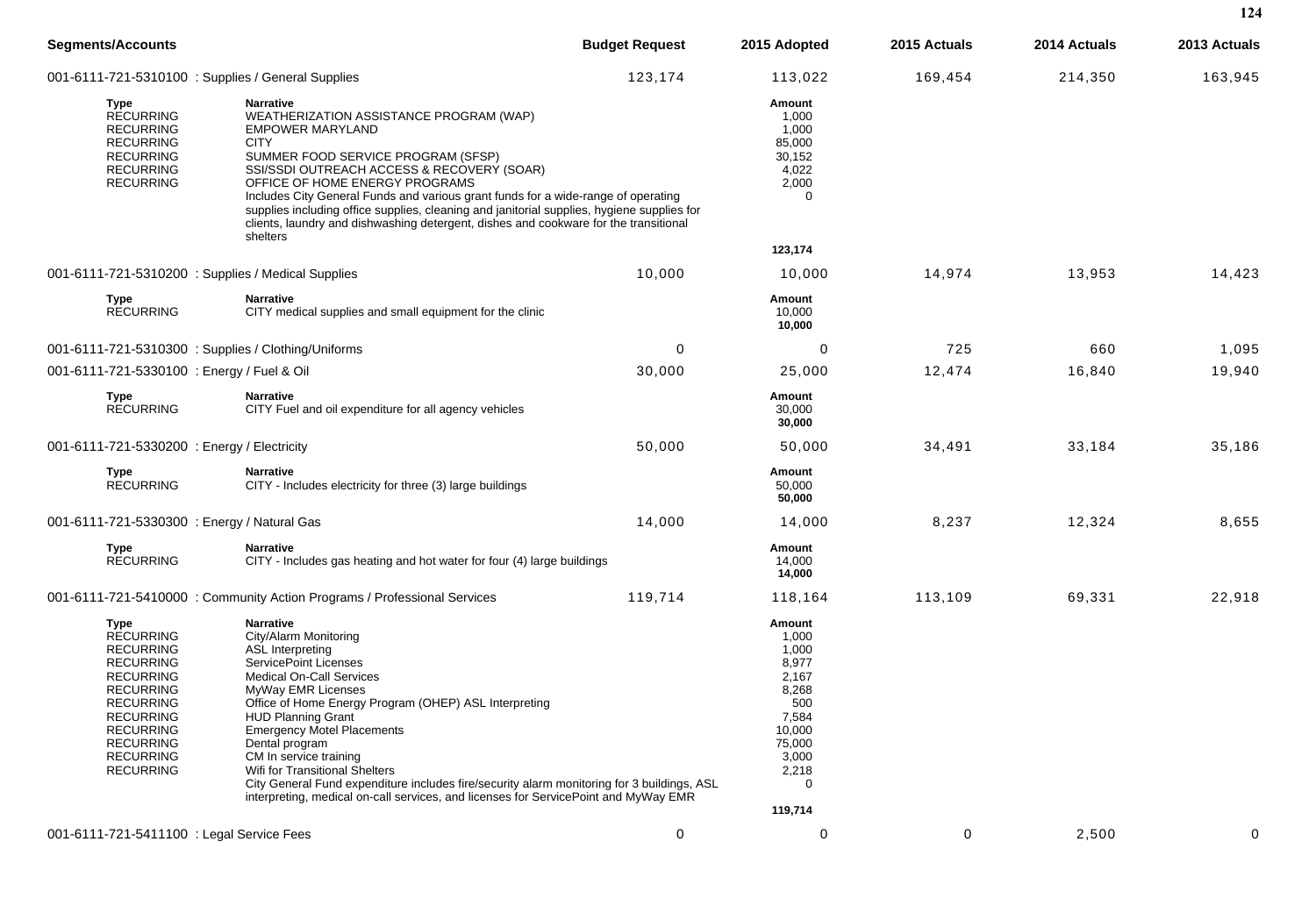| Segments/Accounts | Budget Request | 2015 Adopted | 2015 Actuals | 2014 Actuals | 2013 Actuals |
|---|---|---|---|---|---|
| 001-6111-721-5310100 : Supplies / General Supplies | 123,174 | 113,022 | 169,454 | 214,350 | 163,945 |

| Type | Narrative | Amount |
|---|---|---|
| RECURRING | WEATHERIZATION ASSISTANCE PROGRAM (WAP) | 1,000 |
| RECURRING | EMPOWER MARYLAND | 1,000 |
| RECURRING | CITY | 85,000 |
| RECURRING | SUMMER FOOD SERVICE PROGRAM (SFSP) | 30,152 |
| RECURRING | SSI/SSDI OUTREACH ACCESS & RECOVERY (SOAR) | 4,022 |
| RECURRING | OFFICE OF HOME ENERGY PROGRAMS | 2,000 |
| | Includes City General Funds and various grant funds for a wide-range of operating supplies including office supplies, cleaning and janitorial supplies, hygiene supplies for clients, laundry and dishwashing detergent, dishes and cookware for the transitional shelters | 0 |
| | | **123,174** |

| Segments/Accounts | Budget Request | 2015 Adopted | 2015 Actuals | 2014 Actuals | 2013 Actuals |
|---|---|---|---|---|---|
| 001-6111-721-5310200 : Supplies / Medical Supplies | 10,000 | 10,000 | 14,974 | 13,953 | 14,423 |

| Type | Narrative | Amount |
|---|---|---|
| RECURRING | CITY medical supplies and small equipment for the clinic | 10,000 |
| | | **10,000** |

| Segments/Accounts | Budget Request | 2015 Adopted | 2015 Actuals | 2014 Actuals | 2013 Actuals |
|---|---|---|---|---|---|
| 001-6111-721-5310300 : Supplies / Clothing/Uniforms | 0 | 0 | 725 | 660 | 1,095 |
| 001-6111-721-5330100 : Energy / Fuel & Oil | 30,000 | 25,000 | 12,474 | 16,840 | 19,940 |

| Type | Narrative | Amount |
|---|---|---|
| RECURRING | CITY Fuel and oil expenditure for all agency vehicles | 30,000 |
| | | **30,000** |

| Segments/Accounts | Budget Request | 2015 Adopted | 2015 Actuals | 2014 Actuals | 2013 Actuals |
|---|---|---|---|---|---|
| 001-6111-721-5330200 : Energy / Electricity | 50,000 | 50,000 | 34,491 | 33,184 | 35,186 |

| Type | Narrative | Amount |
|---|---|---|
| RECURRING | CITY - Includes electricity for three (3) large buildings | 50,000 |
| | | **50,000** |

| Segments/Accounts | Budget Request | 2015 Adopted | 2015 Actuals | 2014 Actuals | 2013 Actuals |
|---|---|---|---|---|---|
| 001-6111-721-5330300 : Energy / Natural Gas | 14,000 | 14,000 | 8,237 | 12,324 | 8,655 |

| Type | Narrative | Amount |
|---|---|---|
| RECURRING | CITY - Includes gas heating and hot water for four (4) large buildings | 14,000 |
| | | **14,000** |

| Segments/Accounts | Budget Request | 2015 Adopted | 2015 Actuals | 2014 Actuals | 2013 Actuals |
|---|---|---|---|---|---|
| 001-6111-721-5410000 : Community Action Programs / Professional Services | 119,714 | 118,164 | 113,109 | 69,331 | 22,918 |

| Type | Narrative | Amount |
|---|---|---|
| RECURRING | City/Alarm Monitoring | 1,000 |
| RECURRING | ASL Interpreting | 1,000 |
| RECURRING | ServicePoint Licenses | 8,977 |
| RECURRING | Medical On-Call Services | 2,167 |
| RECURRING | MyWay EMR Licenses | 8,268 |
| RECURRING | Office of Home Energy Program (OHEP) ASL Interpreting | 500 |
| RECURRING | HUD Planning Grant | 7,584 |
| RECURRING | Emergency Motel Placements | 10,000 |
| RECURRING | Dental program | 75,000 |
| RECURRING | CM In service training | 3,000 |
| RECURRING | Wifi for Transitional Shelters | 2,218 |
| | City General Fund expenditure includes fire/security alarm monitoring for 3 buildings, ASL interpreting, medical on-call services, and licenses for ServicePoint and MyWay EMR | 0 |
| | | **119,714** |

| Segments/Accounts | Budget Request | 2015 Adopted | 2015 Actuals | 2014 Actuals | 2013 Actuals |
|---|---|---|---|---|---|
| 001-6111-721-5411100 : Legal Service Fees | 0 | 0 | 0 | 2,500 | 0 |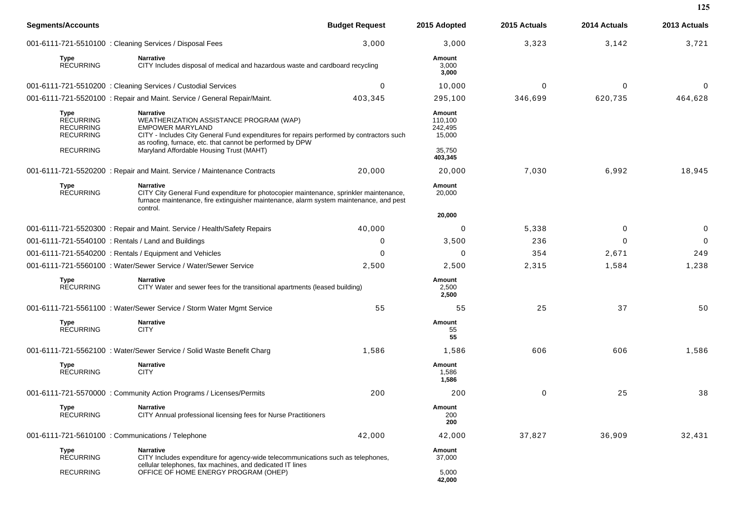| Segments/Accounts | | Budget Request | 2015 Adopted | 2015 Actuals | 2014 Actuals | 2013 Actuals |
|---|---|---|---|---|---|---|
| 001-6111-721-5510100 : Cleaning Services / Disposal Fees | | 3,000 | 3,000 | 3,323 | 3,142 | 3,721 |
| **Type** | **Narrative** | | **Amount** | | | |
| RECURRING | CITY Includes disposal of medical and hazardous waste and cardboard recycling | | 3,000 | | | |
| | | | **3,000** | | | |
| 001-6111-721-5510200 : Cleaning Services / Custodial Services | | 0 | 10,000 | 0 | 0 | 0 |
| 001-6111-721-5520100 : Repair and Maint. Service / General Repair/Maint. | | 403,345 | 295,100 | 346,699 | 620,735 | 464,628 |
| **Type** | **Narrative** | | **Amount** | | | |
| RECURRING | WEATHERIZATION ASSISTANCE PROGRAM (WAP) | | 110,100 | | | |
| RECURRING | EMPOWER MARYLAND | | 242,495 | | | |
| RECURRING | CITY - Includes City General Fund expenditures for repairs performed by contractors such as roofing, furnace, etc. that cannot be performed by DPW | | 15,000 | | | |
| RECURRING | Maryland Affordable Housing Trust (MAHT) | | 35,750 | | | |
| | | | **403,345** | | | |
| 001-6111-721-5520200 : Repair and Maint. Service / Maintenance Contracts | | 20,000 | 20,000 | 7,030 | 6,992 | 18,945 |
| **Type** | **Narrative** | | **Amount** | | | |
| RECURRING | CITY City General Fund expenditure for photocopier maintenance, sprinkler maintenance, furnace maintenance, fire extinguisher maintenance, alarm system maintenance, and pest control. | | 20,000 | | | |
| | | | **20,000** | | | |
| 001-6111-721-5520300 : Repair and Maint. Service / Health/Safety Repairs | | 40,000 | 0 | 5,338 | 0 | 0 |
| 001-6111-721-5540100 : Rentals / Land and Buildings | | 0 | 3,500 | 236 | 0 | 0 |
| 001-6111-721-5540200 : Rentals / Equipment and Vehicles | | 0 | 0 | 354 | 2,671 | 249 |
| 001-6111-721-5560100 : Water/Sewer Service / Water/Sewer Service | | 2,500 | 2,500 | 2,315 | 1,584 | 1,238 |
| **Type** | **Narrative** | | **Amount** | | | |
| RECURRING | CITY Water and sewer fees for the transitional apartments (leased building) | | 2,500 | | | |
| | | | **2,500** | | | |
| 001-6111-721-5561100 : Water/Sewer Service / Storm Water Mgmt Service | | 55 | 55 | 25 | 37 | 50 |
| **Type** | **Narrative** | | **Amount** | | | |
| RECURRING | CITY | | 55 | | | |
| | | | **55** | | | |
| 001-6111-721-5562100 : Water/Sewer Service / Solid Waste Benefit Charg | | 1,586 | 1,586 | 606 | 606 | 1,586 |
| **Type** | **Narrative** | | **Amount** | | | |
| RECURRING | CITY | | 1,586 | | | |
| | | | **1,586** | | | |
| 001-6111-721-5570000 : Community Action Programs / Licenses/Permits | | 200 | 200 | 0 | 25 | 38 |
| **Type** | **Narrative** | | **Amount** | | | |
| RECURRING | CITY Annual professional licensing fees for Nurse Practitioners | | 200 | | | |
| | | | **200** | | | |
| 001-6111-721-5610100 : Communications / Telephone | | 42,000 | 42,000 | 37,827 | 36,909 | 32,431 |
| **Type** | **Narrative** | | **Amount** | | | |
| RECURRING | CITY Includes expenditure for agency-wide telecommunications such as telephones, cellular telephones, fax machines, and dedicated IT lines | | 37,000 | | | |
| RECURRING | OFFICE OF HOME ENERGY PROGRAM (OHEP) | | 5,000 | | | |
| | | | **42,000** | | | |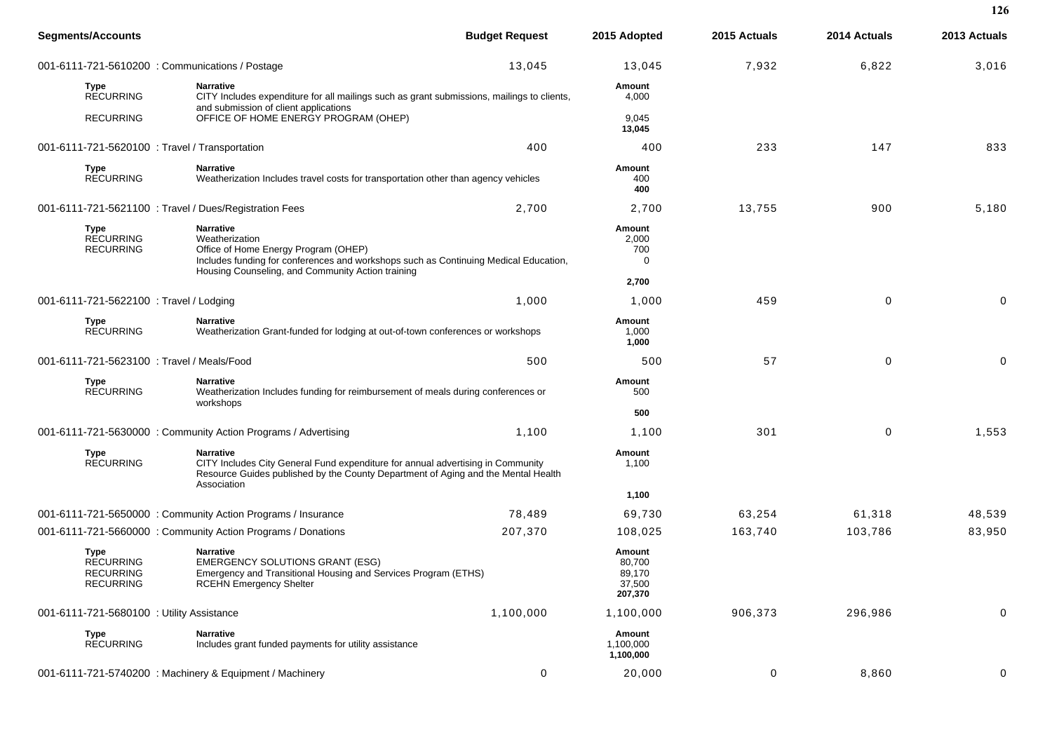| Segments/Accounts | Budget Request | 2015 Adopted | 2015 Actuals | 2014 Actuals | 2013 Actuals |
|---|---|---|---|---|---|
| 001-6111-721-5610200 : Communications / Postage | 13,045 | 13,045 | 7,932 | 6,822 | 3,016 |

| Type | Narrative | Amount |
|---|---|---|
| RECURRING | CITY Includes expenditure for all mailings such as grant submissions, mailings to clients, and submission of client applications | 4,000 |
| RECURRING | OFFICE OF HOME ENERGY PROGRAM (OHEP) | 9,045 |
| | | **13,045** |

| Segments/Accounts | Budget Request | 2015 Adopted | 2015 Actuals | 2014 Actuals | 2013 Actuals |
|---|---|---|---|---|---|
| 001-6111-721-5620100 : Travel / Transportation | 400 | 400 | 233 | 147 | 833 |

| Type | Narrative | Amount |
|---|---|---|
| RECURRING | Weatherization Includes travel costs for transportation other than agency vehicles | 400 |
| | | **400** |

| Segments/Accounts | Budget Request | 2015 Adopted | 2015 Actuals | 2014 Actuals | 2013 Actuals |
|---|---|---|---|---|---|
| 001-6111-721-5621100 : Travel / Dues/Registration Fees | 2,700 | 2,700 | 13,755 | 900 | 5,180 |

| Type | Narrative | Amount |
|---|---|---|
| RECURRING | Weatherization | 2,000 |
| RECURRING | Office of Home Energy Program (OHEP) | 700 |
| | Includes funding for conferences and workshops such as Continuing Medical Education, Housing Counseling, and Community Action training | 0 |
| | | **2,700** |

| Segments/Accounts | Budget Request | 2015 Adopted | 2015 Actuals | 2014 Actuals | 2013 Actuals |
|---|---|---|---|---|---|
| 001-6111-721-5622100 : Travel / Lodging | 1,000 | 1,000 | 459 | 0 | 0 |

| Type | Narrative | Amount |
|---|---|---|
| RECURRING | Weatherization Grant-funded for lodging at out-of-town conferences or workshops | 1,000 |
| | | **1,000** |

| Segments/Accounts | Budget Request | 2015 Adopted | 2015 Actuals | 2014 Actuals | 2013 Actuals |
|---|---|---|---|---|---|
| 001-6111-721-5623100 : Travel / Meals/Food | 500 | 500 | 57 | 0 | 0 |

| Type | Narrative | Amount |
|---|---|---|
| RECURRING | Weatherization Includes funding for reimbursement of meals during conferences or workshops | 500 |
| | | **500** |

| Segments/Accounts | Budget Request | 2015 Adopted | 2015 Actuals | 2014 Actuals | 2013 Actuals |
|---|---|---|---|---|---|
| 001-6111-721-5630000 : Community Action Programs / Advertising | 1,100 | 1,100 | 301 | 0 | 1,553 |

| Type | Narrative | Amount |
|---|---|---|
| RECURRING | CITY Includes City General Fund expenditure for annual advertising in Community Resource Guides published by the County Department of Aging and the Mental Health Association | 1,100 |
| | | **1,100** |

| Segments/Accounts | Budget Request | 2015 Adopted | 2015 Actuals | 2014 Actuals | 2013 Actuals |
|---|---|---|---|---|---|
| 001-6111-721-5650000 : Community Action Programs / Insurance | 78,489 | 69,730 | 63,254 | 61,318 | 48,539 |
| 001-6111-721-5660000 : Community Action Programs / Donations | 207,370 | 108,025 | 163,740 | 103,786 | 83,950 |

| Type | Narrative | Amount |
|---|---|---|
| RECURRING | EMERGENCY SOLUTIONS GRANT (ESG) | 80,700 |
| RECURRING | Emergency and Transitional Housing and Services Program (ETHS) | 89,170 |
| RECURRING | RCEHN Emergency Shelter | 37,500 |
| | | **207,370** |

| Segments/Accounts | Budget Request | 2015 Adopted | 2015 Actuals | 2014 Actuals | 2013 Actuals |
|---|---|---|---|---|---|
| 001-6111-721-5680100 : Utility Assistance | 1,100,000 | 1,100,000 | 906,373 | 296,986 | 0 |

| Type | Narrative | Amount |
|---|---|---|
| RECURRING | Includes grant funded payments for utility assistance | 1,100,000 |
| | | **1,100,000** |

| Segments/Accounts | Budget Request | 2015 Adopted | 2015 Actuals | 2014 Actuals | 2013 Actuals |
|---|---|---|---|---|---|
| 001-6111-721-5740200 : Machinery & Equipment / Machinery | 0 | 20,000 | 0 | 8,860 | 0 |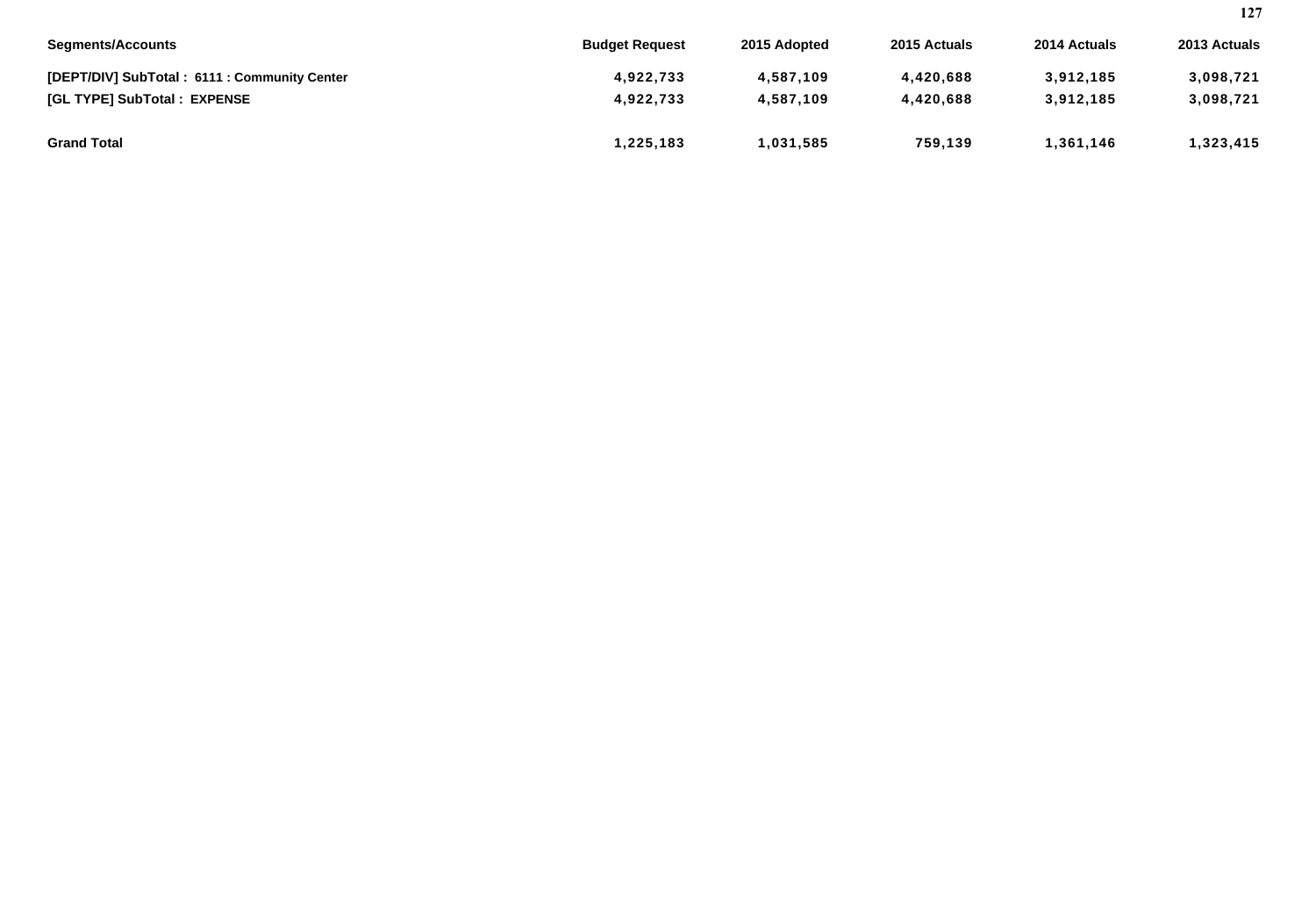| Segments/Accounts | Budget Request | 2015 Adopted | 2015 Actuals | 2014 Actuals | 2013 Actuals |
|---|---|---|---|---|---|
| **[DEPT/DIV] SubTotal : 6111 : Community Center** | **4,922,733** | **4,587,109** | **4,420,688** | **3,912,185** | **3,098,721** |
| **[GL TYPE] SubTotal : EXPENSE** | **4,922,733** | **4,587,109** | **4,420,688** | **3,912,185** | **3,098,721** |
| **Grand Total** | **1,225,183** | **1,031,585** | **759,139** | **1,361,146** | **1,323,415** |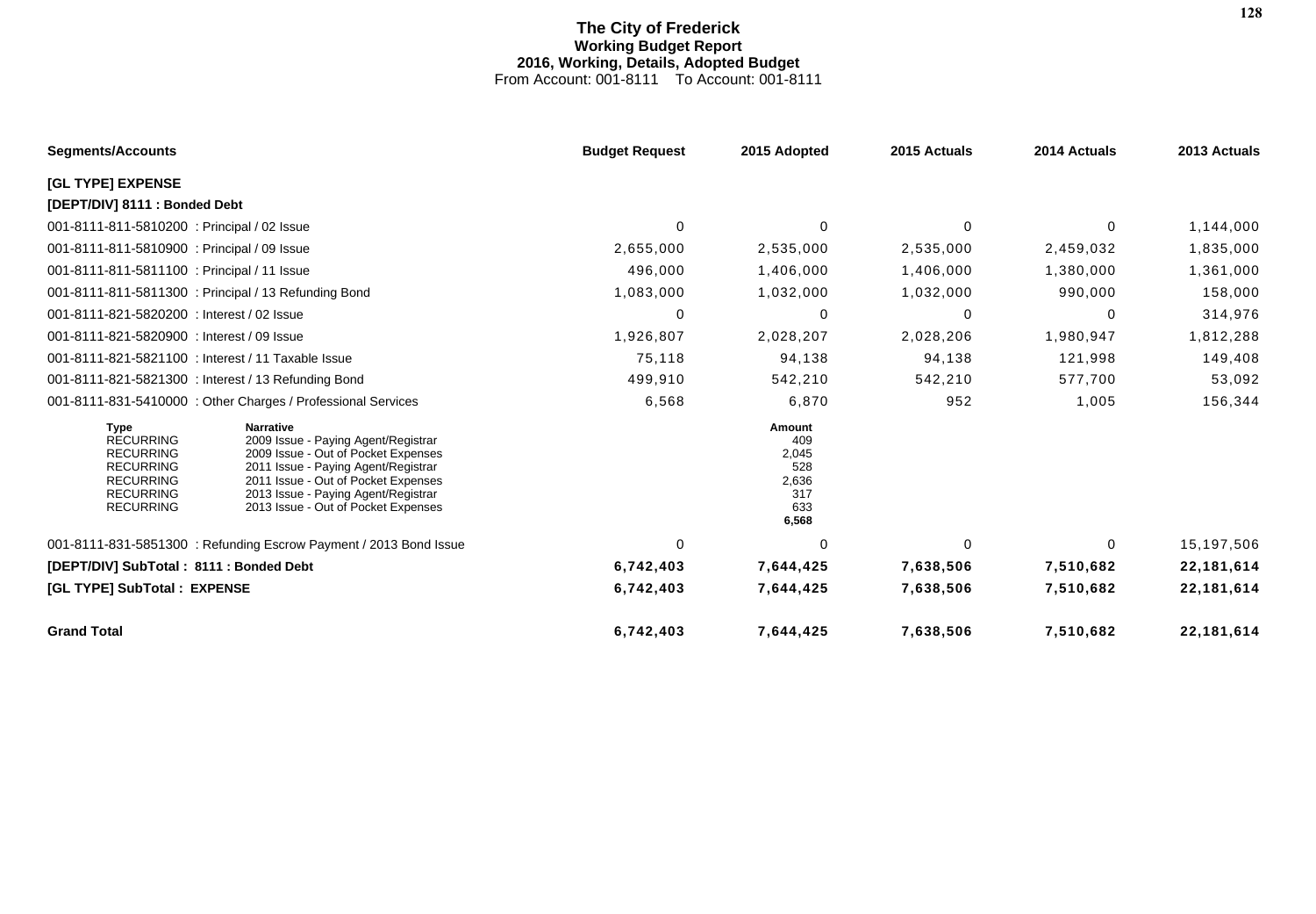# The City of Frederick
## Working Budget Report
### 2016, Working, Details, Adopted Budget
From Account: 001-8111 To Account: 001-8111

| Segments/Accounts | Budget Request | 2015 Adopted | 2015 Actuals | 2014 Actuals | 2013 Actuals |
|---|---|---|---|---|---|
| **[GL TYPE] EXPENSE** | | | | | |
| **[DEPT/DIV] 8111 : Bonded Debt** | | | | | |
| 001-8111-811-5810200 : Principal / 02 Issue | 0 | 0 | 0 | 0 | 1,144,000 |
| 001-8111-811-5810900 : Principal / 09 Issue | 2,655,000 | 2,535,000 | 2,535,000 | 2,459,032 | 1,835,000 |
| 001-8111-811-5811100 : Principal / 11 Issue | 496,000 | 1,406,000 | 1,406,000 | 1,380,000 | 1,361,000 |
| 001-8111-811-5811300 : Principal / 13 Refunding Bond | 1,083,000 | 1,032,000 | 1,032,000 | 990,000 | 158,000 |
| 001-8111-821-5820200 : Interest / 02 Issue | 0 | 0 | 0 | 0 | 314,976 |
| 001-8111-821-5820900 : Interest / 09 Issue | 1,926,807 | 2,028,207 | 2,028,206 | 1,980,947 | 1,812,288 |
| 001-8111-821-5821100 : Interest / 11 Taxable Issue | 75,118 | 94,138 | 94,138 | 121,998 | 149,408 |
| 001-8111-821-5821300 : Interest / 13 Refunding Bond | 499,910 | 542,210 | 542,210 | 577,700 | 53,092 |
| 001-8111-831-5410000 : Other Charges / Professional Services | 6,568 | 6,870 | 952 | 1,005 | 156,344 |

| Type | Narrative | Amount |
|---|---|---|
| RECURRING | 2009 Issue - Paying Agent/Registrar | 409 |
| RECURRING | 2009 Issue - Out of Pocket Expenses | 2,045 |
| RECURRING | 2011 Issue - Paying Agent/Registrar | 528 |
| RECURRING | 2011 Issue - Out of Pocket Expenses | 2,636 |
| RECURRING | 2013 Issue - Paying Agent/Registrar | 317 |
| RECURRING | 2013 Issue - Out of Pocket Expenses | 633 |
| | | **6,568** |

| Segments/Accounts | Budget Request | 2015 Adopted | 2015 Actuals | 2014 Actuals | 2013 Actuals |
|---|---|---|---|---|---|
| 001-8111-831-5851300 : Refunding Escrow Payment / 2013 Bond Issue | 0 | 0 | 0 | 0 | 15,197,506 |
| **[DEPT/DIV] SubTotal : 8111 : Bonded Debt** | **6,742,403** | **7,644,425** | **7,638,506** | **7,510,682** | **22,181,614** |
| **[GL TYPE] SubTotal : EXPENSE** | **6,742,403** | **7,644,425** | **7,638,506** | **7,510,682** | **22,181,614** |
| **Grand Total** | **6,742,403** | **7,644,425** | **7,638,506** | **7,510,682** | **22,181,614** |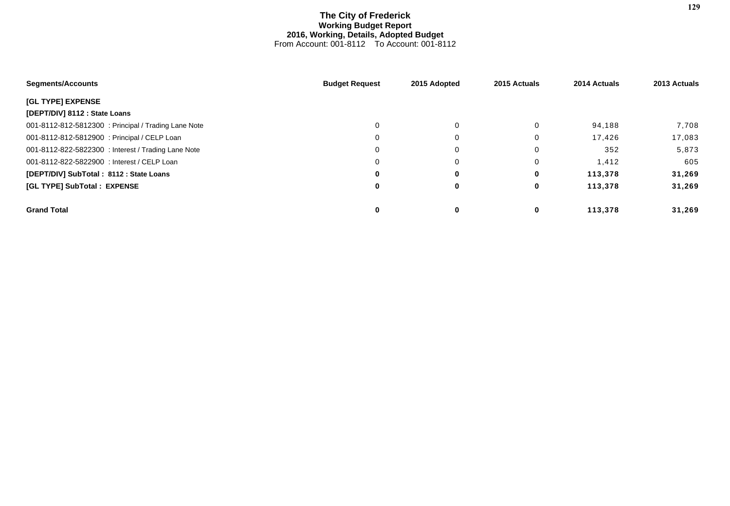# The City of Frederick
## Working Budget Report
### 2016, Working, Details, Adopted Budget
From Account: 001-8112 To Account: 001-8112

| Segments/Accounts | Budget Request | 2015 Adopted | 2015 Actuals | 2014 Actuals | 2013 Actuals |
|---|---|---|---|---|---|
| **[GL TYPE] EXPENSE** | | | | | |
| **[DEPT/DIV] 8112 : State Loans** | | | | | |
| 001-8112-812-5812300 : Principal / Trading Lane Note | 0 | 0 | 0 | 94,188 | 7,708 |
| 001-8112-812-5812900 : Principal / CELP Loan | 0 | 0 | 0 | 17,426 | 17,083 |
| 001-8112-822-5822300 : Interest / Trading Lane Note | 0 | 0 | 0 | 352 | 5,873 |
| 001-8112-822-5822900 : Interest / CELP Loan | 0 | 0 | 0 | 1,412 | 605 |
| **[DEPT/DIV] SubTotal : 8112 : State Loans** | **0** | **0** | **0** | **113,378** | **31,269** |
| **[GL TYPE] SubTotal : EXPENSE** | **0** | **0** | **0** | **113,378** | **31,269** |
| **Grand Total** | **0** | **0** | **0** | **113,378** | **31,269** |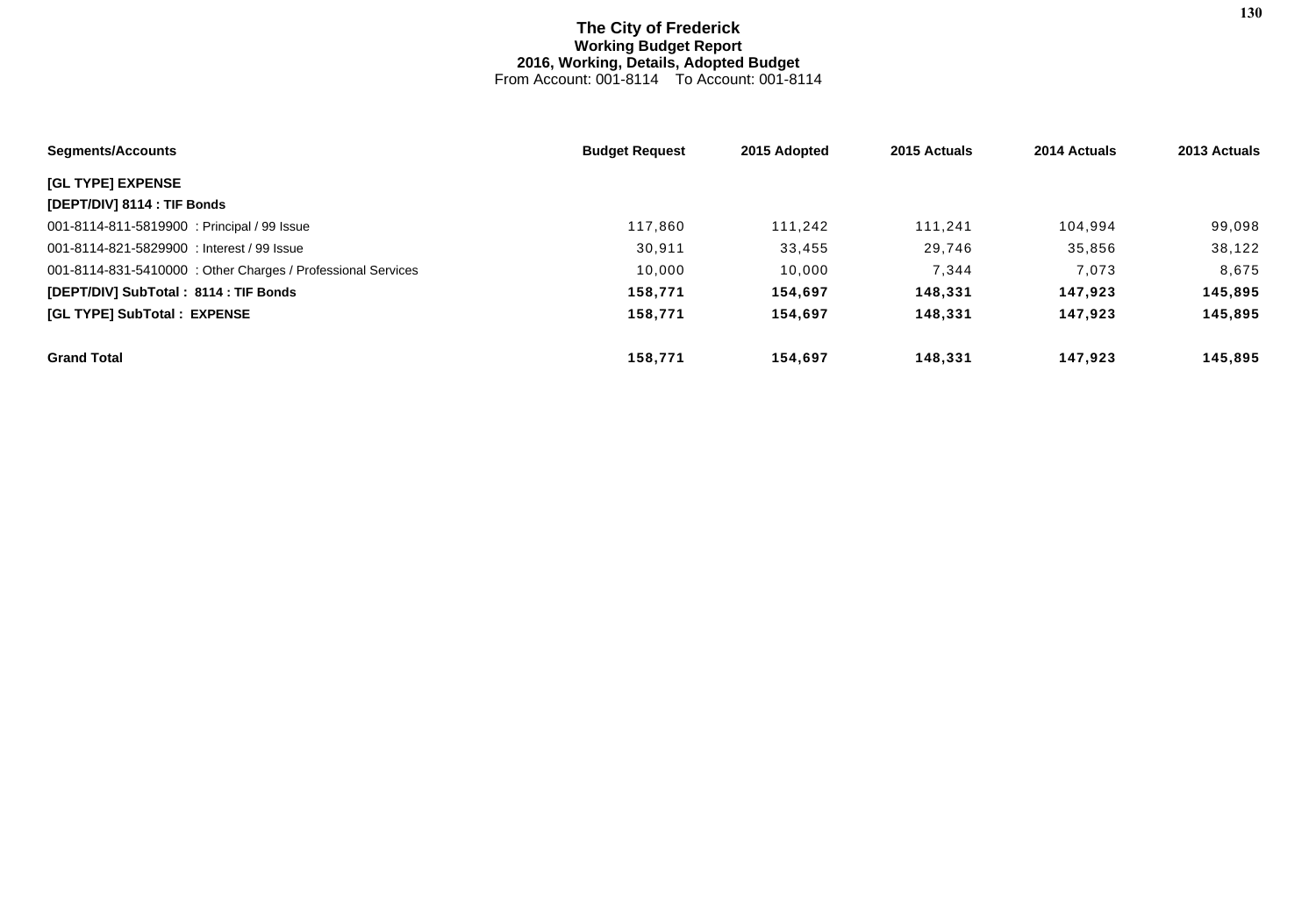# The City of Frederick
## Working Budget Report
### 2016, Working, Details, Adopted Budget
From Account: 001-8114 To Account: 001-8114

| Segments/Accounts | Budget Request | 2015 Adopted | 2015 Actuals | 2014 Actuals | 2013 Actuals |
|---|---|---|---|---|---|
| **[GL TYPE] EXPENSE** | | | | | |
| **[DEPT/DIV] 8114 : TIF Bonds** | | | | | |
| 001-8114-811-5819900 : Principal / 99 Issue | 117,860 | 111,242 | 111,241 | 104,994 | 99,098 |
| 001-8114-821-5829900 : Interest / 99 Issue | 30,911 | 33,455 | 29,746 | 35,856 | 38,122 |
| 001-8114-831-5410000 : Other Charges / Professional Services | 10,000 | 10,000 | 7,344 | 7,073 | 8,675 |
| **[DEPT/DIV] SubTotal : 8114 : TIF Bonds** | **158,771** | **154,697** | **148,331** | **147,923** | **145,895** |
| **[GL TYPE] SubTotal : EXPENSE** | **158,771** | **154,697** | **148,331** | **147,923** | **145,895** |
| **Grand Total** | **158,771** | **154,697** | **148,331** | **147,923** | **145,895** |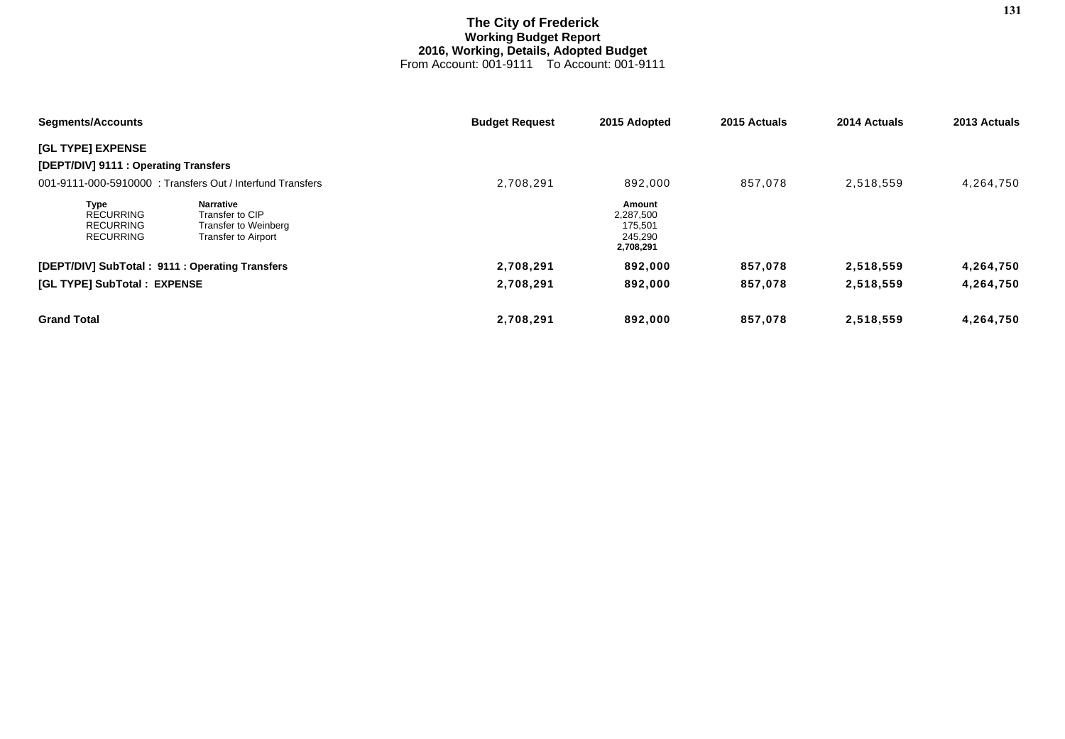# The City of Frederick
## Working Budget Report
### 2016, Working, Details, Adopted Budget
From Account: 001-9111 To Account: 001-9111

| Segments/Accounts | Budget Request | 2015 Adopted | 2015 Actuals | 2014 Actuals | 2013 Actuals |
|---|---|---|---|---|---|
| **[GL TYPE] EXPENSE** | | | | | |
| **[DEPT/DIV] 9111 : Operating Transfers** | | | | | |
| 001-9111-000-5910000 : Transfers Out / Interfund Transfers | 2,708,291 | 892,000 | 857,078 | 2,518,559 | 4,264,750 |

| Type | Narrative | Amount |
|---|---|---|
| RECURRING | Transfer to CIP | 2,287,500 |
| RECURRING | Transfer to Weinberg | 175,501 |
| RECURRING | Transfer to Airport | 245,290 |
| | | **2,708,291** |

| Segments/Accounts | Budget Request | 2015 Adopted | 2015 Actuals | 2014 Actuals | 2013 Actuals |
|---|---|---|---|---|---|
| **[DEPT/DIV] SubTotal : 9111 : Operating Transfers** | **2,708,291** | **892,000** | **857,078** | **2,518,559** | **4,264,750** |
| **[GL TYPE] SubTotal : EXPENSE** | **2,708,291** | **892,000** | **857,078** | **2,518,559** | **4,264,750** |
| **Grand Total** | **2,708,291** | **892,000** | **857,078** | **2,518,559** | **4,264,750** |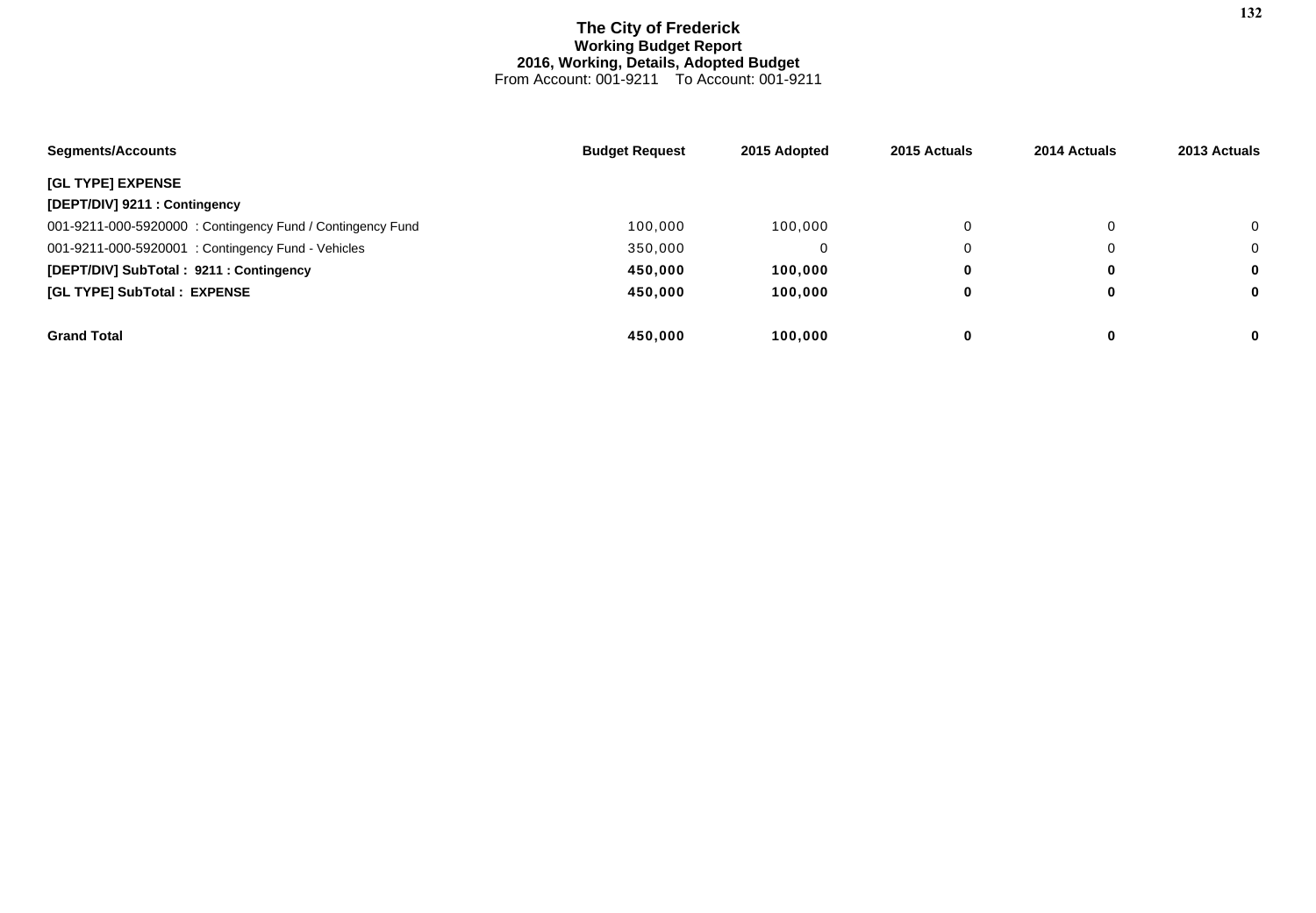# The City of Frederick
## Working Budget Report
### 2016, Working, Details, Adopted Budget
From Account: 001-9211 To Account: 001-9211

| Segments/Accounts | Budget Request | 2015 Adopted | 2015 Actuals | 2014 Actuals | 2013 Actuals |
|---|---|---|---|---|---|
| **[GL TYPE] EXPENSE** | | | | | |
| **[DEPT/DIV] 9211 : Contingency** | | | | | |
| 001-9211-000-5920000 : Contingency Fund / Contingency Fund | 100,000 | 100,000 | 0 | 0 | 0 |
| 001-9211-000-5920001 : Contingency Fund - Vehicles | 350,000 | 0 | 0 | 0 | 0 |
| **[DEPT/DIV] SubTotal : 9211 : Contingency** | **450,000** | **100,000** | **0** | **0** | **0** |
| **[GL TYPE] SubTotal : EXPENSE** | **450,000** | **100,000** | **0** | **0** | **0** |
| **Grand Total** | **450,000** | **100,000** | **0** | **0** | **0** |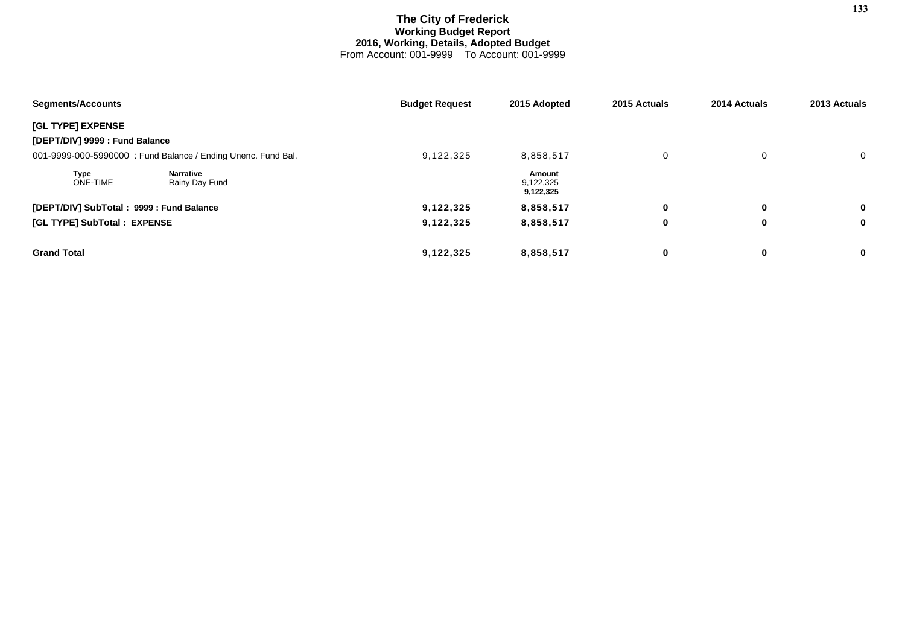# The City of Frederick
## Working Budget Report
### 2016, Working, Details, Adopted Budget
From Account: 001-9999 To Account: 001-9999

| Segments/Accounts | Budget Request | 2015 Adopted | 2015 Actuals | 2014 Actuals | 2013 Actuals |
|---|---|---|---|---|---|
| **[GL TYPE] EXPENSE** | | | | | |
| **[DEPT/DIV] 9999 : Fund Balance** | | | | | |
| 001-9999-000-5990000 : Fund Balance / Ending Unenc. Fund Bal. | 9,122,325 | 8,858,517 | 0 | 0 | 0 |
| **Type** ONE-TIME — **Narrative** Rainy Day Fund | | **Amount** 9,122,325 **9,122,325** | | | |
| **[DEPT/DIV] SubTotal : 9999 : Fund Balance** | **9,122,325** | **8,858,517** | **0** | **0** | **0** |
| **[GL TYPE] SubTotal : EXPENSE** | **9,122,325** | **8,858,517** | **0** | **0** | **0** |
| **Grand Total** | **9,122,325** | **8,858,517** | **0** | **0** | **0** |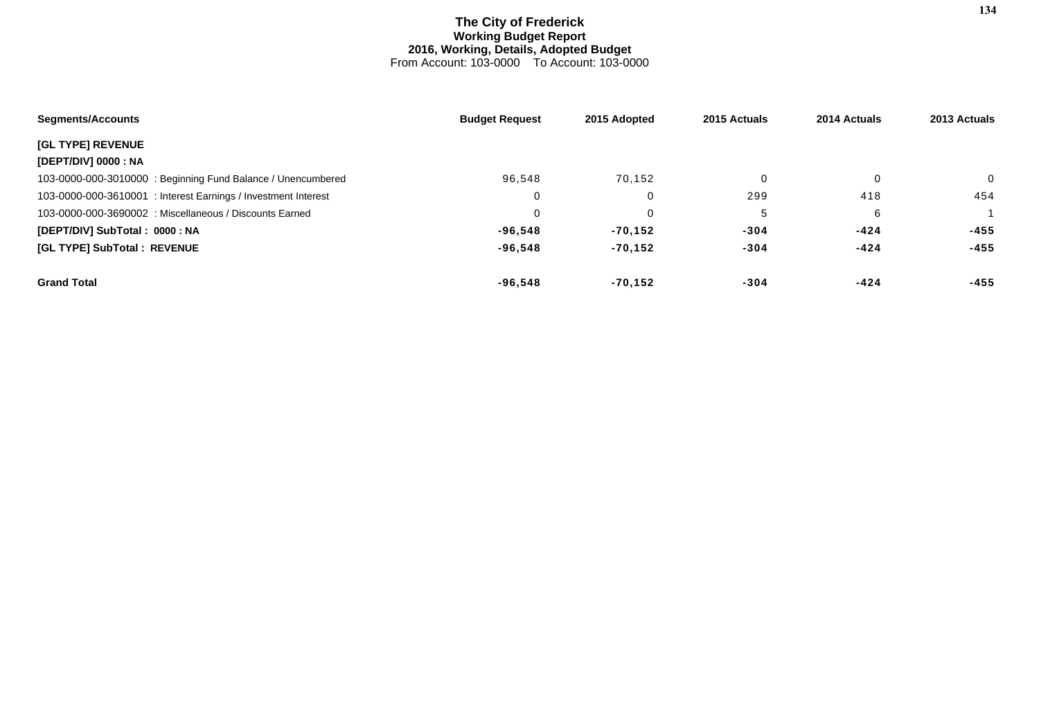# The City of Frederick

**Working Budget Report**

**2016, Working, Details, Adopted Budget**

From Account: 103-0000 To Account: 103-0000

| Segments/Accounts | Budget Request | 2015 Adopted | 2015 Actuals | 2014 Actuals | 2013 Actuals |
|---|---|---|---|---|---|
| **[GL TYPE] REVENUE** | | | | | |
| **[DEPT/DIV] 0000 : NA** | | | | | |
| 103-0000-000-3010000 : Beginning Fund Balance / Unencumbered | 96,548 | 70,152 | 0 | 0 | 0 |
| 103-0000-000-3610001 : Interest Earnings / Investment Interest | 0 | 0 | 299 | 418 | 454 |
| 103-0000-000-3690002 : Miscellaneous / Discounts Earned | 0 | 0 | 5 | 6 | 1 |
| **[DEPT/DIV] SubTotal : 0000 : NA** | **-96,548** | **-70,152** | **-304** | **-424** | **-455** |
| **[GL TYPE] SubTotal : REVENUE** | **-96,548** | **-70,152** | **-304** | **-424** | **-455** |
| **Grand Total** | **-96,548** | **-70,152** | **-304** | **-424** | **-455** |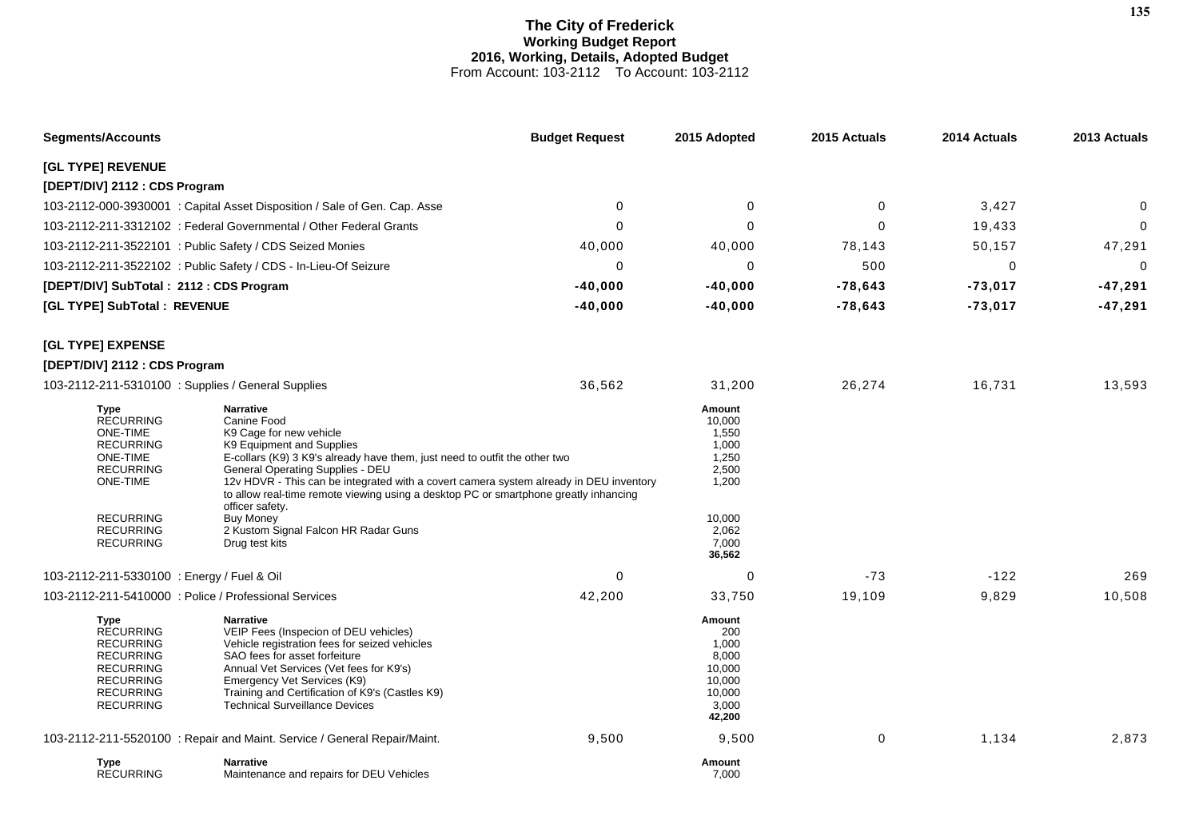# The City of Frederick
## Working Budget Report
### 2016, Working, Details, Adopted Budget
From Account: 103-2112 To Account: 103-2112

| Segments/Accounts | Budget Request | 2015 Adopted | 2015 Actuals | 2014 Actuals | 2013 Actuals |
|---|---|---|---|---|---|
| **[GL TYPE] REVENUE** | | | | | |
| **[DEPT/DIV] 2112 : CDS Program** | | | | | |
| 103-2112-000-3930001 : Capital Asset Disposition / Sale of Gen. Cap. Asse | 0 | 0 | 0 | 3,427 | 0 |
| 103-2112-211-3312102 : Federal Governmental / Other Federal Grants | 0 | 0 | 0 | 19,433 | 0 |
| 103-2112-211-3522101 : Public Safety / CDS Seized Monies | 40,000 | 40,000 | 78,143 | 50,157 | 47,291 |
| 103-2112-211-3522102 : Public Safety / CDS - In-Lieu-Of Seizure | 0 | 0 | 500 | 0 | 0 |
| **[DEPT/DIV] SubTotal : 2112 : CDS Program** | **-40,000** | **-40,000** | **-78,643** | **-73,017** | **-47,291** |
| **[GL TYPE] SubTotal : REVENUE** | **-40,000** | **-40,000** | **-78,643** | **-73,017** | **-47,291** |
| **[GL TYPE] EXPENSE** | | | | | |
| **[DEPT/DIV] 2112 : CDS Program** | | | | | |
| 103-2112-211-5310100 : Supplies / General Supplies | 36,562 | 31,200 | 26,274 | 16,731 | 13,593 |

| Type | Narrative | Amount |
|---|---|---|
| RECURRING | Canine Food | 10,000 |
| ONE-TIME | K9 Cage for new vehicle | 1,550 |
| RECURRING | K9 Equipment and Supplies | 1,000 |
| ONE-TIME | E-collars (K9) 3 K9's already have them, just need to outfit the other two | 1,250 |
| RECURRING | General Operating Supplies - DEU | 2,500 |
| ONE-TIME | 12v HDVR - This can be integrated with a covert camera system already in DEU inventory to allow real-time remote viewing using a desktop PC or smartphone greatly inhancing officer safety. | 1,200 |
| RECURRING | Buy Money | 10,000 |
| RECURRING | 2 Kustom Signal Falcon HR Radar Guns | 2,062 |
| RECURRING | Drug test kits | 7,000 |
| | | **36,562** |

| Segments/Accounts | Budget Request | 2015 Adopted | 2015 Actuals | 2014 Actuals | 2013 Actuals |
|---|---|---|---|---|---|
| 103-2112-211-5330100 : Energy / Fuel & Oil | 0 | 0 | -73 | -122 | 269 |
| 103-2112-211-5410000 : Police / Professional Services | 42,200 | 33,750 | 19,109 | 9,829 | 10,508 |

| Type | Narrative | Amount |
|---|---|---|
| RECURRING | VEIP Fees (Inspecion of DEU vehicles) | 200 |
| RECURRING | Vehicle registration fees for seized vehicles | 1,000 |
| RECURRING | SAO fees for asset forfeiture | 8,000 |
| RECURRING | Annual Vet Services (Vet fees for K9's) | 10,000 |
| RECURRING | Emergency Vet Services (K9) | 10,000 |
| RECURRING | Training and Certification of K9's (Castles K9) | 10,000 |
| RECURRING | Technical Surveillance Devices | 3,000 |
| | | **42,200** |

| Segments/Accounts | Budget Request | 2015 Adopted | 2015 Actuals | 2014 Actuals | 2013 Actuals |
|---|---|---|---|---|---|
| 103-2112-211-5520100 : Repair and Maint. Service / General Repair/Maint. | 9,500 | 9,500 | 0 | 1,134 | 2,873 |

| Type | Narrative | Amount |
|---|---|---|
| RECURRING | Maintenance and repairs for DEU Vehicles | 7,000 |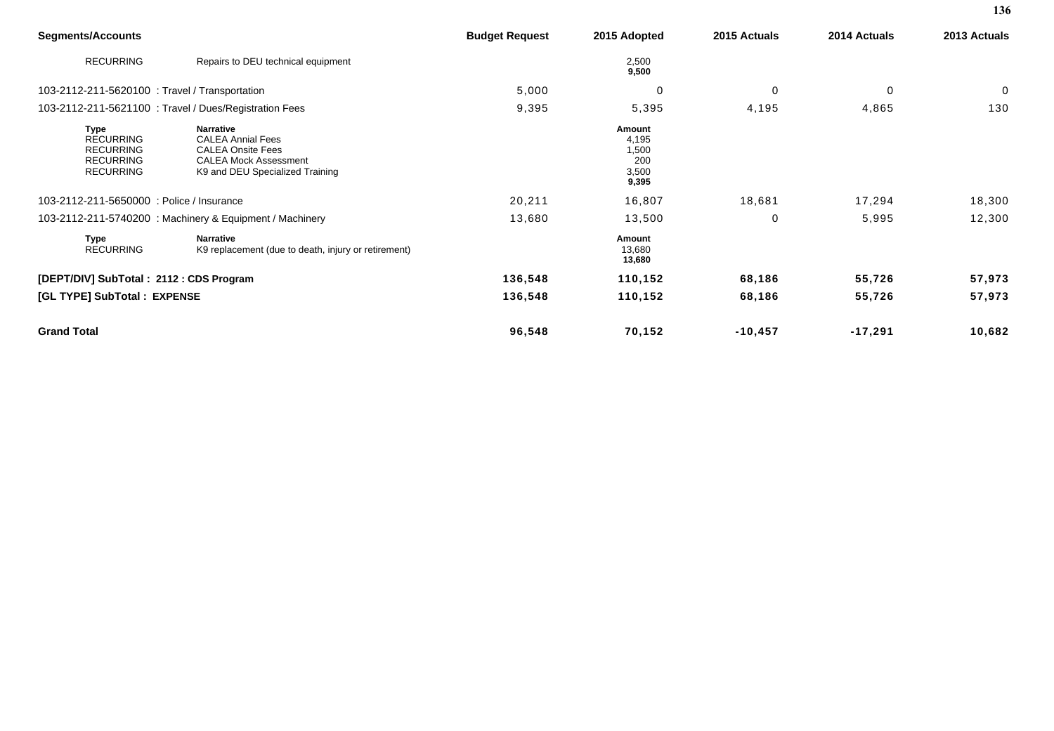| Segments/Accounts | | Budget Request | 2015 Adopted | 2015 Actuals | 2014 Actuals | 2013 Actuals |
|---|---|---|---|---|---|---|
| RECURRING | Repairs to DEU technical equipment | | 2,500 | | | |
| | | | **9,500** | | | |
| 103-2112-211-5620100 : Travel / Transportation | | 5,000 | 0 | 0 | 0 | 0 |
| 103-2112-211-5621100 : Travel / Dues/Registration Fees | | 9,395 | 5,395 | 4,195 | 4,865 | 130 |
| **Type** | **Narrative** | | **Amount** | | | |
| RECURRING | CALEA Annial Fees | | 4,195 | | | |
| RECURRING | CALEA Onsite Fees | | 1,500 | | | |
| RECURRING | CALEA Mock Assessment | | 200 | | | |
| RECURRING | K9 and DEU Specialized Training | | 3,500 | | | |
| | | | **9,395** | | | |
| 103-2112-211-5650000 : Police / Insurance | | 20,211 | 16,807 | 18,681 | 17,294 | 18,300 |
| 103-2112-211-5740200 : Machinery & Equipment / Machinery | | 13,680 | 13,500 | 0 | 5,995 | 12,300 |
| **Type** | **Narrative** | | **Amount** | | | |
| RECURRING | K9 replacement (due to death, injury or retirement) | | 13,680 | | | |
| | | | **13,680** | | | |
| **[DEPT/DIV] SubTotal : 2112 : CDS Program** | | **136,548** | **110,152** | **68,186** | **55,726** | **57,973** |
| **[GL TYPE] SubTotal : EXPENSE** | | **136,548** | **110,152** | **68,186** | **55,726** | **57,973** |
| **Grand Total** | | **96,548** | **70,152** | **-10,457** | **-17,291** | **10,682** |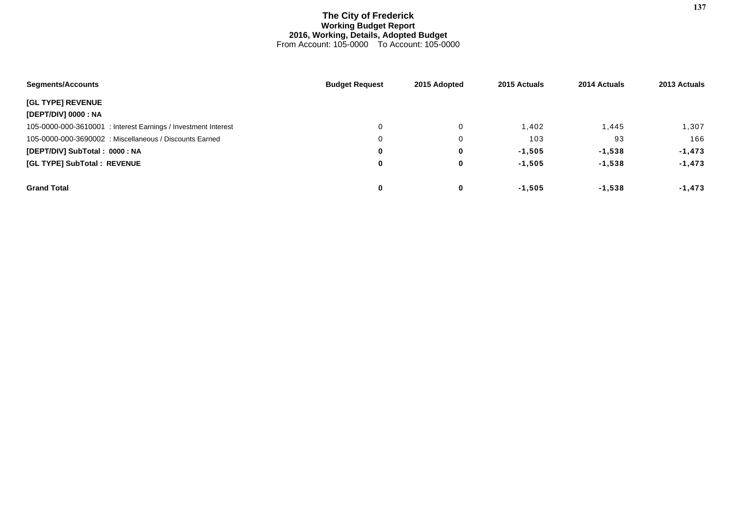# The City of Frederick

**Working Budget Report**

**2016, Working, Details, Adopted Budget**

From Account: 105-0000 To Account: 105-0000

| Segments/Accounts | Budget Request | 2015 Adopted | 2015 Actuals | 2014 Actuals | 2013 Actuals |
|---|---|---|---|---|---|
| **[GL TYPE] REVENUE** | | | | | |
| **[DEPT/DIV] 0000 : NA** | | | | | |
| 105-0000-000-3610001 : Interest Earnings / Investment Interest | 0 | 0 | 1,402 | 1,445 | 1,307 |
| 105-0000-000-3690002 : Miscellaneous / Discounts Earned | 0 | 0 | 103 | 93 | 166 |
| **[DEPT/DIV] SubTotal : 0000 : NA** | **0** | **0** | **-1,505** | **-1,538** | **-1,473** |
| **[GL TYPE] SubTotal : REVENUE** | **0** | **0** | **-1,505** | **-1,538** | **-1,473** |
| **Grand Total** | **0** | **0** | **-1,505** | **-1,538** | **-1,473** |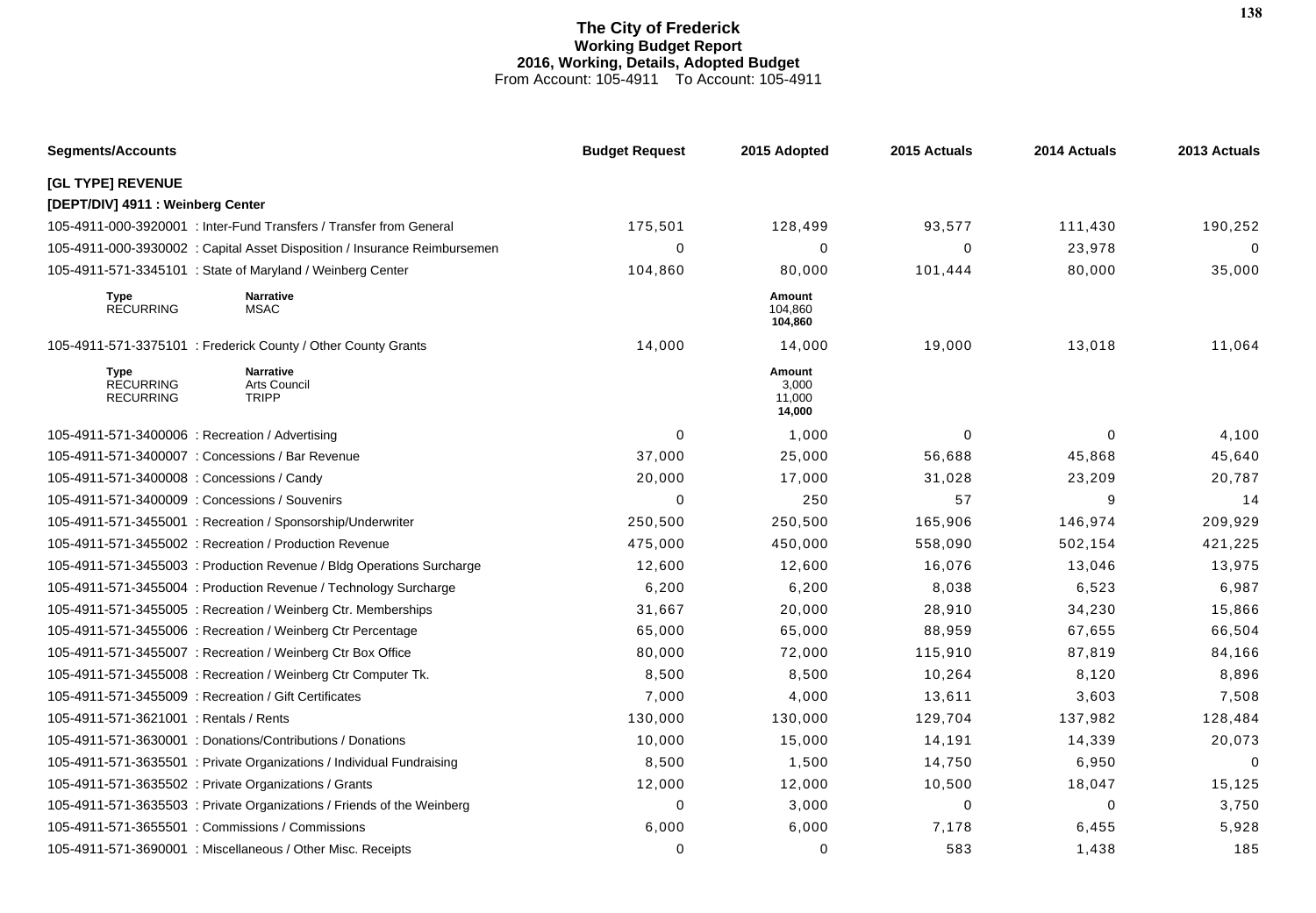# The City of Frederick
## Working Budget Report
### 2016, Working, Details, Adopted Budget
From Account: 105-4911 To Account: 105-4911

| Segments/Accounts | Budget Request | 2015 Adopted | 2015 Actuals | 2014 Actuals | 2013 Actuals |
|---|---|---|---|---|---|
| **[GL TYPE] REVENUE** | | | | | |
| **[DEPT/DIV] 4911 : Weinberg Center** | | | | | |
| 105-4911-000-3920001 : Inter-Fund Transfers / Transfer from General | 175,501 | 128,499 | 93,577 | 111,430 | 190,252 |
| 105-4911-000-3930002 : Capital Asset Disposition / Insurance Reimbursemen | 0 | 0 | 0 | 23,978 | 0 |
| 105-4911-571-3345101 : State of Maryland / Weinberg Center | 104,860 | 80,000 | 101,444 | 80,000 | 35,000 |
| Type: RECURRING — Narrative: MSAC | | Amount: 104,860 | | | |
| | | **104,860** | | | |
| 105-4911-571-3375101 : Frederick County / Other County Grants | 14,000 | 14,000 | 19,000 | 13,018 | 11,064 |
| Type: RECURRING — Narrative: Arts Council | | Amount: 3,000 | | | |
| Type: RECURRING — Narrative: TRIPP | | 11,000 | | | |
| | | **14,000** | | | |
| 105-4911-571-3400006 : Recreation / Advertising | 0 | 1,000 | 0 | 0 | 4,100 |
| 105-4911-571-3400007 : Concessions / Bar Revenue | 37,000 | 25,000 | 56,688 | 45,868 | 45,640 |
| 105-4911-571-3400008 : Concessions / Candy | 20,000 | 17,000 | 31,028 | 23,209 | 20,787 |
| 105-4911-571-3400009 : Concessions / Souvenirs | 0 | 250 | 57 | 9 | 14 |
| 105-4911-571-3455001 : Recreation / Sponsorship/Underwriter | 250,500 | 250,500 | 165,906 | 146,974 | 209,929 |
| 105-4911-571-3455002 : Recreation / Production Revenue | 475,000 | 450,000 | 558,090 | 502,154 | 421,225 |
| 105-4911-571-3455003 : Production Revenue / Bldg Operations Surcharge | 12,600 | 12,600 | 16,076 | 13,046 | 13,975 |
| 105-4911-571-3455004 : Production Revenue / Technology Surcharge | 6,200 | 6,200 | 8,038 | 6,523 | 6,987 |
| 105-4911-571-3455005 : Recreation / Weinberg Ctr. Memberships | 31,667 | 20,000 | 28,910 | 34,230 | 15,866 |
| 105-4911-571-3455006 : Recreation / Weinberg Ctr Percentage | 65,000 | 65,000 | 88,959 | 67,655 | 66,504 |
| 105-4911-571-3455007 : Recreation / Weinberg Ctr Box Office | 80,000 | 72,000 | 115,910 | 87,819 | 84,166 |
| 105-4911-571-3455008 : Recreation / Weinberg Ctr Computer Tk. | 8,500 | 8,500 | 10,264 | 8,120 | 8,896 |
| 105-4911-571-3455009 : Recreation / Gift Certificates | 7,000 | 4,000 | 13,611 | 3,603 | 7,508 |
| 105-4911-571-3621001 : Rentals / Rents | 130,000 | 130,000 | 129,704 | 137,982 | 128,484 |
| 105-4911-571-3630001 : Donations/Contributions / Donations | 10,000 | 15,000 | 14,191 | 14,339 | 20,073 |
| 105-4911-571-3635501 : Private Organizations / Individual Fundraising | 8,500 | 1,500 | 14,750 | 6,950 | 0 |
| 105-4911-571-3635502 : Private Organizations / Grants | 12,000 | 12,000 | 10,500 | 18,047 | 15,125 |
| 105-4911-571-3635503 : Private Organizations / Friends of the Weinberg | 0 | 3,000 | 0 | 0 | 3,750 |
| 105-4911-571-3655501 : Commissions / Commissions | 6,000 | 6,000 | 7,178 | 6,455 | 5,928 |
| 105-4911-571-3690001 : Miscellaneous / Other Misc. Receipts | 0 | 0 | 583 | 1,438 | 185 |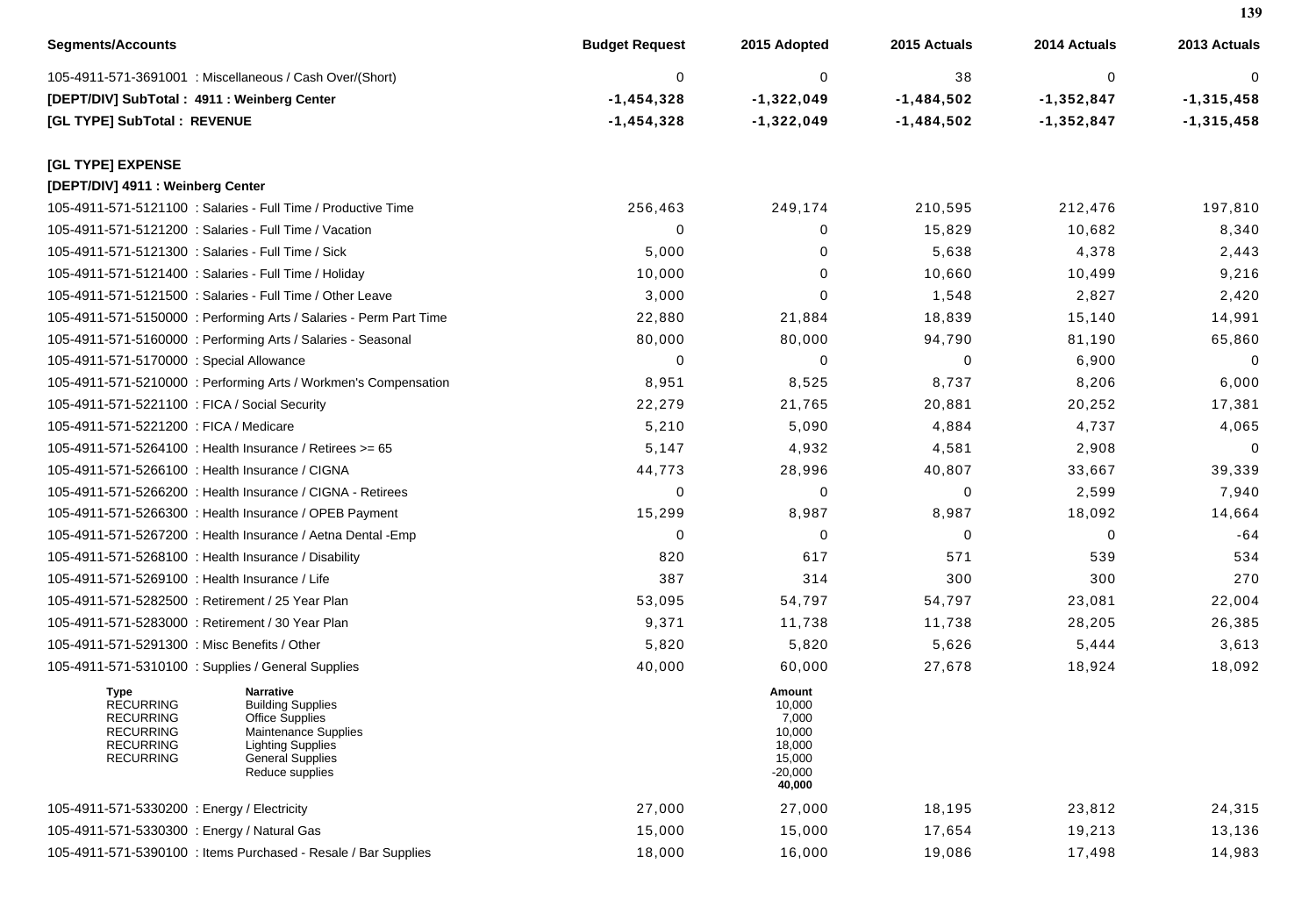| Segments/Accounts | Budget Request | 2015 Adopted | 2015 Actuals | 2014 Actuals | 2013 Actuals |
|---|---|---|---|---|---|
| 105-4911-571-3691001 : Miscellaneous / Cash Over/(Short) | 0 | 0 | 38 | 0 | 0 |
| **[DEPT/DIV] SubTotal : 4911 : Weinberg Center** | **-1,454,328** | **-1,322,049** | **-1,484,502** | **-1,352,847** | **-1,315,458** |
| **[GL TYPE] SubTotal : REVENUE** | **-1,454,328** | **-1,322,049** | **-1,484,502** | **-1,352,847** | **-1,315,458** |
| | | | | | |
| **[GL TYPE] EXPENSE** | | | | | |
| **[DEPT/DIV] 4911 : Weinberg Center** | | | | | |
| 105-4911-571-5121100 : Salaries - Full Time / Productive Time | 256,463 | 249,174 | 210,595 | 212,476 | 197,810 |
| 105-4911-571-5121200 : Salaries - Full Time / Vacation | 0 | 0 | 15,829 | 10,682 | 8,340 |
| 105-4911-571-5121300 : Salaries - Full Time / Sick | 5,000 | 0 | 5,638 | 4,378 | 2,443 |
| 105-4911-571-5121400 : Salaries - Full Time / Holiday | 10,000 | 0 | 10,660 | 10,499 | 9,216 |
| 105-4911-571-5121500 : Salaries - Full Time / Other Leave | 3,000 | 0 | 1,548 | 2,827 | 2,420 |
| 105-4911-571-5150000 : Performing Arts / Salaries - Perm Part Time | 22,880 | 21,884 | 18,839 | 15,140 | 14,991 |
| 105-4911-571-5160000 : Performing Arts / Salaries - Seasonal | 80,000 | 80,000 | 94,790 | 81,190 | 65,860 |
| 105-4911-571-5170000 : Special Allowance | 0 | 0 | 0 | 6,900 | 0 |
| 105-4911-571-5210000 : Performing Arts / Workmen's Compensation | 8,951 | 8,525 | 8,737 | 8,206 | 6,000 |
| 105-4911-571-5221100 : FICA / Social Security | 22,279 | 21,765 | 20,881 | 20,252 | 17,381 |
| 105-4911-571-5221200 : FICA / Medicare | 5,210 | 5,090 | 4,884 | 4,737 | 4,065 |
| 105-4911-571-5264100 : Health Insurance / Retirees >= 65 | 5,147 | 4,932 | 4,581 | 2,908 | 0 |
| 105-4911-571-5266100 : Health Insurance / CIGNA | 44,773 | 28,996 | 40,807 | 33,667 | 39,339 |
| 105-4911-571-5266200 : Health Insurance / CIGNA - Retirees | 0 | 0 | 0 | 2,599 | 7,940 |
| 105-4911-571-5266300 : Health Insurance / OPEB Payment | 15,299 | 8,987 | 8,987 | 18,092 | 14,664 |
| 105-4911-571-5267200 : Health Insurance / Aetna Dental -Emp | 0 | 0 | 0 | 0 | -64 |
| 105-4911-571-5268100 : Health Insurance / Disability | 820 | 617 | 571 | 539 | 534 |
| 105-4911-571-5269100 : Health Insurance / Life | 387 | 314 | 300 | 300 | 270 |
| 105-4911-571-5282500 : Retirement / 25 Year Plan | 53,095 | 54,797 | 54,797 | 23,081 | 22,004 |
| 105-4911-571-5283000 : Retirement / 30 Year Plan | 9,371 | 11,738 | 11,738 | 28,205 | 26,385 |
| 105-4911-571-5291300 : Misc Benefits / Other | 5,820 | 5,820 | 5,626 | 5,444 | 3,613 |
| 105-4911-571-5310100 : Supplies / General Supplies | 40,000 | 60,000 | 27,678 | 18,924 | 18,092 |

| Type | Narrative | Amount |
|---|---|---|
| RECURRING | Building Supplies | 10,000 |
| RECURRING | Office Supplies | 7,000 |
| RECURRING | Maintenance Supplies | 10,000 |
| RECURRING | Lighting Supplies | 18,000 |
| RECURRING | General Supplies | 15,000 |
| | Reduce supplies | -20,000 |
| | | **40,000** |

| Segments/Accounts | Budget Request | 2015 Adopted | 2015 Actuals | 2014 Actuals | 2013 Actuals |
|---|---|---|---|---|---|
| 105-4911-571-5330200 : Energy / Electricity | 27,000 | 27,000 | 18,195 | 23,812 | 24,315 |
| 105-4911-571-5330300 : Energy / Natural Gas | 15,000 | 15,000 | 17,654 | 19,213 | 13,136 |
| 105-4911-571-5390100 : Items Purchased - Resale / Bar Supplies | 18,000 | 16,000 | 19,086 | 17,498 | 14,983 |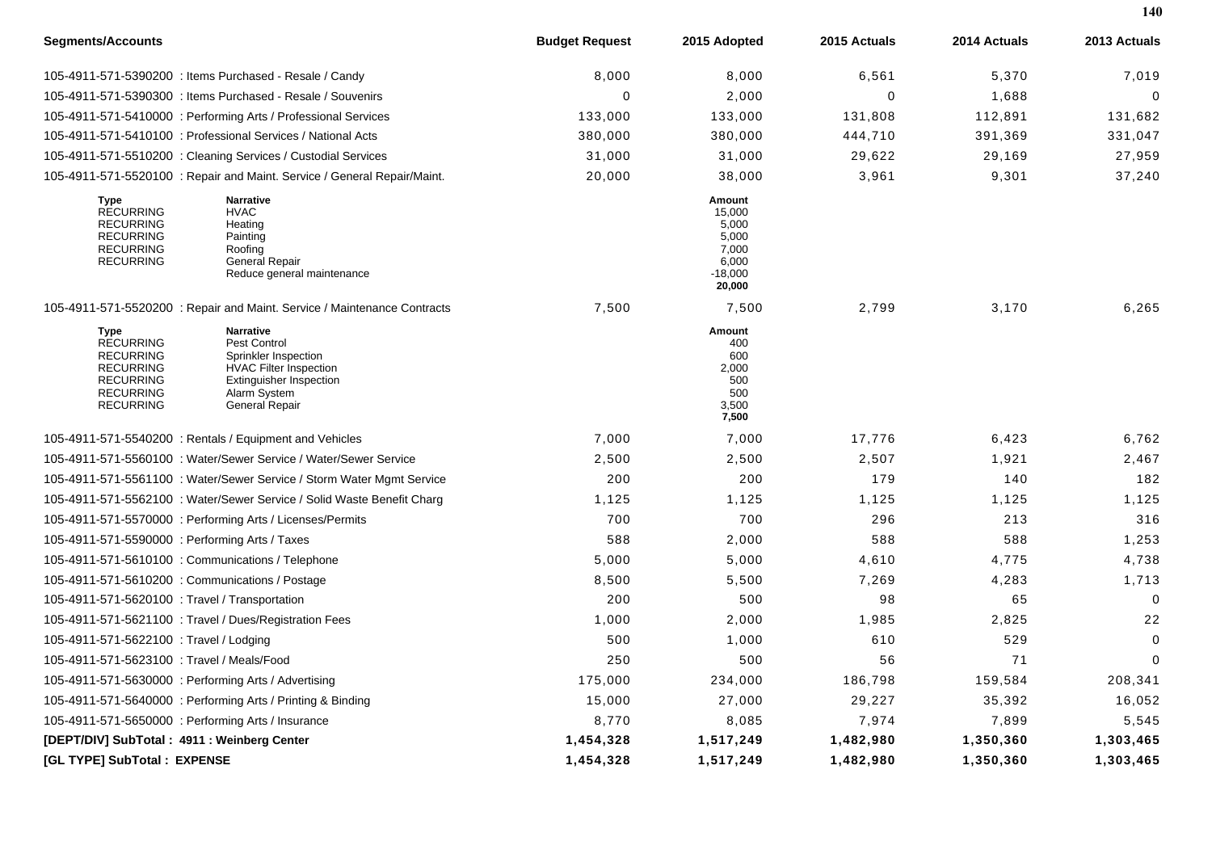| Segments/Accounts | Budget Request | 2015 Adopted | 2015 Actuals | 2014 Actuals | 2013 Actuals |
|---|---|---|---|---|---|
| 105-4911-571-5390200 : Items Purchased - Resale / Candy | 8,000 | 8,000 | 6,561 | 5,370 | 7,019 |
| 105-4911-571-5390300 : Items Purchased - Resale / Souvenirs | 0 | 2,000 | 0 | 1,688 | 0 |
| 105-4911-571-5410000 : Performing Arts / Professional Services | 133,000 | 133,000 | 131,808 | 112,891 | 131,682 |
| 105-4911-571-5410100 : Professional Services / National Acts | 380,000 | 380,000 | 444,710 | 391,369 | 331,047 |
| 105-4911-571-5510200 : Cleaning Services / Custodial Services | 31,000 | 31,000 | 29,622 | 29,169 | 27,959 |
| 105-4911-571-5520100 : Repair and Maint. Service / General Repair/Maint. | 20,000 | 38,000 | 3,961 | 9,301 | 37,240 |

| Type | Narrative | Amount |
|---|---|---|
| RECURRING | HVAC | 15,000 |
| RECURRING | Heating | 5,000 |
| RECURRING | Painting | 5,000 |
| RECURRING | Roofing | 7,000 |
| RECURRING | General Repair | 6,000 |
| | Reduce general maintenance | -18,000 |
| | | **20,000** |

| Segments/Accounts | Budget Request | 2015 Adopted | 2015 Actuals | 2014 Actuals | 2013 Actuals |
|---|---|---|---|---|---|
| 105-4911-571-5520200 : Repair and Maint. Service / Maintenance Contracts | 7,500 | 7,500 | 2,799 | 3,170 | 6,265 |

| Type | Narrative | Amount |
|---|---|---|
| RECURRING | Pest Control | 400 |
| RECURRING | Sprinkler Inspection | 600 |
| RECURRING | HVAC Filter Inspection | 2,000 |
| RECURRING | Extinguisher Inspection | 500 |
| RECURRING | Alarm System | 500 |
| RECURRING | General Repair | 3,500 |
| | | **7,500** |

| Segments/Accounts | Budget Request | 2015 Adopted | 2015 Actuals | 2014 Actuals | 2013 Actuals |
|---|---|---|---|---|---|
| 105-4911-571-5540200 : Rentals / Equipment and Vehicles | 7,000 | 7,000 | 17,776 | 6,423 | 6,762 |
| 105-4911-571-5560100 : Water/Sewer Service / Water/Sewer Service | 2,500 | 2,500 | 2,507 | 1,921 | 2,467 |
| 105-4911-571-5561100 : Water/Sewer Service / Storm Water Mgmt Service | 200 | 200 | 179 | 140 | 182 |
| 105-4911-571-5562100 : Water/Sewer Service / Solid Waste Benefit Charg | 1,125 | 1,125 | 1,125 | 1,125 | 1,125 |
| 105-4911-571-5570000 : Performing Arts / Licenses/Permits | 700 | 700 | 296 | 213 | 316 |
| 105-4911-571-5590000 : Performing Arts / Taxes | 588 | 2,000 | 588 | 588 | 1,253 |
| 105-4911-571-5610100 : Communications / Telephone | 5,000 | 5,000 | 4,610 | 4,775 | 4,738 |
| 105-4911-571-5610200 : Communications / Postage | 8,500 | 5,500 | 7,269 | 4,283 | 1,713 |
| 105-4911-571-5620100 : Travel / Transportation | 200 | 500 | 98 | 65 | 0 |
| 105-4911-571-5621100 : Travel / Dues/Registration Fees | 1,000 | 2,000 | 1,985 | 2,825 | 22 |
| 105-4911-571-5622100 : Travel / Lodging | 500 | 1,000 | 610 | 529 | 0 |
| 105-4911-571-5623100 : Travel / Meals/Food | 250 | 500 | 56 | 71 | 0 |
| 105-4911-571-5630000 : Performing Arts / Advertising | 175,000 | 234,000 | 186,798 | 159,584 | 208,341 |
| 105-4911-571-5640000 : Performing Arts / Printing & Binding | 15,000 | 27,000 | 29,227 | 35,392 | 16,052 |
| 105-4911-571-5650000 : Performing Arts / Insurance | 8,770 | 8,085 | 7,974 | 7,899 | 5,545 |
| **[DEPT/DIV] SubTotal : 4911 : Weinberg Center** | **1,454,328** | **1,517,249** | **1,482,980** | **1,350,360** | **1,303,465** |
| **[GL TYPE] SubTotal : EXPENSE** | **1,454,328** | **1,517,249** | **1,482,980** | **1,350,360** | **1,303,465** |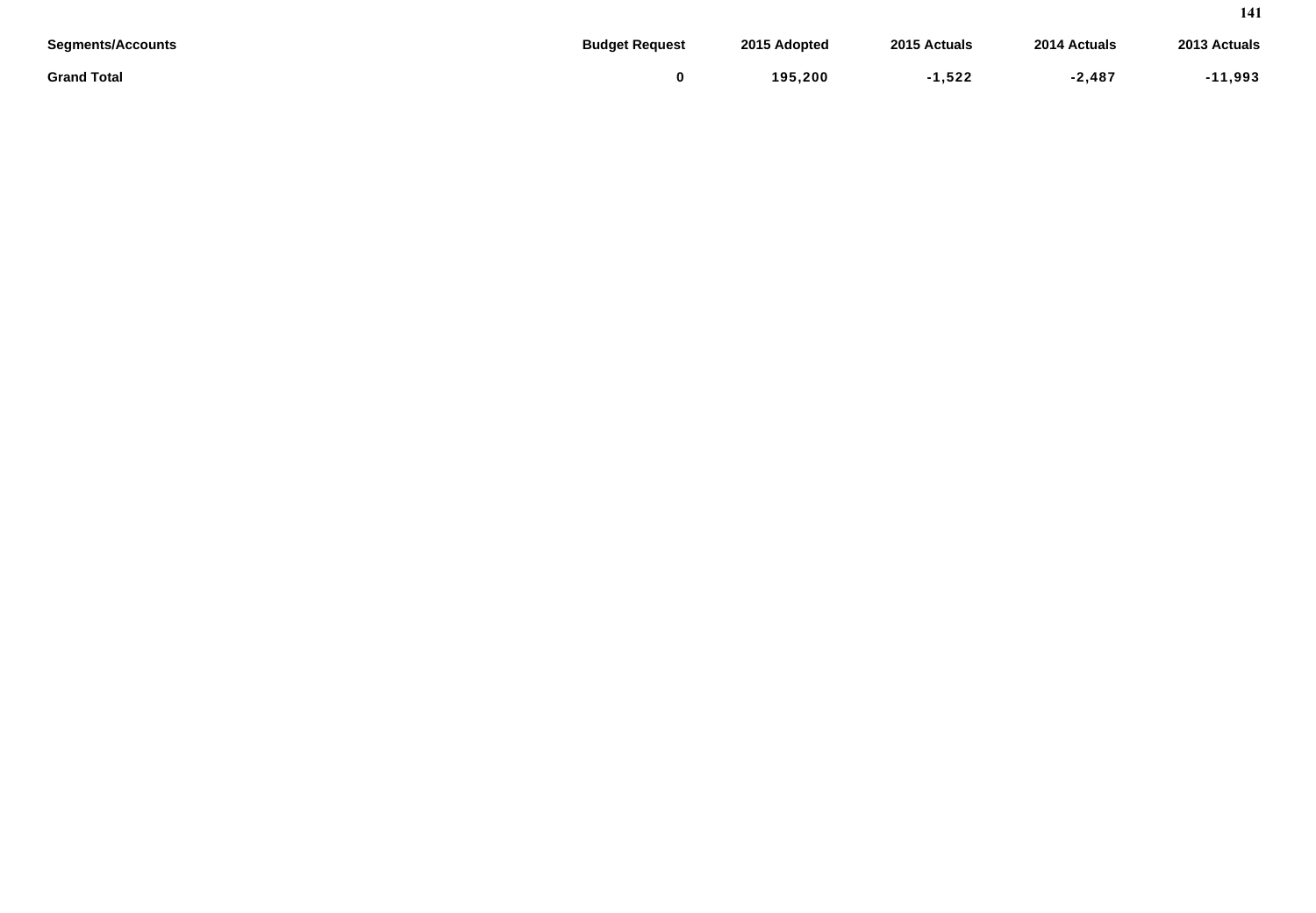| Segments/Accounts | Budget Request | 2015 Adopted | 2015 Actuals | 2014 Actuals | 2013 Actuals |
|---|---|---|---|---|---|
| **Grand Total** | **0** | **195,200** | **-1,522** | **-2,487** | **-11,993** |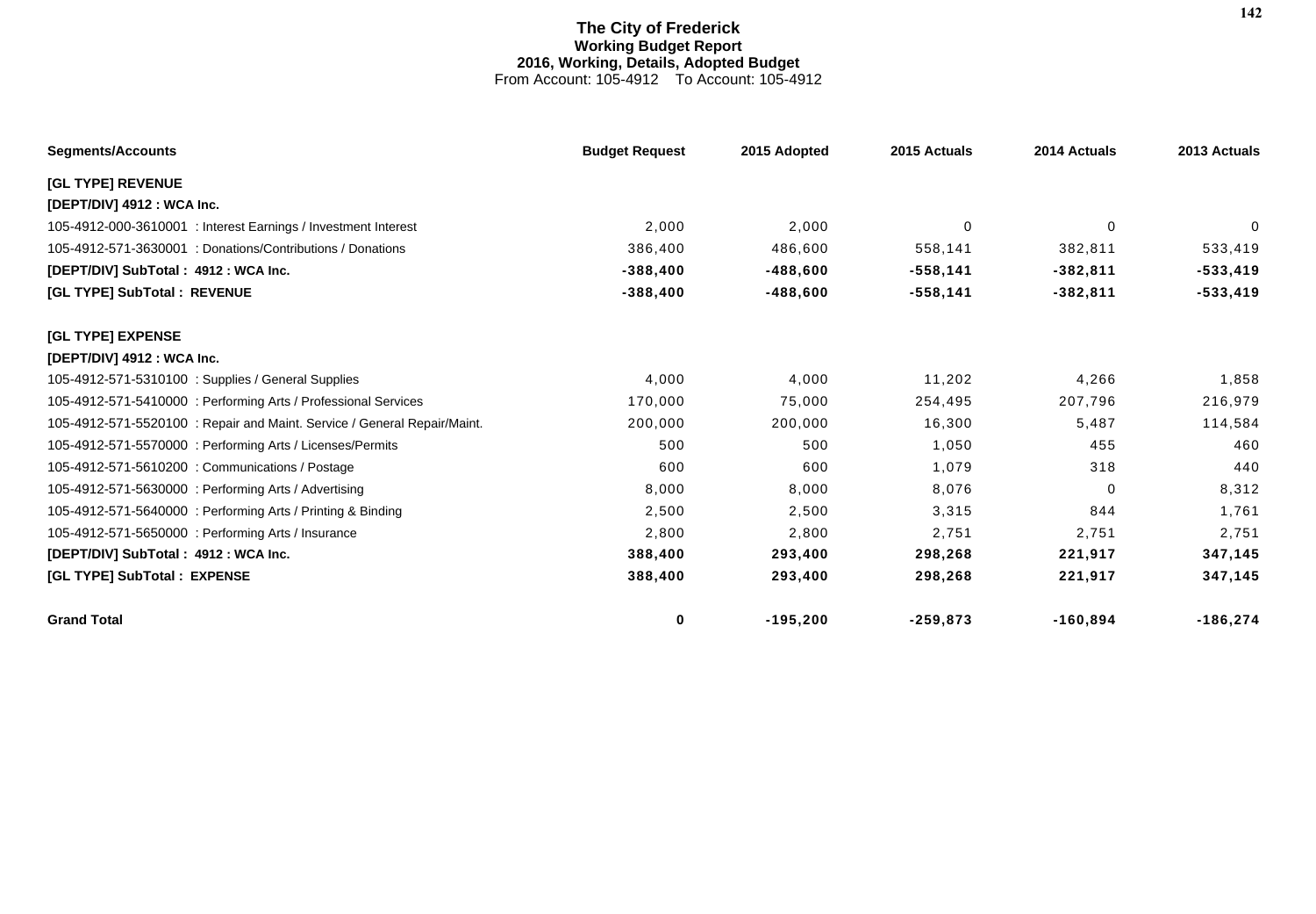# The City of Frederick
## Working Budget Report
### 2016, Working, Details, Adopted Budget
From Account: 105-4912 To Account: 105-4912

| Segments/Accounts | Budget Request | 2015 Adopted | 2015 Actuals | 2014 Actuals | 2013 Actuals |
|---|---|---|---|---|---|
| **[GL TYPE] REVENUE** | | | | | |
| **[DEPT/DIV] 4912 : WCA Inc.** | | | | | |
| 105-4912-000-3610001 : Interest Earnings / Investment Interest | 2,000 | 2,000 | 0 | 0 | 0 |
| 105-4912-571-3630001 : Donations/Contributions / Donations | 386,400 | 486,600 | 558,141 | 382,811 | 533,419 |
| **[DEPT/DIV] SubTotal : 4912 : WCA Inc.** | **-388,400** | **-488,600** | **-558,141** | **-382,811** | **-533,419** |
| **[GL TYPE] SubTotal : REVENUE** | **-388,400** | **-488,600** | **-558,141** | **-382,811** | **-533,419** |
| **[GL TYPE] EXPENSE** | | | | | |
| **[DEPT/DIV] 4912 : WCA Inc.** | | | | | |
| 105-4912-571-5310100 : Supplies / General Supplies | 4,000 | 4,000 | 11,202 | 4,266 | 1,858 |
| 105-4912-571-5410000 : Performing Arts / Professional Services | 170,000 | 75,000 | 254,495 | 207,796 | 216,979 |
| 105-4912-571-5520100 : Repair and Maint. Service / General Repair/Maint. | 200,000 | 200,000 | 16,300 | 5,487 | 114,584 |
| 105-4912-571-5570000 : Performing Arts / Licenses/Permits | 500 | 500 | 1,050 | 455 | 460 |
| 105-4912-571-5610200 : Communications / Postage | 600 | 600 | 1,079 | 318 | 440 |
| 105-4912-571-5630000 : Performing Arts / Advertising | 8,000 | 8,000 | 8,076 | 0 | 8,312 |
| 105-4912-571-5640000 : Performing Arts / Printing & Binding | 2,500 | 2,500 | 3,315 | 844 | 1,761 |
| 105-4912-571-5650000 : Performing Arts / Insurance | 2,800 | 2,800 | 2,751 | 2,751 | 2,751 |
| **[DEPT/DIV] SubTotal : 4912 : WCA Inc.** | **388,400** | **293,400** | **298,268** | **221,917** | **347,145** |
| **[GL TYPE] SubTotal : EXPENSE** | **388,400** | **293,400** | **298,268** | **221,917** | **347,145** |
| **Grand Total** | **0** | **-195,200** | **-259,873** | **-160,894** | **-186,274** |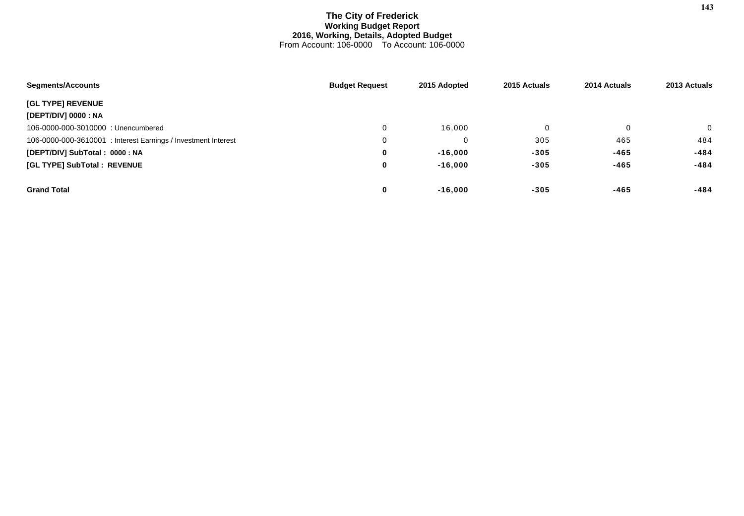# The City of Frederick
## Working Budget Report
## 2016, Working, Details, Adopted Budget
From Account: 106-0000 To Account: 106-0000

| Segments/Accounts | Budget Request | 2015 Adopted | 2015 Actuals | 2014 Actuals | 2013 Actuals |
|---|---|---|---|---|---|
| **[GL TYPE] REVENUE** | | | | | |
| **[DEPT/DIV] 0000 : NA** | | | | | |
| 106-0000-000-3010000 : Unencumbered | 0 | 16,000 | 0 | 0 | 0 |
| 106-0000-000-3610001 : Interest Earnings / Investment Interest | 0 | 0 | 305 | 465 | 484 |
| **[DEPT/DIV] SubTotal : 0000 : NA** | **0** | **-16,000** | **-305** | **-465** | **-484** |
| **[GL TYPE] SubTotal : REVENUE** | **0** | **-16,000** | **-305** | **-465** | **-484** |
| **Grand Total** | **0** | **-16,000** | **-305** | **-465** | **-484** |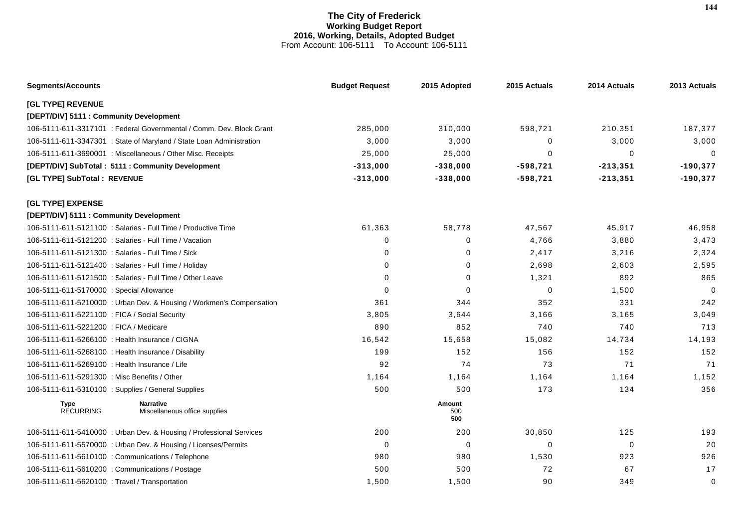# The City of Frederick
## Working Budget Report
### 2016, Working, Details, Adopted Budget
From Account: 106-5111 To Account: 106-5111

| Segments/Accounts | Budget Request | 2015 Adopted | 2015 Actuals | 2014 Actuals | 2013 Actuals |
|---|---|---|---|---|---|
| **[GL TYPE] REVENUE** | | | | | |
| **[DEPT/DIV] 5111 : Community Development** | | | | | |
| 106-5111-611-3317101 : Federal Governmental / Comm. Dev. Block Grant | 285,000 | 310,000 | 598,721 | 210,351 | 187,377 |
| 106-5111-611-3347301 : State of Maryland / State Loan Administration | 3,000 | 3,000 | 0 | 3,000 | 3,000 |
| 106-5111-611-3690001 : Miscellaneous / Other Misc. Receipts | 25,000 | 25,000 | 0 | 0 | 0 |
| **[DEPT/DIV] SubTotal : 5111 : Community Development** | **-313,000** | **-338,000** | **-598,721** | **-213,351** | **-190,377** |
| **[GL TYPE] SubTotal : REVENUE** | **-313,000** | **-338,000** | **-598,721** | **-213,351** | **-190,377** |
| **[GL TYPE] EXPENSE** | | | | | |
| **[DEPT/DIV] 5111 : Community Development** | | | | | |
| 106-5111-611-5121100 : Salaries - Full Time / Productive Time | 61,363 | 58,778 | 47,567 | 45,917 | 46,958 |
| 106-5111-611-5121200 : Salaries - Full Time / Vacation | 0 | 0 | 4,766 | 3,880 | 3,473 |
| 106-5111-611-5121300 : Salaries - Full Time / Sick | 0 | 0 | 2,417 | 3,216 | 2,324 |
| 106-5111-611-5121400 : Salaries - Full Time / Holiday | 0 | 0 | 2,698 | 2,603 | 2,595 |
| 106-5111-611-5121500 : Salaries - Full Time / Other Leave | 0 | 0 | 1,321 | 892 | 865 |
| 106-5111-611-5170000 : Special Allowance | 0 | 0 | 0 | 1,500 | 0 |
| 106-5111-611-5210000 : Urban Dev. & Housing / Workmen's Compensation | 361 | 344 | 352 | 331 | 242 |
| 106-5111-611-5221100 : FICA / Social Security | 3,805 | 3,644 | 3,166 | 3,165 | 3,049 |
| 106-5111-611-5221200 : FICA / Medicare | 890 | 852 | 740 | 740 | 713 |
| 106-5111-611-5266100 : Health Insurance / CIGNA | 16,542 | 15,658 | 15,082 | 14,734 | 14,193 |
| 106-5111-611-5268100 : Health Insurance / Disability | 199 | 152 | 156 | 152 | 152 |
| 106-5111-611-5269100 : Health Insurance / Life | 92 | 74 | 73 | 71 | 71 |
| 106-5111-611-5291300 : Misc Benefits / Other | 1,164 | 1,164 | 1,164 | 1,164 | 1,152 |
| 106-5111-611-5310100 : Supplies / General Supplies | 500 | 500 | 173 | 134 | 356 |
| **Type** RECURRING — **Narrative** Miscellaneous office supplies | | **Amount** 500 **500** | | | |
| 106-5111-611-5410000 : Urban Dev. & Housing / Professional Services | 200 | 200 | 30,850 | 125 | 193 |
| 106-5111-611-5570000 : Urban Dev. & Housing / Licenses/Permits | 0 | 0 | 0 | 0 | 20 |
| 106-5111-611-5610100 : Communications / Telephone | 980 | 980 | 1,530 | 923 | 926 |
| 106-5111-611-5610200 : Communications / Postage | 500 | 500 | 72 | 67 | 17 |
| 106-5111-611-5620100 : Travel / Transportation | 1,500 | 1,500 | 90 | 349 | 0 |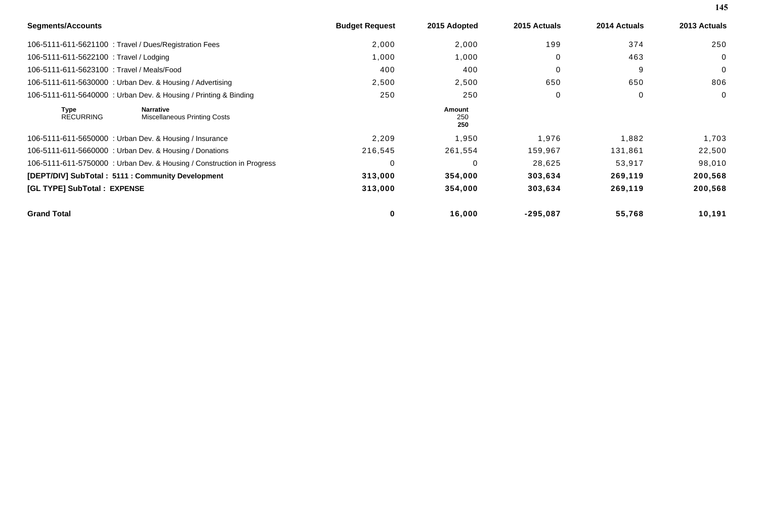| Segments/Accounts | Budget Request | 2015 Adopted | 2015 Actuals | 2014 Actuals | 2013 Actuals |
|---|---|---|---|---|---|
| 106-5111-611-5621100 : Travel / Dues/Registration Fees | 2,000 | 2,000 | 199 | 374 | 250 |
| 106-5111-611-5622100 : Travel / Lodging | 1,000 | 1,000 | 0 | 463 | 0 |
| 106-5111-611-5623100 : Travel / Meals/Food | 400 | 400 | 0 | 9 | 0 |
| 106-5111-611-5630000 : Urban Dev. & Housing / Advertising | 2,500 | 2,500 | 650 | 650 | 806 |
| 106-5111-611-5640000 : Urban Dev. & Housing / Printing & Binding | 250 | 250 | 0 | 0 | 0 |
| **Type** RECURRING — **Narrative** Miscellaneous Printing Costs | | **Amount** 250 **250** | | | |
| 106-5111-611-5650000 : Urban Dev. & Housing / Insurance | 2,209 | 1,950 | 1,976 | 1,882 | 1,703 |
| 106-5111-611-5660000 : Urban Dev. & Housing / Donations | 216,545 | 261,554 | 159,967 | 131,861 | 22,500 |
| 106-5111-611-5750000 : Urban Dev. & Housing / Construction in Progress | 0 | 0 | 28,625 | 53,917 | 98,010 |
| **[DEPT/DIV] SubTotal : 5111 : Community Development** | **313,000** | **354,000** | **303,634** | **269,119** | **200,568** |
| **[GL TYPE] SubTotal : EXPENSE** | **313,000** | **354,000** | **303,634** | **269,119** | **200,568** |
| **Grand Total** | **0** | **16,000** | **-295,087** | **55,768** | **10,191** |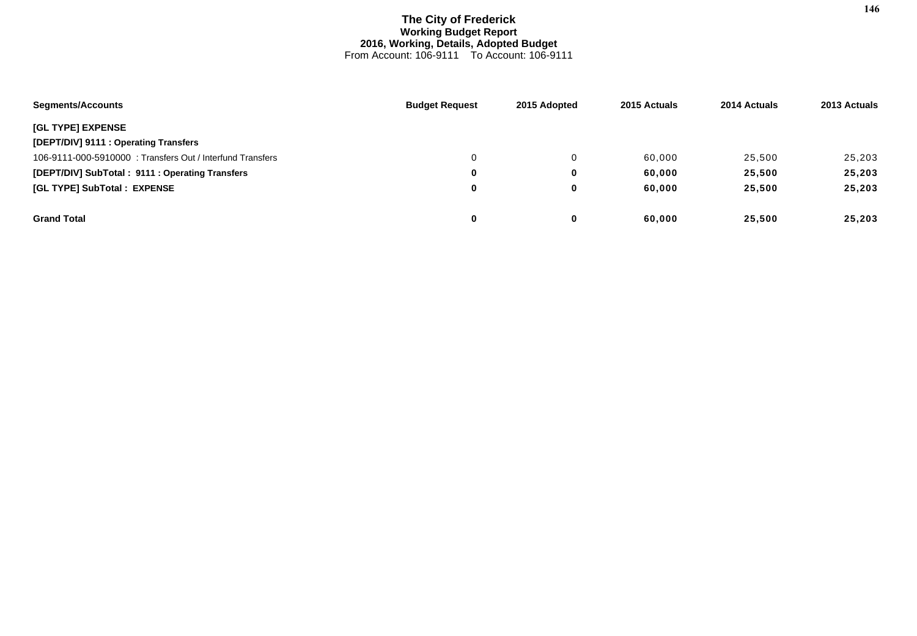# The City of Frederick
## Working Budget Report
## 2016, Working, Details, Adopted Budget
From Account: 106-9111 To Account: 106-9111

| Segments/Accounts | Budget Request | 2015 Adopted | 2015 Actuals | 2014 Actuals | 2013 Actuals |
|---|---|---|---|---|---|
| **[GL TYPE] EXPENSE** | | | | | |
| **[DEPT/DIV] 9111 : Operating Transfers** | | | | | |
| 106-9111-000-5910000 : Transfers Out / Interfund Transfers | 0 | 0 | 60,000 | 25,500 | 25,203 |
| **[DEPT/DIV] SubTotal : 9111 : Operating Transfers** | **0** | **0** | **60,000** | **25,500** | **25,203** |
| **[GL TYPE] SubTotal : EXPENSE** | **0** | **0** | **60,000** | **25,500** | **25,203** |
| **Grand Total** | **0** | **0** | **60,000** | **25,500** | **25,203** |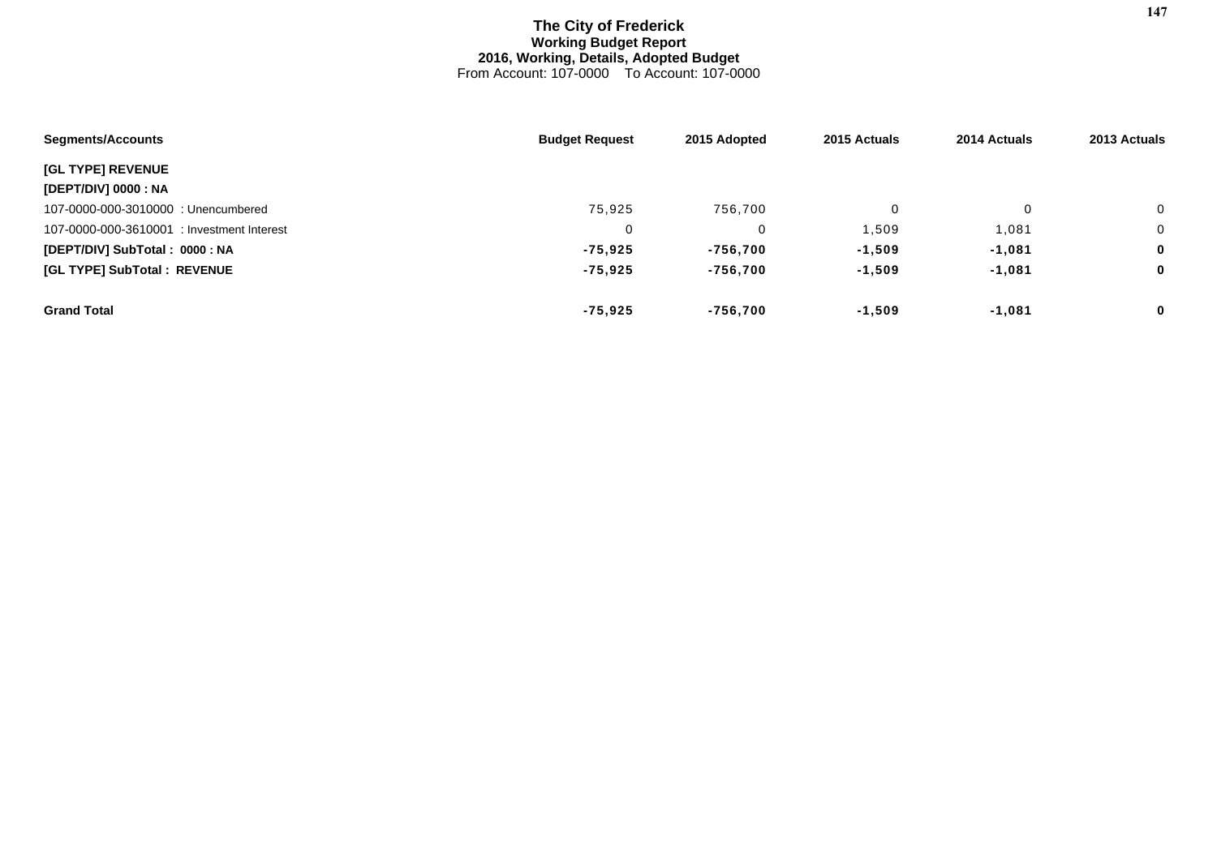# The City of Frederick
## Working Budget Report
### 2016, Working, Details, Adopted Budget
From Account: 107-0000 To Account: 107-0000

| Segments/Accounts | Budget Request | 2015 Adopted | 2015 Actuals | 2014 Actuals | 2013 Actuals |
|---|---|---|---|---|---|
| **[GL TYPE] REVENUE** | | | | | |
| **[DEPT/DIV] 0000 : NA** | | | | | |
| 107-0000-000-3010000 : Unencumbered | 75,925 | 756,700 | 0 | 0 | 0 |
| 107-0000-000-3610001 : Investment Interest | 0 | 0 | 1,509 | 1,081 | 0 |
| **[DEPT/DIV] SubTotal : 0000 : NA** | **-75,925** | **-756,700** | **-1,509** | **-1,081** | **0** |
| **[GL TYPE] SubTotal : REVENUE** | **-75,925** | **-756,700** | **-1,509** | **-1,081** | **0** |
| **Grand Total** | **-75,925** | **-756,700** | **-1,509** | **-1,081** | **0** |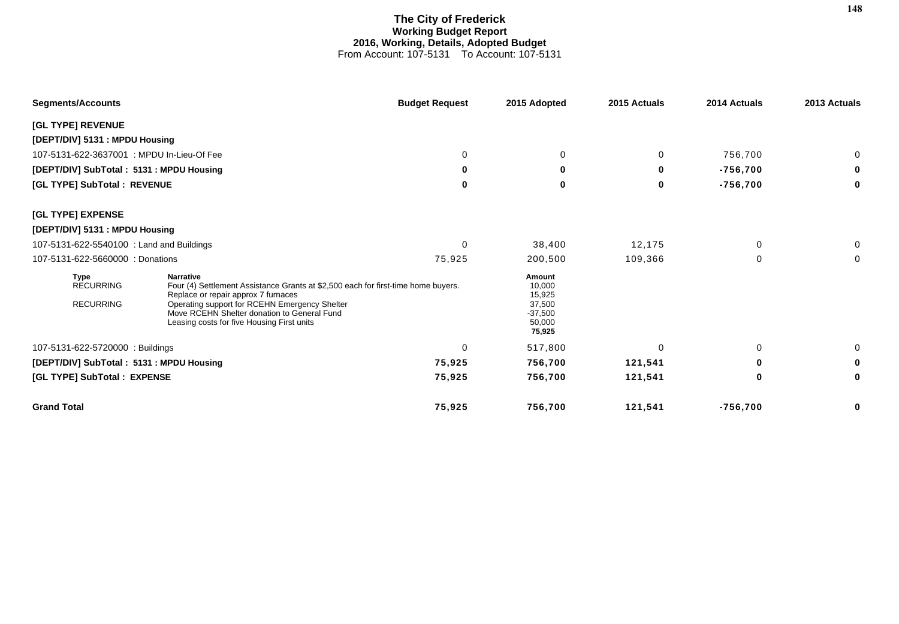# The City of Frederick
## Working Budget Report
### 2016, Working, Details, Adopted Budget
From Account: 107-5131 To Account: 107-5131

| Segments/Accounts | Budget Request | 2015 Adopted | 2015 Actuals | 2014 Actuals | 2013 Actuals |
|---|---|---|---|---|---|
| **[GL TYPE] REVENUE** | | | | | |
| **[DEPT/DIV] 5131 : MPDU Housing** | | | | | |
| 107-5131-622-3637001 : MPDU In-Lieu-Of Fee | 0 | 0 | 0 | 756,700 | 0 |
| **[DEPT/DIV] SubTotal : 5131 : MPDU Housing** | **0** | **0** | **0** | **-756,700** | **0** |
| **[GL TYPE] SubTotal : REVENUE** | **0** | **0** | **0** | **-756,700** | **0** |
| **[GL TYPE] EXPENSE** | | | | | |
| **[DEPT/DIV] 5131 : MPDU Housing** | | | | | |
| 107-5131-622-5540100 : Land and Buildings | 0 | 38,400 | 12,175 | 0 | 0 |
| 107-5131-622-5660000 : Donations | 75,925 | 200,500 | 109,366 | 0 | 0 |

| Type | Narrative | Amount |
|---|---|---|
| RECURRING | Four (4) Settlement Assistance Grants at $2,500 each for first-time home buyers. | 10,000 |
| | Replace or repair approx 7 furnaces | 15,925 |
| RECURRING | Operating support for RCEHN Emergency Shelter | 37,500 |
| | Move RCEHN Shelter donation to General Fund | -37,500 |
| | Leasing costs for five Housing First units | 50,000 |
| | | **75,925** |

| Segments/Accounts | Budget Request | 2015 Adopted | 2015 Actuals | 2014 Actuals | 2013 Actuals |
|---|---|---|---|---|---|
| 107-5131-622-5720000 : Buildings | 0 | 517,800 | 0 | 0 | 0 |
| **[DEPT/DIV] SubTotal : 5131 : MPDU Housing** | **75,925** | **756,700** | **121,541** | **0** | **0** |
| **[GL TYPE] SubTotal : EXPENSE** | **75,925** | **756,700** | **121,541** | **0** | **0** |
| **Grand Total** | **75,925** | **756,700** | **121,541** | **-756,700** | **0** |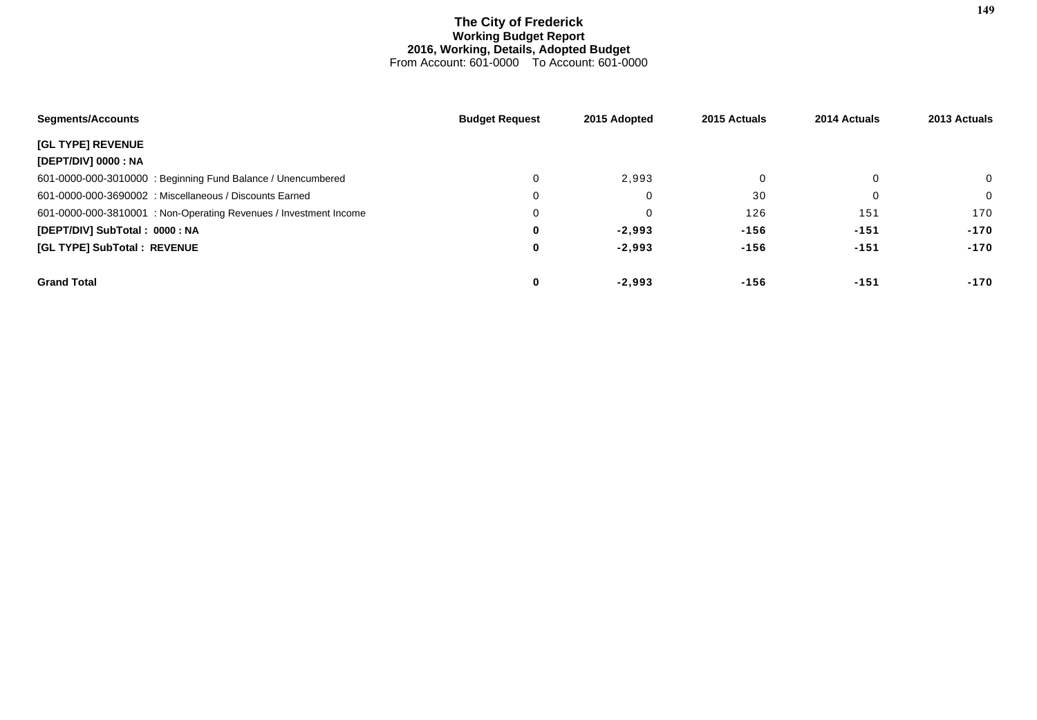# The City of Frederick
## Working Budget Report
### 2016, Working, Details, Adopted Budget
From Account: 601-0000 To Account: 601-0000

| Segments/Accounts | Budget Request | 2015 Adopted | 2015 Actuals | 2014 Actuals | 2013 Actuals |
|---|---|---|---|---|---|
| **[GL TYPE] REVENUE** | | | | | |
| **[DEPT/DIV] 0000 : NA** | | | | | |
| 601-0000-000-3010000 : Beginning Fund Balance / Unencumbered | 0 | 2,993 | 0 | 0 | 0 |
| 601-0000-000-3690002 : Miscellaneous / Discounts Earned | 0 | 0 | 30 | 0 | 0 |
| 601-0000-000-3810001 : Non-Operating Revenues / Investment Income | 0 | 0 | 126 | 151 | 170 |
| **[DEPT/DIV] SubTotal : 0000 : NA** | **0** | **-2,993** | **-156** | **-151** | **-170** |
| **[GL TYPE] SubTotal : REVENUE** | **0** | **-2,993** | **-156** | **-151** | **-170** |
| **Grand Total** | **0** | **-2,993** | **-156** | **-151** | **-170** |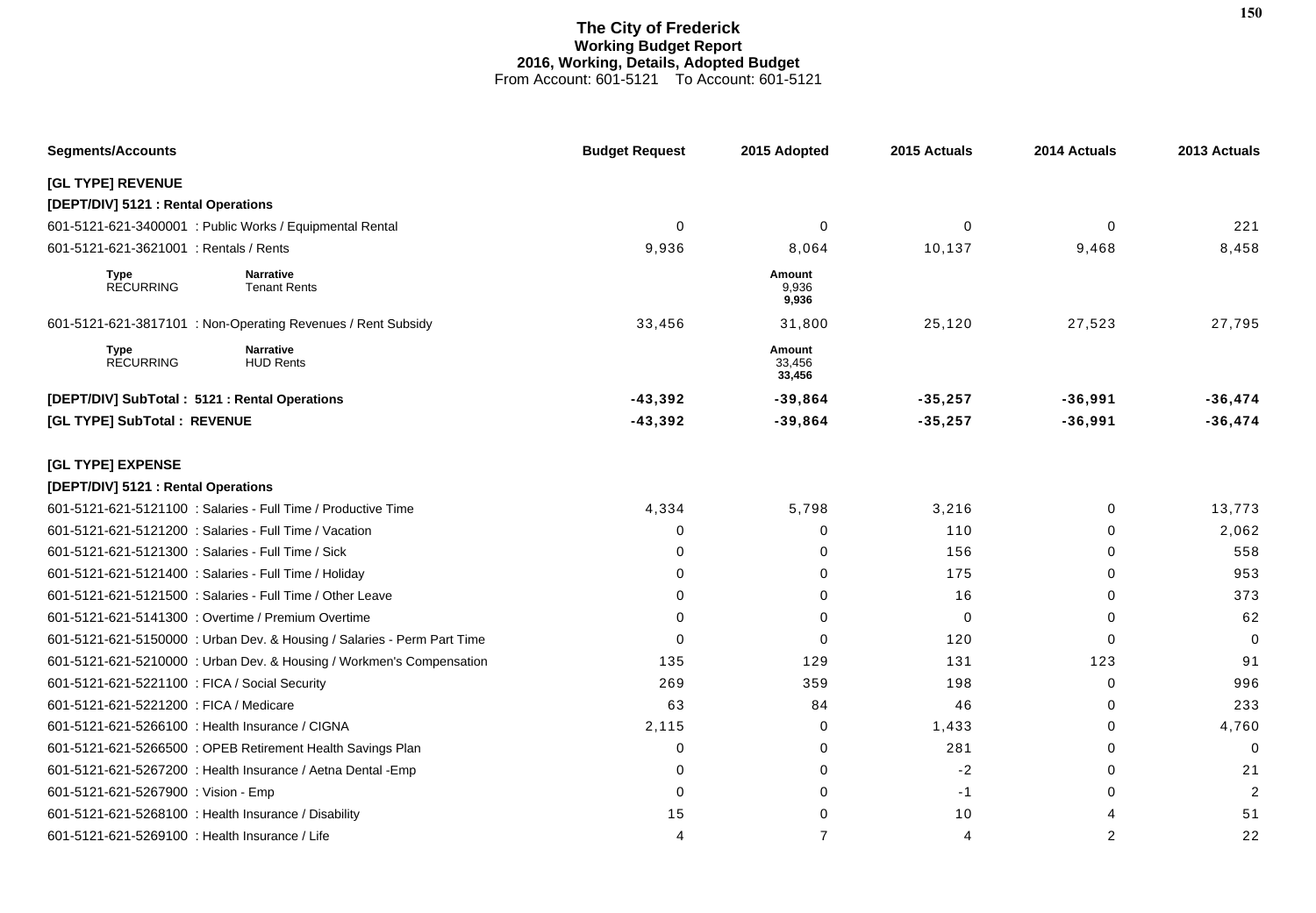# The City of Frederick
## Working Budget Report
### 2016, Working, Details, Adopted Budget
From Account: 601-5121 To Account: 601-5121

| Segments/Accounts | Budget Request | 2015 Adopted | 2015 Actuals | 2014 Actuals | 2013 Actuals |
|---|---|---|---|---|---|
| **[GL TYPE] REVENUE** | | | | | |
| **[DEPT/DIV] 5121 : Rental Operations** | | | | | |
| 601-5121-621-3400001 : Public Works / Equipmental Rental | 0 | 0 | 0 | 0 | 221 |
| 601-5121-621-3621001 : Rentals / Rents | 9,936 | 8,064 | 10,137 | 9,468 | 8,458 |
| **Type** RECURRING — **Narrative** Tenant Rents | | **Amount** 9,936 **9,936** | | | |
| 601-5121-621-3817101 : Non-Operating Revenues / Rent Subsidy | 33,456 | 31,800 | 25,120 | 27,523 | 27,795 |
| **Type** RECURRING — **Narrative** HUD Rents | | **Amount** 33,456 **33,456** | | | |
| **[DEPT/DIV] SubTotal : 5121 : Rental Operations** | **-43,392** | **-39,864** | **-35,257** | **-36,991** | **-36,474** |
| **[GL TYPE] SubTotal : REVENUE** | **-43,392** | **-39,864** | **-35,257** | **-36,991** | **-36,474** |
| **[GL TYPE] EXPENSE** | | | | | |
| **[DEPT/DIV] 5121 : Rental Operations** | | | | | |
| 601-5121-621-5121100 : Salaries - Full Time / Productive Time | 4,334 | 5,798 | 3,216 | 0 | 13,773 |
| 601-5121-621-5121200 : Salaries - Full Time / Vacation | 0 | 0 | 110 | 0 | 2,062 |
| 601-5121-621-5121300 : Salaries - Full Time / Sick | 0 | 0 | 156 | 0 | 558 |
| 601-5121-621-5121400 : Salaries - Full Time / Holiday | 0 | 0 | 175 | 0 | 953 |
| 601-5121-621-5121500 : Salaries - Full Time / Other Leave | 0 | 0 | 16 | 0 | 373 |
| 601-5121-621-5141300 : Overtime / Premium Overtime | 0 | 0 | 0 | 0 | 62 |
| 601-5121-621-5150000 : Urban Dev. & Housing / Salaries - Perm Part Time | 0 | 0 | 120 | 0 | 0 |
| 601-5121-621-5210000 : Urban Dev. & Housing / Workmen's Compensation | 135 | 129 | 131 | 123 | 91 |
| 601-5121-621-5221100 : FICA / Social Security | 269 | 359 | 198 | 0 | 996 |
| 601-5121-621-5221200 : FICA / Medicare | 63 | 84 | 46 | 0 | 233 |
| 601-5121-621-5266100 : Health Insurance / CIGNA | 2,115 | 0 | 1,433 | 0 | 4,760 |
| 601-5121-621-5266500 : OPEB Retirement Health Savings Plan | 0 | 0 | 281 | 0 | 0 |
| 601-5121-621-5267200 : Health Insurance / Aetna Dental -Emp | 0 | 0 | -2 | 0 | 21 |
| 601-5121-621-5267900 : Vision - Emp | 0 | 0 | -1 | 0 | 2 |
| 601-5121-621-5268100 : Health Insurance / Disability | 15 | 0 | 10 | 4 | 51 |
| 601-5121-621-5269100 : Health Insurance / Life | 4 | 7 | 4 | 2 | 22 |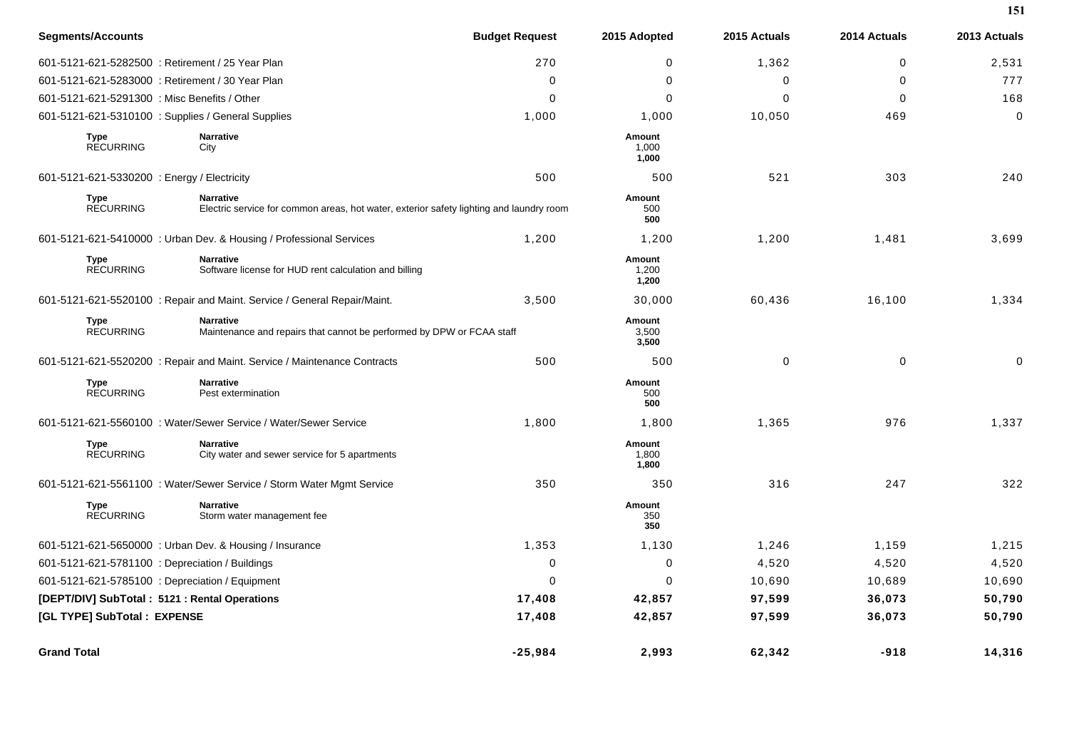| Segments/Accounts | | Budget Request | 2015 Adopted | 2015 Actuals | 2014 Actuals | 2013 Actuals |
|---|---|---|---|---|---|---|
| 601-5121-621-5282500 : Retirement / 25 Year Plan | | 270 | 0 | 1,362 | 0 | 2,531 |
| 601-5121-621-5283000 : Retirement / 30 Year Plan | | 0 | 0 | 0 | 0 | 777 |
| 601-5121-621-5291300 : Misc Benefits / Other | | 0 | 0 | 0 | 0 | 168 |
| 601-5121-621-5310100 : Supplies / General Supplies | | 1,000 | 1,000 | 10,050 | 469 | 0 |
| **Type** | **Narrative** | | **Amount** | | | |
| RECURRING | City | | 1,000 | | | |
| | | | **1,000** | | | |
| 601-5121-621-5330200 : Energy / Electricity | | 500 | 500 | 521 | 303 | 240 |
| **Type** | **Narrative** | | **Amount** | | | |
| RECURRING | Electric service for common areas, hot water, exterior safety lighting and laundry room | | 500 | | | |
| | | | **500** | | | |
| 601-5121-621-5410000 : Urban Dev. & Housing / Professional Services | | 1,200 | 1,200 | 1,200 | 1,481 | 3,699 |
| **Type** | **Narrative** | | **Amount** | | | |
| RECURRING | Software license for HUD rent calculation and billing | | 1,200 | | | |
| | | | **1,200** | | | |
| 601-5121-621-5520100 : Repair and Maint. Service / General Repair/Maint. | | 3,500 | 30,000 | 60,436 | 16,100 | 1,334 |
| **Type** | **Narrative** | | **Amount** | | | |
| RECURRING | Maintenance and repairs that cannot be performed by DPW or FCAA staff | | 3,500 | | | |
| | | | **3,500** | | | |
| 601-5121-621-5520200 : Repair and Maint. Service / Maintenance Contracts | | 500 | 500 | 0 | 0 | 0 |
| **Type** | **Narrative** | | **Amount** | | | |
| RECURRING | Pest extermination | | 500 | | | |
| | | | **500** | | | |
| 601-5121-621-5560100 : Water/Sewer Service / Water/Sewer Service | | 1,800 | 1,800 | 1,365 | 976 | 1,337 |
| **Type** | **Narrative** | | **Amount** | | | |
| RECURRING | City water and sewer service for 5 apartments | | 1,800 | | | |
| | | | **1,800** | | | |
| 601-5121-621-5561100 : Water/Sewer Service / Storm Water Mgmt Service | | 350 | 350 | 316 | 247 | 322 |
| **Type** | **Narrative** | | **Amount** | | | |
| RECURRING | Storm water management fee | | 350 | | | |
| | | | **350** | | | |
| 601-5121-621-5650000 : Urban Dev. & Housing / Insurance | | 1,353 | 1,130 | 1,246 | 1,159 | 1,215 |
| 601-5121-621-5781100 : Depreciation / Buildings | | 0 | 0 | 4,520 | 4,520 | 4,520 |
| 601-5121-621-5785100 : Depreciation / Equipment | | 0 | 0 | 10,690 | 10,689 | 10,690 |
| **[DEPT/DIV] SubTotal : 5121 : Rental Operations** | | **17,408** | **42,857** | **97,599** | **36,073** | **50,790** |
| **[GL TYPE] SubTotal : EXPENSE** | | **17,408** | **42,857** | **97,599** | **36,073** | **50,790** |
| **Grand Total** | | **-25,984** | **2,993** | **62,342** | **-918** | **14,316** |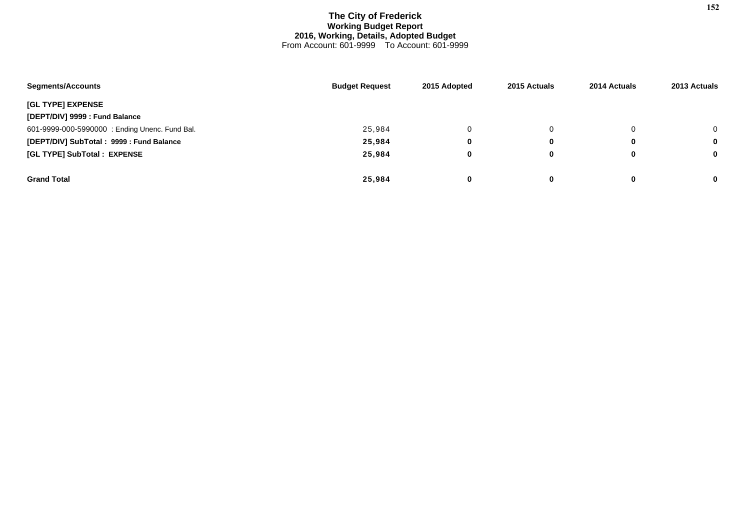# The City of Frederick
## Working Budget Report
### 2016, Working, Details, Adopted Budget
From Account: 601-9999 To Account: 601-9999

| Segments/Accounts | Budget Request | 2015 Adopted | 2015 Actuals | 2014 Actuals | 2013 Actuals |
|---|---|---|---|---|---|
| **[GL TYPE] EXPENSE** | | | | | |
| **[DEPT/DIV] 9999 : Fund Balance** | | | | | |
| 601-9999-000-5990000 : Ending Unenc. Fund Bal. | 25,984 | 0 | 0 | 0 | 0 |
| **[DEPT/DIV] SubTotal : 9999 : Fund Balance** | **25,984** | **0** | **0** | **0** | **0** |
| **[GL TYPE] SubTotal : EXPENSE** | **25,984** | **0** | **0** | **0** | **0** |
| **Grand Total** | **25,984** | **0** | **0** | **0** | **0** |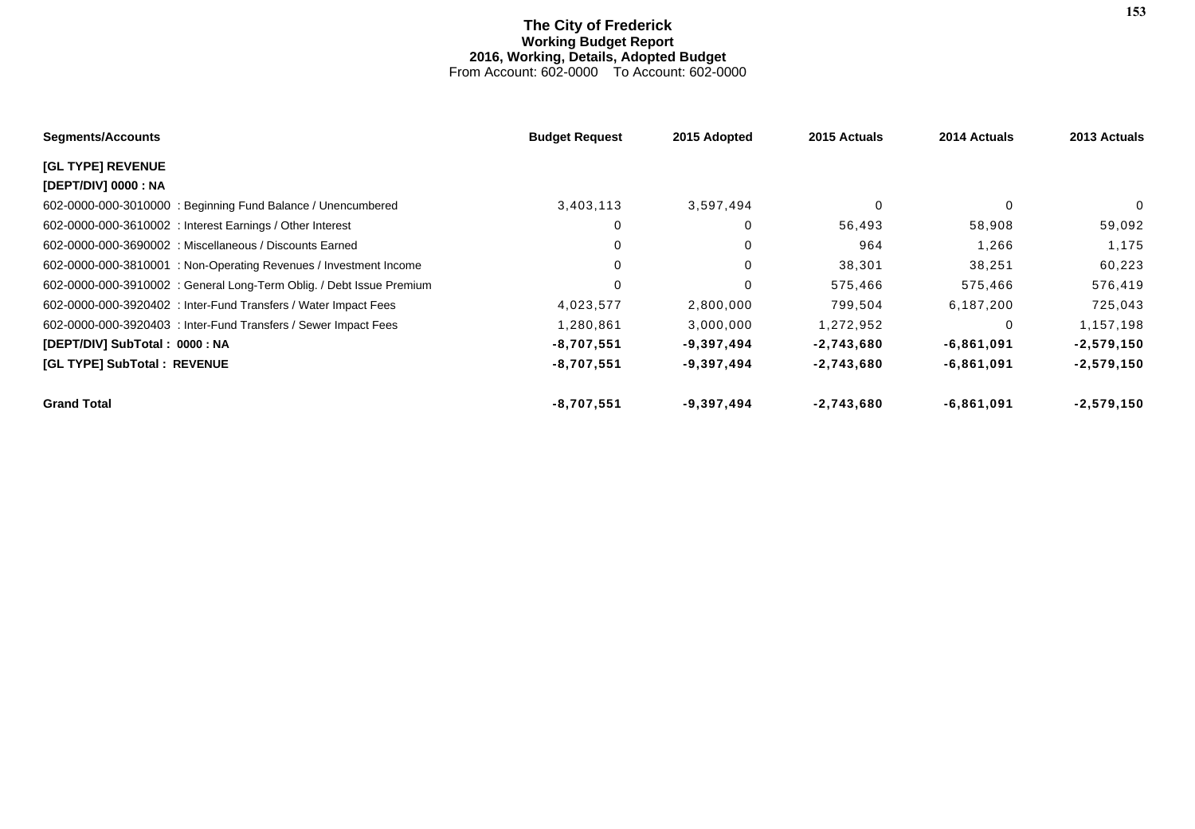# The City of Frederick
## Working Budget Report
### 2016, Working, Details, Adopted Budget
From Account: 602-0000 To Account: 602-0000

| Segments/Accounts | Budget Request | 2015 Adopted | 2015 Actuals | 2014 Actuals | 2013 Actuals |
|---|---|---|---|---|---|
| **[GL TYPE] REVENUE** | | | | | |
| **[DEPT/DIV] 0000 : NA** | | | | | |
| 602-0000-000-3010000 : Beginning Fund Balance / Unencumbered | 3,403,113 | 3,597,494 | 0 | 0 | 0 |
| 602-0000-000-3610002 : Interest Earnings / Other Interest | 0 | 0 | 56,493 | 58,908 | 59,092 |
| 602-0000-000-3690002 : Miscellaneous / Discounts Earned | 0 | 0 | 964 | 1,266 | 1,175 |
| 602-0000-000-3810001 : Non-Operating Revenues / Investment Income | 0 | 0 | 38,301 | 38,251 | 60,223 |
| 602-0000-000-3910002 : General Long-Term Oblig. / Debt Issue Premium | 0 | 0 | 575,466 | 575,466 | 576,419 |
| 602-0000-000-3920402 : Inter-Fund Transfers / Water Impact Fees | 4,023,577 | 2,800,000 | 799,504 | 6,187,200 | 725,043 |
| 602-0000-000-3920403 : Inter-Fund Transfers / Sewer Impact Fees | 1,280,861 | 3,000,000 | 1,272,952 | 0 | 1,157,198 |
| **[DEPT/DIV] SubTotal : 0000 : NA** | **-8,707,551** | **-9,397,494** | **-2,743,680** | **-6,861,091** | **-2,579,150** |
| **[GL TYPE] SubTotal : REVENUE** | **-8,707,551** | **-9,397,494** | **-2,743,680** | **-6,861,091** | **-2,579,150** |
| **Grand Total** | **-8,707,551** | **-9,397,494** | **-2,743,680** | **-6,861,091** | **-2,579,150** |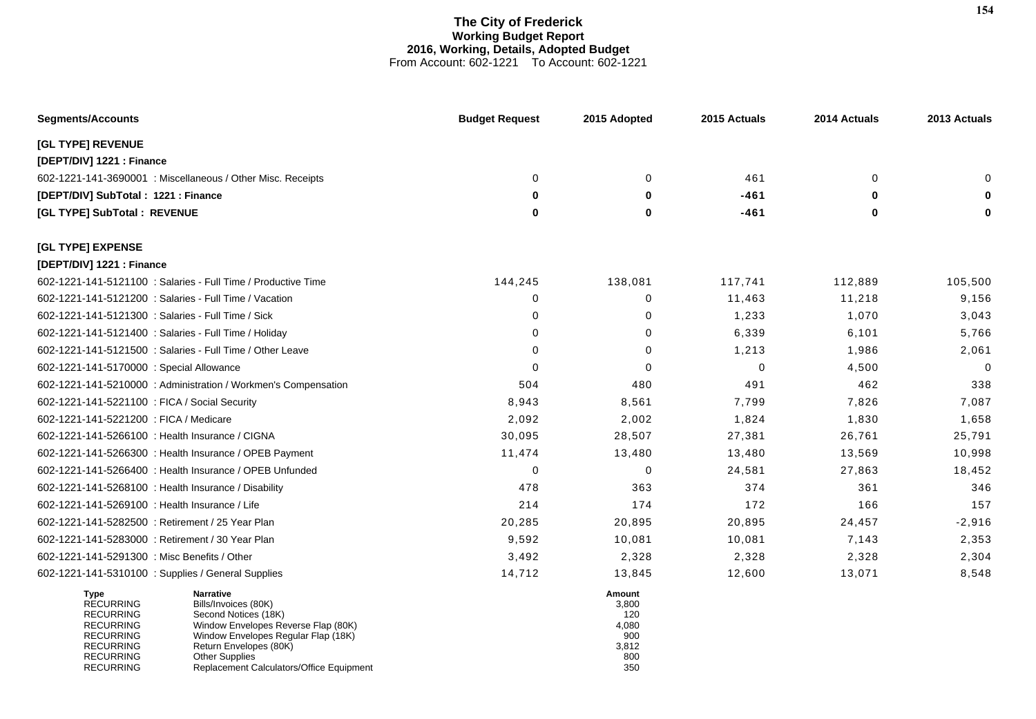# The City of Frederick
## Working Budget Report
### 2016, Working, Details, Adopted Budget
From Account: 602-1221 To Account: 602-1221

| Segments/Accounts | Budget Request | 2015 Adopted | 2015 Actuals | 2014 Actuals | 2013 Actuals |
|---|---|---|---|---|---|
| **[GL TYPE] REVENUE** | | | | | |
| **[DEPT/DIV] 1221 : Finance** | | | | | |
| 602-1221-141-3690001 : Miscellaneous / Other Misc. Receipts | 0 | 0 | 461 | 0 | 0 |
| **[DEPT/DIV] SubTotal : 1221 : Finance** | **0** | **0** | **-461** | **0** | **0** |
| **[GL TYPE] SubTotal : REVENUE** | **0** | **0** | **-461** | **0** | **0** |
| **[GL TYPE] EXPENSE** | | | | | |
| **[DEPT/DIV] 1221 : Finance** | | | | | |
| 602-1221-141-5121100 : Salaries - Full Time / Productive Time | 144,245 | 138,081 | 117,741 | 112,889 | 105,500 |
| 602-1221-141-5121200 : Salaries - Full Time / Vacation | 0 | 0 | 11,463 | 11,218 | 9,156 |
| 602-1221-141-5121300 : Salaries - Full Time / Sick | 0 | 0 | 1,233 | 1,070 | 3,043 |
| 602-1221-141-5121400 : Salaries - Full Time / Holiday | 0 | 0 | 6,339 | 6,101 | 5,766 |
| 602-1221-141-5121500 : Salaries - Full Time / Other Leave | 0 | 0 | 1,213 | 1,986 | 2,061 |
| 602-1221-141-5170000 : Special Allowance | 0 | 0 | 0 | 4,500 | 0 |
| 602-1221-141-5210000 : Administration / Workmen's Compensation | 504 | 480 | 491 | 462 | 338 |
| 602-1221-141-5221100 : FICA / Social Security | 8,943 | 8,561 | 7,799 | 7,826 | 7,087 |
| 602-1221-141-5221200 : FICA / Medicare | 2,092 | 2,002 | 1,824 | 1,830 | 1,658 |
| 602-1221-141-5266100 : Health Insurance / CIGNA | 30,095 | 28,507 | 27,381 | 26,761 | 25,791 |
| 602-1221-141-5266300 : Health Insurance / OPEB Payment | 11,474 | 13,480 | 13,480 | 13,569 | 10,998 |
| 602-1221-141-5266400 : Health Insurance / OPEB Unfunded | 0 | 0 | 24,581 | 27,863 | 18,452 |
| 602-1221-141-5268100 : Health Insurance / Disability | 478 | 363 | 374 | 361 | 346 |
| 602-1221-141-5269100 : Health Insurance / Life | 214 | 174 | 172 | 166 | 157 |
| 602-1221-141-5282500 : Retirement / 25 Year Plan | 20,285 | 20,895 | 20,895 | 24,457 | -2,916 |
| 602-1221-141-5283000 : Retirement / 30 Year Plan | 9,592 | 10,081 | 10,081 | 7,143 | 2,353 |
| 602-1221-141-5291300 : Misc Benefits / Other | 3,492 | 2,328 | 2,328 | 2,328 | 2,304 |
| 602-1221-141-5310100 : Supplies / General Supplies | 14,712 | 13,845 | 12,600 | 13,071 | 8,548 |

| Type | Narrative | Amount |
|---|---|---|
| RECURRING | Bills/Invoices (80K) | 3,800 |
| RECURRING | Second Notices (18K) | 120 |
| RECURRING | Window Envelopes Reverse Flap (80K) | 4,080 |
| RECURRING | Window Envelopes Regular Flap (18K) | 900 |
| RECURRING | Return Envelopes (80K) | 3,812 |
| RECURRING | Other Supplies | 800 |
| RECURRING | Replacement Calculators/Office Equipment | 350 |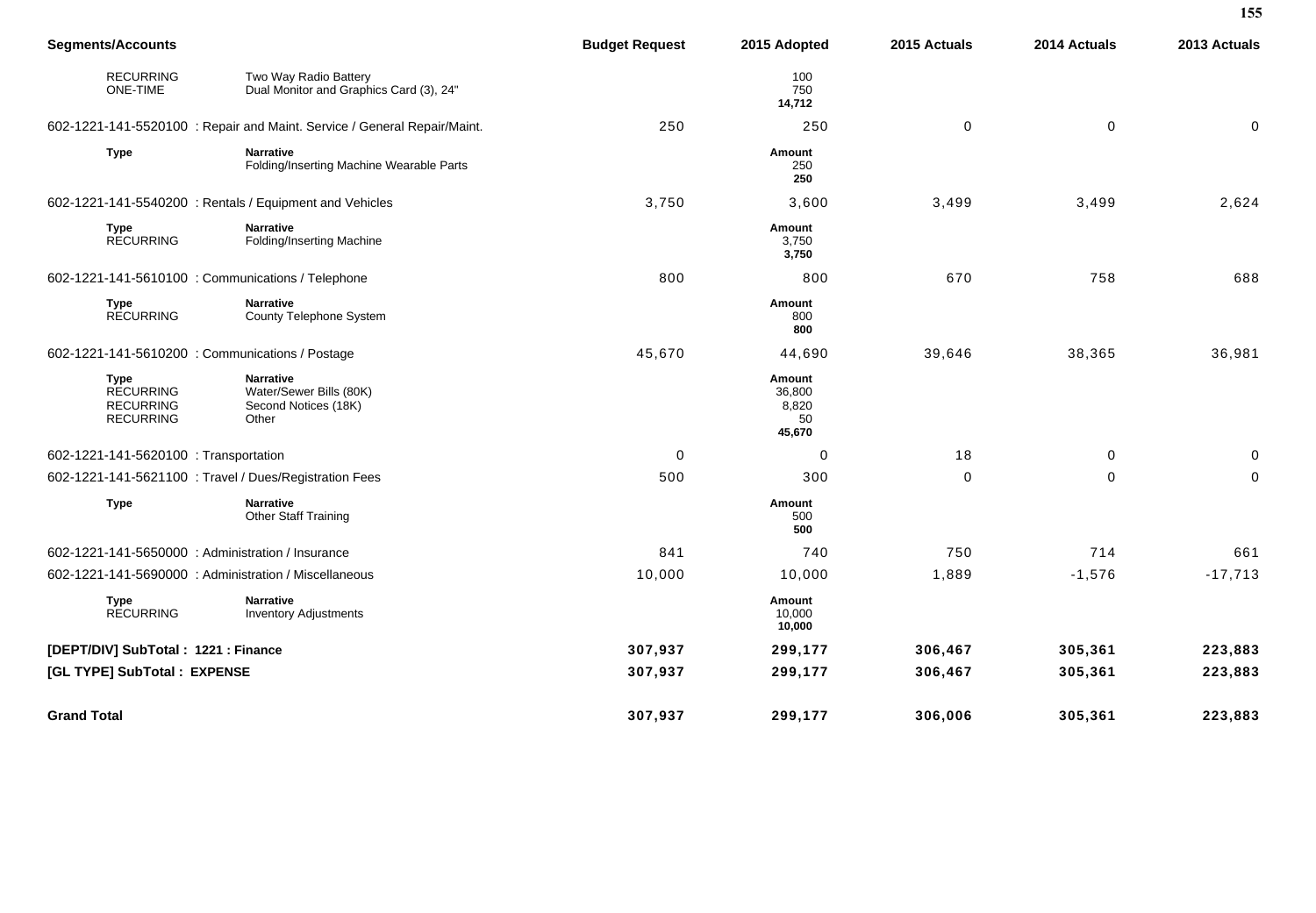| Segments/Accounts | | Budget Request | 2015 Adopted | 2015 Actuals | 2014 Actuals | 2013 Actuals |
|---|---|---|---|---|---|---|
| RECURRING | Two Way Radio Battery | | 100 | | | |
| ONE-TIME | Dual Monitor and Graphics Card (3), 24" | | 750 | | | |
| | | | **14,712** | | | |
| 602-1221-141-5520100 : Repair and Maint. Service / General Repair/Maint. | | 250 | 250 | 0 | 0 | 0 |
| **Type** | **Narrative** | | **Amount** | | | |
| | Folding/Inserting Machine Wearable Parts | | 250 | | | |
| | | | **250** | | | |
| 602-1221-141-5540200 : Rentals / Equipment and Vehicles | | 3,750 | 3,600 | 3,499 | 3,499 | 2,624 |
| **Type** | **Narrative** | | **Amount** | | | |
| RECURRING | Folding/Inserting Machine | | 3,750 | | | |
| | | | **3,750** | | | |
| 602-1221-141-5610100 : Communications / Telephone | | 800 | 800 | 670 | 758 | 688 |
| **Type** | **Narrative** | | **Amount** | | | |
| RECURRING | County Telephone System | | 800 | | | |
| | | | **800** | | | |
| 602-1221-141-5610200 : Communications / Postage | | 45,670 | 44,690 | 39,646 | 38,365 | 36,981 |
| **Type** | **Narrative** | | **Amount** | | | |
| RECURRING | Water/Sewer Bills (80K) | | 36,800 | | | |
| RECURRING | Second Notices (18K) | | 8,820 | | | |
| RECURRING | Other | | 50 | | | |
| | | | **45,670** | | | |
| 602-1221-141-5620100 : Transportation | | 0 | 0 | 18 | 0 | 0 |
| 602-1221-141-5621100 : Travel / Dues/Registration Fees | | 500 | 300 | 0 | 0 | 0 |
| **Type** | **Narrative** | | **Amount** | | | |
| | Other Staff Training | | 500 | | | |
| | | | **500** | | | |
| 602-1221-141-5650000 : Administration / Insurance | | 841 | 740 | 750 | 714 | 661 |
| 602-1221-141-5690000 : Administration / Miscellaneous | | 10,000 | 10,000 | 1,889 | -1,576 | -17,713 |
| **Type** | **Narrative** | | **Amount** | | | |
| RECURRING | Inventory Adjustments | | 10,000 | | | |
| | | | **10,000** | | | |
| **[DEPT/DIV] SubTotal : 1221 : Finance** | | **307,937** | **299,177** | **306,467** | **305,361** | **223,883** |
| **[GL TYPE] SubTotal : EXPENSE** | | **307,937** | **299,177** | **306,467** | **305,361** | **223,883** |
| **Grand Total** | | **307,937** | **299,177** | **306,006** | **305,361** | **223,883** |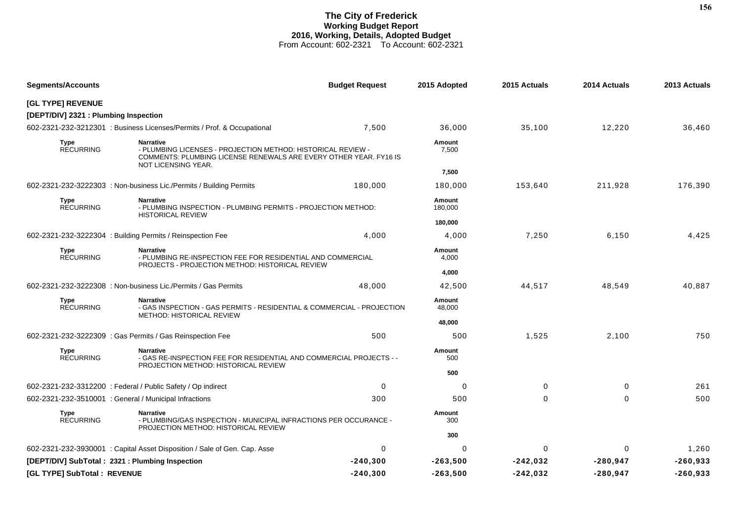# The City of Frederick
## Working Budget Report
## 2016, Working, Details, Adopted Budget
From Account: 602-2321 To Account: 602-2321

| Segments/Accounts | | Budget Request | 2015 Adopted | 2015 Actuals | 2014 Actuals | 2013 Actuals |
|---|---|---|---|---|---|---|
| **[GL TYPE] REVENUE** | | | | | | |
| **[DEPT/DIV] 2321 : Plumbing Inspection** | | | | | | |
| 602-2321-232-3212301 : Business Licenses/Permits / Prof. & Occupational | | 7,500 | 36,000 | 35,100 | 12,220 | 36,460 |
| **Type** RECURRING | **Narrative** - PLUMBING LICENSES - PROJECTION METHOD: HISTORICAL REVIEW - COMMENTS: PLUMBING LICENSE RENEWALS ARE EVERY OTHER YEAR. FY16 IS NOT LICENSING YEAR. | | **Amount** 7,500 **7,500** | | | |
| 602-2321-232-3222303 : Non-business Lic./Permits / Building Permits | | 180,000 | 180,000 | 153,640 | 211,928 | 176,390 |
| **Type** RECURRING | **Narrative** - PLUMBING INSPECTION - PLUMBING PERMITS - PROJECTION METHOD: HISTORICAL REVIEW | | **Amount** 180,000 **180,000** | | | |
| 602-2321-232-3222304 : Building Permits / Reinspection Fee | | 4,000 | 4,000 | 7,250 | 6,150 | 4,425 |
| **Type** RECURRING | **Narrative** - PLUMBING RE-INSPECTION FEE FOR RESIDENTIAL AND COMMERCIAL PROJECTS - PROJECTION METHOD: HISTORICAL REVIEW | | **Amount** 4,000 **4,000** | | | |
| 602-2321-232-3222308 : Non-business Lic./Permits / Gas Permits | | 48,000 | 42,500 | 44,517 | 48,549 | 40,887 |
| **Type** RECURRING | **Narrative** - GAS INSPECTION - GAS PERMITS - RESIDENTIAL & COMMERCIAL - PROJECTION METHOD: HISTORICAL REVIEW | | **Amount** 48,000 **48,000** | | | |
| 602-2321-232-3222309 : Gas Permits / Gas Reinspection Fee | | 500 | 500 | 1,525 | 2,100 | 750 |
| **Type** RECURRING | **Narrative** - GAS RE-INSPECTION FEE FOR RESIDENTIAL AND COMMERCIAL PROJECTS - - PROJECTION METHOD: HISTORICAL REVIEW | | **Amount** 500 **500** | | | |
| 602-2321-232-3312200 : Federal / Public Safety / Op indirect | | 0 | 0 | 0 | 0 | 261 |
| 602-2321-232-3510001 : General / Municipal Infractions | | 300 | 500 | 0 | 0 | 500 |
| **Type** RECURRING | **Narrative** - PLUMBING/GAS INSPECTION - MUNICIPAL INFRACTIONS PER OCCURANCE - PROJECTION METHOD: HISTORICAL REVIEW | | **Amount** 300 **300** | | | |
| 602-2321-232-3930001 : Capital Asset Disposition / Sale of Gen. Cap. Asse | | 0 | 0 | 0 | 0 | 1,260 |
| **[DEPT/DIV] SubTotal : 2321 : Plumbing Inspection** | | **-240,300** | **-263,500** | **-242,032** | **-280,947** | **-260,933** |
| **[GL TYPE] SubTotal : REVENUE** | | **-240,300** | **-263,500** | **-242,032** | **-280,947** | **-260,933** |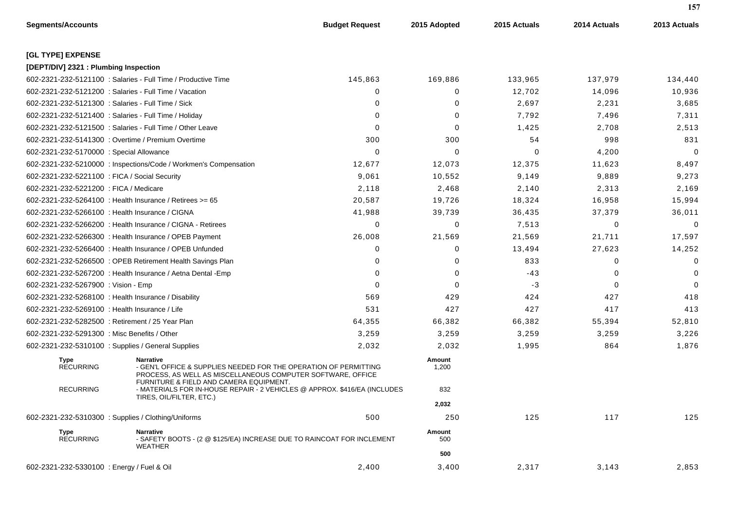| Segments/Accounts | Budget Request | 2015 Adopted | 2015 Actuals | 2014 Actuals | 2013 Actuals |
|---|---|---|---|---|---|
| **[GL TYPE] EXPENSE** | | | | | |
| **[DEPT/DIV] 2321 : Plumbing Inspection** | | | | | |
| 602-2321-232-5121100 : Salaries - Full Time / Productive Time | 145,863 | 169,886 | 133,965 | 137,979 | 134,440 |
| 602-2321-232-5121200 : Salaries - Full Time / Vacation | 0 | 0 | 12,702 | 14,096 | 10,936 |
| 602-2321-232-5121300 : Salaries - Full Time / Sick | 0 | 0 | 2,697 | 2,231 | 3,685 |
| 602-2321-232-5121400 : Salaries - Full Time / Holiday | 0 | 0 | 7,792 | 7,496 | 7,311 |
| 602-2321-232-5121500 : Salaries - Full Time / Other Leave | 0 | 0 | 1,425 | 2,708 | 2,513 |
| 602-2321-232-5141300 : Overtime / Premium Overtime | 300 | 300 | 54 | 998 | 831 |
| 602-2321-232-5170000 : Special Allowance | 0 | 0 | 0 | 4,200 | 0 |
| 602-2321-232-5210000 : Inspections/Code / Workmen's Compensation | 12,677 | 12,073 | 12,375 | 11,623 | 8,497 |
| 602-2321-232-5221100 : FICA / Social Security | 9,061 | 10,552 | 9,149 | 9,889 | 9,273 |
| 602-2321-232-5221200 : FICA / Medicare | 2,118 | 2,468 | 2,140 | 2,313 | 2,169 |
| 602-2321-232-5264100 : Health Insurance / Retirees >= 65 | 20,587 | 19,726 | 18,324 | 16,958 | 15,994 |
| 602-2321-232-5266100 : Health Insurance / CIGNA | 41,988 | 39,739 | 36,435 | 37,379 | 36,011 |
| 602-2321-232-5266200 : Health Insurance / CIGNA - Retirees | 0 | 0 | 7,513 | 0 | 0 |
| 602-2321-232-5266300 : Health Insurance / OPEB Payment | 26,008 | 21,569 | 21,569 | 21,711 | 17,597 |
| 602-2321-232-5266400 : Health Insurance / OPEB Unfunded | 0 | 0 | 13,494 | 27,623 | 14,252 |
| 602-2321-232-5266500 : OPEB Retirement Health Savings Plan | 0 | 0 | 833 | 0 | 0 |
| 602-2321-232-5267200 : Health Insurance / Aetna Dental -Emp | 0 | 0 | -43 | 0 | 0 |
| 602-2321-232-5267900 : Vision - Emp | 0 | 0 | -3 | 0 | 0 |
| 602-2321-232-5268100 : Health Insurance / Disability | 569 | 429 | 424 | 427 | 418 |
| 602-2321-232-5269100 : Health Insurance / Life | 531 | 427 | 427 | 417 | 413 |
| 602-2321-232-5282500 : Retirement / 25 Year Plan | 64,355 | 66,382 | 66,382 | 55,394 | 52,810 |
| 602-2321-232-5291300 : Misc Benefits / Other | 3,259 | 3,259 | 3,259 | 3,259 | 3,226 |
| 602-2321-232-5310100 : Supplies / General Supplies | 2,032 | 2,032 | 1,995 | 864 | 1,876 |

| Type | Narrative | Amount |
|---|---|---|
| RECURRING | - GEN'L OFFICE & SUPPLIES NEEDED FOR THE OPERATION OF PERMITTING PROCESS, AS WELL AS MISCELLANEOUS COMPUTER SOFTWARE, OFFICE FURNITURE & FIELD AND CAMERA EQUIPMENT. | 1,200 |
| RECURRING | - MATERIALS FOR IN-HOUSE REPAIR - 2 VEHICLES @ APPROX. $416/EA (INCLUDES TIRES, OIL/FILTER, ETC.) | 832 |
| | | **2,032** |

| Segments/Accounts | Budget Request | 2015 Adopted | 2015 Actuals | 2014 Actuals | 2013 Actuals |
|---|---|---|---|---|---|
| 602-2321-232-5310300 : Supplies / Clothing/Uniforms | 500 | 250 | 125 | 117 | 125 |

| Type | Narrative | Amount |
|---|---|---|
| RECURRING | - SAFETY BOOTS - (2 @ $125/EA) INCREASE DUE TO RAINCOAT FOR INCLEMENT WEATHER | 500 |
| | | **500** |

| Segments/Accounts | Budget Request | 2015 Adopted | 2015 Actuals | 2014 Actuals | 2013 Actuals |
|---|---|---|---|---|---|
| 602-2321-232-5330100 : Energy / Fuel & Oil | 2,400 | 3,400 | 2,317 | 3,143 | 2,853 |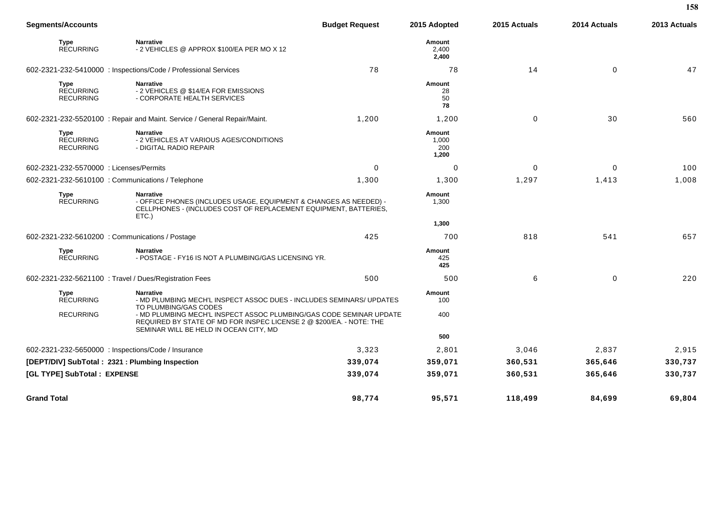| Segments/Accounts | | Budget Request | 2015 Adopted | 2015 Actuals | 2014 Actuals | 2013 Actuals |
|---|---|---|---|---|---|---|
| **Type** RECURRING | **Narrative** - 2 VEHICLES @ APPROX $100/EA PER MO X 12 | | **Amount** 2,400 **2,400** | | | |
| 602-2321-232-5410000 : Inspections/Code / Professional Services | | 78 | 78 | 14 | 0 | 47 |
| **Type** RECURRING RECURRING | **Narrative** - 2 VEHICLES @ $14/EA FOR EMISSIONS - CORPORATE HEALTH SERVICES | | **Amount** 28 50 **78** | | | |
| 602-2321-232-5520100 : Repair and Maint. Service / General Repair/Maint. | | 1,200 | 1,200 | 0 | 30 | 560 |
| **Type** RECURRING RECURRING | **Narrative** - 2 VEHICLES AT VARIOUS AGES/CONDITIONS - DIGITAL RADIO REPAIR | | **Amount** 1,000 200 **1,200** | | | |
| 602-2321-232-5570000 : Licenses/Permits | | 0 | 0 | 0 | 0 | 100 |
| 602-2321-232-5610100 : Communications / Telephone | | 1,300 | 1,300 | 1,297 | 1,413 | 1,008 |
| **Type** RECURRING | **Narrative** - OFFICE PHONES (INCLUDES USAGE, EQUIPMENT & CHANGES AS NEEDED) - CELLPHONES - (INCLUDES COST OF REPLACEMENT EQUIPMENT, BATTERIES, ETC.) | | **Amount** 1,300 **1,300** | | | |
| 602-2321-232-5610200 : Communications / Postage | | 425 | 700 | 818 | 541 | 657 |
| **Type** RECURRING | **Narrative** - POSTAGE - FY16 IS NOT A PLUMBING/GAS LICENSING YR. | | **Amount** 425 **425** | | | |
| 602-2321-232-5621100 : Travel / Dues/Registration Fees | | 500 | 500 | 6 | 0 | 220 |
| **Type** RECURRING RECURRING | **Narrative** - MD PLUMBING MECH'L INSPECT ASSOC DUES - INCLUDES SEMINARS/ UPDATES TO PLUMBING/GAS CODES - MD PLUMBING MECH'L INSPECT ASSOC PLUMBING/GAS CODE SEMINAR UPDATE REQUIRED BY STATE OF MD FOR INSPEC LICENSE 2 @ $200/EA. - NOTE: THE SEMINAR WILL BE HELD IN OCEAN CITY, MD | | **Amount** 100 400 **500** | | | |
| 602-2321-232-5650000 : Inspections/Code / Insurance | | 3,323 | 2,801 | 3,046 | 2,837 | 2,915 |
| **[DEPT/DIV] SubTotal : 2321 : Plumbing Inspection** | | **339,074** | **359,071** | **360,531** | **365,646** | **330,737** |
| **[GL TYPE] SubTotal : EXPENSE** | | **339,074** | **359,071** | **360,531** | **365,646** | **330,737** |
| **Grand Total** | | **98,774** | **95,571** | **118,499** | **84,699** | **69,804** |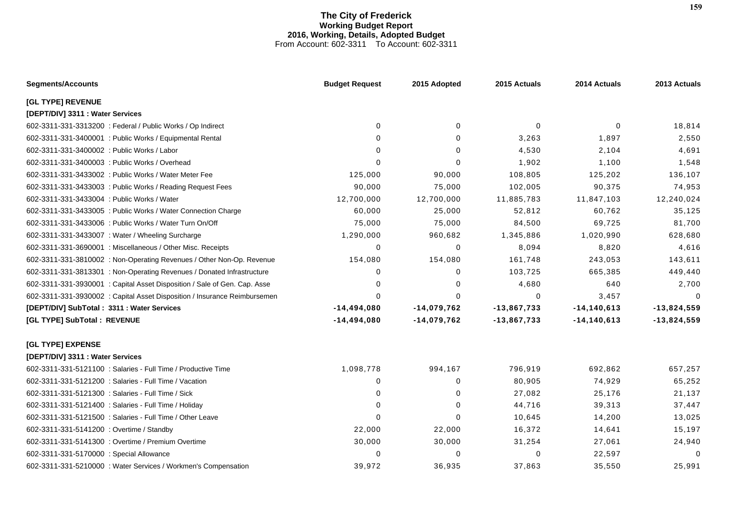# The City of Frederick
## Working Budget Report
## 2016, Working, Details, Adopted Budget
From Account: 602-3311 To Account: 602-3311

| Segments/Accounts | Budget Request | 2015 Adopted | 2015 Actuals | 2014 Actuals | 2013 Actuals |
|---|---|---|---|---|---|
| **[GL TYPE] REVENUE** | | | | | |
| **[DEPT/DIV] 3311 : Water Services** | | | | | |
| 602-3311-331-3313200 : Federal / Public Works / Op Indirect | 0 | 0 | 0 | 0 | 18,814 |
| 602-3311-331-3400001 : Public Works / Equipmental Rental | 0 | 0 | 3,263 | 1,897 | 2,550 |
| 602-3311-331-3400002 : Public Works / Labor | 0 | 0 | 4,530 | 2,104 | 4,691 |
| 602-3311-331-3400003 : Public Works / Overhead | 0 | 0 | 1,902 | 1,100 | 1,548 |
| 602-3311-331-3433002 : Public Works / Water Meter Fee | 125,000 | 90,000 | 108,805 | 125,202 | 136,107 |
| 602-3311-331-3433003 : Public Works / Reading Request Fees | 90,000 | 75,000 | 102,005 | 90,375 | 74,953 |
| 602-3311-331-3433004 : Public Works / Water | 12,700,000 | 12,700,000 | 11,885,783 | 11,847,103 | 12,240,024 |
| 602-3311-331-3433005 : Public Works / Water Connection Charge | 60,000 | 25,000 | 52,812 | 60,762 | 35,125 |
| 602-3311-331-3433006 : Public Works / Water Turn On/Off | 75,000 | 75,000 | 84,500 | 69,725 | 81,700 |
| 602-3311-331-3433007 : Water / Wheeling Surcharge | 1,290,000 | 960,682 | 1,345,886 | 1,020,990 | 628,680 |
| 602-3311-331-3690001 : Miscellaneous / Other Misc. Receipts | 0 | 0 | 8,094 | 8,820 | 4,616 |
| 602-3311-331-3810002 : Non-Operating Revenues / Other Non-Op. Revenue | 154,080 | 154,080 | 161,748 | 243,053 | 143,611 |
| 602-3311-331-3813301 : Non-Operating Revenues / Donated Infrastructure | 0 | 0 | 103,725 | 665,385 | 449,440 |
| 602-3311-331-3930001 : Capital Asset Disposition / Sale of Gen. Cap. Asse | 0 | 0 | 4,680 | 640 | 2,700 |
| 602-3311-331-3930002 : Capital Asset Disposition / Insurance Reimbursemen | 0 | 0 | 0 | 3,457 | 0 |
| **[DEPT/DIV] SubTotal : 3311 : Water Services** | **-14,494,080** | **-14,079,762** | **-13,867,733** | **-14,140,613** | **-13,824,559** |
| **[GL TYPE] SubTotal : REVENUE** | **-14,494,080** | **-14,079,762** | **-13,867,733** | **-14,140,613** | **-13,824,559** |
| **[GL TYPE] EXPENSE** | | | | | |
| **[DEPT/DIV] 3311 : Water Services** | | | | | |
| 602-3311-331-5121100 : Salaries - Full Time / Productive Time | 1,098,778 | 994,167 | 796,919 | 692,862 | 657,257 |
| 602-3311-331-5121200 : Salaries - Full Time / Vacation | 0 | 0 | 80,905 | 74,929 | 65,252 |
| 602-3311-331-5121300 : Salaries - Full Time / Sick | 0 | 0 | 27,082 | 25,176 | 21,137 |
| 602-3311-331-5121400 : Salaries - Full Time / Holiday | 0 | 0 | 44,716 | 39,313 | 37,447 |
| 602-3311-331-5121500 : Salaries - Full Time / Other Leave | 0 | 0 | 10,645 | 14,200 | 13,025 |
| 602-3311-331-5141200 : Overtime / Standby | 22,000 | 22,000 | 16,372 | 14,641 | 15,197 |
| 602-3311-331-5141300 : Overtime / Premium Overtime | 30,000 | 30,000 | 31,254 | 27,061 | 24,940 |
| 602-3311-331-5170000 : Special Allowance | 0 | 0 | 0 | 22,597 | 0 |
| 602-3311-331-5210000 : Water Services / Workmen's Compensation | 39,972 | 36,935 | 37,863 | 35,550 | 25,991 |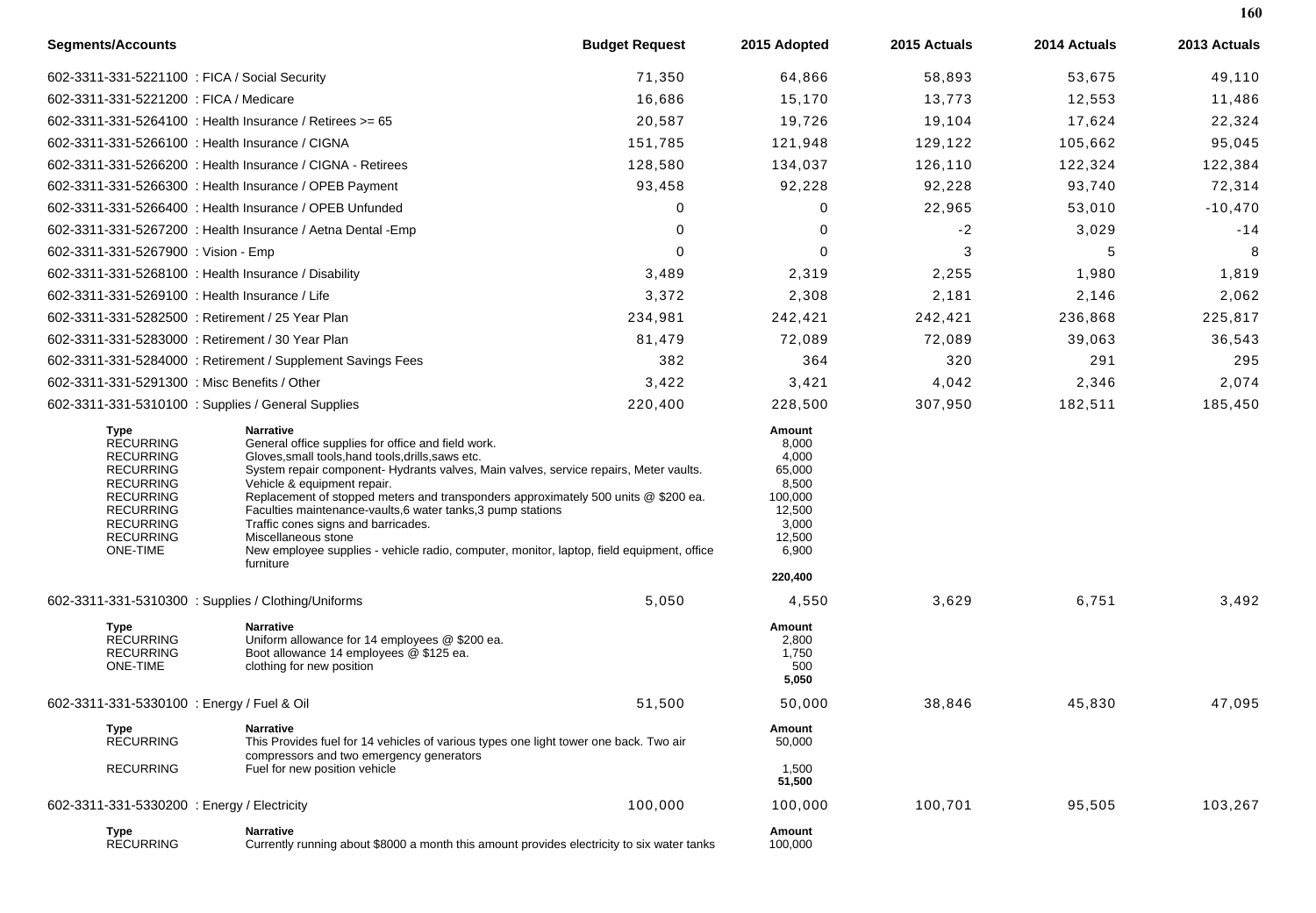| Segments/Accounts | Budget Request | 2015 Adopted | 2015 Actuals | 2014 Actuals | 2013 Actuals |
|---|---|---|---|---|---|
| 602-3311-331-5221100 : FICA / Social Security | 71,350 | 64,866 | 58,893 | 53,675 | 49,110 |
| 602-3311-331-5221200 : FICA / Medicare | 16,686 | 15,170 | 13,773 | 12,553 | 11,486 |
| 602-3311-331-5264100 : Health Insurance / Retirees >= 65 | 20,587 | 19,726 | 19,104 | 17,624 | 22,324 |
| 602-3311-331-5266100 : Health Insurance / CIGNA | 151,785 | 121,948 | 129,122 | 105,662 | 95,045 |
| 602-3311-331-5266200 : Health Insurance / CIGNA - Retirees | 128,580 | 134,037 | 126,110 | 122,324 | 122,384 |
| 602-3311-331-5266300 : Health Insurance / OPEB Payment | 93,458 | 92,228 | 92,228 | 93,740 | 72,314 |
| 602-3311-331-5266400 : Health Insurance / OPEB Unfunded | 0 | 0 | 22,965 | 53,010 | -10,470 |
| 602-3311-331-5267200 : Health Insurance / Aetna Dental -Emp | 0 | 0 | -2 | 3,029 | -14 |
| 602-3311-331-5267900 : Vision - Emp | 0 | 0 | 3 | 5 | 8 |
| 602-3311-331-5268100 : Health Insurance / Disability | 3,489 | 2,319 | 2,255 | 1,980 | 1,819 |
| 602-3311-331-5269100 : Health Insurance / Life | 3,372 | 2,308 | 2,181 | 2,146 | 2,062 |
| 602-3311-331-5282500 : Retirement / 25 Year Plan | 234,981 | 242,421 | 242,421 | 236,868 | 225,817 |
| 602-3311-331-5283000 : Retirement / 30 Year Plan | 81,479 | 72,089 | 72,089 | 39,063 | 36,543 |
| 602-3311-331-5284000 : Retirement / Supplement Savings Fees | 382 | 364 | 320 | 291 | 295 |
| 602-3311-331-5291300 : Misc Benefits / Other | 3,422 | 3,421 | 4,042 | 2,346 | 2,074 |
| 602-3311-331-5310100 : Supplies / General Supplies | 220,400 | 228,500 | 307,950 | 182,511 | 185,450 |

| Type | Narrative | Amount |
|---|---|---|
| RECURRING | General office supplies for office and field work. | 8,000 |
| RECURRING | Gloves,small tools,hand tools,drills,saws etc. | 4,000 |
| RECURRING | System repair component- Hydrants valves, Main valves, service repairs, Meter vaults. | 65,000 |
| RECURRING | Vehicle & equipment repair. | 8,500 |
| RECURRING | Replacement of stopped meters and transponders approximately 500 units @ $200 ea. | 100,000 |
| RECURRING | Faculties maintenance-vaults,6 water tanks,3 pump stations | 12,500 |
| RECURRING | Traffic cones signs and barricades. | 3,000 |
| RECURRING | Miscellaneous stone | 12,500 |
| ONE-TIME | New employee supplies - vehicle radio, computer, monitor, laptop, field equipment, office furniture | 6,900 |
| | | **220,400** |

| Segments/Accounts | Budget Request | 2015 Adopted | 2015 Actuals | 2014 Actuals | 2013 Actuals |
|---|---|---|---|---|---|
| 602-3311-331-5310300 : Supplies / Clothing/Uniforms | 5,050 | 4,550 | 3,629 | 6,751 | 3,492 |

| Type | Narrative | Amount |
|---|---|---|
| RECURRING | Uniform allowance for 14 employees @ $200 ea. | 2,800 |
| RECURRING | Boot allowance 14 employees @ $125 ea. | 1,750 |
| ONE-TIME | clothing for new position | 500 |
| | | **5,050** |

| Segments/Accounts | Budget Request | 2015 Adopted | 2015 Actuals | 2014 Actuals | 2013 Actuals |
|---|---|---|---|---|---|
| 602-3311-331-5330100 : Energy / Fuel & Oil | 51,500 | 50,000 | 38,846 | 45,830 | 47,095 |

| Type | Narrative | Amount |
|---|---|---|
| RECURRING | This Provides fuel for 14 vehicles of various types one light tower one back. Two air compressors and two emergency generators | 50,000 |
| RECURRING | Fuel for new position vehicle | 1,500 |
| | | **51,500** |

| Segments/Accounts | Budget Request | 2015 Adopted | 2015 Actuals | 2014 Actuals | 2013 Actuals |
|---|---|---|---|---|---|
| 602-3311-331-5330200 : Energy / Electricity | 100,000 | 100,000 | 100,701 | 95,505 | 103,267 |

| Type | Narrative | Amount |
|---|---|---|
| RECURRING | Currently running about $8000 a month this amount provides electricity to six water tanks | 100,000 |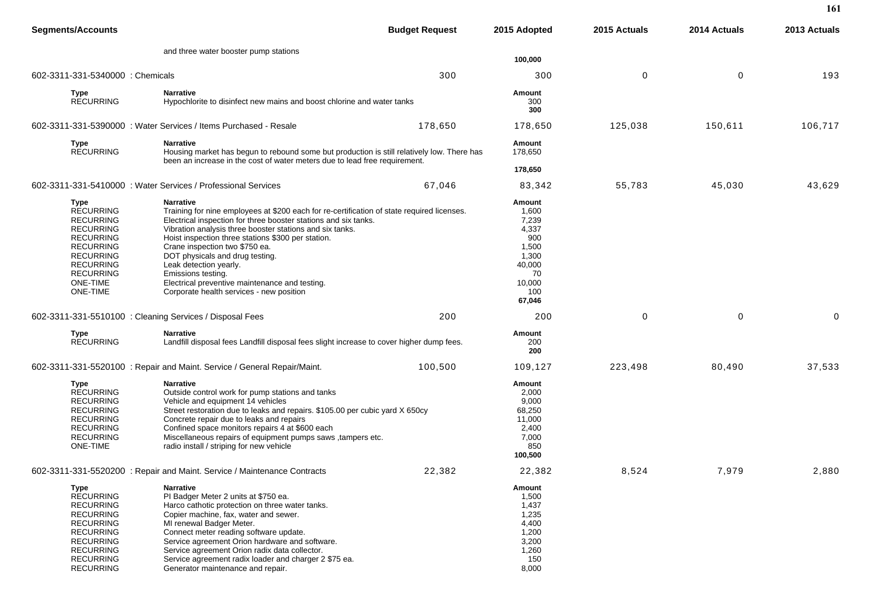| Segments/Accounts | | Budget Request | 2015 Adopted | 2015 Actuals | 2014 Actuals | 2013 Actuals |
|---|---|---|---|---|---|---|
| | and three water booster pump stations | | | | | |
| | | | **100,000** | | | |
| 602-3311-331-5340000 : Chemicals | | 300 | 300 | 0 | 0 | 193 |

| Type | Narrative | Amount |
|---|---|---|
| RECURRING | Hypochlorite to disinfect new mains and boost chlorine and water tanks | 300 |
| | | **300** |

| Segments/Accounts | Budget Request | 2015 Adopted | 2015 Actuals | 2014 Actuals | 2013 Actuals |
|---|---|---|---|---|---|
| 602-3311-331-5390000 : Water Services / Items Purchased - Resale | 178,650 | 178,650 | 125,038 | 150,611 | 106,717 |

| Type | Narrative | Amount |
|---|---|---|
| RECURRING | Housing market has begun to rebound some but production is still relatively low. There has been an increase in the cost of water meters due to lead free requirement. | 178,650 |
| | | **178,650** |

| Segments/Accounts | Budget Request | 2015 Adopted | 2015 Actuals | 2014 Actuals | 2013 Actuals |
|---|---|---|---|---|---|
| 602-3311-331-5410000 : Water Services / Professional Services | 67,046 | 83,342 | 55,783 | 45,030 | 43,629 |

| Type | Narrative | Amount |
|---|---|---|
| RECURRING | Training for nine employees at $200 each for re-certification of state required licenses. | 1,600 |
| RECURRING | Electrical inspection for three booster stations and six tanks. | 7,239 |
| RECURRING | Vibration analysis three booster stations and six tanks. | 4,337 |
| RECURRING | Hoist inspection three stations $300 per station. | 900 |
| RECURRING | Crane inspection two $750 ea. | 1,500 |
| RECURRING | DOT physicals and drug testing. | 1,300 |
| RECURRING | Leak detection yearly. | 40,000 |
| RECURRING | Emissions testing. | 70 |
| ONE-TIME | Electrical preventive maintenance and testing. | 10,000 |
| ONE-TIME | Corporate health services - new position | 100 |
| | | **67,046** |

| Segments/Accounts | Budget Request | 2015 Adopted | 2015 Actuals | 2014 Actuals | 2013 Actuals |
|---|---|---|---|---|---|
| 602-3311-331-5510100 : Cleaning Services / Disposal Fees | 200 | 200 | 0 | 0 | 0 |

| Type | Narrative | Amount |
|---|---|---|
| RECURRING | Landfill disposal fees Landfill disposal fees slight increase to cover higher dump fees. | 200 |
| | | **200** |

| Segments/Accounts | Budget Request | 2015 Adopted | 2015 Actuals | 2014 Actuals | 2013 Actuals |
|---|---|---|---|---|---|
| 602-3311-331-5520100 : Repair and Maint. Service / General Repair/Maint. | 100,500 | 109,127 | 223,498 | 80,490 | 37,533 |

| Type | Narrative | Amount |
|---|---|---|
| RECURRING | Outside control work for pump stations and tanks | 2,000 |
| RECURRING | Vehicle and equipment 14 vehicles | 9,000 |
| RECURRING | Street restoration due to leaks and repairs. $105.00 per cubic yard X 650cy | 68,250 |
| RECURRING | Concrete repair due to leaks and repairs | 11,000 |
| RECURRING | Confined space monitors repairs 4 at $600 each | 2,400 |
| RECURRING | Miscellaneous repairs of equipment pumps saws ,tampers etc. | 7,000 |
| ONE-TIME | radio install / striping for new vehicle | 850 |
| | | **100,500** |

| Segments/Accounts | Budget Request | 2015 Adopted | 2015 Actuals | 2014 Actuals | 2013 Actuals |
|---|---|---|---|---|---|
| 602-3311-331-5520200 : Repair and Maint. Service / Maintenance Contracts | 22,382 | 22,382 | 8,524 | 7,979 | 2,880 |

| Type | Narrative | Amount |
|---|---|---|
| RECURRING | PI Badger Meter 2 units at $750 ea. | 1,500 |
| RECURRING | Harco cathotic protection on three water tanks. | 1,437 |
| RECURRING | Copier machine, fax, water and sewer. | 1,235 |
| RECURRING | MI renewal Badger Meter. | 4,400 |
| RECURRING | Connect meter reading software update. | 1,200 |
| RECURRING | Service agreement Orion hardware and software. | 3,200 |
| RECURRING | Service agreement Orion radix data collector. | 1,260 |
| RECURRING | Service agreement radix loader and charger 2 $75 ea. | 150 |
| RECURRING | Generator maintenance and repair. | 8,000 |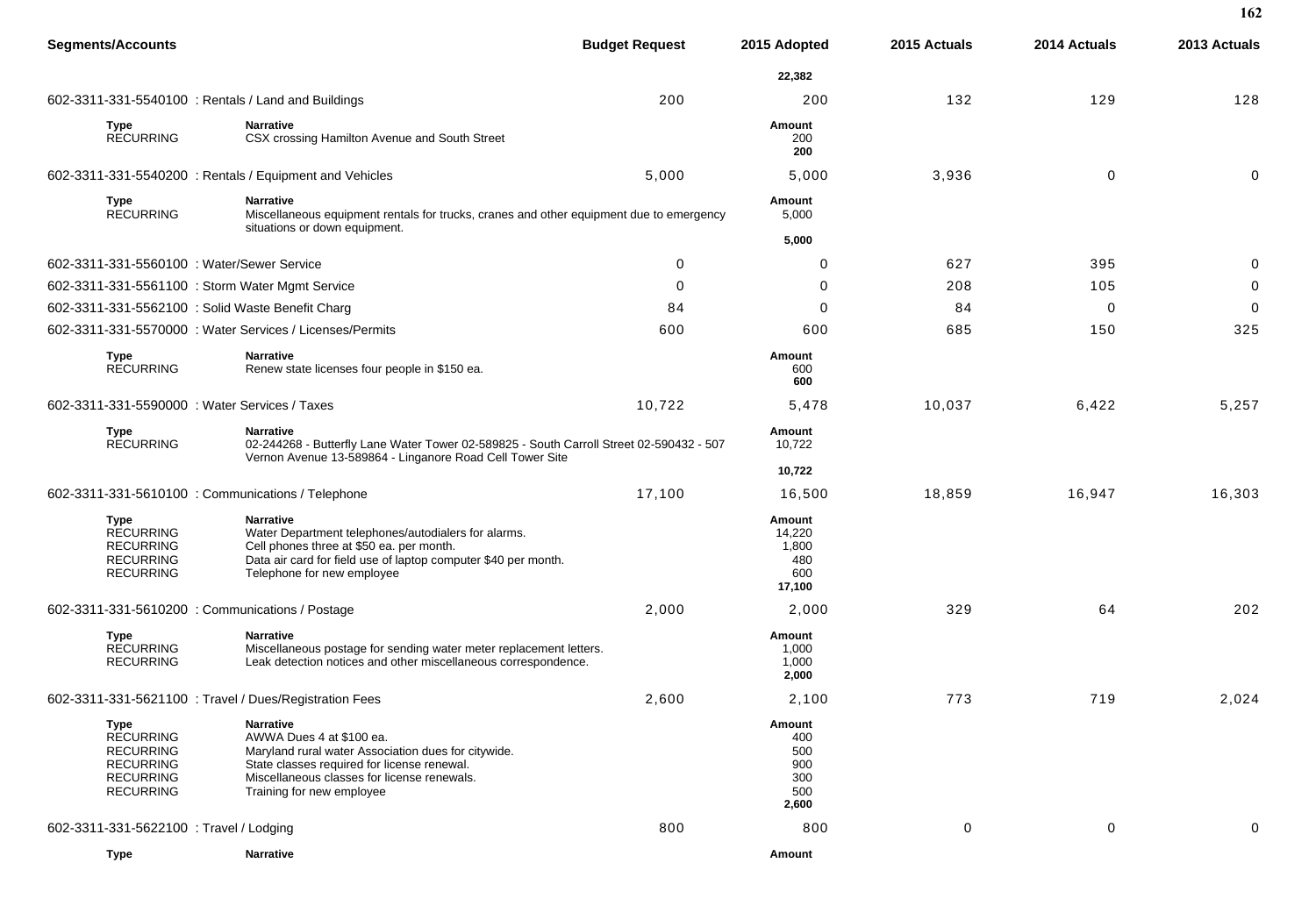| Segments/Accounts | Budget Request | 2015 Adopted | 2015 Actuals | 2014 Actuals | 2013 Actuals |
|---|---|---|---|---|---|
| | | 22,382 | | | |
| 602-3311-331-5540100 : Rentals / Land and Buildings | 200 | 200 | 132 | 129 | 128 |

| Type | Narrative | Amount |
|---|---|---|
| RECURRING | CSX crossing Hamilton Avenue and South Street | 200 |
| | | **200** |

| Segments/Accounts | Budget Request | 2015 Adopted | 2015 Actuals | 2014 Actuals | 2013 Actuals |
|---|---|---|---|---|---|
| 602-3311-331-5540200 : Rentals / Equipment and Vehicles | 5,000 | 5,000 | 3,936 | 0 | 0 |

| Type | Narrative | Amount |
|---|---|---|
| RECURRING | Miscellaneous equipment rentals for trucks, cranes and other equipment due to emergency situations or down equipment. | 5,000 |
| | | **5,000** |

| Segments/Accounts | Budget Request | 2015 Adopted | 2015 Actuals | 2014 Actuals | 2013 Actuals |
|---|---|---|---|---|---|
| 602-3311-331-5560100 : Water/Sewer Service | 0 | 0 | 627 | 395 | 0 |
| 602-3311-331-5561100 : Storm Water Mgmt Service | 0 | 0 | 208 | 105 | 0 |
| 602-3311-331-5562100 : Solid Waste Benefit Charg | 84 | 0 | 84 | 0 | 0 |
| 602-3311-331-5570000 : Water Services / Licenses/Permits | 600 | 600 | 685 | 150 | 325 |

| Type | Narrative | Amount |
|---|---|---|
| RECURRING | Renew state licenses four people in $150 ea. | 600 |
| | | **600** |

| Segments/Accounts | Budget Request | 2015 Adopted | 2015 Actuals | 2014 Actuals | 2013 Actuals |
|---|---|---|---|---|---|
| 602-3311-331-5590000 : Water Services / Taxes | 10,722 | 5,478 | 10,037 | 6,422 | 5,257 |

| Type | Narrative | Amount |
|---|---|---|
| RECURRING | 02-244268 - Butterfly Lane Water Tower 02-589825 - South Carroll Street 02-590432 - 507 Vernon Avenue 13-589864 - Linganore Road Cell Tower Site | 10,722 |
| | | **10,722** |

| Segments/Accounts | Budget Request | 2015 Adopted | 2015 Actuals | 2014 Actuals | 2013 Actuals |
|---|---|---|---|---|---|
| 602-3311-331-5610100 : Communications / Telephone | 17,100 | 16,500 | 18,859 | 16,947 | 16,303 |

| Type | Narrative | Amount |
|---|---|---|
| RECURRING | Water Department telephones/autodialers for alarms. | 14,220 |
| RECURRING | Cell phones three at $50 ea. per month. | 1,800 |
| RECURRING | Data air card for field use of laptop computer $40 per month. | 480 |
| RECURRING | Telephone for new employee | 600 |
| | | **17,100** |

| Segments/Accounts | Budget Request | 2015 Adopted | 2015 Actuals | 2014 Actuals | 2013 Actuals |
|---|---|---|---|---|---|
| 602-3311-331-5610200 : Communications / Postage | 2,000 | 2,000 | 329 | 64 | 202 |

| Type | Narrative | Amount |
|---|---|---|
| RECURRING | Miscellaneous postage for sending water meter replacement letters. | 1,000 |
| RECURRING | Leak detection notices and other miscellaneous correspondence. | 1,000 |
| | | **2,000** |

| Segments/Accounts | Budget Request | 2015 Adopted | 2015 Actuals | 2014 Actuals | 2013 Actuals |
|---|---|---|---|---|---|
| 602-3311-331-5621100 : Travel / Dues/Registration Fees | 2,600 | 2,100 | 773 | 719 | 2,024 |

| Type | Narrative | Amount |
|---|---|---|
| RECURRING | AWWA Dues 4 at $100 ea. | 400 |
| RECURRING | Maryland rural water Association dues for citywide. | 500 |
| RECURRING | State classes required for license renewal. | 900 |
| RECURRING | Miscellaneous classes for license renewals. | 300 |
| RECURRING | Training for new employee | 500 |
| | | **2,600** |

| Segments/Accounts | Budget Request | 2015 Adopted | 2015 Actuals | 2014 Actuals | 2013 Actuals |
|---|---|---|---|---|---|
| 602-3311-331-5622100 : Travel / Lodging | 800 | 800 | 0 | 0 | 0 |

| Type | Narrative | Amount |
|---|---|---|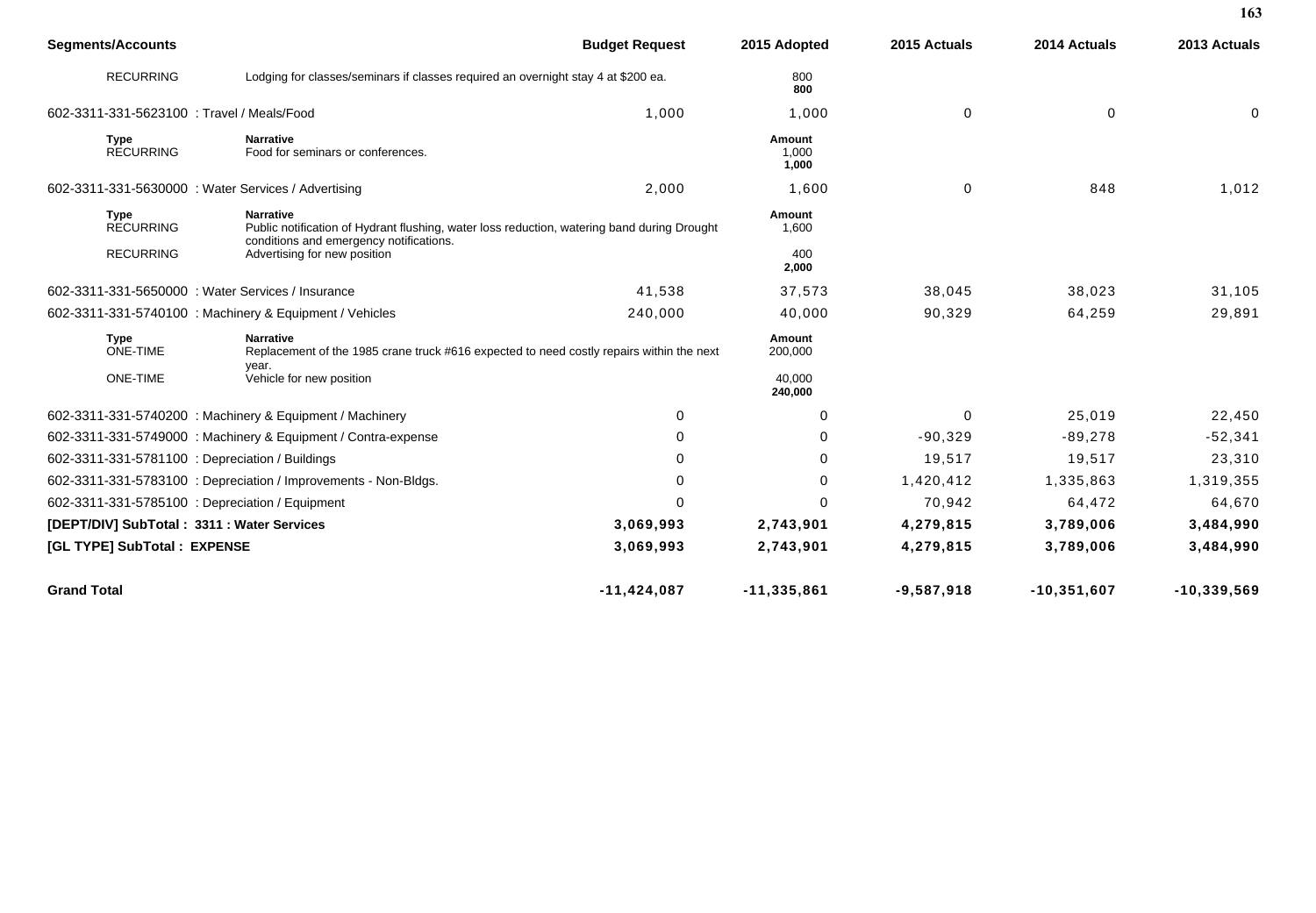| Segments/Accounts | | Budget Request | 2015 Adopted | 2015 Actuals | 2014 Actuals | 2013 Actuals |
|---|---|---|---|---|---|---|
| RECURRING | Lodging for classes/seminars if classes required an overnight stay 4 at $200 ea. | | 800<br>**800** | | | |
| 602-3311-331-5623100 : Travel / Meals/Food | | 1,000 | 1,000 | 0 | 0 | 0 |
| **Type**<br>RECURRING | **Narrative**<br>Food for seminars or conferences. | | **Amount**<br>1,000<br>**1,000** | | | |
| 602-3311-331-5630000 : Water Services / Advertising | | 2,000 | 1,600 | 0 | 848 | 1,012 |
| **Type**<br>RECURRING | **Narrative**<br>Public notification of Hydrant flushing, water loss reduction, watering band during Drought conditions and emergency notifications. | | **Amount**<br>1,600 | | | |
| RECURRING | Advertising for new position | | 400<br>**2,000** | | | |
| 602-3311-331-5650000 : Water Services / Insurance | | 41,538 | 37,573 | 38,045 | 38,023 | 31,105 |
| 602-3311-331-5740100 : Machinery & Equipment / Vehicles | | 240,000 | 40,000 | 90,329 | 64,259 | 29,891 |
| **Type**<br>ONE-TIME | **Narrative**<br>Replacement of the 1985 crane truck #616 expected to need costly repairs within the next year. | | **Amount**<br>200,000 | | | |
| ONE-TIME | Vehicle for new position | | 40,000<br>**240,000** | | | |
| 602-3311-331-5740200 : Machinery & Equipment / Machinery | | 0 | 0 | 0 | 25,019 | 22,450 |
| 602-3311-331-5749000 : Machinery & Equipment / Contra-expense | | 0 | 0 | -90,329 | -89,278 | -52,341 |
| 602-3311-331-5781100 : Depreciation / Buildings | | 0 | 0 | 19,517 | 19,517 | 23,310 |
| 602-3311-331-5783100 : Depreciation / Improvements - Non-Bldgs. | | 0 | 0 | 1,420,412 | 1,335,863 | 1,319,355 |
| 602-3311-331-5785100 : Depreciation / Equipment | | 0 | 0 | 70,942 | 64,472 | 64,670 |
| **[DEPT/DIV] SubTotal : 3311 : Water Services** | | **3,069,993** | **2,743,901** | **4,279,815** | **3,789,006** | **3,484,990** |
| **[GL TYPE] SubTotal : EXPENSE** | | **3,069,993** | **2,743,901** | **4,279,815** | **3,789,006** | **3,484,990** |
| **Grand Total** | | **-11,424,087** | **-11,335,861** | **-9,587,918** | **-10,351,607** | **-10,339,569** |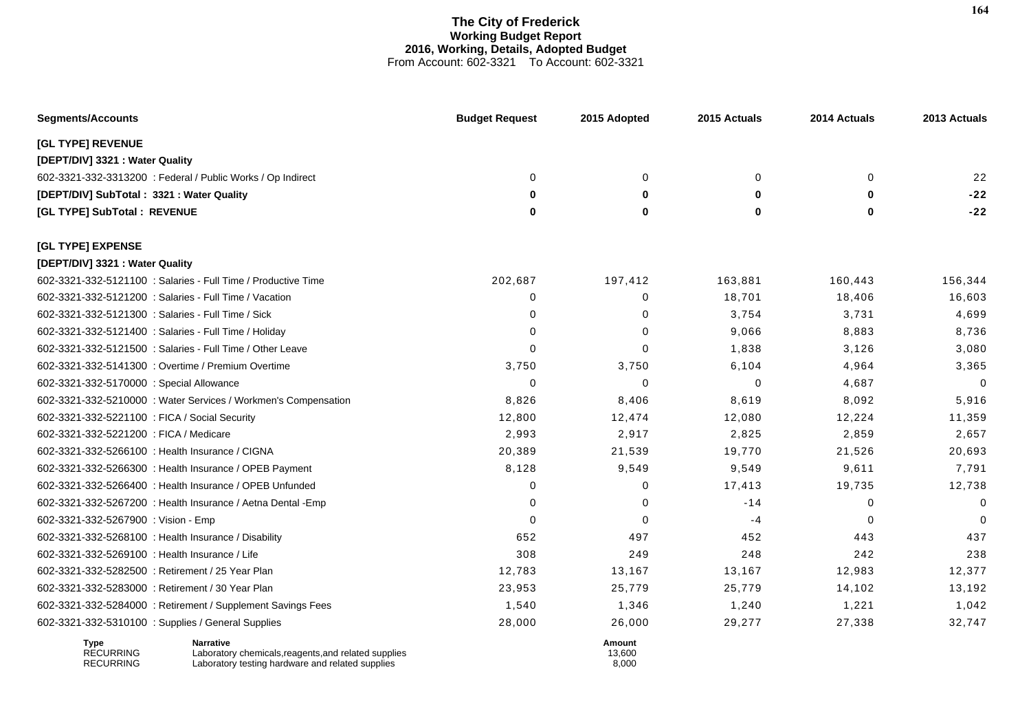# The City of Frederick
## Working Budget Report
### 2016, Working, Details, Adopted Budget
From Account: 602-3321 To Account: 602-3321

| Segments/Accounts | Budget Request | 2015 Adopted | 2015 Actuals | 2014 Actuals | 2013 Actuals |
|---|---|---|---|---|---|
| **[GL TYPE] REVENUE** | | | | | |
| **[DEPT/DIV] 3321 : Water Quality** | | | | | |
| 602-3321-332-3313200 : Federal / Public Works / Op Indirect | 0 | 0 | 0 | 0 | 22 |
| **[DEPT/DIV] SubTotal : 3321 : Water Quality** | **0** | **0** | **0** | **0** | **-22** |
| **[GL TYPE] SubTotal : REVENUE** | **0** | **0** | **0** | **0** | **-22** |
| **[GL TYPE] EXPENSE** | | | | | |
| **[DEPT/DIV] 3321 : Water Quality** | | | | | |
| 602-3321-332-5121100 : Salaries - Full Time / Productive Time | 202,687 | 197,412 | 163,881 | 160,443 | 156,344 |
| 602-3321-332-5121200 : Salaries - Full Time / Vacation | 0 | 0 | 18,701 | 18,406 | 16,603 |
| 602-3321-332-5121300 : Salaries - Full Time / Sick | 0 | 0 | 3,754 | 3,731 | 4,699 |
| 602-3321-332-5121400 : Salaries - Full Time / Holiday | 0 | 0 | 9,066 | 8,883 | 8,736 |
| 602-3321-332-5121500 : Salaries - Full Time / Other Leave | 0 | 0 | 1,838 | 3,126 | 3,080 |
| 602-3321-332-5141300 : Overtime / Premium Overtime | 3,750 | 3,750 | 6,104 | 4,964 | 3,365 |
| 602-3321-332-5170000 : Special Allowance | 0 | 0 | 0 | 4,687 | 0 |
| 602-3321-332-5210000 : Water Services / Workmen's Compensation | 8,826 | 8,406 | 8,619 | 8,092 | 5,916 |
| 602-3321-332-5221100 : FICA / Social Security | 12,800 | 12,474 | 12,080 | 12,224 | 11,359 |
| 602-3321-332-5221200 : FICA / Medicare | 2,993 | 2,917 | 2,825 | 2,859 | 2,657 |
| 602-3321-332-5266100 : Health Insurance / CIGNA | 20,389 | 21,539 | 19,770 | 21,526 | 20,693 |
| 602-3321-332-5266300 : Health Insurance / OPEB Payment | 8,128 | 9,549 | 9,549 | 9,611 | 7,791 |
| 602-3321-332-5266400 : Health Insurance / OPEB Unfunded | 0 | 0 | 17,413 | 19,735 | 12,738 |
| 602-3321-332-5267200 : Health Insurance / Aetna Dental -Emp | 0 | 0 | -14 | 0 | 0 |
| 602-3321-332-5267900 : Vision - Emp | 0 | 0 | -4 | 0 | 0 |
| 602-3321-332-5268100 : Health Insurance / Disability | 652 | 497 | 452 | 443 | 437 |
| 602-3321-332-5269100 : Health Insurance / Life | 308 | 249 | 248 | 242 | 238 |
| 602-3321-332-5282500 : Retirement / 25 Year Plan | 12,783 | 13,167 | 13,167 | 12,983 | 12,377 |
| 602-3321-332-5283000 : Retirement / 30 Year Plan | 23,953 | 25,779 | 25,779 | 14,102 | 13,192 |
| 602-3321-332-5284000 : Retirement / Supplement Savings Fees | 1,540 | 1,346 | 1,240 | 1,221 | 1,042 |
| 602-3321-332-5310100 : Supplies / General Supplies | 28,000 | 26,000 | 29,277 | 27,338 | 32,747 |

| Type | Narrative | Amount |
|---|---|---|
| RECURRING | Laboratory chemicals,reagents,and related supplies | 13,600 |
| RECURRING | Laboratory testing hardware and related supplies | 8,000 |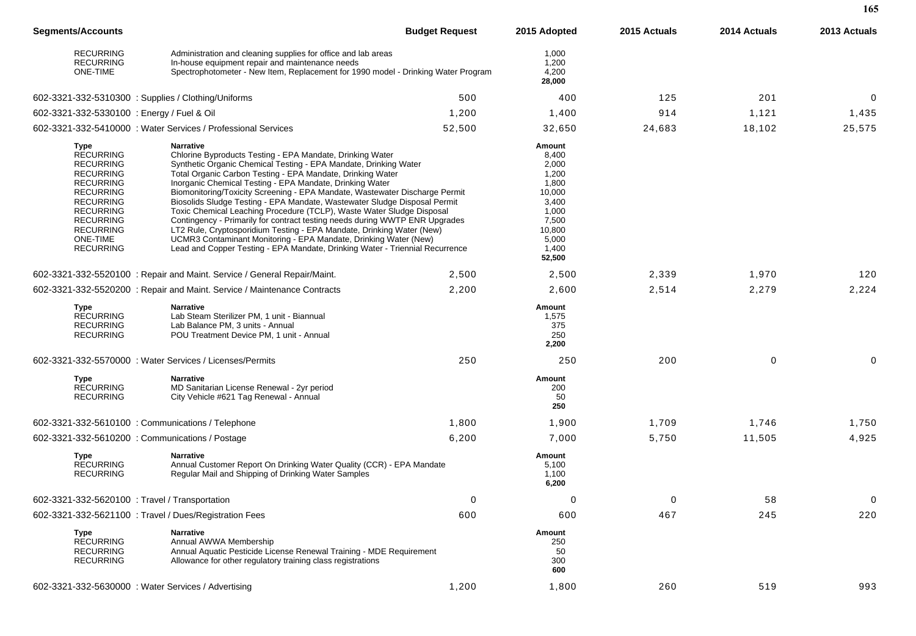| Segments/Accounts | | Budget Request | 2015 Adopted | 2015 Actuals | 2014 Actuals | 2013 Actuals |
|---|---|---|---|---|---|---|
| RECURRING | Administration and cleaning supplies for office and lab areas | | 1,000 | | | |
| RECURRING | In-house equipment repair and maintenance needs | | 1,200 | | | |
| ONE-TIME | Spectrophotometer - New Item, Replacement for 1990 model - Drinking Water Program | | 4,200 | | | |
| | | | **28,000** | | | |
| 602-3321-332-5310300 : Supplies / Clothing/Uniforms | | 500 | 400 | 125 | 201 | 0 |
| 602-3321-332-5330100 : Energy / Fuel & Oil | | 1,200 | 1,400 | 914 | 1,121 | 1,435 |
| 602-3321-332-5410000 : Water Services / Professional Services | | 52,500 | 32,650 | 24,683 | 18,102 | 25,575 |
| **Type** | **Narrative** | | **Amount** | | | |
| RECURRING | Chlorine Byproducts Testing - EPA Mandate, Drinking Water | | 8,400 | | | |
| RECURRING | Synthetic Organic Chemical Testing - EPA Mandate, Drinking Water | | 2,000 | | | |
| RECURRING | Total Organic Carbon Testing - EPA Mandate, Drinking Water | | 1,200 | | | |
| RECURRING | Inorganic Chemical Testing - EPA Mandate, Drinking Water | | 1,800 | | | |
| RECURRING | Biomonitoring/Toxicity Screening - EPA Mandate, Wastewater Discharge Permit | | 10,000 | | | |
| RECURRING | Biosolids Sludge Testing - EPA Mandate, Wastewater Sludge Disposal Permit | | 3,400 | | | |
| RECURRING | Toxic Chemical Leaching Procedure (TCLP), Waste Water Sludge Disposal | | 1,000 | | | |
| RECURRING | Contingency - Primarily for contract testing needs during WWTP ENR Upgrades | | 7,500 | | | |
| RECURRING | LT2 Rule, Cryptosporidium Testing - EPA Mandate, Drinking Water (New) | | 10,800 | | | |
| ONE-TIME | UCMR3 Contaminant Monitoring - EPA Mandate, Drinking Water (New) | | 5,000 | | | |
| RECURRING | Lead and Copper Testing - EPA Mandate, Drinking Water - Triennial Recurrence | | 1,400 | | | |
| | | | **52,500** | | | |
| 602-3321-332-5520100 : Repair and Maint. Service / General Repair/Maint. | | 2,500 | 2,500 | 2,339 | 1,970 | 120 |
| 602-3321-332-5520200 : Repair and Maint. Service / Maintenance Contracts | | 2,200 | 2,600 | 2,514 | 2,279 | 2,224 |
| **Type** | **Narrative** | | **Amount** | | | |
| RECURRING | Lab Steam Sterilizer PM, 1 unit - Biannual | | 1,575 | | | |
| RECURRING | Lab Balance PM, 3 units - Annual | | 375 | | | |
| RECURRING | POU Treatment Device PM, 1 unit - Annual | | 250 | | | |
| | | | **2,200** | | | |
| 602-3321-332-5570000 : Water Services / Licenses/Permits | | 250 | 250 | 200 | 0 | 0 |
| **Type** | **Narrative** | | **Amount** | | | |
| RECURRING | MD Sanitarian License Renewal - 2yr period | | 200 | | | |
| RECURRING | City Vehicle #621 Tag Renewal - Annual | | 50 | | | |
| | | | **250** | | | |
| 602-3321-332-5610100 : Communications / Telephone | | 1,800 | 1,900 | 1,709 | 1,746 | 1,750 |
| 602-3321-332-5610200 : Communications / Postage | | 6,200 | 7,000 | 5,750 | 11,505 | 4,925 |
| **Type** | **Narrative** | | **Amount** | | | |
| RECURRING | Annual Customer Report On Drinking Water Quality (CCR) - EPA Mandate | | 5,100 | | | |
| RECURRING | Regular Mail and Shipping of Drinking Water Samples | | 1,100 | | | |
| | | | **6,200** | | | |
| 602-3321-332-5620100 : Travel / Transportation | | 0 | 0 | 0 | 58 | 0 |
| 602-3321-332-5621100 : Travel / Dues/Registration Fees | | 600 | 600 | 467 | 245 | 220 |
| **Type** | **Narrative** | | **Amount** | | | |
| RECURRING | Annual AWWA Membership | | 250 | | | |
| RECURRING | Annual Aquatic Pesticide License Renewal Training - MDE Requirement | | 50 | | | |
| RECURRING | Allowance for other regulatory training class registrations | | 300 | | | |
| | | | **600** | | | |
| 602-3321-332-5630000 : Water Services / Advertising | | 1,200 | 1,800 | 260 | 519 | 993 |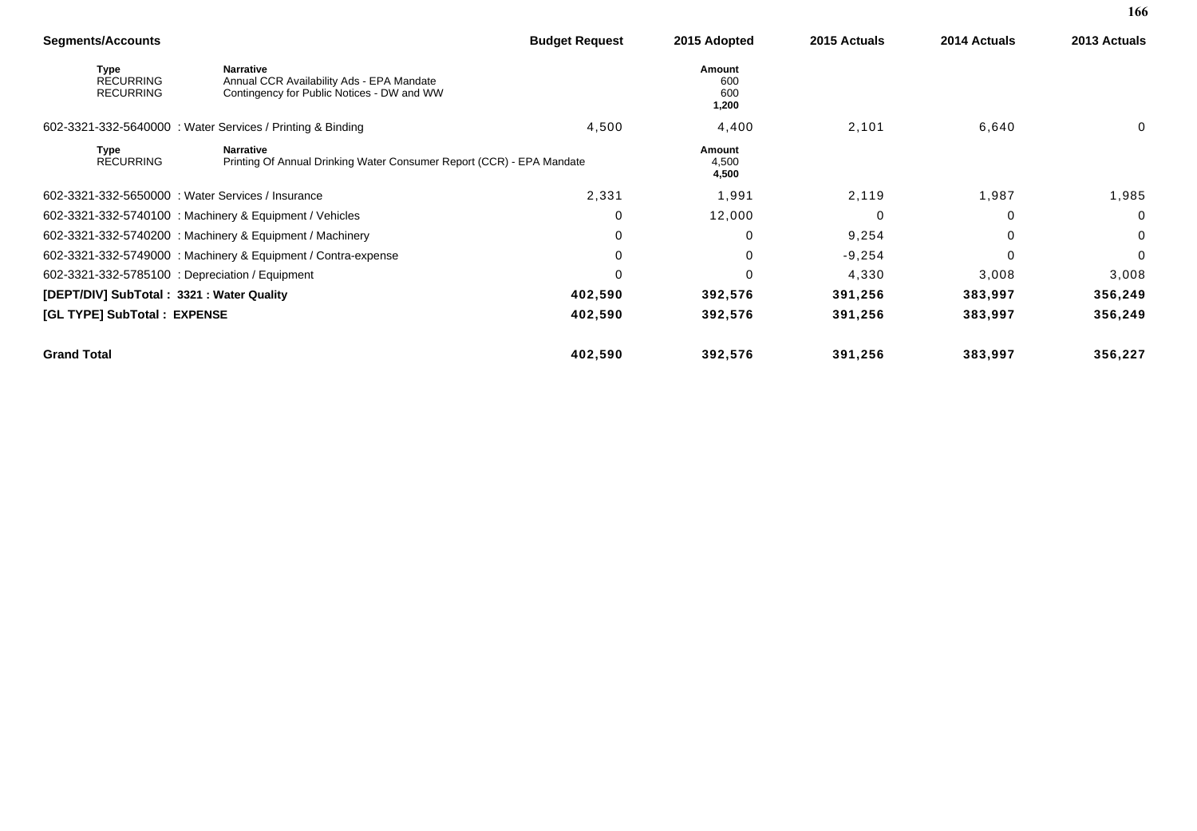| Segments/Accounts | Budget Request | 2015 Adopted | 2015 Actuals | 2014 Actuals | 2013 Actuals |
|---|---|---|---|---|---|
| **Type** / **Narrative** | | **Amount** | | | |
| RECURRING — Annual CCR Availability Ads - EPA Mandate | | 600 | | | |
| RECURRING — Contingency for Public Notices - DW and WW | | 600 | | | |
| | | **1,200** | | | |
| 602-3321-332-5640000 : Water Services / Printing & Binding | 4,500 | 4,400 | 2,101 | 6,640 | 0 |
| **Type** / **Narrative** | | **Amount** | | | |
| RECURRING — Printing Of Annual Drinking Water Consumer Report (CCR) - EPA Mandate | | 4,500 | | | |
| | | **4,500** | | | |
| 602-3321-332-5650000 : Water Services / Insurance | 2,331 | 1,991 | 2,119 | 1,987 | 1,985 |
| 602-3321-332-5740100 : Machinery & Equipment / Vehicles | 0 | 12,000 | 0 | 0 | 0 |
| 602-3321-332-5740200 : Machinery & Equipment / Machinery | 0 | 0 | 9,254 | 0 | 0 |
| 602-3321-332-5749000 : Machinery & Equipment / Contra-expense | 0 | 0 | -9,254 | 0 | 0 |
| 602-3321-332-5785100 : Depreciation / Equipment | 0 | 0 | 4,330 | 3,008 | 3,008 |
| **[DEPT/DIV] SubTotal : 3321 : Water Quality** | **402,590** | **392,576** | **391,256** | **383,997** | **356,249** |
| **[GL TYPE] SubTotal : EXPENSE** | **402,590** | **392,576** | **391,256** | **383,997** | **356,249** |
| **Grand Total** | **402,590** | **392,576** | **391,256** | **383,997** | **356,227** |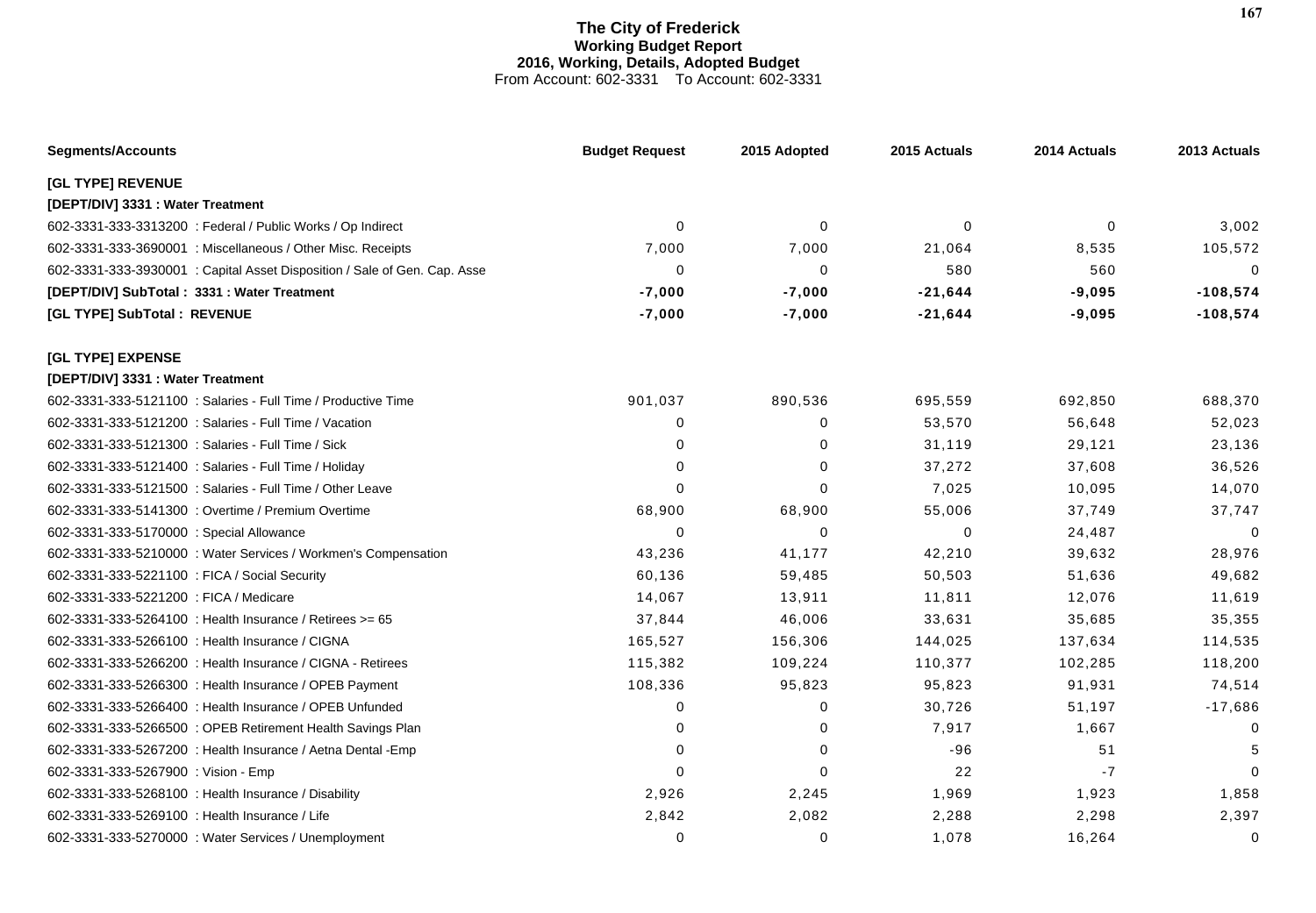# The City of Frederick
## Working Budget Report
### 2016, Working, Details, Adopted Budget
From Account: 602-3331 To Account: 602-3331

| Segments/Accounts | Budget Request | 2015 Adopted | 2015 Actuals | 2014 Actuals | 2013 Actuals |
|---|---|---|---|---|---|
| **[GL TYPE] REVENUE** | | | | | |
| **[DEPT/DIV] 3331 : Water Treatment** | | | | | |
| 602-3331-333-3313200 : Federal / Public Works / Op Indirect | 0 | 0 | 0 | 0 | 3,002 |
| 602-3331-333-3690001 : Miscellaneous / Other Misc. Receipts | 7,000 | 7,000 | 21,064 | 8,535 | 105,572 |
| 602-3331-333-3930001 : Capital Asset Disposition / Sale of Gen. Cap. Asse | 0 | 0 | 580 | 560 | 0 |
| **[DEPT/DIV] SubTotal : 3331 : Water Treatment** | **-7,000** | **-7,000** | **-21,644** | **-9,095** | **-108,574** |
| **[GL TYPE] SubTotal : REVENUE** | **-7,000** | **-7,000** | **-21,644** | **-9,095** | **-108,574** |
| **[GL TYPE] EXPENSE** | | | | | |
| **[DEPT/DIV] 3331 : Water Treatment** | | | | | |
| 602-3331-333-5121100 : Salaries - Full Time / Productive Time | 901,037 | 890,536 | 695,559 | 692,850 | 688,370 |
| 602-3331-333-5121200 : Salaries - Full Time / Vacation | 0 | 0 | 53,570 | 56,648 | 52,023 |
| 602-3331-333-5121300 : Salaries - Full Time / Sick | 0 | 0 | 31,119 | 29,121 | 23,136 |
| 602-3331-333-5121400 : Salaries - Full Time / Holiday | 0 | 0 | 37,272 | 37,608 | 36,526 |
| 602-3331-333-5121500 : Salaries - Full Time / Other Leave | 0 | 0 | 7,025 | 10,095 | 14,070 |
| 602-3331-333-5141300 : Overtime / Premium Overtime | 68,900 | 68,900 | 55,006 | 37,749 | 37,747 |
| 602-3331-333-5170000 : Special Allowance | 0 | 0 | 0 | 24,487 | 0 |
| 602-3331-333-5210000 : Water Services / Workmen's Compensation | 43,236 | 41,177 | 42,210 | 39,632 | 28,976 |
| 602-3331-333-5221100 : FICA / Social Security | 60,136 | 59,485 | 50,503 | 51,636 | 49,682 |
| 602-3331-333-5221200 : FICA / Medicare | 14,067 | 13,911 | 11,811 | 12,076 | 11,619 |
| 602-3331-333-5264100 : Health Insurance / Retirees >= 65 | 37,844 | 46,006 | 33,631 | 35,685 | 35,355 |
| 602-3331-333-5266100 : Health Insurance / CIGNA | 165,527 | 156,306 | 144,025 | 137,634 | 114,535 |
| 602-3331-333-5266200 : Health Insurance / CIGNA - Retirees | 115,382 | 109,224 | 110,377 | 102,285 | 118,200 |
| 602-3331-333-5266300 : Health Insurance / OPEB Payment | 108,336 | 95,823 | 95,823 | 91,931 | 74,514 |
| 602-3331-333-5266400 : Health Insurance / OPEB Unfunded | 0 | 0 | 30,726 | 51,197 | -17,686 |
| 602-3331-333-5266500 : OPEB Retirement Health Savings Plan | 0 | 0 | 7,917 | 1,667 | 0 |
| 602-3331-333-5267200 : Health Insurance / Aetna Dental -Emp | 0 | 0 | -96 | 51 | 5 |
| 602-3331-333-5267900 : Vision - Emp | 0 | 0 | 22 | -7 | 0 |
| 602-3331-333-5268100 : Health Insurance / Disability | 2,926 | 2,245 | 1,969 | 1,923 | 1,858 |
| 602-3331-333-5269100 : Health Insurance / Life | 2,842 | 2,082 | 2,288 | 2,298 | 2,397 |
| 602-3331-333-5270000 : Water Services / Unemployment | 0 | 0 | 1,078 | 16,264 | 0 |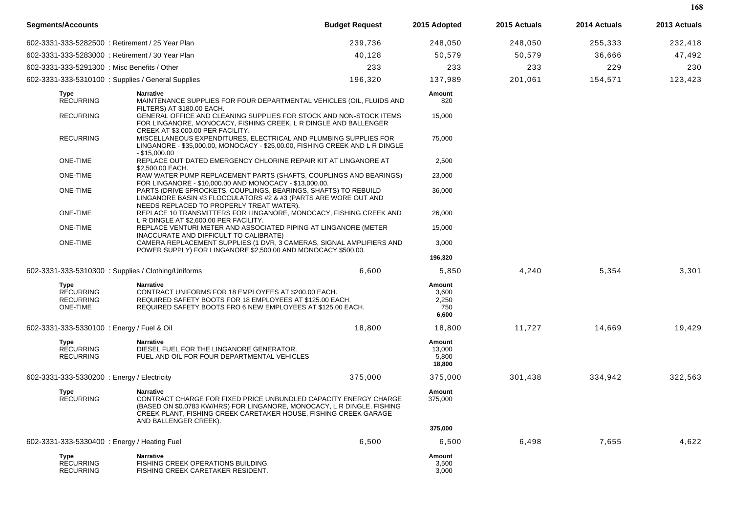| Segments/Accounts | Budget Request | 2015 Adopted | 2015 Actuals | 2014 Actuals | 2013 Actuals |
|---|---|---|---|---|---|
| 602-3331-333-5282500 : Retirement / 25 Year Plan | 239,736 | 248,050 | 248,050 | 255,333 | 232,418 |
| 602-3331-333-5283000 : Retirement / 30 Year Plan | 40,128 | 50,579 | 50,579 | 36,666 | 47,492 |
| 602-3331-333-5291300 : Misc Benefits / Other | 233 | 233 | 233 | 229 | 230 |
| 602-3331-333-5310100 : Supplies / General Supplies | 196,320 | 137,989 | 201,061 | 154,571 | 123,423 |

| Type | Narrative | Amount |
|---|---|---|
| RECURRING | MAINTENANCE SUPPLIES FOR FOUR DEPARTMENTAL VEHICLES (OIL, FLUIDS AND FILTERS) AT $180.00 EACH. | 820 |
| RECURRING | GENERAL OFFICE AND CLEANING SUPPLIES FOR STOCK AND NON-STOCK ITEMS FOR LINGANORE, MONOCACY, FISHING CREEK, L R DINGLE AND BALLENGER CREEK AT $3,000.00 PER FACILITY. | 15,000 |
| RECURRING | MISCELLANEOUS EXPENDITURES, ELECTRICAL AND PLUMBING SUPPLIES FOR LINGANORE - $35,000.00, MONOCACY - $25,00.00, FISHING CREEK AND L R DINGLE - $15,000.00 | 75,000 |
| ONE-TIME | REPLACE OUT DATED EMERGENCY CHLORINE REPAIR KIT AT LINGANORE AT $2,500.00 EACH. | 2,500 |
| ONE-TIME | RAW WATER PUMP REPLACEMENT PARTS (SHAFTS, COUPLINGS AND BEARINGS) FOR LINGANORE - $10,000.00 AND MONOCACY - $13,000.00. | 23,000 |
| ONE-TIME | PARTS (DRIVE SPROCKETS, COUPLINGS, BEARINGS, SHAFTS) TO REBUILD LINGANORE BASIN #3 FLOCCULATORS #2 & #3 (PARTS ARE WORE OUT AND NEEDS REPLACED TO PROPERLY TREAT WATER). | 36,000 |
| ONE-TIME | REPLACE 10 TRANSMITTERS FOR LINGANORE, MONOCACY, FISHING CREEK AND L R DINGLE AT $2,600.00 PER FACILITY. | 26,000 |
| ONE-TIME | REPLACE VENTURI METER AND ASSOCIATED PIPING AT LINGANORE (METER INACCURATE AND DIFFICULT TO CALIBRATE) | 15,000 |
| ONE-TIME | CAMERA REPLACEMENT SUPPLIES (1 DVR, 3 CAMERAS, SIGNAL AMPLIFIERS AND POWER SUPPLY) FOR LINGANORE $2,500.00 AND MONOCACY $500.00. | 3,000 |
| | | **196,320** |

| Segments/Accounts | Budget Request | 2015 Adopted | 2015 Actuals | 2014 Actuals | 2013 Actuals |
|---|---|---|---|---|---|
| 602-3331-333-5310300 : Supplies / Clothing/Uniforms | 6,600 | 5,850 | 4,240 | 5,354 | 3,301 |

| Type | Narrative | Amount |
|---|---|---|
| RECURRING | CONTRACT UNIFORMS FOR 18 EMPLOYEES AT $200.00 EACH. | 3,600 |
| RECURRING | REQUIRED SAFETY BOOTS FOR 18 EMPLOYEES AT $125.00 EACH. | 2,250 |
| ONE-TIME | REQUIRED SAFETY BOOTS FRO 6 NEW EMPLOYEES AT $125.00 EACH. | 750 |
| | | **6,600** |

| Segments/Accounts | Budget Request | 2015 Adopted | 2015 Actuals | 2014 Actuals | 2013 Actuals |
|---|---|---|---|---|---|
| 602-3331-333-5330100 : Energy / Fuel & Oil | 18,800 | 18,800 | 11,727 | 14,669 | 19,429 |

| Type | Narrative | Amount |
|---|---|---|
| RECURRING | DIESEL FUEL FOR THE LINGANORE GENERATOR. | 13,000 |
| RECURRING | FUEL AND OIL FOR FOUR DEPARTMENTAL VEHICLES | 5,800 |
| | | **18,800** |

| Segments/Accounts | Budget Request | 2015 Adopted | 2015 Actuals | 2014 Actuals | 2013 Actuals |
|---|---|---|---|---|---|
| 602-3331-333-5330200 : Energy / Electricity | 375,000 | 375,000 | 301,438 | 334,942 | 322,563 |

| Type | Narrative | Amount |
|---|---|---|
| RECURRING | CONTRACT CHARGE FOR FIXED PRICE UNBUNDLED CAPACITY ENERGY CHARGE (BASED ON $0.0783 KW/HRS) FOR LINGANORE, MONOCACY, L R DINGLE, FISHING CREEK PLANT, FISHING CREEK CARETAKER HOUSE, FISHING CREEK GARAGE AND BALLENGER CREEK). | 375,000 |
| | | **375,000** |

| Segments/Accounts | Budget Request | 2015 Adopted | 2015 Actuals | 2014 Actuals | 2013 Actuals |
|---|---|---|---|---|---|
| 602-3331-333-5330400 : Energy / Heating Fuel | 6,500 | 6,500 | 6,498 | 7,655 | 4,622 |

| Type | Narrative | Amount |
|---|---|---|
| RECURRING | FISHING CREEK OPERATIONS BUILDING. | 3,500 |
| RECURRING | FISHING CREEK CARETAKER RESIDENT. | 3,000 |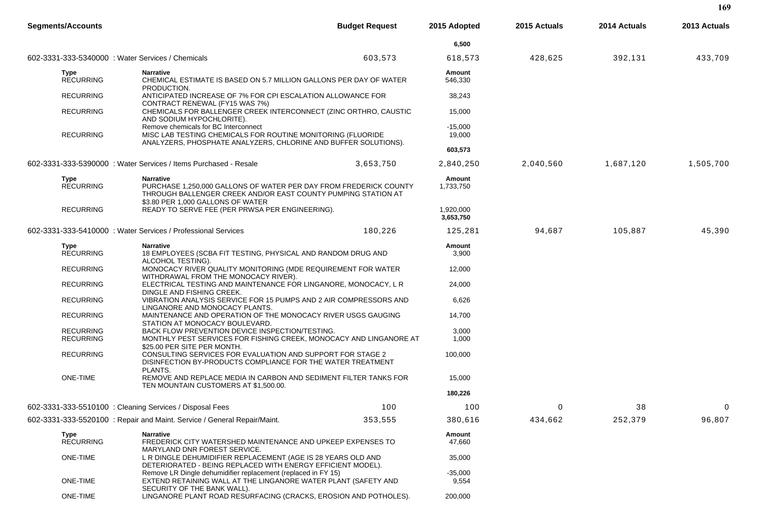| Segments/Accounts | | Budget Request | 2015 Adopted | 2015 Actuals | 2014 Actuals | 2013 Actuals |
|---|---|---|---|---|---|---|
| | | | **6,500** | | | |
| 602-3331-333-5340000 : Water Services / Chemicals | | 603,573 | 618,573 | 428,625 | 392,131 | 433,709 |
| **Type** | **Narrative** | | **Amount** | | | |
| RECURRING | CHEMICAL ESTIMATE IS BASED ON 5.7 MILLION GALLONS PER DAY OF WATER PRODUCTION. | | 546,330 | | | |
| RECURRING | ANTICIPATED INCREASE OF 7% FOR CPI ESCALATION ALLOWANCE FOR CONTRACT RENEWAL (FY15 WAS 7%) | | 38,243 | | | |
| RECURRING | CHEMICALS FOR BALLENGER CREEK INTERCONNECT (ZINC ORTHRO, CAUSTIC AND SODIUM HYPOCHLORITE). | | 15,000 | | | |
| | Remove chemicals for BC Interconnect | | -15,000 | | | |
| RECURRING | MISC LAB TESTING CHEMICALS FOR ROUTINE MONITORING (FLUORIDE ANALYZERS, PHOSPHATE ANALYZERS, CHLORINE AND BUFFER SOLUTIONS). | | 19,000 | | | |
| | | | **603,573** | | | |
| 602-3331-333-5390000 : Water Services / Items Purchased - Resale | | 3,653,750 | 2,840,250 | 2,040,560 | 1,687,120 | 1,505,700 |
| **Type** | **Narrative** | | **Amount** | | | |
| RECURRING | PURCHASE 1,250,000 GALLONS OF WATER PER DAY FROM FREDERICK COUNTY THROUGH BALLENGER CREEK AND/OR EAST COUNTY PUMPING STATION AT $3.80 PER 1,000 GALLONS OF WATER | | 1,733,750 | | | |
| RECURRING | READY TO SERVE FEE (PER PRWSA PER ENGINEERING). | | 1,920,000 | | | |
| | | | **3,653,750** | | | |
| 602-3331-333-5410000 : Water Services / Professional Services | | 180,226 | 125,281 | 94,687 | 105,887 | 45,390 |
| **Type** | **Narrative** | | **Amount** | | | |
| RECURRING | 18 EMPLOYEES (SCBA FIT TESTING, PHYSICAL AND RANDOM DRUG AND ALCOHOL TESTING). | | 3,900 | | | |
| RECURRING | MONOCACY RIVER QUALITY MONITORING (MDE REQUIREMENT FOR WATER WITHDRAWAL FROM THE MONOCACY RIVER). | | 12,000 | | | |
| RECURRING | ELECTRICAL TESTING AND MAINTENANCE FOR LINGANORE, MONOCACY, L R DINGLE AND FISHING CREEK. | | 24,000 | | | |
| RECURRING | VIBRATION ANALYSIS SERVICE FOR 15 PUMPS AND 2 AIR COMPRESSORS AND LINGANORE AND MONOCACY PLANTS. | | 6,626 | | | |
| RECURRING | MAINTENANCE AND OPERATION OF THE MONOCACY RIVER USGS GAUGING STATION AT MONOCACY BOULEVARD. | | 14,700 | | | |
| RECURRING | BACK FLOW PREVENTION DEVICE INSPECTION/TESTING. | | 3,000 | | | |
| RECURRING | MONTHLY PEST SERVICES FOR FISHING CREEK, MONOCACY AND LINGANORE AT $25.00 PER SITE PER MONTH. | | 1,000 | | | |
| RECURRING | CONSULTING SERVICES FOR EVALUATION AND SUPPORT FOR STAGE 2 DISINFECTION BY-PRODUCTS COMPLIANCE FOR THE WATER TREATMENT PLANTS. | | 100,000 | | | |
| ONE-TIME | REMOVE AND REPLACE MEDIA IN CARBON AND SEDIMENT FILTER TANKS FOR TEN MOUNTAIN CUSTOMERS AT $1,500.00. | | 15,000 | | | |
| | | | **180,226** | | | |
| 602-3331-333-5510100 : Cleaning Services / Disposal Fees | | 100 | 100 | 0 | 38 | 0 |
| 602-3331-333-5520100 : Repair and Maint. Service / General Repair/Maint. | | 353,555 | 380,616 | 434,662 | 252,379 | 96,807 |
| **Type** | **Narrative** | | **Amount** | | | |
| RECURRING | FREDERICK CITY WATERSHED MAINTENANCE AND UPKEEP EXPENSES TO MARYLAND DNR FOREST SERVICE. | | 47,660 | | | |
| ONE-TIME | L R DINGLE DEHUMIDIFIER REPLACEMENT (AGE IS 28 YEARS OLD AND DETERIORATED - BEING REPLACED WITH ENERGY EFFICIENT MODEL). | | 35,000 | | | |
| | Remove LR Dingle dehumidifier replacement (replaced in FY 15) | | -35,000 | | | |
| ONE-TIME | EXTEND RETAINING WALL AT THE LINGANORE WATER PLANT (SAFETY AND SECURITY OF THE BANK WALL). | | 9,554 | | | |
| ONE-TIME | LINGANORE PLANT ROAD RESURFACING (CRACKS, EROSION AND POTHOLES). | | 200,000 | | | |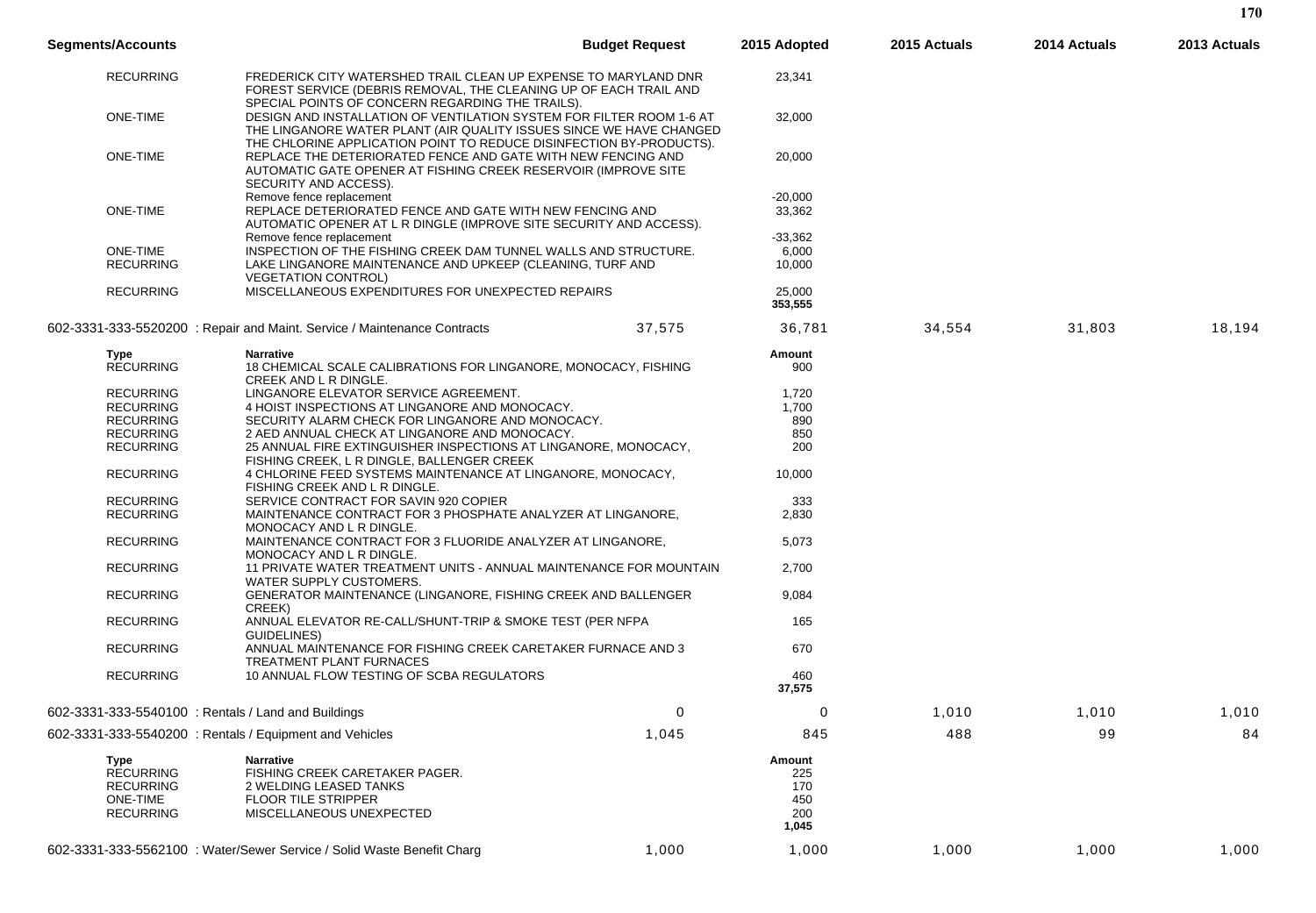| Segments/Accounts | | Budget Request | 2015 Adopted | 2015 Actuals | 2014 Actuals | 2013 Actuals |
|---|---|---|---|---|---|---|
| RECURRING | FREDERICK CITY WATERSHED TRAIL CLEAN UP EXPENSE TO MARYLAND DNR FOREST SERVICE (DEBRIS REMOVAL, THE CLEANING UP OF EACH TRAIL AND SPECIAL POINTS OF CONCERN REGARDING THE TRAILS). | | 23,341 | | | |
| ONE-TIME | DESIGN AND INSTALLATION OF VENTILATION SYSTEM FOR FILTER ROOM 1-6 AT THE LINGANORE WATER PLANT (AIR QUALITY ISSUES SINCE WE HAVE CHANGED THE CHLORINE APPLICATION POINT TO REDUCE DISINFECTION BY-PRODUCTS). | | 32,000 | | | |
| ONE-TIME | REPLACE THE DETERIORATED FENCE AND GATE WITH NEW FENCING AND AUTOMATIC GATE OPENER AT FISHING CREEK RESERVOIR (IMPROVE SITE SECURITY AND ACCESS). | | 20,000 | | | |
| | Remove fence replacement | | -20,000 | | | |
| ONE-TIME | REPLACE DETERIORATED FENCE AND GATE WITH NEW FENCING AND AUTOMATIC OPENER AT L R DINGLE (IMPROVE SITE SECURITY AND ACCESS). | | 33,362 | | | |
| | Remove fence replacement | | -33,362 | | | |
| ONE-TIME | INSPECTION OF THE FISHING CREEK DAM TUNNEL WALLS AND STRUCTURE. | | 6,000 | | | |
| RECURRING | LAKE LINGANORE MAINTENANCE AND UPKEEP (CLEANING, TURF AND VEGETATION CONTROL) | | 10,000 | | | |
| RECURRING | MISCELLANEOUS EXPENDITURES FOR UNEXPECTED REPAIRS | | 25,000 | | | |
| | | | **353,555** | | | |
| 602-3331-333-5520200 : Repair and Maint. Service / Maintenance Contracts | | 37,575 | 36,781 | 34,554 | 31,803 | 18,194 |
| **Type** | **Narrative** | | **Amount** | | | |
| RECURRING | 18 CHEMICAL SCALE CALIBRATIONS FOR LINGANORE, MONOCACY, FISHING CREEK AND L R DINGLE. | | 900 | | | |
| RECURRING | LINGANORE ELEVATOR SERVICE AGREEMENT. | | 1,720 | | | |
| RECURRING | 4 HOIST INSPECTIONS AT LINGANORE AND MONOCACY. | | 1,700 | | | |
| RECURRING | SECURITY ALARM CHECK FOR LINGANORE AND MONOCACY. | | 890 | | | |
| RECURRING | 2 AED ANNUAL CHECK AT LINGANORE AND MONOCACY. | | 850 | | | |
| RECURRING | 25 ANNUAL FIRE EXTINGUISHER INSPECTIONS AT LINGANORE, MONOCACY, FISHING CREEK, L R DINGLE, BALLENGER CREEK | | 200 | | | |
| RECURRING | 4 CHLORINE FEED SYSTEMS MAINTENANCE AT LINGANORE, MONOCACY, FISHING CREEK AND L R DINGLE. | | 10,000 | | | |
| RECURRING | SERVICE CONTRACT FOR SAVIN 920 COPIER | | 333 | | | |
| RECURRING | MAINTENANCE CONTRACT FOR 3 PHOSPHATE ANALYZER AT LINGANORE, MONOCACY AND L R DINGLE. | | 2,830 | | | |
| RECURRING | MAINTENANCE CONTRACT FOR 3 FLUORIDE ANALYZER AT LINGANORE, MONOCACY AND L R DINGLE. | | 5,073 | | | |
| RECURRING | 11 PRIVATE WATER TREATMENT UNITS - ANNUAL MAINTENANCE FOR MOUNTAIN WATER SUPPLY CUSTOMERS. | | 2,700 | | | |
| RECURRING | GENERATOR MAINTENANCE (LINGANORE, FISHING CREEK AND BALLENGER CREEK) | | 9,084 | | | |
| RECURRING | ANNUAL ELEVATOR RE-CALL/SHUNT-TRIP & SMOKE TEST (PER NFPA GUIDELINES) | | 165 | | | |
| RECURRING | ANNUAL MAINTENANCE FOR FISHING CREEK CARETAKER FURNACE AND 3 TREATMENT PLANT FURNACES | | 670 | | | |
| RECURRING | 10 ANNUAL FLOW TESTING OF SCBA REGULATORS | | 460 | | | |
| | | | **37,575** | | | |
| 602-3331-333-5540100 : Rentals / Land and Buildings | | 0 | 0 | 1,010 | 1,010 | 1,010 |
| 602-3331-333-5540200 : Rentals / Equipment and Vehicles | | 1,045 | 845 | 488 | 99 | 84 |
| **Type** | **Narrative** | | **Amount** | | | |
| RECURRING | FISHING CREEK CARETAKER PAGER. | | 225 | | | |
| RECURRING | 2 WELDING LEASED TANKS | | 170 | | | |
| ONE-TIME | FLOOR TILE STRIPPER | | 450 | | | |
| RECURRING | MISCELLANEOUS UNEXPECTED | | 200 | | | |
| | | | **1,045** | | | |
| 602-3331-333-5562100 : Water/Sewer Service / Solid Waste Benefit Charg | | 1,000 | 1,000 | 1,000 | 1,000 | 1,000 |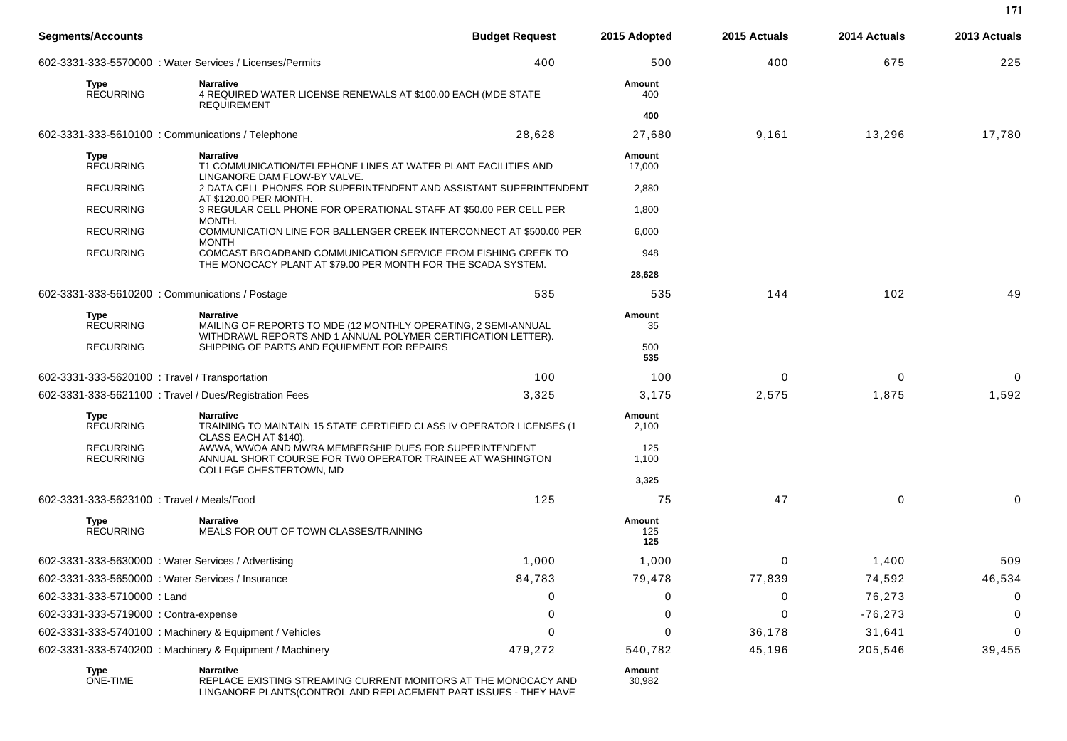| Segments/Accounts | | Budget Request | 2015 Adopted | 2015 Actuals | 2014 Actuals | 2013 Actuals |
|---|---|---|---|---|---|---|
| 602-3331-333-5570000 : Water Services / Licenses/Permits | | 400 | 500 | 400 | 675 | 225 |
| **Type** | **Narrative** | | **Amount** | | | |
| RECURRING | 4 REQUIRED WATER LICENSE RENEWALS AT $100.00 EACH (MDE STATE REQUIREMENT | | 400 | | | |
| | | | **400** | | | |
| 602-3331-333-5610100 : Communications / Telephone | | 28,628 | 27,680 | 9,161 | 13,296 | 17,780 |
| **Type** | **Narrative** | | **Amount** | | | |
| RECURRING | T1 COMMUNICATION/TELEPHONE LINES AT WATER PLANT FACILITIES AND LINGANORE DAM FLOW-BY VALVE. | | 17,000 | | | |
| RECURRING | 2 DATA CELL PHONES FOR SUPERINTENDENT AND ASSISTANT SUPERINTENDENT AT $120.00 PER MONTH. | | 2,880 | | | |
| RECURRING | 3 REGULAR CELL PHONE FOR OPERATIONAL STAFF AT $50.00 PER CELL PER MONTH. | | 1,800 | | | |
| RECURRING | COMMUNICATION LINE FOR BALLENGER CREEK INTERCONNECT AT $500.00 PER MONTH | | 6,000 | | | |
| RECURRING | COMCAST BROADBAND COMMUNICATION SERVICE FROM FISHING CREEK TO THE MONOCACY PLANT AT $79.00 PER MONTH FOR THE SCADA SYSTEM. | | 948 | | | |
| | | | **28,628** | | | |
| 602-3331-333-5610200 : Communications / Postage | | 535 | 535 | 144 | 102 | 49 |
| **Type** | **Narrative** | | **Amount** | | | |
| RECURRING | MAILING OF REPORTS TO MDE (12 MONTHLY OPERATING, 2 SEMI-ANNUAL WITHDRAWL REPORTS AND 1 ANNUAL POLYMER CERTIFICATION LETTER). | | 35 | | | |
| RECURRING | SHIPPING OF PARTS AND EQUIPMENT FOR REPAIRS | | 500 | | | |
| | | | **535** | | | |
| 602-3331-333-5620100 : Travel / Transportation | | 100 | 100 | 0 | 0 | 0 |
| 602-3331-333-5621100 : Travel / Dues/Registration Fees | | 3,325 | 3,175 | 2,575 | 1,875 | 1,592 |
| **Type** | **Narrative** | | **Amount** | | | |
| RECURRING | TRAINING TO MAINTAIN 15 STATE CERTIFIED CLASS IV OPERATOR LICENSES (1 CLASS EACH AT $140). | | 2,100 | | | |
| RECURRING | AWWA, WWOA AND MWRA MEMBERSHIP DUES FOR SUPERINTENDENT | | 125 | | | |
| RECURRING | ANNUAL SHORT COURSE FOR TW0 OPERATOR TRAINEE AT WASHINGTON COLLEGE CHESTERTOWN, MD | | 1,100 | | | |
| | | | **3,325** | | | |
| 602-3331-333-5623100 : Travel / Meals/Food | | 125 | 75 | 47 | 0 | 0 |
| **Type** | **Narrative** | | **Amount** | | | |
| RECURRING | MEALS FOR OUT OF TOWN CLASSES/TRAINING | | 125 | | | |
| | | | **125** | | | |
| 602-3331-333-5630000 : Water Services / Advertising | | 1,000 | 1,000 | 0 | 1,400 | 509 |
| 602-3331-333-5650000 : Water Services / Insurance | | 84,783 | 79,478 | 77,839 | 74,592 | 46,534 |
| 602-3331-333-5710000 : Land | | 0 | 0 | 0 | 76,273 | 0 |
| 602-3331-333-5719000 : Contra-expense | | 0 | 0 | 0 | -76,273 | 0 |
| 602-3331-333-5740100 : Machinery & Equipment / Vehicles | | 0 | 0 | 36,178 | 31,641 | 0 |
| 602-3331-333-5740200 : Machinery & Equipment / Machinery | | 479,272 | 540,782 | 45,196 | 205,546 | 39,455 |
| **Type** | **Narrative** | | **Amount** | | | |
| ONE-TIME | REPLACE EXISTING STREAMING CURRENT MONITORS AT THE MONOCACY AND LINGANORE PLANTS(CONTROL AND REPLACEMENT PART ISSUES - THEY HAVE | | 30,982 | | | |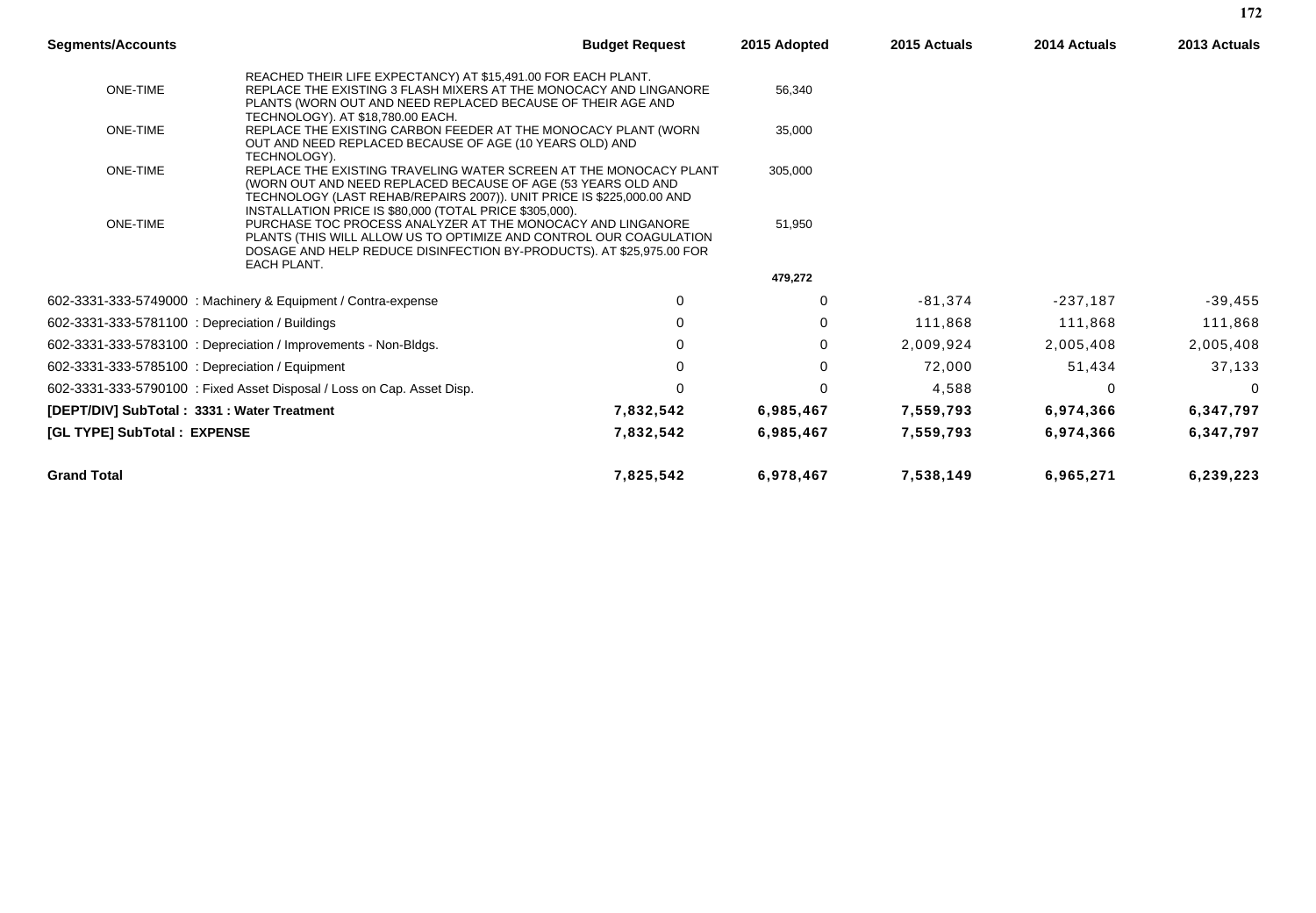| Segments/Accounts | | Budget Request | 2015 Adopted | 2015 Actuals | 2014 Actuals | 2013 Actuals |
|---|---|---|---|---|---|---|
| | REACHED THEIR LIFE EXPECTANCY) AT $15,491.00 FOR EACH PLANT. | | | | | |
| ONE-TIME | REPLACE THE EXISTING 3 FLASH MIXERS AT THE MONOCACY AND LINGANORE PLANTS (WORN OUT AND NEED REPLACED BECAUSE OF THEIR AGE AND TECHNOLOGY). AT $18,780.00 EACH. | | 56,340 | | | |
| ONE-TIME | REPLACE THE EXISTING CARBON FEEDER AT THE MONOCACY PLANT (WORN OUT AND NEED REPLACED BECAUSE OF AGE (10 YEARS OLD) AND TECHNOLOGY). | | 35,000 | | | |
| ONE-TIME | REPLACE THE EXISTING TRAVELING WATER SCREEN AT THE MONOCACY PLANT (WORN OUT AND NEED REPLACED BECAUSE OF AGE (53 YEARS OLD AND TECHNOLOGY (LAST REHAB/REPAIRS 2007)). UNIT PRICE IS $225,000.00 AND INSTALLATION PRICE IS $80,000 (TOTAL PRICE $305,000). | | 305,000 | | | |
| ONE-TIME | PURCHASE TOC PROCESS ANALYZER AT THE MONOCACY AND LINGANORE PLANTS (THIS WILL ALLOW US TO OPTIMIZE AND CONTROL OUR COAGULATION DOSAGE AND HELP REDUCE DISINFECTION BY-PRODUCTS). AT $25,975.00 FOR EACH PLANT. | | 51,950 | | | |
| | | | **479,272** | | | |
| 602-3331-333-5749000 : Machinery & Equipment / Contra-expense | | 0 | 0 | -81,374 | -237,187 | -39,455 |
| 602-3331-333-5781100 : Depreciation / Buildings | | 0 | 0 | 111,868 | 111,868 | 111,868 |
| 602-3331-333-5783100 : Depreciation / Improvements - Non-Bldgs. | | 0 | 0 | 2,009,924 | 2,005,408 | 2,005,408 |
| 602-3331-333-5785100 : Depreciation / Equipment | | 0 | 0 | 72,000 | 51,434 | 37,133 |
| 602-3331-333-5790100 : Fixed Asset Disposal / Loss on Cap. Asset Disp. | | 0 | 0 | 4,588 | 0 | 0 |
| **[DEPT/DIV] SubTotal : 3331 : Water Treatment** | | **7,832,542** | **6,985,467** | **7,559,793** | **6,974,366** | **6,347,797** |
| **[GL TYPE] SubTotal : EXPENSE** | | **7,832,542** | **6,985,467** | **7,559,793** | **6,974,366** | **6,347,797** |
| **Grand Total** | | **7,825,542** | **6,978,467** | **7,538,149** | **6,965,271** | **6,239,223** |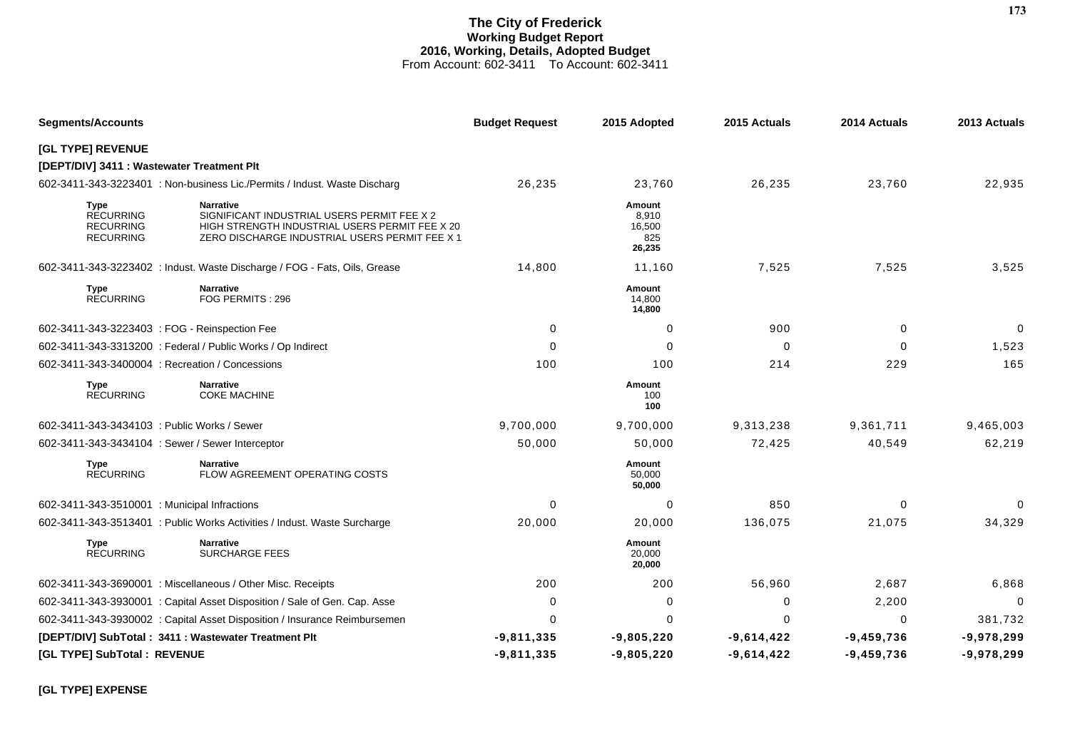# The City of Frederick
## Working Budget Report
### 2016, Working, Details, Adopted Budget
From Account: 602-3411 To Account: 602-3411

| Segments/Accounts | | Budget Request | 2015 Adopted | 2015 Actuals | 2014 Actuals | 2013 Actuals |
|---|---|---|---|---|---|---|
| **[GL TYPE] REVENUE** | | | | | | |
| **[DEPT/DIV] 3411 : Wastewater Treatment Plt** | | | | | | |
| 602-3411-343-3223401 : Non-business Lic./Permits / Indust. Waste Discharg | | 26,235 | 23,760 | 26,235 | 23,760 | 22,935 |
| **Type** | **Narrative** | | **Amount** | | | |
| RECURRING | SIGNIFICANT INDUSTRIAL USERS PERMIT FEE X 2 | | 8,910 | | | |
| RECURRING | HIGH STRENGTH INDUSTRIAL USERS PERMIT FEE X 20 | | 16,500 | | | |
| RECURRING | ZERO DISCHARGE INDUSTRIAL USERS PERMIT FEE X 1 | | 825 | | | |
| | | | **26,235** | | | |
| 602-3411-343-3223402 : Indust. Waste Discharge / FOG - Fats, Oils, Grease | | 14,800 | 11,160 | 7,525 | 7,525 | 3,525 |
| **Type** | **Narrative** | | **Amount** | | | |
| RECURRING | FOG PERMITS : 296 | | 14,800 | | | |
| | | | **14,800** | | | |
| 602-3411-343-3223403 : FOG - Reinspection Fee | | 0 | 0 | 900 | 0 | 0 |
| 602-3411-343-3313200 : Federal / Public Works / Op Indirect | | 0 | 0 | 0 | 0 | 1,523 |
| 602-3411-343-3400004 : Recreation / Concessions | | 100 | 100 | 214 | 229 | 165 |
| **Type** | **Narrative** | | **Amount** | | | |
| RECURRING | COKE MACHINE | | 100 | | | |
| | | | **100** | | | |
| 602-3411-343-3434103 : Public Works / Sewer | | 9,700,000 | 9,700,000 | 9,313,238 | 9,361,711 | 9,465,003 |
| 602-3411-343-3434104 : Sewer / Sewer Interceptor | | 50,000 | 50,000 | 72,425 | 40,549 | 62,219 |
| **Type** | **Narrative** | | **Amount** | | | |
| RECURRING | FLOW AGREEMENT OPERATING COSTS | | 50,000 | | | |
| | | | **50,000** | | | |
| 602-3411-343-3510001 : Municipal Infractions | | 0 | 0 | 850 | 0 | 0 |
| 602-3411-343-3513401 : Public Works Activities / Indust. Waste Surcharge | | 20,000 | 20,000 | 136,075 | 21,075 | 34,329 |
| **Type** | **Narrative** | | **Amount** | | | |
| RECURRING | SURCHARGE FEES | | 20,000 | | | |
| | | | **20,000** | | | |
| 602-3411-343-3690001 : Miscellaneous / Other Misc. Receipts | | 200 | 200 | 56,960 | 2,687 | 6,868 |
| 602-3411-343-3930001 : Capital Asset Disposition / Sale of Gen. Cap. Asse | | 0 | 0 | 0 | 2,200 | 0 |
| 602-3411-343-3930002 : Capital Asset Disposition / Insurance Reimbursemen | | 0 | 0 | 0 | 0 | 381,732 |
| **[DEPT/DIV] SubTotal : 3411 : Wastewater Treatment Plt** | | **-9,811,335** | **-9,805,220** | **-9,614,422** | **-9,459,736** | **-9,978,299** |
| **[GL TYPE] SubTotal : REVENUE** | | **-9,811,335** | **-9,805,220** | **-9,614,422** | **-9,459,736** | **-9,978,299** |

**[GL TYPE] EXPENSE**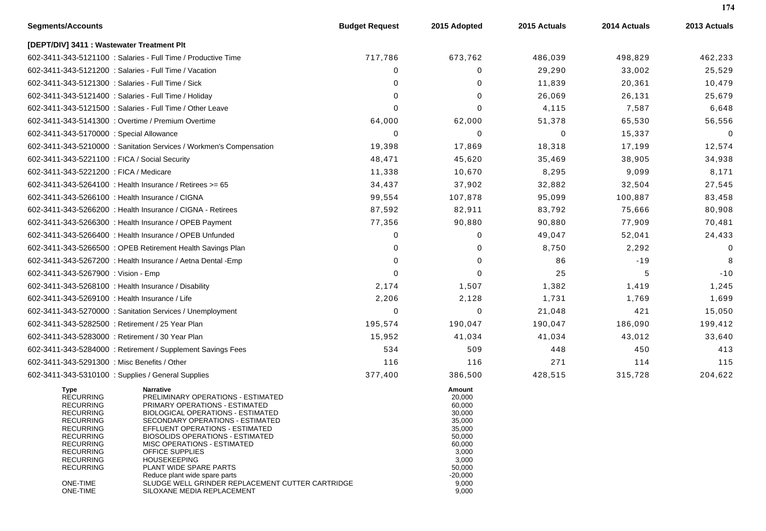| Segments/Accounts | Budget Request | 2015 Adopted | 2015 Actuals | 2014 Actuals | 2013 Actuals |
|---|---|---|---|---|---|
| **[DEPT/DIV] 3411 : Wastewater Treatment Plt** | | | | | |
| 602-3411-343-5121100 : Salaries - Full Time / Productive Time | 717,786 | 673,762 | 486,039 | 498,829 | 462,233 |
| 602-3411-343-5121200 : Salaries - Full Time / Vacation | 0 | 0 | 29,290 | 33,002 | 25,529 |
| 602-3411-343-5121300 : Salaries - Full Time / Sick | 0 | 0 | 11,839 | 20,361 | 10,479 |
| 602-3411-343-5121400 : Salaries - Full Time / Holiday | 0 | 0 | 26,069 | 26,131 | 25,679 |
| 602-3411-343-5121500 : Salaries - Full Time / Other Leave | 0 | 0 | 4,115 | 7,587 | 6,648 |
| 602-3411-343-5141300 : Overtime / Premium Overtime | 64,000 | 62,000 | 51,378 | 65,530 | 56,556 |
| 602-3411-343-5170000 : Special Allowance | 0 | 0 | 0 | 15,337 | 0 |
| 602-3411-343-5210000 : Sanitation Services / Workmen's Compensation | 19,398 | 17,869 | 18,318 | 17,199 | 12,574 |
| 602-3411-343-5221100 : FICA / Social Security | 48,471 | 45,620 | 35,469 | 38,905 | 34,938 |
| 602-3411-343-5221200 : FICA / Medicare | 11,338 | 10,670 | 8,295 | 9,099 | 8,171 |
| 602-3411-343-5264100 : Health Insurance / Retirees >= 65 | 34,437 | 37,902 | 32,882 | 32,504 | 27,545 |
| 602-3411-343-5266100 : Health Insurance / CIGNA | 99,554 | 107,878 | 95,099 | 100,887 | 83,458 |
| 602-3411-343-5266200 : Health Insurance / CIGNA - Retirees | 87,592 | 82,911 | 83,792 | 75,666 | 80,908 |
| 602-3411-343-5266300 : Health Insurance / OPEB Payment | 77,356 | 90,880 | 90,880 | 77,909 | 70,481 |
| 602-3411-343-5266400 : Health Insurance / OPEB Unfunded | 0 | 0 | 49,047 | 52,041 | 24,433 |
| 602-3411-343-5266500 : OPEB Retirement Health Savings Plan | 0 | 0 | 8,750 | 2,292 | 0 |
| 602-3411-343-5267200 : Health Insurance / Aetna Dental -Emp | 0 | 0 | 86 | -19 | 8 |
| 602-3411-343-5267900 : Vision - Emp | 0 | 0 | 25 | 5 | -10 |
| 602-3411-343-5268100 : Health Insurance / Disability | 2,174 | 1,507 | 1,382 | 1,419 | 1,245 |
| 602-3411-343-5269100 : Health Insurance / Life | 2,206 | 2,128 | 1,731 | 1,769 | 1,699 |
| 602-3411-343-5270000 : Sanitation Services / Unemployment | 0 | 0 | 21,048 | 421 | 15,050 |
| 602-3411-343-5282500 : Retirement / 25 Year Plan | 195,574 | 190,047 | 190,047 | 186,090 | 199,412 |
| 602-3411-343-5283000 : Retirement / 30 Year Plan | 15,952 | 41,034 | 41,034 | 43,012 | 33,640 |
| 602-3411-343-5284000 : Retirement / Supplement Savings Fees | 534 | 509 | 448 | 450 | 413 |
| 602-3411-343-5291300 : Misc Benefits / Other | 116 | 116 | 271 | 114 | 115 |
| 602-3411-343-5310100 : Supplies / General Supplies | 377,400 | 386,500 | 428,515 | 315,728 | 204,622 |

| Type | Narrative | Amount |
|---|---|---|
| RECURRING | PRELIMINARY OPERATIONS - ESTIMATED | 20,000 |
| RECURRING | PRIMARY OPERATIONS - ESTIMATED | 60,000 |
| RECURRING | BIOLOGICAL OPERATIONS - ESTIMATED | 30,000 |
| RECURRING | SECONDARY OPERATIONS - ESTIMATED | 35,000 |
| RECURRING | EFFLUENT OPERATIONS - ESTIMATED | 35,000 |
| RECURRING | BIOSOLIDS OPERATIONS - ESTIMATED | 50,000 |
| RECURRING | MISC OPERATIONS - ESTIMATED | 60,000 |
| RECURRING | OFFICE SUPPLIES | 3,000 |
| RECURRING | HOUSEKEEPING | 3,000 |
| RECURRING | PLANT WIDE SPARE PARTS | 50,000 |
| | Reduce plant wide spare parts | -20,000 |
| ONE-TIME | SLUDGE WELL GRINDER REPLACEMENT CUTTER CARTRIDGE | 9,000 |
| ONE-TIME | SILOXANE MEDIA REPLACEMENT | 9,000 |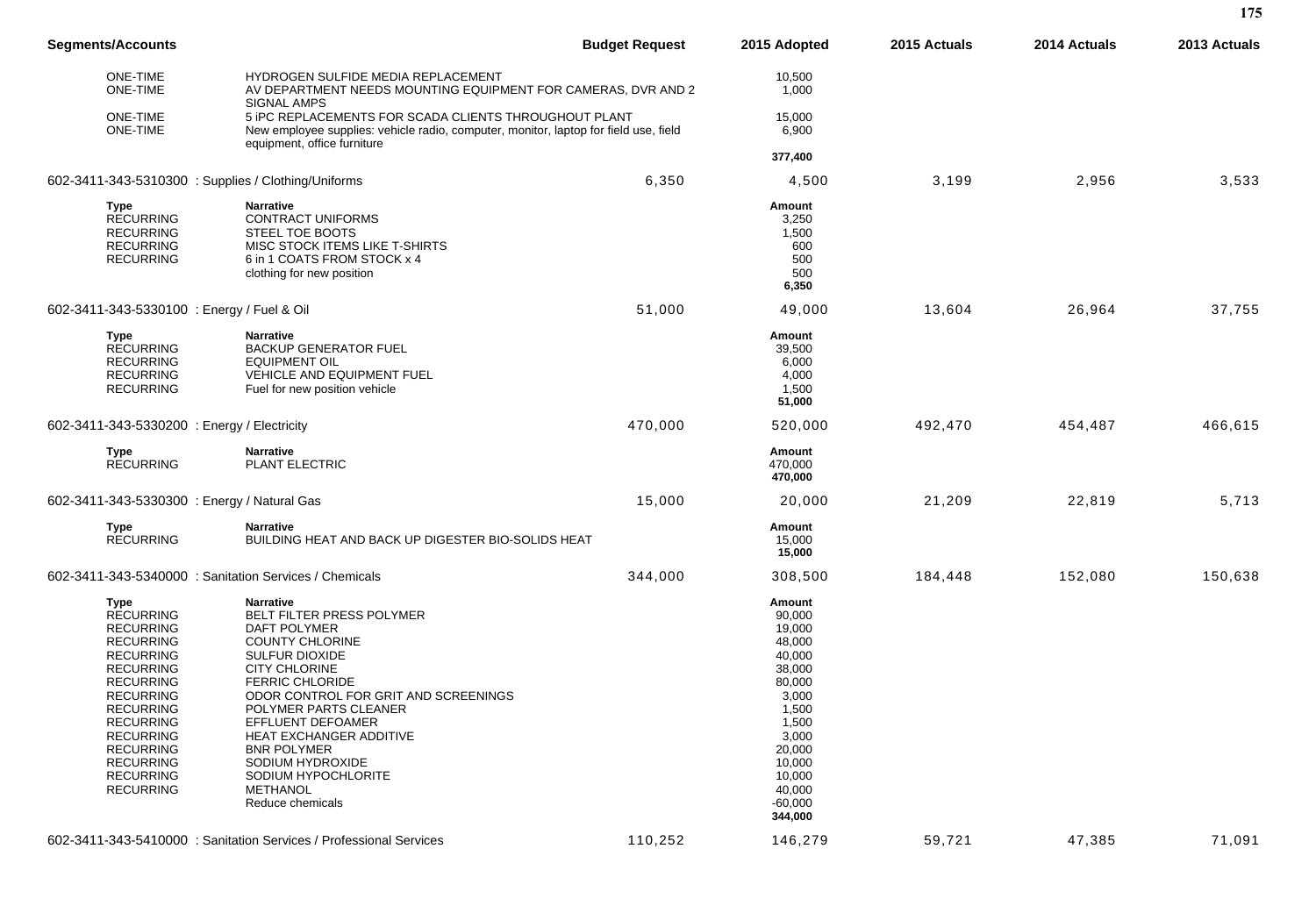| Segments/Accounts | | Budget Request | 2015 Adopted | 2015 Actuals | 2014 Actuals | 2013 Actuals |
|---|---|---|---|---|---|---|
| ONE-TIME | HYDROGEN SULFIDE MEDIA REPLACEMENT | | 10,500 | | | |
| ONE-TIME | AV DEPARTMENT NEEDS MOUNTING EQUIPMENT FOR CAMERAS, DVR AND 2 SIGNAL AMPS | | 1,000 | | | |
| ONE-TIME | 5 iPC REPLACEMENTS FOR SCADA CLIENTS THROUGHOUT PLANT | | 15,000 | | | |
| ONE-TIME | New employee supplies: vehicle radio, computer, monitor, laptop for field use, field equipment, office furniture | | 6,900 | | | |
| | | | **377,400** | | | |
| 602-3411-343-5310300 : Supplies / Clothing/Uniforms | | 6,350 | 4,500 | 3,199 | 2,956 | 3,533 |
| **Type** | **Narrative** | | **Amount** | | | |
| RECURRING | CONTRACT UNIFORMS | | 3,250 | | | |
| RECURRING | STEEL TOE BOOTS | | 1,500 | | | |
| RECURRING | MISC STOCK ITEMS LIKE T-SHIRTS | | 600 | | | |
| RECURRING | 6 in 1 COATS FROM STOCK x 4 | | 500 | | | |
| | clothing for new position | | 500 | | | |
| | | | **6,350** | | | |
| 602-3411-343-5330100 : Energy / Fuel & Oil | | 51,000 | 49,000 | 13,604 | 26,964 | 37,755 |
| **Type** | **Narrative** | | **Amount** | | | |
| RECURRING | BACKUP GENERATOR FUEL | | 39,500 | | | |
| RECURRING | EQUIPMENT OIL | | 6,000 | | | |
| RECURRING | VEHICLE AND EQUIPMENT FUEL | | 4,000 | | | |
| RECURRING | Fuel for new position vehicle | | 1,500 | | | |
| | | | **51,000** | | | |
| 602-3411-343-5330200 : Energy / Electricity | | 470,000 | 520,000 | 492,470 | 454,487 | 466,615 |
| **Type** | **Narrative** | | **Amount** | | | |
| RECURRING | PLANT ELECTRIC | | 470,000 | | | |
| | | | **470,000** | | | |
| 602-3411-343-5330300 : Energy / Natural Gas | | 15,000 | 20,000 | 21,209 | 22,819 | 5,713 |
| **Type** | **Narrative** | | **Amount** | | | |
| RECURRING | BUILDING HEAT AND BACK UP DIGESTER BIO-SOLIDS HEAT | | 15,000 | | | |
| | | | **15,000** | | | |
| 602-3411-343-5340000 : Sanitation Services / Chemicals | | 344,000 | 308,500 | 184,448 | 152,080 | 150,638 |
| **Type** | **Narrative** | | **Amount** | | | |
| RECURRING | BELT FILTER PRESS POLYMER | | 90,000 | | | |
| RECURRING | DAFT POLYMER | | 19,000 | | | |
| RECURRING | COUNTY CHLORINE | | 48,000 | | | |
| RECURRING | SULFUR DIOXIDE | | 40,000 | | | |
| RECURRING | CITY CHLORINE | | 38,000 | | | |
| RECURRING | FERRIC CHLORIDE | | 80,000 | | | |
| RECURRING | ODOR CONTROL FOR GRIT AND SCREENINGS | | 3,000 | | | |
| RECURRING | POLYMER PARTS CLEANER | | 1,500 | | | |
| RECURRING | EFFLUENT DEFOAMER | | 1,500 | | | |
| RECURRING | HEAT EXCHANGER ADDITIVE | | 3,000 | | | |
| RECURRING | BNR POLYMER | | 20,000 | | | |
| RECURRING | SODIUM HYDROXIDE | | 10,000 | | | |
| RECURRING | SODIUM HYPOCHLORITE | | 10,000 | | | |
| RECURRING | METHANOL | | 40,000 | | | |
| | Reduce chemicals | | -60,000 | | | |
| | | | **344,000** | | | |
| 602-3411-343-5410000 : Sanitation Services / Professional Services | | 110,252 | 146,279 | 59,721 | 47,385 | 71,091 |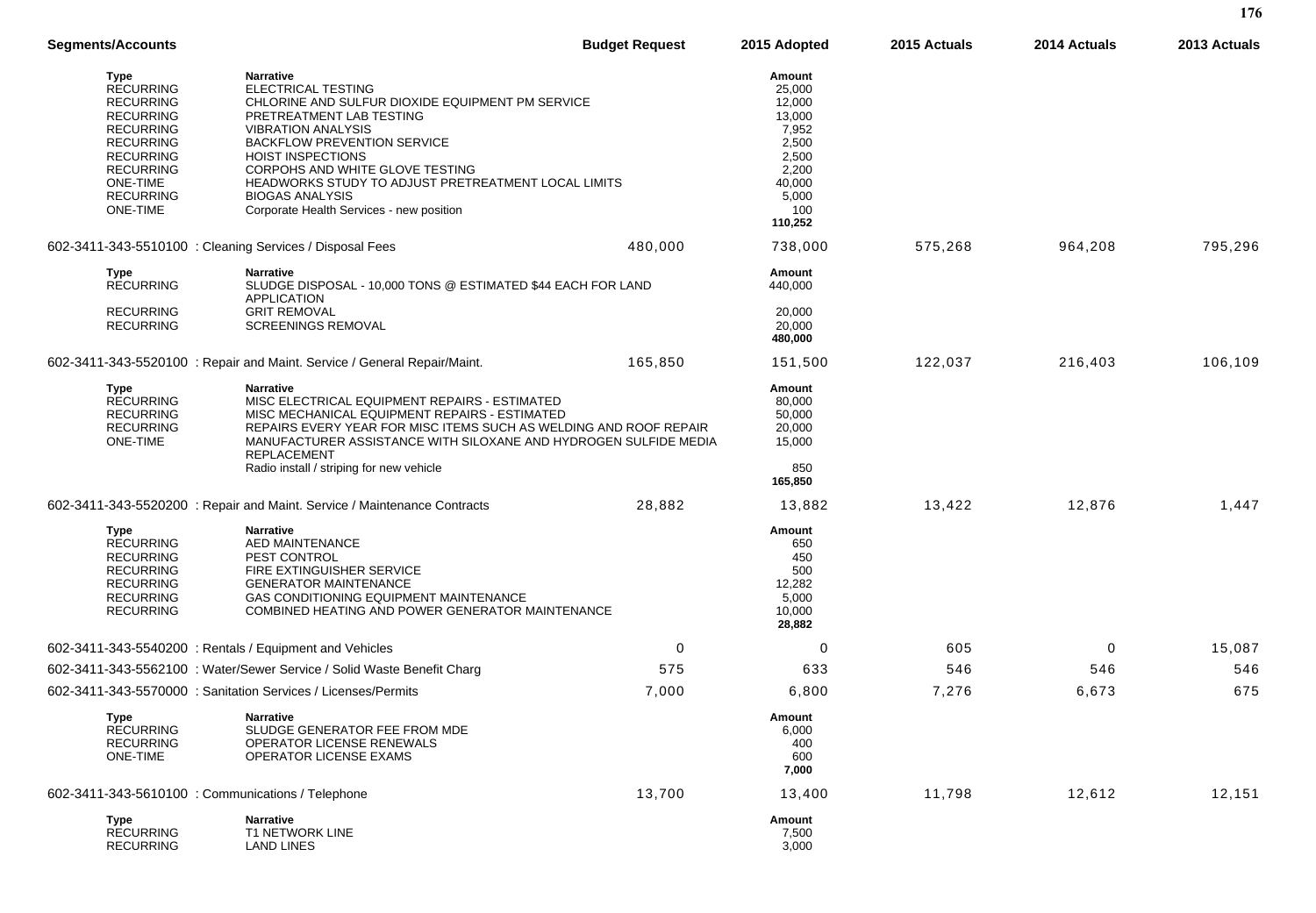| Segments/Accounts | | Budget Request | 2015 Adopted | 2015 Actuals | 2014 Actuals | 2013 Actuals |
|---|---|---|---|---|---|---|

| Type | Narrative | Amount |
|---|---|---|
| RECURRING | ELECTRICAL TESTING | 25,000 |
| RECURRING | CHLORINE AND SULFUR DIOXIDE EQUIPMENT PM SERVICE | 12,000 |
| RECURRING | PRETREATMENT LAB TESTING | 13,000 |
| RECURRING | VIBRATION ANALYSIS | 7,952 |
| RECURRING | BACKFLOW PREVENTION SERVICE | 2,500 |
| RECURRING | HOIST INSPECTIONS | 2,500 |
| RECURRING | CORPOHS AND WHITE GLOVE TESTING | 2,200 |
| ONE-TIME | HEADWORKS STUDY TO ADJUST PRETREATMENT LOCAL LIMITS | 40,000 |
| RECURRING | BIOGAS ANALYSIS | 5,000 |
| ONE-TIME | Corporate Health Services - new position | 100 |
| | | **110,252** |

| Segments/Accounts | Budget Request | 2015 Adopted | 2015 Actuals | 2014 Actuals | 2013 Actuals |
|---|---|---|---|---|---|
| 602-3411-343-5510100 : Cleaning Services / Disposal Fees | 480,000 | 738,000 | 575,268 | 964,208 | 795,296 |

| Type | Narrative | Amount |
|---|---|---|
| RECURRING | SLUDGE DISPOSAL - 10,000 TONS @ ESTIMATED $44 EACH FOR LAND APPLICATION | 440,000 |
| RECURRING | GRIT REMOVAL | 20,000 |
| RECURRING | SCREENINGS REMOVAL | 20,000 |
| | | **480,000** |

| Segments/Accounts | Budget Request | 2015 Adopted | 2015 Actuals | 2014 Actuals | 2013 Actuals |
|---|---|---|---|---|---|
| 602-3411-343-5520100 : Repair and Maint. Service / General Repair/Maint. | 165,850 | 151,500 | 122,037 | 216,403 | 106,109 |

| Type | Narrative | Amount |
|---|---|---|
| RECURRING | MISC ELECTRICAL EQUIPMENT REPAIRS - ESTIMATED | 80,000 |
| RECURRING | MISC MECHANICAL EQUIPMENT REPAIRS - ESTIMATED | 50,000 |
| RECURRING | REPAIRS EVERY YEAR FOR MISC ITEMS SUCH AS WELDING AND ROOF REPAIR | 20,000 |
| ONE-TIME | MANUFACTURER ASSISTANCE WITH SILOXANE AND HYDROGEN SULFIDE MEDIA REPLACEMENT | 15,000 |
| | Radio install / striping for new vehicle | 850 |
| | | **165,850** |

| Segments/Accounts | Budget Request | 2015 Adopted | 2015 Actuals | 2014 Actuals | 2013 Actuals |
|---|---|---|---|---|---|
| 602-3411-343-5520200 : Repair and Maint. Service / Maintenance Contracts | 28,882 | 13,882 | 13,422 | 12,876 | 1,447 |

| Type | Narrative | Amount |
|---|---|---|
| RECURRING | AED MAINTENANCE | 650 |
| RECURRING | PEST CONTROL | 450 |
| RECURRING | FIRE EXTINGUISHER SERVICE | 500 |
| RECURRING | GENERATOR MAINTENANCE | 12,282 |
| RECURRING | GAS CONDITIONING EQUIPMENT MAINTENANCE | 5,000 |
| RECURRING | COMBINED HEATING AND POWER GENERATOR MAINTENANCE | 10,000 |
| | | **28,882** |

| Segments/Accounts | Budget Request | 2015 Adopted | 2015 Actuals | 2014 Actuals | 2013 Actuals |
|---|---|---|---|---|---|
| 602-3411-343-5540200 : Rentals / Equipment and Vehicles | 0 | 0 | 605 | 0 | 15,087 |
| 602-3411-343-5562100 : Water/Sewer Service / Solid Waste Benefit Charg | 575 | 633 | 546 | 546 | 546 |
| 602-3411-343-5570000 : Sanitation Services / Licenses/Permits | 7,000 | 6,800 | 7,276 | 6,673 | 675 |

| Type | Narrative | Amount |
|---|---|---|
| RECURRING | SLUDGE GENERATOR FEE FROM MDE | 6,000 |
| RECURRING | OPERATOR LICENSE RENEWALS | 400 |
| ONE-TIME | OPERATOR LICENSE EXAMS | 600 |
| | | **7,000** |

| Segments/Accounts | Budget Request | 2015 Adopted | 2015 Actuals | 2014 Actuals | 2013 Actuals |
|---|---|---|---|---|---|
| 602-3411-343-5610100 : Communications / Telephone | 13,700 | 13,400 | 11,798 | 12,612 | 12,151 |

| Type | Narrative | Amount |
|---|---|---|
| RECURRING | T1 NETWORK LINE | 7,500 |
| RECURRING | LAND LINES | 3,000 |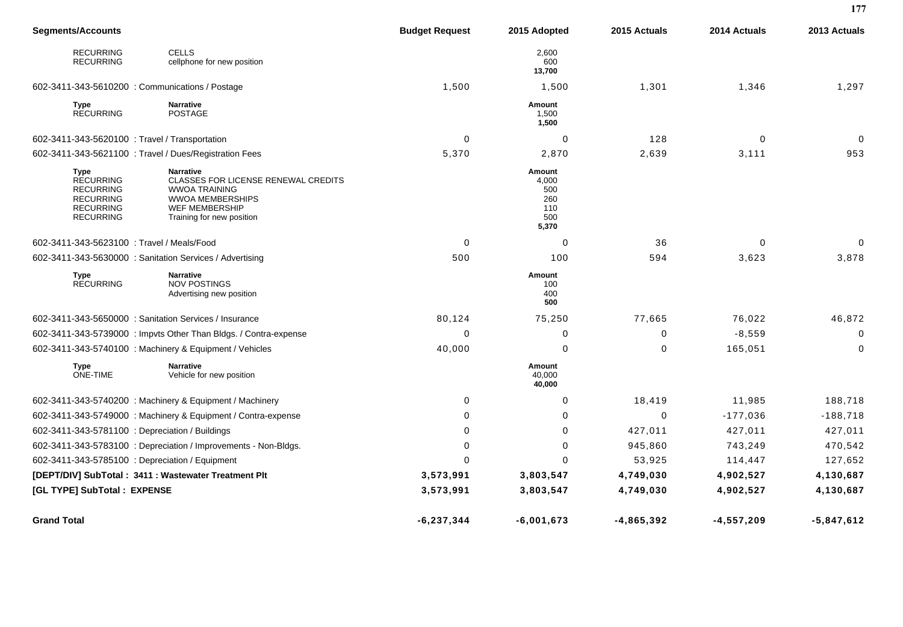| Segments/Accounts | | Budget Request | 2015 Adopted | 2015 Actuals | 2014 Actuals | 2013 Actuals |
|---|---|---|---|---|---|---|
| RECURRING | CELLS | | 2,600 | | | |
| RECURRING | cellphone for new position | | 600 | | | |
| | | | **13,700** | | | |
| 602-3411-343-5610200 : Communications / Postage | | 1,500 | 1,500 | 1,301 | 1,346 | 1,297 |
| **Type** | **Narrative** | | **Amount** | | | |
| RECURRING | POSTAGE | | 1,500 | | | |
| | | | **1,500** | | | |
| 602-3411-343-5620100 : Travel / Transportation | | 0 | 0 | 128 | 0 | 0 |
| 602-3411-343-5621100 : Travel / Dues/Registration Fees | | 5,370 | 2,870 | 2,639 | 3,111 | 953 |
| **Type** | **Narrative** | | **Amount** | | | |
| RECURRING | CLASSES FOR LICENSE RENEWAL CREDITS | | 4,000 | | | |
| RECURRING | WWOA TRAINING | | 500 | | | |
| RECURRING | WWOA MEMBERSHIPS | | 260 | | | |
| RECURRING | WEF MEMBERSHIP | | 110 | | | |
| RECURRING | Training for new position | | 500 | | | |
| | | | **5,370** | | | |
| 602-3411-343-5623100 : Travel / Meals/Food | | 0 | 0 | 36 | 0 | 0 |
| 602-3411-343-5630000 : Sanitation Services / Advertising | | 500 | 100 | 594 | 3,623 | 3,878 |
| **Type** | **Narrative** | | **Amount** | | | |
| RECURRING | NOV POSTINGS | | 100 | | | |
| | Advertising new position | | 400 | | | |
| | | | **500** | | | |
| 602-3411-343-5650000 : Sanitation Services / Insurance | | 80,124 | 75,250 | 77,665 | 76,022 | 46,872 |
| 602-3411-343-5739000 : Impvts Other Than Bldgs. / Contra-expense | | 0 | 0 | 0 | -8,559 | 0 |
| 602-3411-343-5740100 : Machinery & Equipment / Vehicles | | 40,000 | 0 | 0 | 165,051 | 0 |
| **Type** | **Narrative** | | **Amount** | | | |
| ONE-TIME | Vehicle for new position | | 40,000 | | | |
| | | | **40,000** | | | |
| 602-3411-343-5740200 : Machinery & Equipment / Machinery | | 0 | 0 | 18,419 | 11,985 | 188,718 |
| 602-3411-343-5749000 : Machinery & Equipment / Contra-expense | | 0 | 0 | 0 | -177,036 | -188,718 |
| 602-3411-343-5781100 : Depreciation / Buildings | | 0 | 0 | 427,011 | 427,011 | 427,011 |
| 602-3411-343-5783100 : Depreciation / Improvements - Non-Bldgs. | | 0 | 0 | 945,860 | 743,249 | 470,542 |
| 602-3411-343-5785100 : Depreciation / Equipment | | 0 | 0 | 53,925 | 114,447 | 127,652 |
| **[DEPT/DIV] SubTotal : 3411 : Wastewater Treatment Plt** | | **3,573,991** | **3,803,547** | **4,749,030** | **4,902,527** | **4,130,687** |
| **[GL TYPE] SubTotal : EXPENSE** | | **3,573,991** | **3,803,547** | **4,749,030** | **4,902,527** | **4,130,687** |
| **Grand Total** | | **-6,237,344** | **-6,001,673** | **-4,865,392** | **-4,557,209** | **-5,847,612** |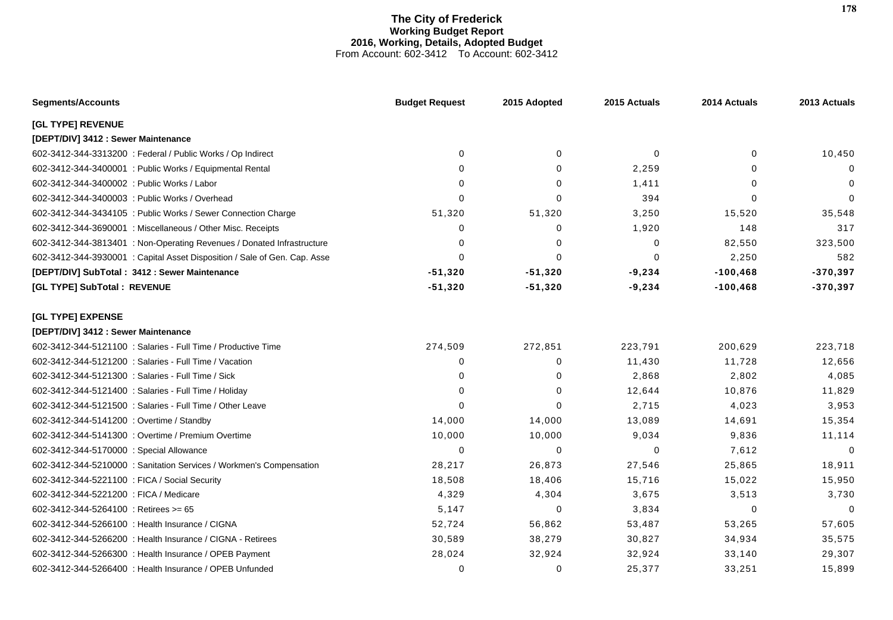# The City of Frederick
## Working Budget Report
### 2016, Working, Details, Adopted Budget
From Account: 602-3412 To Account: 602-3412

| Segments/Accounts | Budget Request | 2015 Adopted | 2015 Actuals | 2014 Actuals | 2013 Actuals |
|---|---|---|---|---|---|
| **[GL TYPE] REVENUE** | | | | | |
| **[DEPT/DIV] 3412 : Sewer Maintenance** | | | | | |
| 602-3412-344-3313200 : Federal / Public Works / Op Indirect | 0 | 0 | 0 | 0 | 10,450 |
| 602-3412-344-3400001 : Public Works / Equipmental Rental | 0 | 0 | 2,259 | 0 | 0 |
| 602-3412-344-3400002 : Public Works / Labor | 0 | 0 | 1,411 | 0 | 0 |
| 602-3412-344-3400003 : Public Works / Overhead | 0 | 0 | 394 | 0 | 0 |
| 602-3412-344-3434105 : Public Works / Sewer Connection Charge | 51,320 | 51,320 | 3,250 | 15,520 | 35,548 |
| 602-3412-344-3690001 : Miscellaneous / Other Misc. Receipts | 0 | 0 | 1,920 | 148 | 317 |
| 602-3412-344-3813401 : Non-Operating Revenues / Donated Infrastructure | 0 | 0 | 0 | 82,550 | 323,500 |
| 602-3412-344-3930001 : Capital Asset Disposition / Sale of Gen. Cap. Asse | 0 | 0 | 0 | 2,250 | 582 |
| **[DEPT/DIV] SubTotal : 3412 : Sewer Maintenance** | **-51,320** | **-51,320** | **-9,234** | **-100,468** | **-370,397** |
| **[GL TYPE] SubTotal : REVENUE** | **-51,320** | **-51,320** | **-9,234** | **-100,468** | **-370,397** |
| **[GL TYPE] EXPENSE** | | | | | |
| **[DEPT/DIV] 3412 : Sewer Maintenance** | | | | | |
| 602-3412-344-5121100 : Salaries - Full Time / Productive Time | 274,509 | 272,851 | 223,791 | 200,629 | 223,718 |
| 602-3412-344-5121200 : Salaries - Full Time / Vacation | 0 | 0 | 11,430 | 11,728 | 12,656 |
| 602-3412-344-5121300 : Salaries - Full Time / Sick | 0 | 0 | 2,868 | 2,802 | 4,085 |
| 602-3412-344-5121400 : Salaries - Full Time / Holiday | 0 | 0 | 12,644 | 10,876 | 11,829 |
| 602-3412-344-5121500 : Salaries - Full Time / Other Leave | 0 | 0 | 2,715 | 4,023 | 3,953 |
| 602-3412-344-5141200 : Overtime / Standby | 14,000 | 14,000 | 13,089 | 14,691 | 15,354 |
| 602-3412-344-5141300 : Overtime / Premium Overtime | 10,000 | 10,000 | 9,034 | 9,836 | 11,114 |
| 602-3412-344-5170000 : Special Allowance | 0 | 0 | 0 | 7,612 | 0 |
| 602-3412-344-5210000 : Sanitation Services / Workmen's Compensation | 28,217 | 26,873 | 27,546 | 25,865 | 18,911 |
| 602-3412-344-5221100 : FICA / Social Security | 18,508 | 18,406 | 15,716 | 15,022 | 15,950 |
| 602-3412-344-5221200 : FICA / Medicare | 4,329 | 4,304 | 3,675 | 3,513 | 3,730 |
| 602-3412-344-5264100 : Retirees >= 65 | 5,147 | 0 | 3,834 | 0 | 0 |
| 602-3412-344-5266100 : Health Insurance / CIGNA | 52,724 | 56,862 | 53,487 | 53,265 | 57,605 |
| 602-3412-344-5266200 : Health Insurance / CIGNA - Retirees | 30,589 | 38,279 | 30,827 | 34,934 | 35,575 |
| 602-3412-344-5266300 : Health Insurance / OPEB Payment | 28,024 | 32,924 | 32,924 | 33,140 | 29,307 |
| 602-3412-344-5266400 : Health Insurance / OPEB Unfunded | 0 | 0 | 25,377 | 33,251 | 15,899 |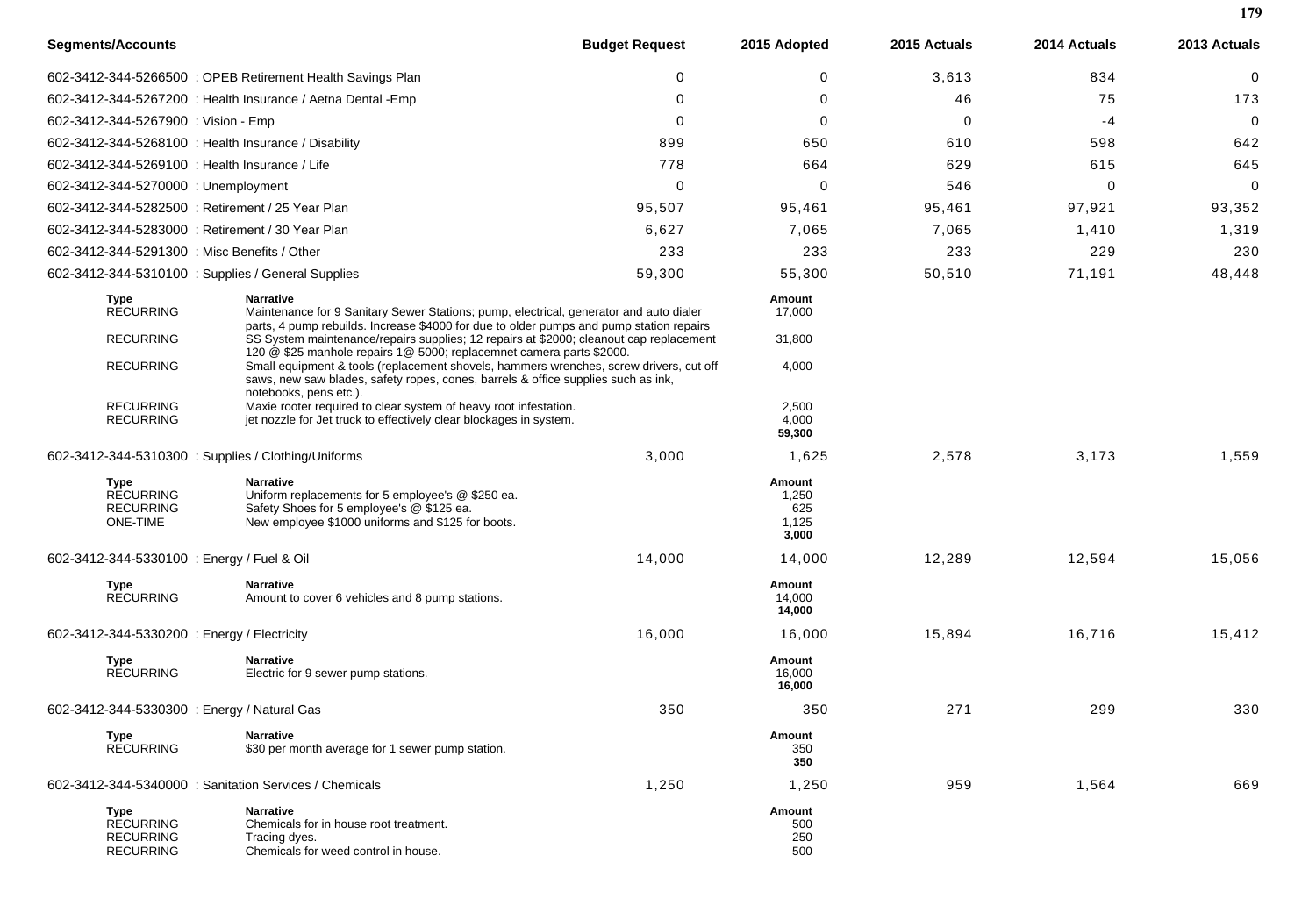| Segments/Accounts | Budget Request | 2015 Adopted | 2015 Actuals | 2014 Actuals | 2013 Actuals |
|---|---|---|---|---|---|
| 602-3412-344-5266500 : OPEB Retirement Health Savings Plan | 0 | 0 | 3,613 | 834 | 0 |
| 602-3412-344-5267200 : Health Insurance / Aetna Dental -Emp | 0 | 0 | 46 | 75 | 173 |
| 602-3412-344-5267900 : Vision - Emp | 0 | 0 | 0 | -4 | 0 |
| 602-3412-344-5268100 : Health Insurance / Disability | 899 | 650 | 610 | 598 | 642 |
| 602-3412-344-5269100 : Health Insurance / Life | 778 | 664 | 629 | 615 | 645 |
| 602-3412-344-5270000 : Unemployment | 0 | 0 | 546 | 0 | 0 |
| 602-3412-344-5282500 : Retirement / 25 Year Plan | 95,507 | 95,461 | 95,461 | 97,921 | 93,352 |
| 602-3412-344-5283000 : Retirement / 30 Year Plan | 6,627 | 7,065 | 7,065 | 1,410 | 1,319 |
| 602-3412-344-5291300 : Misc Benefits / Other | 233 | 233 | 233 | 229 | 230 |
| 602-3412-344-5310100 : Supplies / General Supplies | 59,300 | 55,300 | 50,510 | 71,191 | 48,448 |

| Type | Narrative | Amount |
|---|---|---|
| RECURRING | Maintenance for 9 Sanitary Sewer Stations; pump, electrical, generator and auto dialer parts, 4 pump rebuilds. Increase $4000 for due to older pumps and pump station repairs | 17,000 |
| RECURRING | SS System maintenance/repairs supplies; 12 repairs at $2000; cleanout cap replacement 120 @ $25 manhole repairs 1@ 5000; replacemnet camera parts $2000. | 31,800 |
| RECURRING | Small equipment & tools (replacement shovels, hammers wrenches, screw drivers, cut off saws, new saw blades, safety ropes, cones, barrels & office supplies such as ink, notebooks, pens etc.). | 4,000 |
| RECURRING | Maxie rooter required to clear system of heavy root infestation. | 2,500 |
| RECURRING | jet nozzle for Jet truck to effectively clear blockages in system. | 4,000 |
| | | **59,300** |

| Segments/Accounts | Budget Request | 2015 Adopted | 2015 Actuals | 2014 Actuals | 2013 Actuals |
|---|---|---|---|---|---|
| 602-3412-344-5310300 : Supplies / Clothing/Uniforms | 3,000 | 1,625 | 2,578 | 3,173 | 1,559 |

| Type | Narrative | Amount |
|---|---|---|
| RECURRING | Uniform replacements for 5 employee's @ $250 ea. | 1,250 |
| RECURRING | Safety Shoes for 5 employee's @ $125 ea. | 625 |
| ONE-TIME | New employee $1000 uniforms and $125 for boots. | 1,125 |
| | | **3,000** |

| Segments/Accounts | Budget Request | 2015 Adopted | 2015 Actuals | 2014 Actuals | 2013 Actuals |
|---|---|---|---|---|---|
| 602-3412-344-5330100 : Energy / Fuel & Oil | 14,000 | 14,000 | 12,289 | 12,594 | 15,056 |

| Type | Narrative | Amount |
|---|---|---|
| RECURRING | Amount to cover 6 vehicles and 8 pump stations. | 14,000 |
| | | **14,000** |

| Segments/Accounts | Budget Request | 2015 Adopted | 2015 Actuals | 2014 Actuals | 2013 Actuals |
|---|---|---|---|---|---|
| 602-3412-344-5330200 : Energy / Electricity | 16,000 | 16,000 | 15,894 | 16,716 | 15,412 |

| Type | Narrative | Amount |
|---|---|---|
| RECURRING | Electric for 9 sewer pump stations. | 16,000 |
| | | **16,000** |

| Segments/Accounts | Budget Request | 2015 Adopted | 2015 Actuals | 2014 Actuals | 2013 Actuals |
|---|---|---|---|---|---|
| 602-3412-344-5330300 : Energy / Natural Gas | 350 | 350 | 271 | 299 | 330 |

| Type | Narrative | Amount |
|---|---|---|
| RECURRING | $30 per month average for 1 sewer pump station. | 350 |
| | | **350** |

| Segments/Accounts | Budget Request | 2015 Adopted | 2015 Actuals | 2014 Actuals | 2013 Actuals |
|---|---|---|---|---|---|
| 602-3412-344-5340000 : Sanitation Services / Chemicals | 1,250 | 1,250 | 959 | 1,564 | 669 |

| Type | Narrative | Amount |
|---|---|---|
| RECURRING | Chemicals for in house root treatment. | 500 |
| RECURRING | Tracing dyes. | 250 |
| RECURRING | Chemicals for weed control in house. | 500 |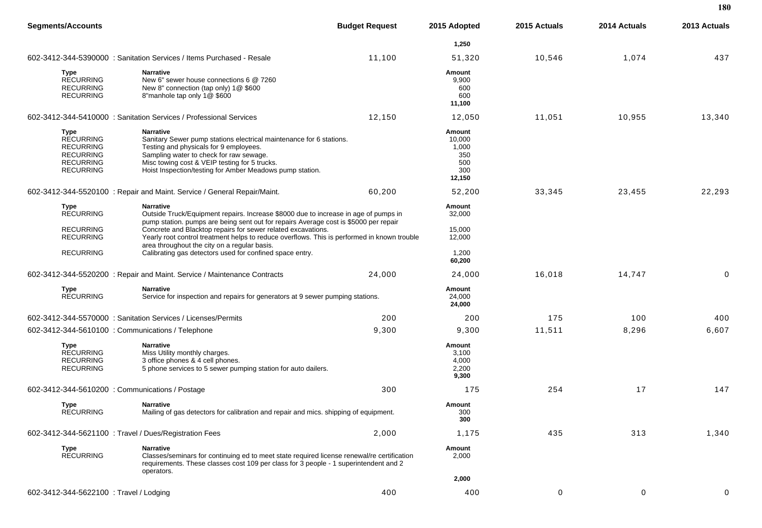| Segments/Accounts | Budget Request | 2015 Adopted | 2015 Actuals | 2014 Actuals | 2013 Actuals |
|---|---|---|---|---|---|
| | | 1,250 | | | |
| 602-3412-344-5390000 : Sanitation Services / Items Purchased - Resale | 11,100 | 51,320 | 10,546 | 1,074 | 437 |

| Type | Narrative | Amount |
|---|---|---|
| RECURRING | New 6" sewer house connections 6 @ 7260 | 9,900 |
| RECURRING | New 8" connection (tap only) 1@ $600 | 600 |
| RECURRING | 8"manhole tap only 1@ $600 | 600 |
| | | **11,100** |

| Segments/Accounts | Budget Request | 2015 Adopted | 2015 Actuals | 2014 Actuals | 2013 Actuals |
|---|---|---|---|---|---|
| 602-3412-344-5410000 : Sanitation Services / Professional Services | 12,150 | 12,050 | 11,051 | 10,955 | 13,340 |

| Type | Narrative | Amount |
|---|---|---|
| RECURRING | Sanitary Sewer pump stations electrical maintenance for 6 stations. | 10,000 |
| RECURRING | Testing and physicals for 9 employees. | 1,000 |
| RECURRING | Sampling water to check for raw sewage. | 350 |
| RECURRING | Misc towing cost & VEIP testing for 5 trucks. | 500 |
| RECURRING | Hoist Inspection/testing for Amber Meadows pump station. | 300 |
| | | **12,150** |

| Segments/Accounts | Budget Request | 2015 Adopted | 2015 Actuals | 2014 Actuals | 2013 Actuals |
|---|---|---|---|---|---|
| 602-3412-344-5520100 : Repair and Maint. Service / General Repair/Maint. | 60,200 | 52,200 | 33,345 | 23,455 | 22,293 |

| Type | Narrative | Amount |
|---|---|---|
| RECURRING | Outside Truck/Equipment repairs. Increase $8000 due to increase in age of pumps in pump station. pumps are being sent out for repairs Average cost is $5000 per repair | 32,000 |
| RECURRING | Concrete and Blacktop repairs for sewer related excavations. | 15,000 |
| RECURRING | Yearly root control treatment helps to reduce overflows. This is performed in known trouble area throughout the city on a regular basis. | 12,000 |
| RECURRING | Calibrating gas detectors used for confined space entry. | 1,200 |
| | | **60,200** |

| Segments/Accounts | Budget Request | 2015 Adopted | 2015 Actuals | 2014 Actuals | 2013 Actuals |
|---|---|---|---|---|---|
| 602-3412-344-5520200 : Repair and Maint. Service / Maintenance Contracts | 24,000 | 24,000 | 16,018 | 14,747 | 0 |

| Type | Narrative | Amount |
|---|---|---|
| RECURRING | Service for inspection and repairs for generators at 9 sewer pumping stations. | 24,000 |
| | | **24,000** |

| Segments/Accounts | Budget Request | 2015 Adopted | 2015 Actuals | 2014 Actuals | 2013 Actuals |
|---|---|---|---|---|---|
| 602-3412-344-5570000 : Sanitation Services / Licenses/Permits | 200 | 200 | 175 | 100 | 400 |
| 602-3412-344-5610100 : Communications / Telephone | 9,300 | 9,300 | 11,511 | 8,296 | 6,607 |

| Type | Narrative | Amount |
|---|---|---|
| RECURRING | Miss Utility monthly charges. | 3,100 |
| RECURRING | 3 office phones & 4 cell phones. | 4,000 |
| RECURRING | 5 phone services to 5 sewer pumping station for auto dailers. | 2,200 |
| | | **9,300** |

| Segments/Accounts | Budget Request | 2015 Adopted | 2015 Actuals | 2014 Actuals | 2013 Actuals |
|---|---|---|---|---|---|
| 602-3412-344-5610200 : Communications / Postage | 300 | 175 | 254 | 17 | 147 |

| Type | Narrative | Amount |
|---|---|---|
| RECURRING | Mailing of gas detectors for calibration and repair and mics. shipping of equipment. | 300 |
| | | **300** |

| Segments/Accounts | Budget Request | 2015 Adopted | 2015 Actuals | 2014 Actuals | 2013 Actuals |
|---|---|---|---|---|---|
| 602-3412-344-5621100 : Travel / Dues/Registration Fees | 2,000 | 1,175 | 435 | 313 | 1,340 |

| Type | Narrative | Amount |
|---|---|---|
| RECURRING | Classes/seminars for continuing ed to meet state required license renewal/re certification requirements. These classes cost 109 per class for 3 people - 1 superintendent and 2 operators. | 2,000 |
| | | **2,000** |

| Segments/Accounts | Budget Request | 2015 Adopted | 2015 Actuals | 2014 Actuals | 2013 Actuals |
|---|---|---|---|---|---|
| 602-3412-344-5622100 : Travel / Lodging | 400 | 400 | 0 | 0 | 0 |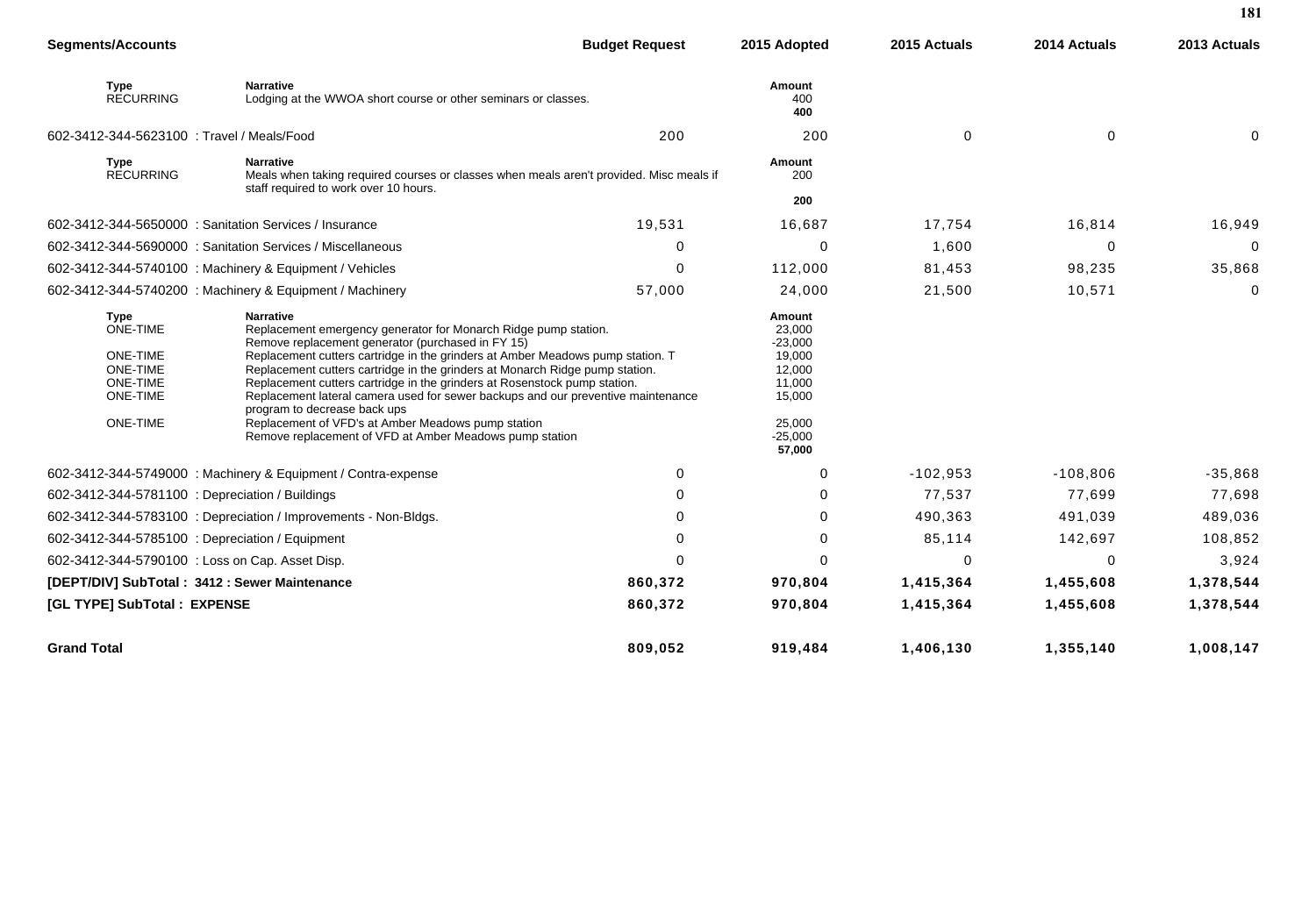| Segments/Accounts | | Budget Request | 2015 Adopted | 2015 Actuals | 2014 Actuals | 2013 Actuals |
|---|---|---|---|---|---|---|
| **Type** RECURRING | **Narrative** Lodging at the WWOA short course or other seminars or classes. | | **Amount** 400 **400** | | | |
| 602-3412-344-5623100 : Travel / Meals/Food | | 200 | 200 | 0 | 0 | 0 |
| **Type** RECURRING | **Narrative** Meals when taking required courses or classes when meals aren't provided. Misc meals if staff required to work over 10 hours. | | **Amount** 200 **200** | | | |
| 602-3412-344-5650000 : Sanitation Services / Insurance | | 19,531 | 16,687 | 17,754 | 16,814 | 16,949 |
| 602-3412-344-5690000 : Sanitation Services / Miscellaneous | | 0 | 0 | 1,600 | 0 | 0 |
| 602-3412-344-5740100 : Machinery & Equipment / Vehicles | | 0 | 112,000 | 81,453 | 98,235 | 35,868 |
| 602-3412-344-5740200 : Machinery & Equipment / Machinery | | 57,000 | 24,000 | 21,500 | 10,571 | 0 |
| **Type** | **Narrative** | | **Amount** | | | |
| ONE-TIME | Replacement emergency generator for Monarch Ridge pump station. | | 23,000 | | | |
| | Remove replacement generator (purchased in FY 15) | | -23,000 | | | |
| ONE-TIME | Replacement cutters cartridge in the grinders at Amber Meadows pump station. T | | 19,000 | | | |
| ONE-TIME | Replacement cutters cartridge in the grinders at Monarch Ridge pump station. | | 12,000 | | | |
| ONE-TIME | Replacement cutters cartridge in the grinders at Rosenstock pump station. | | 11,000 | | | |
| ONE-TIME | Replacement lateral camera used for sewer backups and our preventive maintenance program to decrease back ups | | 15,000 | | | |
| ONE-TIME | Replacement of VFD's at Amber Meadows pump station | | 25,000 | | | |
| | Remove replacement of VFD at Amber Meadows pump station | | -25,000 | | | |
| | | | **57,000** | | | |
| 602-3412-344-5749000 : Machinery & Equipment / Contra-expense | | 0 | 0 | -102,953 | -108,806 | -35,868 |
| 602-3412-344-5781100 : Depreciation / Buildings | | 0 | 0 | 77,537 | 77,699 | 77,698 |
| 602-3412-344-5783100 : Depreciation / Improvements - Non-Bldgs. | | 0 | 0 | 490,363 | 491,039 | 489,036 |
| 602-3412-344-5785100 : Depreciation / Equipment | | 0 | 0 | 85,114 | 142,697 | 108,852 |
| 602-3412-344-5790100 : Loss on Cap. Asset Disp. | | 0 | 0 | 0 | 0 | 3,924 |
| **[DEPT/DIV] SubTotal : 3412 : Sewer Maintenance** | | **860,372** | **970,804** | **1,415,364** | **1,455,608** | **1,378,544** |
| **[GL TYPE] SubTotal : EXPENSE** | | **860,372** | **970,804** | **1,415,364** | **1,455,608** | **1,378,544** |
| **Grand Total** | | **809,052** | **919,484** | **1,406,130** | **1,355,140** | **1,008,147** |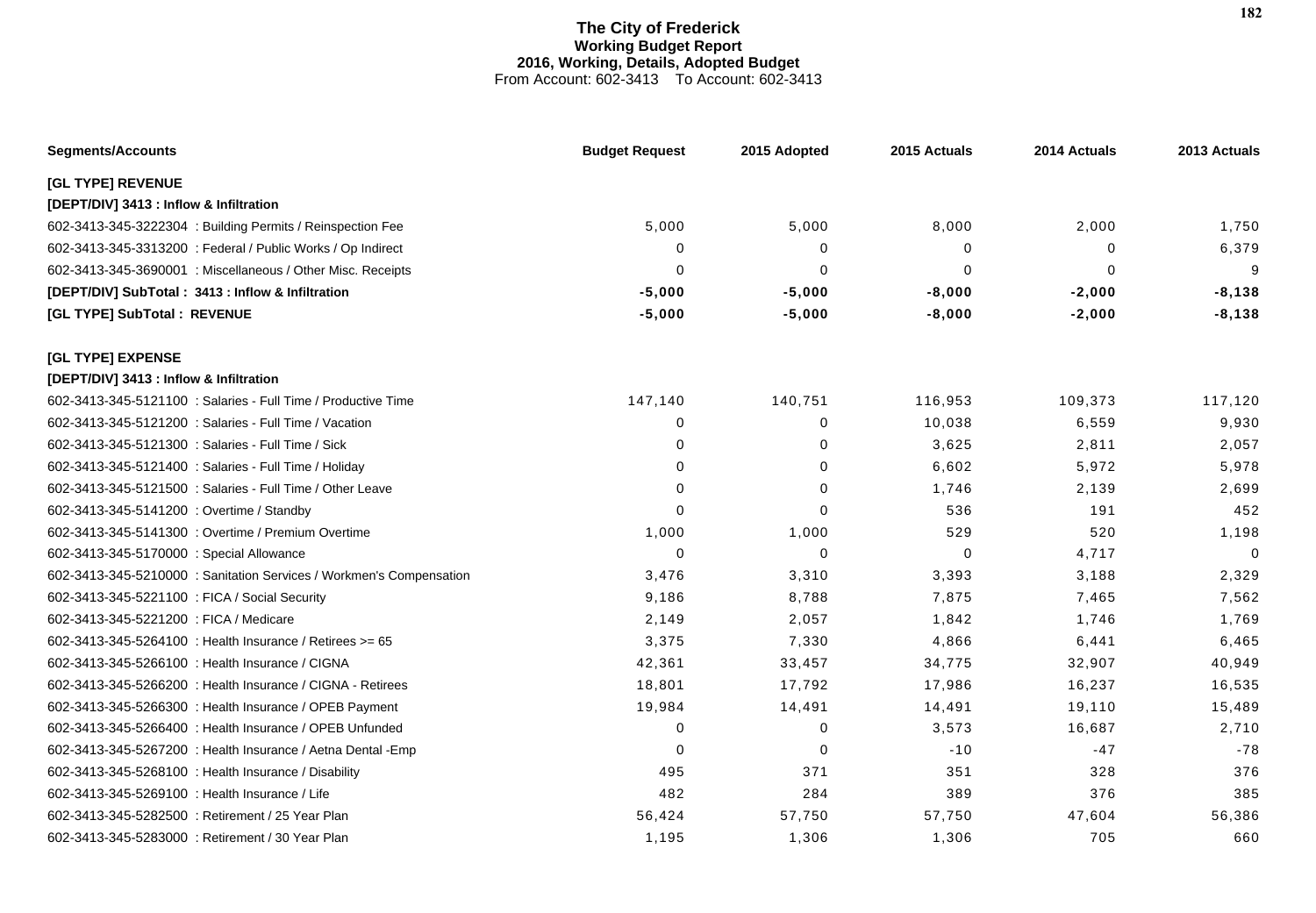# The City of Frederick
## Working Budget Report
### 2016, Working, Details, Adopted Budget
From Account: 602-3413 To Account: 602-3413

| Segments/Accounts | Budget Request | 2015 Adopted | 2015 Actuals | 2014 Actuals | 2013 Actuals |
|---|---|---|---|---|---|
| **[GL TYPE] REVENUE** | | | | | |
| **[DEPT/DIV] 3413 : Inflow & Infiltration** | | | | | |
| 602-3413-345-3222304 : Building Permits / Reinspection Fee | 5,000 | 5,000 | 8,000 | 2,000 | 1,750 |
| 602-3413-345-3313200 : Federal / Public Works / Op Indirect | 0 | 0 | 0 | 0 | 6,379 |
| 602-3413-345-3690001 : Miscellaneous / Other Misc. Receipts | 0 | 0 | 0 | 0 | 9 |
| **[DEPT/DIV] SubTotal : 3413 : Inflow & Infiltration** | **-5,000** | **-5,000** | **-8,000** | **-2,000** | **-8,138** |
| **[GL TYPE] SubTotal : REVENUE** | **-5,000** | **-5,000** | **-8,000** | **-2,000** | **-8,138** |
| **[GL TYPE] EXPENSE** | | | | | |
| **[DEPT/DIV] 3413 : Inflow & Infiltration** | | | | | |
| 602-3413-345-5121100 : Salaries - Full Time / Productive Time | 147,140 | 140,751 | 116,953 | 109,373 | 117,120 |
| 602-3413-345-5121200 : Salaries - Full Time / Vacation | 0 | 0 | 10,038 | 6,559 | 9,930 |
| 602-3413-345-5121300 : Salaries - Full Time / Sick | 0 | 0 | 3,625 | 2,811 | 2,057 |
| 602-3413-345-5121400 : Salaries - Full Time / Holiday | 0 | 0 | 6,602 | 5,972 | 5,978 |
| 602-3413-345-5121500 : Salaries - Full Time / Other Leave | 0 | 0 | 1,746 | 2,139 | 2,699 |
| 602-3413-345-5141200 : Overtime / Standby | 0 | 0 | 536 | 191 | 452 |
| 602-3413-345-5141300 : Overtime / Premium Overtime | 1,000 | 1,000 | 529 | 520 | 1,198 |
| 602-3413-345-5170000 : Special Allowance | 0 | 0 | 0 | 4,717 | 0 |
| 602-3413-345-5210000 : Sanitation Services / Workmen's Compensation | 3,476 | 3,310 | 3,393 | 3,188 | 2,329 |
| 602-3413-345-5221100 : FICA / Social Security | 9,186 | 8,788 | 7,875 | 7,465 | 7,562 |
| 602-3413-345-5221200 : FICA / Medicare | 2,149 | 2,057 | 1,842 | 1,746 | 1,769 |
| 602-3413-345-5264100 : Health Insurance / Retirees >= 65 | 3,375 | 7,330 | 4,866 | 6,441 | 6,465 |
| 602-3413-345-5266100 : Health Insurance / CIGNA | 42,361 | 33,457 | 34,775 | 32,907 | 40,949 |
| 602-3413-345-5266200 : Health Insurance / CIGNA - Retirees | 18,801 | 17,792 | 17,986 | 16,237 | 16,535 |
| 602-3413-345-5266300 : Health Insurance / OPEB Payment | 19,984 | 14,491 | 14,491 | 19,110 | 15,489 |
| 602-3413-345-5266400 : Health Insurance / OPEB Unfunded | 0 | 0 | 3,573 | 16,687 | 2,710 |
| 602-3413-345-5267200 : Health Insurance / Aetna Dental -Emp | 0 | 0 | -10 | -47 | -78 |
| 602-3413-345-5268100 : Health Insurance / Disability | 495 | 371 | 351 | 328 | 376 |
| 602-3413-345-5269100 : Health Insurance / Life | 482 | 284 | 389 | 376 | 385 |
| 602-3413-345-5282500 : Retirement / 25 Year Plan | 56,424 | 57,750 | 57,750 | 47,604 | 56,386 |
| 602-3413-345-5283000 : Retirement / 30 Year Plan | 1,195 | 1,306 | 1,306 | 705 | 660 |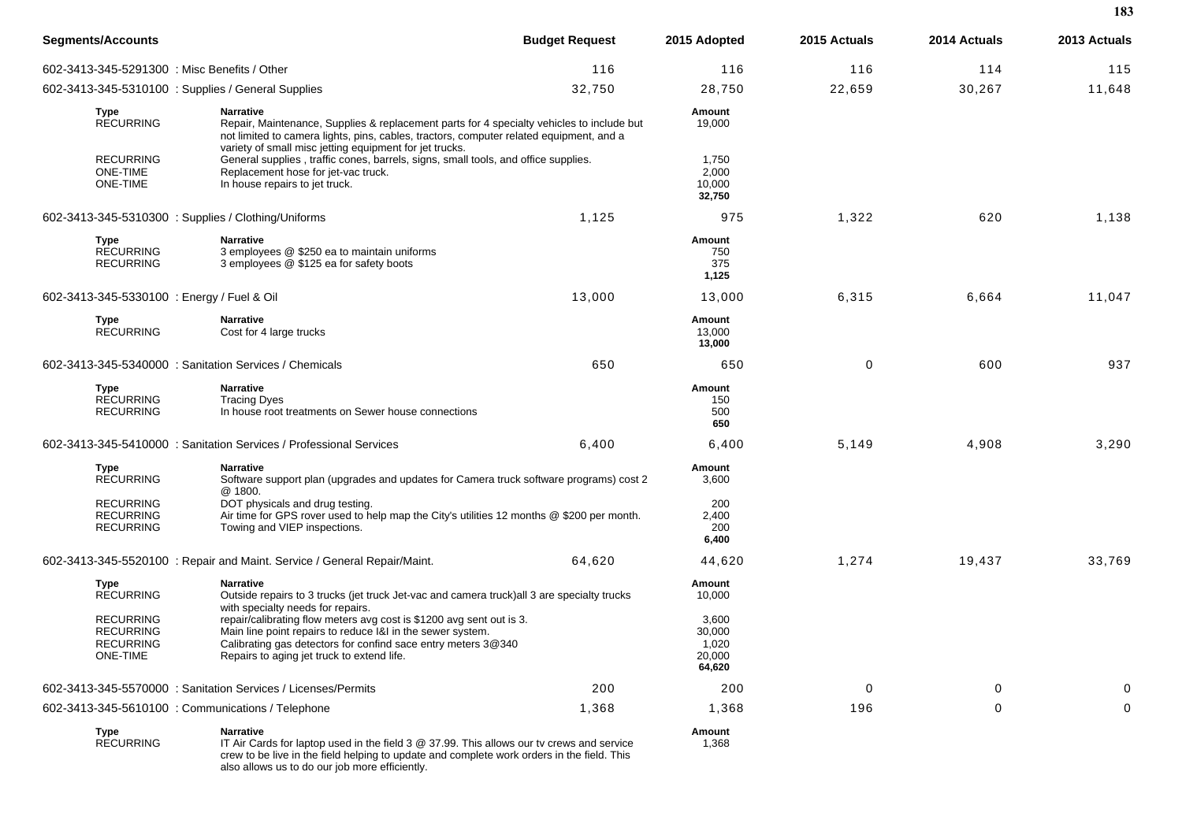| Segments/Accounts | Budget Request | 2015 Adopted | 2015 Actuals | 2014 Actuals | 2013 Actuals |
|---|---|---|---|---|---|
| 602-3413-345-5291300 : Misc Benefits / Other | 116 | 116 | 116 | 114 | 115 |
| 602-3413-345-5310100 : Supplies / General Supplies | 32,750 | 28,750 | 22,659 | 30,267 | 11,648 |

| Type | Narrative | Amount |
|---|---|---|
| RECURRING | Repair, Maintenance, Supplies & replacement parts for 4 specialty vehicles to include but not limited to camera lights, pins, cables, tractors, computer related equipment, and a variety of small misc jetting equipment for jet trucks. | 19,000 |
| RECURRING | General supplies , traffic cones, barrels, signs, small tools, and office supplies. | 1,750 |
| ONE-TIME | Replacement hose for jet-vac truck. | 2,000 |
| ONE-TIME | In house repairs to jet truck. | 10,000 |
| | | **32,750** |

| Segments/Accounts | Budget Request | 2015 Adopted | 2015 Actuals | 2014 Actuals | 2013 Actuals |
|---|---|---|---|---|---|
| 602-3413-345-5310300 : Supplies / Clothing/Uniforms | 1,125 | 975 | 1,322 | 620 | 1,138 |

| Type | Narrative | Amount |
|---|---|---|
| RECURRING | 3 employees @ $250 ea to maintain uniforms | 750 |
| RECURRING | 3 employees @ $125 ea for safety boots | 375 |
| | | **1,125** |

| Segments/Accounts | Budget Request | 2015 Adopted | 2015 Actuals | 2014 Actuals | 2013 Actuals |
|---|---|---|---|---|---|
| 602-3413-345-5330100 : Energy / Fuel & Oil | 13,000 | 13,000 | 6,315 | 6,664 | 11,047 |

| Type | Narrative | Amount |
|---|---|---|
| RECURRING | Cost for 4 large trucks | 13,000 |
| | | **13,000** |

| Segments/Accounts | Budget Request | 2015 Adopted | 2015 Actuals | 2014 Actuals | 2013 Actuals |
|---|---|---|---|---|---|
| 602-3413-345-5340000 : Sanitation Services / Chemicals | 650 | 650 | 0 | 600 | 937 |

| Type | Narrative | Amount |
|---|---|---|
| RECURRING | Tracing Dyes | 150 |
| RECURRING | In house root treatments on Sewer house connections | 500 |
| | | **650** |

| Segments/Accounts | Budget Request | 2015 Adopted | 2015 Actuals | 2014 Actuals | 2013 Actuals |
|---|---|---|---|---|---|
| 602-3413-345-5410000 : Sanitation Services / Professional Services | 6,400 | 6,400 | 5,149 | 4,908 | 3,290 |

| Type | Narrative | Amount |
|---|---|---|
| RECURRING | Software support plan (upgrades and updates for Camera truck software programs) cost 2 @ 1800. | 3,600 |
| RECURRING | DOT physicals and drug testing. | 200 |
| RECURRING | Air time for GPS rover used to help map the City's utilities 12 months @ $200 per month. | 2,400 |
| RECURRING | Towing and VIEP inspections. | 200 |
| | | **6,400** |

| Segments/Accounts | Budget Request | 2015 Adopted | 2015 Actuals | 2014 Actuals | 2013 Actuals |
|---|---|---|---|---|---|
| 602-3413-345-5520100 : Repair and Maint. Service / General Repair/Maint. | 64,620 | 44,620 | 1,274 | 19,437 | 33,769 |

| Type | Narrative | Amount |
|---|---|---|
| RECURRING | Outside repairs to 3 trucks (jet truck Jet-vac and camera truck)all 3 are specialty trucks with specialty needs for repairs. | 10,000 |
| RECURRING | repair/calibrating flow meters avg cost is $1200 avg sent out is 3. | 3,600 |
| RECURRING | Main line point repairs to reduce I&I in the sewer system. | 30,000 |
| RECURRING | Calibrating gas detectors for confind sace entry meters 3@340 | 1,020 |
| ONE-TIME | Repairs to aging jet truck to extend life. | 20,000 |
| | | **64,620** |

| Segments/Accounts | Budget Request | 2015 Adopted | 2015 Actuals | 2014 Actuals | 2013 Actuals |
|---|---|---|---|---|---|
| 602-3413-345-5570000 : Sanitation Services / Licenses/Permits | 200 | 200 | 0 | 0 | 0 |
| 602-3413-345-5610100 : Communications / Telephone | 1,368 | 1,368 | 196 | 0 | 0 |

| Type | Narrative | Amount |
|---|---|---|
| RECURRING | IT Air Cards for laptop used in the field 3 @ 37.99. This allows our tv crews and service crew to be live in the field helping to update and complete work orders in the field. This also allows us to do our job more efficiently. | 1,368 |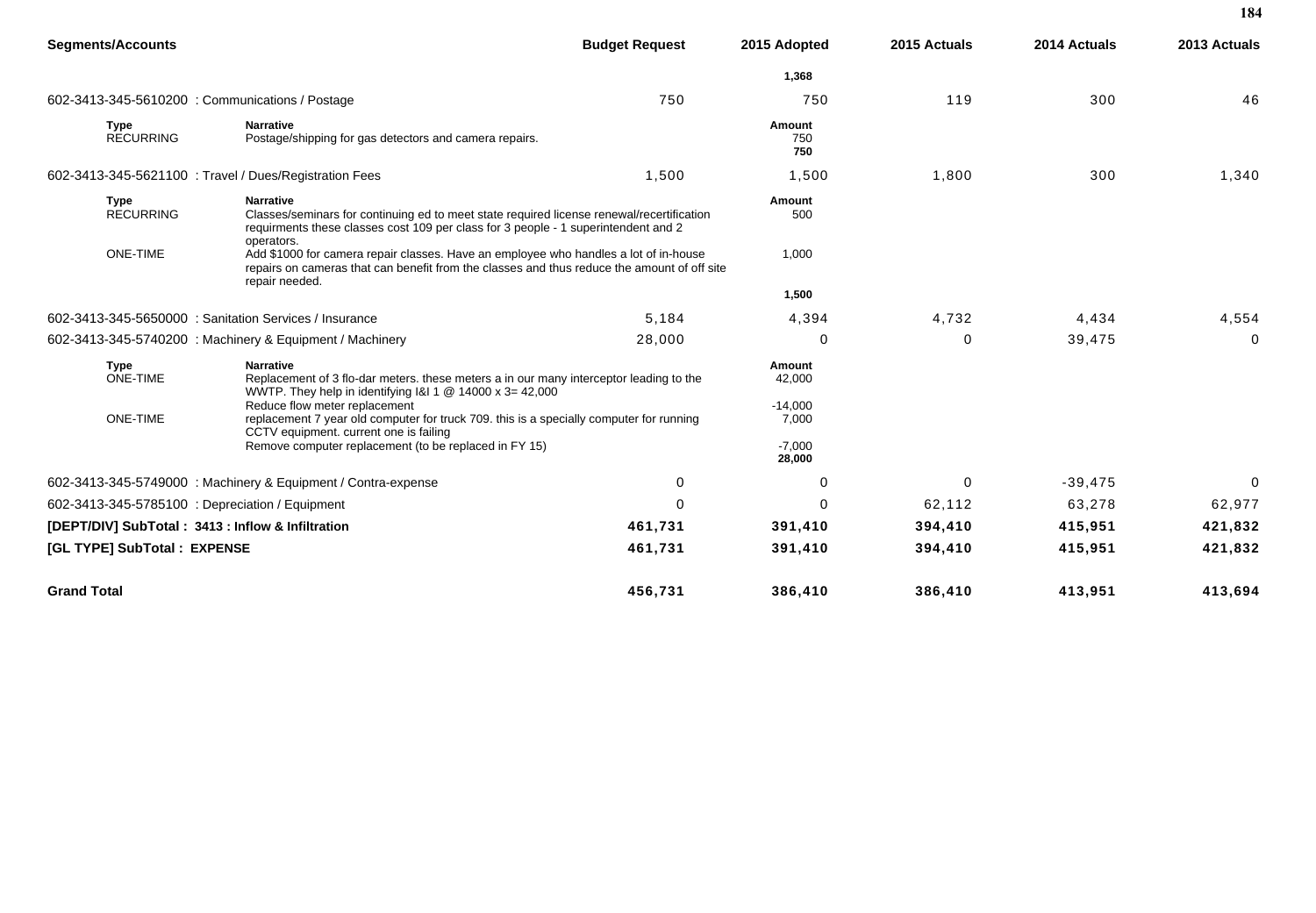| Segments/Accounts | | Budget Request | 2015 Adopted | 2015 Actuals | 2014 Actuals | 2013 Actuals |
|---|---|---|---|---|---|---|
| | | | **1,368** | | | |
| 602-3413-345-5610200 : Communications / Postage | | 750 | 750 | 119 | 300 | 46 |
| **Type** | **Narrative** | | **Amount** | | | |
| RECURRING | Postage/shipping for gas detectors and camera repairs. | | 750 | | | |
| | | | **750** | | | |
| 602-3413-345-5621100 : Travel / Dues/Registration Fees | | 1,500 | 1,500 | 1,800 | 300 | 1,340 |
| **Type** | **Narrative** | | **Amount** | | | |
| RECURRING | Classes/seminars for continuing ed to meet state required license renewal/recertification requirments these classes cost 109 per class for 3 people - 1 superintendent and 2 operators. | | 500 | | | |
| ONE-TIME | Add $1000 for camera repair classes. Have an employee who handles a lot of in-house repairs on cameras that can benefit from the classes and thus reduce the amount of off site repair needed. | | 1,000 | | | |
| | | | **1,500** | | | |
| 602-3413-345-5650000 : Sanitation Services / Insurance | | 5,184 | 4,394 | 4,732 | 4,434 | 4,554 |
| 602-3413-345-5740200 : Machinery & Equipment / Machinery | | 28,000 | 0 | 0 | 39,475 | 0 |
| **Type** | **Narrative** | | **Amount** | | | |
| ONE-TIME | Replacement of 3 flo-dar meters. these meters a in our many interceptor leading to the WWTP. They help in identifying I&I 1 @ 14000 x 3= 42,000 | | 42,000 | | | |
| | Reduce flow meter replacement | | -14,000 | | | |
| ONE-TIME | replacement 7 year old computer for truck 709. this is a specially computer for running CCTV equipment. current one is failing | | 7,000 | | | |
| | Remove computer replacement (to be replaced in FY 15) | | -7,000 | | | |
| | | | **28,000** | | | |
| 602-3413-345-5749000 : Machinery & Equipment / Contra-expense | | 0 | 0 | 0 | -39,475 | 0 |
| 602-3413-345-5785100 : Depreciation / Equipment | | 0 | 0 | 62,112 | 63,278 | 62,977 |
| **[DEPT/DIV] SubTotal : 3413 : Inflow & Infiltration** | | **461,731** | **391,410** | **394,410** | **415,951** | **421,832** |
| **[GL TYPE] SubTotal : EXPENSE** | | **461,731** | **391,410** | **394,410** | **415,951** | **421,832** |
| **Grand Total** | | **456,731** | **386,410** | **386,410** | **413,951** | **413,694** |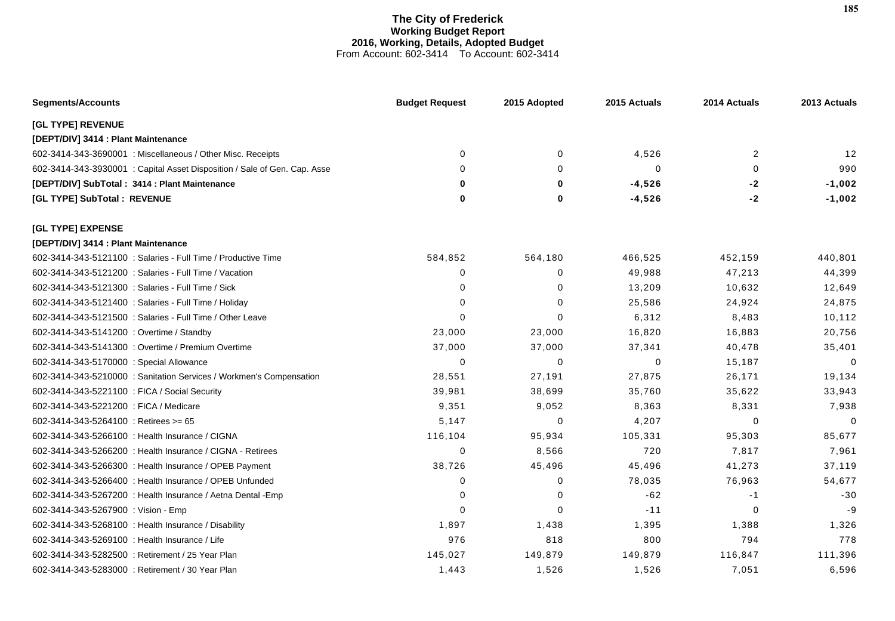# The City of Frederick
## Working Budget Report
### 2016, Working, Details, Adopted Budget
From Account: 602-3414 To Account: 602-3414

| Segments/Accounts | Budget Request | 2015 Adopted | 2015 Actuals | 2014 Actuals | 2013 Actuals |
|---|---|---|---|---|---|
| **[GL TYPE] REVENUE** | | | | | |
| **[DEPT/DIV] 3414 : Plant Maintenance** | | | | | |
| 602-3414-343-3690001 : Miscellaneous / Other Misc. Receipts | 0 | 0 | 4,526 | 2 | 12 |
| 602-3414-343-3930001 : Capital Asset Disposition / Sale of Gen. Cap. Asse | 0 | 0 | 0 | 0 | 990 |
| **[DEPT/DIV] SubTotal : 3414 : Plant Maintenance** | **0** | **0** | **-4,526** | **-2** | **-1,002** |
| **[GL TYPE] SubTotal : REVENUE** | **0** | **0** | **-4,526** | **-2** | **-1,002** |
| **[GL TYPE] EXPENSE** | | | | | |
| **[DEPT/DIV] 3414 : Plant Maintenance** | | | | | |
| 602-3414-343-5121100 : Salaries - Full Time / Productive Time | 584,852 | 564,180 | 466,525 | 452,159 | 440,801 |
| 602-3414-343-5121200 : Salaries - Full Time / Vacation | 0 | 0 | 49,988 | 47,213 | 44,399 |
| 602-3414-343-5121300 : Salaries - Full Time / Sick | 0 | 0 | 13,209 | 10,632 | 12,649 |
| 602-3414-343-5121400 : Salaries - Full Time / Holiday | 0 | 0 | 25,586 | 24,924 | 24,875 |
| 602-3414-343-5121500 : Salaries - Full Time / Other Leave | 0 | 0 | 6,312 | 8,483 | 10,112 |
| 602-3414-343-5141200 : Overtime / Standby | 23,000 | 23,000 | 16,820 | 16,883 | 20,756 |
| 602-3414-343-5141300 : Overtime / Premium Overtime | 37,000 | 37,000 | 37,341 | 40,478 | 35,401 |
| 602-3414-343-5170000 : Special Allowance | 0 | 0 | 0 | 15,187 | 0 |
| 602-3414-343-5210000 : Sanitation Services / Workmen's Compensation | 28,551 | 27,191 | 27,875 | 26,171 | 19,134 |
| 602-3414-343-5221100 : FICA / Social Security | 39,981 | 38,699 | 35,760 | 35,622 | 33,943 |
| 602-3414-343-5221200 : FICA / Medicare | 9,351 | 9,052 | 8,363 | 8,331 | 7,938 |
| 602-3414-343-5264100 : Retirees >= 65 | 5,147 | 0 | 4,207 | 0 | 0 |
| 602-3414-343-5266100 : Health Insurance / CIGNA | 116,104 | 95,934 | 105,331 | 95,303 | 85,677 |
| 602-3414-343-5266200 : Health Insurance / CIGNA - Retirees | 0 | 8,566 | 720 | 7,817 | 7,961 |
| 602-3414-343-5266300 : Health Insurance / OPEB Payment | 38,726 | 45,496 | 45,496 | 41,273 | 37,119 |
| 602-3414-343-5266400 : Health Insurance / OPEB Unfunded | 0 | 0 | 78,035 | 76,963 | 54,677 |
| 602-3414-343-5267200 : Health Insurance / Aetna Dental -Emp | 0 | 0 | -62 | -1 | -30 |
| 602-3414-343-5267900 : Vision - Emp | 0 | 0 | -11 | 0 | -9 |
| 602-3414-343-5268100 : Health Insurance / Disability | 1,897 | 1,438 | 1,395 | 1,388 | 1,326 |
| 602-3414-343-5269100 : Health Insurance / Life | 976 | 818 | 800 | 794 | 778 |
| 602-3414-343-5282500 : Retirement / 25 Year Plan | 145,027 | 149,879 | 149,879 | 116,847 | 111,396 |
| 602-3414-343-5283000 : Retirement / 30 Year Plan | 1,443 | 1,526 | 1,526 | 7,051 | 6,596 |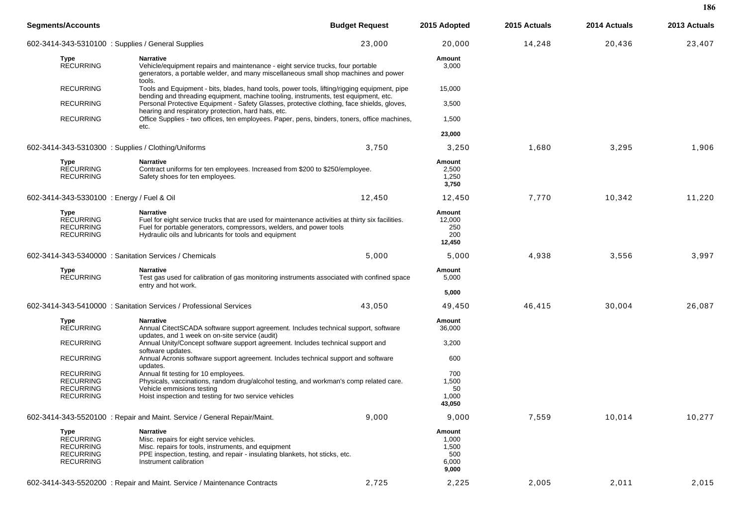| Segments/Accounts | Budget Request | 2015 Adopted | 2015 Actuals | 2014 Actuals | 2013 Actuals |
|---|---|---|---|---|---|
| 602-3414-343-5310100 : Supplies / General Supplies | 23,000 | 20,000 | 14,248 | 20,436 | 23,407 |

| Type | Narrative | Amount |
|---|---|---|
| RECURRING | Vehicle/equipment repairs and maintenance - eight service trucks, four portable generators, a portable welder, and many miscellaneous small shop machines and power tools. | 3,000 |
| RECURRING | Tools and Equipment - bits, blades, hand tools, power tools, lifting/rigging equipment, pipe bending and threading equipment, machine tooling, instruments, test equipment, etc. | 15,000 |
| RECURRING | Personal Protective Equipment - Safety Glasses, protective clothing, face shields, gloves, hearing and respiratory protection, hard hats, etc. | 3,500 |
| RECURRING | Office Supplies - two offices, ten employees. Paper, pens, binders, toners, office machines, etc. | 1,500 |
| | | **23,000** |

| Segments/Accounts | Budget Request | 2015 Adopted | 2015 Actuals | 2014 Actuals | 2013 Actuals |
|---|---|---|---|---|---|
| 602-3414-343-5310300 : Supplies / Clothing/Uniforms | 3,750 | 3,250 | 1,680 | 3,295 | 1,906 |

| Type | Narrative | Amount |
|---|---|---|
| RECURRING | Contract uniforms for ten employees. Increased from $200 to $250/employee. | 2,500 |
| RECURRING | Safety shoes for ten employees. | 1,250 |
| | | **3,750** |

| Segments/Accounts | Budget Request | 2015 Adopted | 2015 Actuals | 2014 Actuals | 2013 Actuals |
|---|---|---|---|---|---|
| 602-3414-343-5330100 : Energy / Fuel & Oil | 12,450 | 12,450 | 7,770 | 10,342 | 11,220 |

| Type | Narrative | Amount |
|---|---|---|
| RECURRING | Fuel for eight service trucks that are used for maintenance activities at thirty six facilities. | 12,000 |
| RECURRING | Fuel for portable generators, compressors, welders, and power tools | 250 |
| RECURRING | Hydraulic oils and lubricants for tools and equipment | 200 |
| | | **12,450** |

| Segments/Accounts | Budget Request | 2015 Adopted | 2015 Actuals | 2014 Actuals | 2013 Actuals |
|---|---|---|---|---|---|
| 602-3414-343-5340000 : Sanitation Services / Chemicals | 5,000 | 5,000 | 4,938 | 3,556 | 3,997 |

| Type | Narrative | Amount |
|---|---|---|
| RECURRING | Test gas used for calibration of gas monitoring instruments associated with confined space entry and hot work. | 5,000 |
| | | **5,000** |

| Segments/Accounts | Budget Request | 2015 Adopted | 2015 Actuals | 2014 Actuals | 2013 Actuals |
|---|---|---|---|---|---|
| 602-3414-343-5410000 : Sanitation Services / Professional Services | 43,050 | 49,450 | 46,415 | 30,004 | 26,087 |

| Type | Narrative | Amount |
|---|---|---|
| RECURRING | Annual CitectSCADA software support agreement. Includes technical support, software updates, and 1 week on on-site service (audit) | 36,000 |
| RECURRING | Annual Unity/Concept software support agreement. Includes technical support and software updates. | 3,200 |
| RECURRING | Annual Acronis software support agreement. Includes technical support and software updates. | 600 |
| RECURRING | Annual fit testing for 10 employees. | 700 |
| RECURRING | Physicals, vaccinations, random drug/alcohol testing, and workman's comp related care. | 1,500 |
| RECURRING | Vehicle emmisions testing | 50 |
| RECURRING | Hoist inspection and testing for two service vehicles | 1,000 |
| | | **43,050** |

| Segments/Accounts | Budget Request | 2015 Adopted | 2015 Actuals | 2014 Actuals | 2013 Actuals |
|---|---|---|---|---|---|
| 602-3414-343-5520100 : Repair and Maint. Service / General Repair/Maint. | 9,000 | 9,000 | 7,559 | 10,014 | 10,277 |

| Type | Narrative | Amount |
|---|---|---|
| RECURRING | Misc. repairs for eight service vehicles. | 1,000 |
| RECURRING | Misc. repairs for tools, instruments, and equipment | 1,500 |
| RECURRING | PPE inspection, testing, and repair - insulating blankets, hot sticks, etc. | 500 |
| RECURRING | Instrument calibration | 6,000 |
| | | **9,000** |

| Segments/Accounts | Budget Request | 2015 Adopted | 2015 Actuals | 2014 Actuals | 2013 Actuals |
|---|---|---|---|---|---|
| 602-3414-343-5520200 : Repair and Maint. Service / Maintenance Contracts | 2,725 | 2,225 | 2,005 | 2,011 | 2,015 |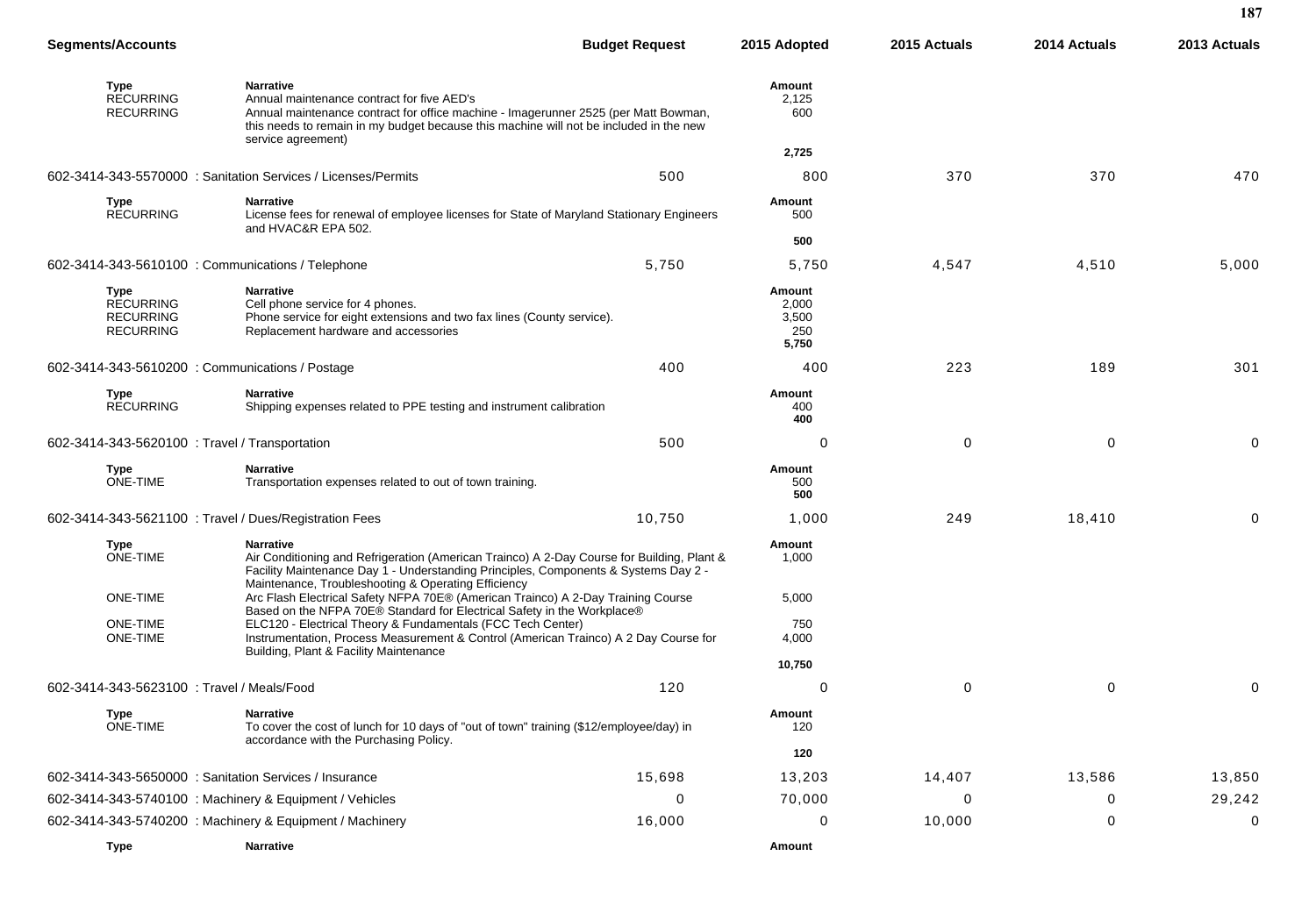| Segments/Accounts | | Budget Request | 2015 Adopted | 2015 Actuals | 2014 Actuals | 2013 Actuals |
|---|---|---|---|---|---|---|
| **Type** | **Narrative** | | **Amount** | | | |
| RECURRING | Annual maintenance contract for five AED's | | 2,125 | | | |
| RECURRING | Annual maintenance contract for office machine - Imagerunner 2525 (per Matt Bowman, this needs to remain in my budget because this machine will not be included in the new service agreement) | | 600 | | | |
| | | | **2,725** | | | |
| 602-3414-343-5570000 : Sanitation Services / Licenses/Permits | | 500 | 800 | 370 | 370 | 470 |
| **Type** | **Narrative** | | **Amount** | | | |
| RECURRING | License fees for renewal of employee licenses for State of Maryland Stationary Engineers and HVAC&R EPA 502. | | 500 | | | |
| | | | **500** | | | |
| 602-3414-343-5610100 : Communications / Telephone | | 5,750 | 5,750 | 4,547 | 4,510 | 5,000 |
| **Type** | **Narrative** | | **Amount** | | | |
| RECURRING | Cell phone service for 4 phones. | | 2,000 | | | |
| RECURRING | Phone service for eight extensions and two fax lines (County service). | | 3,500 | | | |
| RECURRING | Replacement hardware and accessories | | 250 | | | |
| | | | **5,750** | | | |
| 602-3414-343-5610200 : Communications / Postage | | 400 | 400 | 223 | 189 | 301 |
| **Type** | **Narrative** | | **Amount** | | | |
| RECURRING | Shipping expenses related to PPE testing and instrument calibration | | 400 | | | |
| | | | **400** | | | |
| 602-3414-343-5620100 : Travel / Transportation | | 500 | 0 | 0 | 0 | 0 |
| **Type** | **Narrative** | | **Amount** | | | |
| ONE-TIME | Transportation expenses related to out of town training. | | 500 | | | |
| | | | **500** | | | |
| 602-3414-343-5621100 : Travel / Dues/Registration Fees | | 10,750 | 1,000 | 249 | 18,410 | 0 |
| **Type** | **Narrative** | | **Amount** | | | |
| ONE-TIME | Air Conditioning and Refrigeration (American Trainco) A 2-Day Course for Building, Plant & Facility Maintenance Day 1 - Understanding Principles, Components & Systems Day 2 - Maintenance, Troubleshooting & Operating Efficiency | | 1,000 | | | |
| ONE-TIME | Arc Flash Electrical Safety NFPA 70E® (American Trainco) A 2-Day Training Course Based on the NFPA 70E® Standard for Electrical Safety in the Workplace® | | 5,000 | | | |
| ONE-TIME | ELC120 - Electrical Theory & Fundamentals (FCC Tech Center) | | 750 | | | |
| ONE-TIME | Instrumentation, Process Measurement & Control (American Trainco) A 2 Day Course for Building, Plant & Facility Maintenance | | 4,000 | | | |
| | | | **10,750** | | | |
| 602-3414-343-5623100 : Travel / Meals/Food | | 120 | 0 | 0 | 0 | 0 |
| **Type** | **Narrative** | | **Amount** | | | |
| ONE-TIME | To cover the cost of lunch for 10 days of "out of town" training ($12/employee/day) in accordance with the Purchasing Policy. | | 120 | | | |
| | | | **120** | | | |
| 602-3414-343-5650000 : Sanitation Services / Insurance | | 15,698 | 13,203 | 14,407 | 13,586 | 13,850 |
| 602-3414-343-5740100 : Machinery & Equipment / Vehicles | | 0 | 70,000 | 0 | 0 | 29,242 |
| 602-3414-343-5740200 : Machinery & Equipment / Machinery | | 16,000 | 0 | 10,000 | 0 | 0 |
| **Type** | **Narrative** | | **Amount** | | | |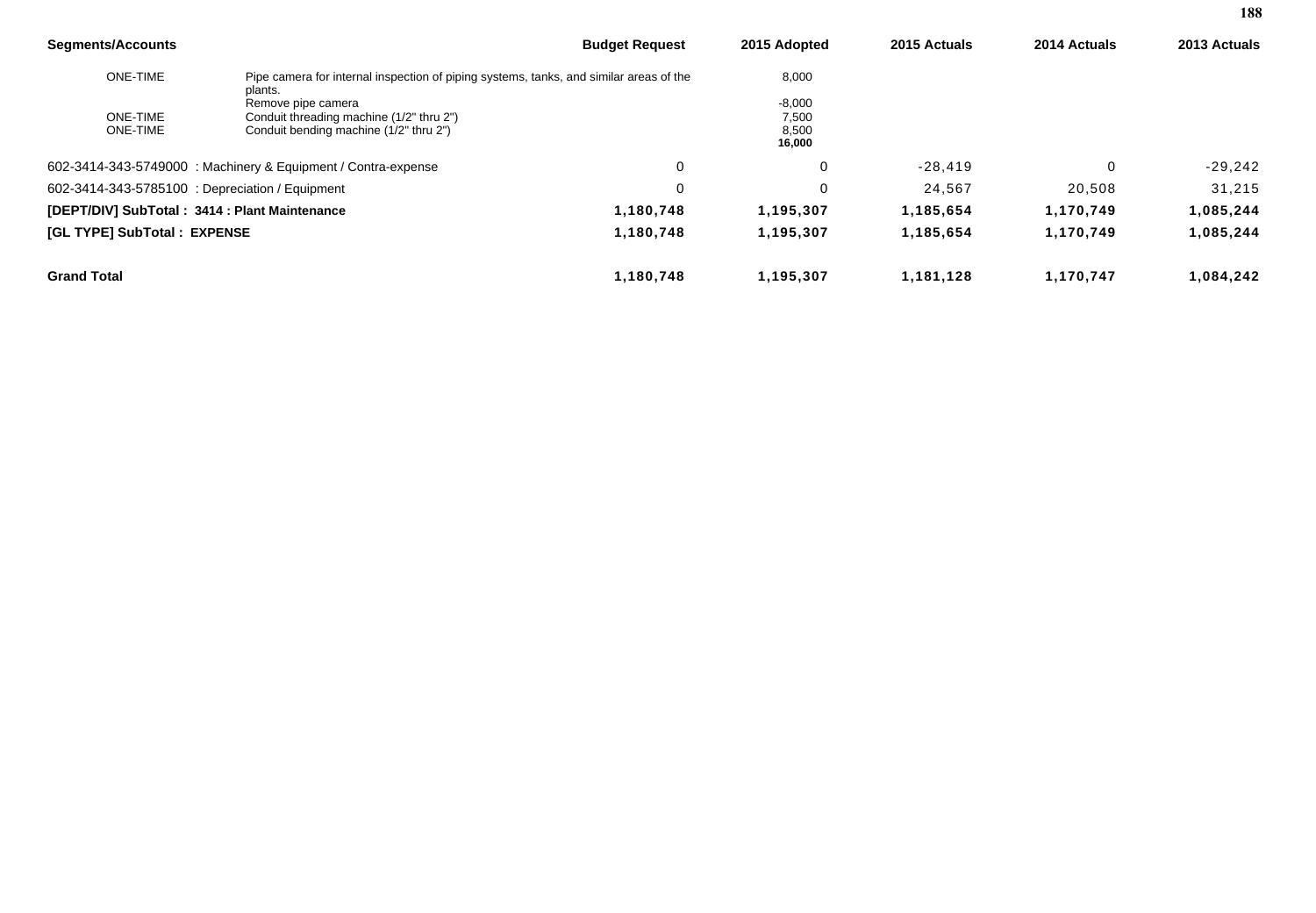| Segments/Accounts | | Budget Request | 2015 Adopted | 2015 Actuals | 2014 Actuals | 2013 Actuals |
|---|---|---|---|---|---|---|
| ONE-TIME | Pipe camera for internal inspection of piping systems, tanks, and similar areas of the plants. | | 8,000 | | | |
| | Remove pipe camera | | -8,000 | | | |
| ONE-TIME | Conduit threading machine (1/2" thru 2") | | 7,500 | | | |
| ONE-TIME | Conduit bending machine (1/2" thru 2") | | 8,500 | | | |
| | | | **16,000** | | | |
| 602-3414-343-5749000 : Machinery & Equipment / Contra-expense | | 0 | 0 | -28,419 | 0 | -29,242 |
| 602-3414-343-5785100 : Depreciation / Equipment | | 0 | 0 | 24,567 | 20,508 | 31,215 |
| **[DEPT/DIV] SubTotal : 3414 : Plant Maintenance** | | **1,180,748** | **1,195,307** | **1,185,654** | **1,170,749** | **1,085,244** |
| **[GL TYPE] SubTotal : EXPENSE** | | **1,180,748** | **1,195,307** | **1,185,654** | **1,170,749** | **1,085,244** |
| **Grand Total** | | **1,180,748** | **1,195,307** | **1,181,128** | **1,170,747** | **1,084,242** |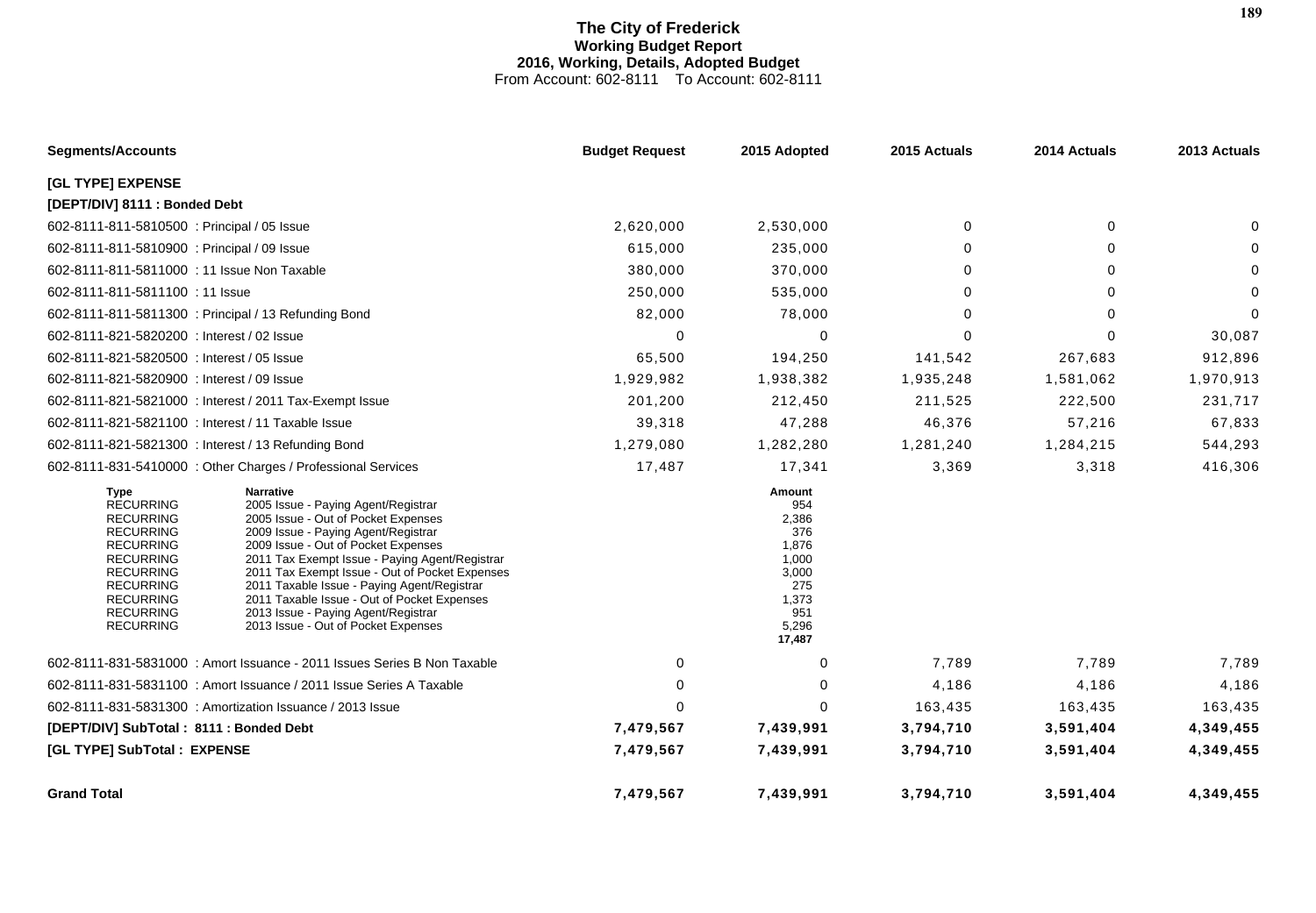# The City of Frederick
## Working Budget Report
## 2016, Working, Details, Adopted Budget
From Account: 602-8111 To Account: 602-8111

| Segments/Accounts | Budget Request | 2015 Adopted | 2015 Actuals | 2014 Actuals | 2013 Actuals |
|---|---|---|---|---|---|
| **[GL TYPE] EXPENSE** | | | | | |
| **[DEPT/DIV] 8111 : Bonded Debt** | | | | | |
| 602-8111-811-5810500 : Principal / 05 Issue | 2,620,000 | 2,530,000 | 0 | 0 | 0 |
| 602-8111-811-5810900 : Principal / 09 Issue | 615,000 | 235,000 | 0 | 0 | 0 |
| 602-8111-811-5811000 : 11 Issue Non Taxable | 380,000 | 370,000 | 0 | 0 | 0 |
| 602-8111-811-5811100 : 11 Issue | 250,000 | 535,000 | 0 | 0 | 0 |
| 602-8111-811-5811300 : Principal / 13 Refunding Bond | 82,000 | 78,000 | 0 | 0 | 0 |
| 602-8111-821-5820200 : Interest / 02 Issue | 0 | 0 | 0 | 0 | 30,087 |
| 602-8111-821-5820500 : Interest / 05 Issue | 65,500 | 194,250 | 141,542 | 267,683 | 912,896 |
| 602-8111-821-5820900 : Interest / 09 Issue | 1,929,982 | 1,938,382 | 1,935,248 | 1,581,062 | 1,970,913 |
| 602-8111-821-5821000 : Interest / 2011 Tax-Exempt Issue | 201,200 | 212,450 | 211,525 | 222,500 | 231,717 |
| 602-8111-821-5821100 : Interest / 11 Taxable Issue | 39,318 | 47,288 | 46,376 | 57,216 | 67,833 |
| 602-8111-821-5821300 : Interest / 13 Refunding Bond | 1,279,080 | 1,282,280 | 1,281,240 | 1,284,215 | 544,293 |
| 602-8111-831-5410000 : Other Charges / Professional Services | 17,487 | 17,341 | 3,369 | 3,318 | 416,306 |

| Type | Narrative | Amount |
|---|---|---|
| RECURRING | 2005 Issue - Paying Agent/Registrar | 954 |
| RECURRING | 2005 Issue - Out of Pocket Expenses | 2,386 |
| RECURRING | 2009 Issue - Paying Agent/Registrar | 376 |
| RECURRING | 2009 Issue - Out of Pocket Expenses | 1,876 |
| RECURRING | 2011 Tax Exempt Issue - Paying Agent/Registrar | 1,000 |
| RECURRING | 2011 Tax Exempt Issue - Out of Pocket Expenses | 3,000 |
| RECURRING | 2011 Taxable Issue - Paying Agent/Registrar | 275 |
| RECURRING | 2011 Taxable Issue - Out of Pocket Expenses | 1,373 |
| RECURRING | 2013 Issue - Paying Agent/Registrar | 951 |
| RECURRING | 2013 Issue - Out of Pocket Expenses | 5,296 |
| | | **17,487** |

| Segments/Accounts | Budget Request | 2015 Adopted | 2015 Actuals | 2014 Actuals | 2013 Actuals |
|---|---|---|---|---|---|
| 602-8111-831-5831000 : Amort Issuance - 2011 Issues Series B Non Taxable | 0 | 0 | 7,789 | 7,789 | 7,789 |
| 602-8111-831-5831100 : Amort Issuance / 2011 Issue Series A Taxable | 0 | 0 | 4,186 | 4,186 | 4,186 |
| 602-8111-831-5831300 : Amortization Issuance / 2013 Issue | 0 | 0 | 163,435 | 163,435 | 163,435 |
| **[DEPT/DIV] SubTotal : 8111 : Bonded Debt** | **7,479,567** | **7,439,991** | **3,794,710** | **3,591,404** | **4,349,455** |
| **[GL TYPE] SubTotal : EXPENSE** | **7,479,567** | **7,439,991** | **3,794,710** | **3,591,404** | **4,349,455** |
| **Grand Total** | **7,479,567** | **7,439,991** | **3,794,710** | **3,591,404** | **4,349,455** |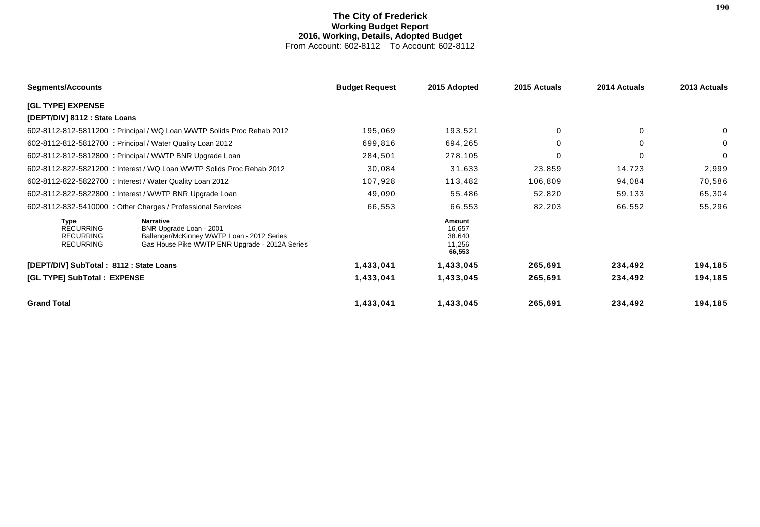# The City of Frederick
## Working Budget Report
## 2016, Working, Details, Adopted Budget
From Account: 602-8112 To Account: 602-8112

| Segments/Accounts | Budget Request | 2015 Adopted | 2015 Actuals | 2014 Actuals | 2013 Actuals |
|---|---|---|---|---|---|
| **[GL TYPE] EXPENSE** | | | | | |
| **[DEPT/DIV] 8112 : State Loans** | | | | | |
| 602-8112-812-5811200 : Principal / WQ Loan WWTP Solids Proc Rehab 2012 | 195,069 | 193,521 | 0 | 0 | 0 |
| 602-8112-812-5812700 : Principal / Water Quality Loan 2012 | 699,816 | 694,265 | 0 | 0 | 0 |
| 602-8112-812-5812800 : Principal / WWTP BNR Upgrade Loan | 284,501 | 278,105 | 0 | 0 | 0 |
| 602-8112-822-5821200 : Interest / WQ Loan WWTP Solids Proc Rehab 2012 | 30,084 | 31,633 | 23,859 | 14,723 | 2,999 |
| 602-8112-822-5822700 : Interest / Water Quality Loan 2012 | 107,928 | 113,482 | 106,809 | 94,084 | 70,586 |
| 602-8112-822-5822800 : Interest / WWTP BNR Upgrade Loan | 49,090 | 55,486 | 52,820 | 59,133 | 65,304 |
| 602-8112-832-5410000 : Other Charges / Professional Services | 66,553 | 66,553 | 82,203 | 66,552 | 55,296 |

| Type | Narrative | Amount |
|---|---|---|
| RECURRING | BNR Upgrade Loan - 2001 | 16,657 |
| RECURRING | Ballenger/McKinney WWTP Loan - 2012 Series | 38,640 |
| RECURRING | Gas House Pike WWTP ENR Upgrade - 2012A Series | 11,256 |
| | | **66,553** |

| | Budget Request | 2015 Adopted | 2015 Actuals | 2014 Actuals | 2013 Actuals |
|---|---|---|---|---|---|
| **[DEPT/DIV] SubTotal : 8112 : State Loans** | **1,433,041** | **1,433,045** | **265,691** | **234,492** | **194,185** |
| **[GL TYPE] SubTotal : EXPENSE** | **1,433,041** | **1,433,045** | **265,691** | **234,492** | **194,185** |
| **Grand Total** | **1,433,041** | **1,433,045** | **265,691** | **234,492** | **194,185** |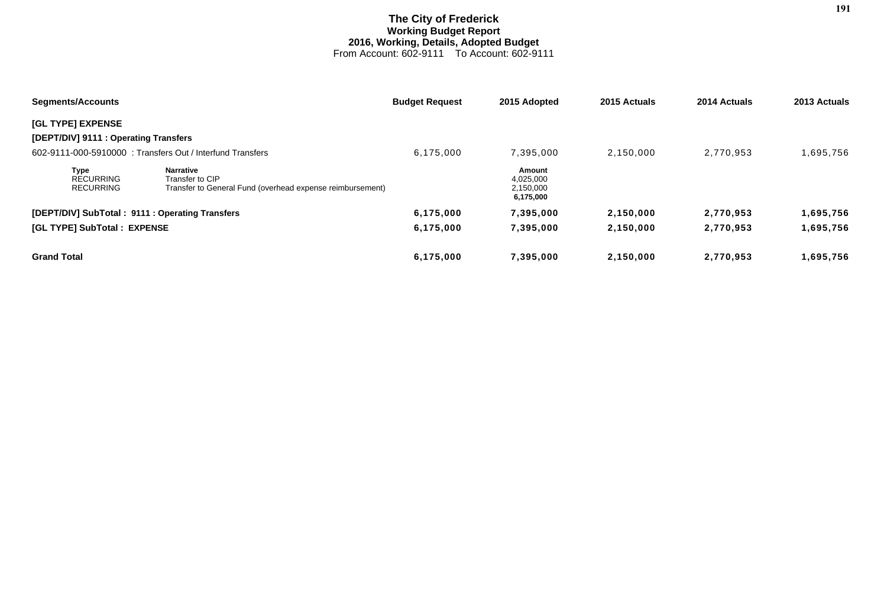# The City of Frederick
## Working Budget Report
### 2016, Working, Details, Adopted Budget
From Account: 602-9111 To Account: 602-9111

| Segments/Accounts | | Budget Request | 2015 Adopted | 2015 Actuals | 2014 Actuals | 2013 Actuals |
|---|---|---|---|---|---|---|
| **[GL TYPE] EXPENSE** | | | | | | |
| **[DEPT/DIV] 9111 : Operating Transfers** | | | | | | |
| 602-9111-000-5910000 : Transfers Out / Interfund Transfers | | 6,175,000 | 7,395,000 | 2,150,000 | 2,770,953 | 1,695,756 |
| **Type** | **Narrative** | | **Amount** | | | |
| RECURRING | Transfer to CIP | | 4,025,000 | | | |
| RECURRING | Transfer to General Fund (overhead expense reimbursement) | | 2,150,000 | | | |
| | | | **6,175,000** | | | |
| **[DEPT/DIV] SubTotal : 9111 : Operating Transfers** | | **6,175,000** | **7,395,000** | **2,150,000** | **2,770,953** | **1,695,756** |
| **[GL TYPE] SubTotal : EXPENSE** | | **6,175,000** | **7,395,000** | **2,150,000** | **2,770,953** | **1,695,756** |
| **Grand Total** | | **6,175,000** | **7,395,000** | **2,150,000** | **2,770,953** | **1,695,756** |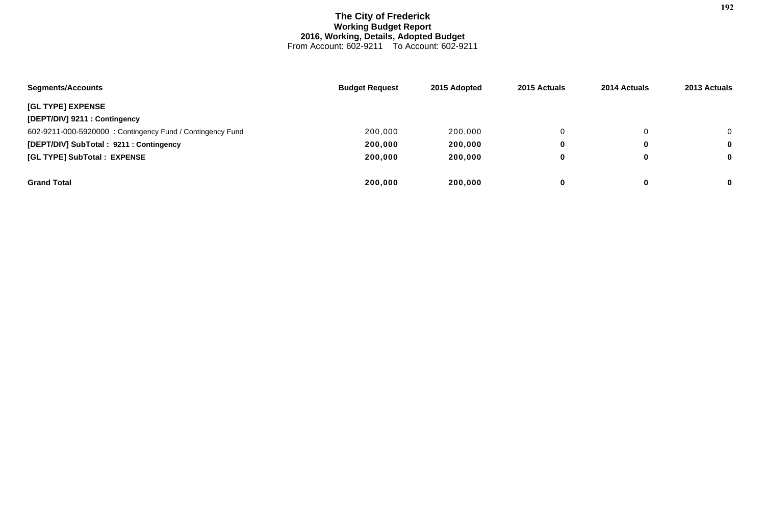# The City of Frederick

**Working Budget Report**

**2016, Working, Details, Adopted Budget**

From Account: 602-9211 To Account: 602-9211

| Segments/Accounts | Budget Request | 2015 Adopted | 2015 Actuals | 2014 Actuals | 2013 Actuals |
|---|---|---|---|---|---|
| **[GL TYPE] EXPENSE** | | | | | |
| **[DEPT/DIV] 9211 : Contingency** | | | | | |
| 602-9211-000-5920000 : Contingency Fund / Contingency Fund | 200,000 | 200,000 | 0 | 0 | 0 |
| **[DEPT/DIV] SubTotal : 9211 : Contingency** | **200,000** | **200,000** | **0** | **0** | **0** |
| **[GL TYPE] SubTotal : EXPENSE** | **200,000** | **200,000** | **0** | **0** | **0** |
| **Grand Total** | **200,000** | **200,000** | **0** | **0** | **0** |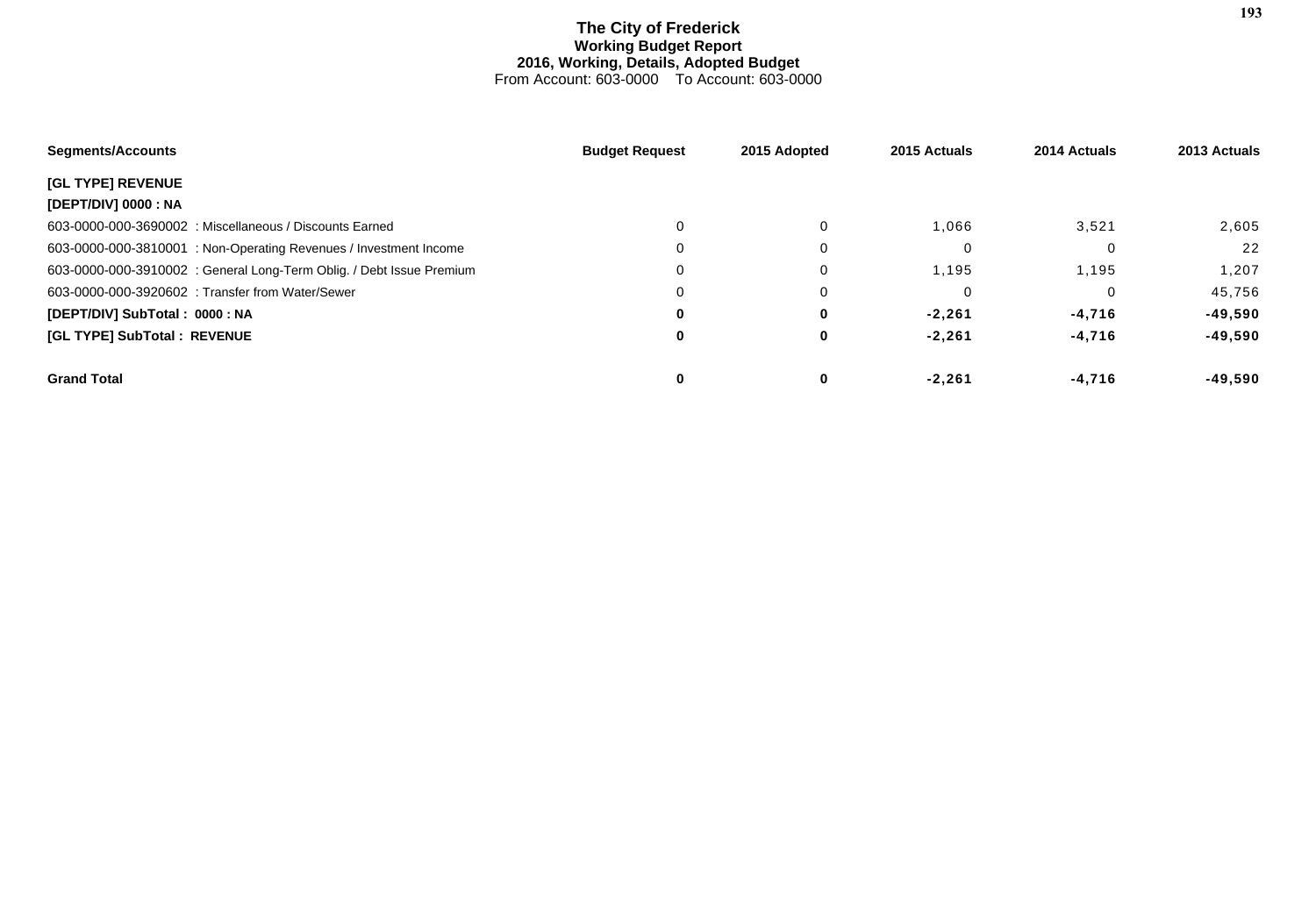# The City of Frederick
## Working Budget Report
### 2016, Working, Details, Adopted Budget
From Account: 603-0000 To Account: 603-0000

| Segments/Accounts | Budget Request | 2015 Adopted | 2015 Actuals | 2014 Actuals | 2013 Actuals |
|---|---|---|---|---|---|
| **[GL TYPE] REVENUE** | | | | | |
| **[DEPT/DIV] 0000 : NA** | | | | | |
| 603-0000-000-3690002 : Miscellaneous / Discounts Earned | 0 | 0 | 1,066 | 3,521 | 2,605 |
| 603-0000-000-3810001 : Non-Operating Revenues / Investment Income | 0 | 0 | 0 | 0 | 22 |
| 603-0000-000-3910002 : General Long-Term Oblig. / Debt Issue Premium | 0 | 0 | 1,195 | 1,195 | 1,207 |
| 603-0000-000-3920602 : Transfer from Water/Sewer | 0 | 0 | 0 | 0 | 45,756 |
| **[DEPT/DIV] SubTotal : 0000 : NA** | **0** | **0** | **-2,261** | **-4,716** | **-49,590** |
| **[GL TYPE] SubTotal : REVENUE** | **0** | **0** | **-2,261** | **-4,716** | **-49,590** |
| **Grand Total** | **0** | **0** | **-2,261** | **-4,716** | **-49,590** |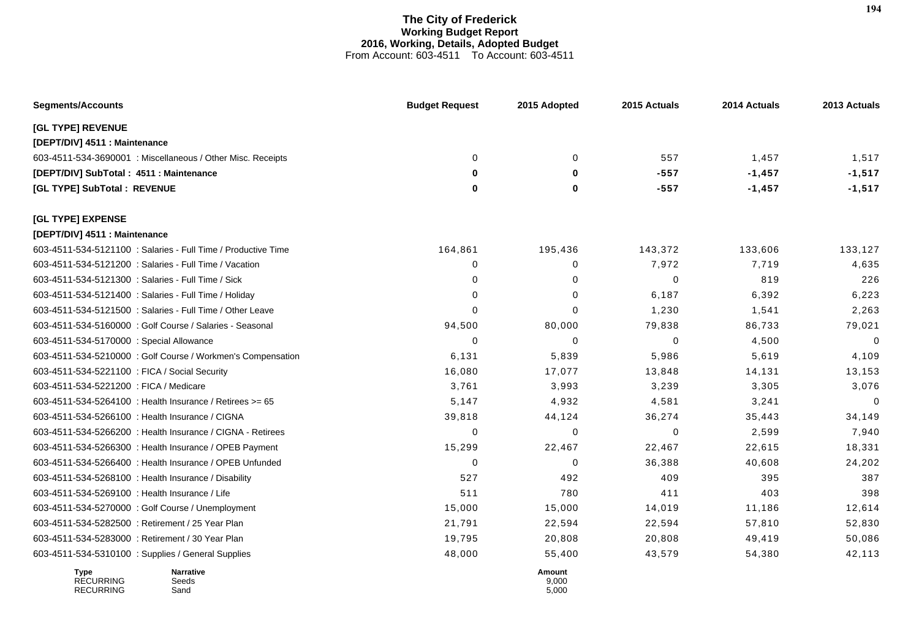# The City of Frederick
## Working Budget Report
### 2016, Working, Details, Adopted Budget
From Account: 603-4511 To Account: 603-4511

| Segments/Accounts | Budget Request | 2015 Adopted | 2015 Actuals | 2014 Actuals | 2013 Actuals |
|---|---|---|---|---|---|
| **[GL TYPE] REVENUE** | | | | | |
| **[DEPT/DIV] 4511 : Maintenance** | | | | | |
| 603-4511-534-3690001 : Miscellaneous / Other Misc. Receipts | 0 | 0 | 557 | 1,457 | 1,517 |
| **[DEPT/DIV] SubTotal : 4511 : Maintenance** | **0** | **0** | **-557** | **-1,457** | **-1,517** |
| **[GL TYPE] SubTotal : REVENUE** | **0** | **0** | **-557** | **-1,457** | **-1,517** |
| **[GL TYPE] EXPENSE** | | | | | |
| **[DEPT/DIV] 4511 : Maintenance** | | | | | |
| 603-4511-534-5121100 : Salaries - Full Time / Productive Time | 164,861 | 195,436 | 143,372 | 133,606 | 133,127 |
| 603-4511-534-5121200 : Salaries - Full Time / Vacation | 0 | 0 | 7,972 | 7,719 | 4,635 |
| 603-4511-534-5121300 : Salaries - Full Time / Sick | 0 | 0 | 0 | 819 | 226 |
| 603-4511-534-5121400 : Salaries - Full Time / Holiday | 0 | 0 | 6,187 | 6,392 | 6,223 |
| 603-4511-534-5121500 : Salaries - Full Time / Other Leave | 0 | 0 | 1,230 | 1,541 | 2,263 |
| 603-4511-534-5160000 : Golf Course / Salaries - Seasonal | 94,500 | 80,000 | 79,838 | 86,733 | 79,021 |
| 603-4511-534-5170000 : Special Allowance | 0 | 0 | 0 | 4,500 | 0 |
| 603-4511-534-5210000 : Golf Course / Workmen's Compensation | 6,131 | 5,839 | 5,986 | 5,619 | 4,109 |
| 603-4511-534-5221100 : FICA / Social Security | 16,080 | 17,077 | 13,848 | 14,131 | 13,153 |
| 603-4511-534-5221200 : FICA / Medicare | 3,761 | 3,993 | 3,239 | 3,305 | 3,076 |
| 603-4511-534-5264100 : Health Insurance / Retirees >= 65 | 5,147 | 4,932 | 4,581 | 3,241 | 0 |
| 603-4511-534-5266100 : Health Insurance / CIGNA | 39,818 | 44,124 | 36,274 | 35,443 | 34,149 |
| 603-4511-534-5266200 : Health Insurance / CIGNA - Retirees | 0 | 0 | 0 | 2,599 | 7,940 |
| 603-4511-534-5266300 : Health Insurance / OPEB Payment | 15,299 | 22,467 | 22,467 | 22,615 | 18,331 |
| 603-4511-534-5266400 : Health Insurance / OPEB Unfunded | 0 | 0 | 36,388 | 40,608 | 24,202 |
| 603-4511-534-5268100 : Health Insurance / Disability | 527 | 492 | 409 | 395 | 387 |
| 603-4511-534-5269100 : Health Insurance / Life | 511 | 780 | 411 | 403 | 398 |
| 603-4511-534-5270000 : Golf Course / Unemployment | 15,000 | 15,000 | 14,019 | 11,186 | 12,614 |
| 603-4511-534-5282500 : Retirement / 25 Year Plan | 21,791 | 22,594 | 22,594 | 57,810 | 52,830 |
| 603-4511-534-5283000 : Retirement / 30 Year Plan | 19,795 | 20,808 | 20,808 | 49,419 | 50,086 |
| 603-4511-534-5310100 : Supplies / General Supplies | 48,000 | 55,400 | 43,579 | 54,380 | 42,113 |

| Type | Narrative | Amount |
|---|---|---|
| RECURRING | Seeds | 9,000 |
| RECURRING | Sand | 5,000 |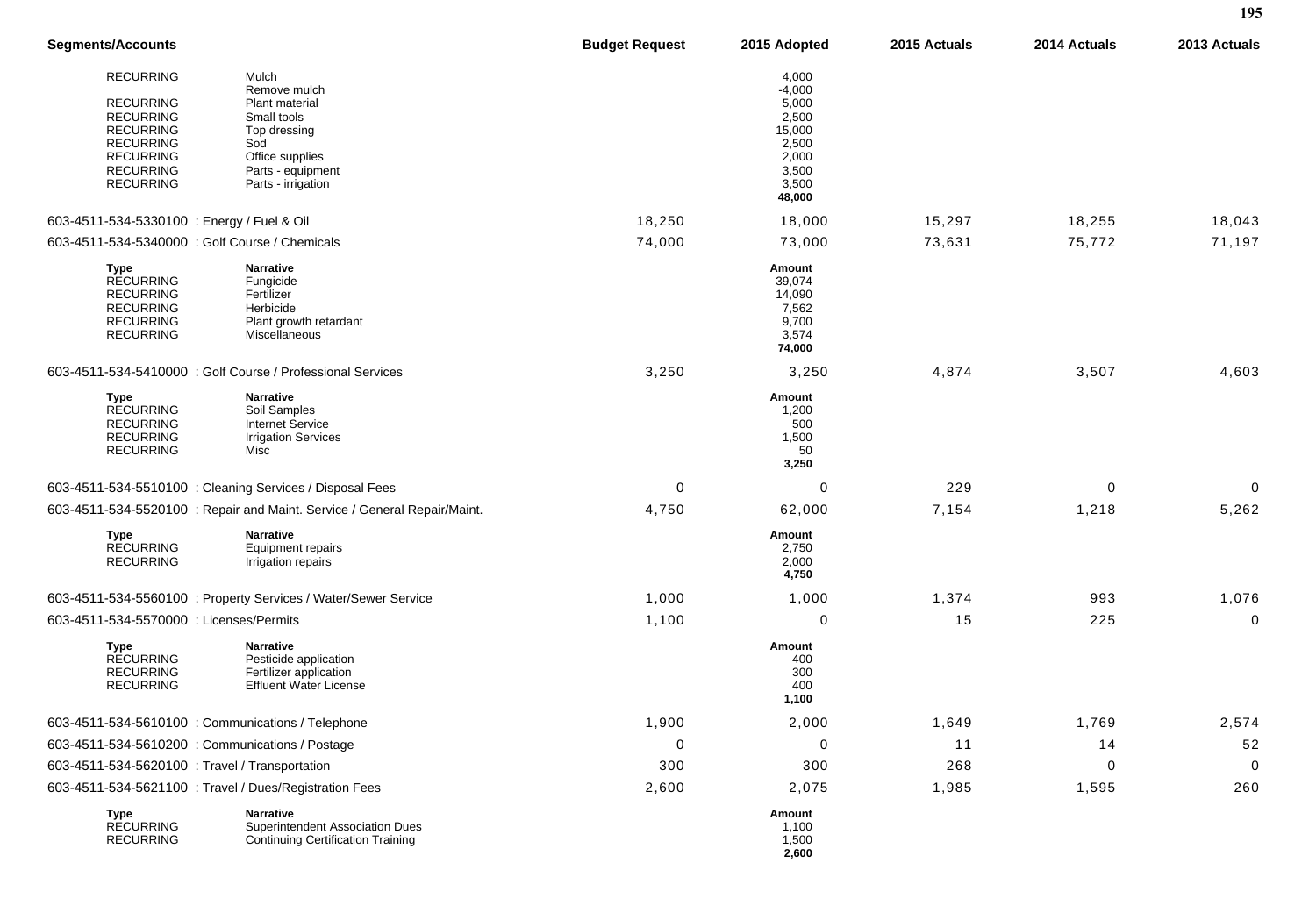| Segments/Accounts | | Budget Request | 2015 Adopted | 2015 Actuals | 2014 Actuals | 2013 Actuals |
|---|---|---|---|---|---|---|
| RECURRING | Mulch | | 4,000 | | | |
| | Remove mulch | | -4,000 | | | |
| RECURRING | Plant material | | 5,000 | | | |
| RECURRING | Small tools | | 2,500 | | | |
| RECURRING | Top dressing | | 15,000 | | | |
| RECURRING | Sod | | 2,500 | | | |
| RECURRING | Office supplies | | 2,000 | | | |
| RECURRING | Parts - equipment | | 3,500 | | | |
| RECURRING | Parts - irrigation | | 3,500 | | | |
| | | | **48,000** | | | |
| 603-4511-534-5330100 : Energy / Fuel & Oil | | 18,250 | 18,000 | 15,297 | 18,255 | 18,043 |
| 603-4511-534-5340000 : Golf Course / Chemicals | | 74,000 | 73,000 | 73,631 | 75,772 | 71,197 |
| **Type** | **Narrative** | | **Amount** | | | |
| RECURRING | Fungicide | | 39,074 | | | |
| RECURRING | Fertilizer | | 14,090 | | | |
| RECURRING | Herbicide | | 7,562 | | | |
| RECURRING | Plant growth retardant | | 9,700 | | | |
| RECURRING | Miscellaneous | | 3,574 | | | |
| | | | **74,000** | | | |
| 603-4511-534-5410000 : Golf Course / Professional Services | | 3,250 | 3,250 | 4,874 | 3,507 | 4,603 |
| **Type** | **Narrative** | | **Amount** | | | |
| RECURRING | Soil Samples | | 1,200 | | | |
| RECURRING | Internet Service | | 500 | | | |
| RECURRING | Irrigation Services | | 1,500 | | | |
| RECURRING | Misc | | 50 | | | |
| | | | **3,250** | | | |
| 603-4511-534-5510100 : Cleaning Services / Disposal Fees | | 0 | 0 | 229 | 0 | 0 |
| 603-4511-534-5520100 : Repair and Maint. Service / General Repair/Maint. | | 4,750 | 62,000 | 7,154 | 1,218 | 5,262 |
| **Type** | **Narrative** | | **Amount** | | | |
| RECURRING | Equipment repairs | | 2,750 | | | |
| RECURRING | Irrigation repairs | | 2,000 | | | |
| | | | **4,750** | | | |
| 603-4511-534-5560100 : Property Services / Water/Sewer Service | | 1,000 | 1,000 | 1,374 | 993 | 1,076 |
| 603-4511-534-5570000 : Licenses/Permits | | 1,100 | 0 | 15 | 225 | 0 |
| **Type** | **Narrative** | | **Amount** | | | |
| RECURRING | Pesticide application | | 400 | | | |
| RECURRING | Fertilizer application | | 300 | | | |
| RECURRING | Effluent Water License | | 400 | | | |
| | | | **1,100** | | | |
| 603-4511-534-5610100 : Communications / Telephone | | 1,900 | 2,000 | 1,649 | 1,769 | 2,574 |
| 603-4511-534-5610200 : Communications / Postage | | 0 | 0 | 11 | 14 | 52 |
| 603-4511-534-5620100 : Travel / Transportation | | 300 | 300 | 268 | 0 | 0 |
| 603-4511-534-5621100 : Travel / Dues/Registration Fees | | 2,600 | 2,075 | 1,985 | 1,595 | 260 |
| **Type** | **Narrative** | | **Amount** | | | |
| RECURRING | Superintendent Association Dues | | 1,100 | | | |
| RECURRING | Continuing Certification Training | | 1,500 | | | |
| | | | **2,600** | | | |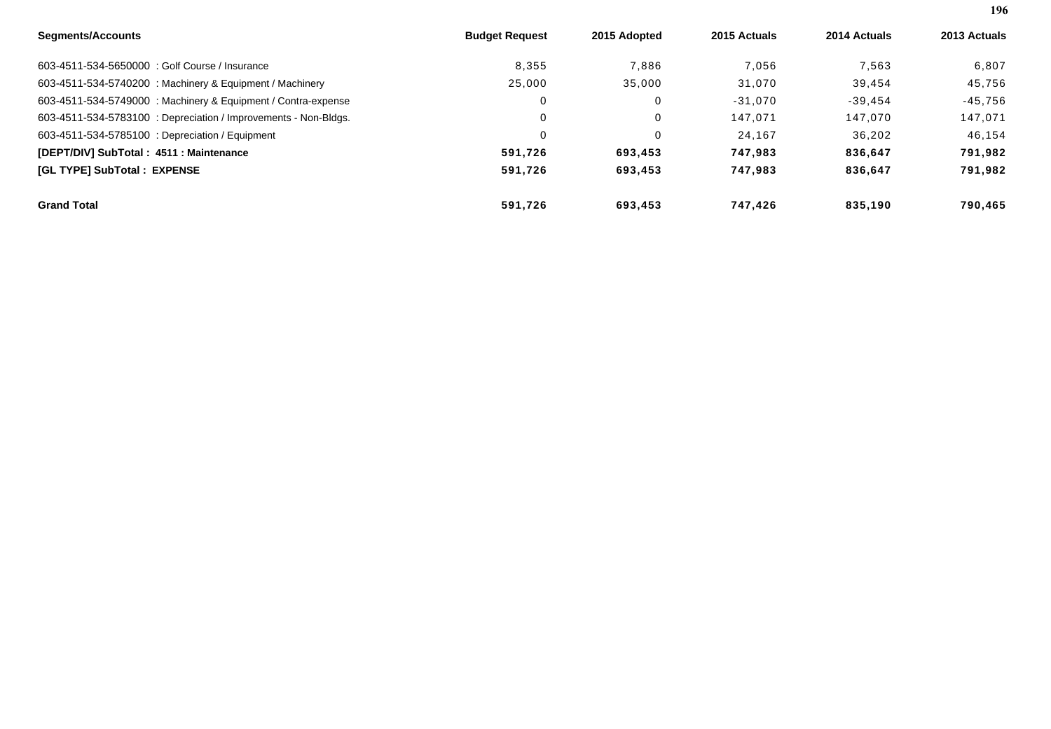| Segments/Accounts | Budget Request | 2015 Adopted | 2015 Actuals | 2014 Actuals | 2013 Actuals |
|---|---|---|---|---|---|
| 603-4511-534-5650000 : Golf Course / Insurance | 8,355 | 7,886 | 7,056 | 7,563 | 6,807 |
| 603-4511-534-5740200 : Machinery & Equipment / Machinery | 25,000 | 35,000 | 31,070 | 39,454 | 45,756 |
| 603-4511-534-5749000 : Machinery & Equipment / Contra-expense | 0 | 0 | -31,070 | -39,454 | -45,756 |
| 603-4511-534-5783100 : Depreciation / Improvements - Non-Bldgs. | 0 | 0 | 147,071 | 147,070 | 147,071 |
| 603-4511-534-5785100 : Depreciation / Equipment | 0 | 0 | 24,167 | 36,202 | 46,154 |
| **[DEPT/DIV] SubTotal : 4511 : Maintenance** | **591,726** | **693,453** | **747,983** | **836,647** | **791,982** |
| **[GL TYPE] SubTotal : EXPENSE** | **591,726** | **693,453** | **747,983** | **836,647** | **791,982** |
| **Grand Total** | **591,726** | **693,453** | **747,426** | **835,190** | **790,465** |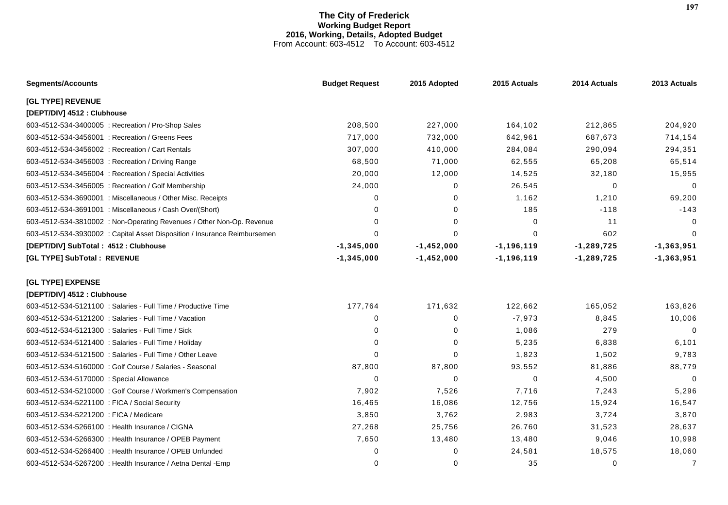# The City of Frederick
## Working Budget Report
### 2016, Working, Details, Adopted Budget
From Account: 603-4512 To Account: 603-4512

| Segments/Accounts | Budget Request | 2015 Adopted | 2015 Actuals | 2014 Actuals | 2013 Actuals |
|---|---|---|---|---|---|
| **[GL TYPE] REVENUE** | | | | | |
| **[DEPT/DIV] 4512 : Clubhouse** | | | | | |
| 603-4512-534-3400005 : Recreation / Pro-Shop Sales | 208,500 | 227,000 | 164,102 | 212,865 | 204,920 |
| 603-4512-534-3456001 : Recreation / Greens Fees | 717,000 | 732,000 | 642,961 | 687,673 | 714,154 |
| 603-4512-534-3456002 : Recreation / Cart Rentals | 307,000 | 410,000 | 284,084 | 290,094 | 294,351 |
| 603-4512-534-3456003 : Recreation / Driving Range | 68,500 | 71,000 | 62,555 | 65,208 | 65,514 |
| 603-4512-534-3456004 : Recreation / Special Activities | 20,000 | 12,000 | 14,525 | 32,180 | 15,955 |
| 603-4512-534-3456005 : Recreation / Golf Membership | 24,000 | 0 | 26,545 | 0 | 0 |
| 603-4512-534-3690001 : Miscellaneous / Other Misc. Receipts | 0 | 0 | 1,162 | 1,210 | 69,200 |
| 603-4512-534-3691001 : Miscellaneous / Cash Over/(Short) | 0 | 0 | 185 | -118 | -143 |
| 603-4512-534-3810002 : Non-Operating Revenues / Other Non-Op. Revenue | 0 | 0 | 0 | 11 | 0 |
| 603-4512-534-3930002 : Capital Asset Disposition / Insurance Reimbursemen | 0 | 0 | 0 | 602 | 0 |
| **[DEPT/DIV] SubTotal : 4512 : Clubhouse** | **-1,345,000** | **-1,452,000** | **-1,196,119** | **-1,289,725** | **-1,363,951** |
| **[GL TYPE] SubTotal : REVENUE** | **-1,345,000** | **-1,452,000** | **-1,196,119** | **-1,289,725** | **-1,363,951** |
| **[GL TYPE] EXPENSE** | | | | | |
| **[DEPT/DIV] 4512 : Clubhouse** | | | | | |
| 603-4512-534-5121100 : Salaries - Full Time / Productive Time | 177,764 | 171,632 | 122,662 | 165,052 | 163,826 |
| 603-4512-534-5121200 : Salaries - Full Time / Vacation | 0 | 0 | -7,973 | 8,845 | 10,006 |
| 603-4512-534-5121300 : Salaries - Full Time / Sick | 0 | 0 | 1,086 | 279 | 0 |
| 603-4512-534-5121400 : Salaries - Full Time / Holiday | 0 | 0 | 5,235 | 6,838 | 6,101 |
| 603-4512-534-5121500 : Salaries - Full Time / Other Leave | 0 | 0 | 1,823 | 1,502 | 9,783 |
| 603-4512-534-5160000 : Golf Course / Salaries - Seasonal | 87,800 | 87,800 | 93,552 | 81,886 | 88,779 |
| 603-4512-534-5170000 : Special Allowance | 0 | 0 | 0 | 4,500 | 0 |
| 603-4512-534-5210000 : Golf Course / Workmen's Compensation | 7,902 | 7,526 | 7,716 | 7,243 | 5,296 |
| 603-4512-534-5221100 : FICA / Social Security | 16,465 | 16,086 | 12,756 | 15,924 | 16,547 |
| 603-4512-534-5221200 : FICA / Medicare | 3,850 | 3,762 | 2,983 | 3,724 | 3,870 |
| 603-4512-534-5266100 : Health Insurance / CIGNA | 27,268 | 25,756 | 26,760 | 31,523 | 28,637 |
| 603-4512-534-5266300 : Health Insurance / OPEB Payment | 7,650 | 13,480 | 13,480 | 9,046 | 10,998 |
| 603-4512-534-5266400 : Health Insurance / OPEB Unfunded | 0 | 0 | 24,581 | 18,575 | 18,060 |
| 603-4512-534-5267200 : Health Insurance / Aetna Dental -Emp | 0 | 0 | 35 | 0 | 7 |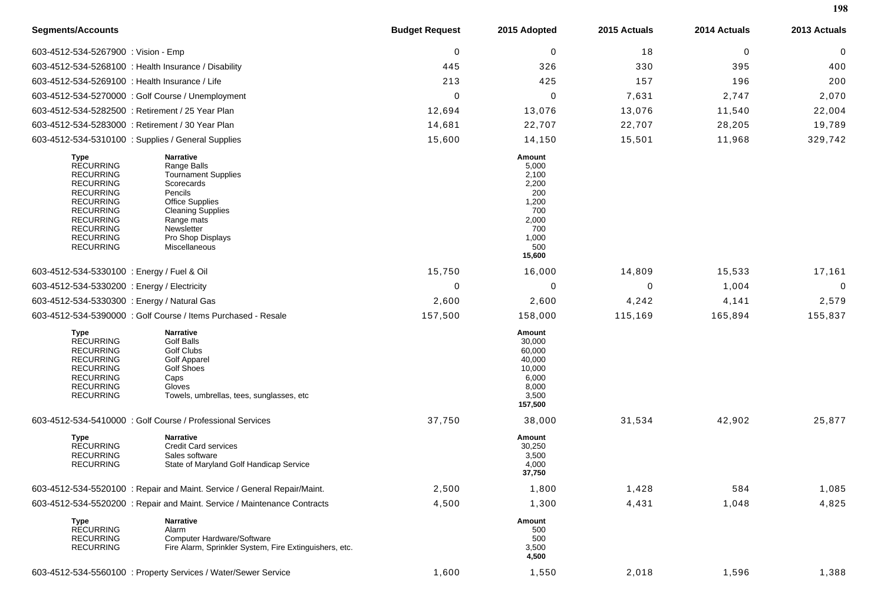| Segments/Accounts | Budget Request | 2015 Adopted | 2015 Actuals | 2014 Actuals | 2013 Actuals |
|---|---|---|---|---|---|
| 603-4512-534-5267900 : Vision - Emp | 0 | 0 | 18 | 0 | 0 |
| 603-4512-534-5268100 : Health Insurance / Disability | 445 | 326 | 330 | 395 | 400 |
| 603-4512-534-5269100 : Health Insurance / Life | 213 | 425 | 157 | 196 | 200 |
| 603-4512-534-5270000 : Golf Course / Unemployment | 0 | 0 | 7,631 | 2,747 | 2,070 |
| 603-4512-534-5282500 : Retirement / 25 Year Plan | 12,694 | 13,076 | 13,076 | 11,540 | 22,004 |
| 603-4512-534-5283000 : Retirement / 30 Year Plan | 14,681 | 22,707 | 22,707 | 28,205 | 19,789 |
| 603-4512-534-5310100 : Supplies / General Supplies | 15,600 | 14,150 | 15,501 | 11,968 | 329,742 |

| Type | Narrative | Amount |
|---|---|---|
| RECURRING | Range Balls | 5,000 |
| RECURRING | Tournament Supplies | 2,100 |
| RECURRING | Scorecards | 2,200 |
| RECURRING | Pencils | 200 |
| RECURRING | Office Supplies | 1,200 |
| RECURRING | Cleaning Supplies | 700 |
| RECURRING | Range mats | 2,000 |
| RECURRING | Newsletter | 700 |
| RECURRING | Pro Shop Displays | 1,000 |
| RECURRING | Miscellaneous | 500 |
| | | **15,600** |

| Segments/Accounts | Budget Request | 2015 Adopted | 2015 Actuals | 2014 Actuals | 2013 Actuals |
|---|---|---|---|---|---|
| 603-4512-534-5330100 : Energy / Fuel & Oil | 15,750 | 16,000 | 14,809 | 15,533 | 17,161 |
| 603-4512-534-5330200 : Energy / Electricity | 0 | 0 | 0 | 1,004 | 0 |
| 603-4512-534-5330300 : Energy / Natural Gas | 2,600 | 2,600 | 4,242 | 4,141 | 2,579 |
| 603-4512-534-5390000 : Golf Course / Items Purchased - Resale | 157,500 | 158,000 | 115,169 | 165,894 | 155,837 |

| Type | Narrative | Amount |
|---|---|---|
| RECURRING | Golf Balls | 30,000 |
| RECURRING | Golf Clubs | 60,000 |
| RECURRING | Golf Apparel | 40,000 |
| RECURRING | Golf Shoes | 10,000 |
| RECURRING | Caps | 6,000 |
| RECURRING | Gloves | 8,000 |
| RECURRING | Towels, umbrellas, tees, sunglasses, etc | 3,500 |
| | | **157,500** |

| Segments/Accounts | Budget Request | 2015 Adopted | 2015 Actuals | 2014 Actuals | 2013 Actuals |
|---|---|---|---|---|---|
| 603-4512-534-5410000 : Golf Course / Professional Services | 37,750 | 38,000 | 31,534 | 42,902 | 25,877 |

| Type | Narrative | Amount |
|---|---|---|
| RECURRING | Credit Card services | 30,250 |
| RECURRING | Sales software | 3,500 |
| RECURRING | State of Maryland Golf Handicap Service | 4,000 |
| | | **37,750** |

| Segments/Accounts | Budget Request | 2015 Adopted | 2015 Actuals | 2014 Actuals | 2013 Actuals |
|---|---|---|---|---|---|
| 603-4512-534-5520100 : Repair and Maint. Service / General Repair/Maint. | 2,500 | 1,800 | 1,428 | 584 | 1,085 |
| 603-4512-534-5520200 : Repair and Maint. Service / Maintenance Contracts | 4,500 | 1,300 | 4,431 | 1,048 | 4,825 |

| Type | Narrative | Amount |
|---|---|---|
| RECURRING | Alarm | 500 |
| RECURRING | Computer Hardware/Software | 500 |
| RECURRING | Fire Alarm, Sprinkler System, Fire Extinguishers, etc. | 3,500 |
| | | **4,500** |

| Segments/Accounts | Budget Request | 2015 Adopted | 2015 Actuals | 2014 Actuals | 2013 Actuals |
|---|---|---|---|---|---|
| 603-4512-534-5560100 : Property Services / Water/Sewer Service | 1,600 | 1,550 | 2,018 | 1,596 | 1,388 |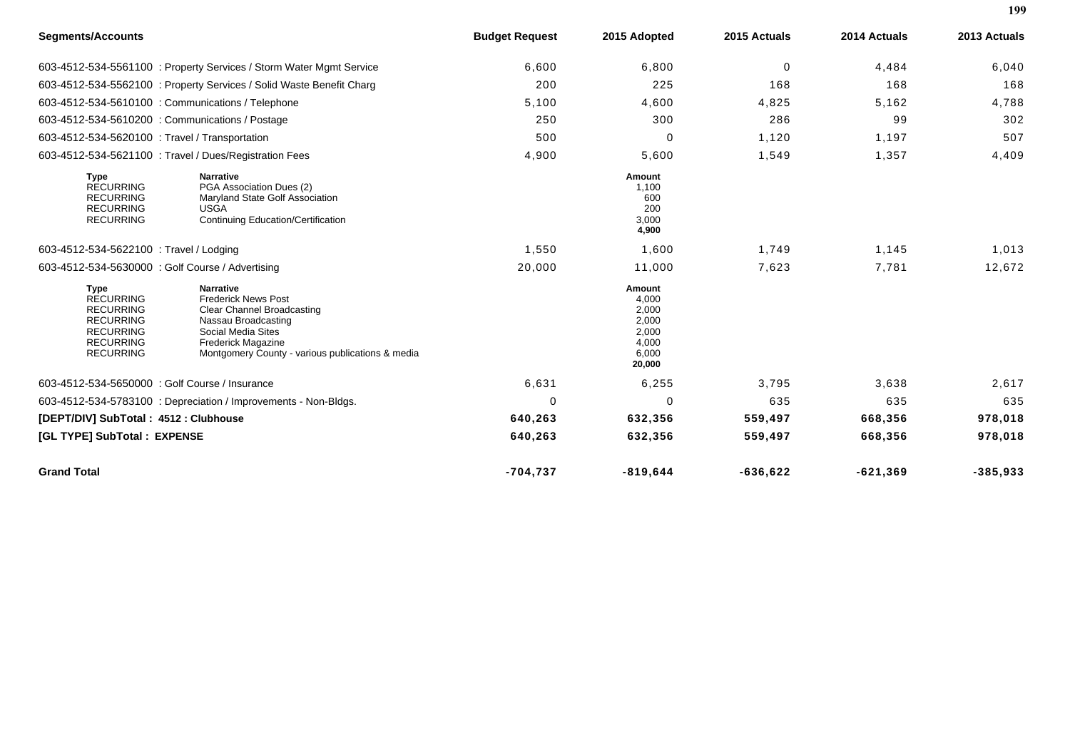| Segments/Accounts | Budget Request | 2015 Adopted | 2015 Actuals | 2014 Actuals | 2013 Actuals |
|---|---|---|---|---|---|
| 603-4512-534-5561100 : Property Services / Storm Water Mgmt Service | 6,600 | 6,800 | 0 | 4,484 | 6,040 |
| 603-4512-534-5562100 : Property Services / Solid Waste Benefit Charg | 200 | 225 | 168 | 168 | 168 |
| 603-4512-534-5610100 : Communications / Telephone | 5,100 | 4,600 | 4,825 | 5,162 | 4,788 |
| 603-4512-534-5610200 : Communications / Postage | 250 | 300 | 286 | 99 | 302 |
| 603-4512-534-5620100 : Travel / Transportation | 500 | 0 | 1,120 | 1,197 | 507 |
| 603-4512-534-5621100 : Travel / Dues/Registration Fees | 4,900 | 5,600 | 1,549 | 1,357 | 4,409 |

| Type | Narrative | Amount |
|---|---|---|
| RECURRING | PGA Association Dues (2) | 1,100 |
| RECURRING | Maryland State Golf Association | 600 |
| RECURRING | USGA | 200 |
| RECURRING | Continuing Education/Certification | 3,000 |
| | | **4,900** |

| Segments/Accounts | Budget Request | 2015 Adopted | 2015 Actuals | 2014 Actuals | 2013 Actuals |
|---|---|---|---|---|---|
| 603-4512-534-5622100 : Travel / Lodging | 1,550 | 1,600 | 1,749 | 1,145 | 1,013 |
| 603-4512-534-5630000 : Golf Course / Advertising | 20,000 | 11,000 | 7,623 | 7,781 | 12,672 |

| Type | Narrative | Amount |
|---|---|---|
| RECURRING | Frederick News Post | 4,000 |
| RECURRING | Clear Channel Broadcasting | 2,000 |
| RECURRING | Nassau Broadcasting | 2,000 |
| RECURRING | Social Media Sites | 2,000 |
| RECURRING | Frederick Magazine | 4,000 |
| RECURRING | Montgomery County - various publications & media | 6,000 |
| | | **20,000** |

| Segments/Accounts | Budget Request | 2015 Adopted | 2015 Actuals | 2014 Actuals | 2013 Actuals |
|---|---|---|---|---|---|
| 603-4512-534-5650000 : Golf Course / Insurance | 6,631 | 6,255 | 3,795 | 3,638 | 2,617 |
| 603-4512-534-5783100 : Depreciation / Improvements - Non-Bldgs. | 0 | 0 | 635 | 635 | 635 |
| **[DEPT/DIV] SubTotal : 4512 : Clubhouse** | **640,263** | **632,356** | **559,497** | **668,356** | **978,018** |
| **[GL TYPE] SubTotal : EXPENSE** | **640,263** | **632,356** | **559,497** | **668,356** | **978,018** |
| **Grand Total** | **-704,737** | **-819,644** | **-636,622** | **-621,369** | **-385,933** |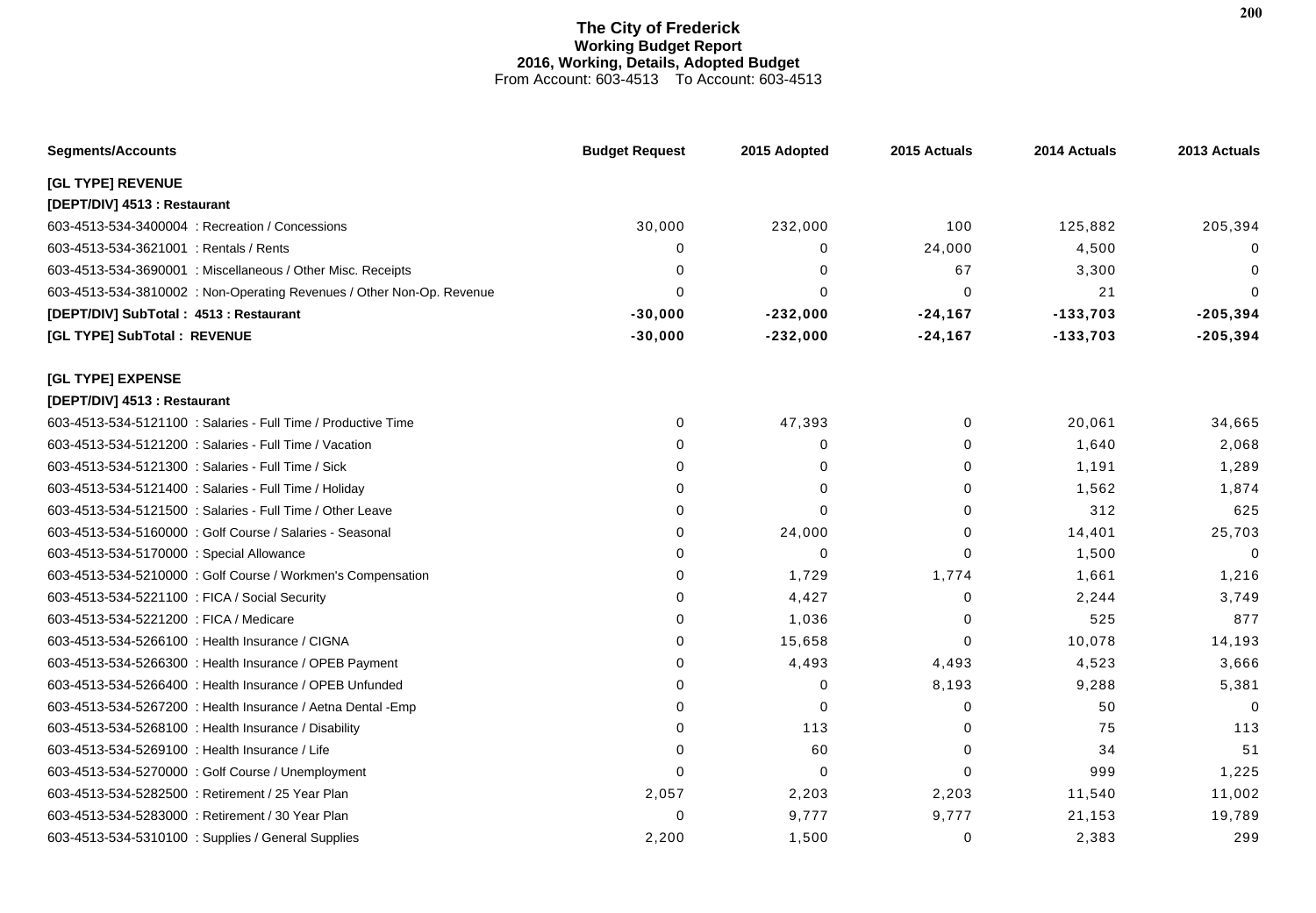# The City of Frederick
## Working Budget Report
### 2016, Working, Details, Adopted Budget
From Account: 603-4513 To Account: 603-4513

| Segments/Accounts | Budget Request | 2015 Adopted | 2015 Actuals | 2014 Actuals | 2013 Actuals |
|---|---|---|---|---|---|
| **[GL TYPE] REVENUE** | | | | | |
| **[DEPT/DIV] 4513 : Restaurant** | | | | | |
| 603-4513-534-3400004 : Recreation / Concessions | 30,000 | 232,000 | 100 | 125,882 | 205,394 |
| 603-4513-534-3621001 : Rentals / Rents | 0 | 0 | 24,000 | 4,500 | 0 |
| 603-4513-534-3690001 : Miscellaneous / Other Misc. Receipts | 0 | 0 | 67 | 3,300 | 0 |
| 603-4513-534-3810002 : Non-Operating Revenues / Other Non-Op. Revenue | 0 | 0 | 0 | 21 | 0 |
| **[DEPT/DIV] SubTotal : 4513 : Restaurant** | **-30,000** | **-232,000** | **-24,167** | **-133,703** | **-205,394** |
| **[GL TYPE] SubTotal : REVENUE** | **-30,000** | **-232,000** | **-24,167** | **-133,703** | **-205,394** |
| **[GL TYPE] EXPENSE** | | | | | |
| **[DEPT/DIV] 4513 : Restaurant** | | | | | |
| 603-4513-534-5121100 : Salaries - Full Time / Productive Time | 0 | 47,393 | 0 | 20,061 | 34,665 |
| 603-4513-534-5121200 : Salaries - Full Time / Vacation | 0 | 0 | 0 | 1,640 | 2,068 |
| 603-4513-534-5121300 : Salaries - Full Time / Sick | 0 | 0 | 0 | 1,191 | 1,289 |
| 603-4513-534-5121400 : Salaries - Full Time / Holiday | 0 | 0 | 0 | 1,562 | 1,874 |
| 603-4513-534-5121500 : Salaries - Full Time / Other Leave | 0 | 0 | 0 | 312 | 625 |
| 603-4513-534-5160000 : Golf Course / Salaries - Seasonal | 0 | 24,000 | 0 | 14,401 | 25,703 |
| 603-4513-534-5170000 : Special Allowance | 0 | 0 | 0 | 1,500 | 0 |
| 603-4513-534-5210000 : Golf Course / Workmen's Compensation | 0 | 1,729 | 1,774 | 1,661 | 1,216 |
| 603-4513-534-5221100 : FICA / Social Security | 0 | 4,427 | 0 | 2,244 | 3,749 |
| 603-4513-534-5221200 : FICA / Medicare | 0 | 1,036 | 0 | 525 | 877 |
| 603-4513-534-5266100 : Health Insurance / CIGNA | 0 | 15,658 | 0 | 10,078 | 14,193 |
| 603-4513-534-5266300 : Health Insurance / OPEB Payment | 0 | 4,493 | 4,493 | 4,523 | 3,666 |
| 603-4513-534-5266400 : Health Insurance / OPEB Unfunded | 0 | 0 | 8,193 | 9,288 | 5,381 |
| 603-4513-534-5267200 : Health Insurance / Aetna Dental -Emp | 0 | 0 | 0 | 50 | 0 |
| 603-4513-534-5268100 : Health Insurance / Disability | 0 | 113 | 0 | 75 | 113 |
| 603-4513-534-5269100 : Health Insurance / Life | 0 | 60 | 0 | 34 | 51 |
| 603-4513-534-5270000 : Golf Course / Unemployment | 0 | 0 | 0 | 999 | 1,225 |
| 603-4513-534-5282500 : Retirement / 25 Year Plan | 2,057 | 2,203 | 2,203 | 11,540 | 11,002 |
| 603-4513-534-5283000 : Retirement / 30 Year Plan | 0 | 9,777 | 9,777 | 21,153 | 19,789 |
| 603-4513-534-5310100 : Supplies / General Supplies | 2,200 | 1,500 | 0 | 2,383 | 299 |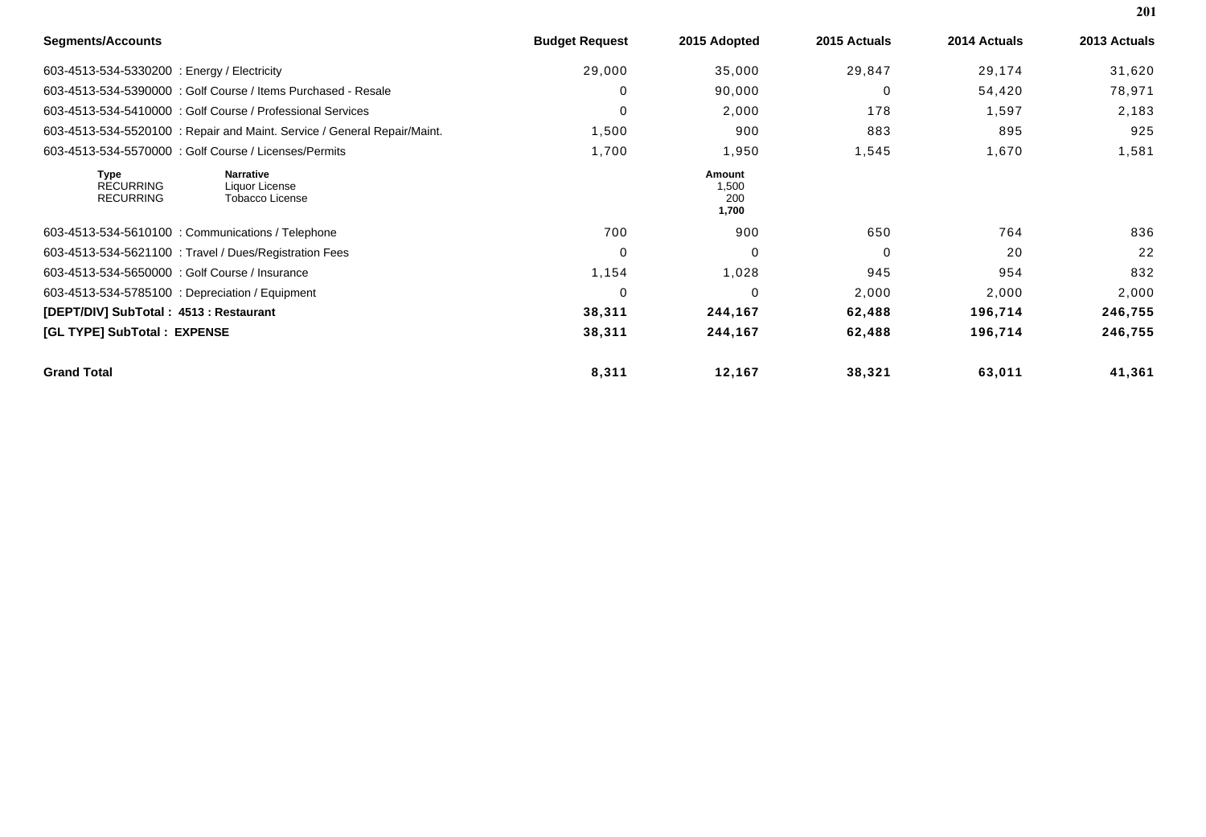| Segments/Accounts | Budget Request | 2015 Adopted | 2015 Actuals | 2014 Actuals | 2013 Actuals |
|---|---|---|---|---|---|
| 603-4513-534-5330200 : Energy / Electricity | 29,000 | 35,000 | 29,847 | 29,174 | 31,620 |
| 603-4513-534-5390000 : Golf Course / Items Purchased - Resale | 0 | 90,000 | 0 | 54,420 | 78,971 |
| 603-4513-534-5410000 : Golf Course / Professional Services | 0 | 2,000 | 178 | 1,597 | 2,183 |
| 603-4513-534-5520100 : Repair and Maint. Service / General Repair/Maint. | 1,500 | 900 | 883 | 895 | 925 |
| 603-4513-534-5570000 : Golf Course / Licenses/Permits | 1,700 | 1,950 | 1,545 | 1,670 | 1,581 |

| Type | Narrative | Amount |
|---|---|---|
| RECURRING | Liquor License | 1,500 |
| RECURRING | Tobacco License | 200 |
| | | **1,700** |

| Segments/Accounts | Budget Request | 2015 Adopted | 2015 Actuals | 2014 Actuals | 2013 Actuals |
|---|---|---|---|---|---|
| 603-4513-534-5610100 : Communications / Telephone | 700 | 900 | 650 | 764 | 836 |
| 603-4513-534-5621100 : Travel / Dues/Registration Fees | 0 | 0 | 0 | 20 | 22 |
| 603-4513-534-5650000 : Golf Course / Insurance | 1,154 | 1,028 | 945 | 954 | 832 |
| 603-4513-534-5785100 : Depreciation / Equipment | 0 | 0 | 2,000 | 2,000 | 2,000 |
| **[DEPT/DIV] SubTotal : 4513 : Restaurant** | **38,311** | **244,167** | **62,488** | **196,714** | **246,755** |
| **[GL TYPE] SubTotal : EXPENSE** | **38,311** | **244,167** | **62,488** | **196,714** | **246,755** |
| **Grand Total** | **8,311** | **12,167** | **38,321** | **63,011** | **41,361** |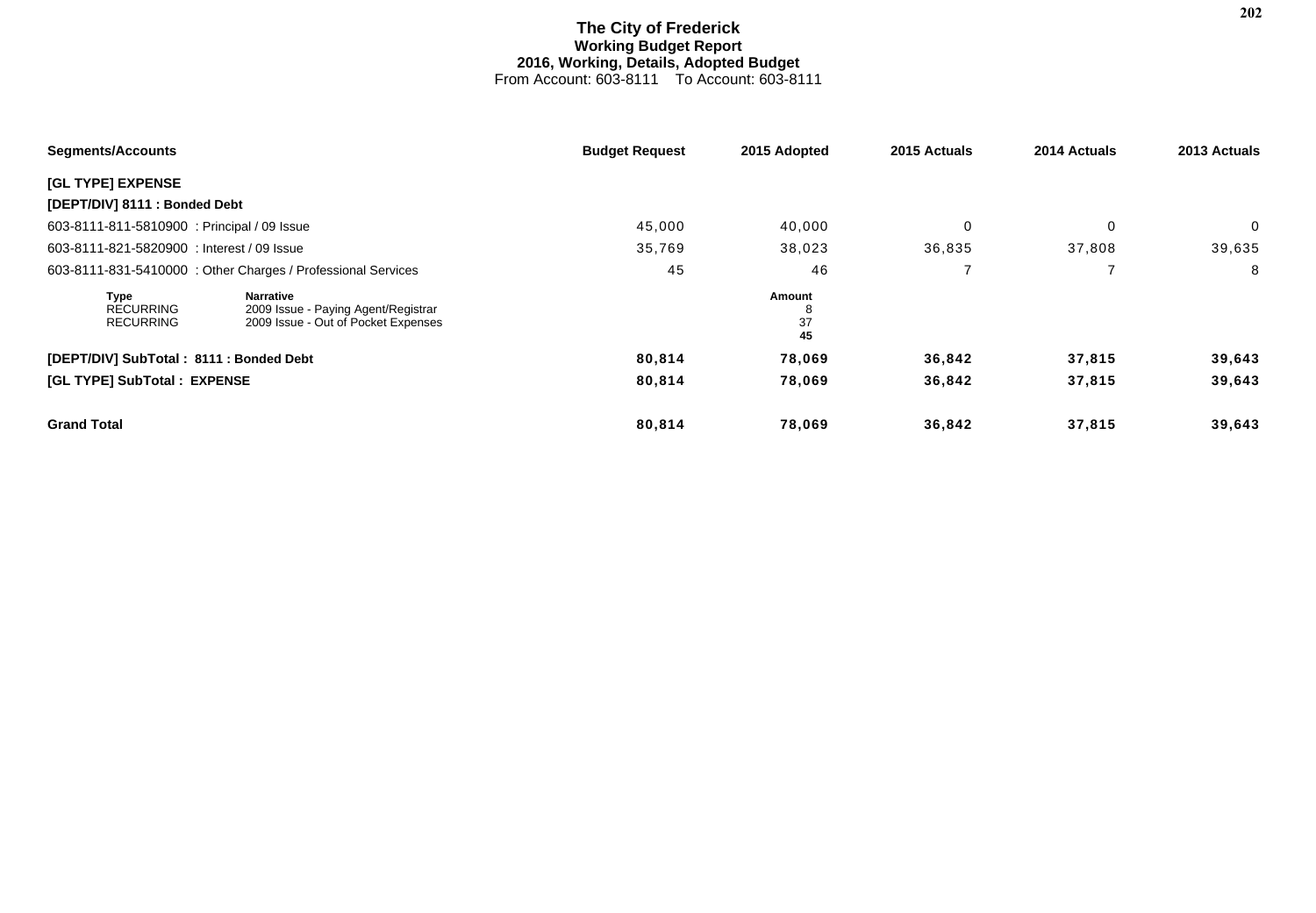# The City of Frederick
## Working Budget Report
### 2016, Working, Details, Adopted Budget

From Account: 603-8111 To Account: 603-8111

| Segments/Accounts | Budget Request | 2015 Adopted | 2015 Actuals | 2014 Actuals | 2013 Actuals |
|---|---|---|---|---|---|
| **[GL TYPE] EXPENSE** | | | | | |
| **[DEPT/DIV] 8111 : Bonded Debt** | | | | | |
| 603-8111-811-5810900 : Principal / 09 Issue | 45,000 | 40,000 | 0 | 0 | 0 |
| 603-8111-821-5820900 : Interest / 09 Issue | 35,769 | 38,023 | 36,835 | 37,808 | 39,635 |
| 603-8111-831-5410000 : Other Charges / Professional Services | 45 | 46 | 7 | 7 | 8 |

| Type | Narrative | Amount |
|---|---|---|
| RECURRING | 2009 Issue - Paying Agent/Registrar | 8 |
| RECURRING | 2009 Issue - Out of Pocket Expenses | 37 |
| | | **45** |

| Segments/Accounts | Budget Request | 2015 Adopted | 2015 Actuals | 2014 Actuals | 2013 Actuals |
|---|---|---|---|---|---|
| **[DEPT/DIV] SubTotal : 8111 : Bonded Debt** | **80,814** | **78,069** | **36,842** | **37,815** | **39,643** |
| **[GL TYPE] SubTotal : EXPENSE** | **80,814** | **78,069** | **36,842** | **37,815** | **39,643** |
| **Grand Total** | **80,814** | **78,069** | **36,842** | **37,815** | **39,643** |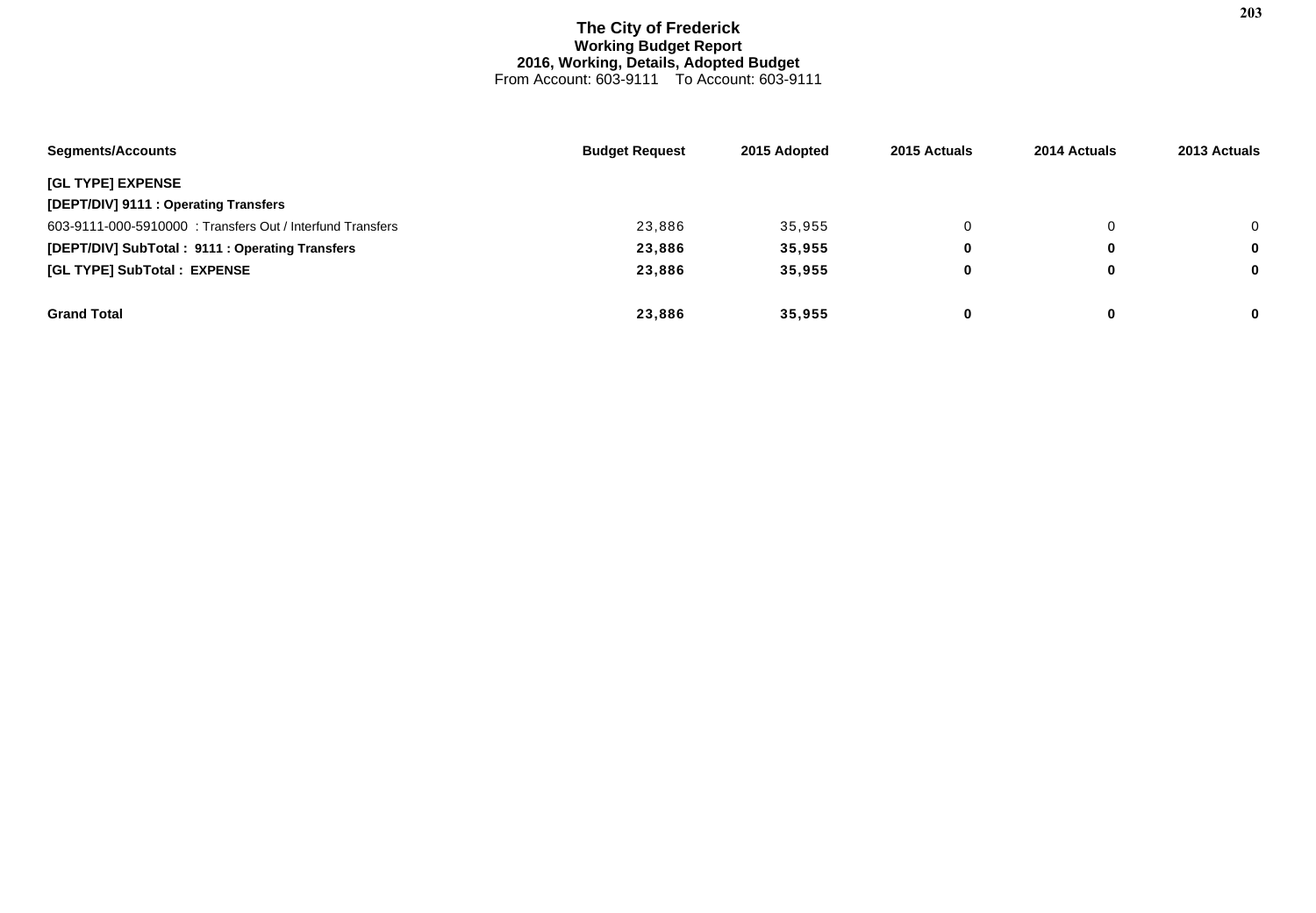# The City of Frederick

**Working Budget Report**

**2016, Working, Details, Adopted Budget**

From Account: 603-9111 To Account: 603-9111

| Segments/Accounts | Budget Request | 2015 Adopted | 2015 Actuals | 2014 Actuals | 2013 Actuals |
|---|---|---|---|---|---|
| **[GL TYPE] EXPENSE** | | | | | |
| **[DEPT/DIV] 9111 : Operating Transfers** | | | | | |
| 603-9111-000-5910000 : Transfers Out / Interfund Transfers | 23,886 | 35,955 | 0 | 0 | 0 |
| **[DEPT/DIV] SubTotal : 9111 : Operating Transfers** | **23,886** | **35,955** | **0** | **0** | **0** |
| **[GL TYPE] SubTotal : EXPENSE** | **23,886** | **35,955** | **0** | **0** | **0** |
| **Grand Total** | **23,886** | **35,955** | **0** | **0** | **0** |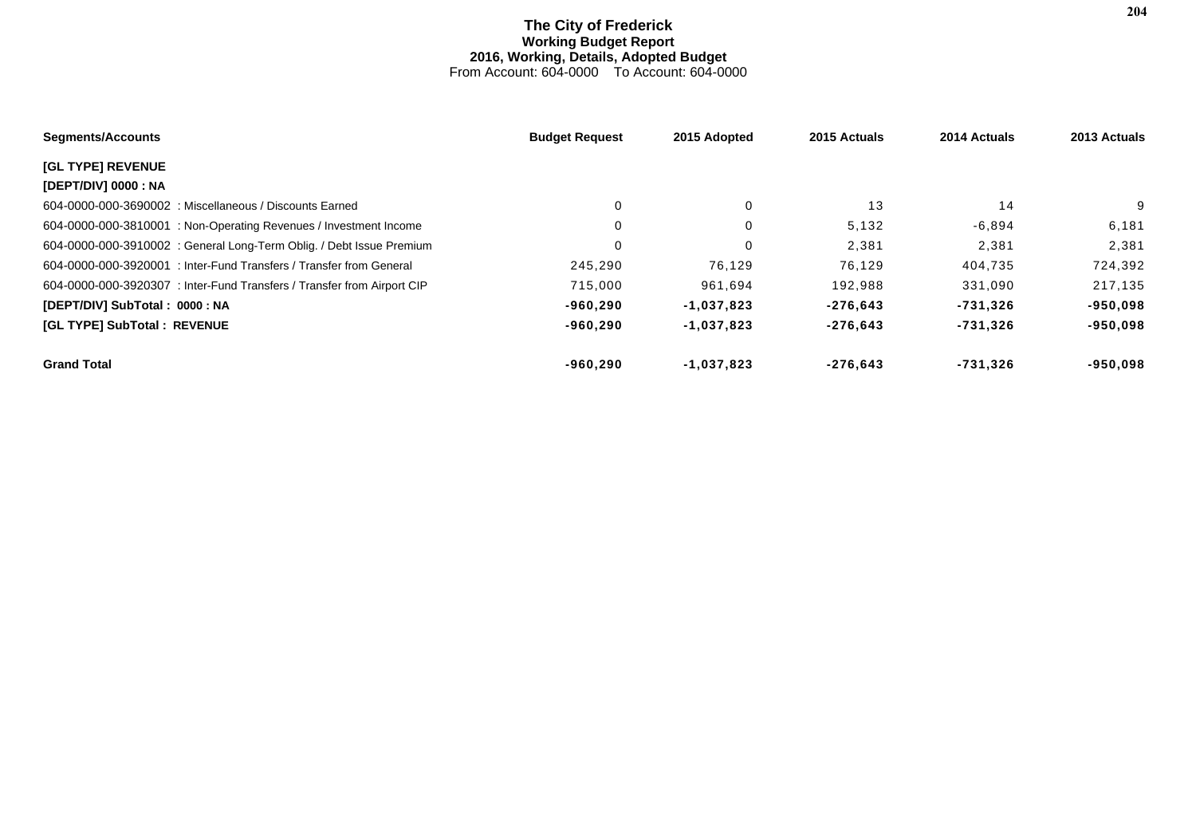# The City of Frederick
## Working Budget Report
### 2016, Working, Details, Adopted Budget
From Account: 604-0000 To Account: 604-0000

| Segments/Accounts | Budget Request | 2015 Adopted | 2015 Actuals | 2014 Actuals | 2013 Actuals |
|---|---|---|---|---|---|
| **[GL TYPE] REVENUE** | | | | | |
| **[DEPT/DIV] 0000 : NA** | | | | | |
| 604-0000-000-3690002 : Miscellaneous / Discounts Earned | 0 | 0 | 13 | 14 | 9 |
| 604-0000-000-3810001 : Non-Operating Revenues / Investment Income | 0 | 0 | 5,132 | -6,894 | 6,181 |
| 604-0000-000-3910002 : General Long-Term Oblig. / Debt Issue Premium | 0 | 0 | 2,381 | 2,381 | 2,381 |
| 604-0000-000-3920001 : Inter-Fund Transfers / Transfer from General | 245,290 | 76,129 | 76,129 | 404,735 | 724,392 |
| 604-0000-000-3920307 : Inter-Fund Transfers / Transfer from Airport CIP | 715,000 | 961,694 | 192,988 | 331,090 | 217,135 |
| **[DEPT/DIV] SubTotal : 0000 : NA** | **-960,290** | **-1,037,823** | **-276,643** | **-731,326** | **-950,098** |
| **[GL TYPE] SubTotal : REVENUE** | **-960,290** | **-1,037,823** | **-276,643** | **-731,326** | **-950,098** |
| **Grand Total** | **-960,290** | **-1,037,823** | **-276,643** | **-731,326** | **-950,098** |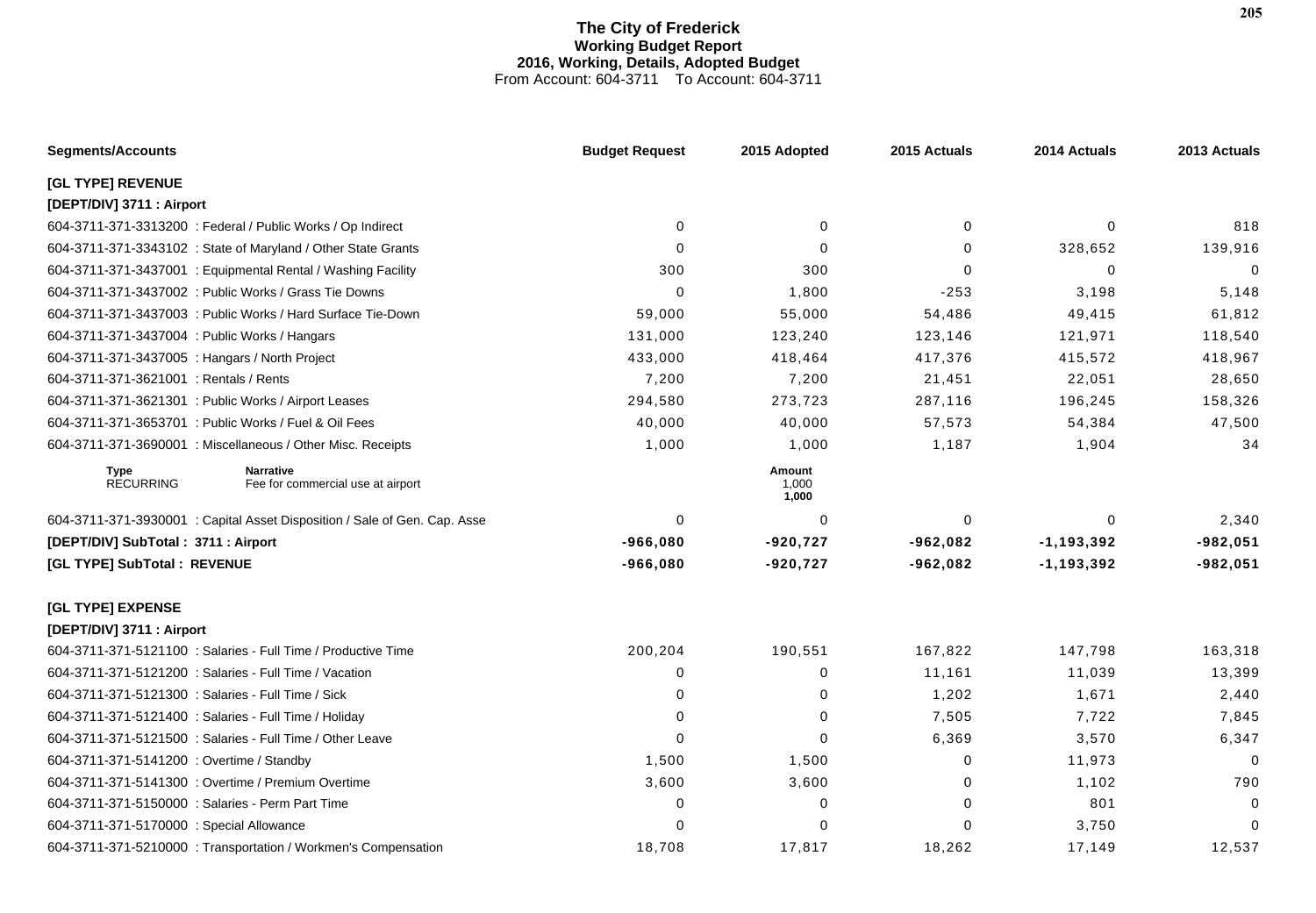# The City of Frederick
## Working Budget Report
## 2016, Working, Details, Adopted Budget
From Account: 604-3711 To Account: 604-3711

| Segments/Accounts | Budget Request | 2015 Adopted | 2015 Actuals | 2014 Actuals | 2013 Actuals |
|---|---|---|---|---|---|
| **[GL TYPE] REVENUE** | | | | | |
| **[DEPT/DIV] 3711 : Airport** | | | | | |
| 604-3711-371-3313200 : Federal / Public Works / Op Indirect | 0 | 0 | 0 | 0 | 818 |
| 604-3711-371-3343102 : State of Maryland / Other State Grants | 0 | 0 | 0 | 328,652 | 139,916 |
| 604-3711-371-3437001 : Equipmental Rental / Washing Facility | 300 | 300 | 0 | 0 | 0 |
| 604-3711-371-3437002 : Public Works / Grass Tie Downs | 0 | 1,800 | -253 | 3,198 | 5,148 |
| 604-3711-371-3437003 : Public Works / Hard Surface Tie-Down | 59,000 | 55,000 | 54,486 | 49,415 | 61,812 |
| 604-3711-371-3437004 : Public Works / Hangars | 131,000 | 123,240 | 123,146 | 121,971 | 118,540 |
| 604-3711-371-3437005 : Hangars / North Project | 433,000 | 418,464 | 417,376 | 415,572 | 418,967 |
| 604-3711-371-3621001 : Rentals / Rents | 7,200 | 7,200 | 21,451 | 22,051 | 28,650 |
| 604-3711-371-3621301 : Public Works / Airport Leases | 294,580 | 273,723 | 287,116 | 196,245 | 158,326 |
| 604-3711-371-3653701 : Public Works / Fuel & Oil Fees | 40,000 | 40,000 | 57,573 | 54,384 | 47,500 |
| 604-3711-371-3690001 : Miscellaneous / Other Misc. Receipts | 1,000 | 1,000 | 1,187 | 1,904 | 34 |
| Type: RECURRING — Narrative: Fee for commercial use at airport | | Amount: 1,000 / **1,000** | | | |
| 604-3711-371-3930001 : Capital Asset Disposition / Sale of Gen. Cap. Asse | 0 | 0 | 0 | 0 | 2,340 |
| **[DEPT/DIV] SubTotal : 3711 : Airport** | **-966,080** | **-920,727** | **-962,082** | **-1,193,392** | **-982,051** |
| **[GL TYPE] SubTotal : REVENUE** | **-966,080** | **-920,727** | **-962,082** | **-1,193,392** | **-982,051** |
| **[GL TYPE] EXPENSE** | | | | | |
| **[DEPT/DIV] 3711 : Airport** | | | | | |
| 604-3711-371-5121100 : Salaries - Full Time / Productive Time | 200,204 | 190,551 | 167,822 | 147,798 | 163,318 |
| 604-3711-371-5121200 : Salaries - Full Time / Vacation | 0 | 0 | 11,161 | 11,039 | 13,399 |
| 604-3711-371-5121300 : Salaries - Full Time / Sick | 0 | 0 | 1,202 | 1,671 | 2,440 |
| 604-3711-371-5121400 : Salaries - Full Time / Holiday | 0 | 0 | 7,505 | 7,722 | 7,845 |
| 604-3711-371-5121500 : Salaries - Full Time / Other Leave | 0 | 0 | 6,369 | 3,570 | 6,347 |
| 604-3711-371-5141200 : Overtime / Standby | 1,500 | 1,500 | 0 | 11,973 | 0 |
| 604-3711-371-5141300 : Overtime / Premium Overtime | 3,600 | 3,600 | 0 | 1,102 | 790 |
| 604-3711-371-5150000 : Salaries - Perm Part Time | 0 | 0 | 0 | 801 | 0 |
| 604-3711-371-5170000 : Special Allowance | 0 | 0 | 0 | 3,750 | 0 |
| 604-3711-371-5210000 : Transportation / Workmen's Compensation | 18,708 | 17,817 | 18,262 | 17,149 | 12,537 |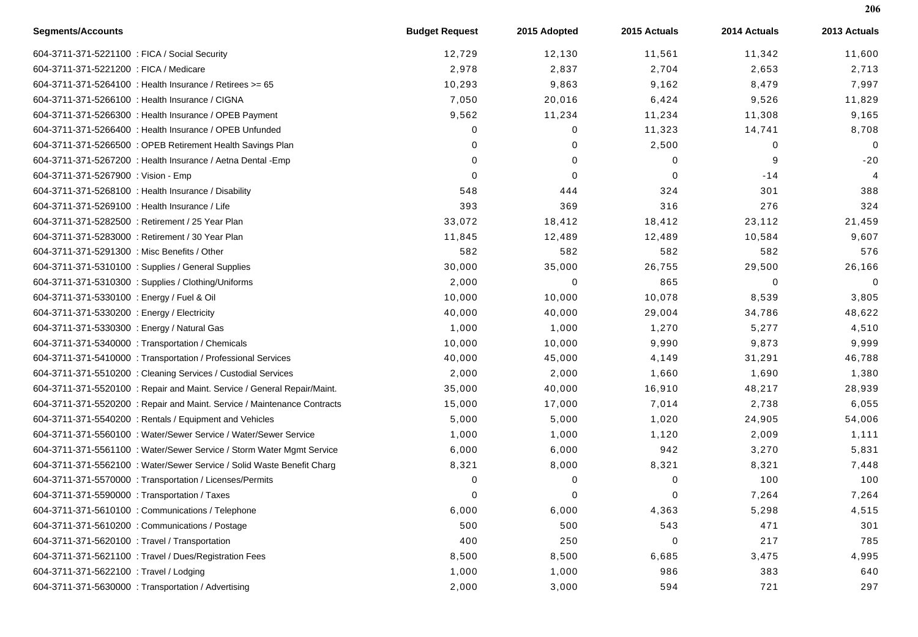| Segments/Accounts | Budget Request | 2015 Adopted | 2015 Actuals | 2014 Actuals | 2013 Actuals |
|---|---|---|---|---|---|
| 604-3711-371-5221100 : FICA / Social Security | 12,729 | 12,130 | 11,561 | 11,342 | 11,600 |
| 604-3711-371-5221200 : FICA / Medicare | 2,978 | 2,837 | 2,704 | 2,653 | 2,713 |
| 604-3711-371-5264100 : Health Insurance / Retirees >= 65 | 10,293 | 9,863 | 9,162 | 8,479 | 7,997 |
| 604-3711-371-5266100 : Health Insurance / CIGNA | 7,050 | 20,016 | 6,424 | 9,526 | 11,829 |
| 604-3711-371-5266300 : Health Insurance / OPEB Payment | 9,562 | 11,234 | 11,234 | 11,308 | 9,165 |
| 604-3711-371-5266400 : Health Insurance / OPEB Unfunded | 0 | 0 | 11,323 | 14,741 | 8,708 |
| 604-3711-371-5266500 : OPEB Retirement Health Savings Plan | 0 | 0 | 2,500 | 0 | 0 |
| 604-3711-371-5267200 : Health Insurance / Aetna Dental -Emp | 0 | 0 | 0 | 9 | -20 |
| 604-3711-371-5267900 : Vision - Emp | 0 | 0 | 0 | -14 | 4 |
| 604-3711-371-5268100 : Health Insurance / Disability | 548 | 444 | 324 | 301 | 388 |
| 604-3711-371-5269100 : Health Insurance / Life | 393 | 369 | 316 | 276 | 324 |
| 604-3711-371-5282500 : Retirement / 25 Year Plan | 33,072 | 18,412 | 18,412 | 23,112 | 21,459 |
| 604-3711-371-5283000 : Retirement / 30 Year Plan | 11,845 | 12,489 | 12,489 | 10,584 | 9,607 |
| 604-3711-371-5291300 : Misc Benefits / Other | 582 | 582 | 582 | 582 | 576 |
| 604-3711-371-5310100 : Supplies / General Supplies | 30,000 | 35,000 | 26,755 | 29,500 | 26,166 |
| 604-3711-371-5310300 : Supplies / Clothing/Uniforms | 2,000 | 0 | 865 | 0 | 0 |
| 604-3711-371-5330100 : Energy / Fuel & Oil | 10,000 | 10,000 | 10,078 | 8,539 | 3,805 |
| 604-3711-371-5330200 : Energy / Electricity | 40,000 | 40,000 | 29,004 | 34,786 | 48,622 |
| 604-3711-371-5330300 : Energy / Natural Gas | 1,000 | 1,000 | 1,270 | 5,277 | 4,510 |
| 604-3711-371-5340000 : Transportation / Chemicals | 10,000 | 10,000 | 9,990 | 9,873 | 9,999 |
| 604-3711-371-5410000 : Transportation / Professional Services | 40,000 | 45,000 | 4,149 | 31,291 | 46,788 |
| 604-3711-371-5510200 : Cleaning Services / Custodial Services | 2,000 | 2,000 | 1,660 | 1,690 | 1,380 |
| 604-3711-371-5520100 : Repair and Maint. Service / General Repair/Maint. | 35,000 | 40,000 | 16,910 | 48,217 | 28,939 |
| 604-3711-371-5520200 : Repair and Maint. Service / Maintenance Contracts | 15,000 | 17,000 | 7,014 | 2,738 | 6,055 |
| 604-3711-371-5540200 : Rentals / Equipment and Vehicles | 5,000 | 5,000 | 1,020 | 24,905 | 54,006 |
| 604-3711-371-5560100 : Water/Sewer Service / Water/Sewer Service | 1,000 | 1,000 | 1,120 | 2,009 | 1,111 |
| 604-3711-371-5561100 : Water/Sewer Service / Storm Water Mgmt Service | 6,000 | 6,000 | 942 | 3,270 | 5,831 |
| 604-3711-371-5562100 : Water/Sewer Service / Solid Waste Benefit Charg | 8,321 | 8,000 | 8,321 | 8,321 | 7,448 |
| 604-3711-371-5570000 : Transportation / Licenses/Permits | 0 | 0 | 0 | 100 | 100 |
| 604-3711-371-5590000 : Transportation / Taxes | 0 | 0 | 0 | 7,264 | 7,264 |
| 604-3711-371-5610100 : Communications / Telephone | 6,000 | 6,000 | 4,363 | 5,298 | 4,515 |
| 604-3711-371-5610200 : Communications / Postage | 500 | 500 | 543 | 471 | 301 |
| 604-3711-371-5620100 : Travel / Transportation | 400 | 250 | 0 | 217 | 785 |
| 604-3711-371-5621100 : Travel / Dues/Registration Fees | 8,500 | 8,500 | 6,685 | 3,475 | 4,995 |
| 604-3711-371-5622100 : Travel / Lodging | 1,000 | 1,000 | 986 | 383 | 640 |
| 604-3711-371-5630000 : Transportation / Advertising | 2,000 | 3,000 | 594 | 721 | 297 |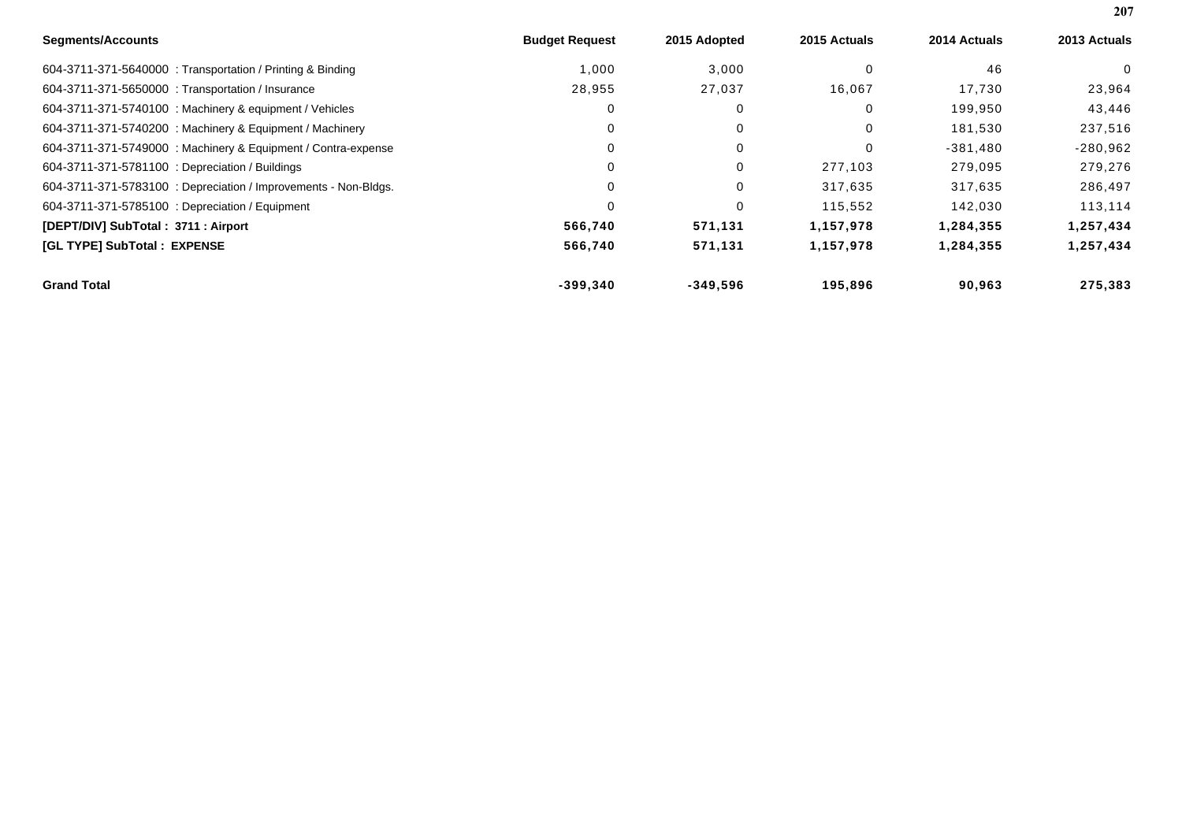| Segments/Accounts | Budget Request | 2015 Adopted | 2015 Actuals | 2014 Actuals | 2013 Actuals |
|---|---|---|---|---|---|
| 604-3711-371-5640000 : Transportation / Printing & Binding | 1,000 | 3,000 | 0 | 46 | 0 |
| 604-3711-371-5650000 : Transportation / Insurance | 28,955 | 27,037 | 16,067 | 17,730 | 23,964 |
| 604-3711-371-5740100 : Machinery & equipment / Vehicles | 0 | 0 | 0 | 199,950 | 43,446 |
| 604-3711-371-5740200 : Machinery & Equipment / Machinery | 0 | 0 | 0 | 181,530 | 237,516 |
| 604-3711-371-5749000 : Machinery & Equipment / Contra-expense | 0 | 0 | 0 | -381,480 | -280,962 |
| 604-3711-371-5781100 : Depreciation / Buildings | 0 | 0 | 277,103 | 279,095 | 279,276 |
| 604-3711-371-5783100 : Depreciation / Improvements - Non-Bldgs. | 0 | 0 | 317,635 | 317,635 | 286,497 |
| 604-3711-371-5785100 : Depreciation / Equipment | 0 | 0 | 115,552 | 142,030 | 113,114 |
| **[DEPT/DIV] SubTotal : 3711 : Airport** | **566,740** | **571,131** | **1,157,978** | **1,284,355** | **1,257,434** |
| **[GL TYPE] SubTotal : EXPENSE** | **566,740** | **571,131** | **1,157,978** | **1,284,355** | **1,257,434** |
| **Grand Total** | **-399,340** | **-349,596** | **195,896** | **90,963** | **275,383** |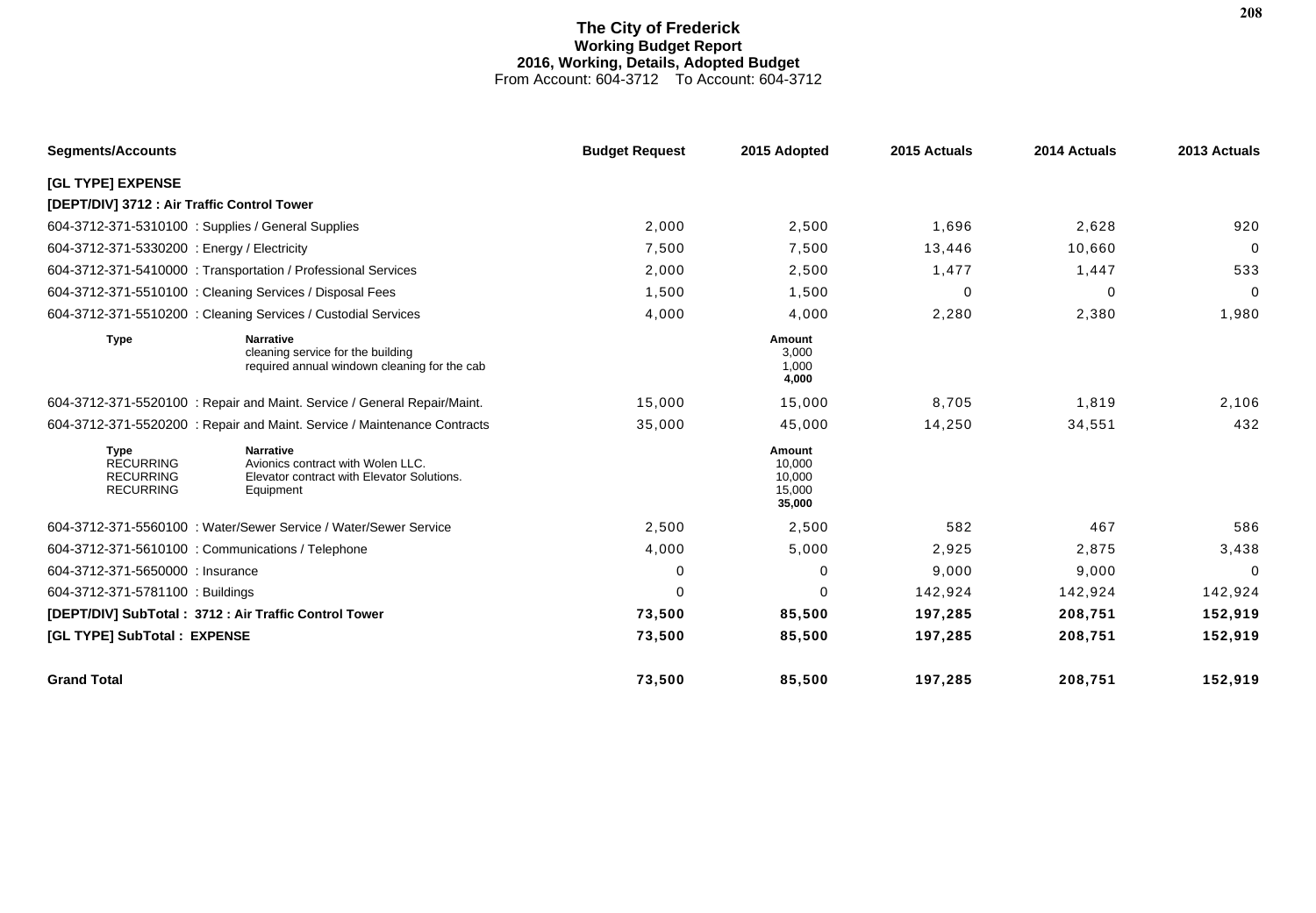# The City of Frederick

**Working Budget Report**

**2016, Working, Details, Adopted Budget**

From Account: 604-3712 To Account: 604-3712

| Segments/Accounts | Budget Request | 2015 Adopted | 2015 Actuals | 2014 Actuals | 2013 Actuals |
|---|---|---|---|---|---|
| **[GL TYPE] EXPENSE** | | | | | |
| **[DEPT/DIV] 3712 : Air Traffic Control Tower** | | | | | |
| 604-3712-371-5310100 : Supplies / General Supplies | 2,000 | 2,500 | 1,696 | 2,628 | 920 |
| 604-3712-371-5330200 : Energy / Electricity | 7,500 | 7,500 | 13,446 | 10,660 | 0 |
| 604-3712-371-5410000 : Transportation / Professional Services | 2,000 | 2,500 | 1,477 | 1,447 | 533 |
| 604-3712-371-5510100 : Cleaning Services / Disposal Fees | 1,500 | 1,500 | 0 | 0 | 0 |
| 604-3712-371-5510200 : Cleaning Services / Custodial Services | 4,000 | 4,000 | 2,280 | 2,380 | 1,980 |

| Type | Narrative | Amount |
|---|---|---|
| | cleaning service for the building | 3,000 |
| | required annual windown cleaning for the cab | 1,000 |
| | | **4,000** |

| Segments/Accounts | Budget Request | 2015 Adopted | 2015 Actuals | 2014 Actuals | 2013 Actuals |
|---|---|---|---|---|---|
| 604-3712-371-5520100 : Repair and Maint. Service / General Repair/Maint. | 15,000 | 15,000 | 8,705 | 1,819 | 2,106 |
| 604-3712-371-5520200 : Repair and Maint. Service / Maintenance Contracts | 35,000 | 45,000 | 14,250 | 34,551 | 432 |

| Type | Narrative | Amount |
|---|---|---|
| RECURRING | Avionics contract with Wolen LLC. | 10,000 |
| RECURRING | Elevator contract with Elevator Solutions. | 10,000 |
| RECURRING | Equipment | 15,000 |
| | | **35,000** |

| Segments/Accounts | Budget Request | 2015 Adopted | 2015 Actuals | 2014 Actuals | 2013 Actuals |
|---|---|---|---|---|---|
| 604-3712-371-5560100 : Water/Sewer Service / Water/Sewer Service | 2,500 | 2,500 | 582 | 467 | 586 |
| 604-3712-371-5610100 : Communications / Telephone | 4,000 | 5,000 | 2,925 | 2,875 | 3,438 |
| 604-3712-371-5650000 : Insurance | 0 | 0 | 9,000 | 9,000 | 0 |
| 604-3712-371-5781100 : Buildings | 0 | 0 | 142,924 | 142,924 | 142,924 |
| **[DEPT/DIV] SubTotal : 3712 : Air Traffic Control Tower** | **73,500** | **85,500** | **197,285** | **208,751** | **152,919** |
| **[GL TYPE] SubTotal : EXPENSE** | **73,500** | **85,500** | **197,285** | **208,751** | **152,919** |
| **Grand Total** | **73,500** | **85,500** | **197,285** | **208,751** | **152,919** |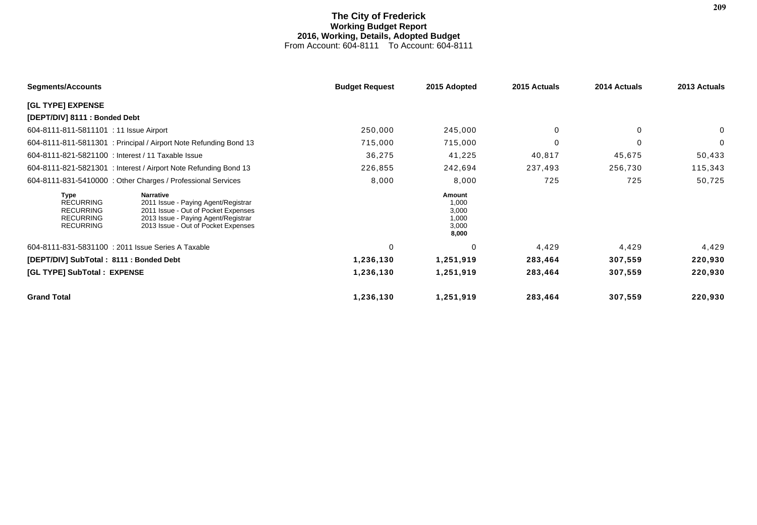# The City of Frederick
## Working Budget Report
### 2016, Working, Details, Adopted Budget
From Account: 604-8111 To Account: 604-8111

| Segments/Accounts | Budget Request | 2015 Adopted | 2015 Actuals | 2014 Actuals | 2013 Actuals |
|---|---|---|---|---|---|
| **[GL TYPE] EXPENSE** | | | | | |
| **[DEPT/DIV] 8111 : Bonded Debt** | | | | | |
| 604-8111-811-5811101 : 11 Issue Airport | 250,000 | 245,000 | 0 | 0 | 0 |
| 604-8111-811-5811301 : Principal / Airport Note Refunding Bond 13 | 715,000 | 715,000 | 0 | 0 | 0 |
| 604-8111-821-5821100 : Interest / 11 Taxable Issue | 36,275 | 41,225 | 40,817 | 45,675 | 50,433 |
| 604-8111-821-5821301 : Interest / Airport Note Refunding Bond 13 | 226,855 | 242,694 | 237,493 | 256,730 | 115,343 |
| 604-8111-831-5410000 : Other Charges / Professional Services | 8,000 | 8,000 | 725 | 725 | 50,725 |

| Type | Narrative | Amount |
|---|---|---|
| RECURRING | 2011 Issue - Paying Agent/Registrar | 1,000 |
| RECURRING | 2011 Issue - Out of Pocket Expenses | 3,000 |
| RECURRING | 2013 Issue - Paying Agent/Registrar | 1,000 |
| RECURRING | 2013 Issue - Out of Pocket Expenses | 3,000 |
| | | **8,000** |

| Segments/Accounts | Budget Request | 2015 Adopted | 2015 Actuals | 2014 Actuals | 2013 Actuals |
|---|---|---|---|---|---|
| 604-8111-831-5831100 : 2011 Issue Series A Taxable | 0 | 0 | 4,429 | 4,429 | 4,429 |
| **[DEPT/DIV] SubTotal : 8111 : Bonded Debt** | **1,236,130** | **1,251,919** | **283,464** | **307,559** | **220,930** |
| **[GL TYPE] SubTotal : EXPENSE** | **1,236,130** | **1,251,919** | **283,464** | **307,559** | **220,930** |
| **Grand Total** | **1,236,130** | **1,251,919** | **283,464** | **307,559** | **220,930** |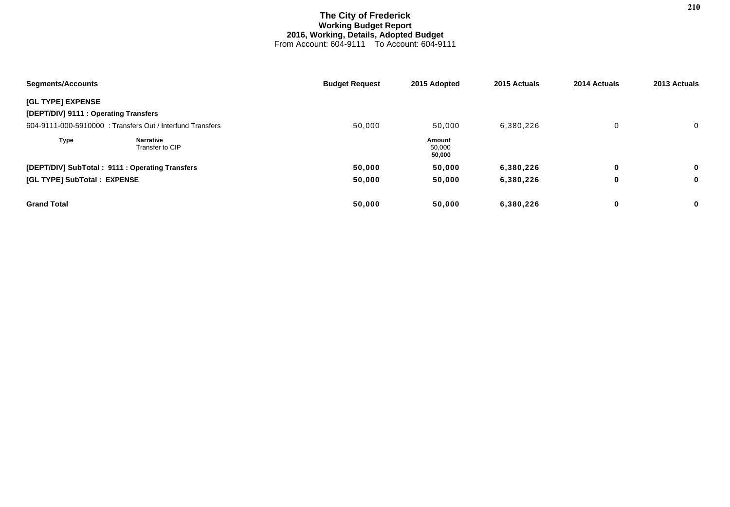# The City of Frederick
## Working Budget Report
### 2016, Working, Details, Adopted Budget
From Account: 604-9111 To Account: 604-9111

| Segments/Accounts | Budget Request | 2015 Adopted | 2015 Actuals | 2014 Actuals | 2013 Actuals |
|---|---|---|---|---|---|
| **[GL TYPE] EXPENSE** | | | | | |
| **[DEPT/DIV] 9111 : Operating Transfers** | | | | | |
| 604-9111-000-5910000 : Transfers Out / Interfund Transfers | 50,000 | 50,000 | 6,380,226 | 0 | 0 |
| **Type** / **Narrative**: Transfer to CIP | | **Amount** 50,000 **50,000** | | | |
| **[DEPT/DIV] SubTotal : 9111 : Operating Transfers** | **50,000** | **50,000** | **6,380,226** | **0** | **0** |
| **[GL TYPE] SubTotal : EXPENSE** | **50,000** | **50,000** | **6,380,226** | **0** | **0** |
| **Grand Total** | **50,000** | **50,000** | **6,380,226** | **0** | **0** |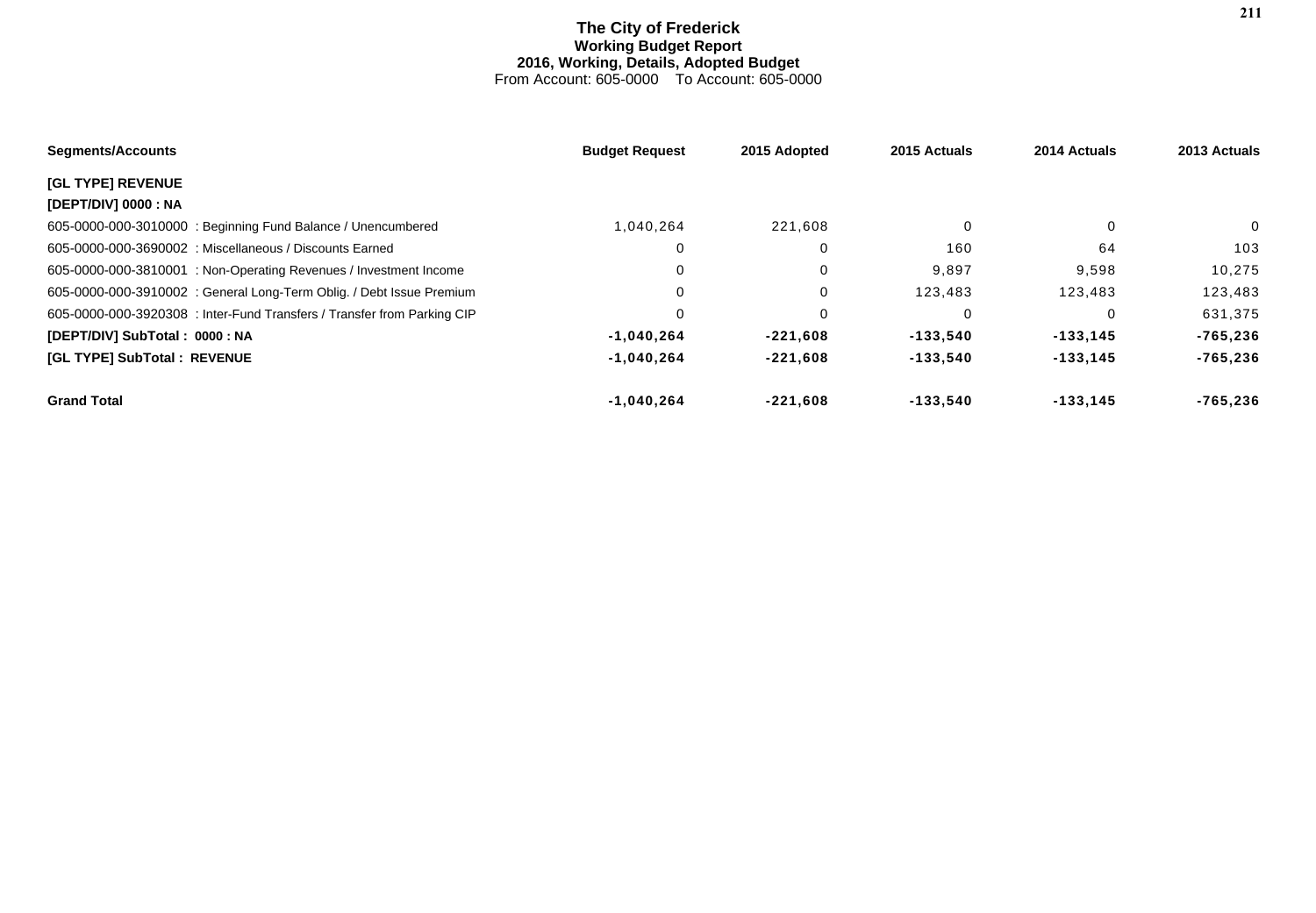# The City of Frederick
## Working Budget Report
### 2016, Working, Details, Adopted Budget
From Account: 605-0000 To Account: 605-0000

| Segments/Accounts | Budget Request | 2015 Adopted | 2015 Actuals | 2014 Actuals | 2013 Actuals |
|---|---|---|---|---|---|
| **[GL TYPE] REVENUE** | | | | | |
| **[DEPT/DIV] 0000 : NA** | | | | | |
| 605-0000-000-3010000 : Beginning Fund Balance / Unencumbered | 1,040,264 | 221,608 | 0 | 0 | 0 |
| 605-0000-000-3690002 : Miscellaneous / Discounts Earned | 0 | 0 | 160 | 64 | 103 |
| 605-0000-000-3810001 : Non-Operating Revenues / Investment Income | 0 | 0 | 9,897 | 9,598 | 10,275 |
| 605-0000-000-3910002 : General Long-Term Oblig. / Debt Issue Premium | 0 | 0 | 123,483 | 123,483 | 123,483 |
| 605-0000-000-3920308 : Inter-Fund Transfers / Transfer from Parking CIP | 0 | 0 | 0 | 0 | 631,375 |
| **[DEPT/DIV] SubTotal : 0000 : NA** | **-1,040,264** | **-221,608** | **-133,540** | **-133,145** | **-765,236** |
| **[GL TYPE] SubTotal : REVENUE** | **-1,040,264** | **-221,608** | **-133,540** | **-133,145** | **-765,236** |
| **Grand Total** | **-1,040,264** | **-221,608** | **-133,540** | **-133,145** | **-765,236** |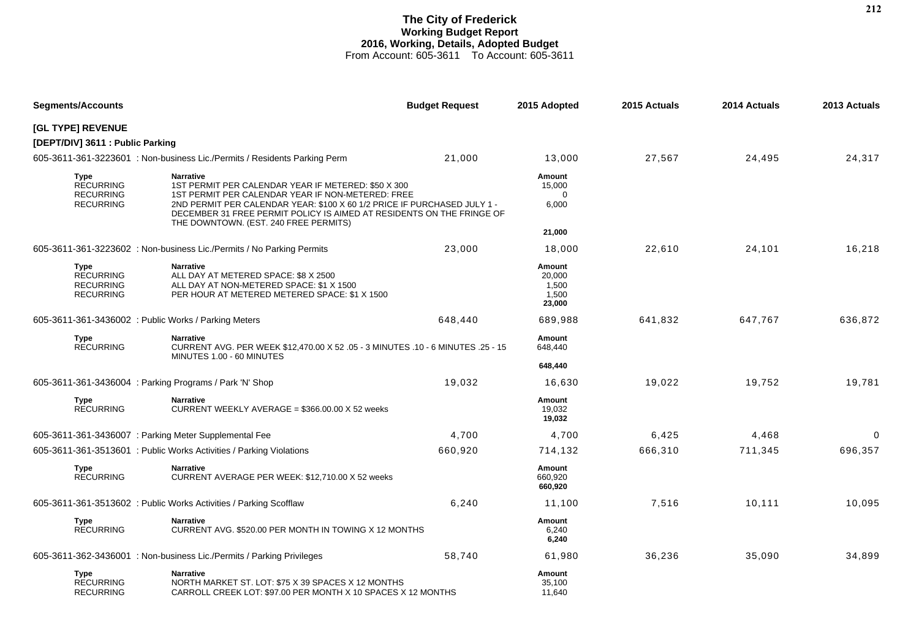# The City of Frederick
## Working Budget Report
### 2016, Working, Details, Adopted Budget
From Account: 605-3611 To Account: 605-3611

| Segments/Accounts | | Budget Request | 2015 Adopted | 2015 Actuals | 2014 Actuals | 2013 Actuals |
|---|---|---|---|---|---|---|
| **[GL TYPE] REVENUE** | | | | | | |
| **[DEPT/DIV] 3611 : Public Parking** | | | | | | |
| 605-3611-361-3223601 : Non-business Lic./Permits / Residents Parking Perm | | 21,000 | 13,000 | 27,567 | 24,495 | 24,317 |
| **Type** | **Narrative** | | **Amount** | | | |
| RECURRING | 1ST PERMIT PER CALENDAR YEAR IF METERED: $50 X 300 | | 15,000 | | | |
| RECURRING | 1ST PERMIT PER CALENDAR YEAR IF NON-METERED: FREE | | 0 | | | |
| RECURRING | 2ND PERMIT PER CALENDAR YEAR: $100 X 60 1/2 PRICE IF PURCHASED JULY 1 - DECEMBER 31 FREE PERMIT POLICY IS AIMED AT RESIDENTS ON THE FRINGE OF THE DOWNTOWN. (EST. 240 FREE PERMITS) | | 6,000 | | | |
| | | | **21,000** | | | |
| 605-3611-361-3223602 : Non-business Lic./Permits / No Parking Permits | | 23,000 | 18,000 | 22,610 | 24,101 | 16,218 |
| **Type** | **Narrative** | | **Amount** | | | |
| RECURRING | ALL DAY AT METERED SPACE: $8 X 2500 | | 20,000 | | | |
| RECURRING | ALL DAY AT NON-METERED SPACE: $1 X 1500 | | 1,500 | | | |
| RECURRING | PER HOUR AT METERED METERED SPACE: $1 X 1500 | | 1,500 | | | |
| | | | **23,000** | | | |
| 605-3611-361-3436002 : Public Works / Parking Meters | | 648,440 | 689,988 | 641,832 | 647,767 | 636,872 |
| **Type** | **Narrative** | | **Amount** | | | |
| RECURRING | CURRENT AVG. PER WEEK $12,470.00 X 52 .05 - 3 MINUTES .10 - 6 MINUTES .25 - 15 MINUTES 1.00 - 60 MINUTES | | 648,440 | | | |
| | | | **648,440** | | | |
| 605-3611-361-3436004 : Parking Programs / Park 'N' Shop | | 19,032 | 16,630 | 19,022 | 19,752 | 19,781 |
| **Type** | **Narrative** | | **Amount** | | | |
| RECURRING | CURRENT WEEKLY AVERAGE = $366.00.00 X 52 weeks | | 19,032 | | | |
| | | | **19,032** | | | |
| 605-3611-361-3436007 : Parking Meter Supplemental Fee | | 4,700 | 4,700 | 6,425 | 4,468 | 0 |
| 605-3611-361-3513601 : Public Works Activities / Parking Violations | | 660,920 | 714,132 | 666,310 | 711,345 | 696,357 |
| **Type** | **Narrative** | | **Amount** | | | |
| RECURRING | CURRENT AVERAGE PER WEEK: $12,710.00 X 52 weeks | | 660,920 | | | |
| | | | **660,920** | | | |
| 605-3611-361-3513602 : Public Works Activities / Parking Scofflaw | | 6,240 | 11,100 | 7,516 | 10,111 | 10,095 |
| **Type** | **Narrative** | | **Amount** | | | |
| RECURRING | CURRENT AVG. $520.00 PER MONTH IN TOWING X 12 MONTHS | | 6,240 | | | |
| | | | **6,240** | | | |
| 605-3611-362-3436001 : Non-business Lic./Permits / Parking Privileges | | 58,740 | 61,980 | 36,236 | 35,090 | 34,899 |
| **Type** | **Narrative** | | **Amount** | | | |
| RECURRING | NORTH MARKET ST. LOT: $75 X 39 SPACES X 12 MONTHS | | 35,100 | | | |
| RECURRING | CARROLL CREEK LOT: $97.00 PER MONTH X 10 SPACES X 12 MONTHS | | 11,640 | | | |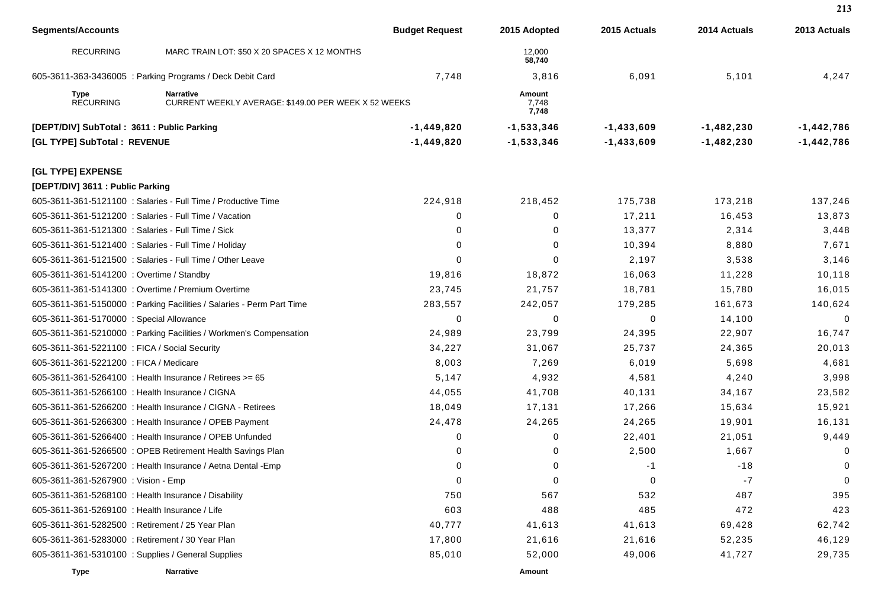| Segments/Accounts | | Budget Request | 2015 Adopted | 2015 Actuals | 2014 Actuals | 2013 Actuals |
|---|---|---|---|---|---|---|
| RECURRING | MARC TRAIN LOT: $50 X 20 SPACES X 12 MONTHS | | 12,000<br>**58,740** | | | |
| 605-3611-363-3436005 : Parking Programs / Deck Debit Card | | 7,748 | 3,816 | 6,091 | 5,101 | 4,247 |
| **Type** | **Narrative** | | **Amount** | | | |
| RECURRING | CURRENT WEEKLY AVERAGE: $149.00 PER WEEK X 52 WEEKS | | 7,748<br>**7,748** | | | |
| **[DEPT/DIV] SubTotal : 3611 : Public Parking** | | **-1,449,820** | **-1,533,346** | **-1,433,609** | **-1,482,230** | **-1,442,786** |
| **[GL TYPE] SubTotal : REVENUE** | | **-1,449,820** | **-1,533,346** | **-1,433,609** | **-1,482,230** | **-1,442,786** |
| **[GL TYPE] EXPENSE** | | | | | | |
| **[DEPT/DIV] 3611 : Public Parking** | | | | | | |
| 605-3611-361-5121100 : Salaries - Full Time / Productive Time | | 224,918 | 218,452 | 175,738 | 173,218 | 137,246 |
| 605-3611-361-5121200 : Salaries - Full Time / Vacation | | 0 | 0 | 17,211 | 16,453 | 13,873 |
| 605-3611-361-5121300 : Salaries - Full Time / Sick | | 0 | 0 | 13,377 | 2,314 | 3,448 |
| 605-3611-361-5121400 : Salaries - Full Time / Holiday | | 0 | 0 | 10,394 | 8,880 | 7,671 |
| 605-3611-361-5121500 : Salaries - Full Time / Other Leave | | 0 | 0 | 2,197 | 3,538 | 3,146 |
| 605-3611-361-5141200 : Overtime / Standby | | 19,816 | 18,872 | 16,063 | 11,228 | 10,118 |
| 605-3611-361-5141300 : Overtime / Premium Overtime | | 23,745 | 21,757 | 18,781 | 15,780 | 16,015 |
| 605-3611-361-5150000 : Parking Facilities / Salaries - Perm Part Time | | 283,557 | 242,057 | 179,285 | 161,673 | 140,624 |
| 605-3611-361-5170000 : Special Allowance | | 0 | 0 | 0 | 14,100 | 0 |
| 605-3611-361-5210000 : Parking Facilities / Workmen's Compensation | | 24,989 | 23,799 | 24,395 | 22,907 | 16,747 |
| 605-3611-361-5221100 : FICA / Social Security | | 34,227 | 31,067 | 25,737 | 24,365 | 20,013 |
| 605-3611-361-5221200 : FICA / Medicare | | 8,003 | 7,269 | 6,019 | 5,698 | 4,681 |
| 605-3611-361-5264100 : Health Insurance / Retirees >= 65 | | 5,147 | 4,932 | 4,581 | 4,240 | 3,998 |
| 605-3611-361-5266100 : Health Insurance / CIGNA | | 44,055 | 41,708 | 40,131 | 34,167 | 23,582 |
| 605-3611-361-5266200 : Health Insurance / CIGNA - Retirees | | 18,049 | 17,131 | 17,266 | 15,634 | 15,921 |
| 605-3611-361-5266300 : Health Insurance / OPEB Payment | | 24,478 | 24,265 | 24,265 | 19,901 | 16,131 |
| 605-3611-361-5266400 : Health Insurance / OPEB Unfunded | | 0 | 0 | 22,401 | 21,051 | 9,449 |
| 605-3611-361-5266500 : OPEB Retirement Health Savings Plan | | 0 | 0 | 2,500 | 1,667 | 0 |
| 605-3611-361-5267200 : Health Insurance / Aetna Dental -Emp | | 0 | 0 | -1 | -18 | 0 |
| 605-3611-361-5267900 : Vision - Emp | | 0 | 0 | 0 | -7 | 0 |
| 605-3611-361-5268100 : Health Insurance / Disability | | 750 | 567 | 532 | 487 | 395 |
| 605-3611-361-5269100 : Health Insurance / Life | | 603 | 488 | 485 | 472 | 423 |
| 605-3611-361-5282500 : Retirement / 25 Year Plan | | 40,777 | 41,613 | 41,613 | 69,428 | 62,742 |
| 605-3611-361-5283000 : Retirement / 30 Year Plan | | 17,800 | 21,616 | 21,616 | 52,235 | 46,129 |
| 605-3611-361-5310100 : Supplies / General Supplies | | 85,010 | 52,000 | 49,006 | 41,727 | 29,735 |
| **Type** | **Narrative** | | **Amount** | | | |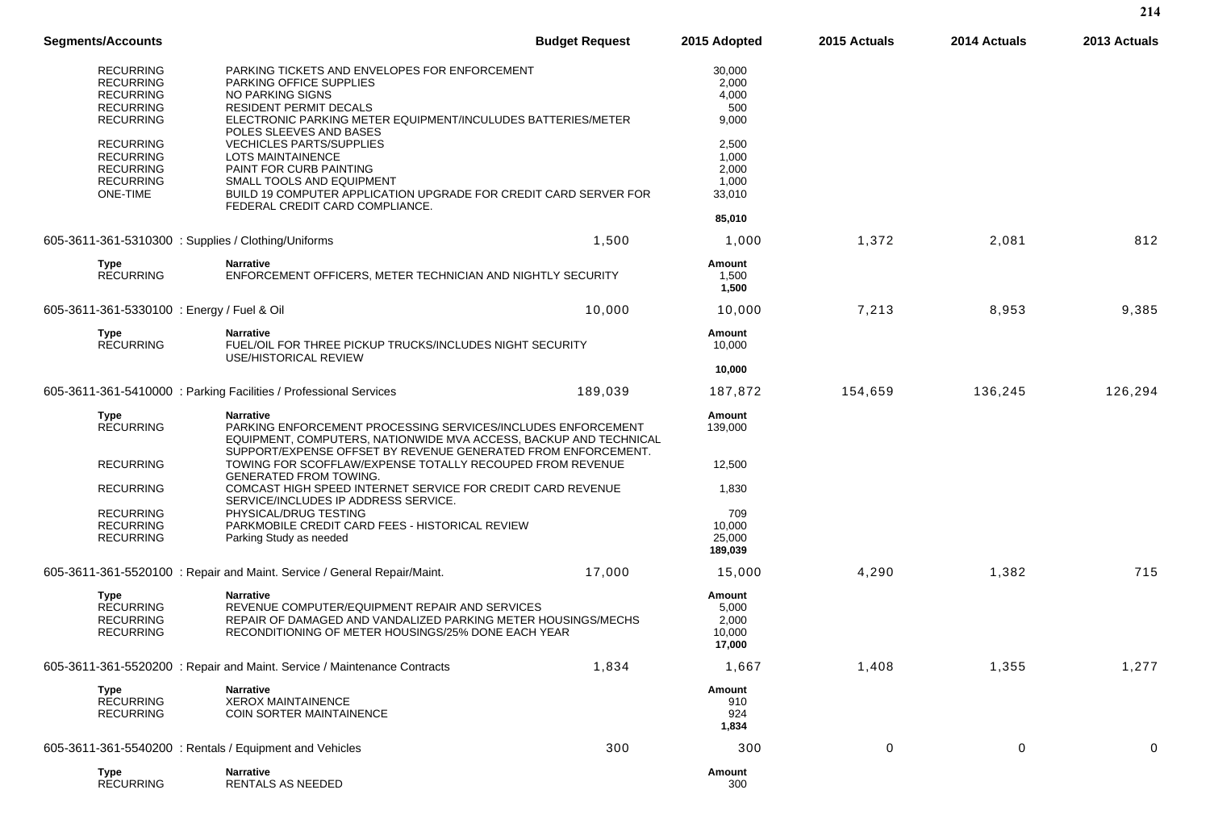| Segments/Accounts | | Budget Request | 2015 Adopted | 2015 Actuals | 2014 Actuals | 2013 Actuals |
|---|---|---|---|---|---|---|
| RECURRING | PARKING TICKETS AND ENVELOPES FOR ENFORCEMENT | | 30,000 | | | |
| RECURRING | PARKING OFFICE SUPPLIES | | 2,000 | | | |
| RECURRING | NO PARKING SIGNS | | 4,000 | | | |
| RECURRING | RESIDENT PERMIT DECALS | | 500 | | | |
| RECURRING | ELECTRONIC PARKING METER EQUIPMENT/INCULUDES BATTERIES/METER POLES SLEEVES AND BASES | | 9,000 | | | |
| RECURRING | VECHICLES PARTS/SUPPLIES | | 2,500 | | | |
| RECURRING | LOTS MAINTAINENCE | | 1,000 | | | |
| RECURRING | PAINT FOR CURB PAINTING | | 2,000 | | | |
| RECURRING | SMALL TOOLS AND EQUIPMENT | | 1,000 | | | |
| ONE-TIME | BUILD 19 COMPUTER APPLICATION UPGRADE FOR CREDIT CARD SERVER FOR FEDERAL CREDIT CARD COMPLIANCE. | | 33,010 | | | |
| | | | **85,010** | | | |
| 605-3611-361-5310300 : Supplies / Clothing/Uniforms | | 1,500 | 1,000 | 1,372 | 2,081 | 812 |
| **Type** | **Narrative** | | **Amount** | | | |
| RECURRING | ENFORCEMENT OFFICERS, METER TECHNICIAN AND NIGHTLY SECURITY | | 1,500 | | | |
| | | | **1,500** | | | |
| 605-3611-361-5330100 : Energy / Fuel & Oil | | 10,000 | 10,000 | 7,213 | 8,953 | 9,385 |
| **Type** | **Narrative** | | **Amount** | | | |
| RECURRING | FUEL/OIL FOR THREE PICKUP TRUCKS/INCLUDES NIGHT SECURITY USE/HISTORICAL REVIEW | | 10,000 | | | |
| | | | **10,000** | | | |
| 605-3611-361-5410000 : Parking Facilities / Professional Services | | 189,039 | 187,872 | 154,659 | 136,245 | 126,294 |
| **Type** | **Narrative** | | **Amount** | | | |
| RECURRING | PARKING ENFORCEMENT PROCESSING SERVICES/INCLUDES ENFORCEMENT EQUIPMENT, COMPUTERS, NATIONWIDE MVA ACCESS, BACKUP AND TECHNICAL SUPPORT/EXPENSE OFFSET BY REVENUE GENERATED FROM ENFORCEMENT. | | 139,000 | | | |
| RECURRING | TOWING FOR SCOFFLAW/EXPENSE TOTALLY RECOUPED FROM REVENUE GENERATED FROM TOWING. | | 12,500 | | | |
| RECURRING | COMCAST HIGH SPEED INTERNET SERVICE FOR CREDIT CARD REVENUE SERVICE/INCLUDES IP ADDRESS SERVICE. | | 1,830 | | | |
| RECURRING | PHYSICAL/DRUG TESTING | | 709 | | | |
| RECURRING | PARKMOBILE CREDIT CARD FEES - HISTORICAL REVIEW | | 10,000 | | | |
| RECURRING | Parking Study as needed | | 25,000 | | | |
| | | | **189,039** | | | |
| 605-3611-361-5520100 : Repair and Maint. Service / General Repair/Maint. | | 17,000 | 15,000 | 4,290 | 1,382 | 715 |
| **Type** | **Narrative** | | **Amount** | | | |
| RECURRING | REVENUE COMPUTER/EQUIPMENT REPAIR AND SERVICES | | 5,000 | | | |
| RECURRING | REPAIR OF DAMAGED AND VANDALIZED PARKING METER HOUSINGS/MECHS | | 2,000 | | | |
| RECURRING | RECONDITIONING OF METER HOUSINGS/25% DONE EACH YEAR | | 10,000 | | | |
| | | | **17,000** | | | |
| 605-3611-361-5520200 : Repair and Maint. Service / Maintenance Contracts | | 1,834 | 1,667 | 1,408 | 1,355 | 1,277 |
| **Type** | **Narrative** | | **Amount** | | | |
| RECURRING | XEROX MAINTAINENCE | | 910 | | | |
| RECURRING | COIN SORTER MAINTAINENCE | | 924 | | | |
| | | | **1,834** | | | |
| 605-3611-361-5540200 : Rentals / Equipment and Vehicles | | 300 | 300 | 0 | 0 | 0 |
| **Type** | **Narrative** | | **Amount** | | | |
| RECURRING | RENTALS AS NEEDED | | 300 | | | |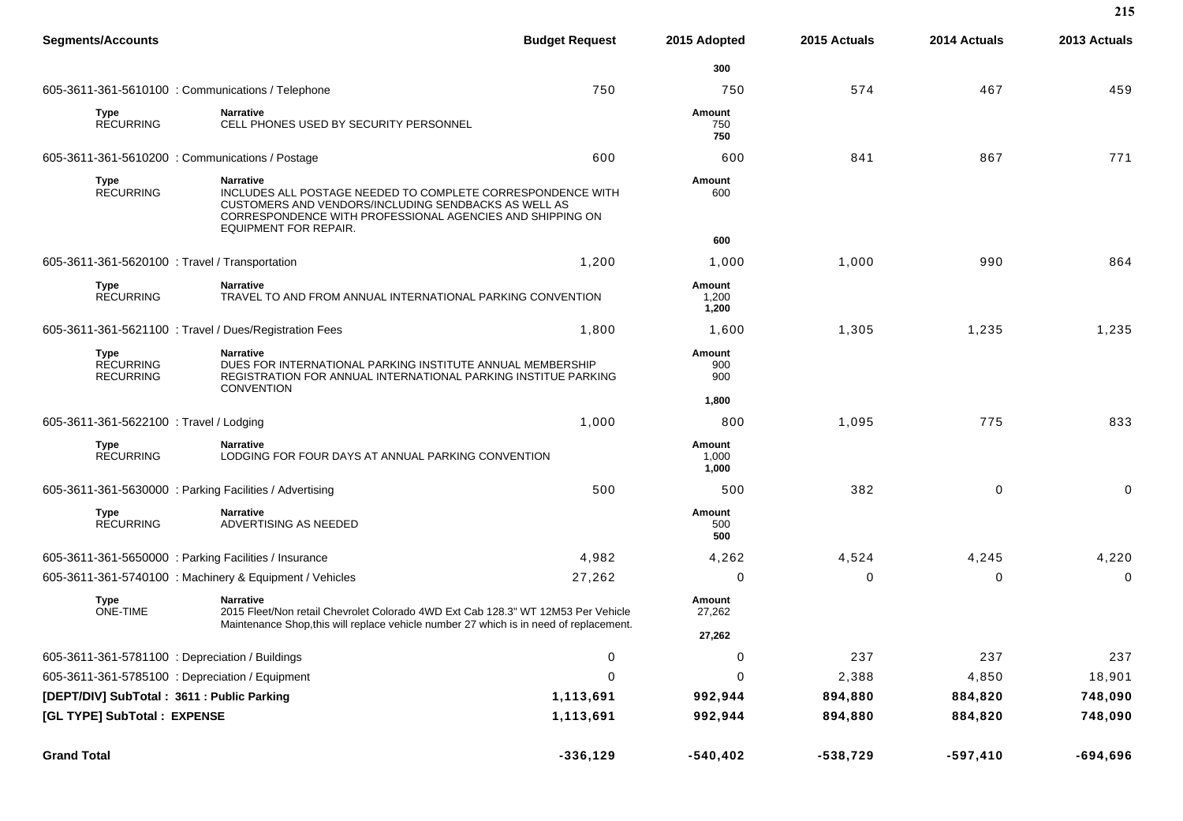| Segments/Accounts | | Budget Request | 2015 Adopted | 2015 Actuals | 2014 Actuals | 2013 Actuals |
|---|---|---|---|---|---|---|
| | | | 300 | | | |
| 605-3611-361-5610100 : Communications / Telephone | | 750 | 750 | 574 | 467 | 459 |
| Type | Narrative | | Amount | | | |
| RECURRING | CELL PHONES USED BY SECURITY PERSONNEL | | 750 | | | |
| | | | 750 | | | |
| 605-3611-361-5610200 : Communications / Postage | | 600 | 600 | 841 | 867 | 771 |
| Type | Narrative | | Amount | | | |
| RECURRING | INCLUDES ALL POSTAGE NEEDED TO COMPLETE CORRESPONDENCE WITH CUSTOMERS AND VENDORS/INCLUDING SENDBACKS AS WELL AS CORRESPONDENCE WITH PROFESSIONAL AGENCIES AND SHIPPING ON EQUIPMENT FOR REPAIR. | | 600 | | | |
| | | | 600 | | | |
| 605-3611-361-5620100 : Travel / Transportation | | 1,200 | 1,000 | 1,000 | 990 | 864 |
| Type | Narrative | | Amount | | | |
| RECURRING | TRAVEL TO AND FROM ANNUAL INTERNATIONAL PARKING CONVENTION | | 1,200 | | | |
| | | | 1,200 | | | |
| 605-3611-361-5621100 : Travel / Dues/Registration Fees | | 1,800 | 1,600 | 1,305 | 1,235 | 1,235 |
| Type | Narrative | | Amount | | | |
| RECURRING | DUES FOR INTERNATIONAL PARKING INSTITUTE ANNUAL MEMBERSHIP | | 900 | | | |
| RECURRING | REGISTRATION FOR ANNUAL INTERNATIONAL PARKING INSTITUE PARKING CONVENTION | | 900 | | | |
| | | | 1,800 | | | |
| 605-3611-361-5622100 : Travel / Lodging | | 1,000 | 800 | 1,095 | 775 | 833 |
| Type | Narrative | | Amount | | | |
| RECURRING | LODGING FOR FOUR DAYS AT ANNUAL PARKING CONVENTION | | 1,000 | | | |
| | | | 1,000 | | | |
| 605-3611-361-5630000 : Parking Facilities / Advertising | | 500 | 500 | 382 | 0 | 0 |
| Type | Narrative | | Amount | | | |
| RECURRING | ADVERTISING AS NEEDED | | 500 | | | |
| | | | 500 | | | |
| 605-3611-361-5650000 : Parking Facilities / Insurance | | 4,982 | 4,262 | 4,524 | 4,245 | 4,220 |
| 605-3611-361-5740100 : Machinery & Equipment / Vehicles | | 27,262 | 0 | 0 | 0 | 0 |
| Type | Narrative | | Amount | | | |
| ONE-TIME | 2015 Fleet/Non retail Chevrolet Colorado 4WD Ext Cab 128.3" WT 12M53 Per Vehicle Maintenance Shop,this will replace vehicle number 27 which is in need of replacement. | | 27,262 | | | |
| | | | 27,262 | | | |
| 605-3611-361-5781100 : Depreciation / Buildings | | 0 | 0 | 237 | 237 | 237 |
| 605-3611-361-5785100 : Depreciation / Equipment | | 0 | 0 | 2,388 | 4,850 | 18,901 |
| **[DEPT/DIV] SubTotal : 3611 : Public Parking** | | **1,113,691** | **992,944** | **894,880** | **884,820** | **748,090** |
| **[GL TYPE] SubTotal : EXPENSE** | | **1,113,691** | **992,944** | **894,880** | **884,820** | **748,090** |
| **Grand Total** | | **-336,129** | **-540,402** | **-538,729** | **-597,410** | **-694,696** |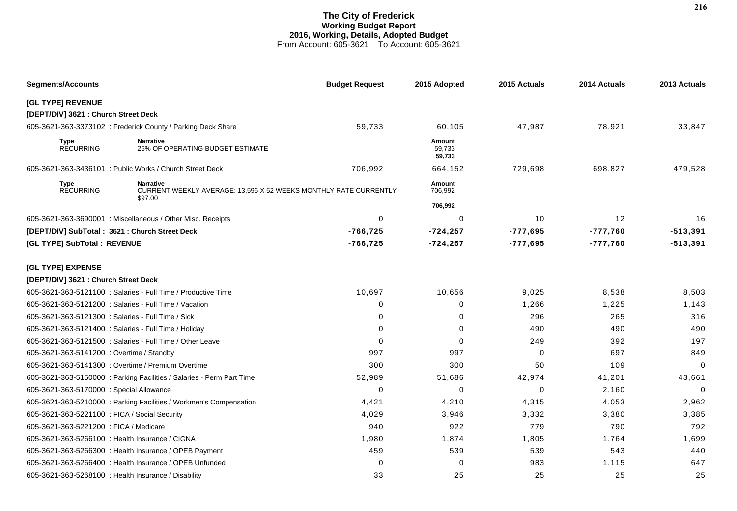# The City of Frederick
## Working Budget Report
### 2016, Working, Details, Adopted Budget
From Account: 605-3621 To Account: 605-3621

| Segments/Accounts | Budget Request | 2015 Adopted | 2015 Actuals | 2014 Actuals | 2013 Actuals |
|---|---|---|---|---|---|
| **[GL TYPE] REVENUE** | | | | | |
| **[DEPT/DIV] 3621 : Church Street Deck** | | | | | |
| 605-3621-363-3373102 : Frederick County / Parking Deck Share | 59,733 | 60,105 | 47,987 | 78,921 | 33,847 |
| **Type** RECURRING — **Narrative** 25% OF OPERATING BUDGET ESTIMATE | | **Amount** 59,733 **59,733** | | | |
| 605-3621-363-3436101 : Public Works / Church Street Deck | 706,992 | 664,152 | 729,698 | 698,827 | 479,528 |
| **Type** RECURRING — **Narrative** CURRENT WEEKLY AVERAGE: 13,596 X 52 WEEKS MONTHLY RATE CURRENTLY $97.00 | | **Amount** 706,992 **706,992** | | | |
| 605-3621-363-3690001 : Miscellaneous / Other Misc. Receipts | 0 | 0 | 10 | 12 | 16 |
| **[DEPT/DIV] SubTotal : 3621 : Church Street Deck** | **-766,725** | **-724,257** | **-777,695** | **-777,760** | **-513,391** |
| **[GL TYPE] SubTotal : REVENUE** | **-766,725** | **-724,257** | **-777,695** | **-777,760** | **-513,391** |
| **[GL TYPE] EXPENSE** | | | | | |
| **[DEPT/DIV] 3621 : Church Street Deck** | | | | | |
| 605-3621-363-5121100 : Salaries - Full Time / Productive Time | 10,697 | 10,656 | 9,025 | 8,538 | 8,503 |
| 605-3621-363-5121200 : Salaries - Full Time / Vacation | 0 | 0 | 1,266 | 1,225 | 1,143 |
| 605-3621-363-5121300 : Salaries - Full Time / Sick | 0 | 0 | 296 | 265 | 316 |
| 605-3621-363-5121400 : Salaries - Full Time / Holiday | 0 | 0 | 490 | 490 | 490 |
| 605-3621-363-5121500 : Salaries - Full Time / Other Leave | 0 | 0 | 249 | 392 | 197 |
| 605-3621-363-5141200 : Overtime / Standby | 997 | 997 | 0 | 697 | 849 |
| 605-3621-363-5141300 : Overtime / Premium Overtime | 300 | 300 | 50 | 109 | 0 |
| 605-3621-363-5150000 : Parking Facilities / Salaries - Perm Part Time | 52,989 | 51,686 | 42,974 | 41,201 | 43,661 |
| 605-3621-363-5170000 : Special Allowance | 0 | 0 | 0 | 2,160 | 0 |
| 605-3621-363-5210000 : Parking Facilities / Workmen's Compensation | 4,421 | 4,210 | 4,315 | 4,053 | 2,962 |
| 605-3621-363-5221100 : FICA / Social Security | 4,029 | 3,946 | 3,332 | 3,380 | 3,385 |
| 605-3621-363-5221200 : FICA / Medicare | 940 | 922 | 779 | 790 | 792 |
| 605-3621-363-5266100 : Health Insurance / CIGNA | 1,980 | 1,874 | 1,805 | 1,764 | 1,699 |
| 605-3621-363-5266300 : Health Insurance / OPEB Payment | 459 | 539 | 539 | 543 | 440 |
| 605-3621-363-5266400 : Health Insurance / OPEB Unfunded | 0 | 0 | 983 | 1,115 | 647 |
| 605-3621-363-5268100 : Health Insurance / Disability | 33 | 25 | 25 | 25 | 25 |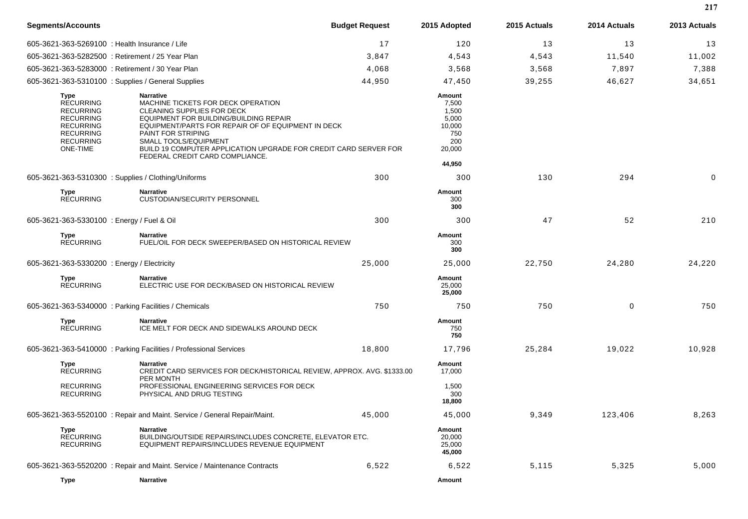| Segments/Accounts | Budget Request | 2015 Adopted | 2015 Actuals | 2014 Actuals | 2013 Actuals |
|---|---|---|---|---|---|
| 605-3621-363-5269100 : Health Insurance / Life | 17 | 120 | 13 | 13 | 13 |
| 605-3621-363-5282500 : Retirement / 25 Year Plan | 3,847 | 4,543 | 4,543 | 11,540 | 11,002 |
| 605-3621-363-5283000 : Retirement / 30 Year Plan | 4,068 | 3,568 | 3,568 | 7,897 | 7,388 |
| 605-3621-363-5310100 : Supplies / General Supplies | 44,950 | 47,450 | 39,255 | 46,627 | 34,651 |

| Type | Narrative | Amount |
|---|---|---|
| RECURRING | MACHINE TICKETS FOR DECK OPERATION | 7,500 |
| RECURRING | CLEANING SUPPLIES FOR DECK | 1,500 |
| RECURRING | EQUIPMENT FOR BUILDING/BUILDING REPAIR | 5,000 |
| RECURRING | EQUIPMENT/PARTS FOR REPAIR OF OF EQUIPMENT IN DECK | 10,000 |
| RECURRING | PAINT FOR STRIPING | 750 |
| RECURRING | SMALL TOOLS/EQUIPMENT | 200 |
| ONE-TIME | BUILD 19 COMPUTER APPLICATION UPGRADE FOR CREDIT CARD SERVER FOR FEDERAL CREDIT CARD COMPLIANCE. | 20,000 |
| | | **44,950** |

| Segments/Accounts | Budget Request | 2015 Adopted | 2015 Actuals | 2014 Actuals | 2013 Actuals |
|---|---|---|---|---|---|
| 605-3621-363-5310300 : Supplies / Clothing/Uniforms | 300 | 300 | 130 | 294 | 0 |

| Type | Narrative | Amount |
|---|---|---|
| RECURRING | CUSTODIAN/SECURITY PERSONNEL | 300 |
| | | **300** |

| Segments/Accounts | Budget Request | 2015 Adopted | 2015 Actuals | 2014 Actuals | 2013 Actuals |
|---|---|---|---|---|---|
| 605-3621-363-5330100 : Energy / Fuel & Oil | 300 | 300 | 47 | 52 | 210 |

| Type | Narrative | Amount |
|---|---|---|
| RECURRING | FUEL/OIL FOR DECK SWEEPER/BASED ON HISTORICAL REVIEW | 300 |
| | | **300** |

| Segments/Accounts | Budget Request | 2015 Adopted | 2015 Actuals | 2014 Actuals | 2013 Actuals |
|---|---|---|---|---|---|
| 605-3621-363-5330200 : Energy / Electricity | 25,000 | 25,000 | 22,750 | 24,280 | 24,220 |

| Type | Narrative | Amount |
|---|---|---|
| RECURRING | ELECTRIC USE FOR DECK/BASED ON HISTORICAL REVIEW | 25,000 |
| | | **25,000** |

| Segments/Accounts | Budget Request | 2015 Adopted | 2015 Actuals | 2014 Actuals | 2013 Actuals |
|---|---|---|---|---|---|
| 605-3621-363-5340000 : Parking Facilities / Chemicals | 750 | 750 | 750 | 0 | 750 |

| Type | Narrative | Amount |
|---|---|---|
| RECURRING | ICE MELT FOR DECK AND SIDEWALKS AROUND DECK | 750 |
| | | **750** |

| Segments/Accounts | Budget Request | 2015 Adopted | 2015 Actuals | 2014 Actuals | 2013 Actuals |
|---|---|---|---|---|---|
| 605-3621-363-5410000 : Parking Facilities / Professional Services | 18,800 | 17,796 | 25,284 | 19,022 | 10,928 |

| Type | Narrative | Amount |
|---|---|---|
| RECURRING | CREDIT CARD SERVICES FOR DECK/HISTORICAL REVIEW, APPROX. AVG. $1333.00 PER MONTH | 17,000 |
| RECURRING | PROFESSIONAL ENGINEERING SERVICES FOR DECK | 1,500 |
| RECURRING | PHYSICAL AND DRUG TESTING | 300 |
| | | **18,800** |

| Segments/Accounts | Budget Request | 2015 Adopted | 2015 Actuals | 2014 Actuals | 2013 Actuals |
|---|---|---|---|---|---|
| 605-3621-363-5520100 : Repair and Maint. Service / General Repair/Maint. | 45,000 | 45,000 | 9,349 | 123,406 | 8,263 |

| Type | Narrative | Amount |
|---|---|---|
| RECURRING | BUILDING/OUTSIDE REPAIRS/INCLUDES CONCRETE, ELEVATOR ETC. | 20,000 |
| RECURRING | EQUIPMENT REPAIRS/INCLUDES REVENUE EQUIPMENT | 25,000 |
| | | **45,000** |

| Segments/Accounts | Budget Request | 2015 Adopted | 2015 Actuals | 2014 Actuals | 2013 Actuals |
|---|---|---|---|---|---|
| 605-3621-363-5520200 : Repair and Maint. Service / Maintenance Contracts | 6,522 | 6,522 | 5,115 | 5,325 | 5,000 |

| Type | Narrative | Amount |
|---|---|---|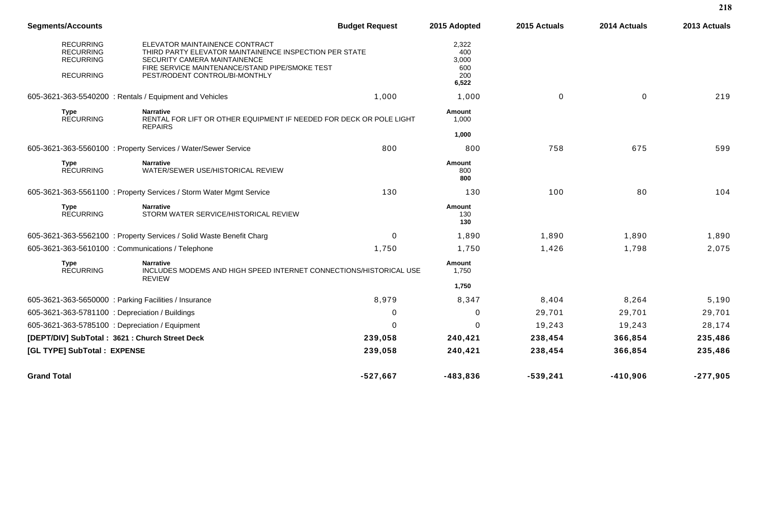| Segments/Accounts | | Budget Request | 2015 Adopted | 2015 Actuals | 2014 Actuals | 2013 Actuals |
|---|---|---|---|---|---|---|
| RECURRING | ELEVATOR MAINTAINENCE CONTRACT | | 2,322 | | | |
| RECURRING | THIRD PARTY ELEVATOR MAINTAINENCE INSPECTION PER STATE | | 400 | | | |
| RECURRING | SECURITY CAMERA MAINTAINENCE | | 3,000 | | | |
| | FIRE SERVICE MAINTENANCE/STAND PIPE/SMOKE TEST | | 600 | | | |
| RECURRING | PEST/RODENT CONTROL/BI-MONTHLY | | 200 | | | |
| | | | **6,522** | | | |
| 605-3621-363-5540200 : Rentals / Equipment and Vehicles | | 1,000 | 1,000 | 0 | 0 | 219 |
| **Type** | **Narrative** | | **Amount** | | | |
| RECURRING | RENTAL FOR LIFT OR OTHER EQUIPMENT IF NEEDED FOR DECK OR POLE LIGHT REPAIRS | | 1,000 | | | |
| | | | **1,000** | | | |
| 605-3621-363-5560100 : Property Services / Water/Sewer Service | | 800 | 800 | 758 | 675 | 599 |
| **Type** | **Narrative** | | **Amount** | | | |
| RECURRING | WATER/SEWER USE/HISTORICAL REVIEW | | 800 | | | |
| | | | **800** | | | |
| 605-3621-363-5561100 : Property Services / Storm Water Mgmt Service | | 130 | 130 | 100 | 80 | 104 |
| **Type** | **Narrative** | | **Amount** | | | |
| RECURRING | STORM WATER SERVICE/HISTORICAL REVIEW | | 130 | | | |
| | | | **130** | | | |
| 605-3621-363-5562100 : Property Services / Solid Waste Benefit Charg | | 0 | 1,890 | 1,890 | 1,890 | 1,890 |
| 605-3621-363-5610100 : Communications / Telephone | | 1,750 | 1,750 | 1,426 | 1,798 | 2,075 |
| **Type** | **Narrative** | | **Amount** | | | |
| RECURRING | INCLUDES MODEMS AND HIGH SPEED INTERNET CONNECTIONS/HISTORICAL USE REVIEW | | 1,750 | | | |
| | | | **1,750** | | | |
| 605-3621-363-5650000 : Parking Facilities / Insurance | | 8,979 | 8,347 | 8,404 | 8,264 | 5,190 |
| 605-3621-363-5781100 : Depreciation / Buildings | | 0 | 0 | 29,701 | 29,701 | 29,701 |
| 605-3621-363-5785100 : Depreciation / Equipment | | 0 | 0 | 19,243 | 19,243 | 28,174 |
| **[DEPT/DIV] SubTotal : 3621 : Church Street Deck** | | **239,058** | **240,421** | **238,454** | **366,854** | **235,486** |
| **[GL TYPE] SubTotal : EXPENSE** | | **239,058** | **240,421** | **238,454** | **366,854** | **235,486** |
| **Grand Total** | | **-527,667** | **-483,836** | **-539,241** | **-410,906** | **-277,905** |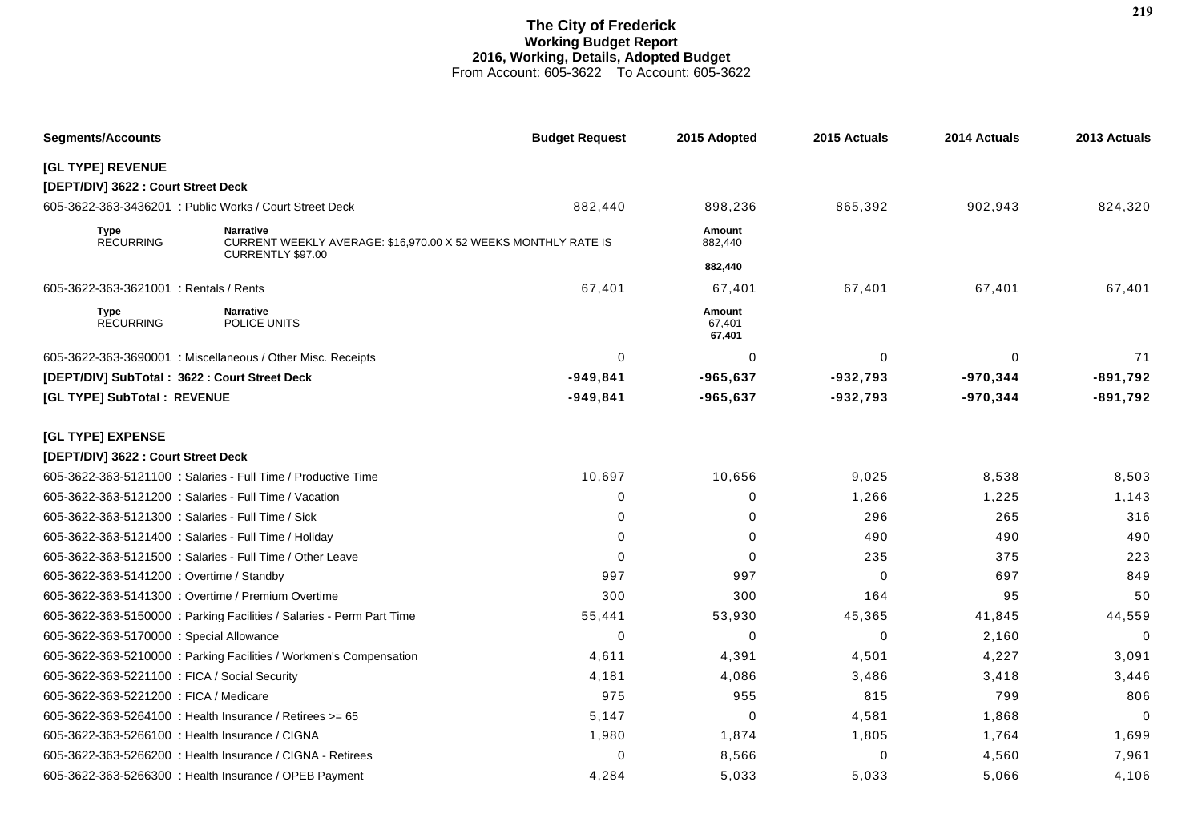# The City of Frederick
## Working Budget Report
### 2016, Working, Details, Adopted Budget
From Account: 605-3622 To Account: 605-3622

| Segments/Accounts | Budget Request | 2015 Adopted | 2015 Actuals | 2014 Actuals | 2013 Actuals |
|---|---|---|---|---|---|
| **[GL TYPE] REVENUE** | | | | | |
| **[DEPT/DIV] 3622 : Court Street Deck** | | | | | |
| 605-3622-363-3436201 : Public Works / Court Street Deck | 882,440 | 898,236 | 865,392 | 902,943 | 824,320 |
| **Type** RECURRING — **Narrative** CURRENT WEEKLY AVERAGE: $16,970.00 X 52 WEEKS MONTHLY RATE IS CURRENTLY $97.00 | | **Amount** 882,440 | | | |
| | | **882,440** | | | |
| 605-3622-363-3621001 : Rentals / Rents | 67,401 | 67,401 | 67,401 | 67,401 | 67,401 |
| **Type** RECURRING — **Narrative** POLICE UNITS | | **Amount** 67,401 | | | |
| | | **67,401** | | | |
| 605-3622-363-3690001 : Miscellaneous / Other Misc. Receipts | 0 | 0 | 0 | 0 | 71 |
| **[DEPT/DIV] SubTotal : 3622 : Court Street Deck** | **-949,841** | **-965,637** | **-932,793** | **-970,344** | **-891,792** |
| **[GL TYPE] SubTotal : REVENUE** | **-949,841** | **-965,637** | **-932,793** | **-970,344** | **-891,792** |
| **[GL TYPE] EXPENSE** | | | | | |
| **[DEPT/DIV] 3622 : Court Street Deck** | | | | | |
| 605-3622-363-5121100 : Salaries - Full Time / Productive Time | 10,697 | 10,656 | 9,025 | 8,538 | 8,503 |
| 605-3622-363-5121200 : Salaries - Full Time / Vacation | 0 | 0 | 1,266 | 1,225 | 1,143 |
| 605-3622-363-5121300 : Salaries - Full Time / Sick | 0 | 0 | 296 | 265 | 316 |
| 605-3622-363-5121400 : Salaries - Full Time / Holiday | 0 | 0 | 490 | 490 | 490 |
| 605-3622-363-5121500 : Salaries - Full Time / Other Leave | 0 | 0 | 235 | 375 | 223 |
| 605-3622-363-5141200 : Overtime / Standby | 997 | 997 | 0 | 697 | 849 |
| 605-3622-363-5141300 : Overtime / Premium Overtime | 300 | 300 | 164 | 95 | 50 |
| 605-3622-363-5150000 : Parking Facilities / Salaries - Perm Part Time | 55,441 | 53,930 | 45,365 | 41,845 | 44,559 |
| 605-3622-363-5170000 : Special Allowance | 0 | 0 | 0 | 2,160 | 0 |
| 605-3622-363-5210000 : Parking Facilities / Workmen's Compensation | 4,611 | 4,391 | 4,501 | 4,227 | 3,091 |
| 605-3622-363-5221100 : FICA / Social Security | 4,181 | 4,086 | 3,486 | 3,418 | 3,446 |
| 605-3622-363-5221200 : FICA / Medicare | 975 | 955 | 815 | 799 | 806 |
| 605-3622-363-5264100 : Health Insurance / Retirees >= 65 | 5,147 | 0 | 4,581 | 1,868 | 0 |
| 605-3622-363-5266100 : Health Insurance / CIGNA | 1,980 | 1,874 | 1,805 | 1,764 | 1,699 |
| 605-3622-363-5266200 : Health Insurance / CIGNA - Retirees | 0 | 8,566 | 0 | 4,560 | 7,961 |
| 605-3622-363-5266300 : Health Insurance / OPEB Payment | 4,284 | 5,033 | 5,033 | 5,066 | 4,106 |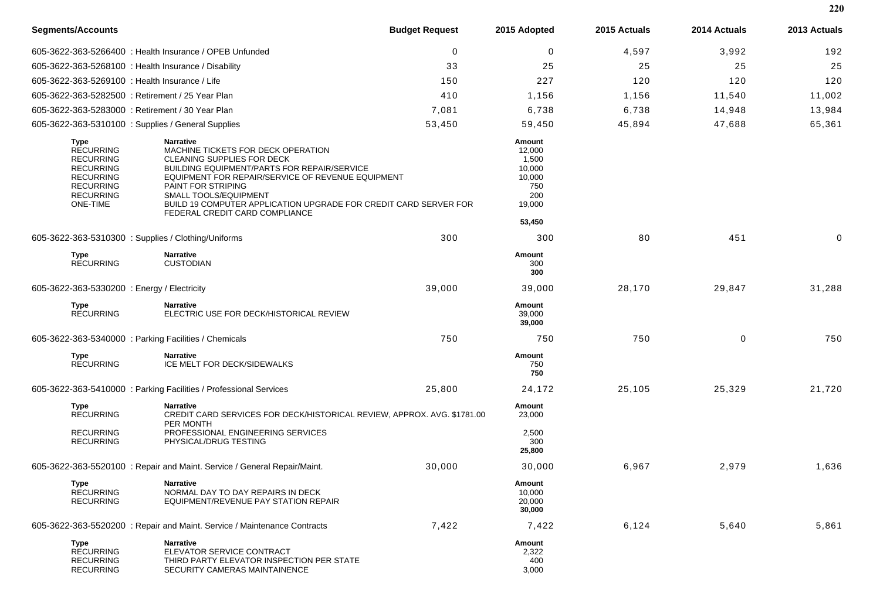| Segments/Accounts | Budget Request | 2015 Adopted | 2015 Actuals | 2014 Actuals | 2013 Actuals |
|---|---|---|---|---|---|
| 605-3622-363-5266400 : Health Insurance / OPEB Unfunded | 0 | 0 | 4,597 | 3,992 | 192 |
| 605-3622-363-5268100 : Health Insurance / Disability | 33 | 25 | 25 | 25 | 25 |
| 605-3622-363-5269100 : Health Insurance / Life | 150 | 227 | 120 | 120 | 120 |
| 605-3622-363-5282500 : Retirement / 25 Year Plan | 410 | 1,156 | 1,156 | 11,540 | 11,002 |
| 605-3622-363-5283000 : Retirement / 30 Year Plan | 7,081 | 6,738 | 6,738 | 14,948 | 13,984 |
| 605-3622-363-5310100 : Supplies / General Supplies | 53,450 | 59,450 | 45,894 | 47,688 | 65,361 |

| Type | Narrative | Amount |
|---|---|---|
| RECURRING | MACHINE TICKETS FOR DECK OPERATION | 12,000 |
| RECURRING | CLEANING SUPPLIES FOR DECK | 1,500 |
| RECURRING | BUILDING EQUIPMENT/PARTS FOR REPAIR/SERVICE | 10,000 |
| RECURRING | EQUIPMENT FOR REPAIR/SERVICE OF REVENUE EQUIPMENT | 10,000 |
| RECURRING | PAINT FOR STRIPING | 750 |
| RECURRING | SMALL TOOLS/EQUIPMENT | 200 |
| ONE-TIME | BUILD 19 COMPUTER APPLICATION UPGRADE FOR CREDIT CARD SERVER FOR FEDERAL CREDIT CARD COMPLIANCE | 19,000 |
| | | **53,450** |

| Segments/Accounts | Budget Request | 2015 Adopted | 2015 Actuals | 2014 Actuals | 2013 Actuals |
|---|---|---|---|---|---|
| 605-3622-363-5310300 : Supplies / Clothing/Uniforms | 300 | 300 | 80 | 451 | 0 |

| Type | Narrative | Amount |
|---|---|---|
| RECURRING | CUSTODIAN | 300 |
| | | **300** |

| Segments/Accounts | Budget Request | 2015 Adopted | 2015 Actuals | 2014 Actuals | 2013 Actuals |
|---|---|---|---|---|---|
| 605-3622-363-5330200 : Energy / Electricity | 39,000 | 39,000 | 28,170 | 29,847 | 31,288 |

| Type | Narrative | Amount |
|---|---|---|
| RECURRING | ELECTRIC USE FOR DECK/HISTORICAL REVIEW | 39,000 |
| | | **39,000** |

| Segments/Accounts | Budget Request | 2015 Adopted | 2015 Actuals | 2014 Actuals | 2013 Actuals |
|---|---|---|---|---|---|
| 605-3622-363-5340000 : Parking Facilities / Chemicals | 750 | 750 | 750 | 0 | 750 |

| Type | Narrative | Amount |
|---|---|---|
| RECURRING | ICE MELT FOR DECK/SIDEWALKS | 750 |
| | | **750** |

| Segments/Accounts | Budget Request | 2015 Adopted | 2015 Actuals | 2014 Actuals | 2013 Actuals |
|---|---|---|---|---|---|
| 605-3622-363-5410000 : Parking Facilities / Professional Services | 25,800 | 24,172 | 25,105 | 25,329 | 21,720 |

| Type | Narrative | Amount |
|---|---|---|
| RECURRING | CREDIT CARD SERVICES FOR DECK/HISTORICAL REVIEW, APPROX. AVG. $1781.00 PER MONTH | 23,000 |
| RECURRING | PROFESSIONAL ENGINEERING SERVICES | 2,500 |
| RECURRING | PHYSICAL/DRUG TESTING | 300 |
| | | **25,800** |

| Segments/Accounts | Budget Request | 2015 Adopted | 2015 Actuals | 2014 Actuals | 2013 Actuals |
|---|---|---|---|---|---|
| 605-3622-363-5520100 : Repair and Maint. Service / General Repair/Maint. | 30,000 | 30,000 | 6,967 | 2,979 | 1,636 |

| Type | Narrative | Amount |
|---|---|---|
| RECURRING | NORMAL DAY TO DAY REPAIRS IN DECK | 10,000 |
| RECURRING | EQUIPMENT/REVENUE PAY STATION REPAIR | 20,000 |
| | | **30,000** |

| Segments/Accounts | Budget Request | 2015 Adopted | 2015 Actuals | 2014 Actuals | 2013 Actuals |
|---|---|---|---|---|---|
| 605-3622-363-5520200 : Repair and Maint. Service / Maintenance Contracts | 7,422 | 7,422 | 6,124 | 5,640 | 5,861 |

| Type | Narrative | Amount |
|---|---|---|
| RECURRING | ELEVATOR SERVICE CONTRACT | 2,322 |
| RECURRING | THIRD PARTY ELEVATOR INSPECTION PER STATE | 400 |
| RECURRING | SECURITY CAMERAS MAINTAINENCE | 3,000 |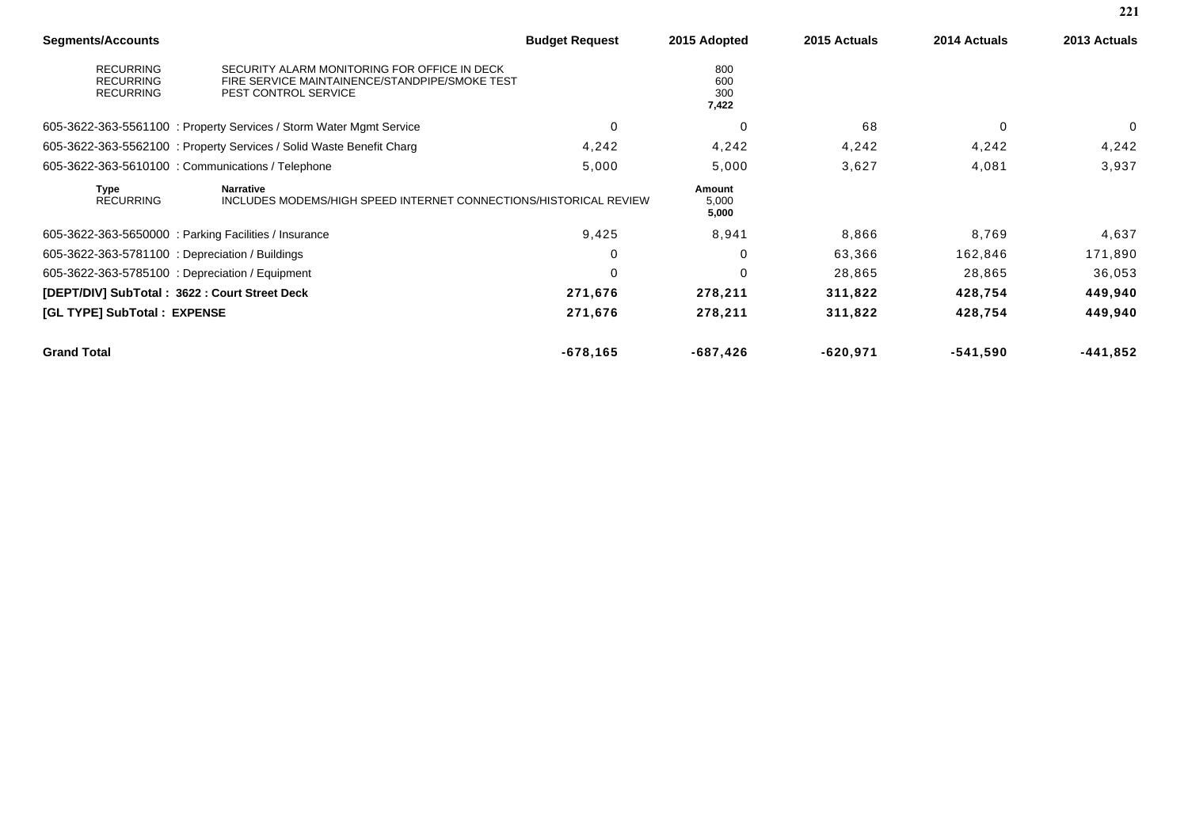| Segments/Accounts | | Budget Request | 2015 Adopted | 2015 Actuals | 2014 Actuals | 2013 Actuals |
|---|---|---|---|---|---|---|
| RECURRING | SECURITY ALARM MONITORING FOR OFFICE IN DECK | | 800 | | | |
| RECURRING | FIRE SERVICE MAINTAINENCE/STANDPIPE/SMOKE TEST | | 600 | | | |
| RECURRING | PEST CONTROL SERVICE | | 300 | | | |
| | | | **7,422** | | | |
| 605-3622-363-5561100 : Property Services / Storm Water Mgmt Service | | 0 | 0 | 68 | 0 | 0 |
| 605-3622-363-5562100 : Property Services / Solid Waste Benefit Charg | | 4,242 | 4,242 | 4,242 | 4,242 | 4,242 |
| 605-3622-363-5610100 : Communications / Telephone | | 5,000 | 5,000 | 3,627 | 4,081 | 3,937 |
| **Type** | **Narrative** | | **Amount** | | | |
| RECURRING | INCLUDES MODEMS/HIGH SPEED INTERNET CONNECTIONS/HISTORICAL REVIEW | | 5,000 | | | |
| | | | **5,000** | | | |
| 605-3622-363-5650000 : Parking Facilities / Insurance | | 9,425 | 8,941 | 8,866 | 8,769 | 4,637 |
| 605-3622-363-5781100 : Depreciation / Buildings | | 0 | 0 | 63,366 | 162,846 | 171,890 |
| 605-3622-363-5785100 : Depreciation / Equipment | | 0 | 0 | 28,865 | 28,865 | 36,053 |
| **[DEPT/DIV] SubTotal : 3622 : Court Street Deck** | | **271,676** | **278,211** | **311,822** | **428,754** | **449,940** |
| **[GL TYPE] SubTotal : EXPENSE** | | **271,676** | **278,211** | **311,822** | **428,754** | **449,940** |
| **Grand Total** | | **-678,165** | **-687,426** | **-620,971** | **-541,590** | **-441,852** |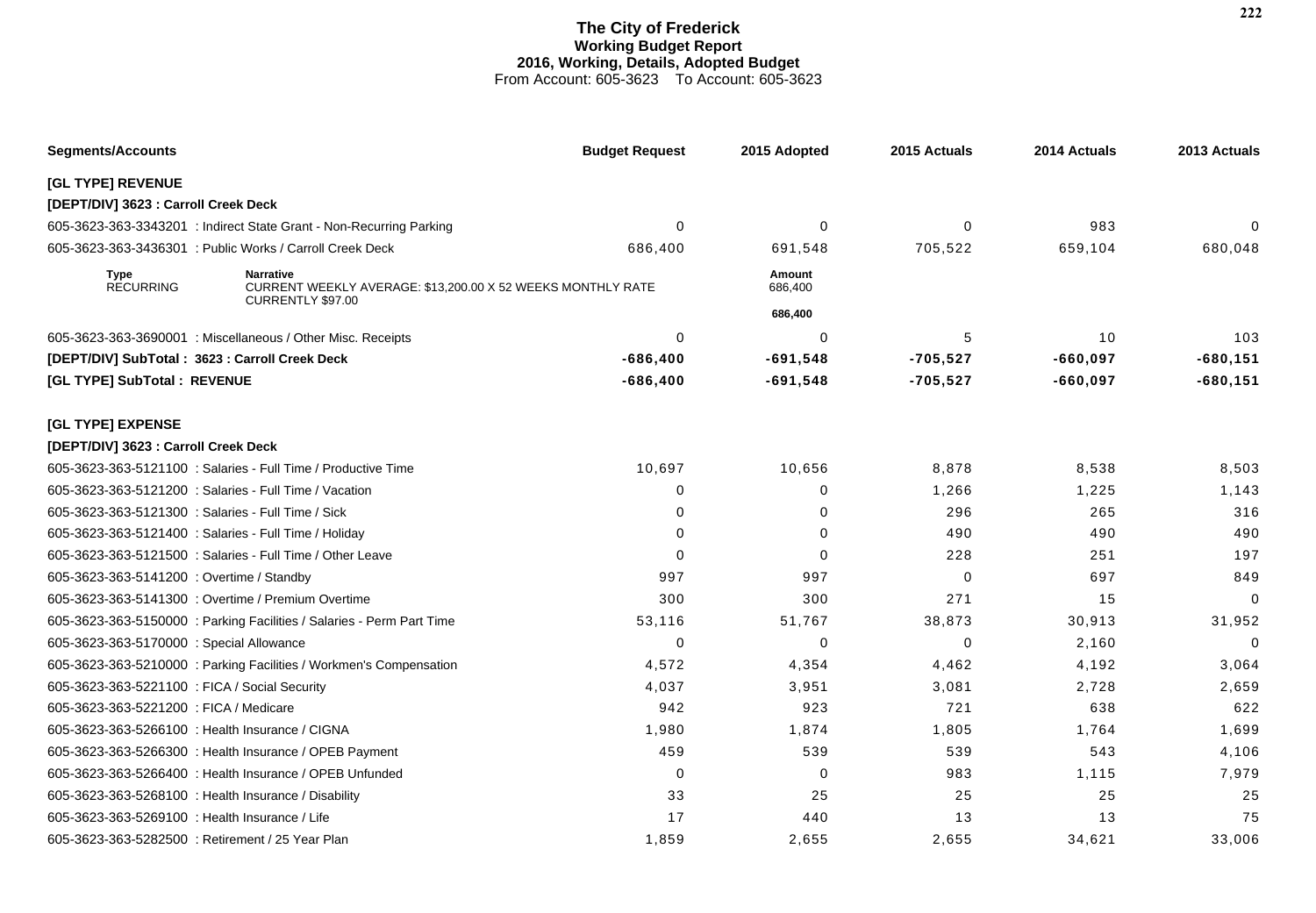# The City of Frederick
## Working Budget Report
## 2016, Working, Details, Adopted Budget
From Account: 605-3623 To Account: 605-3623

| Segments/Accounts | Budget Request | 2015 Adopted | 2015 Actuals | 2014 Actuals | 2013 Actuals |
|---|---|---|---|---|---|
| **[GL TYPE] REVENUE** | | | | | |
| **[DEPT/DIV] 3623 : Carroll Creek Deck** | | | | | |
| 605-3623-363-3343201 : Indirect State Grant - Non-Recurring Parking | 0 | 0 | 0 | 983 | 0 |
| 605-3623-363-3436301 : Public Works / Carroll Creek Deck | 686,400 | 691,548 | 705,522 | 659,104 | 680,048 |
| **Type** RECURRING — **Narrative** CURRENT WEEKLY AVERAGE: $13,200.00 X 52 WEEKS MONTHLY RATE CURRENTLY $97.00 | | **Amount** 686,400 | | | |
| | | **686,400** | | | |
| 605-3623-363-3690001 : Miscellaneous / Other Misc. Receipts | 0 | 0 | 5 | 10 | 103 |
| **[DEPT/DIV] SubTotal : 3623 : Carroll Creek Deck** | **-686,400** | **-691,548** | **-705,527** | **-660,097** | **-680,151** |
| **[GL TYPE] SubTotal : REVENUE** | **-686,400** | **-691,548** | **-705,527** | **-660,097** | **-680,151** |
| **[GL TYPE] EXPENSE** | | | | | |
| **[DEPT/DIV] 3623 : Carroll Creek Deck** | | | | | |
| 605-3623-363-5121100 : Salaries - Full Time / Productive Time | 10,697 | 10,656 | 8,878 | 8,538 | 8,503 |
| 605-3623-363-5121200 : Salaries - Full Time / Vacation | 0 | 0 | 1,266 | 1,225 | 1,143 |
| 605-3623-363-5121300 : Salaries - Full Time / Sick | 0 | 0 | 296 | 265 | 316 |
| 605-3623-363-5121400 : Salaries - Full Time / Holiday | 0 | 0 | 490 | 490 | 490 |
| 605-3623-363-5121500 : Salaries - Full Time / Other Leave | 0 | 0 | 228 | 251 | 197 |
| 605-3623-363-5141200 : Overtime / Standby | 997 | 997 | 0 | 697 | 849 |
| 605-3623-363-5141300 : Overtime / Premium Overtime | 300 | 300 | 271 | 15 | 0 |
| 605-3623-363-5150000 : Parking Facilities / Salaries - Perm Part Time | 53,116 | 51,767 | 38,873 | 30,913 | 31,952 |
| 605-3623-363-5170000 : Special Allowance | 0 | 0 | 0 | 2,160 | 0 |
| 605-3623-363-5210000 : Parking Facilities / Workmen's Compensation | 4,572 | 4,354 | 4,462 | 4,192 | 3,064 |
| 605-3623-363-5221100 : FICA / Social Security | 4,037 | 3,951 | 3,081 | 2,728 | 2,659 |
| 605-3623-363-5221200 : FICA / Medicare | 942 | 923 | 721 | 638 | 622 |
| 605-3623-363-5266100 : Health Insurance / CIGNA | 1,980 | 1,874 | 1,805 | 1,764 | 1,699 |
| 605-3623-363-5266300 : Health Insurance / OPEB Payment | 459 | 539 | 539 | 543 | 4,106 |
| 605-3623-363-5266400 : Health Insurance / OPEB Unfunded | 0 | 0 | 983 | 1,115 | 7,979 |
| 605-3623-363-5268100 : Health Insurance / Disability | 33 | 25 | 25 | 25 | 25 |
| 605-3623-363-5269100 : Health Insurance / Life | 17 | 440 | 13 | 13 | 75 |
| 605-3623-363-5282500 : Retirement / 25 Year Plan | 1,859 | 2,655 | 2,655 | 34,621 | 33,006 |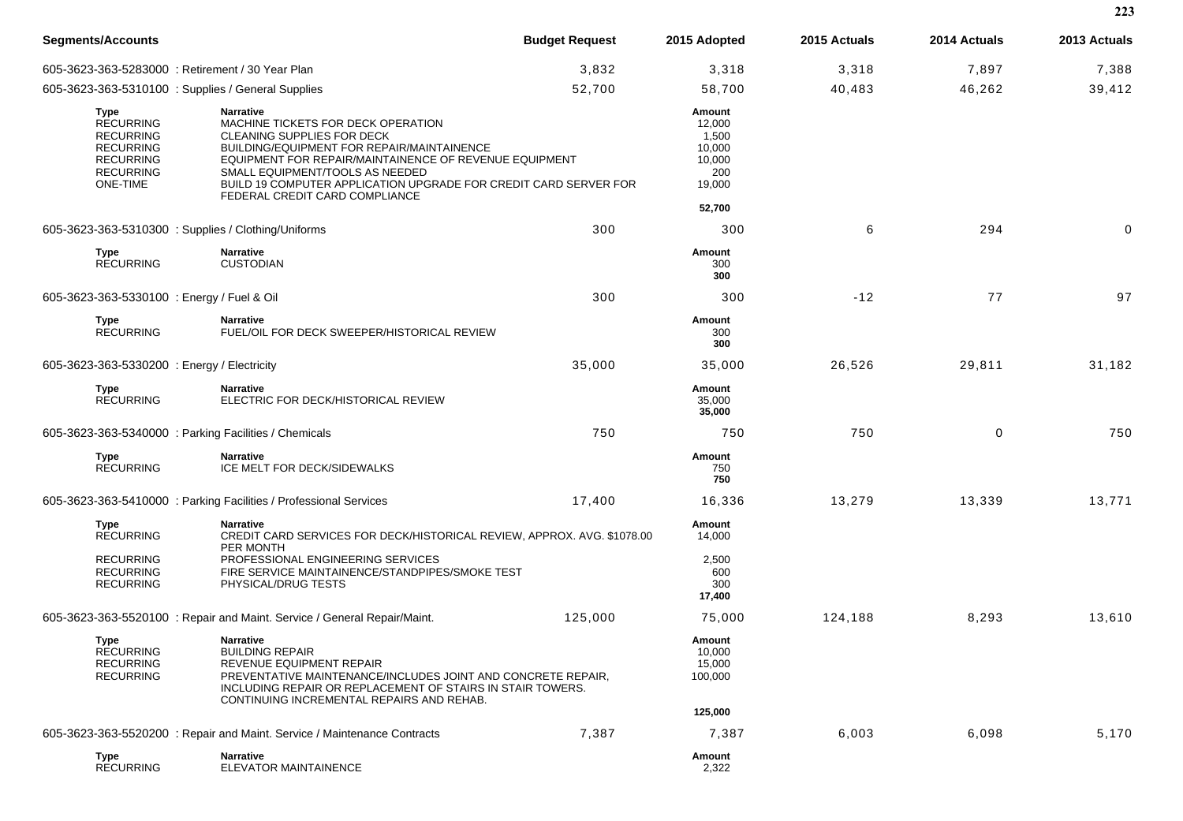| Segments/Accounts | Budget Request | 2015 Adopted | 2015 Actuals | 2014 Actuals | 2013 Actuals |
|---|---|---|---|---|---|
| 605-3623-363-5283000 : Retirement / 30 Year Plan | 3,832 | 3,318 | 3,318 | 7,897 | 7,388 |
| 605-3623-363-5310100 : Supplies / General Supplies | 52,700 | 58,700 | 40,483 | 46,262 | 39,412 |

| Type | Narrative | Amount |
|---|---|---|
| RECURRING | MACHINE TICKETS FOR DECK OPERATION | 12,000 |
| RECURRING | CLEANING SUPPLIES FOR DECK | 1,500 |
| RECURRING | BUILDING/EQUIPMENT FOR REPAIR/MAINTAINENCE | 10,000 |
| RECURRING | EQUIPMENT FOR REPAIR/MAINTAINENCE OF REVENUE EQUIPMENT | 10,000 |
| RECURRING | SMALL EQUIPMENT/TOOLS AS NEEDED | 200 |
| ONE-TIME | BUILD 19 COMPUTER APPLICATION UPGRADE FOR CREDIT CARD SERVER FOR FEDERAL CREDIT CARD COMPLIANCE | 19,000 |
| | | **52,700** |

| Segments/Accounts | Budget Request | 2015 Adopted | 2015 Actuals | 2014 Actuals | 2013 Actuals |
|---|---|---|---|---|---|
| 605-3623-363-5310300 : Supplies / Clothing/Uniforms | 300 | 300 | 6 | 294 | 0 |

| Type | Narrative | Amount |
|---|---|---|
| RECURRING | CUSTODIAN | 300 |
| | | **300** |

| Segments/Accounts | Budget Request | 2015 Adopted | 2015 Actuals | 2014 Actuals | 2013 Actuals |
|---|---|---|---|---|---|
| 605-3623-363-5330100 : Energy / Fuel & Oil | 300 | 300 | -12 | 77 | 97 |

| Type | Narrative | Amount |
|---|---|---|
| RECURRING | FUEL/OIL FOR DECK SWEEPER/HISTORICAL REVIEW | 300 |
| | | **300** |

| Segments/Accounts | Budget Request | 2015 Adopted | 2015 Actuals | 2014 Actuals | 2013 Actuals |
|---|---|---|---|---|---|
| 605-3623-363-5330200 : Energy / Electricity | 35,000 | 35,000 | 26,526 | 29,811 | 31,182 |

| Type | Narrative | Amount |
|---|---|---|
| RECURRING | ELECTRIC FOR DECK/HISTORICAL REVIEW | 35,000 |
| | | **35,000** |

| Segments/Accounts | Budget Request | 2015 Adopted | 2015 Actuals | 2014 Actuals | 2013 Actuals |
|---|---|---|---|---|---|
| 605-3623-363-5340000 : Parking Facilities / Chemicals | 750 | 750 | 750 | 0 | 750 |

| Type | Narrative | Amount |
|---|---|---|
| RECURRING | ICE MELT FOR DECK/SIDEWALKS | 750 |
| | | **750** |

| Segments/Accounts | Budget Request | 2015 Adopted | 2015 Actuals | 2014 Actuals | 2013 Actuals |
|---|---|---|---|---|---|
| 605-3623-363-5410000 : Parking Facilities / Professional Services | 17,400 | 16,336 | 13,279 | 13,339 | 13,771 |

| Type | Narrative | Amount |
|---|---|---|
| RECURRING | CREDIT CARD SERVICES FOR DECK/HISTORICAL REVIEW, APPROX. AVG. $1078.00 PER MONTH | 14,000 |
| RECURRING | PROFESSIONAL ENGINEERING SERVICES | 2,500 |
| RECURRING | FIRE SERVICE MAINTAINENCE/STANDPIPES/SMOKE TEST | 600 |
| RECURRING | PHYSICAL/DRUG TESTS | 300 |
| | | **17,400** |

| Segments/Accounts | Budget Request | 2015 Adopted | 2015 Actuals | 2014 Actuals | 2013 Actuals |
|---|---|---|---|---|---|
| 605-3623-363-5520100 : Repair and Maint. Service / General Repair/Maint. | 125,000 | 75,000 | 124,188 | 8,293 | 13,610 |

| Type | Narrative | Amount |
|---|---|---|
| RECURRING | BUILDING REPAIR | 10,000 |
| RECURRING | REVENUE EQUIPMENT REPAIR | 15,000 |
| RECURRING | PREVENTATIVE MAINTENANCE/INCLUDES JOINT AND CONCRETE REPAIR, INCLUDING REPAIR OR REPLACEMENT OF STAIRS IN STAIR TOWERS. CONTINUING INCREMENTAL REPAIRS AND REHAB. | 100,000 |
| | | **125,000** |

| Segments/Accounts | Budget Request | 2015 Adopted | 2015 Actuals | 2014 Actuals | 2013 Actuals |
|---|---|---|---|---|---|
| 605-3623-363-5520200 : Repair and Maint. Service / Maintenance Contracts | 7,387 | 7,387 | 6,003 | 6,098 | 5,170 |

| Type | Narrative | Amount |
|---|---|---|
| RECURRING | ELEVATOR MAINTAINENCE | 2,322 |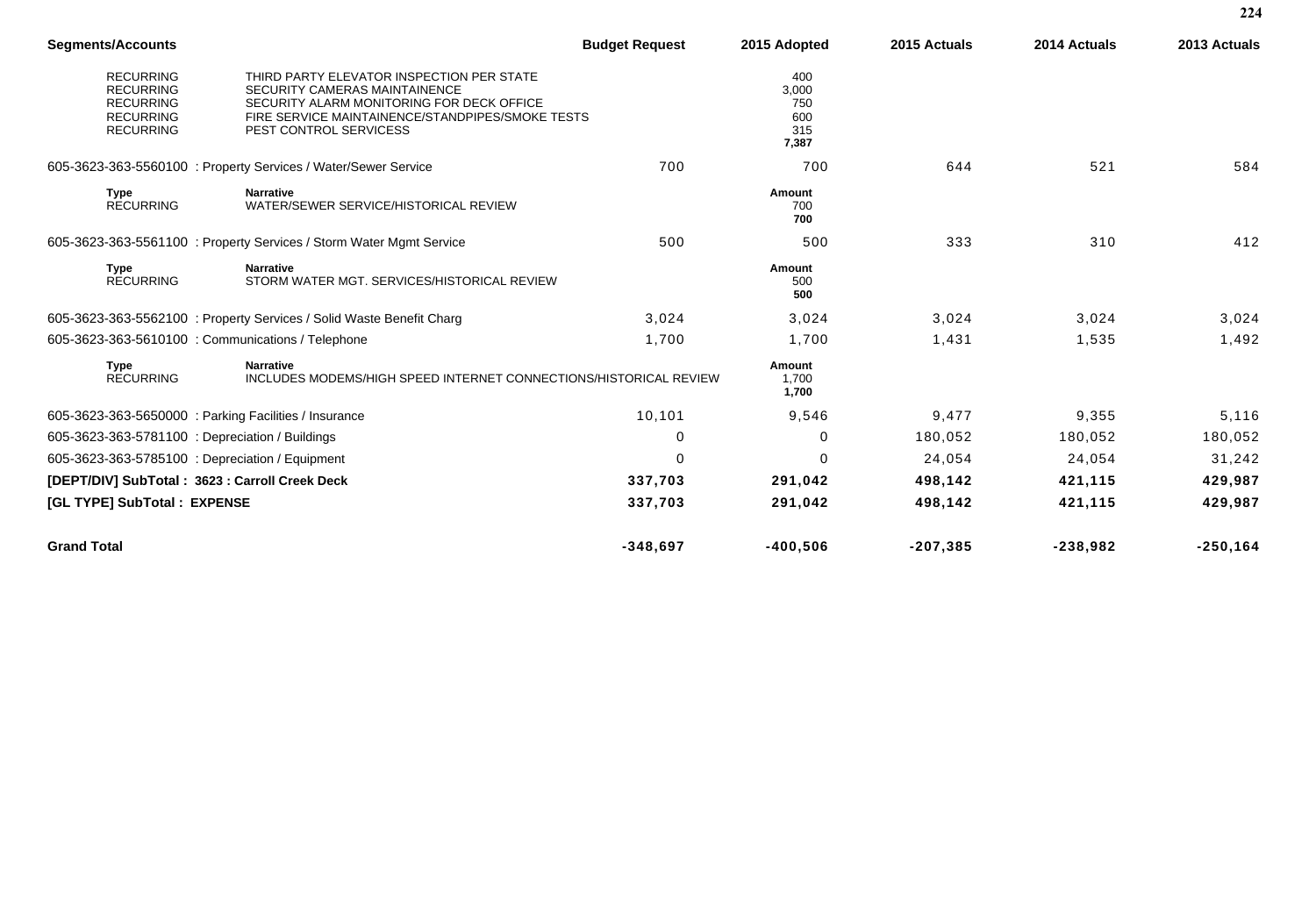| Segments/Accounts | | Budget Request | 2015 Adopted | 2015 Actuals | 2014 Actuals | 2013 Actuals |
|---|---|---|---|---|---|---|
| RECURRING | THIRD PARTY ELEVATOR INSPECTION PER STATE | | 400 | | | |
| RECURRING | SECURITY CAMERAS MAINTAINENCE | | 3,000 | | | |
| RECURRING | SECURITY ALARM MONITORING FOR DECK OFFICE | | 750 | | | |
| RECURRING | FIRE SERVICE MAINTAINENCE/STANDPIPES/SMOKE TESTS | | 600 | | | |
| RECURRING | PEST CONTROL SERVICESS | | 315 | | | |
| | | | **7,387** | | | |
| 605-3623-363-5560100 : Property Services / Water/Sewer Service | | 700 | 700 | 644 | 521 | 584 |
| **Type** | **Narrative** | | **Amount** | | | |
| RECURRING | WATER/SEWER SERVICE/HISTORICAL REVIEW | | 700 | | | |
| | | | **700** | | | |
| 605-3623-363-5561100 : Property Services / Storm Water Mgmt Service | | 500 | 500 | 333 | 310 | 412 |
| **Type** | **Narrative** | | **Amount** | | | |
| RECURRING | STORM WATER MGT. SERVICES/HISTORICAL REVIEW | | 500 | | | |
| | | | **500** | | | |
| 605-3623-363-5562100 : Property Services / Solid Waste Benefit Charg | | 3,024 | 3,024 | 3,024 | 3,024 | 3,024 |
| 605-3623-363-5610100 : Communications / Telephone | | 1,700 | 1,700 | 1,431 | 1,535 | 1,492 |
| **Type** | **Narrative** | | **Amount** | | | |
| RECURRING | INCLUDES MODEMS/HIGH SPEED INTERNET CONNECTIONS/HISTORICAL REVIEW | | 1,700 | | | |
| | | | **1,700** | | | |
| 605-3623-363-5650000 : Parking Facilities / Insurance | | 10,101 | 9,546 | 9,477 | 9,355 | 5,116 |
| 605-3623-363-5781100 : Depreciation / Buildings | | 0 | 0 | 180,052 | 180,052 | 180,052 |
| 605-3623-363-5785100 : Depreciation / Equipment | | 0 | 0 | 24,054 | 24,054 | 31,242 |
| **[DEPT/DIV] SubTotal : 3623 : Carroll Creek Deck** | | **337,703** | **291,042** | **498,142** | **421,115** | **429,987** |
| **[GL TYPE] SubTotal : EXPENSE** | | **337,703** | **291,042** | **498,142** | **421,115** | **429,987** |
| **Grand Total** | | **-348,697** | **-400,506** | **-207,385** | **-238,982** | **-250,164** |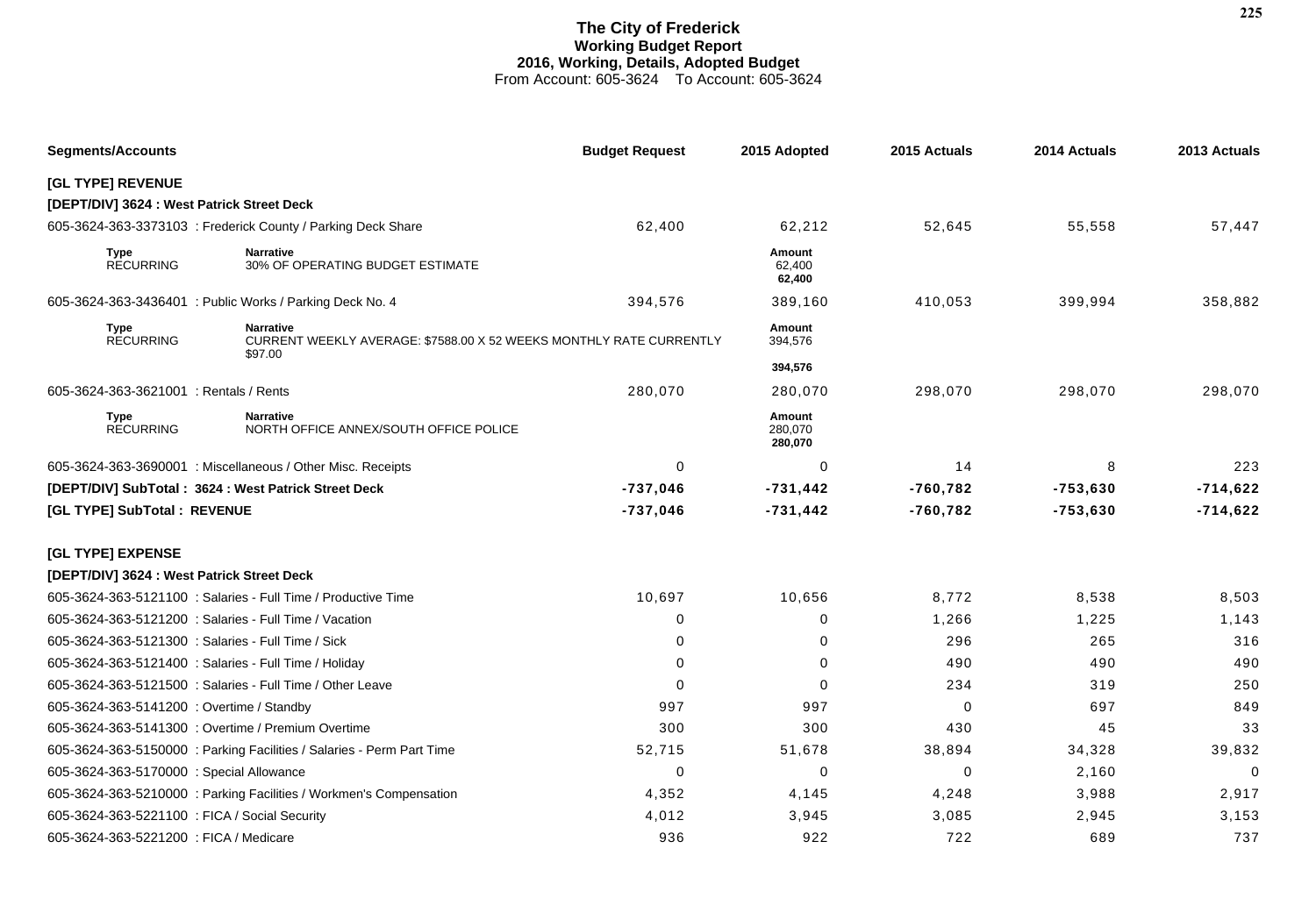# The City of Frederick
## Working Budget Report
### 2016, Working, Details, Adopted Budget
From Account: 605-3624 To Account: 605-3624

| Segments/Accounts | Budget Request | 2015 Adopted | 2015 Actuals | 2014 Actuals | 2013 Actuals |
|---|---|---|---|---|---|
| **[GL TYPE] REVENUE** | | | | | |
| **[DEPT/DIV] 3624 : West Patrick Street Deck** | | | | | |
| 605-3624-363-3373103 : Frederick County / Parking Deck Share | 62,400 | 62,212 | 52,645 | 55,558 | 57,447 |
| **Type** RECURRING — **Narrative** 30% OF OPERATING BUDGET ESTIMATE | | **Amount** 62,400 **62,400** | | | |
| 605-3624-363-3436401 : Public Works / Parking Deck No. 4 | 394,576 | 389,160 | 410,053 | 399,994 | 358,882 |
| **Type** RECURRING — **Narrative** CURRENT WEEKLY AVERAGE: $7588.00 X 52 WEEKS MONTHLY RATE CURRENTLY $97.00 | | **Amount** 394,576 **394,576** | | | |
| 605-3624-363-3621001 : Rentals / Rents | 280,070 | 280,070 | 298,070 | 298,070 | 298,070 |
| **Type** RECURRING — **Narrative** NORTH OFFICE ANNEX/SOUTH OFFICE POLICE | | **Amount** 280,070 **280,070** | | | |
| 605-3624-363-3690001 : Miscellaneous / Other Misc. Receipts | 0 | 0 | 14 | 8 | 223 |
| **[DEPT/DIV] SubTotal : 3624 : West Patrick Street Deck** | **-737,046** | **-731,442** | **-760,782** | **-753,630** | **-714,622** |
| **[GL TYPE] SubTotal : REVENUE** | **-737,046** | **-731,442** | **-760,782** | **-753,630** | **-714,622** |
| **[GL TYPE] EXPENSE** | | | | | |
| **[DEPT/DIV] 3624 : West Patrick Street Deck** | | | | | |
| 605-3624-363-5121100 : Salaries - Full Time / Productive Time | 10,697 | 10,656 | 8,772 | 8,538 | 8,503 |
| 605-3624-363-5121200 : Salaries - Full Time / Vacation | 0 | 0 | 1,266 | 1,225 | 1,143 |
| 605-3624-363-5121300 : Salaries - Full Time / Sick | 0 | 0 | 296 | 265 | 316 |
| 605-3624-363-5121400 : Salaries - Full Time / Holiday | 0 | 0 | 490 | 490 | 490 |
| 605-3624-363-5121500 : Salaries - Full Time / Other Leave | 0 | 0 | 234 | 319 | 250 |
| 605-3624-363-5141200 : Overtime / Standby | 997 | 997 | 0 | 697 | 849 |
| 605-3624-363-5141300 : Overtime / Premium Overtime | 300 | 300 | 430 | 45 | 33 |
| 605-3624-363-5150000 : Parking Facilities / Salaries - Perm Part Time | 52,715 | 51,678 | 38,894 | 34,328 | 39,832 |
| 605-3624-363-5170000 : Special Allowance | 0 | 0 | 0 | 2,160 | 0 |
| 605-3624-363-5210000 : Parking Facilities / Workmen's Compensation | 4,352 | 4,145 | 4,248 | 3,988 | 2,917 |
| 605-3624-363-5221100 : FICA / Social Security | 4,012 | 3,945 | 3,085 | 2,945 | 3,153 |
| 605-3624-363-5221200 : FICA / Medicare | 936 | 922 | 722 | 689 | 737 |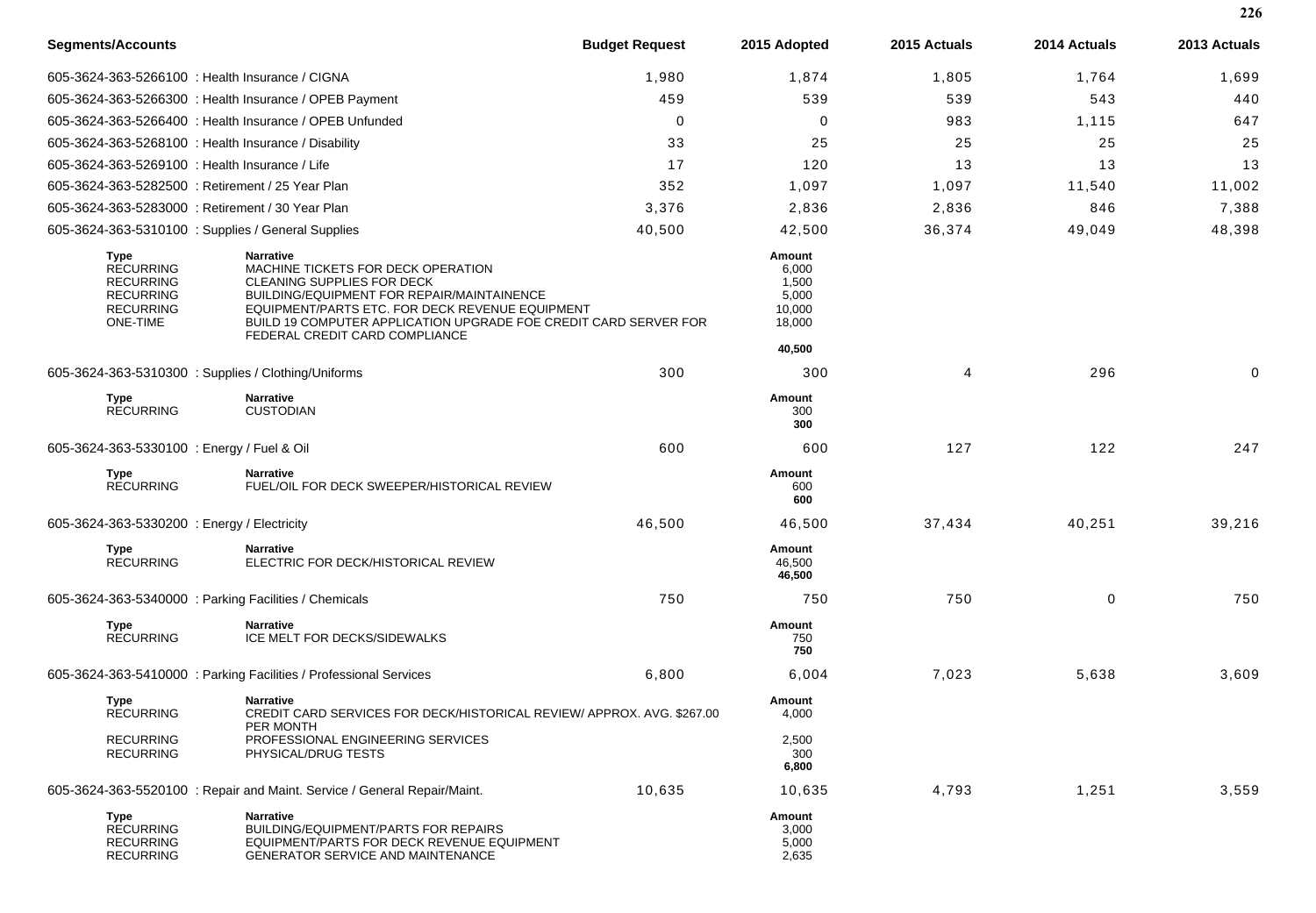| Segments/Accounts | Budget Request | 2015 Adopted | 2015 Actuals | 2014 Actuals | 2013 Actuals |
|---|---|---|---|---|---|
| 605-3624-363-5266100 : Health Insurance / CIGNA | 1,980 | 1,874 | 1,805 | 1,764 | 1,699 |
| 605-3624-363-5266300 : Health Insurance / OPEB Payment | 459 | 539 | 539 | 543 | 440 |
| 605-3624-363-5266400 : Health Insurance / OPEB Unfunded | 0 | 0 | 983 | 1,115 | 647 |
| 605-3624-363-5268100 : Health Insurance / Disability | 33 | 25 | 25 | 25 | 25 |
| 605-3624-363-5269100 : Health Insurance / Life | 17 | 120 | 13 | 13 | 13 |
| 605-3624-363-5282500 : Retirement / 25 Year Plan | 352 | 1,097 | 1,097 | 11,540 | 11,002 |
| 605-3624-363-5283000 : Retirement / 30 Year Plan | 3,376 | 2,836 | 2,836 | 846 | 7,388 |
| 605-3624-363-5310100 : Supplies / General Supplies | 40,500 | 42,500 | 36,374 | 49,049 | 48,398 |

| Type | Narrative | Amount |
|---|---|---|
| RECURRING | MACHINE TICKETS FOR DECK OPERATION | 6,000 |
| RECURRING | CLEANING SUPPLIES FOR DECK | 1,500 |
| RECURRING | BUILDING/EQUIPMENT FOR REPAIR/MAINTAINENCE | 5,000 |
| RECURRING | EQUIPMENT/PARTS ETC. FOR DECK REVENUE EQUIPMENT | 10,000 |
| ONE-TIME | BUILD 19 COMPUTER APPLICATION UPGRADE FOE CREDIT CARD SERVER FOR FEDERAL CREDIT CARD COMPLIANCE | 18,000 |
| | | **40,500** |

| Segments/Accounts | Budget Request | 2015 Adopted | 2015 Actuals | 2014 Actuals | 2013 Actuals |
|---|---|---|---|---|---|
| 605-3624-363-5310300 : Supplies / Clothing/Uniforms | 300 | 300 | 4 | 296 | 0 |

| Type | Narrative | Amount |
|---|---|---|
| RECURRING | CUSTODIAN | 300 |
| | | **300** |

| Segments/Accounts | Budget Request | 2015 Adopted | 2015 Actuals | 2014 Actuals | 2013 Actuals |
|---|---|---|---|---|---|
| 605-3624-363-5330100 : Energy / Fuel & Oil | 600 | 600 | 127 | 122 | 247 |

| Type | Narrative | Amount |
|---|---|---|
| RECURRING | FUEL/OIL FOR DECK SWEEPER/HISTORICAL REVIEW | 600 |
| | | **600** |

| Segments/Accounts | Budget Request | 2015 Adopted | 2015 Actuals | 2014 Actuals | 2013 Actuals |
|---|---|---|---|---|---|
| 605-3624-363-5330200 : Energy / Electricity | 46,500 | 46,500 | 37,434 | 40,251 | 39,216 |

| Type | Narrative | Amount |
|---|---|---|
| RECURRING | ELECTRIC FOR DECK/HISTORICAL REVIEW | 46,500 |
| | | **46,500** |

| Segments/Accounts | Budget Request | 2015 Adopted | 2015 Actuals | 2014 Actuals | 2013 Actuals |
|---|---|---|---|---|---|
| 605-3624-363-5340000 : Parking Facilities / Chemicals | 750 | 750 | 750 | 0 | 750 |

| Type | Narrative | Amount |
|---|---|---|
| RECURRING | ICE MELT FOR DECKS/SIDEWALKS | 750 |
| | | **750** |

| Segments/Accounts | Budget Request | 2015 Adopted | 2015 Actuals | 2014 Actuals | 2013 Actuals |
|---|---|---|---|---|---|
| 605-3624-363-5410000 : Parking Facilities / Professional Services | 6,800 | 6,004 | 7,023 | 5,638 | 3,609 |

| Type | Narrative | Amount |
|---|---|---|
| RECURRING | CREDIT CARD SERVICES FOR DECK/HISTORICAL REVIEW/ APPROX. AVG. $267.00 PER MONTH | 4,000 |
| RECURRING | PROFESSIONAL ENGINEERING SERVICES | 2,500 |
| RECURRING | PHYSICAL/DRUG TESTS | 300 |
| | | **6,800** |

| Segments/Accounts | Budget Request | 2015 Adopted | 2015 Actuals | 2014 Actuals | 2013 Actuals |
|---|---|---|---|---|---|
| 605-3624-363-5520100 : Repair and Maint. Service / General Repair/Maint. | 10,635 | 10,635 | 4,793 | 1,251 | 3,559 |

| Type | Narrative | Amount |
|---|---|---|
| RECURRING | BUILDING/EQUIPMENT/PARTS FOR REPAIRS | 3,000 |
| RECURRING | EQUIPMENT/PARTS FOR DECK REVENUE EQUIPMENT | 5,000 |
| RECURRING | GENERATOR SERVICE AND MAINTENANCE | 2,635 |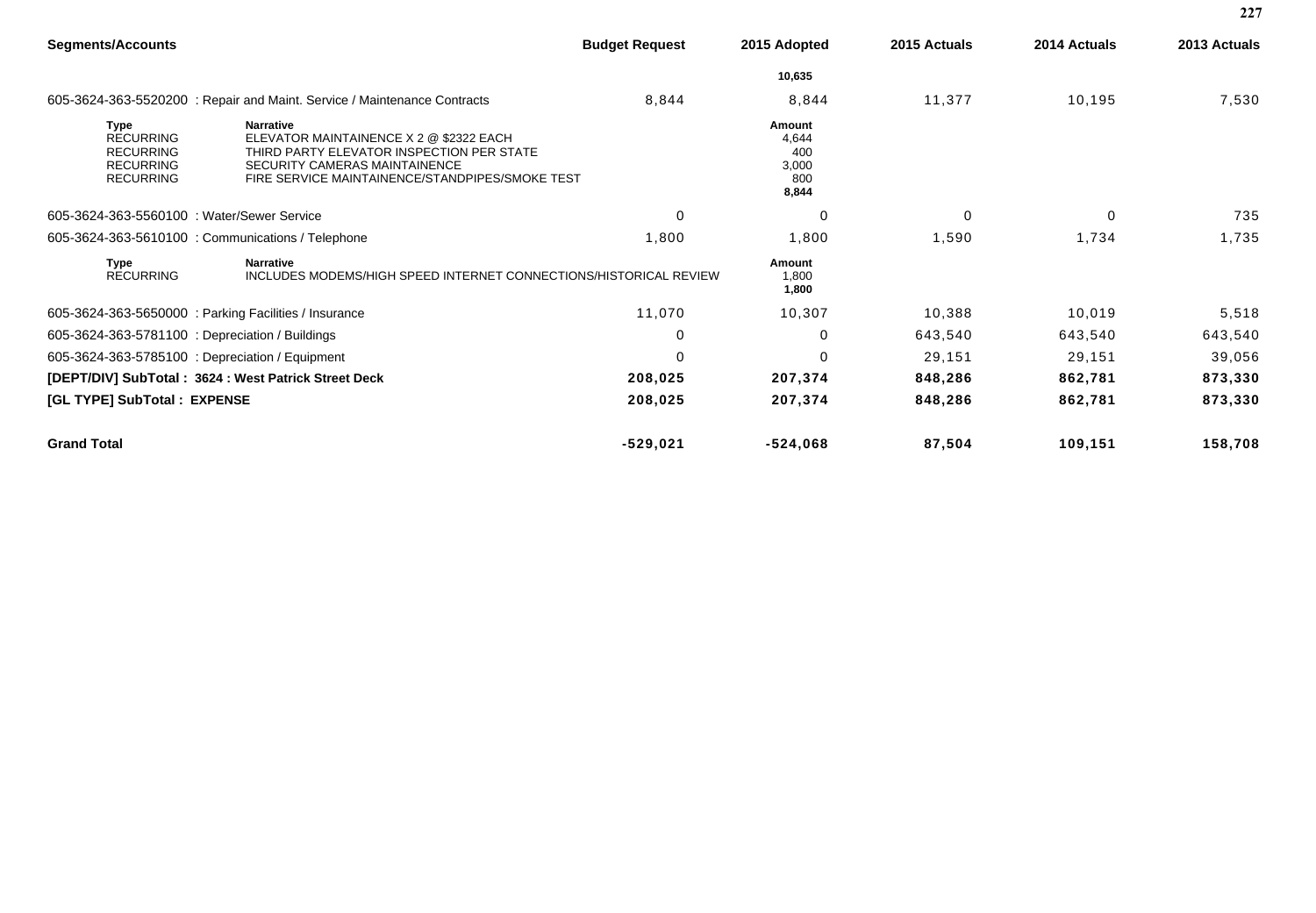| Segments/Accounts | Budget Request | 2015 Adopted | 2015 Actuals | 2014 Actuals | 2013 Actuals |
|---|---|---|---|---|---|
| | | **10,635** | | | |
| 605-3624-363-5520200 : Repair and Maint. Service / Maintenance Contracts | 8,844 | 8,844 | 11,377 | 10,195 | 7,530 |

| Type | Narrative | Amount |
|---|---|---|
| RECURRING | ELEVATOR MAINTAINENCE X 2 @ $2322 EACH | 4,644 |
| RECURRING | THIRD PARTY ELEVATOR INSPECTION PER STATE | 400 |
| RECURRING | SECURITY CAMERAS MAINTAINENCE | 3,000 |
| RECURRING | FIRE SERVICE MAINTAINENCE/STANDPIPES/SMOKE TEST | 800 |
| | | **8,844** |

| Segments/Accounts | Budget Request | 2015 Adopted | 2015 Actuals | 2014 Actuals | 2013 Actuals |
|---|---|---|---|---|---|
| 605-3624-363-5560100 : Water/Sewer Service | 0 | 0 | 0 | 0 | 735 |
| 605-3624-363-5610100 : Communications / Telephone | 1,800 | 1,800 | 1,590 | 1,734 | 1,735 |

| Type | Narrative | Amount |
|---|---|---|
| RECURRING | INCLUDES MODEMS/HIGH SPEED INTERNET CONNECTIONS/HISTORICAL REVIEW | 1,800 |
| | | **1,800** |

| Segments/Accounts | Budget Request | 2015 Adopted | 2015 Actuals | 2014 Actuals | 2013 Actuals |
|---|---|---|---|---|---|
| 605-3624-363-5650000 : Parking Facilities / Insurance | 11,070 | 10,307 | 10,388 | 10,019 | 5,518 |
| 605-3624-363-5781100 : Depreciation / Buildings | 0 | 0 | 643,540 | 643,540 | 643,540 |
| 605-3624-363-5785100 : Depreciation / Equipment | 0 | 0 | 29,151 | 29,151 | 39,056 |
| **[DEPT/DIV] SubTotal : 3624 : West Patrick Street Deck** | **208,025** | **207,374** | **848,286** | **862,781** | **873,330** |
| **[GL TYPE] SubTotal : EXPENSE** | **208,025** | **207,374** | **848,286** | **862,781** | **873,330** |
| **Grand Total** | **-529,021** | **-524,068** | **87,504** | **109,151** | **158,708** |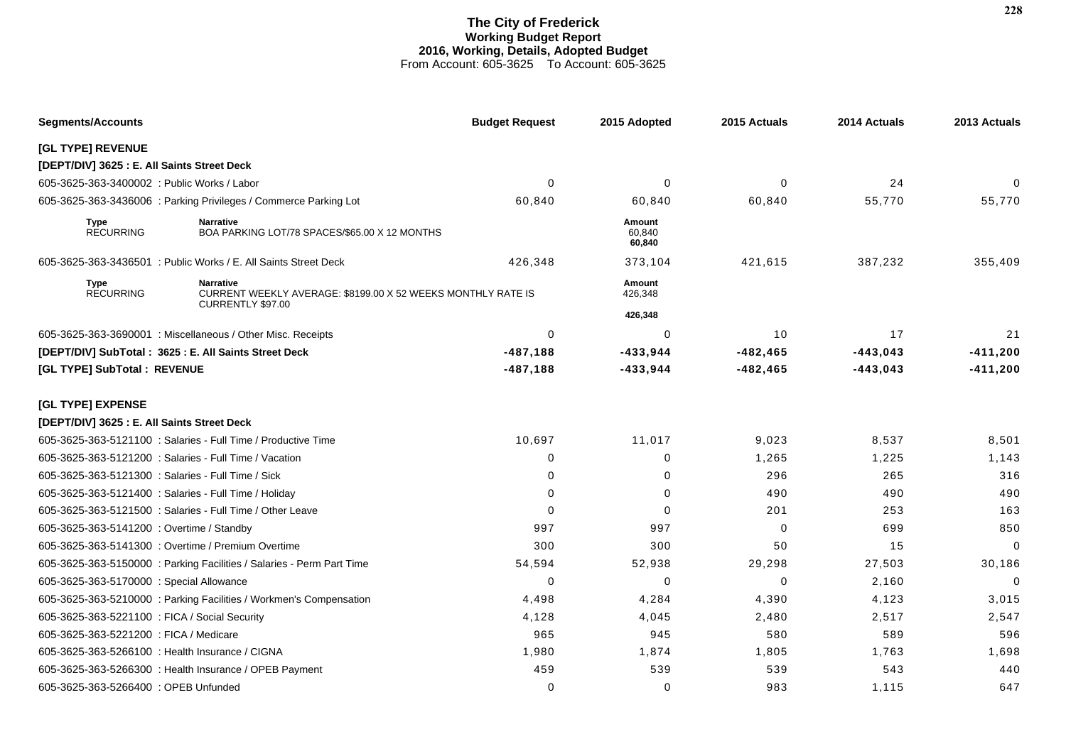# The City of Frederick
## Working Budget Report
### 2016, Working, Details, Adopted Budget
From Account: 605-3625 To Account: 605-3625

| Segments/Accounts | Budget Request | 2015 Adopted | 2015 Actuals | 2014 Actuals | 2013 Actuals |
|---|---|---|---|---|---|
| **[GL TYPE] REVENUE** | | | | | |
| **[DEPT/DIV] 3625 : E. All Saints Street Deck** | | | | | |
| 605-3625-363-3400002 : Public Works / Labor | 0 | 0 | 0 | 24 | 0 |
| 605-3625-363-3436006 : Parking Privileges / Commerce Parking Lot | 60,840 | 60,840 | 60,840 | 55,770 | 55,770 |
| **Type** RECURRING — **Narrative** BOA PARKING LOT/78 SPACES/$65.00 X 12 MONTHS | | **Amount** 60,840 **60,840** | | | |
| 605-3625-363-3436501 : Public Works / E. All Saints Street Deck | 426,348 | 373,104 | 421,615 | 387,232 | 355,409 |
| **Type** RECURRING — **Narrative** CURRENT WEEKLY AVERAGE: $8199.00 X 52 WEEKS MONTHLY RATE IS CURRENTLY $97.00 | | **Amount** 426,348 **426,348** | | | |
| 605-3625-363-3690001 : Miscellaneous / Other Misc. Receipts | 0 | 0 | 10 | 17 | 21 |
| **[DEPT/DIV] SubTotal : 3625 : E. All Saints Street Deck** | **-487,188** | **-433,944** | **-482,465** | **-443,043** | **-411,200** |
| **[GL TYPE] SubTotal : REVENUE** | **-487,188** | **-433,944** | **-482,465** | **-443,043** | **-411,200** |
| **[GL TYPE] EXPENSE** | | | | | |
| **[DEPT/DIV] 3625 : E. All Saints Street Deck** | | | | | |
| 605-3625-363-5121100 : Salaries - Full Time / Productive Time | 10,697 | 11,017 | 9,023 | 8,537 | 8,501 |
| 605-3625-363-5121200 : Salaries - Full Time / Vacation | 0 | 0 | 1,265 | 1,225 | 1,143 |
| 605-3625-363-5121300 : Salaries - Full Time / Sick | 0 | 0 | 296 | 265 | 316 |
| 605-3625-363-5121400 : Salaries - Full Time / Holiday | 0 | 0 | 490 | 490 | 490 |
| 605-3625-363-5121500 : Salaries - Full Time / Other Leave | 0 | 0 | 201 | 253 | 163 |
| 605-3625-363-5141200 : Overtime / Standby | 997 | 997 | 0 | 699 | 850 |
| 605-3625-363-5141300 : Overtime / Premium Overtime | 300 | 300 | 50 | 15 | 0 |
| 605-3625-363-5150000 : Parking Facilities / Salaries - Perm Part Time | 54,594 | 52,938 | 29,298 | 27,503 | 30,186 |
| 605-3625-363-5170000 : Special Allowance | 0 | 0 | 0 | 2,160 | 0 |
| 605-3625-363-5210000 : Parking Facilities / Workmen's Compensation | 4,498 | 4,284 | 4,390 | 4,123 | 3,015 |
| 605-3625-363-5221100 : FICA / Social Security | 4,128 | 4,045 | 2,480 | 2,517 | 2,547 |
| 605-3625-363-5221200 : FICA / Medicare | 965 | 945 | 580 | 589 | 596 |
| 605-3625-363-5266100 : Health Insurance / CIGNA | 1,980 | 1,874 | 1,805 | 1,763 | 1,698 |
| 605-3625-363-5266300 : Health Insurance / OPEB Payment | 459 | 539 | 539 | 543 | 440 |
| 605-3625-363-5266400 : OPEB Unfunded | 0 | 0 | 983 | 1,115 | 647 |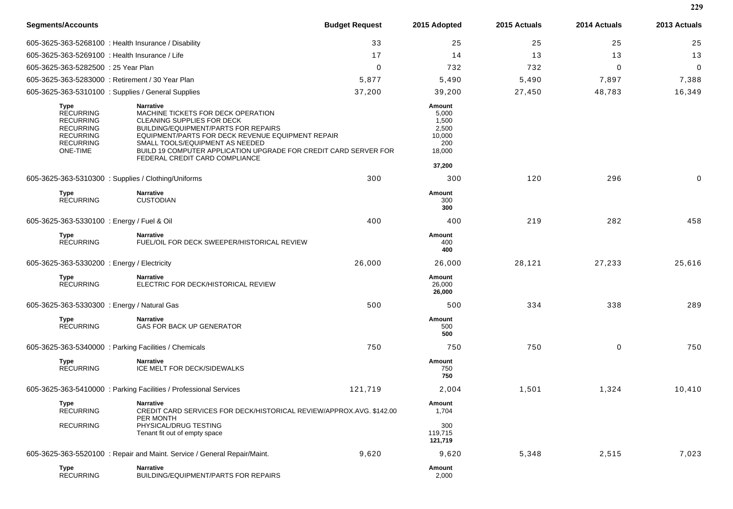| Segments/Accounts | | Budget Request | 2015 Adopted | 2015 Actuals | 2014 Actuals | 2013 Actuals |
|---|---|---|---|---|---|---|
| 605-3625-363-5268100 : Health Insurance / Disability | | 33 | 25 | 25 | 25 | 25 |
| 605-3625-363-5269100 : Health Insurance / Life | | 17 | 14 | 13 | 13 | 13 |
| 605-3625-363-5282500 : 25 Year Plan | | 0 | 732 | 732 | 0 | 0 |
| 605-3625-363-5283000 : Retirement / 30 Year Plan | | 5,877 | 5,490 | 5,490 | 7,897 | 7,388 |
| 605-3625-363-5310100 : Supplies / General Supplies | | 37,200 | 39,200 | 27,450 | 48,783 | 16,349 |
| **Type** | **Narrative** | | **Amount** | | | |
| RECURRING | MACHINE TICKETS FOR DECK OPERATION | | 5,000 | | | |
| RECURRING | CLEANING SUPPLIES FOR DECK | | 1,500 | | | |
| RECURRING | BUILDING/EQUIPMENT/PARTS FOR REPAIRS | | 2,500 | | | |
| RECURRING | EQUIPMENT/PARTS FOR DECK REVENUE EQUIPMENT REPAIR | | 10,000 | | | |
| RECURRING | SMALL TOOLS/EQUIPMENT AS NEEDED | | 200 | | | |
| ONE-TIME | BUILD 19 COMPUTER APPLICATION UPGRADE FOR CREDIT CARD SERVER FOR FEDERAL CREDIT CARD COMPLIANCE | | 18,000 | | | |
| | | | **37,200** | | | |
| 605-3625-363-5310300 : Supplies / Clothing/Uniforms | | 300 | 300 | 120 | 296 | 0 |
| **Type** | **Narrative** | | **Amount** | | | |
| RECURRING | CUSTODIAN | | 300 | | | |
| | | | **300** | | | |
| 605-3625-363-5330100 : Energy / Fuel & Oil | | 400 | 400 | 219 | 282 | 458 |
| **Type** | **Narrative** | | **Amount** | | | |
| RECURRING | FUEL/OIL FOR DECK SWEEPER/HISTORICAL REVIEW | | 400 | | | |
| | | | **400** | | | |
| 605-3625-363-5330200 : Energy / Electricity | | 26,000 | 26,000 | 28,121 | 27,233 | 25,616 |
| **Type** | **Narrative** | | **Amount** | | | |
| RECURRING | ELECTRIC FOR DECK/HISTORICAL REVIEW | | 26,000 | | | |
| | | | **26,000** | | | |
| 605-3625-363-5330300 : Energy / Natural Gas | | 500 | 500 | 334 | 338 | 289 |
| **Type** | **Narrative** | | **Amount** | | | |
| RECURRING | GAS FOR BACK UP GENERATOR | | 500 | | | |
| | | | **500** | | | |
| 605-3625-363-5340000 : Parking Facilities / Chemicals | | 750 | 750 | 750 | 0 | 750 |
| **Type** | **Narrative** | | **Amount** | | | |
| RECURRING | ICE MELT FOR DECK/SIDEWALKS | | 750 | | | |
| | | | **750** | | | |
| 605-3625-363-5410000 : Parking Facilities / Professional Services | | 121,719 | 2,004 | 1,501 | 1,324 | 10,410 |
| **Type** | **Narrative** | | **Amount** | | | |
| RECURRING | CREDIT CARD SERVICES FOR DECK/HISTORICAL REVIEW/APPROX.AVG. $142.00 PER MONTH | | 1,704 | | | |
| RECURRING | PHYSICAL/DRUG TESTING | | 300 | | | |
| | Tenant fit out of empty space | | 119,715 | | | |
| | | | **121,719** | | | |
| 605-3625-363-5520100 : Repair and Maint. Service / General Repair/Maint. | | 9,620 | 9,620 | 5,348 | 2,515 | 7,023 |
| **Type** | **Narrative** | | **Amount** | | | |
| RECURRING | BUILDING/EQUIPMENT/PARTS FOR REPAIRS | | 2,000 | | | |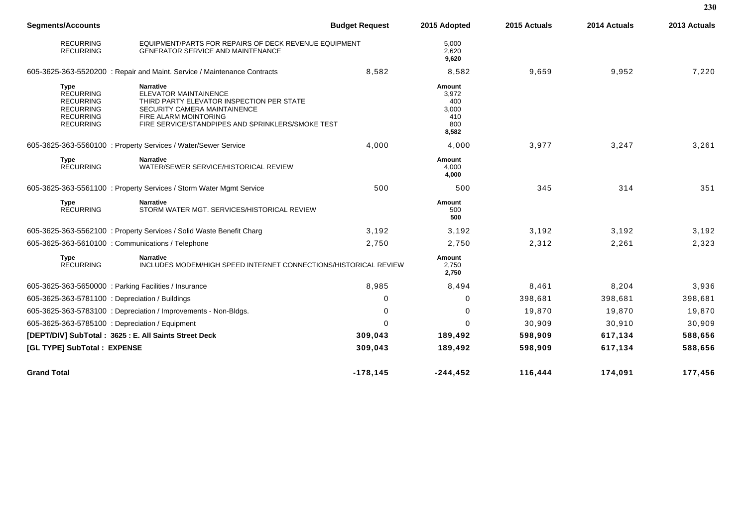| Segments/Accounts | | Budget Request | 2015 Adopted | 2015 Actuals | 2014 Actuals | 2013 Actuals |
|---|---|---|---|---|---|---|
| RECURRING | EQUIPMENT/PARTS FOR REPAIRS OF DECK REVENUE EQUIPMENT | | 5,000 | | | |
| RECURRING | GENERATOR SERVICE AND MAINTENANCE | | 2,620 | | | |
| | | | **9,620** | | | |
| 605-3625-363-5520200 : Repair and Maint. Service / Maintenance Contracts | | 8,582 | 8,582 | 9,659 | 9,952 | 7,220 |
| **Type** | **Narrative** | | **Amount** | | | |
| RECURRING | ELEVATOR MAINTAINENCE | | 3,972 | | | |
| RECURRING | THIRD PARTY ELEVATOR INSPECTION PER STATE | | 400 | | | |
| RECURRING | SECURITY CAMERA MAINTAINENCE | | 3,000 | | | |
| RECURRING | FIRE ALARM MOINTORING | | 410 | | | |
| RECURRING | FIRE SERVICE/STANDPIPES AND SPRINKLERS/SMOKE TEST | | 800 | | | |
| | | | **8,582** | | | |
| 605-3625-363-5560100 : Property Services / Water/Sewer Service | | 4,000 | 4,000 | 3,977 | 3,247 | 3,261 |
| **Type** | **Narrative** | | **Amount** | | | |
| RECURRING | WATER/SEWER SERVICE/HISTORICAL REVIEW | | 4,000 | | | |
| | | | **4,000** | | | |
| 605-3625-363-5561100 : Property Services / Storm Water Mgmt Service | | 500 | 500 | 345 | 314 | 351 |
| **Type** | **Narrative** | | **Amount** | | | |
| RECURRING | STORM WATER MGT. SERVICES/HISTORICAL REVIEW | | 500 | | | |
| | | | **500** | | | |
| 605-3625-363-5562100 : Property Services / Solid Waste Benefit Charg | | 3,192 | 3,192 | 3,192 | 3,192 | 3,192 |
| 605-3625-363-5610100 : Communications / Telephone | | 2,750 | 2,750 | 2,312 | 2,261 | 2,323 |
| **Type** | **Narrative** | | **Amount** | | | |
| RECURRING | INCLUDES MODEM/HIGH SPEED INTERNET CONNECTIONS/HISTORICAL REVIEW | | 2,750 | | | |
| | | | **2,750** | | | |
| 605-3625-363-5650000 : Parking Facilities / Insurance | | 8,985 | 8,494 | 8,461 | 8,204 | 3,936 |
| 605-3625-363-5781100 : Depreciation / Buildings | | 0 | 0 | 398,681 | 398,681 | 398,681 |
| 605-3625-363-5783100 : Depreciation / Improvements - Non-Bldgs. | | 0 | 0 | 19,870 | 19,870 | 19,870 |
| 605-3625-363-5785100 : Depreciation / Equipment | | 0 | 0 | 30,909 | 30,910 | 30,909 |
| **[DEPT/DIV] SubTotal : 3625 : E. All Saints Street Deck** | | **309,043** | **189,492** | **598,909** | **617,134** | **588,656** |
| **[GL TYPE] SubTotal : EXPENSE** | | **309,043** | **189,492** | **598,909** | **617,134** | **588,656** |
| **Grand Total** | | **-178,145** | **-244,452** | **116,444** | **174,091** | **177,456** |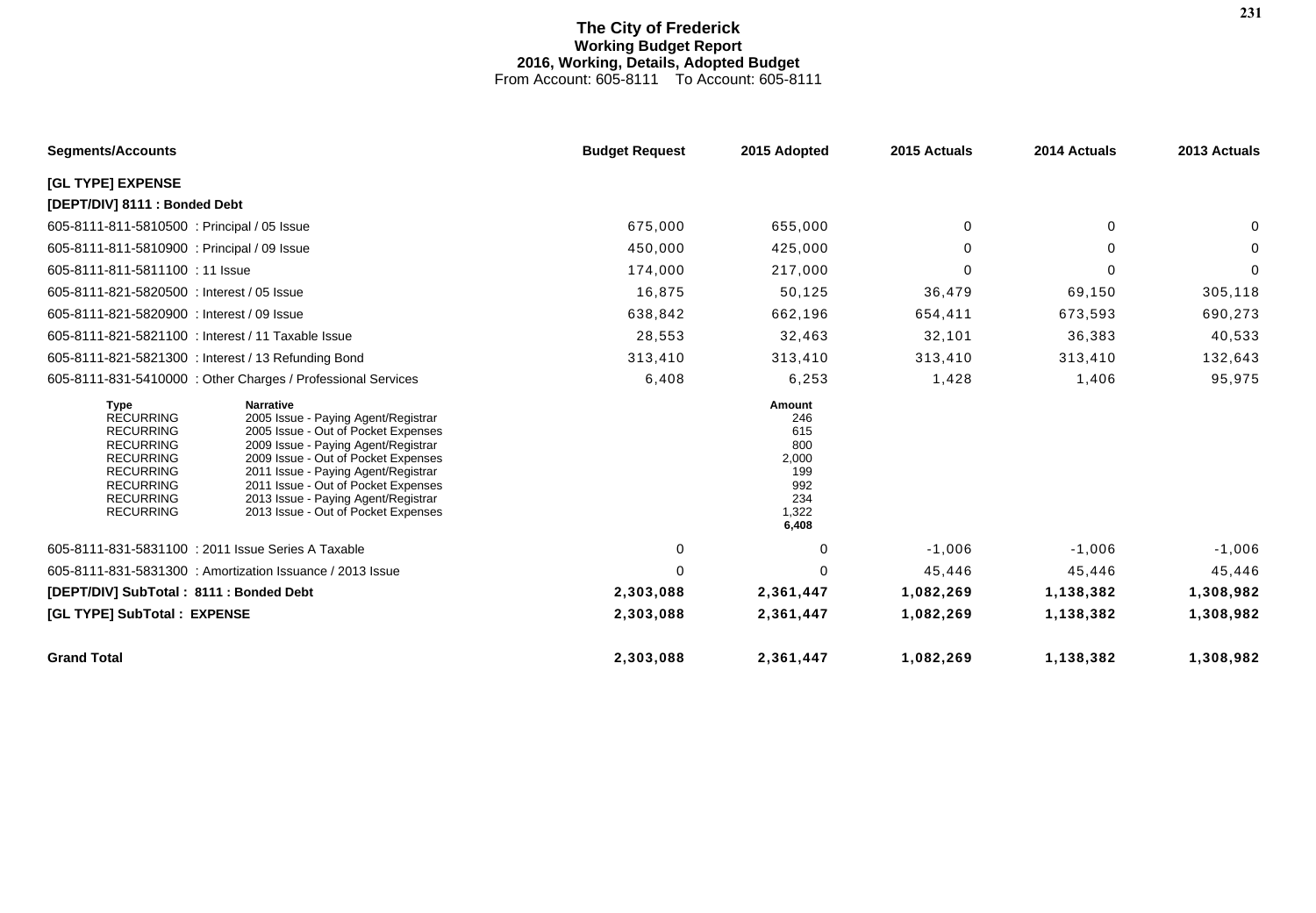# The City of Frederick
## Working Budget Report
## 2016, Working, Details, Adopted Budget
From Account: 605-8111 To Account: 605-8111

| Segments/Accounts | Budget Request | 2015 Adopted | 2015 Actuals | 2014 Actuals | 2013 Actuals |
|---|---|---|---|---|---|
| **[GL TYPE] EXPENSE** | | | | | |
| **[DEPT/DIV] 8111 : Bonded Debt** | | | | | |
| 605-8111-811-5810500 : Principal / 05 Issue | 675,000 | 655,000 | 0 | 0 | 0 |
| 605-8111-811-5810900 : Principal / 09 Issue | 450,000 | 425,000 | 0 | 0 | 0 |
| 605-8111-811-5811100 : 11 Issue | 174,000 | 217,000 | 0 | 0 | 0 |
| 605-8111-821-5820500 : Interest / 05 Issue | 16,875 | 50,125 | 36,479 | 69,150 | 305,118 |
| 605-8111-821-5820900 : Interest / 09 Issue | 638,842 | 662,196 | 654,411 | 673,593 | 690,273 |
| 605-8111-821-5821100 : Interest / 11 Taxable Issue | 28,553 | 32,463 | 32,101 | 36,383 | 40,533 |
| 605-8111-821-5821300 : Interest / 13 Refunding Bond | 313,410 | 313,410 | 313,410 | 313,410 | 132,643 |
| 605-8111-831-5410000 : Other Charges / Professional Services | 6,408 | 6,253 | 1,428 | 1,406 | 95,975 |

| Type | Narrative | Amount |
|---|---|---|
| RECURRING | 2005 Issue - Paying Agent/Registrar | 246 |
| RECURRING | 2005 Issue - Out of Pocket Expenses | 615 |
| RECURRING | 2009 Issue - Paying Agent/Registrar | 800 |
| RECURRING | 2009 Issue - Out of Pocket Expenses | 2,000 |
| RECURRING | 2011 Issue - Paying Agent/Registrar | 199 |
| RECURRING | 2011 Issue - Out of Pocket Expenses | 992 |
| RECURRING | 2013 Issue - Paying Agent/Registrar | 234 |
| RECURRING | 2013 Issue - Out of Pocket Expenses | 1,322 |
| | | **6,408** |

| Segments/Accounts | Budget Request | 2015 Adopted | 2015 Actuals | 2014 Actuals | 2013 Actuals |
|---|---|---|---|---|---|
| 605-8111-831-5831100 : 2011 Issue Series A Taxable | 0 | 0 | -1,006 | -1,006 | -1,006 |
| 605-8111-831-5831300 : Amortization Issuance / 2013 Issue | 0 | 0 | 45,446 | 45,446 | 45,446 |
| **[DEPT/DIV] SubTotal : 8111 : Bonded Debt** | **2,303,088** | **2,361,447** | **1,082,269** | **1,138,382** | **1,308,982** |
| **[GL TYPE] SubTotal : EXPENSE** | **2,303,088** | **2,361,447** | **1,082,269** | **1,138,382** | **1,308,982** |
| **Grand Total** | **2,303,088** | **2,361,447** | **1,082,269** | **1,138,382** | **1,308,982** |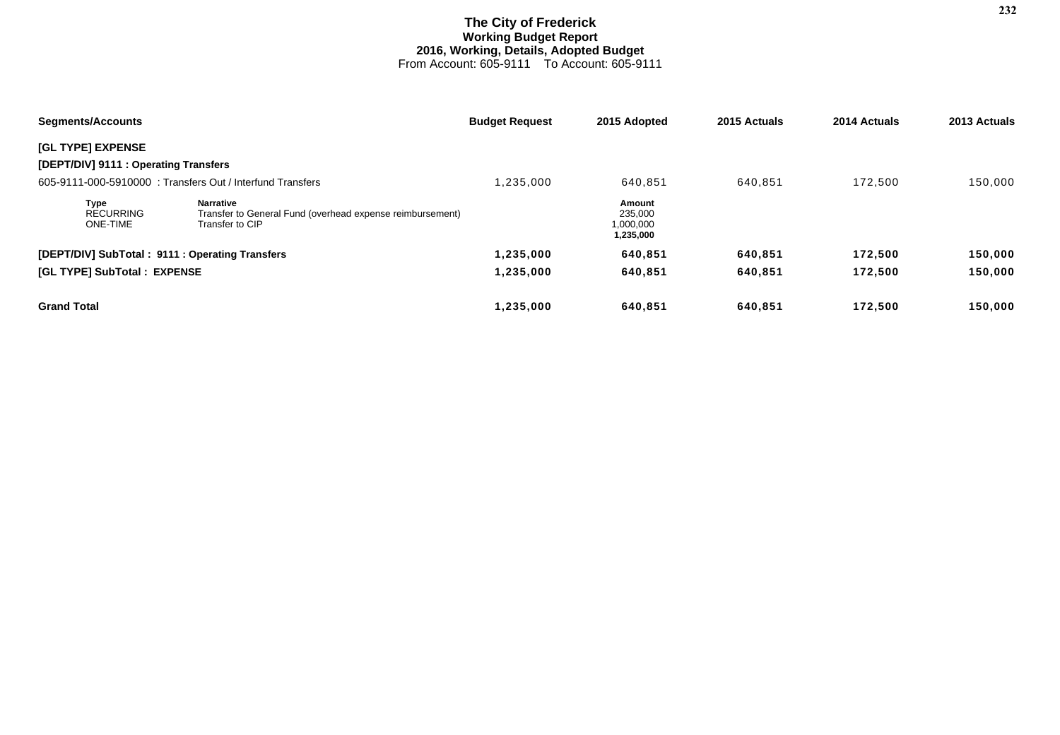# The City of Frederick
## Working Budget Report
### 2016, Working, Details, Adopted Budget
From Account: 605-9111 To Account: 605-9111

| Segments/Accounts | Budget Request | 2015 Adopted | 2015 Actuals | 2014 Actuals | 2013 Actuals |
|---|---|---|---|---|---|
| **[GL TYPE] EXPENSE** | | | | | |
| **[DEPT/DIV] 9111 : Operating Transfers** | | | | | |
| 605-9111-000-5910000 : Transfers Out / Interfund Transfers | 1,235,000 | 640,851 | 640,851 | 172,500 | 150,000 |
| **[DEPT/DIV] SubTotal : 9111 : Operating Transfers** | **1,235,000** | **640,851** | **640,851** | **172,500** | **150,000** |
| **[GL TYPE] SubTotal : EXPENSE** | **1,235,000** | **640,851** | **640,851** | **172,500** | **150,000** |
| **Grand Total** | **1,235,000** | **640,851** | **640,851** | **172,500** | **150,000** |

| Type | Narrative | Amount |
|---|---|---|
| RECURRING | Transfer to General Fund (overhead expense reimbursement) | 235,000 |
| ONE-TIME | Transfer to CIP | 1,000,000 |
| | | **1,235,000** |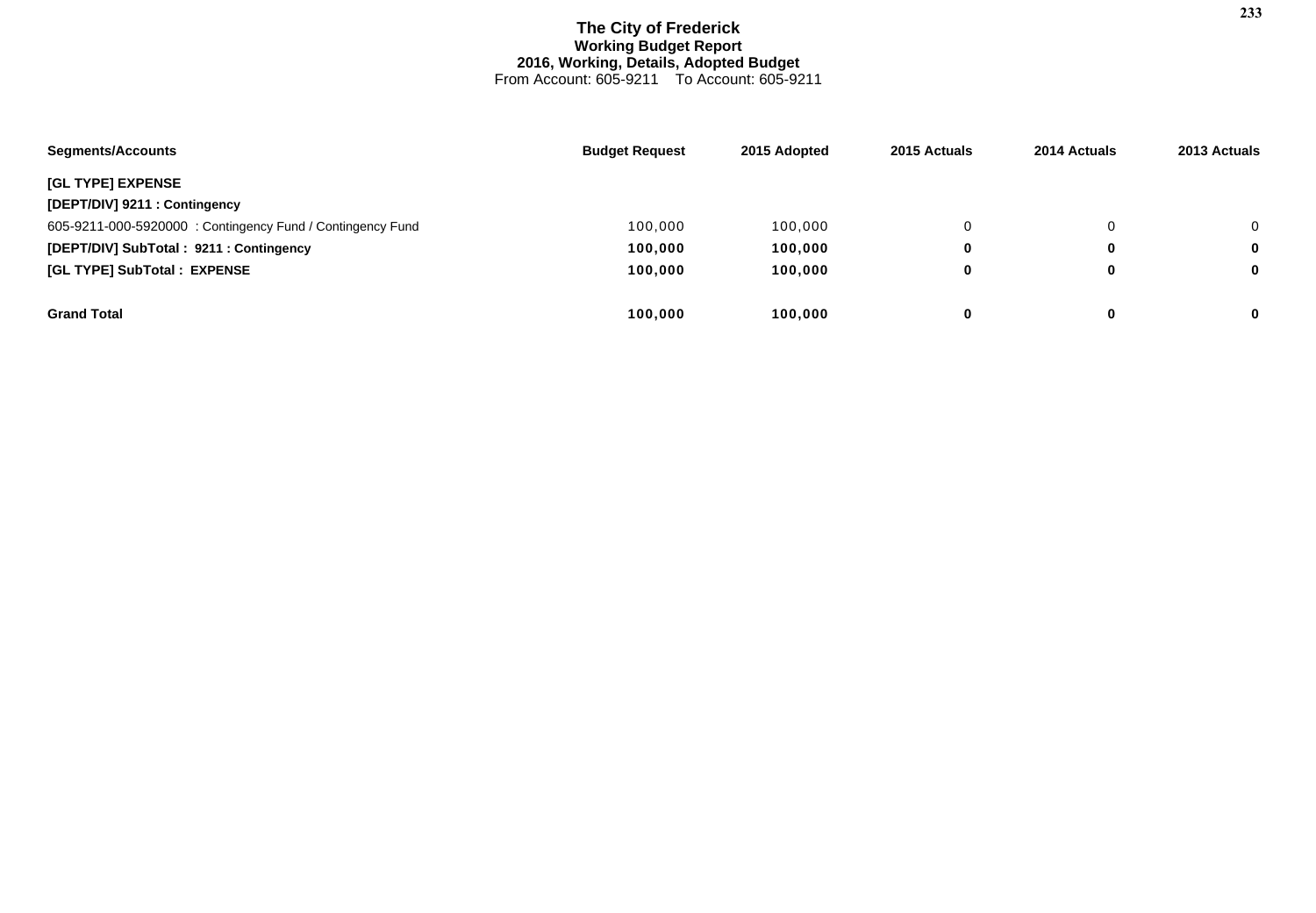# The City of Frederick
## Working Budget Report
### 2016, Working, Details, Adopted Budget
From Account: 605-9211 To Account: 605-9211

| Segments/Accounts | Budget Request | 2015 Adopted | 2015 Actuals | 2014 Actuals | 2013 Actuals |
|---|---|---|---|---|---|
| **[GL TYPE] EXPENSE** | | | | | |
| **[DEPT/DIV] 9211 : Contingency** | | | | | |
| 605-9211-000-5920000 : Contingency Fund / Contingency Fund | 100,000 | 100,000 | 0 | 0 | 0 |
| **[DEPT/DIV] SubTotal : 9211 : Contingency** | **100,000** | **100,000** | **0** | **0** | **0** |
| **[GL TYPE] SubTotal : EXPENSE** | **100,000** | **100,000** | **0** | **0** | **0** |
| **Grand Total** | **100,000** | **100,000** | **0** | **0** | **0** |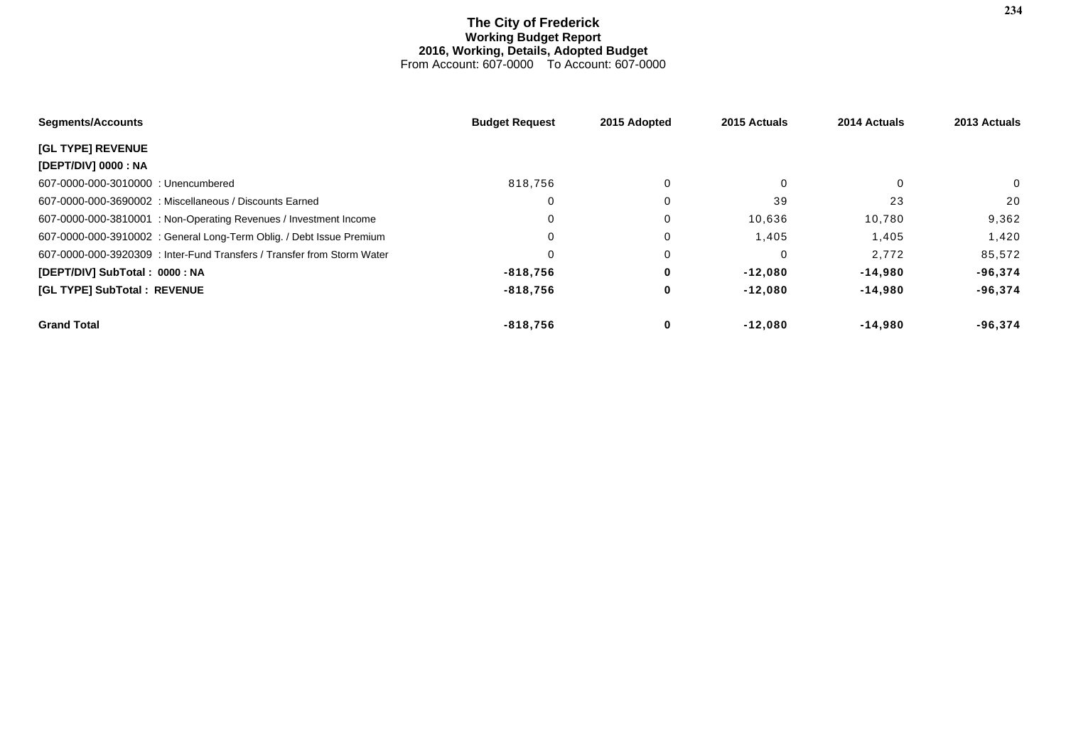# The City of Frederick
## Working Budget Report
### 2016, Working, Details, Adopted Budget
From Account: 607-0000 To Account: 607-0000

| Segments/Accounts | Budget Request | 2015 Adopted | 2015 Actuals | 2014 Actuals | 2013 Actuals |
|---|---|---|---|---|---|
| **[GL TYPE] REVENUE** | | | | | |
| **[DEPT/DIV] 0000 : NA** | | | | | |
| 607-0000-000-3010000 : Unencumbered | 818,756 | 0 | 0 | 0 | 0 |
| 607-0000-000-3690002 : Miscellaneous / Discounts Earned | 0 | 0 | 39 | 23 | 20 |
| 607-0000-000-3810001 : Non-Operating Revenues / Investment Income | 0 | 0 | 10,636 | 10,780 | 9,362 |
| 607-0000-000-3910002 : General Long-Term Oblig. / Debt Issue Premium | 0 | 0 | 1,405 | 1,405 | 1,420 |
| 607-0000-000-3920309 : Inter-Fund Transfers / Transfer from Storm Water | 0 | 0 | 0 | 2,772 | 85,572 |
| **[DEPT/DIV] SubTotal : 0000 : NA** | **-818,756** | **0** | **-12,080** | **-14,980** | **-96,374** |
| **[GL TYPE] SubTotal : REVENUE** | **-818,756** | **0** | **-12,080** | **-14,980** | **-96,374** |
| **Grand Total** | **-818,756** | **0** | **-12,080** | **-14,980** | **-96,374** |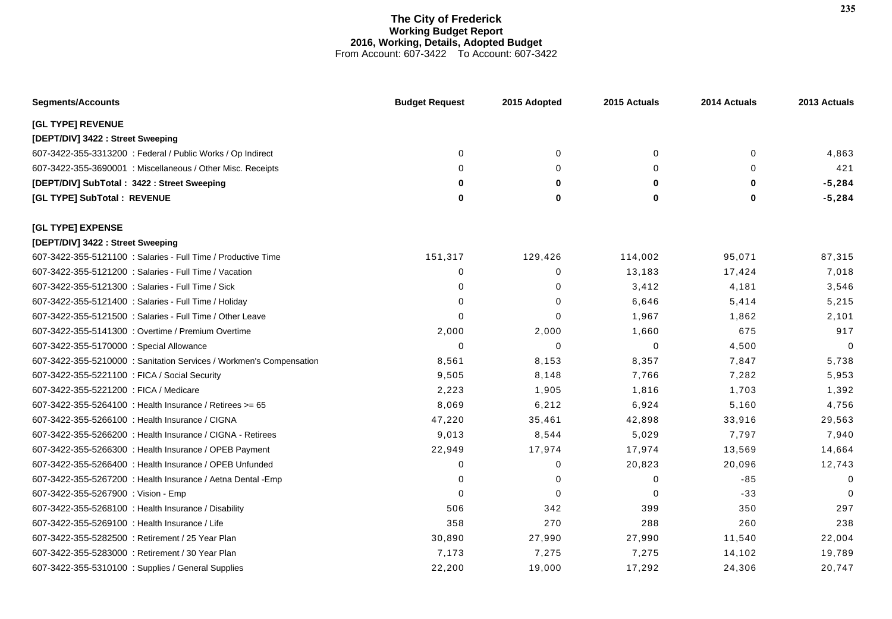# The City of Frederick
## Working Budget Report
### 2016, Working, Details, Adopted Budget
From Account: 607-3422 To Account: 607-3422

| Segments/Accounts | Budget Request | 2015 Adopted | 2015 Actuals | 2014 Actuals | 2013 Actuals |
|---|---|---|---|---|---|
| **[GL TYPE] REVENUE** | | | | | |
| **[DEPT/DIV] 3422 : Street Sweeping** | | | | | |
| 607-3422-355-3313200 : Federal / Public Works / Op Indirect | 0 | 0 | 0 | 0 | 4,863 |
| 607-3422-355-3690001 : Miscellaneous / Other Misc. Receipts | 0 | 0 | 0 | 0 | 421 |
| **[DEPT/DIV] SubTotal : 3422 : Street Sweeping** | **0** | **0** | **0** | **0** | **-5,284** |
| **[GL TYPE] SubTotal : REVENUE** | **0** | **0** | **0** | **0** | **-5,284** |
| **[GL TYPE] EXPENSE** | | | | | |
| **[DEPT/DIV] 3422 : Street Sweeping** | | | | | |
| 607-3422-355-5121100 : Salaries - Full Time / Productive Time | 151,317 | 129,426 | 114,002 | 95,071 | 87,315 |
| 607-3422-355-5121200 : Salaries - Full Time / Vacation | 0 | 0 | 13,183 | 17,424 | 7,018 |
| 607-3422-355-5121300 : Salaries - Full Time / Sick | 0 | 0 | 3,412 | 4,181 | 3,546 |
| 607-3422-355-5121400 : Salaries - Full Time / Holiday | 0 | 0 | 6,646 | 5,414 | 5,215 |
| 607-3422-355-5121500 : Salaries - Full Time / Other Leave | 0 | 0 | 1,967 | 1,862 | 2,101 |
| 607-3422-355-5141300 : Overtime / Premium Overtime | 2,000 | 2,000 | 1,660 | 675 | 917 |
| 607-3422-355-5170000 : Special Allowance | 0 | 0 | 0 | 4,500 | 0 |
| 607-3422-355-5210000 : Sanitation Services / Workmen's Compensation | 8,561 | 8,153 | 8,357 | 7,847 | 5,738 |
| 607-3422-355-5221100 : FICA / Social Security | 9,505 | 8,148 | 7,766 | 7,282 | 5,953 |
| 607-3422-355-5221200 : FICA / Medicare | 2,223 | 1,905 | 1,816 | 1,703 | 1,392 |
| 607-3422-355-5264100 : Health Insurance / Retirees >= 65 | 8,069 | 6,212 | 6,924 | 5,160 | 4,756 |
| 607-3422-355-5266100 : Health Insurance / CIGNA | 47,220 | 35,461 | 42,898 | 33,916 | 29,563 |
| 607-3422-355-5266200 : Health Insurance / CIGNA - Retirees | 9,013 | 8,544 | 5,029 | 7,797 | 7,940 |
| 607-3422-355-5266300 : Health Insurance / OPEB Payment | 22,949 | 17,974 | 17,974 | 13,569 | 14,664 |
| 607-3422-355-5266400 : Health Insurance / OPEB Unfunded | 0 | 0 | 20,823 | 20,096 | 12,743 |
| 607-3422-355-5267200 : Health Insurance / Aetna Dental -Emp | 0 | 0 | 0 | -85 | 0 |
| 607-3422-355-5267900 : Vision - Emp | 0 | 0 | 0 | -33 | 0 |
| 607-3422-355-5268100 : Health Insurance / Disability | 506 | 342 | 399 | 350 | 297 |
| 607-3422-355-5269100 : Health Insurance / Life | 358 | 270 | 288 | 260 | 238 |
| 607-3422-355-5282500 : Retirement / 25 Year Plan | 30,890 | 27,990 | 27,990 | 11,540 | 22,004 |
| 607-3422-355-5283000 : Retirement / 30 Year Plan | 7,173 | 7,275 | 7,275 | 14,102 | 19,789 |
| 607-3422-355-5310100 : Supplies / General Supplies | 22,200 | 19,000 | 17,292 | 24,306 | 20,747 |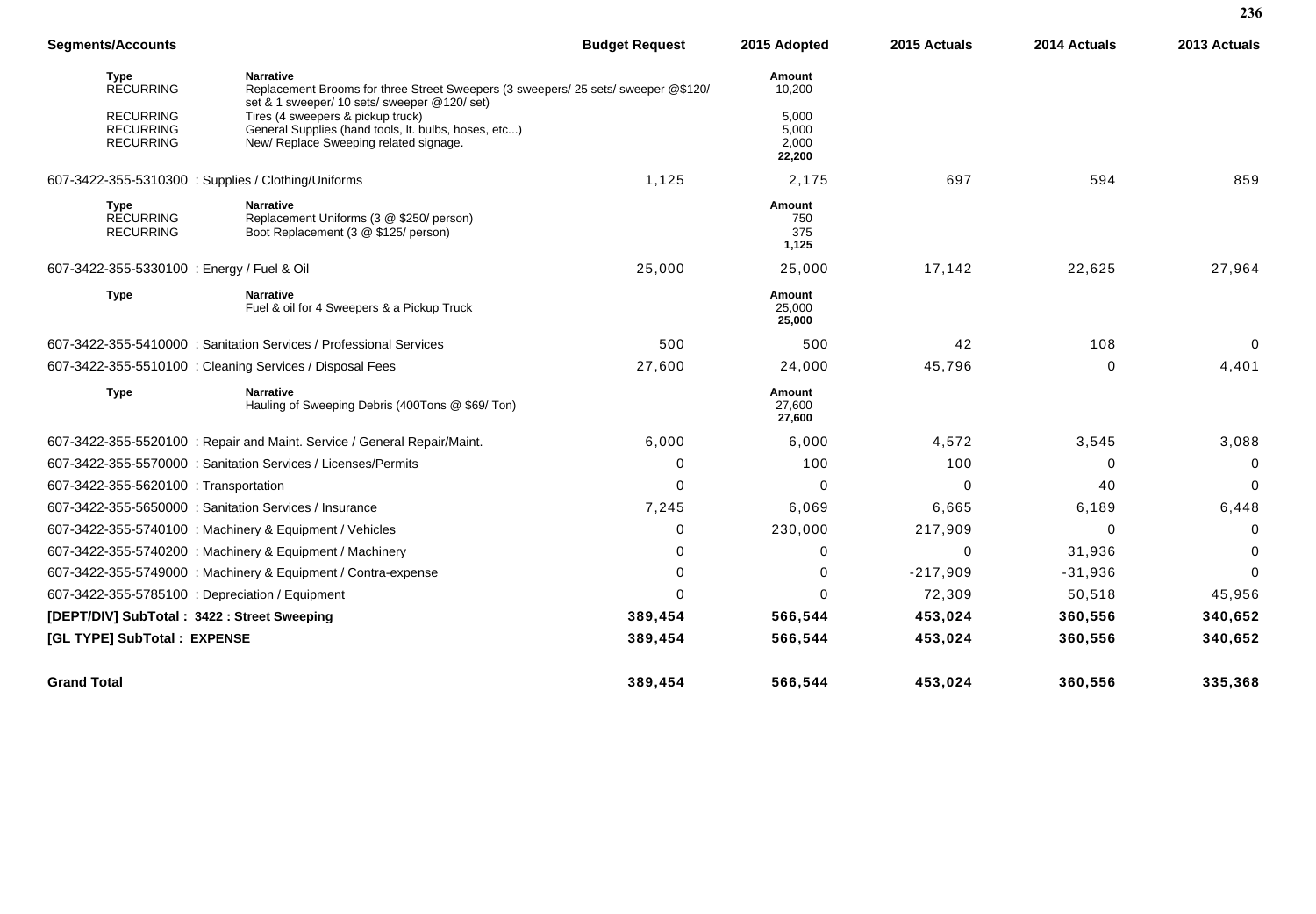| Segments/Accounts | | Budget Request | 2015 Adopted | 2015 Actuals | 2014 Actuals | 2013 Actuals |
|---|---|---|---|---|---|---|
| **Type** | **Narrative** | | **Amount** | | | |
| RECURRING | Replacement Brooms for three Street Sweepers (3 sweepers/ 25 sets/ sweeper @$120/ set & 1 sweeper/ 10 sets/ sweeper @120/ set) | | 10,200 | | | |
| RECURRING | Tires (4 sweepers & pickup truck) | | 5,000 | | | |
| RECURRING | General Supplies (hand tools, lt. bulbs, hoses, etc...) | | 5,000 | | | |
| RECURRING | New/ Replace Sweeping related signage. | | 2,000 | | | |
| | | | **22,200** | | | |
| 607-3422-355-5310300 : Supplies / Clothing/Uniforms | | 1,125 | 2,175 | 697 | 594 | 859 |
| **Type** | **Narrative** | | **Amount** | | | |
| RECURRING | Replacement Uniforms (3 @ $250/ person) | | 750 | | | |
| RECURRING | Boot Replacement (3 @ $125/ person) | | 375 | | | |
| | | | **1,125** | | | |
| 607-3422-355-5330100 : Energy / Fuel & Oil | | 25,000 | 25,000 | 17,142 | 22,625 | 27,964 |
| **Type** | **Narrative** | | **Amount** | | | |
| | Fuel & oil for 4 Sweepers & a Pickup Truck | | 25,000 | | | |
| | | | **25,000** | | | |
| 607-3422-355-5410000 : Sanitation Services / Professional Services | | 500 | 500 | 42 | 108 | 0 |
| 607-3422-355-5510100 : Cleaning Services / Disposal Fees | | 27,600 | 24,000 | 45,796 | 0 | 4,401 |
| **Type** | **Narrative** | | **Amount** | | | |
| | Hauling of Sweeping Debris (400Tons @ $69/ Ton) | | 27,600 | | | |
| | | | **27,600** | | | |
| 607-3422-355-5520100 : Repair and Maint. Service / General Repair/Maint. | | 6,000 | 6,000 | 4,572 | 3,545 | 3,088 |
| 607-3422-355-5570000 : Sanitation Services / Licenses/Permits | | 0 | 100 | 100 | 0 | 0 |
| 607-3422-355-5620100 : Transportation | | 0 | 0 | 0 | 40 | 0 |
| 607-3422-355-5650000 : Sanitation Services / Insurance | | 7,245 | 6,069 | 6,665 | 6,189 | 6,448 |
| 607-3422-355-5740100 : Machinery & Equipment / Vehicles | | 0 | 230,000 | 217,909 | 0 | 0 |
| 607-3422-355-5740200 : Machinery & Equipment / Machinery | | 0 | 0 | 0 | 31,936 | 0 |
| 607-3422-355-5749000 : Machinery & Equipment / Contra-expense | | 0 | 0 | -217,909 | -31,936 | 0 |
| 607-3422-355-5785100 : Depreciation / Equipment | | 0 | 0 | 72,309 | 50,518 | 45,956 |
| **[DEPT/DIV] SubTotal : 3422 : Street Sweeping** | | **389,454** | **566,544** | **453,024** | **360,556** | **340,652** |
| **[GL TYPE] SubTotal : EXPENSE** | | **389,454** | **566,544** | **453,024** | **360,556** | **340,652** |
| **Grand Total** | | **389,454** | **566,544** | **453,024** | **360,556** | **335,368** |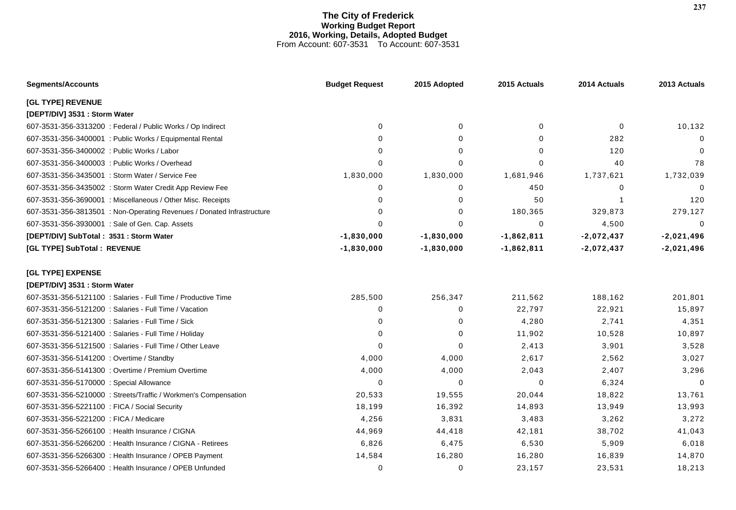# The City of Frederick
## Working Budget Report
### 2016, Working, Details, Adopted Budget
From Account: 607-3531 To Account: 607-3531

| Segments/Accounts | Budget Request | 2015 Adopted | 2015 Actuals | 2014 Actuals | 2013 Actuals |
|---|---|---|---|---|---|
| **[GL TYPE] REVENUE** | | | | | |
| **[DEPT/DIV] 3531 : Storm Water** | | | | | |
| 607-3531-356-3313200 : Federal / Public Works / Op Indirect | 0 | 0 | 0 | 0 | 10,132 |
| 607-3531-356-3400001 : Public Works / Equipmental Rental | 0 | 0 | 0 | 282 | 0 |
| 607-3531-356-3400002 : Public Works / Labor | 0 | 0 | 0 | 120 | 0 |
| 607-3531-356-3400003 : Public Works / Overhead | 0 | 0 | 0 | 40 | 78 |
| 607-3531-356-3435001 : Storm Water / Service Fee | 1,830,000 | 1,830,000 | 1,681,946 | 1,737,621 | 1,732,039 |
| 607-3531-356-3435002 : Storm Water Credit App Review Fee | 0 | 0 | 450 | 0 | 0 |
| 607-3531-356-3690001 : Miscellaneous / Other Misc. Receipts | 0 | 0 | 50 | 1 | 120 |
| 607-3531-356-3813501 : Non-Operating Revenues / Donated Infrastructure | 0 | 0 | 180,365 | 329,873 | 279,127 |
| 607-3531-356-3930001 : Sale of Gen. Cap. Assets | 0 | 0 | 0 | 4,500 | 0 |
| **[DEPT/DIV] SubTotal : 3531 : Storm Water** | **-1,830,000** | **-1,830,000** | **-1,862,811** | **-2,072,437** | **-2,021,496** |
| **[GL TYPE] SubTotal : REVENUE** | **-1,830,000** | **-1,830,000** | **-1,862,811** | **-2,072,437** | **-2,021,496** |
| **[GL TYPE] EXPENSE** | | | | | |
| **[DEPT/DIV] 3531 : Storm Water** | | | | | |
| 607-3531-356-5121100 : Salaries - Full Time / Productive Time | 285,500 | 256,347 | 211,562 | 188,162 | 201,801 |
| 607-3531-356-5121200 : Salaries - Full Time / Vacation | 0 | 0 | 22,797 | 22,921 | 15,897 |
| 607-3531-356-5121300 : Salaries - Full Time / Sick | 0 | 0 | 4,280 | 2,741 | 4,351 |
| 607-3531-356-5121400 : Salaries - Full Time / Holiday | 0 | 0 | 11,902 | 10,528 | 10,897 |
| 607-3531-356-5121500 : Salaries - Full Time / Other Leave | 0 | 0 | 2,413 | 3,901 | 3,528 |
| 607-3531-356-5141200 : Overtime / Standby | 4,000 | 4,000 | 2,617 | 2,562 | 3,027 |
| 607-3531-356-5141300 : Overtime / Premium Overtime | 4,000 | 4,000 | 2,043 | 2,407 | 3,296 |
| 607-3531-356-5170000 : Special Allowance | 0 | 0 | 0 | 6,324 | 0 |
| 607-3531-356-5210000 : Streets/Traffic / Workmen's Compensation | 20,533 | 19,555 | 20,044 | 18,822 | 13,761 |
| 607-3531-356-5221100 : FICA / Social Security | 18,199 | 16,392 | 14,893 | 13,949 | 13,993 |
| 607-3531-356-5221200 : FICA / Medicare | 4,256 | 3,831 | 3,483 | 3,262 | 3,272 |
| 607-3531-356-5266100 : Health Insurance / CIGNA | 44,969 | 44,418 | 42,181 | 38,702 | 41,043 |
| 607-3531-356-5266200 : Health Insurance / CIGNA - Retirees | 6,826 | 6,475 | 6,530 | 5,909 | 6,018 |
| 607-3531-356-5266300 : Health Insurance / OPEB Payment | 14,584 | 16,280 | 16,280 | 16,839 | 14,870 |
| 607-3531-356-5266400 : Health Insurance / OPEB Unfunded | 0 | 0 | 23,157 | 23,531 | 18,213 |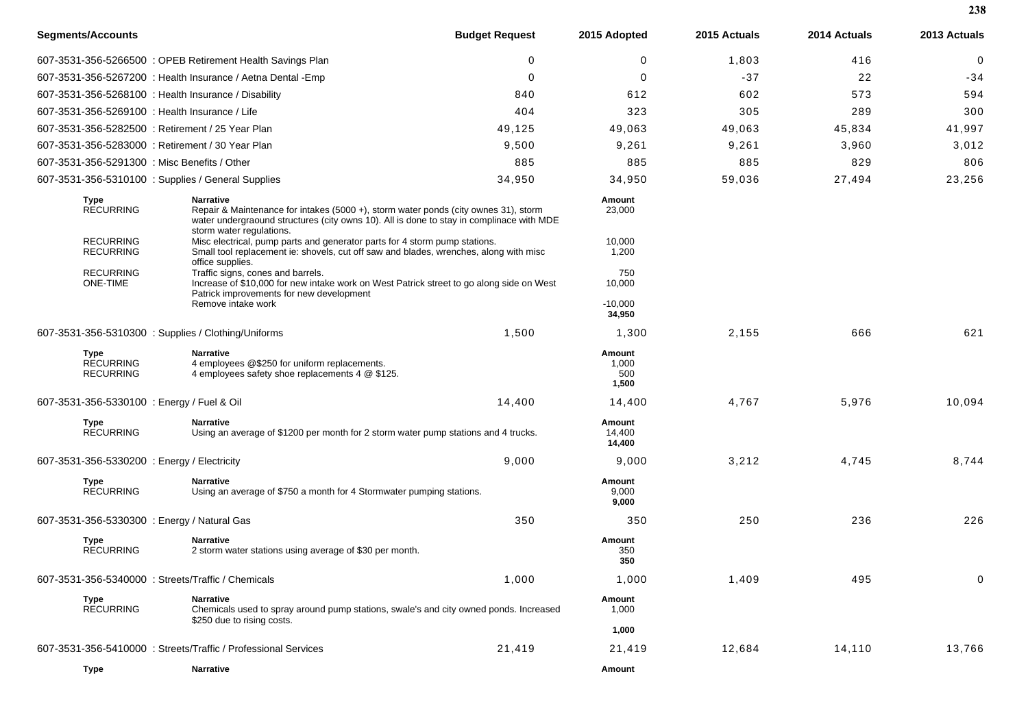| Segments/Accounts | Budget Request | 2015 Adopted | 2015 Actuals | 2014 Actuals | 2013 Actuals |
|---|---|---|---|---|---|
| 607-3531-356-5266500 : OPEB Retirement Health Savings Plan | 0 | 0 | 1,803 | 416 | 0 |
| 607-3531-356-5267200 : Health Insurance / Aetna Dental -Emp | 0 | 0 | -37 | 22 | -34 |
| 607-3531-356-5268100 : Health Insurance / Disability | 840 | 612 | 602 | 573 | 594 |
| 607-3531-356-5269100 : Health Insurance / Life | 404 | 323 | 305 | 289 | 300 |
| 607-3531-356-5282500 : Retirement / 25 Year Plan | 49,125 | 49,063 | 49,063 | 45,834 | 41,997 |
| 607-3531-356-5283000 : Retirement / 30 Year Plan | 9,500 | 9,261 | 9,261 | 3,960 | 3,012 |
| 607-3531-356-5291300 : Misc Benefits / Other | 885 | 885 | 885 | 829 | 806 |
| 607-3531-356-5310100 : Supplies / General Supplies | 34,950 | 34,950 | 59,036 | 27,494 | 23,256 |

| Type | Narrative | Amount |
|---|---|---|
| RECURRING | Repair & Maintenance for intakes (5000 +), storm water ponds (city ownes 31), storm water undergraound structures (city owns 10). All is done to stay in complinace with MDE storm water regulations. | 23,000 |
| RECURRING | Misc electrical, pump parts and generator parts for 4 storm pump stations. | 10,000 |
| RECURRING | Small tool replacement ie: shovels, cut off saw and blades, wrenches, along with misc office supplies. | 1,200 |
| RECURRING | Traffic signs, cones and barrels. | 750 |
| ONE-TIME | Increase of $10,000 for new intake work on West Patrick street to go along side on West Patrick improvements for new development | 10,000 |
| | Remove intake work | -10,000 |
| | | **34,950** |

| Segments/Accounts | Budget Request | 2015 Adopted | 2015 Actuals | 2014 Actuals | 2013 Actuals |
|---|---|---|---|---|---|
| 607-3531-356-5310300 : Supplies / Clothing/Uniforms | 1,500 | 1,300 | 2,155 | 666 | 621 |

| Type | Narrative | Amount |
|---|---|---|
| RECURRING | 4 employees @$250 for uniform replacements. | 1,000 |
| RECURRING | 4 employees safety shoe replacements 4 @ $125. | 500 |
| | | **1,500** |

| Segments/Accounts | Budget Request | 2015 Adopted | 2015 Actuals | 2014 Actuals | 2013 Actuals |
|---|---|---|---|---|---|
| 607-3531-356-5330100 : Energy / Fuel & Oil | 14,400 | 14,400 | 4,767 | 5,976 | 10,094 |

| Type | Narrative | Amount |
|---|---|---|
| RECURRING | Using an average of $1200 per month for 2 storm water pump stations and 4 trucks. | 14,400 |
| | | **14,400** |

| Segments/Accounts | Budget Request | 2015 Adopted | 2015 Actuals | 2014 Actuals | 2013 Actuals |
|---|---|---|---|---|---|
| 607-3531-356-5330200 : Energy / Electricity | 9,000 | 9,000 | 3,212 | 4,745 | 8,744 |

| Type | Narrative | Amount |
|---|---|---|
| RECURRING | Using an average of $750 a month for 4 Stormwater pumping stations. | 9,000 |
| | | **9,000** |

| Segments/Accounts | Budget Request | 2015 Adopted | 2015 Actuals | 2014 Actuals | 2013 Actuals |
|---|---|---|---|---|---|
| 607-3531-356-5330300 : Energy / Natural Gas | 350 | 350 | 250 | 236 | 226 |

| Type | Narrative | Amount |
|---|---|---|
| RECURRING | 2 storm water stations using average of $30 per month. | 350 |
| | | **350** |

| Segments/Accounts | Budget Request | 2015 Adopted | 2015 Actuals | 2014 Actuals | 2013 Actuals |
|---|---|---|---|---|---|
| 607-3531-356-5340000 : Streets/Traffic / Chemicals | 1,000 | 1,000 | 1,409 | 495 | 0 |

| Type | Narrative | Amount |
|---|---|---|
| RECURRING | Chemicals used to spray around pump stations, swale's and city owned ponds. Increased $250 due to rising costs. | 1,000 |
| | | **1,000** |

| Segments/Accounts | Budget Request | 2015 Adopted | 2015 Actuals | 2014 Actuals | 2013 Actuals |
|---|---|---|---|---|---|
| 607-3531-356-5410000 : Streets/Traffic / Professional Services | 21,419 | 21,419 | 12,684 | 14,110 | 13,766 |

| Type | Narrative | Amount |
|---|---|---|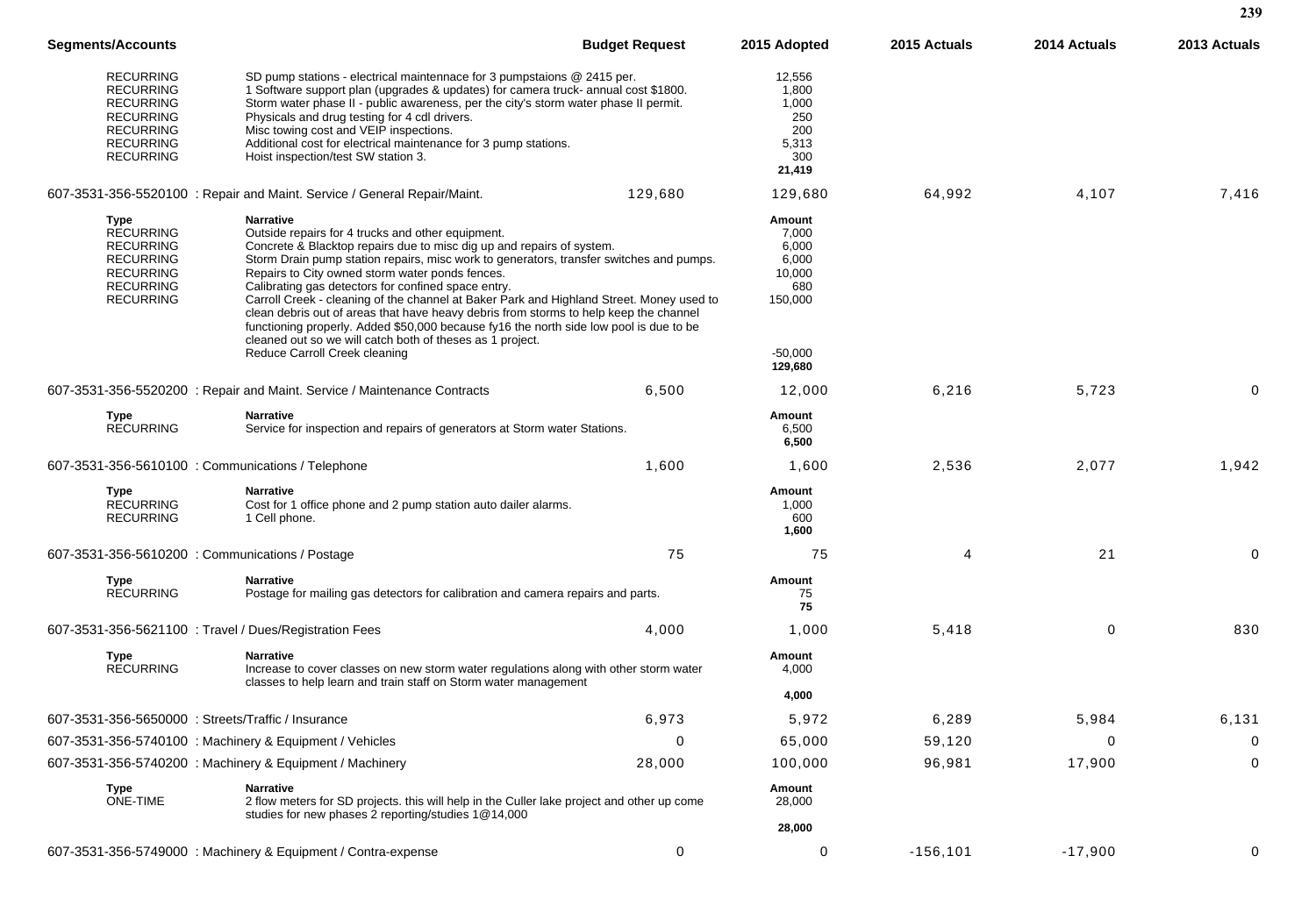| Segments/Accounts | | Budget Request | 2015 Adopted | 2015 Actuals | 2014 Actuals | 2013 Actuals |
|---|---|---|---|---|---|---|
| RECURRING | SD pump stations - electrical maintennace for 3 pumpstaions @ 2415 per. | | 12,556 | | | |
| RECURRING | 1 Software support plan (upgrades & updates) for camera truck- annual cost $1800. | | 1,800 | | | |
| RECURRING | Storm water phase II - public awareness, per the city's storm water phase II permit. | | 1,000 | | | |
| RECURRING | Physicals and drug testing for 4 cdl drivers. | | 250 | | | |
| RECURRING | Misc towing cost and VEIP inspections. | | 200 | | | |
| RECURRING | Additional cost for electrical maintenance for 3 pump stations. | | 5,313 | | | |
| RECURRING | Hoist inspection/test SW station 3. | | 300 | | | |
| | | | **21,419** | | | |
| 607-3531-356-5520100 : Repair and Maint. Service / General Repair/Maint. | | 129,680 | 129,680 | 64,992 | 4,107 | 7,416 |
| **Type** | **Narrative** | | **Amount** | | | |
| RECURRING | Outside repairs for 4 trucks and other equipment. | | 7,000 | | | |
| RECURRING | Concrete & Blacktop repairs due to misc dig up and repairs of system. | | 6,000 | | | |
| RECURRING | Storm Drain pump station repairs, misc work to generators, transfer switches and pumps. | | 6,000 | | | |
| RECURRING | Repairs to City owned storm water ponds fences. | | 10,000 | | | |
| RECURRING | Calibrating gas detectors for confined space entry. | | 680 | | | |
| RECURRING | Carroll Creek - cleaning of the channel at Baker Park and Highland Street. Money used to clean debris out of areas that have heavy debris from storms to help keep the channel functioning properly. Added $50,000 because fy16 the north side low pool is due to be cleaned out so we will catch both of theses as 1 project. | | 150,000 | | | |
| | Reduce Carroll Creek cleaning | | -50,000 | | | |
| | | | **129,680** | | | |
| 607-3531-356-5520200 : Repair and Maint. Service / Maintenance Contracts | | 6,500 | 12,000 | 6,216 | 5,723 | 0 |
| **Type** | **Narrative** | | **Amount** | | | |
| RECURRING | Service for inspection and repairs of generators at Storm water Stations. | | 6,500 | | | |
| | | | **6,500** | | | |
| 607-3531-356-5610100 : Communications / Telephone | | 1,600 | 1,600 | 2,536 | 2,077 | 1,942 |
| **Type** | **Narrative** | | **Amount** | | | |
| RECURRING | Cost for 1 office phone and 2 pump station auto dailer alarms. | | 1,000 | | | |
| RECURRING | 1 Cell phone. | | 600 | | | |
| | | | **1,600** | | | |
| 607-3531-356-5610200 : Communications / Postage | | 75 | 75 | 4 | 21 | 0 |
| **Type** | **Narrative** | | **Amount** | | | |
| RECURRING | Postage for mailing gas detectors for calibration and camera repairs and parts. | | 75 | | | |
| | | | **75** | | | |
| 607-3531-356-5621100 : Travel / Dues/Registration Fees | | 4,000 | 1,000 | 5,418 | 0 | 830 |
| **Type** | **Narrative** | | **Amount** | | | |
| RECURRING | Increase to cover classes on new storm water regulations along with other storm water classes to help learn and train staff on Storm water management | | 4,000 | | | |
| | | | **4,000** | | | |
| 607-3531-356-5650000 : Streets/Traffic / Insurance | | 6,973 | 5,972 | 6,289 | 5,984 | 6,131 |
| 607-3531-356-5740100 : Machinery & Equipment / Vehicles | | 0 | 65,000 | 59,120 | 0 | 0 |
| 607-3531-356-5740200 : Machinery & Equipment / Machinery | | 28,000 | 100,000 | 96,981 | 17,900 | 0 |
| **Type** | **Narrative** | | **Amount** | | | |
| ONE-TIME | 2 flow meters for SD projects. this will help in the Culler lake project and other up come studies for new phases 2 reporting/studies 1@14,000 | | 28,000 | | | |
| | | | **28,000** | | | |
| 607-3531-356-5749000 : Machinery & Equipment / Contra-expense | | 0 | 0 | -156,101 | -17,900 | 0 |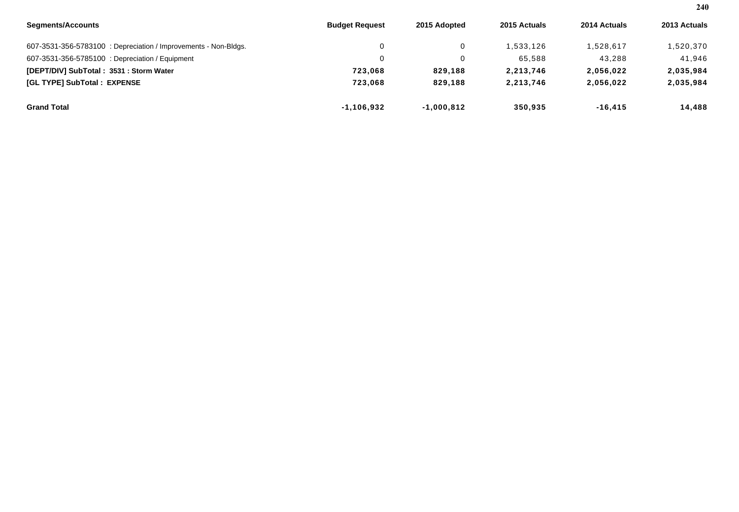| Segments/Accounts | Budget Request | 2015 Adopted | 2015 Actuals | 2014 Actuals | 2013 Actuals |
|---|---|---|---|---|---|
| 607-3531-356-5783100 : Depreciation / Improvements - Non-Bldgs. | 0 | 0 | 1,533,126 | 1,528,617 | 1,520,370 |
| 607-3531-356-5785100 : Depreciation / Equipment | 0 | 0 | 65,588 | 43,288 | 41,946 |
| **[DEPT/DIV] SubTotal : 3531 : Storm Water** | **723,068** | **829,188** | **2,213,746** | **2,056,022** | **2,035,984** |
| **[GL TYPE] SubTotal : EXPENSE** | **723,068** | **829,188** | **2,213,746** | **2,056,022** | **2,035,984** |
| **Grand Total** | **-1,106,932** | **-1,000,812** | **350,935** | **-16,415** | **14,488** |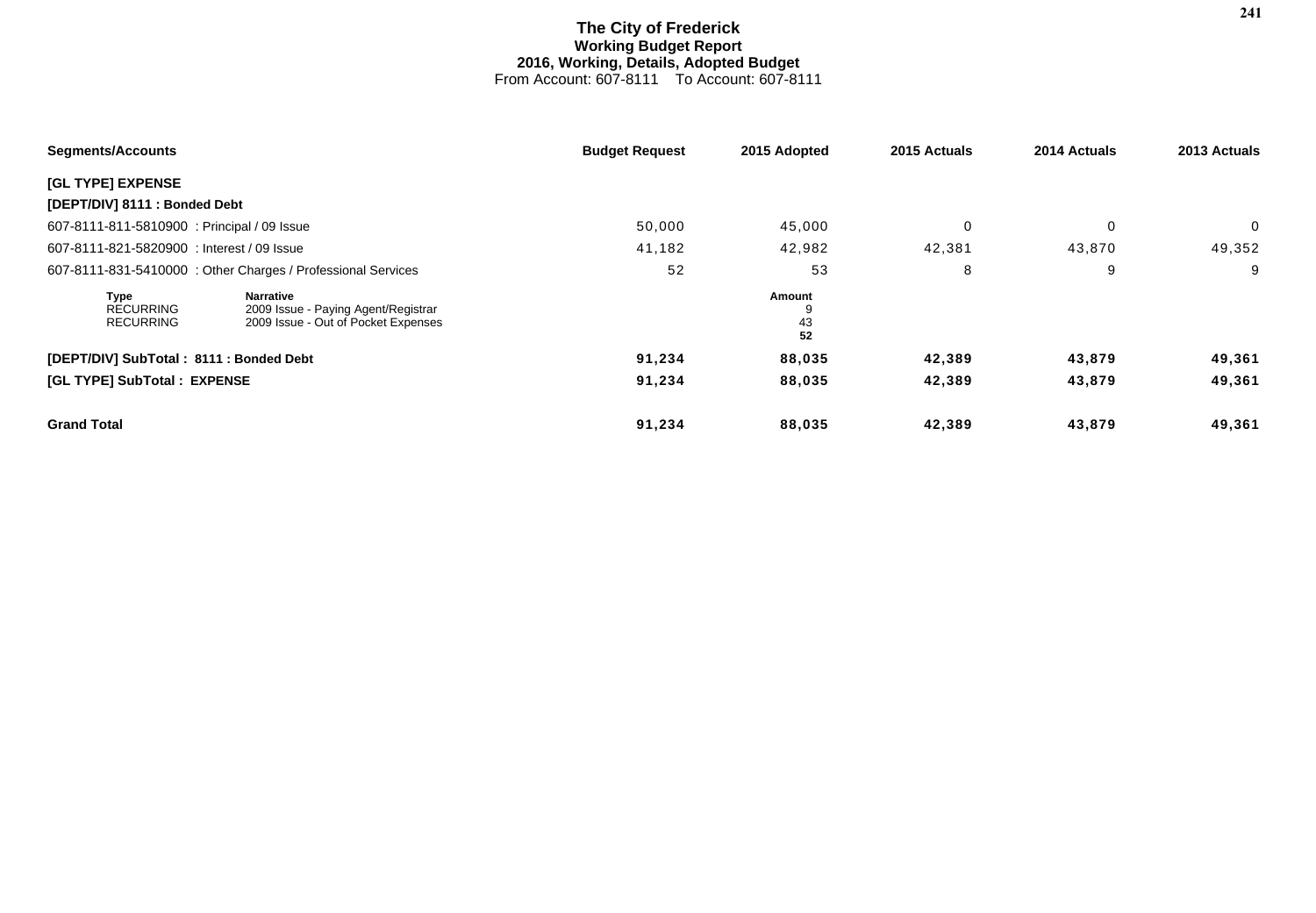# The City of Frederick
## Working Budget Report
### 2016, Working, Details, Adopted Budget
From Account: 607-8111 To Account: 607-8111

| Segments/Accounts | Budget Request | 2015 Adopted | 2015 Actuals | 2014 Actuals | 2013 Actuals |
|---|---|---|---|---|---|
| **[GL TYPE] EXPENSE** | | | | | |
| **[DEPT/DIV] 8111 : Bonded Debt** | | | | | |
| 607-8111-811-5810900 : Principal / 09 Issue | 50,000 | 45,000 | 0 | 0 | 0 |
| 607-8111-821-5820900 : Interest / 09 Issue | 41,182 | 42,982 | 42,381 | 43,870 | 49,352 |
| 607-8111-831-5410000 : Other Charges / Professional Services | 52 | 53 | 8 | 9 | 9 |

| Type | Narrative | Amount |
|---|---|---|
| RECURRING | 2009 Issue - Paying Agent/Registrar | 9 |
| RECURRING | 2009 Issue - Out of Pocket Expenses | 43 |
| | | **52** |

| Segments/Accounts | Budget Request | 2015 Adopted | 2015 Actuals | 2014 Actuals | 2013 Actuals |
|---|---|---|---|---|---|
| **[DEPT/DIV] SubTotal : 8111 : Bonded Debt** | **91,234** | **88,035** | **42,389** | **43,879** | **49,361** |
| **[GL TYPE] SubTotal : EXPENSE** | **91,234** | **88,035** | **42,389** | **43,879** | **49,361** |
| **Grand Total** | **91,234** | **88,035** | **42,389** | **43,879** | **49,361** |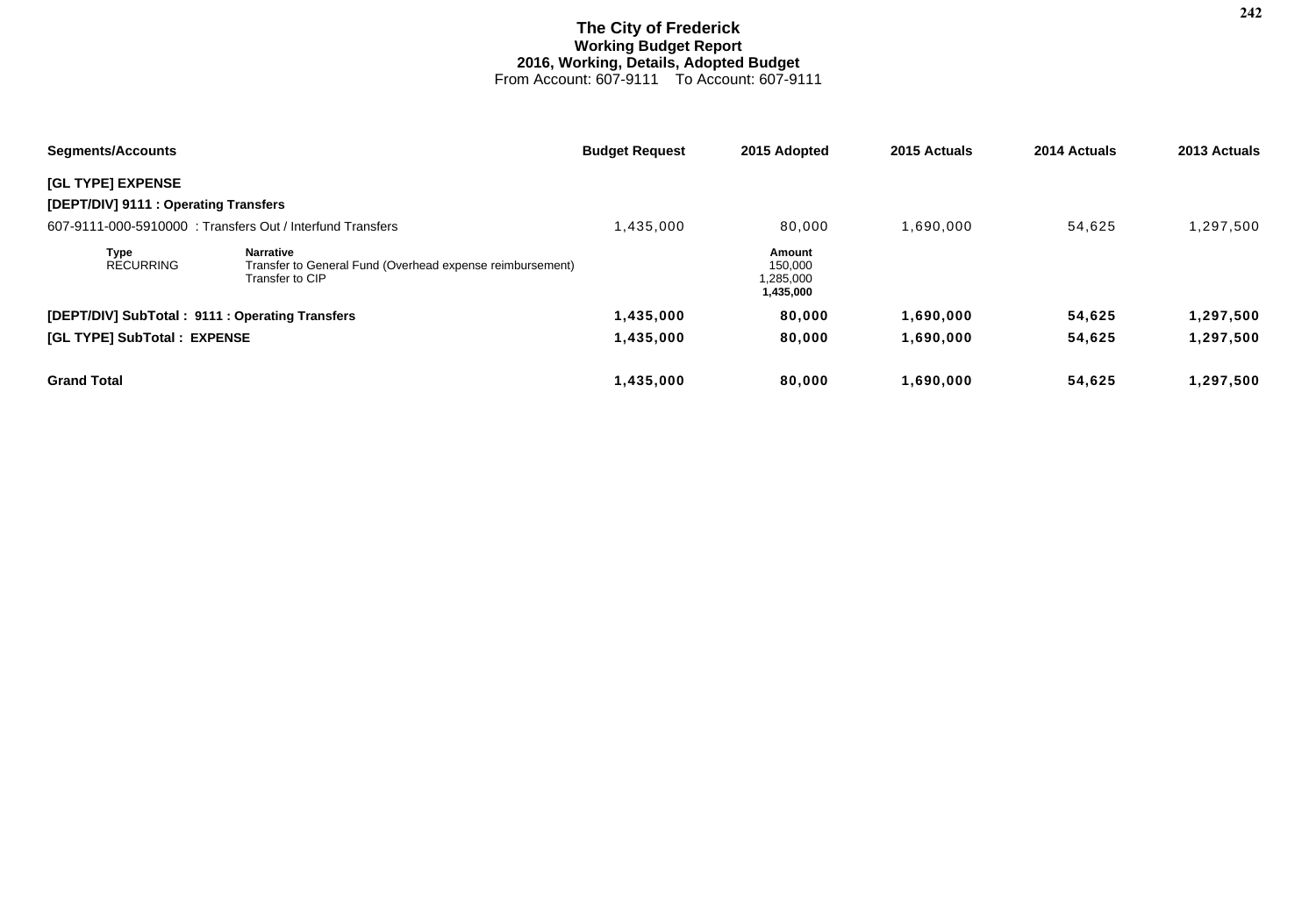# The City of Frederick
## Working Budget Report
### 2016, Working, Details, Adopted Budget
From Account: 607-9111 To Account: 607-9111

| Segments/Accounts | | Budget Request | 2015 Adopted | 2015 Actuals | 2014 Actuals | 2013 Actuals |
|---|---|---|---|---|---|---|
| **[GL TYPE] EXPENSE** | | | | | | |
| **[DEPT/DIV] 9111 : Operating Transfers** | | | | | | |
| 607-9111-000-5910000 : Transfers Out / Interfund Transfers | | 1,435,000 | 80,000 | 1,690,000 | 54,625 | 1,297,500 |
| **Type** | **Narrative** | | **Amount** | | | |
| RECURRING | Transfer to General Fund (Overhead expense reimbursement) | | 150,000 | | | |
| | Transfer to CIP | | 1,285,000 | | | |
| | | | **1,435,000** | | | |
| **[DEPT/DIV] SubTotal : 9111 : Operating Transfers** | | **1,435,000** | **80,000** | **1,690,000** | **54,625** | **1,297,500** |
| **[GL TYPE] SubTotal : EXPENSE** | | **1,435,000** | **80,000** | **1,690,000** | **54,625** | **1,297,500** |
| **Grand Total** | | **1,435,000** | **80,000** | **1,690,000** | **54,625** | **1,297,500** |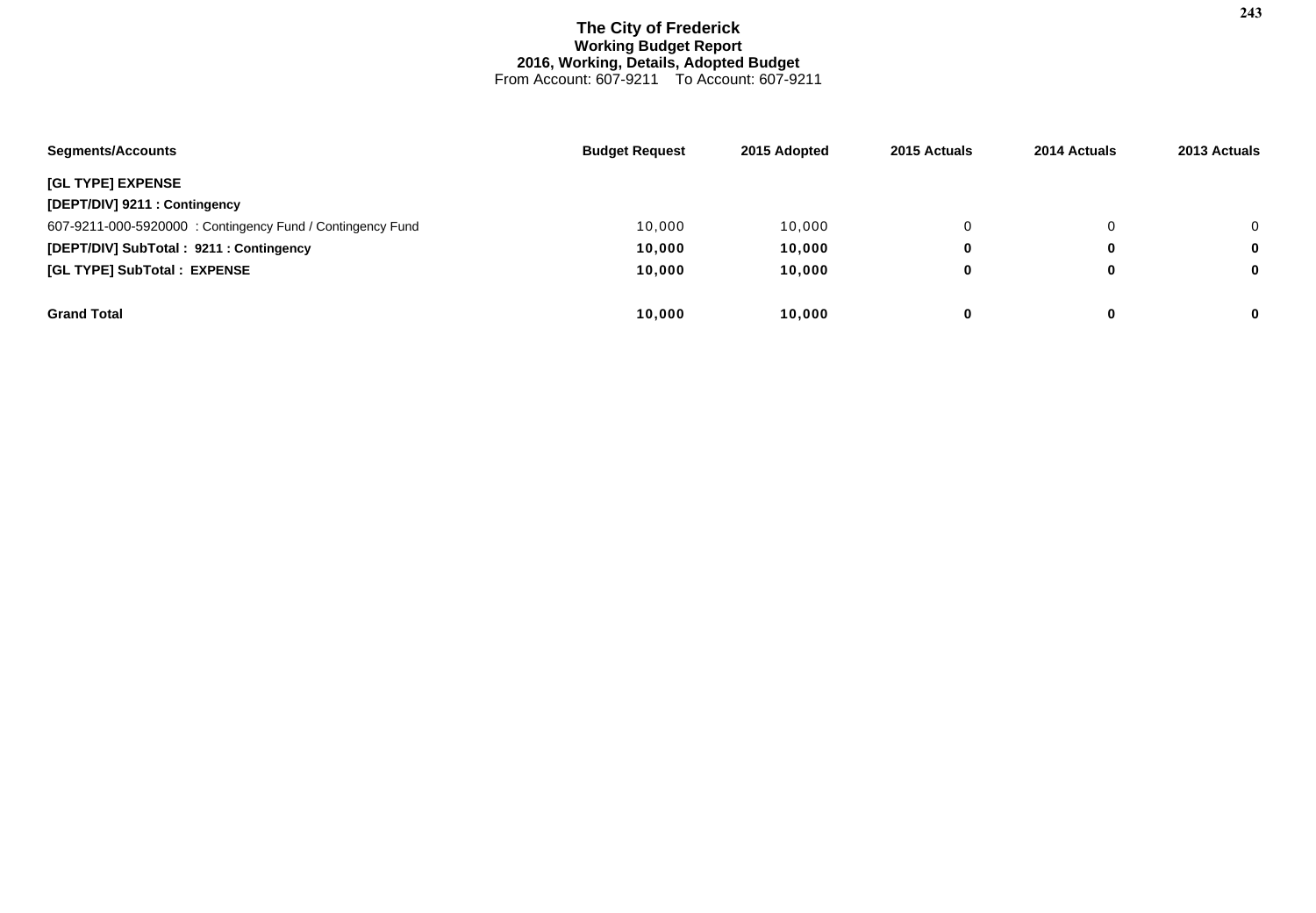# The City of Frederick

**Working Budget Report**

**2016, Working, Details, Adopted Budget**

From Account: 607-9211 To Account: 607-9211

| Segments/Accounts | Budget Request | 2015 Adopted | 2015 Actuals | 2014 Actuals | 2013 Actuals |
|---|---|---|---|---|---|
| **[GL TYPE] EXPENSE** | | | | | |
| **[DEPT/DIV] 9211 : Contingency** | | | | | |
| 607-9211-000-5920000 : Contingency Fund / Contingency Fund | 10,000 | 10,000 | 0 | 0 | 0 |
| **[DEPT/DIV] SubTotal : 9211 : Contingency** | **10,000** | **10,000** | **0** | **0** | **0** |
| **[GL TYPE] SubTotal : EXPENSE** | **10,000** | **10,000** | **0** | **0** | **0** |
| **Grand Total** | **10,000** | **10,000** | **0** | **0** | **0** |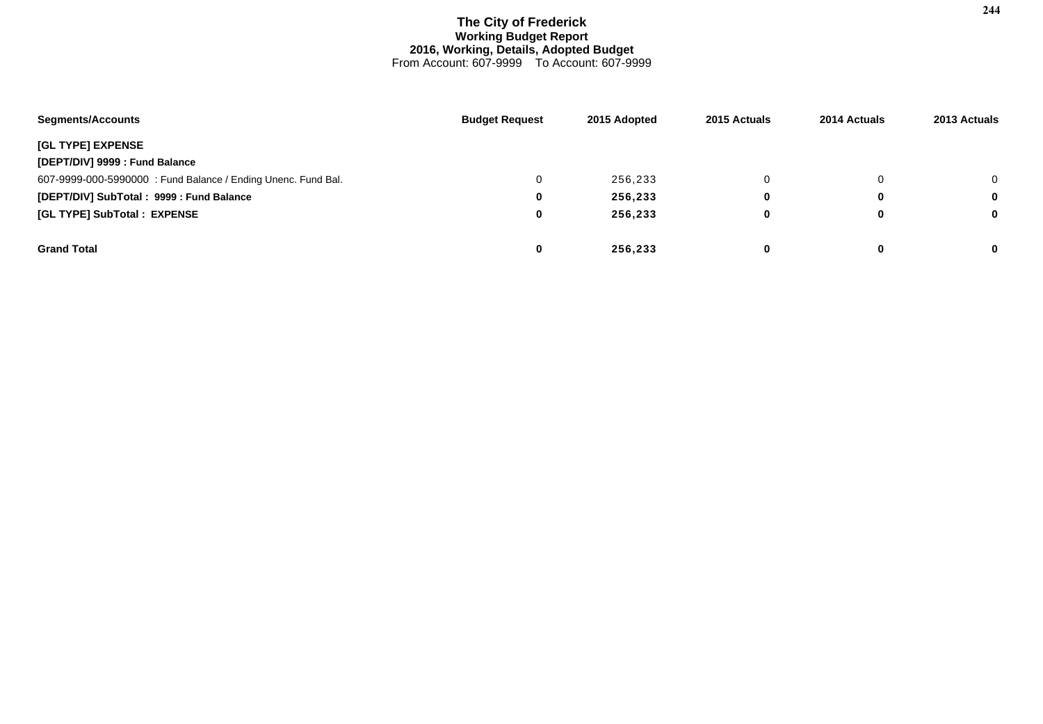# The City of Frederick
## Working Budget Report
### 2016, Working, Details, Adopted Budget
From Account: 607-9999 To Account: 607-9999

| Segments/Accounts | Budget Request | 2015 Adopted | 2015 Actuals | 2014 Actuals | 2013 Actuals |
|---|---|---|---|---|---|
| **[GL TYPE] EXPENSE** | | | | | |
| **[DEPT/DIV] 9999 : Fund Balance** | | | | | |
| 607-9999-000-5990000 : Fund Balance / Ending Unenc. Fund Bal. | 0 | 256,233 | 0 | 0 | 0 |
| **[DEPT/DIV] SubTotal : 9999 : Fund Balance** | **0** | **256,233** | **0** | **0** | **0** |
| **[GL TYPE] SubTotal : EXPENSE** | **0** | **256,233** | **0** | **0** | **0** |
| **Grand Total** | **0** | **256,233** | **0** | **0** | **0** |